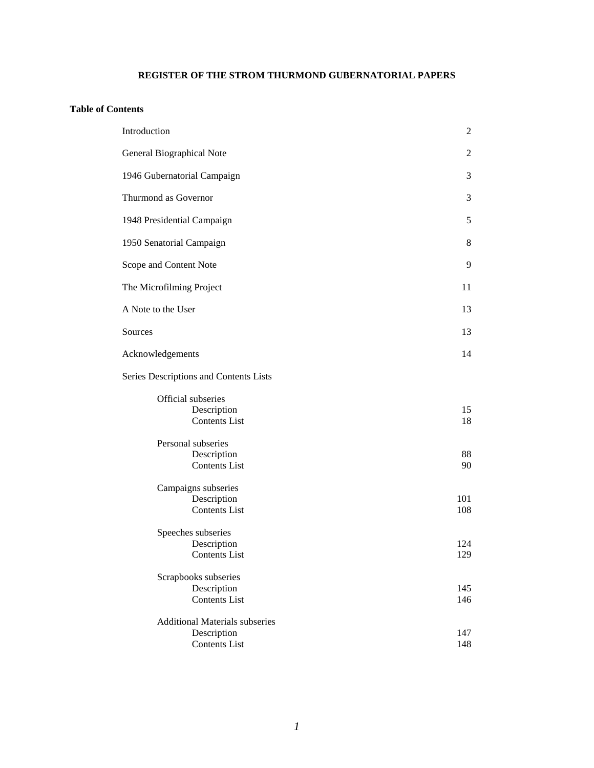# REGISTER OF THE STROM THURMOND GUBERNATORIAL PAPERS

## Table of Contents

| | |
|---|---|
| Introduction | 2 |
| General Biographical Note | 2 |
| 1946 Gubernatorial Campaign | 3 |
| Thurmond as Governor | 3 |
| 1948 Presidential Campaign | 5 |
| 1950 Senatorial Campaign | 8 |
| Scope and Content Note | 9 |
| The Microfilming Project | 11 |
| A Note to the User | 13 |
| Sources | 13 |
| Acknowledgements | 14 |
| Series Descriptions and Contents Lists | |
| Official subseries | |
| Description | 15 |
| Contents List | 18 |
| Personal subseries | |
| Description | 88 |
| Contents List | 90 |
| Campaigns subseries | |
| Description | 101 |
| Contents List | 108 |
| Speeches subseries | |
| Description | 124 |
| Contents List | 129 |
| Scrapbooks subseries | |
| Description | 145 |
| Contents List | 146 |
| Additional Materials subseries | |
| Description | 147 |
| Contents List | 148 |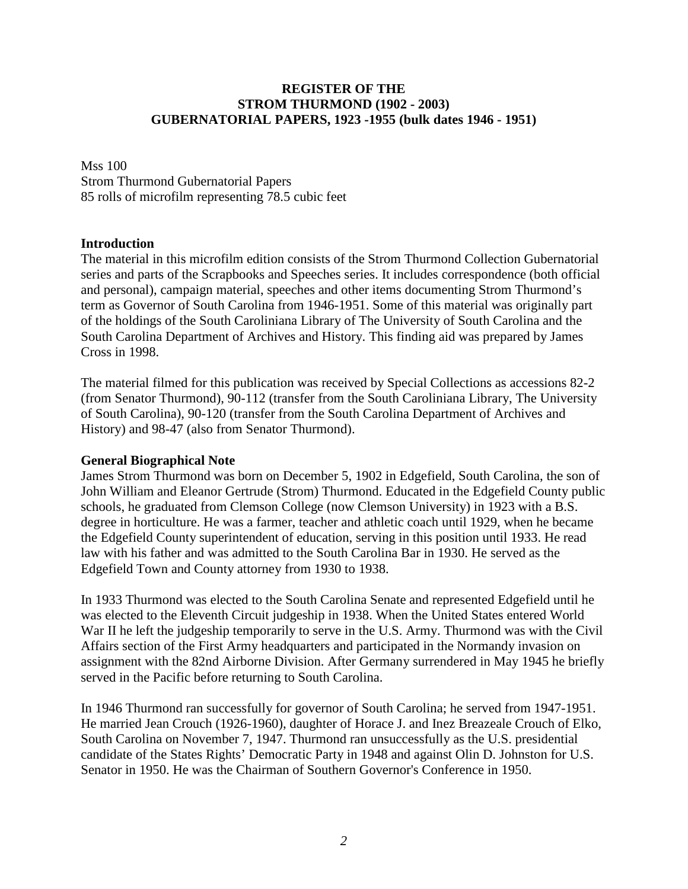**REGISTER OF THE**
**STROM THURMOND (1902 - 2003)**
**GUBERNATORIAL PAPERS, 1923 -1955 (bulk dates 1946 - 1951)**

Mss 100
Strom Thurmond Gubernatorial Papers
85 rolls of microfilm representing 78.5 cubic feet

## Introduction

The material in this microfilm edition consists of the Strom Thurmond Collection Gubernatorial series and parts of the Scrapbooks and Speeches series. It includes correspondence (both official and personal), campaign material, speeches and other items documenting Strom Thurmond's term as Governor of South Carolina from 1946-1951. Some of this material was originally part of the holdings of the South Caroliniana Library of The University of South Carolina and the South Carolina Department of Archives and History. This finding aid was prepared by James Cross in 1998.

The material filmed for this publication was received by Special Collections as accessions 82-2 (from Senator Thurmond), 90-112 (transfer from the South Caroliniana Library, The University of South Carolina), 90-120 (transfer from the South Carolina Department of Archives and History) and 98-47 (also from Senator Thurmond).

## General Biographical Note

James Strom Thurmond was born on December 5, 1902 in Edgefield, South Carolina, the son of John William and Eleanor Gertrude (Strom) Thurmond. Educated in the Edgefield County public schools, he graduated from Clemson College (now Clemson University) in 1923 with a B.S. degree in horticulture. He was a farmer, teacher and athletic coach until 1929, when he became the Edgefield County superintendent of education, serving in this position until 1933. He read law with his father and was admitted to the South Carolina Bar in 1930. He served as the Edgefield Town and County attorney from 1930 to 1938.

In 1933 Thurmond was elected to the South Carolina Senate and represented Edgefield until he was elected to the Eleventh Circuit judgeship in 1938. When the United States entered World War II he left the judgeship temporarily to serve in the U.S. Army. Thurmond was with the Civil Affairs section of the First Army headquarters and participated in the Normandy invasion on assignment with the 82nd Airborne Division. After Germany surrendered in May 1945 he briefly served in the Pacific before returning to South Carolina.

In 1946 Thurmond ran successfully for governor of South Carolina; he served from 1947-1951. He married Jean Crouch (1926-1960), daughter of Horace J. and Inez Breazeale Crouch of Elko, South Carolina on November 7, 1947. Thurmond ran unsuccessfully as the U.S. presidential candidate of the States Rights' Democratic Party in 1948 and against Olin D. Johnston for U.S. Senator in 1950. He was the Chairman of Southern Governor's Conference in 1950.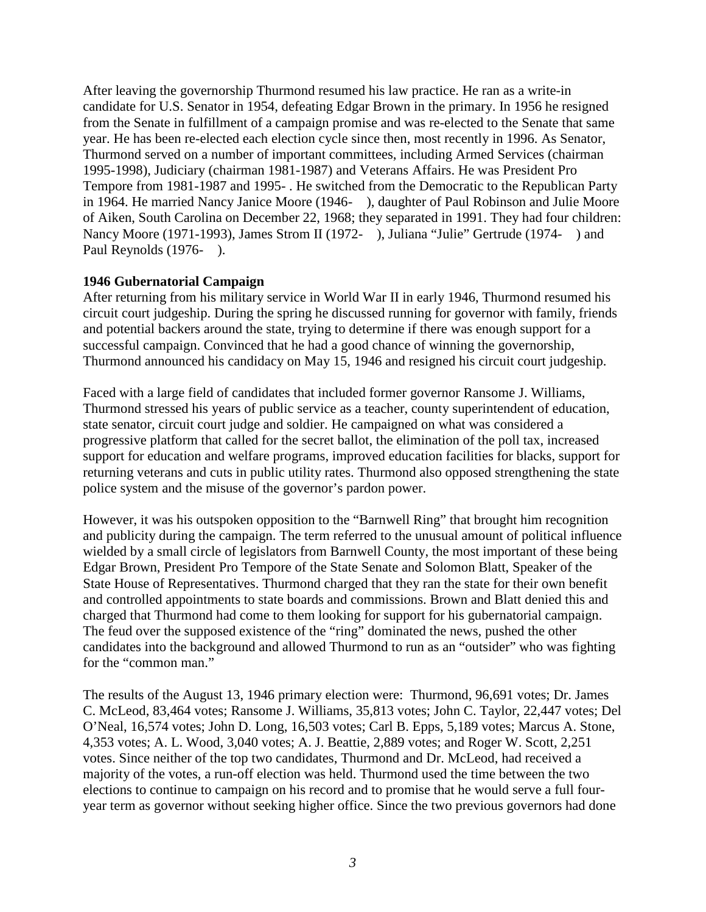After leaving the governorship Thurmond resumed his law practice. He ran as a write-in candidate for U.S. Senator in 1954, defeating Edgar Brown in the primary. In 1956 he resigned from the Senate in fulfillment of a campaign promise and was re-elected to the Senate that same year. He has been re-elected each election cycle since then, most recently in 1996. As Senator, Thurmond served on a number of important committees, including Armed Services (chairman 1995-1998), Judiciary (chairman 1981-1987) and Veterans Affairs. He was President Pro Tempore from 1981-1987 and 1995- . He switched from the Democratic to the Republican Party in 1964. He married Nancy Janice Moore (1946- ), daughter of Paul Robinson and Julie Moore of Aiken, South Carolina on December 22, 1968; they separated in 1991. They had four children: Nancy Moore (1971-1993), James Strom II (1972- ), Juliana "Julie" Gertrude (1974- ) and Paul Reynolds (1976- ).

**1946 Gubernatorial Campaign**

After returning from his military service in World War II in early 1946, Thurmond resumed his circuit court judgeship. During the spring he discussed running for governor with family, friends and potential backers around the state, trying to determine if there was enough support for a successful campaign. Convinced that he had a good chance of winning the governorship, Thurmond announced his candidacy on May 15, 1946 and resigned his circuit court judgeship.

Faced with a large field of candidates that included former governor Ransome J. Williams, Thurmond stressed his years of public service as a teacher, county superintendent of education, state senator, circuit court judge and soldier. He campaigned on what was considered a progressive platform that called for the secret ballot, the elimination of the poll tax, increased support for education and welfare programs, improved education facilities for blacks, support for returning veterans and cuts in public utility rates. Thurmond also opposed strengthening the state police system and the misuse of the governor's pardon power.

However, it was his outspoken opposition to the "Barnwell Ring" that brought him recognition and publicity during the campaign. The term referred to the unusual amount of political influence wielded by a small circle of legislators from Barnwell County, the most important of these being Edgar Brown, President Pro Tempore of the State Senate and Solomon Blatt, Speaker of the State House of Representatives. Thurmond charged that they ran the state for their own benefit and controlled appointments to state boards and commissions. Brown and Blatt denied this and charged that Thurmond had come to them looking for support for his gubernatorial campaign. The feud over the supposed existence of the "ring" dominated the news, pushed the other candidates into the background and allowed Thurmond to run as an "outsider" who was fighting for the "common man."

The results of the August 13, 1946 primary election were: Thurmond, 96,691 votes; Dr. James C. McLeod, 83,464 votes; Ransome J. Williams, 35,813 votes; John C. Taylor, 22,447 votes; Del O'Neal, 16,574 votes; John D. Long, 16,503 votes; Carl B. Epps, 5,189 votes; Marcus A. Stone, 4,353 votes; A. L. Wood, 3,040 votes; A. J. Beattie, 2,889 votes; and Roger W. Scott, 2,251 votes. Since neither of the top two candidates, Thurmond and Dr. McLeod, had received a majority of the votes, a run-off election was held. Thurmond used the time between the two elections to continue to campaign on his record and to promise that he would serve a full four-year term as governor without seeking higher office. Since the two previous governors had done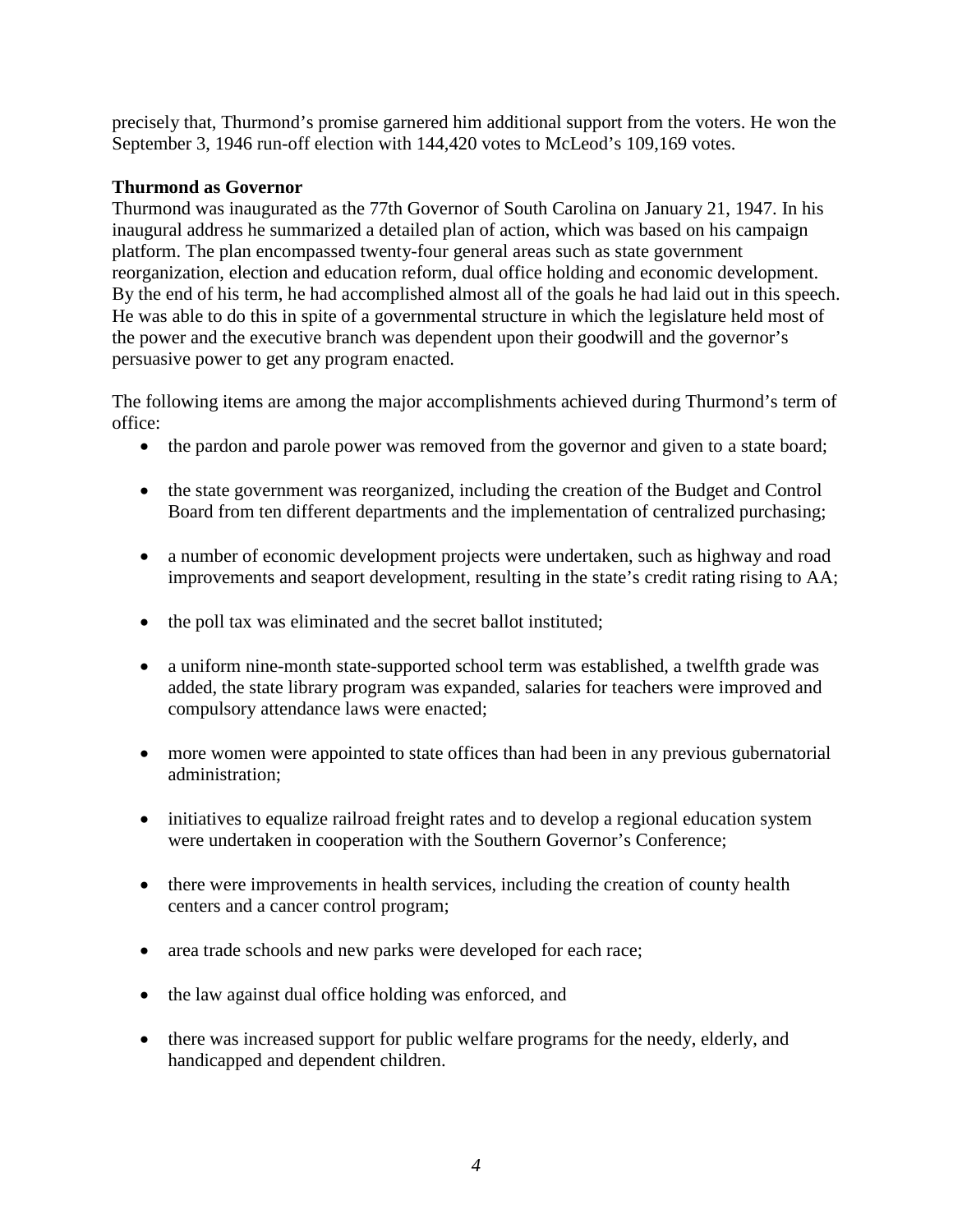precisely that, Thurmond's promise garnered him additional support from the voters. He won the September 3, 1946 run-off election with 144,420 votes to McLeod's 109,169 votes.

**Thurmond as Governor**

Thurmond was inaugurated as the 77th Governor of South Carolina on January 21, 1947. In his inaugural address he summarized a detailed plan of action, which was based on his campaign platform. The plan encompassed twenty-four general areas such as state government reorganization, election and education reform, dual office holding and economic development. By the end of his term, he had accomplished almost all of the goals he had laid out in this speech. He was able to do this in spite of a governmental structure in which the legislature held most of the power and the executive branch was dependent upon their goodwill and the governor's persuasive power to get any program enacted.

The following items are among the major accomplishments achieved during Thurmond's term of office:

- the pardon and parole power was removed from the governor and given to a state board;
- the state government was reorganized, including the creation of the Budget and Control Board from ten different departments and the implementation of centralized purchasing;
- a number of economic development projects were undertaken, such as highway and road improvements and seaport development, resulting in the state's credit rating rising to AA;
- the poll tax was eliminated and the secret ballot instituted;
- a uniform nine-month state-supported school term was established, a twelfth grade was added, the state library program was expanded, salaries for teachers were improved and compulsory attendance laws were enacted;
- more women were appointed to state offices than had been in any previous gubernatorial administration;
- initiatives to equalize railroad freight rates and to develop a regional education system were undertaken in cooperation with the Southern Governor's Conference;
- there were improvements in health services, including the creation of county health centers and a cancer control program;
- area trade schools and new parks were developed for each race;
- the law against dual office holding was enforced, and
- there was increased support for public welfare programs for the needy, elderly, and handicapped and dependent children.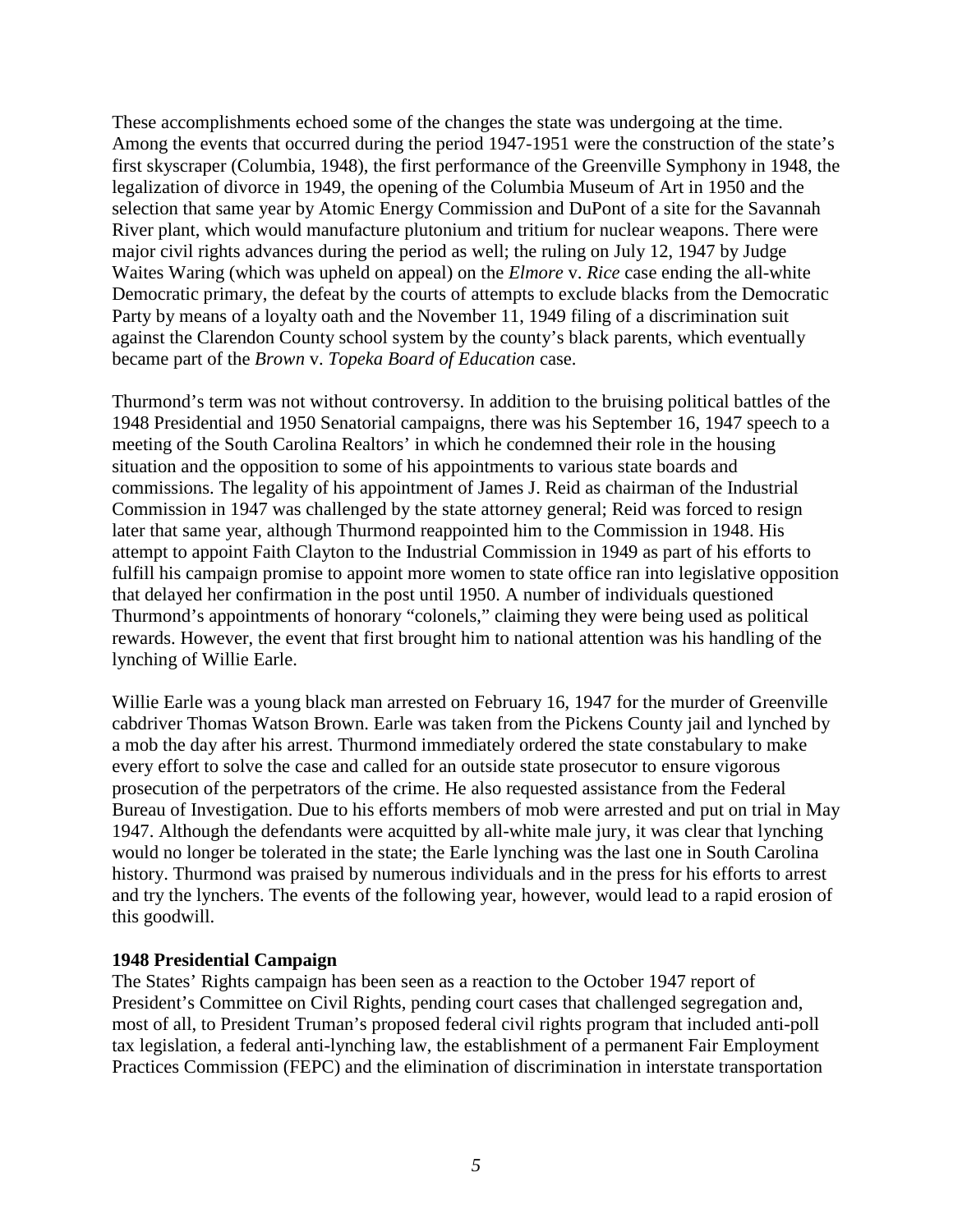These accomplishments echoed some of the changes the state was undergoing at the time. Among the events that occurred during the period 1947-1951 were the construction of the state's first skyscraper (Columbia, 1948), the first performance of the Greenville Symphony in 1948, the legalization of divorce in 1949, the opening of the Columbia Museum of Art in 1950 and the selection that same year by Atomic Energy Commission and DuPont of a site for the Savannah River plant, which would manufacture plutonium and tritium for nuclear weapons. There were major civil rights advances during the period as well; the ruling on July 12, 1947 by Judge Waites Waring (which was upheld on appeal) on the *Elmore* v. *Rice* case ending the all-white Democratic primary, the defeat by the courts of attempts to exclude blacks from the Democratic Party by means of a loyalty oath and the November 11, 1949 filing of a discrimination suit against the Clarendon County school system by the county's black parents, which eventually became part of the *Brown* v. *Topeka Board of Education* case.

Thurmond's term was not without controversy. In addition to the bruising political battles of the 1948 Presidential and 1950 Senatorial campaigns, there was his September 16, 1947 speech to a meeting of the South Carolina Realtors' in which he condemned their role in the housing situation and the opposition to some of his appointments to various state boards and commissions. The legality of his appointment of James J. Reid as chairman of the Industrial Commission in 1947 was challenged by the state attorney general; Reid was forced to resign later that same year, although Thurmond reappointed him to the Commission in 1948. His attempt to appoint Faith Clayton to the Industrial Commission in 1949 as part of his efforts to fulfill his campaign promise to appoint more women to state office ran into legislative opposition that delayed her confirmation in the post until 1950. A number of individuals questioned Thurmond's appointments of honorary "colonels," claiming they were being used as political rewards. However, the event that first brought him to national attention was his handling of the lynching of Willie Earle.

Willie Earle was a young black man arrested on February 16, 1947 for the murder of Greenville cabdriver Thomas Watson Brown. Earle was taken from the Pickens County jail and lynched by a mob the day after his arrest. Thurmond immediately ordered the state constabulary to make every effort to solve the case and called for an outside state prosecutor to ensure vigorous prosecution of the perpetrators of the crime. He also requested assistance from the Federal Bureau of Investigation. Due to his efforts members of mob were arrested and put on trial in May 1947. Although the defendants were acquitted by all-white male jury, it was clear that lynching would no longer be tolerated in the state; the Earle lynching was the last one in South Carolina history. Thurmond was praised by numerous individuals and in the press for his efforts to arrest and try the lynchers. The events of the following year, however, would lead to a rapid erosion of this goodwill.

**1948 Presidential Campaign**

The States' Rights campaign has been seen as a reaction to the October 1947 report of President's Committee on Civil Rights, pending court cases that challenged segregation and, most of all, to President Truman's proposed federal civil rights program that included anti-poll tax legislation, a federal anti-lynching law, the establishment of a permanent Fair Employment Practices Commission (FEPC) and the elimination of discrimination in interstate transportation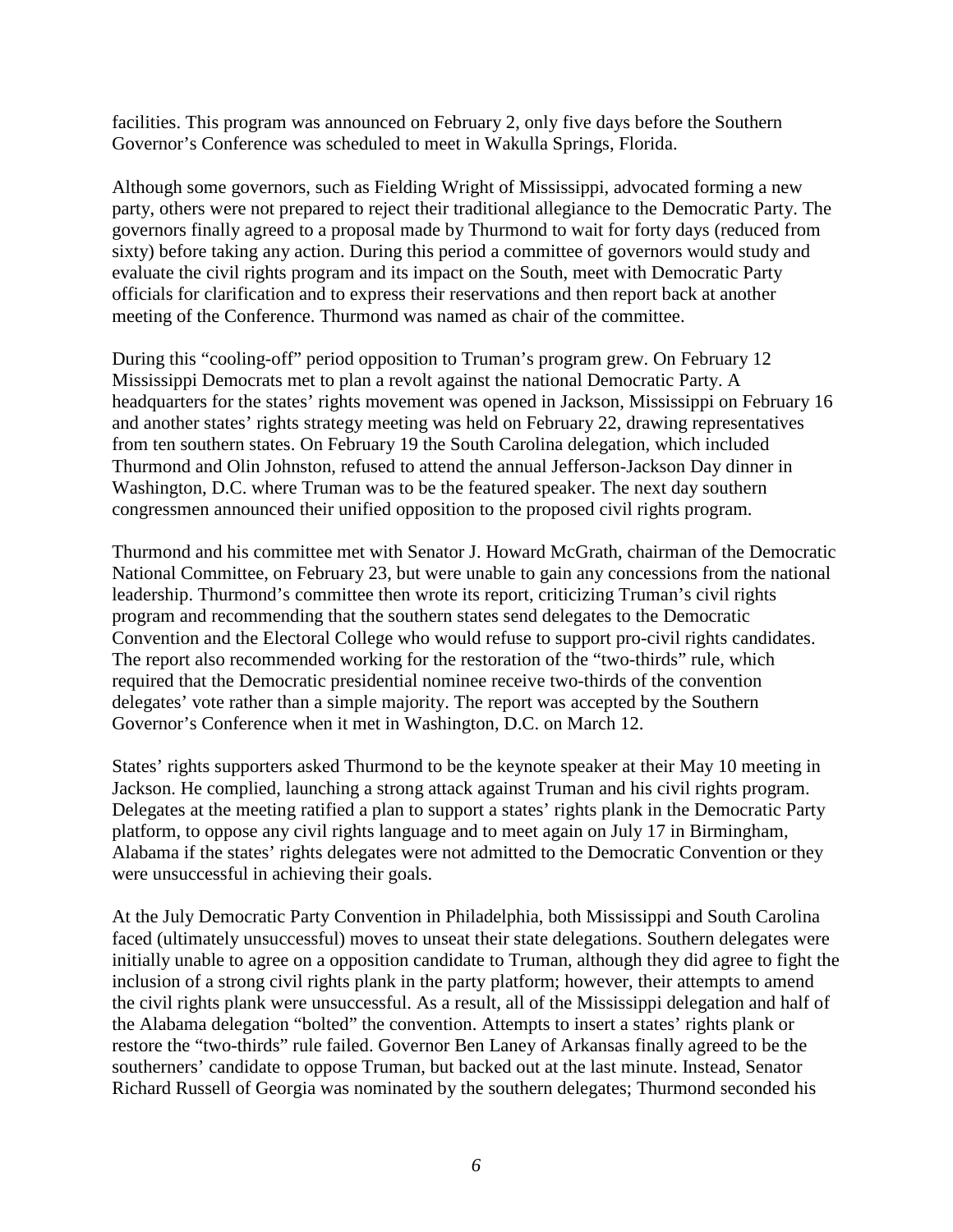facilities. This program was announced on February 2, only five days before the Southern Governor's Conference was scheduled to meet in Wakulla Springs, Florida.

Although some governors, such as Fielding Wright of Mississippi, advocated forming a new party, others were not prepared to reject their traditional allegiance to the Democratic Party. The governors finally agreed to a proposal made by Thurmond to wait for forty days (reduced from sixty) before taking any action. During this period a committee of governors would study and evaluate the civil rights program and its impact on the South, meet with Democratic Party officials for clarification and to express their reservations and then report back at another meeting of the Conference. Thurmond was named as chair of the committee.

During this "cooling-off" period opposition to Truman's program grew. On February 12 Mississippi Democrats met to plan a revolt against the national Democratic Party. A headquarters for the states' rights movement was opened in Jackson, Mississippi on February 16 and another states' rights strategy meeting was held on February 22, drawing representatives from ten southern states. On February 19 the South Carolina delegation, which included Thurmond and Olin Johnston, refused to attend the annual Jefferson-Jackson Day dinner in Washington, D.C. where Truman was to be the featured speaker. The next day southern congressmen announced their unified opposition to the proposed civil rights program.

Thurmond and his committee met with Senator J. Howard McGrath, chairman of the Democratic National Committee, on February 23, but were unable to gain any concessions from the national leadership. Thurmond's committee then wrote its report, criticizing Truman's civil rights program and recommending that the southern states send delegates to the Democratic Convention and the Electoral College who would refuse to support pro-civil rights candidates. The report also recommended working for the restoration of the "two-thirds" rule, which required that the Democratic presidential nominee receive two-thirds of the convention delegates' vote rather than a simple majority. The report was accepted by the Southern Governor's Conference when it met in Washington, D.C. on March 12.

States' rights supporters asked Thurmond to be the keynote speaker at their May 10 meeting in Jackson. He complied, launching a strong attack against Truman and his civil rights program. Delegates at the meeting ratified a plan to support a states' rights plank in the Democratic Party platform, to oppose any civil rights language and to meet again on July 17 in Birmingham, Alabama if the states' rights delegates were not admitted to the Democratic Convention or they were unsuccessful in achieving their goals.

At the July Democratic Party Convention in Philadelphia, both Mississippi and South Carolina faced (ultimately unsuccessful) moves to unseat their state delegations. Southern delegates were initially unable to agree on a opposition candidate to Truman, although they did agree to fight the inclusion of a strong civil rights plank in the party platform; however, their attempts to amend the civil rights plank were unsuccessful. As a result, all of the Mississippi delegation and half of the Alabama delegation "bolted" the convention. Attempts to insert a states' rights plank or restore the "two-thirds" rule failed. Governor Ben Laney of Arkansas finally agreed to be the southerners' candidate to oppose Truman, but backed out at the last minute. Instead, Senator Richard Russell of Georgia was nominated by the southern delegates; Thurmond seconded his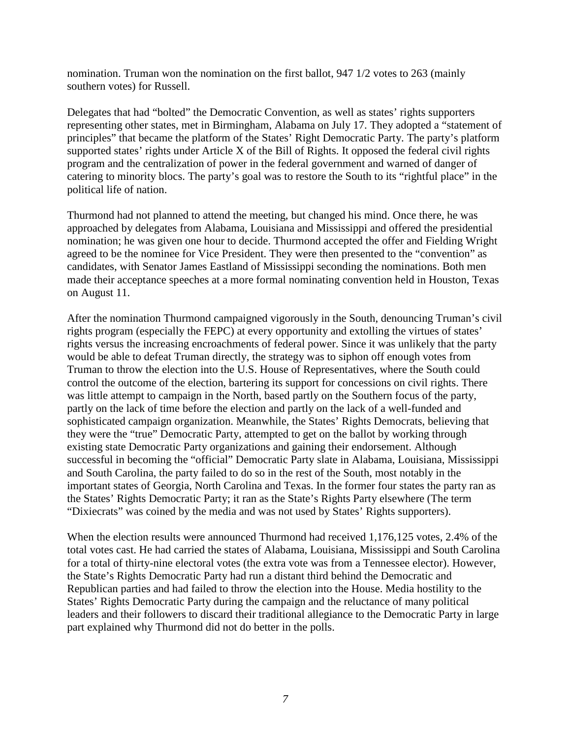nomination. Truman won the nomination on the first ballot, 947 1/2 votes to 263 (mainly southern votes) for Russell.

Delegates that had "bolted" the Democratic Convention, as well as states' rights supporters representing other states, met in Birmingham, Alabama on July 17. They adopted a "statement of principles" that became the platform of the States' Right Democratic Party. The party's platform supported states' rights under Article X of the Bill of Rights. It opposed the federal civil rights program and the centralization of power in the federal government and warned of danger of catering to minority blocs. The party's goal was to restore the South to its "rightful place" in the political life of nation.

Thurmond had not planned to attend the meeting, but changed his mind. Once there, he was approached by delegates from Alabama, Louisiana and Mississippi and offered the presidential nomination; he was given one hour to decide. Thurmond accepted the offer and Fielding Wright agreed to be the nominee for Vice President. They were then presented to the "convention" as candidates, with Senator James Eastland of Mississippi seconding the nominations. Both men made their acceptance speeches at a more formal nominating convention held in Houston, Texas on August 11.

After the nomination Thurmond campaigned vigorously in the South, denouncing Truman's civil rights program (especially the FEPC) at every opportunity and extolling the virtues of states' rights versus the increasing encroachments of federal power. Since it was unlikely that the party would be able to defeat Truman directly, the strategy was to siphon off enough votes from Truman to throw the election into the U.S. House of Representatives, where the South could control the outcome of the election, bartering its support for concessions on civil rights. There was little attempt to campaign in the North, based partly on the Southern focus of the party, partly on the lack of time before the election and partly on the lack of a well-funded and sophisticated campaign organization. Meanwhile, the States' Rights Democrats, believing that they were the "true" Democratic Party, attempted to get on the ballot by working through existing state Democratic Party organizations and gaining their endorsement. Although successful in becoming the "official" Democratic Party slate in Alabama, Louisiana, Mississippi and South Carolina, the party failed to do so in the rest of the South, most notably in the important states of Georgia, North Carolina and Texas. In the former four states the party ran as the States' Rights Democratic Party; it ran as the State's Rights Party elsewhere (The term "Dixiecrats" was coined by the media and was not used by States' Rights supporters).

When the election results were announced Thurmond had received 1,176,125 votes, 2.4% of the total votes cast. He had carried the states of Alabama, Louisiana, Mississippi and South Carolina for a total of thirty-nine electoral votes (the extra vote was from a Tennessee elector). However, the State's Rights Democratic Party had run a distant third behind the Democratic and Republican parties and had failed to throw the election into the House. Media hostility to the States' Rights Democratic Party during the campaign and the reluctance of many political leaders and their followers to discard their traditional allegiance to the Democratic Party in large part explained why Thurmond did not do better in the polls.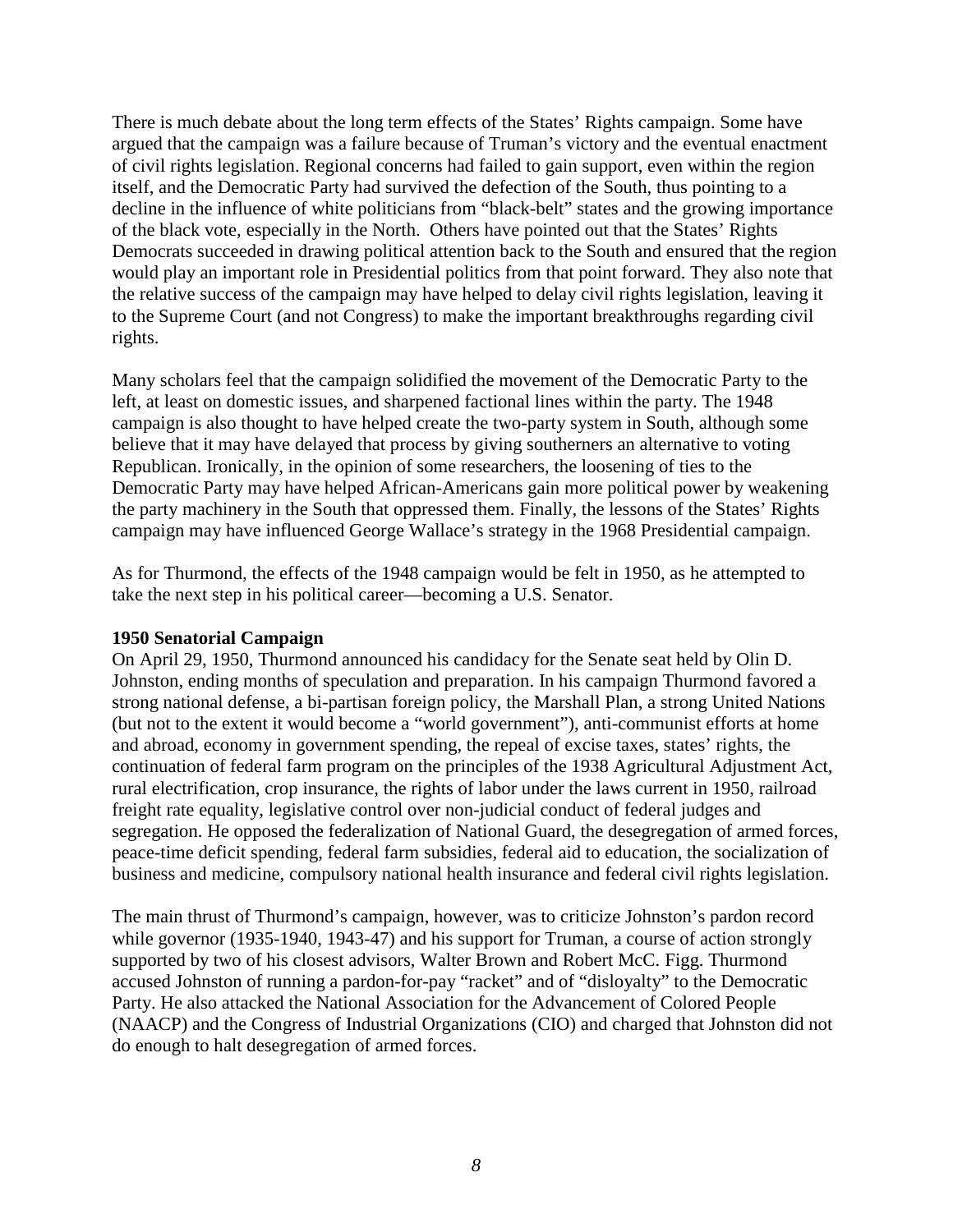There is much debate about the long term effects of the States' Rights campaign. Some have argued that the campaign was a failure because of Truman's victory and the eventual enactment of civil rights legislation. Regional concerns had failed to gain support, even within the region itself, and the Democratic Party had survived the defection of the South, thus pointing to a decline in the influence of white politicians from "black-belt" states and the growing importance of the black vote, especially in the North. Others have pointed out that the States' Rights Democrats succeeded in drawing political attention back to the South and ensured that the region would play an important role in Presidential politics from that point forward. They also note that the relative success of the campaign may have helped to delay civil rights legislation, leaving it to the Supreme Court (and not Congress) to make the important breakthroughs regarding civil rights.

Many scholars feel that the campaign solidified the movement of the Democratic Party to the left, at least on domestic issues, and sharpened factional lines within the party. The 1948 campaign is also thought to have helped create the two-party system in South, although some believe that it may have delayed that process by giving southerners an alternative to voting Republican. Ironically, in the opinion of some researchers, the loosening of ties to the Democratic Party may have helped African-Americans gain more political power by weakening the party machinery in the South that oppressed them. Finally, the lessons of the States' Rights campaign may have influenced George Wallace's strategy in the 1968 Presidential campaign.

As for Thurmond, the effects of the 1948 campaign would be felt in 1950, as he attempted to take the next step in his political career—becoming a U.S. Senator.

**1950 Senatorial Campaign**

On April 29, 1950, Thurmond announced his candidacy for the Senate seat held by Olin D. Johnston, ending months of speculation and preparation. In his campaign Thurmond favored a strong national defense, a bi-partisan foreign policy, the Marshall Plan, a strong United Nations (but not to the extent it would become a "world government"), anti-communist efforts at home and abroad, economy in government spending, the repeal of excise taxes, states' rights, the continuation of federal farm program on the principles of the 1938 Agricultural Adjustment Act, rural electrification, crop insurance, the rights of labor under the laws current in 1950, railroad freight rate equality, legislative control over non-judicial conduct of federal judges and segregation. He opposed the federalization of National Guard, the desegregation of armed forces, peace-time deficit spending, federal farm subsidies, federal aid to education, the socialization of business and medicine, compulsory national health insurance and federal civil rights legislation.

The main thrust of Thurmond's campaign, however, was to criticize Johnston's pardon record while governor (1935-1940, 1943-47) and his support for Truman, a course of action strongly supported by two of his closest advisors, Walter Brown and Robert McC. Figg. Thurmond accused Johnston of running a pardon-for-pay "racket" and of "disloyalty" to the Democratic Party. He also attacked the National Association for the Advancement of Colored People (NAACP) and the Congress of Industrial Organizations (CIO) and charged that Johnston did not do enough to halt desegregation of armed forces.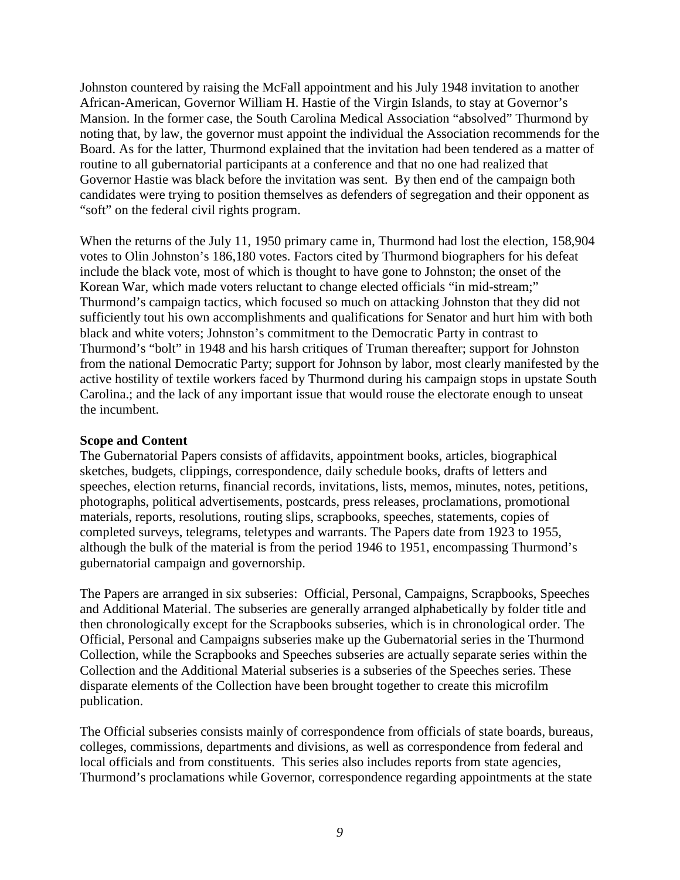Johnston countered by raising the McFall appointment and his July 1948 invitation to another African-American, Governor William H. Hastie of the Virgin Islands, to stay at Governor's Mansion. In the former case, the South Carolina Medical Association "absolved" Thurmond by noting that, by law, the governor must appoint the individual the Association recommends for the Board. As for the latter, Thurmond explained that the invitation had been tendered as a matter of routine to all gubernatorial participants at a conference and that no one had realized that Governor Hastie was black before the invitation was sent. By then end of the campaign both candidates were trying to position themselves as defenders of segregation and their opponent as "soft" on the federal civil rights program.

When the returns of the July 11, 1950 primary came in, Thurmond had lost the election, 158,904 votes to Olin Johnston's 186,180 votes. Factors cited by Thurmond biographers for his defeat include the black vote, most of which is thought to have gone to Johnston; the onset of the Korean War, which made voters reluctant to change elected officials "in mid-stream;" Thurmond's campaign tactics, which focused so much on attacking Johnston that they did not sufficiently tout his own accomplishments and qualifications for Senator and hurt him with both black and white voters; Johnston's commitment to the Democratic Party in contrast to Thurmond's "bolt" in 1948 and his harsh critiques of Truman thereafter; support for Johnston from the national Democratic Party; support for Johnson by labor, most clearly manifested by the active hostility of textile workers faced by Thurmond during his campaign stops in upstate South Carolina.; and the lack of any important issue that would rouse the electorate enough to unseat the incumbent.

**Scope and Content**

The Gubernatorial Papers consists of affidavits, appointment books, articles, biographical sketches, budgets, clippings, correspondence, daily schedule books, drafts of letters and speeches, election returns, financial records, invitations, lists, memos, minutes, notes, petitions, photographs, political advertisements, postcards, press releases, proclamations, promotional materials, reports, resolutions, routing slips, scrapbooks, speeches, statements, copies of completed surveys, telegrams, teletypes and warrants. The Papers date from 1923 to 1955, although the bulk of the material is from the period 1946 to 1951, encompassing Thurmond's gubernatorial campaign and governorship.

The Papers are arranged in six subseries: Official, Personal, Campaigns, Scrapbooks, Speeches and Additional Material. The subseries are generally arranged alphabetically by folder title and then chronologically except for the Scrapbooks subseries, which is in chronological order. The Official, Personal and Campaigns subseries make up the Gubernatorial series in the Thurmond Collection, while the Scrapbooks and Speeches subseries are actually separate series within the Collection and the Additional Material subseries is a subseries of the Speeches series. These disparate elements of the Collection have been brought together to create this microfilm publication.

The Official subseries consists mainly of correspondence from officials of state boards, bureaus, colleges, commissions, departments and divisions, as well as correspondence from federal and local officials and from constituents. This series also includes reports from state agencies, Thurmond's proclamations while Governor, correspondence regarding appointments at the state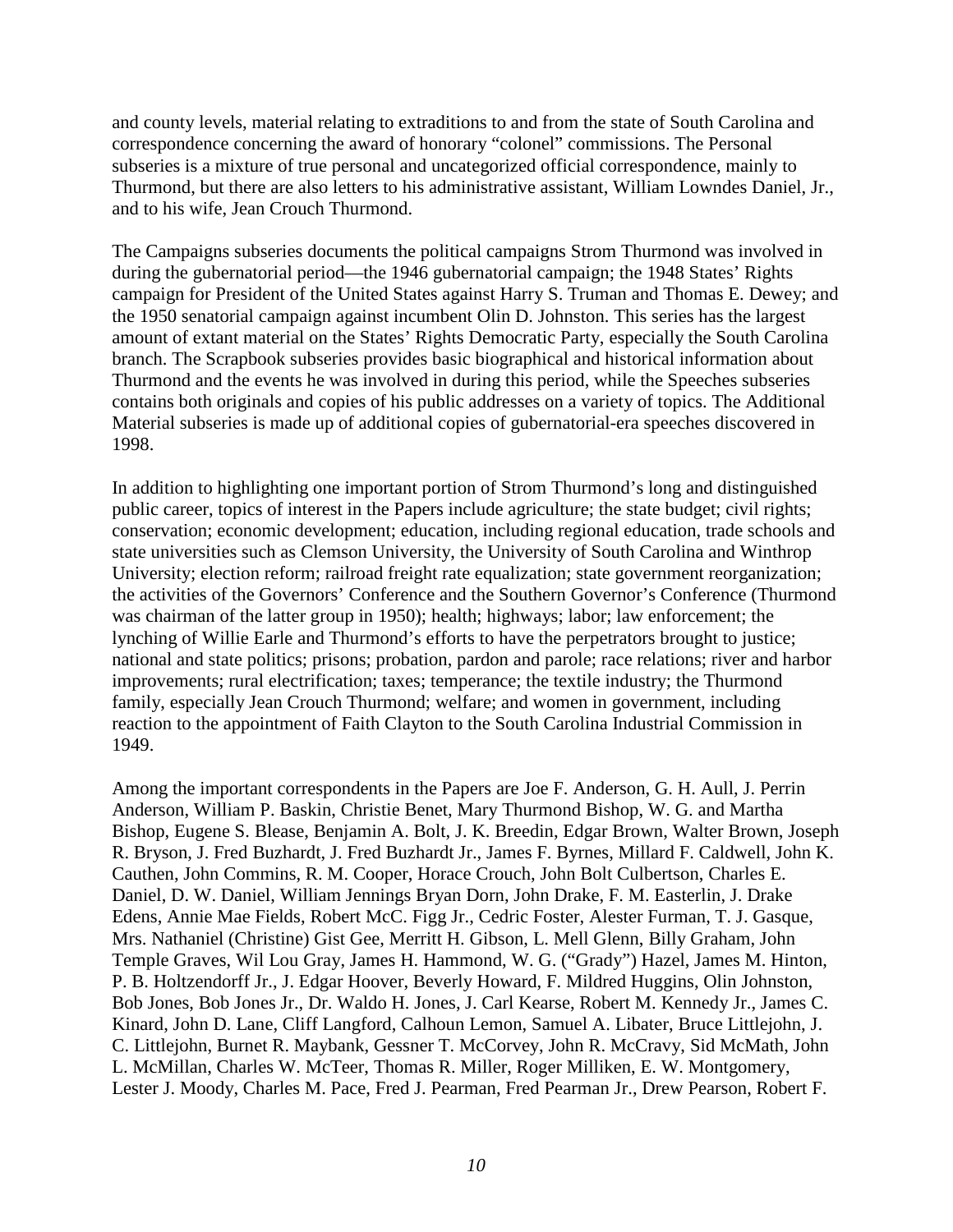and county levels, material relating to extraditions to and from the state of South Carolina and correspondence concerning the award of honorary "colonel" commissions. The Personal subseries is a mixture of true personal and uncategorized official correspondence, mainly to Thurmond, but there are also letters to his administrative assistant, William Lowndes Daniel, Jr., and to his wife, Jean Crouch Thurmond.

The Campaigns subseries documents the political campaigns Strom Thurmond was involved in during the gubernatorial period—the 1946 gubernatorial campaign; the 1948 States' Rights campaign for President of the United States against Harry S. Truman and Thomas E. Dewey; and the 1950 senatorial campaign against incumbent Olin D. Johnston. This series has the largest amount of extant material on the States' Rights Democratic Party, especially the South Carolina branch. The Scrapbook subseries provides basic biographical and historical information about Thurmond and the events he was involved in during this period, while the Speeches subseries contains both originals and copies of his public addresses on a variety of topics. The Additional Material subseries is made up of additional copies of gubernatorial-era speeches discovered in 1998.

In addition to highlighting one important portion of Strom Thurmond's long and distinguished public career, topics of interest in the Papers include agriculture; the state budget; civil rights; conservation; economic development; education, including regional education, trade schools and state universities such as Clemson University, the University of South Carolina and Winthrop University; election reform; railroad freight rate equalization; state government reorganization; the activities of the Governors' Conference and the Southern Governor's Conference (Thurmond was chairman of the latter group in 1950); health; highways; labor; law enforcement; the lynching of Willie Earle and Thurmond's efforts to have the perpetrators brought to justice; national and state politics; prisons; probation, pardon and parole; race relations; river and harbor improvements; rural electrification; taxes; temperance; the textile industry; the Thurmond family, especially Jean Crouch Thurmond; welfare; and women in government, including reaction to the appointment of Faith Clayton to the South Carolina Industrial Commission in 1949.

Among the important correspondents in the Papers are Joe F. Anderson, G. H. Aull, J. Perrin Anderson, William P. Baskin, Christie Benet, Mary Thurmond Bishop, W. G. and Martha Bishop, Eugene S. Blease, Benjamin A. Bolt, J. K. Breedin, Edgar Brown, Walter Brown, Joseph R. Bryson, J. Fred Buzhardt, J. Fred Buzhardt Jr., James F. Byrnes, Millard F. Caldwell, John K. Cauthen, John Commins, R. M. Cooper, Horace Crouch, John Bolt Culbertson, Charles E. Daniel, D. W. Daniel, William Jennings Bryan Dorn, John Drake, F. M. Easterlin, J. Drake Edens, Annie Mae Fields, Robert McC. Figg Jr., Cedric Foster, Alester Furman, T. J. Gasque, Mrs. Nathaniel (Christine) Gist Gee, Merritt H. Gibson, L. Mell Glenn, Billy Graham, John Temple Graves, Wil Lou Gray, James H. Hammond, W. G. ("Grady") Hazel, James M. Hinton, P. B. Holtzendorff Jr., J. Edgar Hoover, Beverly Howard, F. Mildred Huggins, Olin Johnston, Bob Jones, Bob Jones Jr., Dr. Waldo H. Jones, J. Carl Kearse, Robert M. Kennedy Jr., James C. Kinard, John D. Lane, Cliff Langford, Calhoun Lemon, Samuel A. Libater, Bruce Littlejohn, J. C. Littlejohn, Burnet R. Maybank, Gessner T. McCorvey, John R. McCravy, Sid McMath, John L. McMillan, Charles W. McTeer, Thomas R. Miller, Roger Milliken, E. W. Montgomery, Lester J. Moody, Charles M. Pace, Fred J. Pearman, Fred Pearman Jr., Drew Pearson, Robert F.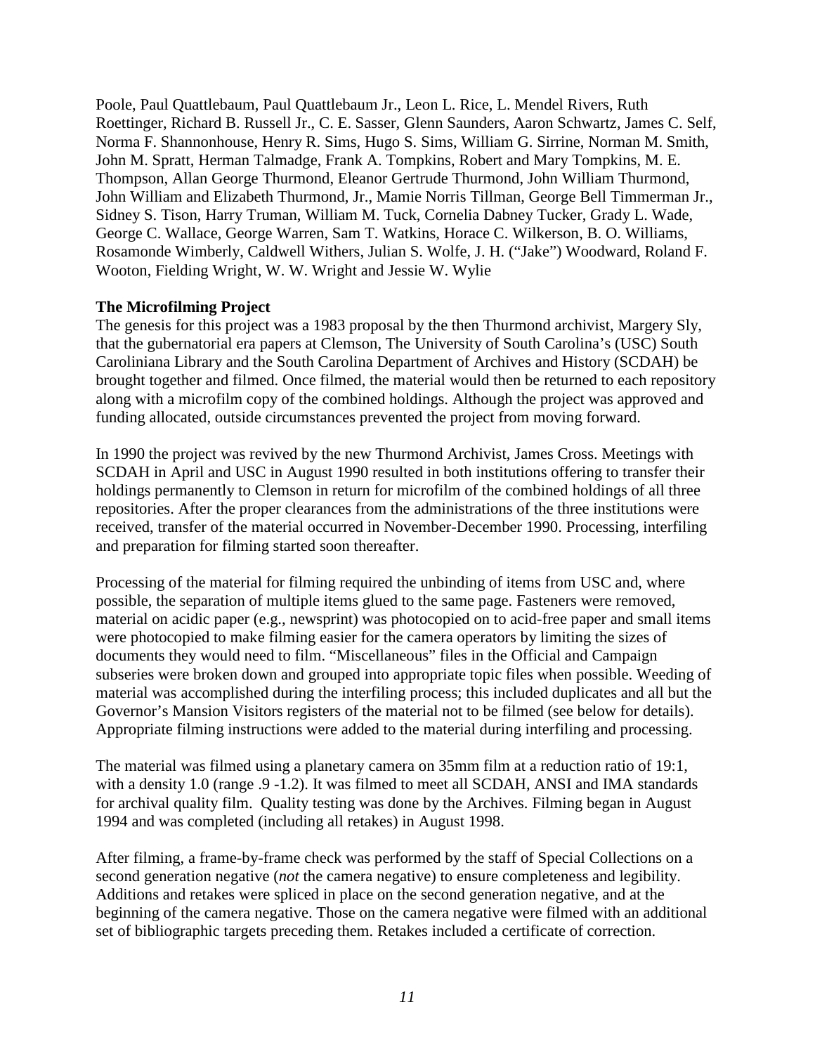Poole, Paul Quattlebaum, Paul Quattlebaum Jr., Leon L. Rice, L. Mendel Rivers, Ruth Roettinger, Richard B. Russell Jr., C. E. Sasser, Glenn Saunders, Aaron Schwartz, James C. Self, Norma F. Shannonhouse, Henry R. Sims, Hugo S. Sims, William G. Sirrine, Norman M. Smith, John M. Spratt, Herman Talmadge, Frank A. Tompkins, Robert and Mary Tompkins, M. E. Thompson, Allan George Thurmond, Eleanor Gertrude Thurmond, John William Thurmond, John William and Elizabeth Thurmond, Jr., Mamie Norris Tillman, George Bell Timmerman Jr., Sidney S. Tison, Harry Truman, William M. Tuck, Cornelia Dabney Tucker, Grady L. Wade, George C. Wallace, George Warren, Sam T. Watkins, Horace C. Wilkerson, B. O. Williams, Rosamonde Wimberly, Caldwell Withers, Julian S. Wolfe, J. H. ("Jake") Woodward, Roland F. Wooton, Fielding Wright, W. W. Wright and Jessie W. Wylie

**The Microfilming Project**

The genesis for this project was a 1983 proposal by the then Thurmond archivist, Margery Sly, that the gubernatorial era papers at Clemson, The University of South Carolina's (USC) South Caroliniana Library and the South Carolina Department of Archives and History (SCDAH) be brought together and filmed. Once filmed, the material would then be returned to each repository along with a microfilm copy of the combined holdings. Although the project was approved and funding allocated, outside circumstances prevented the project from moving forward.

In 1990 the project was revived by the new Thurmond Archivist, James Cross. Meetings with SCDAH in April and USC in August 1990 resulted in both institutions offering to transfer their holdings permanently to Clemson in return for microfilm of the combined holdings of all three repositories. After the proper clearances from the administrations of the three institutions were received, transfer of the material occurred in November-December 1990. Processing, interfiling and preparation for filming started soon thereafter.

Processing of the material for filming required the unbinding of items from USC and, where possible, the separation of multiple items glued to the same page. Fasteners were removed, material on acidic paper (e.g., newsprint) was photocopied on to acid-free paper and small items were photocopied to make filming easier for the camera operators by limiting the sizes of documents they would need to film. "Miscellaneous" files in the Official and Campaign subseries were broken down and grouped into appropriate topic files when possible. Weeding of material was accomplished during the interfiling process; this included duplicates and all but the Governor's Mansion Visitors registers of the material not to be filmed (see below for details). Appropriate filming instructions were added to the material during interfiling and processing.

The material was filmed using a planetary camera on 35mm film at a reduction ratio of 19:1, with a density 1.0 (range .9 -1.2). It was filmed to meet all SCDAH, ANSI and IMA standards for archival quality film. Quality testing was done by the Archives. Filming began in August 1994 and was completed (including all retakes) in August 1998.

After filming, a frame-by-frame check was performed by the staff of Special Collections on a second generation negative (*not* the camera negative) to ensure completeness and legibility. Additions and retakes were spliced in place on the second generation negative, and at the beginning of the camera negative. Those on the camera negative were filmed with an additional set of bibliographic targets preceding them. Retakes included a certificate of correction.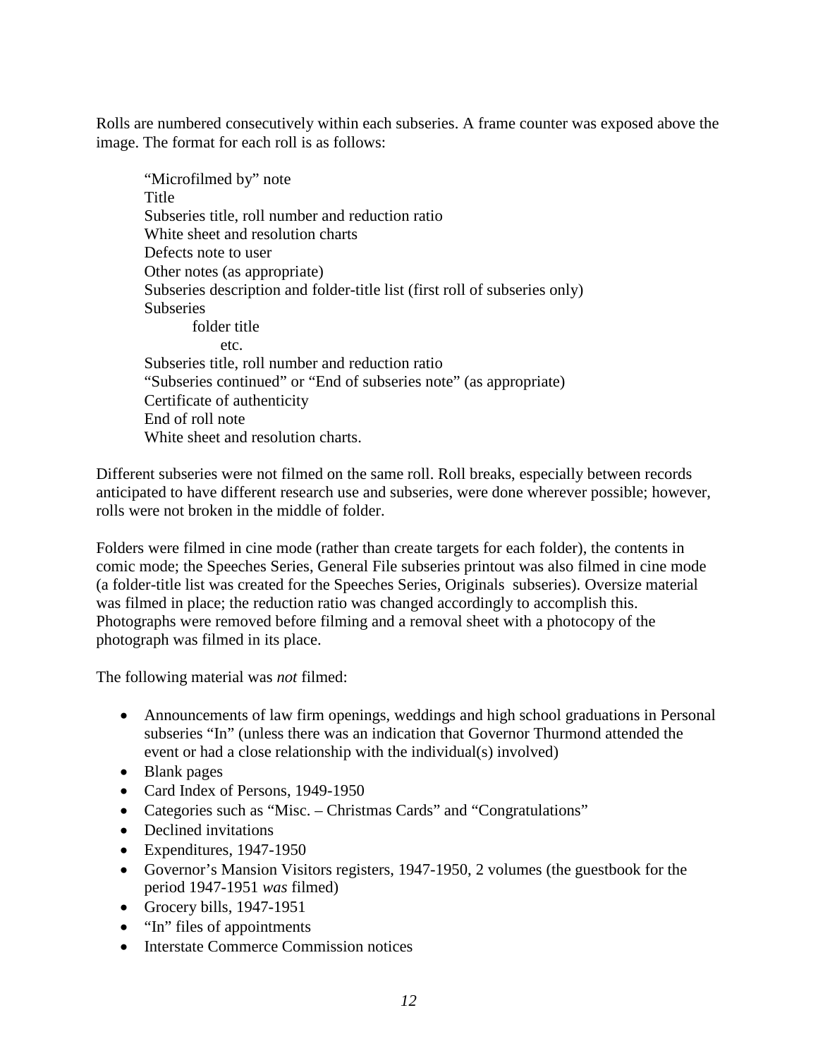Rolls are numbered consecutively within each subseries. A frame counter was exposed above the image. The format for each roll is as follows:

> "Microfilmed by" note
> Title
> Subseries title, roll number and reduction ratio
> White sheet and resolution charts
> Defects note to user
> Other notes (as appropriate)
> Subseries description and folder-title list (first roll of subseries only)
> Subseries
> &nbsp;&nbsp;&nbsp;&nbsp;folder title
> &nbsp;&nbsp;&nbsp;&nbsp;&nbsp;&nbsp;&nbsp;&nbsp;etc.
> Subseries title, roll number and reduction ratio
> "Subseries continued" or "End of subseries note" (as appropriate)
> Certificate of authenticity
> End of roll note
> White sheet and resolution charts.

Different subseries were not filmed on the same roll. Roll breaks, especially between records anticipated to have different research use and subseries, were done wherever possible; however, rolls were not broken in the middle of folder.

Folders were filmed in cine mode (rather than create targets for each folder), the contents in comic mode; the Speeches Series, General File subseries printout was also filmed in cine mode (a folder-title list was created for the Speeches Series, Originals subseries). Oversize material was filmed in place; the reduction ratio was changed accordingly to accomplish this. Photographs were removed before filming and a removal sheet with a photocopy of the photograph was filmed in its place.

The following material was *not* filmed:

- Announcements of law firm openings, weddings and high school graduations in Personal subseries "In" (unless there was an indication that Governor Thurmond attended the event or had a close relationship with the individual(s) involved)
- Blank pages
- Card Index of Persons, 1949-1950
- Categories such as "Misc. – Christmas Cards" and "Congratulations"
- Declined invitations
- Expenditures, 1947-1950
- Governor's Mansion Visitors registers, 1947-1950, 2 volumes (the guestbook for the period 1947-1951 *was* filmed)
- Grocery bills, 1947-1951
- "In" files of appointments
- Interstate Commerce Commission notices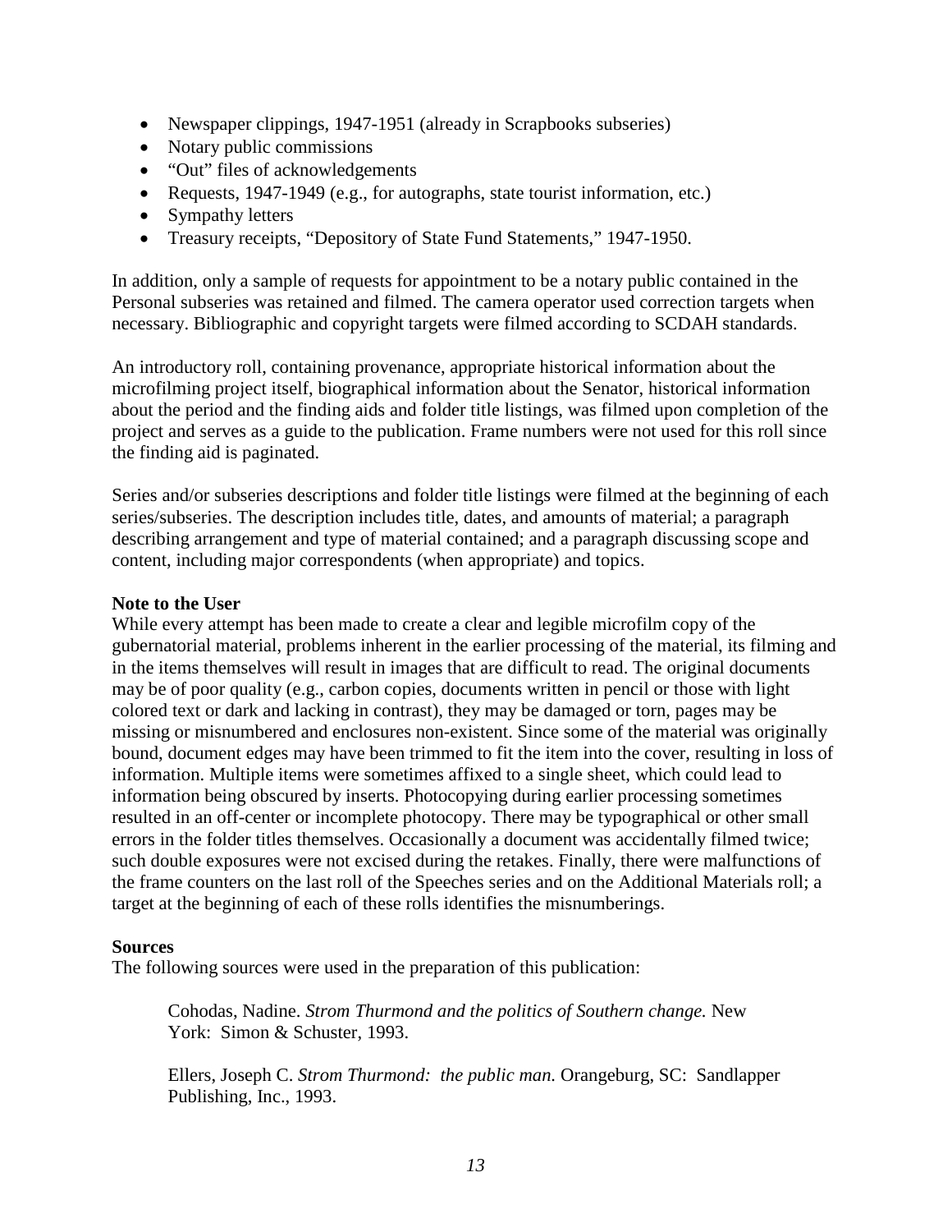- Newspaper clippings, 1947-1951 (already in Scrapbooks subseries)
- Notary public commissions
- “Out” files of acknowledgements
- Requests, 1947-1949 (e.g., for autographs, state tourist information, etc.)
- Sympathy letters
- Treasury receipts, “Depository of State Fund Statements,” 1947-1950.

In addition, only a sample of requests for appointment to be a notary public contained in the Personal subseries was retained and filmed. The camera operator used correction targets when necessary. Bibliographic and copyright targets were filmed according to SCDAH standards.

An introductory roll, containing provenance, appropriate historical information about the microfilming project itself, biographical information about the Senator, historical information about the period and the finding aids and folder title listings, was filmed upon completion of the project and serves as a guide to the publication. Frame numbers were not used for this roll since the finding aid is paginated.

Series and/or subseries descriptions and folder title listings were filmed at the beginning of each series/subseries. The description includes title, dates, and amounts of material; a paragraph describing arrangement and type of material contained; and a paragraph discussing scope and content, including major correspondents (when appropriate) and topics.

**Note to the User**

While every attempt has been made to create a clear and legible microfilm copy of the gubernatorial material, problems inherent in the earlier processing of the material, its filming and in the items themselves will result in images that are difficult to read. The original documents may be of poor quality (e.g., carbon copies, documents written in pencil or those with light colored text or dark and lacking in contrast), they may be damaged or torn, pages may be missing or misnumbered and enclosures non-existent. Since some of the material was originally bound, document edges may have been trimmed to fit the item into the cover, resulting in loss of information. Multiple items were sometimes affixed to a single sheet, which could lead to information being obscured by inserts. Photocopying during earlier processing sometimes resulted in an off-center or incomplete photocopy. There may be typographical or other small errors in the folder titles themselves. Occasionally a document was accidentally filmed twice; such double exposures were not excised during the retakes. Finally, there were malfunctions of the frame counters on the last roll of the Speeches series and on the Additional Materials roll; a target at the beginning of each of these rolls identifies the misnumberings.

**Sources**

The following sources were used in the preparation of this publication:

> Cohodas, Nadine. *Strom Thurmond and the politics of Southern change.* New York: Simon & Schuster, 1993.
>
> Ellers, Joseph C. *Strom Thurmond: the public man.* Orangeburg, SC: Sandlapper Publishing, Inc., 1993.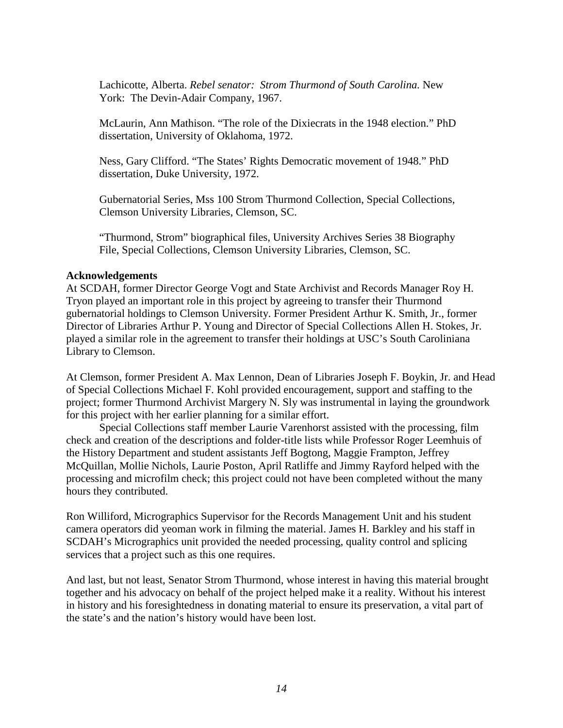Lachicotte, Alberta. *Rebel senator: Strom Thurmond of South Carolina.* New York: The Devin-Adair Company, 1967.

McLaurin, Ann Mathison. “The role of the Dixiecrats in the 1948 election.” PhD dissertation, University of Oklahoma, 1972.

Ness, Gary Clifford. “The States’ Rights Democratic movement of 1948.” PhD dissertation, Duke University, 1972.

Gubernatorial Series, Mss 100 Strom Thurmond Collection, Special Collections, Clemson University Libraries, Clemson, SC.

“Thurmond, Strom” biographical files, University Archives Series 38 Biography File, Special Collections, Clemson University Libraries, Clemson, SC.

**Acknowledgements**

At SCDAH, former Director George Vogt and State Archivist and Records Manager Roy H. Tryon played an important role in this project by agreeing to transfer their Thurmond gubernatorial holdings to Clemson University. Former President Arthur K. Smith, Jr., former Director of Libraries Arthur P. Young and Director of Special Collections Allen H. Stokes, Jr. played a similar role in the agreement to transfer their holdings at USC’s South Caroliniana Library to Clemson.

At Clemson, former President A. Max Lennon, Dean of Libraries Joseph F. Boykin, Jr. and Head of Special Collections Michael F. Kohl provided encouragement, support and staffing to the project; former Thurmond Archivist Margery N. Sly was instrumental in laying the groundwork for this project with her earlier planning for a similar effort.

Special Collections staff member Laurie Varenhorst assisted with the processing, film check and creation of the descriptions and folder-title lists while Professor Roger Leemhuis of the History Department and student assistants Jeff Bogtong, Maggie Frampton, Jeffrey McQuillan, Mollie Nichols, Laurie Poston, April Ratliffe and Jimmy Rayford helped with the processing and microfilm check; this project could not have been completed without the many hours they contributed.

Ron Williford, Micrographics Supervisor for the Records Management Unit and his student camera operators did yeoman work in filming the material. James H. Barkley and his staff in SCDAH’s Micrographics unit provided the needed processing, quality control and splicing services that a project such as this one requires.

And last, but not least, Senator Strom Thurmond, whose interest in having this material brought together and his advocacy on behalf of the project helped make it a reality. Without his interest in history and his foresightedness in donating material to ensure its preservation, a vital part of the state’s and the nation’s history would have been lost.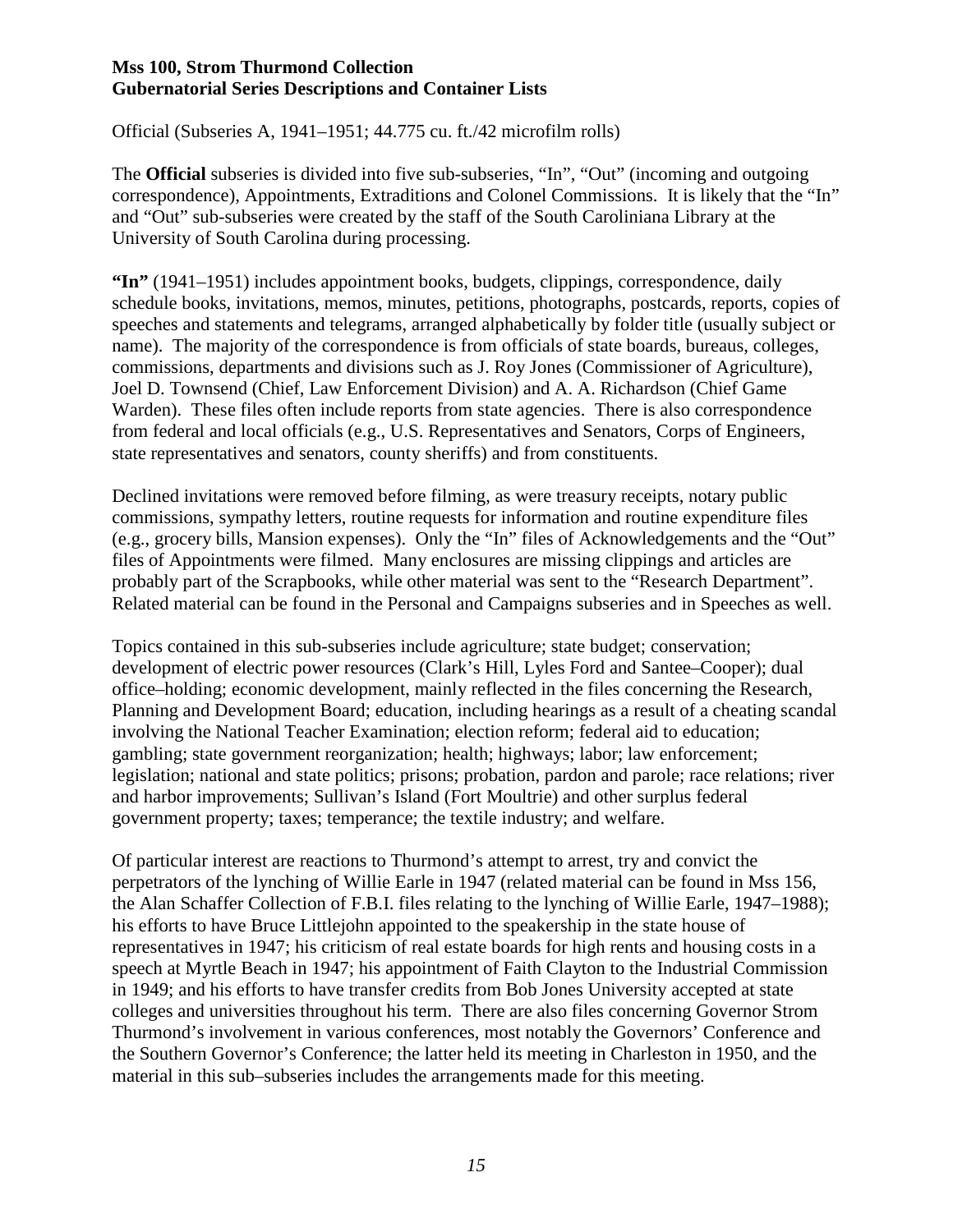**Mss 100, Strom Thurmond Collection**
**Gubernatorial Series Descriptions and Container Lists**

Official (Subseries A, 1941–1951; 44.775 cu. ft./42 microfilm rolls)

The **Official** subseries is divided into five sub-subseries, "In", "Out" (incoming and outgoing correspondence), Appointments, Extraditions and Colonel Commissions. It is likely that the "In" and "Out" sub-subseries were created by the staff of the South Caroliniana Library at the University of South Carolina during processing.

**"In"** (1941–1951) includes appointment books, budgets, clippings, correspondence, daily schedule books, invitations, memos, minutes, petitions, photographs, postcards, reports, copies of speeches and statements and telegrams, arranged alphabetically by folder title (usually subject or name). The majority of the correspondence is from officials of state boards, bureaus, colleges, commissions, departments and divisions such as J. Roy Jones (Commissioner of Agriculture), Joel D. Townsend (Chief, Law Enforcement Division) and A. A. Richardson (Chief Game Warden). These files often include reports from state agencies. There is also correspondence from federal and local officials (e.g., U.S. Representatives and Senators, Corps of Engineers, state representatives and senators, county sheriffs) and from constituents.

Declined invitations were removed before filming, as were treasury receipts, notary public commissions, sympathy letters, routine requests for information and routine expenditure files (e.g., grocery bills, Mansion expenses). Only the "In" files of Acknowledgements and the "Out" files of Appointments were filmed. Many enclosures are missing clippings and articles are probably part of the Scrapbooks, while other material was sent to the "Research Department". Related material can be found in the Personal and Campaigns subseries and in Speeches as well.

Topics contained in this sub-subseries include agriculture; state budget; conservation; development of electric power resources (Clark's Hill, Lyles Ford and Santee–Cooper); dual office–holding; economic development, mainly reflected in the files concerning the Research, Planning and Development Board; education, including hearings as a result of a cheating scandal involving the National Teacher Examination; election reform; federal aid to education; gambling; state government reorganization; health; highways; labor; law enforcement; legislation; national and state politics; prisons; probation, pardon and parole; race relations; river and harbor improvements; Sullivan's Island (Fort Moultrie) and other surplus federal government property; taxes; temperance; the textile industry; and welfare.

Of particular interest are reactions to Thurmond's attempt to arrest, try and convict the perpetrators of the lynching of Willie Earle in 1947 (related material can be found in Mss 156, the Alan Schaffer Collection of F.B.I. files relating to the lynching of Willie Earle, 1947–1988); his efforts to have Bruce Littlejohn appointed to the speakership in the state house of representatives in 1947; his criticism of real estate boards for high rents and housing costs in a speech at Myrtle Beach in 1947; his appointment of Faith Clayton to the Industrial Commission in 1949; and his efforts to have transfer credits from Bob Jones University accepted at state colleges and universities throughout his term. There are also files concerning Governor Strom Thurmond's involvement in various conferences, most notably the Governors' Conference and the Southern Governor's Conference; the latter held its meeting in Charleston in 1950, and the material in this sub–subseries includes the arrangements made for this meeting.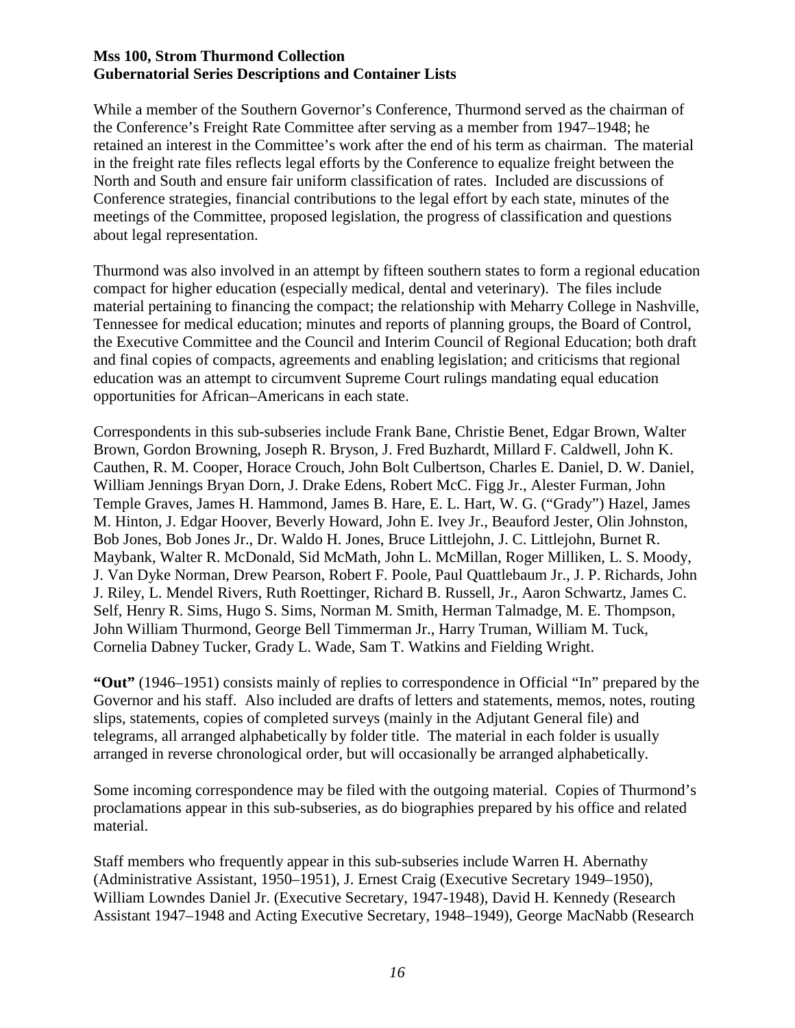**Mss 100, Strom Thurmond Collection**
**Gubernatorial Series Descriptions and Container Lists**

While a member of the Southern Governor's Conference, Thurmond served as the chairman of the Conference's Freight Rate Committee after serving as a member from 1947–1948; he retained an interest in the Committee's work after the end of his term as chairman. The material in the freight rate files reflects legal efforts by the Conference to equalize freight between the North and South and ensure fair uniform classification of rates. Included are discussions of Conference strategies, financial contributions to the legal effort by each state, minutes of the meetings of the Committee, proposed legislation, the progress of classification and questions about legal representation.

Thurmond was also involved in an attempt by fifteen southern states to form a regional education compact for higher education (especially medical, dental and veterinary). The files include material pertaining to financing the compact; the relationship with Meharry College in Nashville, Tennessee for medical education; minutes and reports of planning groups, the Board of Control, the Executive Committee and the Council and Interim Council of Regional Education; both draft and final copies of compacts, agreements and enabling legislation; and criticisms that regional education was an attempt to circumvent Supreme Court rulings mandating equal education opportunities for African–Americans in each state.

Correspondents in this sub-subseries include Frank Bane, Christie Benet, Edgar Brown, Walter Brown, Gordon Browning, Joseph R. Bryson, J. Fred Buzhardt, Millard F. Caldwell, John K. Cauthen, R. M. Cooper, Horace Crouch, John Bolt Culbertson, Charles E. Daniel, D. W. Daniel, William Jennings Bryan Dorn, J. Drake Edens, Robert McC. Figg Jr., Alester Furman, John Temple Graves, James H. Hammond, James B. Hare, E. L. Hart, W. G. ("Grady") Hazel, James M. Hinton, J. Edgar Hoover, Beverly Howard, John E. Ivey Jr., Beauford Jester, Olin Johnston, Bob Jones, Bob Jones Jr., Dr. Waldo H. Jones, Bruce Littlejohn, J. C. Littlejohn, Burnet R. Maybank, Walter R. McDonald, Sid McMath, John L. McMillan, Roger Milliken, L. S. Moody, J. Van Dyke Norman, Drew Pearson, Robert F. Poole, Paul Quattlebaum Jr., J. P. Richards, John J. Riley, L. Mendel Rivers, Ruth Roettinger, Richard B. Russell, Jr., Aaron Schwartz, James C. Self, Henry R. Sims, Hugo S. Sims, Norman M. Smith, Herman Talmadge, M. E. Thompson, John William Thurmond, George Bell Timmerman Jr., Harry Truman, William M. Tuck, Cornelia Dabney Tucker, Grady L. Wade, Sam T. Watkins and Fielding Wright.

**"Out"** (1946–1951) consists mainly of replies to correspondence in Official "In" prepared by the Governor and his staff. Also included are drafts of letters and statements, memos, notes, routing slips, statements, copies of completed surveys (mainly in the Adjutant General file) and telegrams, all arranged alphabetically by folder title. The material in each folder is usually arranged in reverse chronological order, but will occasionally be arranged alphabetically.

Some incoming correspondence may be filed with the outgoing material. Copies of Thurmond's proclamations appear in this sub-subseries, as do biographies prepared by his office and related material.

Staff members who frequently appear in this sub-subseries include Warren H. Abernathy (Administrative Assistant, 1950–1951), J. Ernest Craig (Executive Secretary 1949–1950), William Lowndes Daniel Jr. (Executive Secretary, 1947-1948), David H. Kennedy (Research Assistant 1947–1948 and Acting Executive Secretary, 1948–1949), George MacNabb (Research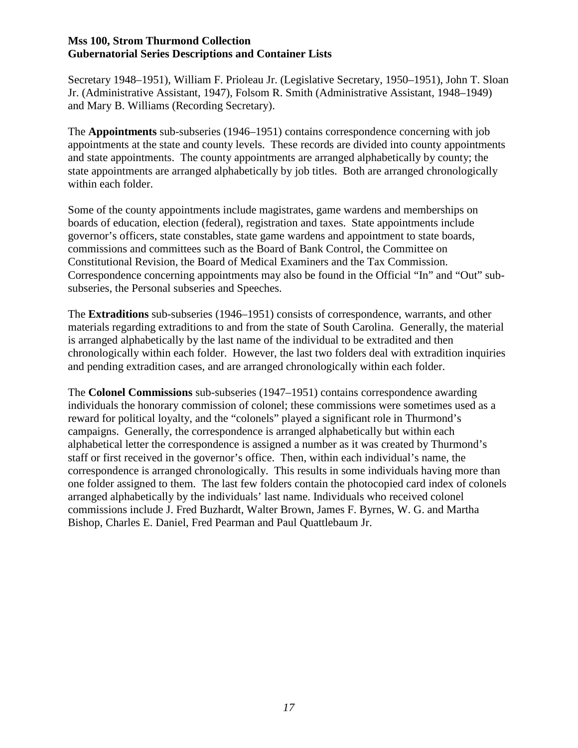Secretary 1948–1951), William F. Prioleau Jr. (Legislative Secretary, 1950–1951), John T. Sloan Jr. (Administrative Assistant, 1947), Folsom R. Smith (Administrative Assistant, 1948–1949) and Mary B. Williams (Recording Secretary).

The **Appointments** sub-subseries (1946–1951) contains correspondence concerning with job appointments at the state and county levels. These records are divided into county appointments and state appointments. The county appointments are arranged alphabetically by county; the state appointments are arranged alphabetically by job titles. Both are arranged chronologically within each folder.

Some of the county appointments include magistrates, game wardens and memberships on boards of education, election (federal), registration and taxes. State appointments include governor's officers, state constables, state game wardens and appointment to state boards, commissions and committees such as the Board of Bank Control, the Committee on Constitutional Revision, the Board of Medical Examiners and the Tax Commission. Correspondence concerning appointments may also be found in the Official "In" and "Out" sub-subseries, the Personal subseries and Speeches.

The **Extraditions** sub-subseries (1946–1951) consists of correspondence, warrants, and other materials regarding extraditions to and from the state of South Carolina. Generally, the material is arranged alphabetically by the last name of the individual to be extradited and then chronologically within each folder. However, the last two folders deal with extradition inquiries and pending extradition cases, and are arranged chronologically within each folder.

The **Colonel Commissions** sub-subseries (1947–1951) contains correspondence awarding individuals the honorary commission of colonel; these commissions were sometimes used as a reward for political loyalty, and the "colonels" played a significant role in Thurmond's campaigns. Generally, the correspondence is arranged alphabetically but within each alphabetical letter the correspondence is assigned a number as it was created by Thurmond's staff or first received in the governor's office. Then, within each individual's name, the correspondence is arranged chronologically. This results in some individuals having more than one folder assigned to them. The last few folders contain the photocopied card index of colonels arranged alphabetically by the individuals' last name. Individuals who received colonel commissions include J. Fred Buzhardt, Walter Brown, James F. Byrnes, W. G. and Martha Bishop, Charles E. Daniel, Fred Pearman and Paul Quattlebaum Jr.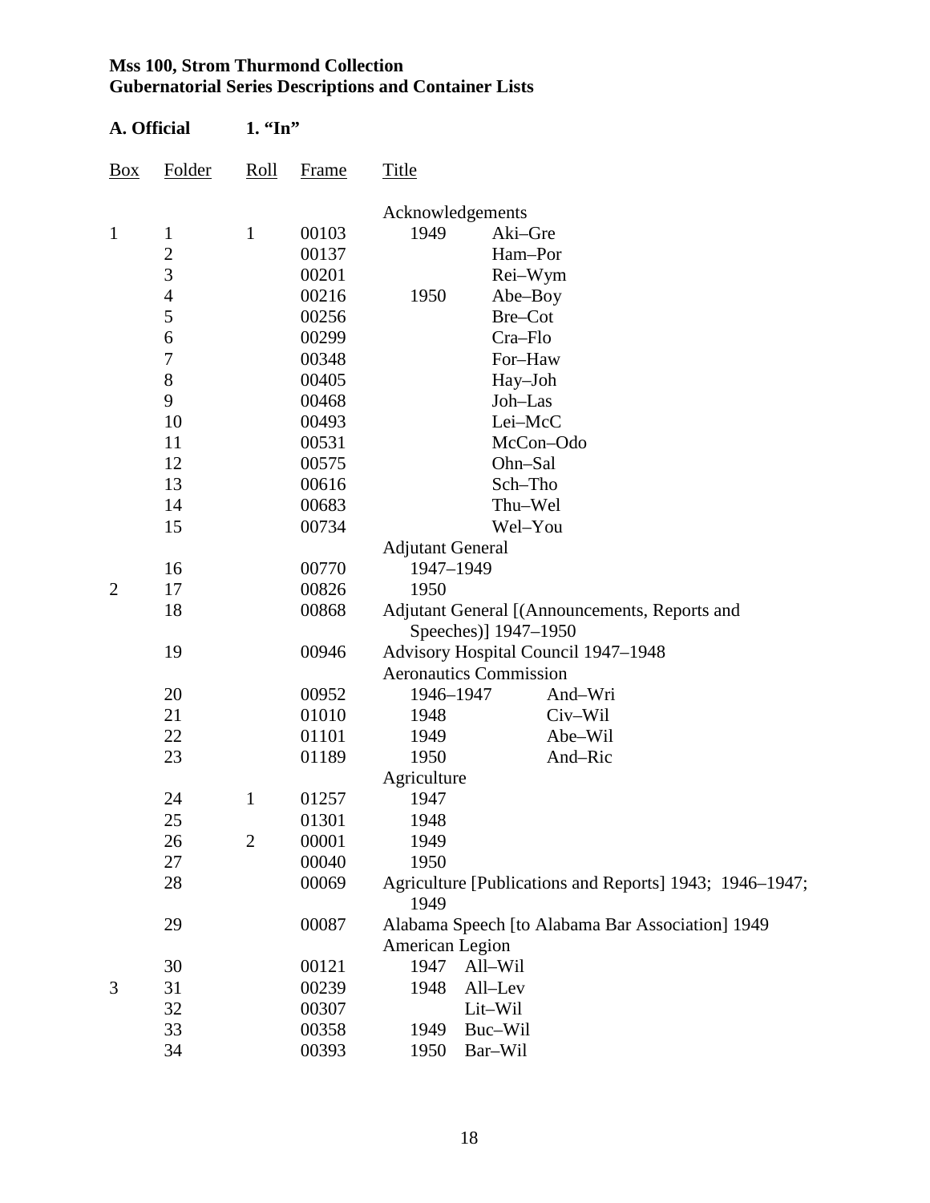**Mss 100, Strom Thurmond Collection**
**Gubernatorial Series Descriptions and Container Lists**

**A. Official** **1. "In"**

| Box | Folder | Roll | Frame | Title |
|---|---|---|---|---|
| | | | | Acknowledgements |
| 1 | 1 | 1 | 00103 | 1949 Aki–Gre |
| | 2 | | 00137 | Ham–Por |
| | 3 | | 00201 | Rei–Wym |
| | 4 | | 00216 | 1950 Abe–Boy |
| | 5 | | 00256 | Bre–Cot |
| | 6 | | 00299 | Cra–Flo |
| | 7 | | 00348 | For–Haw |
| | 8 | | 00405 | Hay–Joh |
| | 9 | | 00468 | Joh–Las |
| | 10 | | 00493 | Lei–McC |
| | 11 | | 00531 | McCon–Odo |
| | 12 | | 00575 | Ohn–Sal |
| | 13 | | 00616 | Sch–Tho |
| | 14 | | 00683 | Thu–Wel |
| | 15 | | 00734 | Wel–You |
| | | | | Adjutant General |
| | 16 | | 00770 | 1947–1949 |
| 2 | 17 | | 00826 | 1950 |
| | 18 | | 00868 | Adjutant General [(Announcements, Reports and Speeches)] 1947–1950 |
| | 19 | | 00946 | Advisory Hospital Council 1947–1948 |
| | | | | Aeronautics Commission |
| | 20 | | 00952 | 1946–1947 And–Wri |
| | 21 | | 01010 | 1948 Civ–Wil |
| | 22 | | 01101 | 1949 Abe–Wil |
| | 23 | | 01189 | 1950 And–Ric |
| | | | | Agriculture |
| | 24 | 1 | 01257 | 1947 |
| | 25 | | 01301 | 1948 |
| | 26 | 2 | 00001 | 1949 |
| | 27 | | 00040 | 1950 |
| | 28 | | 00069 | Agriculture [Publications and Reports] 1943; 1946–1947; 1949 |
| | 29 | | 00087 | Alabama Speech [to Alabama Bar Association] 1949 |
| | | | | American Legion |
| | 30 | | 00121 | 1947 All–Wil |
| 3 | 31 | | 00239 | 1948 All–Lev |
| | 32 | | 00307 | Lit–Wil |
| | 33 | | 00358 | 1949 Buc–Wil |
| | 34 | | 00393 | 1950 Bar–Wil |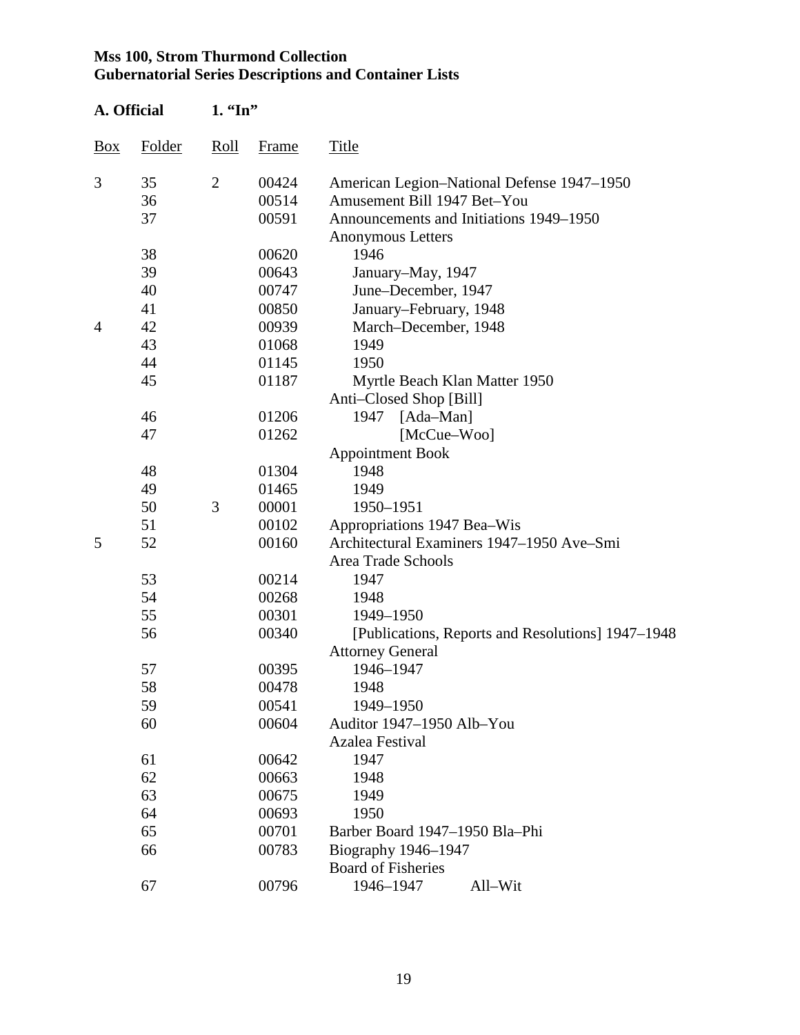**Mss 100, Strom Thurmond Collection**
**Gubernatorial Series Descriptions and Container Lists**

**A. Official** **1. "In"**

| Box | Folder | Roll | Frame | Title |
|---|---|---|---|---|
| 3 | 35 | 2 | 00424 | American Legion–National Defense 1947–1950 |
| | 36 | | 00514 | Amusement Bill 1947 Bet–You |
| | 37 | | 00591 | Announcements and Initiations 1949–1950 |
| | | | | Anonymous Letters |
| | 38 | | 00620 | 1946 |
| | 39 | | 00643 | January–May, 1947 |
| | 40 | | 00747 | June–December, 1947 |
| | 41 | | 00850 | January–February, 1948 |
| 4 | 42 | | 00939 | March–December, 1948 |
| | 43 | | 01068 | 1949 |
| | 44 | | 01145 | 1950 |
| | 45 | | 01187 | Myrtle Beach Klan Matter 1950 |
| | | | | Anti–Closed Shop [Bill] |
| | 46 | | 01206 | 1947 [Ada–Man] |
| | 47 | | 01262 | [McCue–Woo] |
| | | | | Appointment Book |
| | 48 | | 01304 | 1948 |
| | 49 | | 01465 | 1949 |
| | 50 | 3 | 00001 | 1950–1951 |
| | 51 | | 00102 | Appropriations 1947 Bea–Wis |
| 5 | 52 | | 00160 | Architectural Examiners 1947–1950 Ave–Smi |
| | | | | Area Trade Schools |
| | 53 | | 00214 | 1947 |
| | 54 | | 00268 | 1948 |
| | 55 | | 00301 | 1949–1950 |
| | 56 | | 00340 | [Publications, Reports and Resolutions] 1947–1948 |
| | | | | Attorney General |
| | 57 | | 00395 | 1946–1947 |
| | 58 | | 00478 | 1948 |
| | 59 | | 00541 | 1949–1950 |
| | 60 | | 00604 | Auditor 1947–1950 Alb–You |
| | | | | Azalea Festival |
| | 61 | | 00642 | 1947 |
| | 62 | | 00663 | 1948 |
| | 63 | | 00675 | 1949 |
| | 64 | | 00693 | 1950 |
| | 65 | | 00701 | Barber Board 1947–1950 Bla–Phi |
| | 66 | | 00783 | Biography 1946–1947 |
| | | | | Board of Fisheries |
| | 67 | | 00796 | 1946–1947 All–Wit |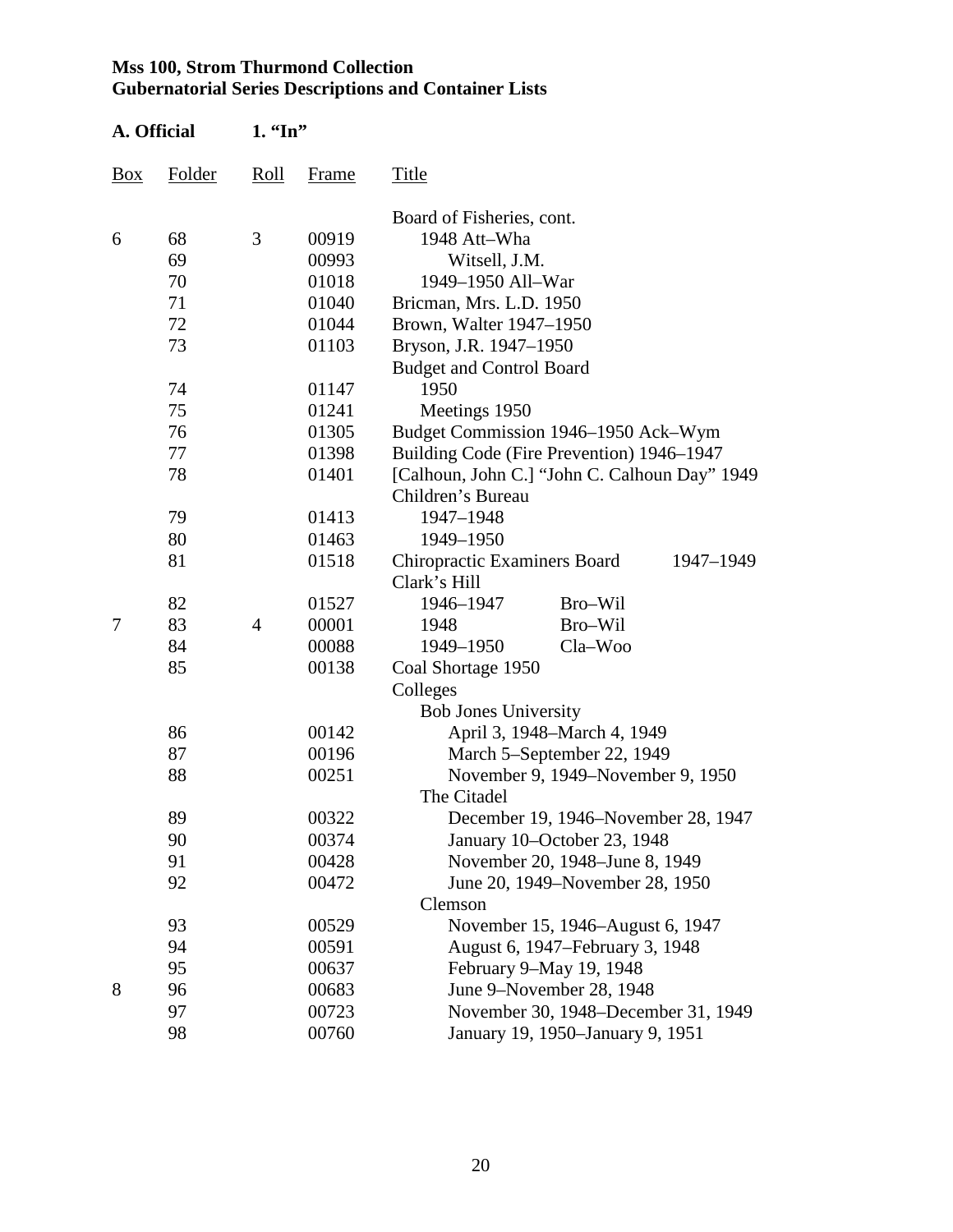**Mss 100, Strom Thurmond Collection**
**Gubernatorial Series Descriptions and Container Lists**

**A. Official 1. "In"**

| Box | Folder | Roll | Frame | Title |
|---|---|---|---|---|
| | | | | Board of Fisheries, cont. |
| 6 | 68 | 3 | 00919 | 1948 Att–Wha |
| | 69 | | 00993 | Witsell, J.M. |
| | 70 | | 01018 | 1949–1950 All–War |
| | 71 | | 01040 | Bricman, Mrs. L.D. 1950 |
| | 72 | | 01044 | Brown, Walter 1947–1950 |
| | 73 | | 01103 | Bryson, J.R. 1947–1950 |
| | | | | Budget and Control Board |
| | 74 | | 01147 | 1950 |
| | 75 | | 01241 | Meetings 1950 |
| | 76 | | 01305 | Budget Commission 1946–1950 Ack–Wym |
| | 77 | | 01398 | Building Code (Fire Prevention) 1946–1947 |
| | 78 | | 01401 | [Calhoun, John C.] "John C. Calhoun Day" 1949 |
| | | | | Children's Bureau |
| | 79 | | 01413 | 1947–1948 |
| | 80 | | 01463 | 1949–1950 |
| | 81 | | 01518 | Chiropractic Examiners Board 1947–1949 |
| | | | | Clark's Hill |
| | 82 | | 01527 | 1946–1947 Bro–Wil |
| 7 | 83 | 4 | 00001 | 1948 Bro–Wil |
| | 84 | | 00088 | 1949–1950 Cla–Woo |
| | 85 | | 00138 | Coal Shortage 1950 |
| | | | | Colleges |
| | | | | Bob Jones University |
| | 86 | | 00142 | April 3, 1948–March 4, 1949 |
| | 87 | | 00196 | March 5–September 22, 1949 |
| | 88 | | 00251 | November 9, 1949–November 9, 1950 |
| | | | | The Citadel |
| | 89 | | 00322 | December 19, 1946–November 28, 1947 |
| | 90 | | 00374 | January 10–October 23, 1948 |
| | 91 | | 00428 | November 20, 1948–June 8, 1949 |
| | 92 | | 00472 | June 20, 1949–November 28, 1950 |
| | | | | Clemson |
| | 93 | | 00529 | November 15, 1946–August 6, 1947 |
| | 94 | | 00591 | August 6, 1947–February 3, 1948 |
| | 95 | | 00637 | February 9–May 19, 1948 |
| 8 | 96 | | 00683 | June 9–November 28, 1948 |
| | 97 | | 00723 | November 30, 1948–December 31, 1949 |
| | 98 | | 00760 | January 19, 1950–January 9, 1951 |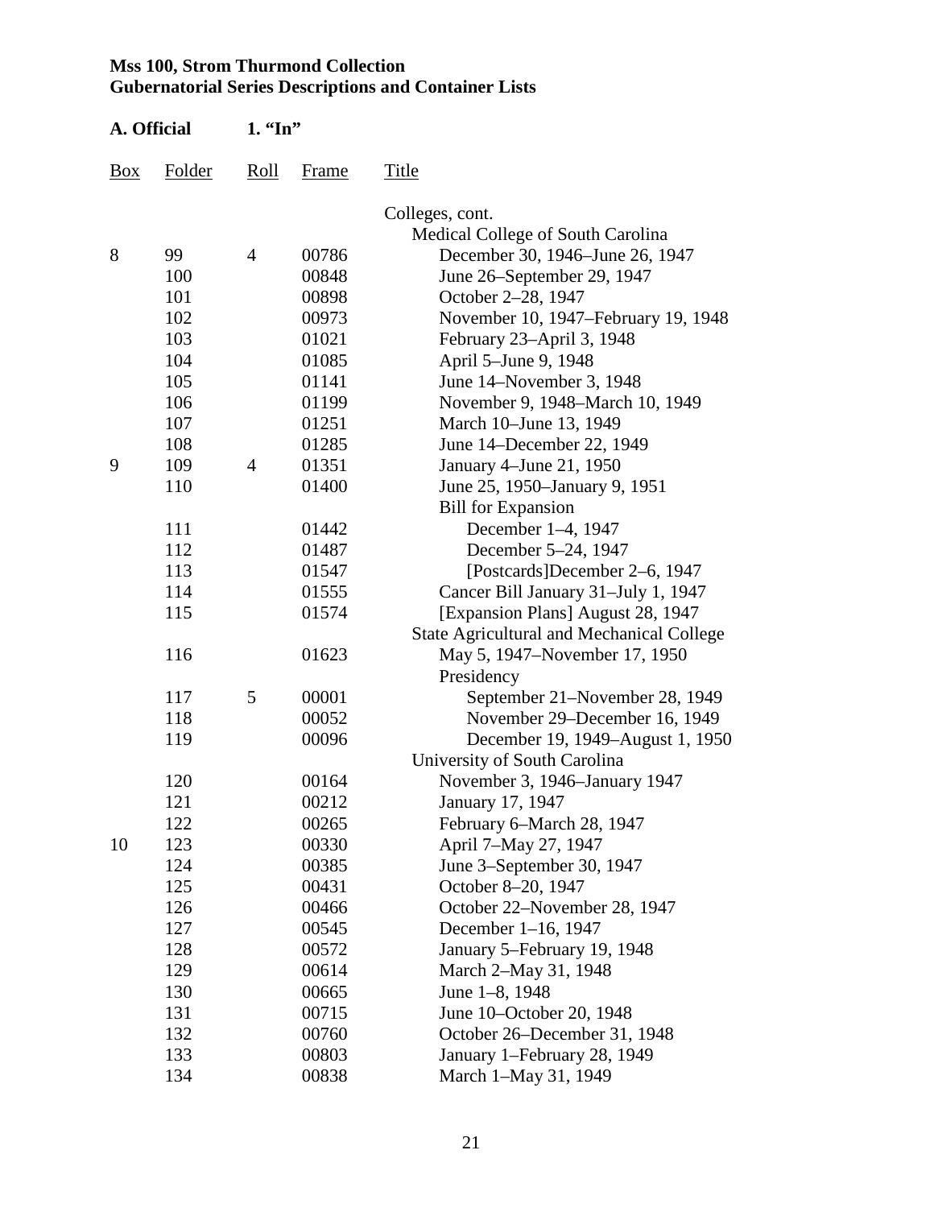**Mss 100, Strom Thurmond Collection**
**Gubernatorial Series Descriptions and Container Lists**

**A. Official 1. "In"**

| Box | Folder | Roll | Frame | Title |
|---|---|---|---|---|
| | | | | Colleges, cont. |
| | | | | Medical College of South Carolina |
| 8 | 99 | 4 | 00786 | December 30, 1946–June 26, 1947 |
| | 100 | | 00848 | June 26–September 29, 1947 |
| | 101 | | 00898 | October 2–28, 1947 |
| | 102 | | 00973 | November 10, 1947–February 19, 1948 |
| | 103 | | 01021 | February 23–April 3, 1948 |
| | 104 | | 01085 | April 5–June 9, 1948 |
| | 105 | | 01141 | June 14–November 3, 1948 |
| | 106 | | 01199 | November 9, 1948–March 10, 1949 |
| | 107 | | 01251 | March 10–June 13, 1949 |
| | 108 | | 01285 | June 14–December 22, 1949 |
| 9 | 109 | 4 | 01351 | January 4–June 21, 1950 |
| | 110 | | 01400 | June 25, 1950–January 9, 1951 |
| | | | | Bill for Expansion |
| | 111 | | 01442 | December 1–4, 1947 |
| | 112 | | 01487 | December 5–24, 1947 |
| | 113 | | 01547 | [Postcards]December 2–6, 1947 |
| | 114 | | 01555 | Cancer Bill January 31–July 1, 1947 |
| | 115 | | 01574 | [Expansion Plans] August 28, 1947 |
| | | | | State Agricultural and Mechanical College |
| | 116 | | 01623 | May 5, 1947–November 17, 1950 |
| | | | | Presidency |
| | 117 | 5 | 00001 | September 21–November 28, 1949 |
| | 118 | | 00052 | November 29–December 16, 1949 |
| | 119 | | 00096 | December 19, 1949–August 1, 1950 |
| | | | | University of South Carolina |
| | 120 | | 00164 | November 3, 1946–January 1947 |
| | 121 | | 00212 | January 17, 1947 |
| | 122 | | 00265 | February 6–March 28, 1947 |
| 10 | 123 | | 00330 | April 7–May 27, 1947 |
| | 124 | | 00385 | June 3–September 30, 1947 |
| | 125 | | 00431 | October 8–20, 1947 |
| | 126 | | 00466 | October 22–November 28, 1947 |
| | 127 | | 00545 | December 1–16, 1947 |
| | 128 | | 00572 | January 5–February 19, 1948 |
| | 129 | | 00614 | March 2–May 31, 1948 |
| | 130 | | 00665 | June 1–8, 1948 |
| | 131 | | 00715 | June 10–October 20, 1948 |
| | 132 | | 00760 | October 26–December 31, 1948 |
| | 133 | | 00803 | January 1–February 28, 1949 |
| | 134 | | 00838 | March 1–May 31, 1949 |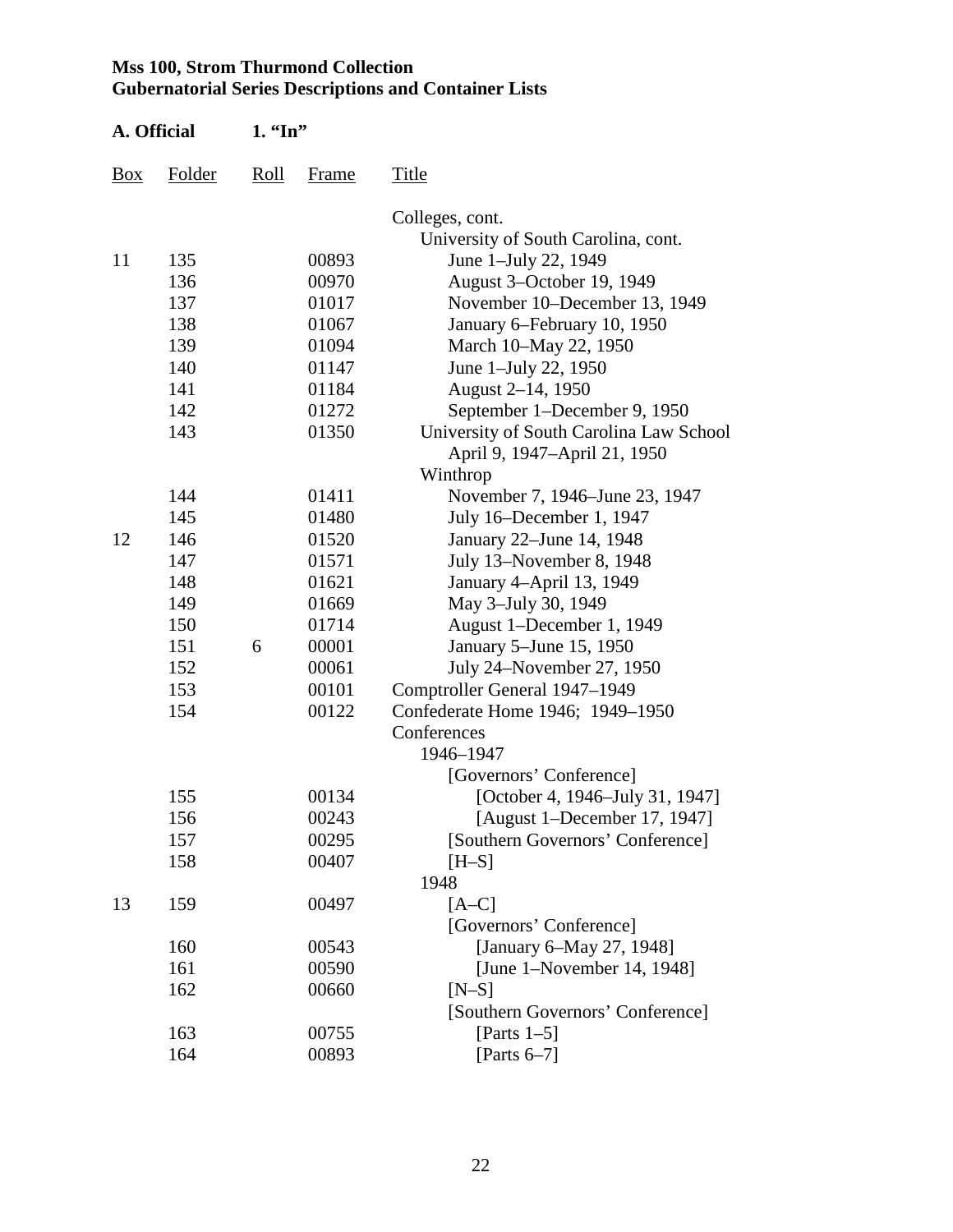**Mss 100, Strom Thurmond Collection**
**Gubernatorial Series Descriptions and Container Lists**

**A. Official** **1. "In"**

| Box | Folder | Roll | Frame | Title |
|---|---|---|---|---|
| | | | | Colleges, cont. |
| | | | | University of South Carolina, cont. |
| 11 | 135 | | 00893 | June 1–July 22, 1949 |
| | 136 | | 00970 | August 3–October 19, 1949 |
| | 137 | | 01017 | November 10–December 13, 1949 |
| | 138 | | 01067 | January 6–February 10, 1950 |
| | 139 | | 01094 | March 10–May 22, 1950 |
| | 140 | | 01147 | June 1–July 22, 1950 |
| | 141 | | 01184 | August 2–14, 1950 |
| | 142 | | 01272 | September 1–December 9, 1950 |
| | 143 | | 01350 | University of South Carolina Law School April 9, 1947–April 21, 1950 |
| | | | | Winthrop |
| | 144 | | 01411 | November 7, 1946–June 23, 1947 |
| | 145 | | 01480 | July 16–December 1, 1947 |
| 12 | 146 | | 01520 | January 22–June 14, 1948 |
| | 147 | | 01571 | July 13–November 8, 1948 |
| | 148 | | 01621 | January 4–April 13, 1949 |
| | 149 | | 01669 | May 3–July 30, 1949 |
| | 150 | | 01714 | August 1–December 1, 1949 |
| | 151 | 6 | 00001 | January 5–June 15, 1950 |
| | 152 | | 00061 | July 24–November 27, 1950 |
| | 153 | | 00101 | Comptroller General 1947–1949 |
| | 154 | | 00122 | Confederate Home 1946; 1949–1950 |
| | | | | Conferences |
| | | | | 1946–1947 |
| | | | | [Governors' Conference] |
| | 155 | | 00134 | [October 4, 1946–July 31, 1947] |
| | 156 | | 00243 | [August 1–December 17, 1947] |
| | 157 | | 00295 | [Southern Governors' Conference] |
| | 158 | | 00407 | [H–S] |
| | | | | 1948 |
| 13 | 159 | | 00497 | [A–C] |
| | | | | [Governors' Conference] |
| | 160 | | 00543 | [January 6–May 27, 1948] |
| | 161 | | 00590 | [June 1–November 14, 1948] |
| | 162 | | 00660 | [N–S] |
| | | | | [Southern Governors' Conference] |
| | 163 | | 00755 | [Parts 1–5] |
| | 164 | | 00893 | [Parts 6–7] |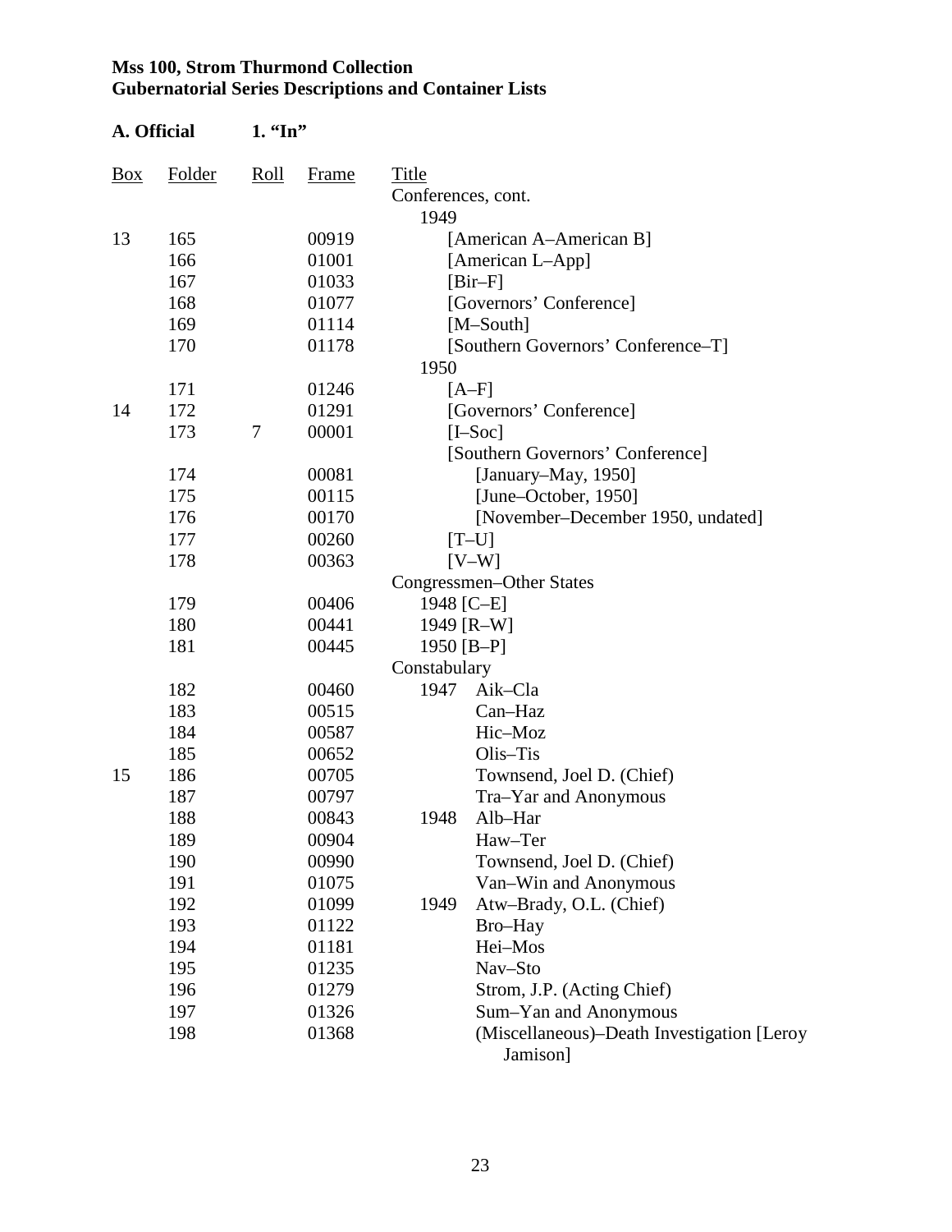**Mss 100, Strom Thurmond Collection**
**Gubernatorial Series Descriptions and Container Lists**

**A. Official** **1. "In"**

| Box | Folder | Roll | Frame | Title |
|---|---|---|---|---|
| | | | | Conferences, cont. |
| | | | | 1949 |
| 13 | 165 | | 00919 | [American A–American B] |
| | 166 | | 01001 | [American L–App] |
| | 167 | | 01033 | [Bir–F] |
| | 168 | | 01077 | [Governors' Conference] |
| | 169 | | 01114 | [M–South] |
| | 170 | | 01178 | [Southern Governors' Conference–T] |
| | | | | 1950 |
| | 171 | | 01246 | [A–F] |
| 14 | 172 | | 01291 | [Governors' Conference] |
| | 173 | 7 | 00001 | [I–Soc] |
| | | | | [Southern Governors' Conference] |
| | 174 | | 00081 | [January–May, 1950] |
| | 175 | | 00115 | [June–October, 1950] |
| | 176 | | 00170 | [November–December 1950, undated] |
| | 177 | | 00260 | [T–U] |
| | 178 | | 00363 | [V–W] |
| | | | | Congressmen–Other States |
| | 179 | | 00406 | 1948 [C–E] |
| | 180 | | 00441 | 1949 [R–W] |
| | 181 | | 00445 | 1950 [B–P] |
| | | | | Constabulary |
| | 182 | | 00460 | 1947 Aik–Cla |
| | 183 | | 00515 | Can–Haz |
| | 184 | | 00587 | Hic–Moz |
| | 185 | | 00652 | Olis–Tis |
| 15 | 186 | | 00705 | Townsend, Joel D. (Chief) |
| | 187 | | 00797 | Tra–Yar and Anonymous |
| | 188 | | 00843 | 1948 Alb–Har |
| | 189 | | 00904 | Haw–Ter |
| | 190 | | 00990 | Townsend, Joel D. (Chief) |
| | 191 | | 01075 | Van–Win and Anonymous |
| | 192 | | 01099 | 1949 Atw–Brady, O.L. (Chief) |
| | 193 | | 01122 | Bro–Hay |
| | 194 | | 01181 | Hei–Mos |
| | 195 | | 01235 | Nav–Sto |
| | 196 | | 01279 | Strom, J.P. (Acting Chief) |
| | 197 | | 01326 | Sum–Yan and Anonymous |
| | 198 | | 01368 | (Miscellaneous)–Death Investigation [Leroy Jamison] |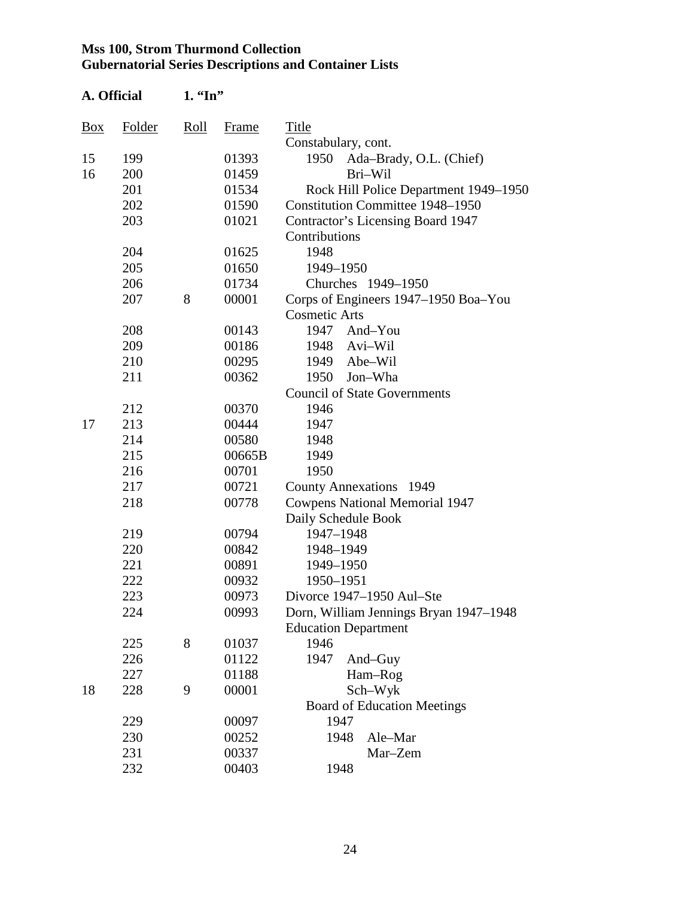**Mss 100, Strom Thurmond Collection**
**Gubernatorial Series Descriptions and Container Lists**

**A. Official 1. "In"**

| Box | Folder | Roll | Frame | Title |
|---|---|---|---|---|
| | | | | Constabulary, cont. |
| 15 | 199 | | 01393 | 1950 Ada–Brady, O.L. (Chief) |
| 16 | 200 | | 01459 | Bri–Wil |
| | 201 | | 01534 | Rock Hill Police Department 1949–1950 |
| | 202 | | 01590 | Constitution Committee 1948–1950 |
| | 203 | | 01021 | Contractor's Licensing Board 1947 |
| | | | | Contributions |
| | 204 | | 01625 | 1948 |
| | 205 | | 01650 | 1949–1950 |
| | 206 | | 01734 | Churches 1949–1950 |
| | 207 | 8 | 00001 | Corps of Engineers 1947–1950 Boa–You |
| | | | | Cosmetic Arts |
| | 208 | | 00143 | 1947 And–You |
| | 209 | | 00186 | 1948 Avi–Wil |
| | 210 | | 00295 | 1949 Abe–Wil |
| | 211 | | 00362 | 1950 Jon–Wha |
| | | | | Council of State Governments |
| | 212 | | 00370 | 1946 |
| 17 | 213 | | 00444 | 1947 |
| | 214 | | 00580 | 1948 |
| | 215 | | 00665B | 1949 |
| | 216 | | 00701 | 1950 |
| | 217 | | 00721 | County Annexations 1949 |
| | 218 | | 00778 | Cowpens National Memorial 1947 |
| | | | | Daily Schedule Book |
| | 219 | | 00794 | 1947–1948 |
| | 220 | | 00842 | 1948–1949 |
| | 221 | | 00891 | 1949–1950 |
| | 222 | | 00932 | 1950–1951 |
| | 223 | | 00973 | Divorce 1947–1950 Aul–Ste |
| | 224 | | 00993 | Dorn, William Jennings Bryan 1947–1948 |
| | | | | Education Department |
| | 225 | 8 | 01037 | 1946 |
| | 226 | | 01122 | 1947 And–Guy |
| | 227 | | 01188 | Ham–Rog |
| 18 | 228 | 9 | 00001 | Sch–Wyk |
| | | | | Board of Education Meetings |
| | 229 | | 00097 | 1947 |
| | 230 | | 00252 | 1948 Ale–Mar |
| | 231 | | 00337 | Mar–Zem |
| | 232 | | 00403 | 1948 |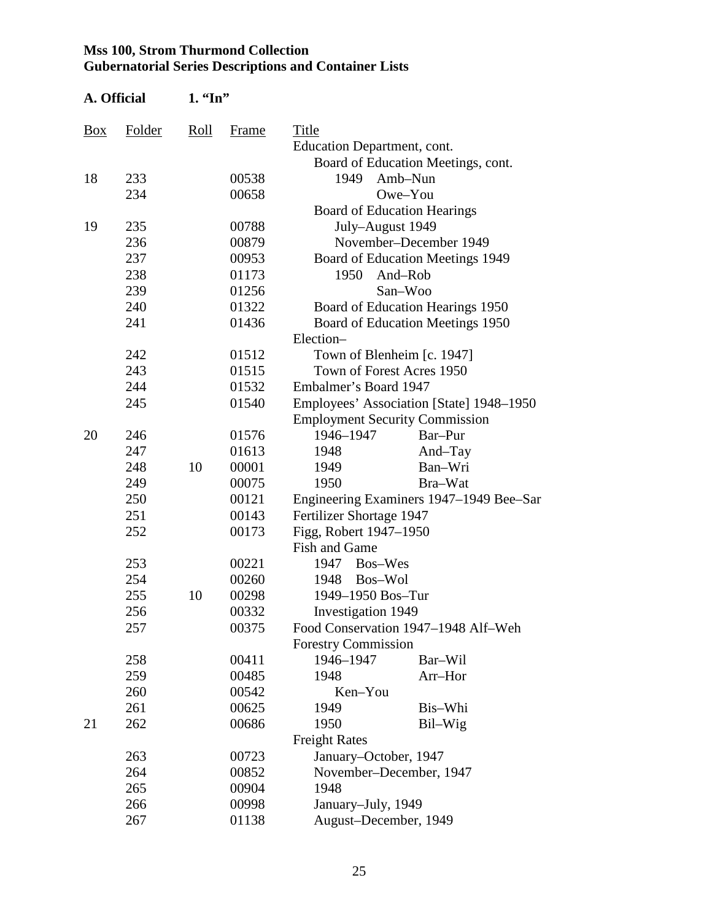**Mss 100, Strom Thurmond Collection**
**Gubernatorial Series Descriptions and Container Lists**

**A. Official 1. "In"**

| Box | Folder | Roll | Frame | Title |
|---|---|---|---|---|
| | | | | Education Department, cont. |
| | | | | Board of Education Meetings, cont. |
| 18 | 233 | | 00538 | 1949 Amb–Nun |
| | 234 | | 00658 | Owe–You |
| | | | | Board of Education Hearings |
| 19 | 235 | | 00788 | July–August 1949 |
| | 236 | | 00879 | November–December 1949 |
| | 237 | | 00953 | Board of Education Meetings 1949 |
| | 238 | | 01173 | 1950 And–Rob |
| | 239 | | 01256 | San–Woo |
| | 240 | | 01322 | Board of Education Hearings 1950 |
| | 241 | | 01436 | Board of Education Meetings 1950 |
| | | | | Election– |
| | 242 | | 01512 | Town of Blenheim [c. 1947] |
| | 243 | | 01515 | Town of Forest Acres 1950 |
| | 244 | | 01532 | Embalmer's Board 1947 |
| | 245 | | 01540 | Employees' Association [State] 1948–1950 |
| | | | | Employment Security Commission |
| 20 | 246 | | 01576 | 1946–1947 Bar–Pur |
| | 247 | | 01613 | 1948 And–Tay |
| | 248 | 10 | 00001 | 1949 Ban–Wri |
| | 249 | | 00075 | 1950 Bra–Wat |
| | 250 | | 00121 | Engineering Examiners 1947–1949 Bee–Sar |
| | 251 | | 00143 | Fertilizer Shortage 1947 |
| | 252 | | 00173 | Figg, Robert 1947–1950 |
| | | | | Fish and Game |
| | 253 | | 00221 | 1947 Bos–Wes |
| | 254 | | 00260 | 1948 Bos–Wol |
| | 255 | 10 | 00298 | 1949–1950 Bos–Tur |
| | 256 | | 00332 | Investigation 1949 |
| | 257 | | 00375 | Food Conservation 1947–1948 Alf–Weh |
| | | | | Forestry Commission |
| | 258 | | 00411 | 1946–1947 Bar–Wil |
| | 259 | | 00485 | 1948 Arr–Hor |
| | 260 | | 00542 | Ken–You |
| | 261 | | 00625 | 1949 Bis–Whi |
| 21 | 262 | | 00686 | 1950 Bil–Wig |
| | | | | Freight Rates |
| | 263 | | 00723 | January–October, 1947 |
| | 264 | | 00852 | November–December, 1947 |
| | 265 | | 00904 | 1948 |
| | 266 | | 00998 | January–July, 1949 |
| | 267 | | 01138 | August–December, 1949 |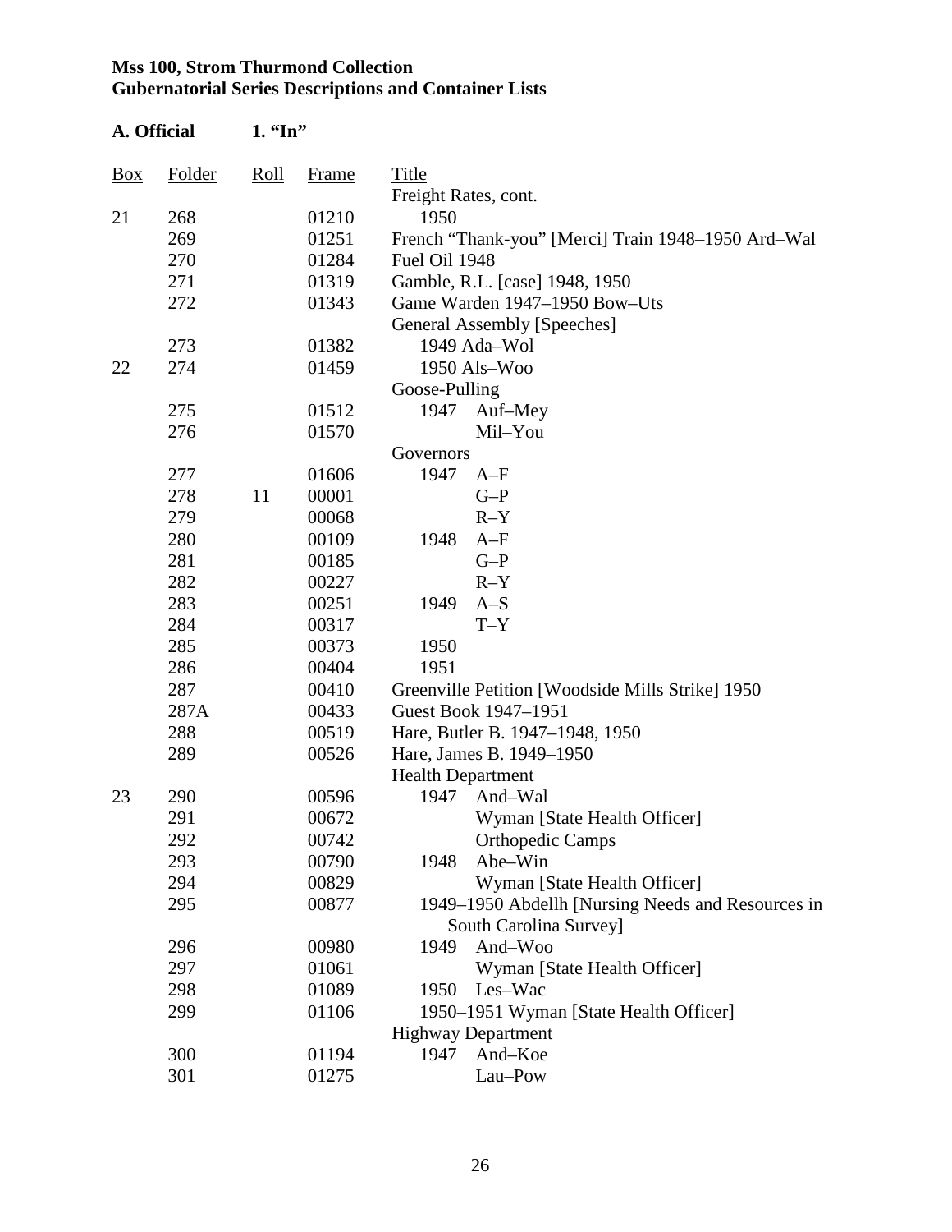**Mss 100, Strom Thurmond Collection**
**Gubernatorial Series Descriptions and Container Lists**

**A. Official 1. "In"**

| Box | Folder | Roll | Frame | Title |
|---|---|---|---|---|
| | | | | Freight Rates, cont. |
| 21 | 268 | | 01210 | 1950 |
| | 269 | | 01251 | French "Thank-you" [Merci] Train 1948–1950 Ard–Wal |
| | 270 | | 01284 | Fuel Oil 1948 |
| | 271 | | 01319 | Gamble, R.L. [case] 1948, 1950 |
| | 272 | | 01343 | Game Warden 1947–1950 Bow–Uts |
| | | | | General Assembly [Speeches] |
| | 273 | | 01382 | 1949 Ada–Wol |
| 22 | 274 | | 01459 | 1950 Als–Woo |
| | | | | Goose-Pulling |
| | 275 | | 01512 | 1947 Auf–Mey |
| | 276 | | 01570 | Mil–You |
| | | | | Governors |
| | 277 | | 01606 | 1947 A–F |
| | 278 | 11 | 00001 | G–P |
| | 279 | | 00068 | R–Y |
| | 280 | | 00109 | 1948 A–F |
| | 281 | | 00185 | G–P |
| | 282 | | 00227 | R–Y |
| | 283 | | 00251 | 1949 A–S |
| | 284 | | 00317 | T–Y |
| | 285 | | 00373 | 1950 |
| | 286 | | 00404 | 1951 |
| | 287 | | 00410 | Greenville Petition [Woodside Mills Strike] 1950 |
| | 287A | | 00433 | Guest Book 1947–1951 |
| | 288 | | 00519 | Hare, Butler B. 1947–1948, 1950 |
| | 289 | | 00526 | Hare, James B. 1949–1950 |
| | | | | Health Department |
| 23 | 290 | | 00596 | 1947 And–Wal |
| | 291 | | 00672 | Wyman [State Health Officer] |
| | 292 | | 00742 | Orthopedic Camps |
| | 293 | | 00790 | 1948 Abe–Win |
| | 294 | | 00829 | Wyman [State Health Officer] |
| | 295 | | 00877 | 1949–1950 Abdellh [Nursing Needs and Resources in South Carolina Survey] |
| | 296 | | 00980 | 1949 And–Woo |
| | 297 | | 01061 | Wyman [State Health Officer] |
| | 298 | | 01089 | 1950 Les–Wac |
| | 299 | | 01106 | 1950–1951 Wyman [State Health Officer] |
| | | | | Highway Department |
| | 300 | | 01194 | 1947 And–Koe |
| | 301 | | 01275 | Lau–Pow |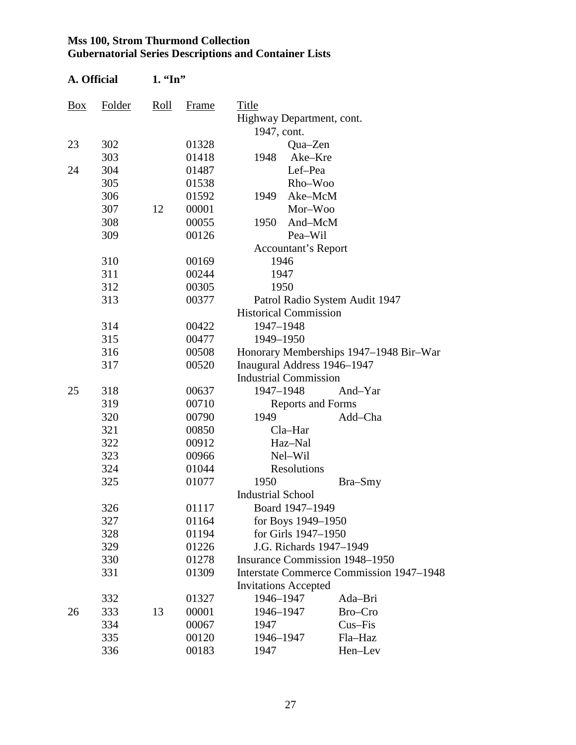**Mss 100, Strom Thurmond Collection**
**Gubernatorial Series Descriptions and Container Lists**

**A. Official** **1. "In"**

| Box | Folder | Roll | Frame | Title |
|---|---|---|---|---|
| | | | | Highway Department, cont. |
| | | | | 1947, cont. |
| 23 | 302 | | 01328 | Qua–Zen |
| | 303 | | 01418 | 1948 Ake–Kre |
| 24 | 304 | | 01487 | Lef–Pea |
| | 305 | | 01538 | Rho–Woo |
| | 306 | | 01592 | 1949 Ake–McM |
| | 307 | 12 | 00001 | Mor–Woo |
| | 308 | | 00055 | 1950 And–McM |
| | 309 | | 00126 | Pea–Wil |
| | | | | Accountant's Report |
| | 310 | | 00169 | 1946 |
| | 311 | | 00244 | 1947 |
| | 312 | | 00305 | 1950 |
| | 313 | | 00377 | Patrol Radio System Audit 1947 |
| | | | | Historical Commission |
| | 314 | | 00422 | 1947–1948 |
| | 315 | | 00477 | 1949–1950 |
| | 316 | | 00508 | Honorary Memberships 1947–1948 Bir–War |
| | 317 | | 00520 | Inaugural Address 1946–1947 |
| | | | | Industrial Commission |
| 25 | 318 | | 00637 | 1947–1948 And–Yar |
| | 319 | | 00710 | Reports and Forms |
| | 320 | | 00790 | 1949 Add–Cha |
| | 321 | | 00850 | Cla–Har |
| | 322 | | 00912 | Haz–Nal |
| | 323 | | 00966 | Nel–Wil |
| | 324 | | 01044 | Resolutions |
| | 325 | | 01077 | 1950 Bra–Smy |
| | | | | Industrial School |
| | 326 | | 01117 | Board 1947–1949 |
| | 327 | | 01164 | for Boys 1949–1950 |
| | 328 | | 01194 | for Girls 1947–1950 |
| | 329 | | 01226 | J.G. Richards 1947–1949 |
| | 330 | | 01278 | Insurance Commission 1948–1950 |
| | 331 | | 01309 | Interstate Commerce Commission 1947–1948 |
| | | | | Invitations Accepted |
| | 332 | | 01327 | 1946–1947 Ada–Bri |
| 26 | 333 | 13 | 00001 | 1946–1947 Bro–Cro |
| | 334 | | 00067 | 1947 Cus–Fis |
| | 335 | | 00120 | 1946–1947 Fla–Haz |
| | 336 | | 00183 | 1947 Hen–Lev |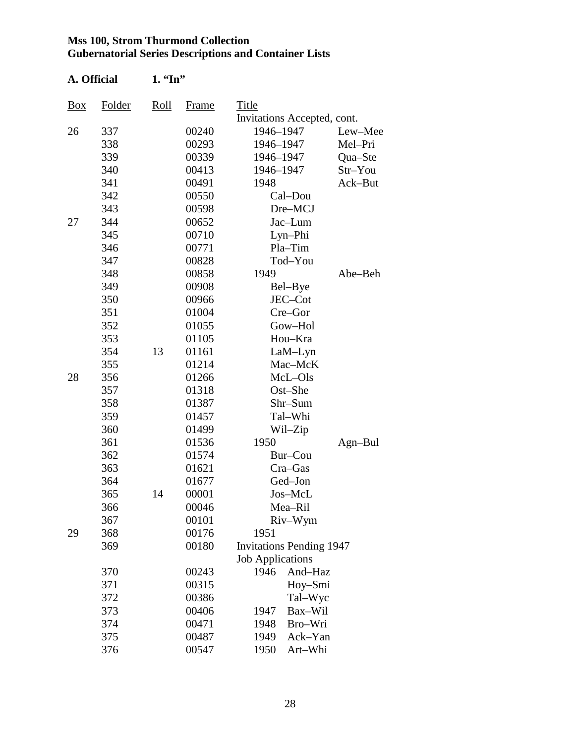**Mss 100, Strom Thurmond Collection**
**Gubernatorial Series Descriptions and Container Lists**

**A. Official 1. "In"**

| Box | Folder | Roll | Frame | Title | |
|---|---|---|---|---|---|
| | | | | Invitations Accepted, cont. | |
| 26 | 337 | | 00240 | 1946–1947 | Lew–Mee |
| | 338 | | 00293 | 1946–1947 | Mel–Pri |
| | 339 | | 00339 | 1946–1947 | Qua–Ste |
| | 340 | | 00413 | 1946–1947 | Str–You |
| | 341 | | 00491 | 1948 | Ack–But |
| | 342 | | 00550 | Cal–Dou | |
| | 343 | | 00598 | Dre–MCJ | |
| 27 | 344 | | 00652 | Jac–Lum | |
| | 345 | | 00710 | Lyn–Phi | |
| | 346 | | 00771 | Pla–Tim | |
| | 347 | | 00828 | Tod–You | |
| | 348 | | 00858 | 1949 | Abe–Beh |
| | 349 | | 00908 | Bel–Bye | |
| | 350 | | 00966 | JEC–Cot | |
| | 351 | | 01004 | Cre–Gor | |
| | 352 | | 01055 | Gow–Hol | |
| | 353 | | 01105 | Hou–Kra | |
| | 354 | 13 | 01161 | LaM–Lyn | |
| | 355 | | 01214 | Mac–McK | |
| 28 | 356 | | 01266 | McL–Ols | |
| | 357 | | 01318 | Ost–She | |
| | 358 | | 01387 | Shr–Sum | |
| | 359 | | 01457 | Tal–Whi | |
| | 360 | | 01499 | Wil–Zip | |
| | 361 | | 01536 | 1950 | Agn–Bul |
| | 362 | | 01574 | Bur–Cou | |
| | 363 | | 01621 | Cra–Gas | |
| | 364 | | 01677 | Ged–Jon | |
| | 365 | 14 | 00001 | Jos–McL | |
| | 366 | | 00046 | Mea–Ril | |
| | 367 | | 00101 | Riv–Wym | |
| 29 | 368 | | 00176 | 1951 | |
| | 369 | | 00180 | Invitations Pending 1947 | |
| | | | | Job Applications | |
| | 370 | | 00243 | 1946 And–Haz | |
| | 371 | | 00315 | Hoy–Smi | |
| | 372 | | 00386 | Tal–Wyc | |
| | 373 | | 00406 | 1947 Bax–Wil | |
| | 374 | | 00471 | 1948 Bro–Wri | |
| | 375 | | 00487 | 1949 Ack–Yan | |
| | 376 | | 00547 | 1950 Art–Whi | |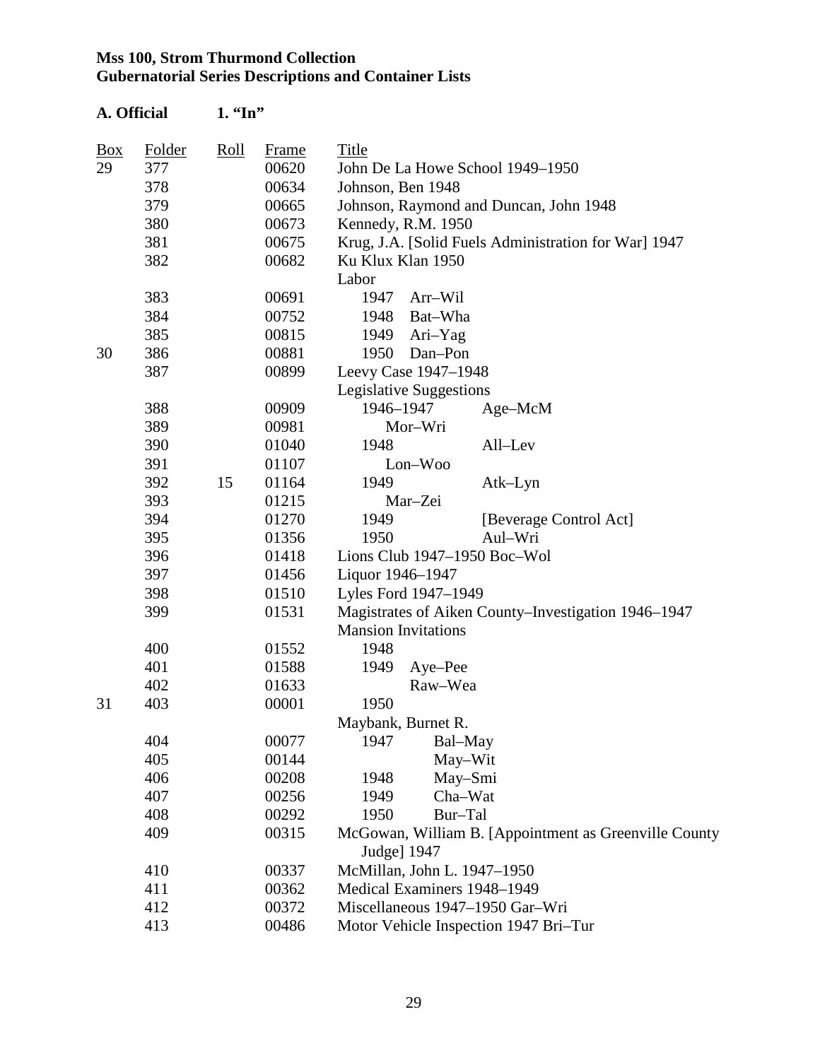**Mss 100, Strom Thurmond Collection**
**Gubernatorial Series Descriptions and Container Lists**

**A. Official** **1. "In"**

| Box | Folder | Roll | Frame | Title |
|---|---|---|---|---|
| 29 | 377 | | 00620 | John De La Howe School 1949–1950 |
| | 378 | | 00634 | Johnson, Ben 1948 |
| | 379 | | 00665 | Johnson, Raymond and Duncan, John 1948 |
| | 380 | | 00673 | Kennedy, R.M. 1950 |
| | 381 | | 00675 | Krug, J.A. [Solid Fuels Administration for War] 1947 |
| | 382 | | 00682 | Ku Klux Klan 1950 |
| | | | | Labor |
| | 383 | | 00691 | 1947 Arr–Wil |
| | 384 | | 00752 | 1948 Bat–Wha |
| | 385 | | 00815 | 1949 Ari–Yag |
| 30 | 386 | | 00881 | 1950 Dan–Pon |
| | 387 | | 00899 | Leevy Case 1947–1948 |
| | | | | Legislative Suggestions |
| | 388 | | 00909 | 1946–1947 Age–McM |
| | 389 | | 00981 | Mor–Wri |
| | 390 | | 01040 | 1948 All–Lev |
| | 391 | | 01107 | Lon–Woo |
| | 392 | 15 | 01164 | 1949 Atk–Lyn |
| | 393 | | 01215 | Mar–Zei |
| | 394 | | 01270 | 1949 [Beverage Control Act] |
| | 395 | | 01356 | 1950 Aul–Wri |
| | 396 | | 01418 | Lions Club 1947–1950 Boc–Wol |
| | 397 | | 01456 | Liquor 1946–1947 |
| | 398 | | 01510 | Lyles Ford 1947–1949 |
| | 399 | | 01531 | Magistrates of Aiken County–Investigation 1946–1947 |
| | | | | Mansion Invitations |
| | 400 | | 01552 | 1948 |
| | 401 | | 01588 | 1949 Aye–Pee |
| | 402 | | 01633 | Raw–Wea |
| 31 | 403 | | 00001 | 1950 |
| | | | | Maybank, Burnet R. |
| | 404 | | 00077 | 1947 Bal–May |
| | 405 | | 00144 | May–Wit |
| | 406 | | 00208 | 1948 May–Smi |
| | 407 | | 00256 | 1949 Cha–Wat |
| | 408 | | 00292 | 1950 Bur–Tal |
| | 409 | | 00315 | McGowan, William B. [Appointment as Greenville County Judge] 1947 |
| | 410 | | 00337 | McMillan, John L. 1947–1950 |
| | 411 | | 00362 | Medical Examiners 1948–1949 |
| | 412 | | 00372 | Miscellaneous 1947–1950 Gar–Wri |
| | 413 | | 00486 | Motor Vehicle Inspection 1947 Bri–Tur |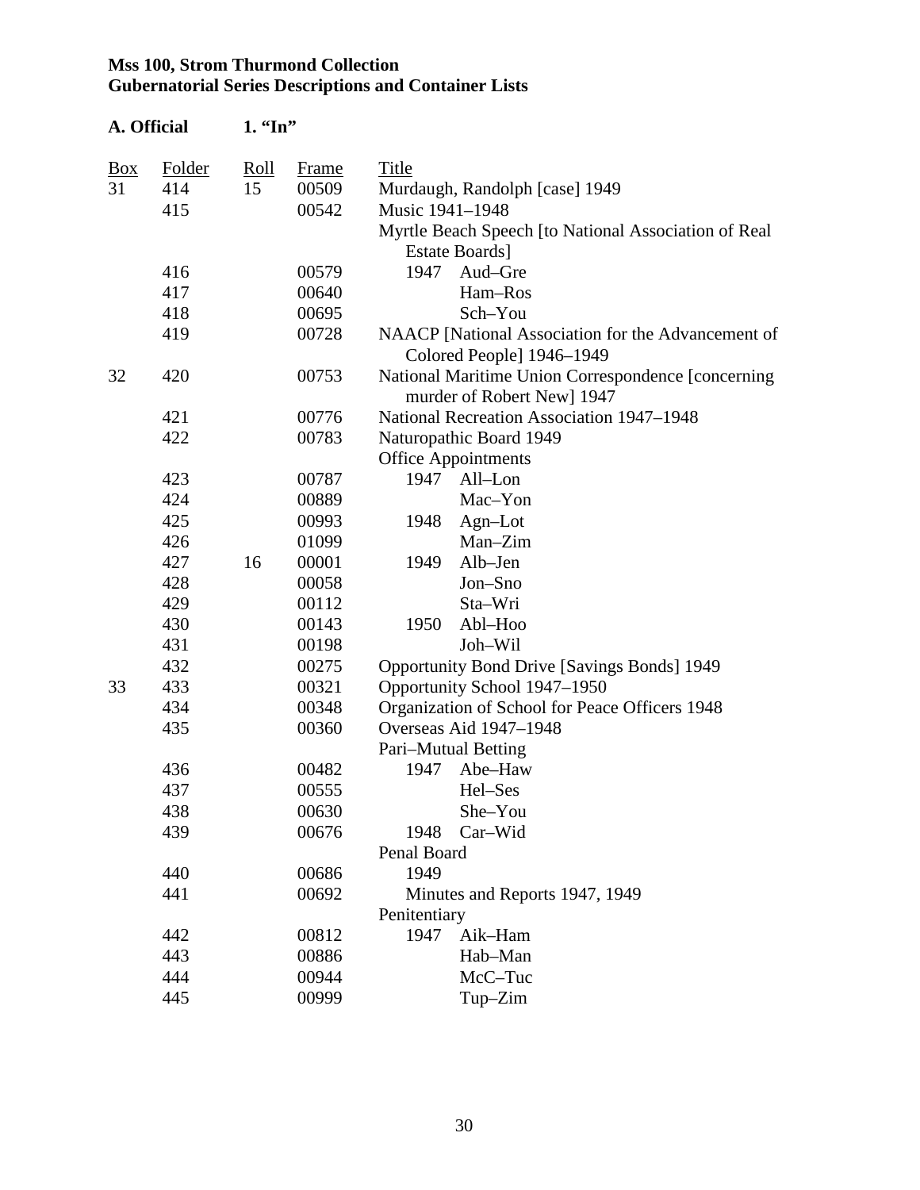**Mss 100, Strom Thurmond Collection**
**Gubernatorial Series Descriptions and Container Lists**

**A. Official 1. "In"**

| Box | Folder | Roll | Frame | Title |
|---|---|---|---|---|
| 31 | 414 | 15 | 00509 | Murdaugh, Randolph [case] 1949 |
| | 415 | | 00542 | Music 1941–1948 |
| | | | | Myrtle Beach Speech [to National Association of Real Estate Boards] |
| | 416 | | 00579 | 1947 Aud–Gre |
| | 417 | | 00640 | Ham–Ros |
| | 418 | | 00695 | Sch–You |
| | 419 | | 00728 | NAACP [National Association for the Advancement of Colored People] 1946–1949 |
| 32 | 420 | | 00753 | National Maritime Union Correspondence [concerning murder of Robert New] 1947 |
| | 421 | | 00776 | National Recreation Association 1947–1948 |
| | 422 | | 00783 | Naturopathic Board 1949 |
| | | | | Office Appointments |
| | 423 | | 00787 | 1947 All–Lon |
| | 424 | | 00889 | Mac–Yon |
| | 425 | | 00993 | 1948 Agn–Lot |
| | 426 | | 01099 | Man–Zim |
| | 427 | 16 | 00001 | 1949 Alb–Jen |
| | 428 | | 00058 | Jon–Sno |
| | 429 | | 00112 | Sta–Wri |
| | 430 | | 00143 | 1950 Abl–Hoo |
| | 431 | | 00198 | Joh–Wil |
| | 432 | | 00275 | Opportunity Bond Drive [Savings Bonds] 1949 |
| 33 | 433 | | 00321 | Opportunity School 1947–1950 |
| | 434 | | 00348 | Organization of School for Peace Officers 1948 |
| | 435 | | 00360 | Overseas Aid 1947–1948 |
| | | | | Pari–Mutual Betting |
| | 436 | | 00482 | 1947 Abe–Haw |
| | 437 | | 00555 | Hel–Ses |
| | 438 | | 00630 | She–You |
| | 439 | | 00676 | 1948 Car–Wid |
| | | | | Penal Board |
| | 440 | | 00686 | 1949 |
| | 441 | | 00692 | Minutes and Reports 1947, 1949 |
| | | | | Penitentiary |
| | 442 | | 00812 | 1947 Aik–Ham |
| | 443 | | 00886 | Hab–Man |
| | 444 | | 00944 | McC–Tuc |
| | 445 | | 00999 | Tup–Zim |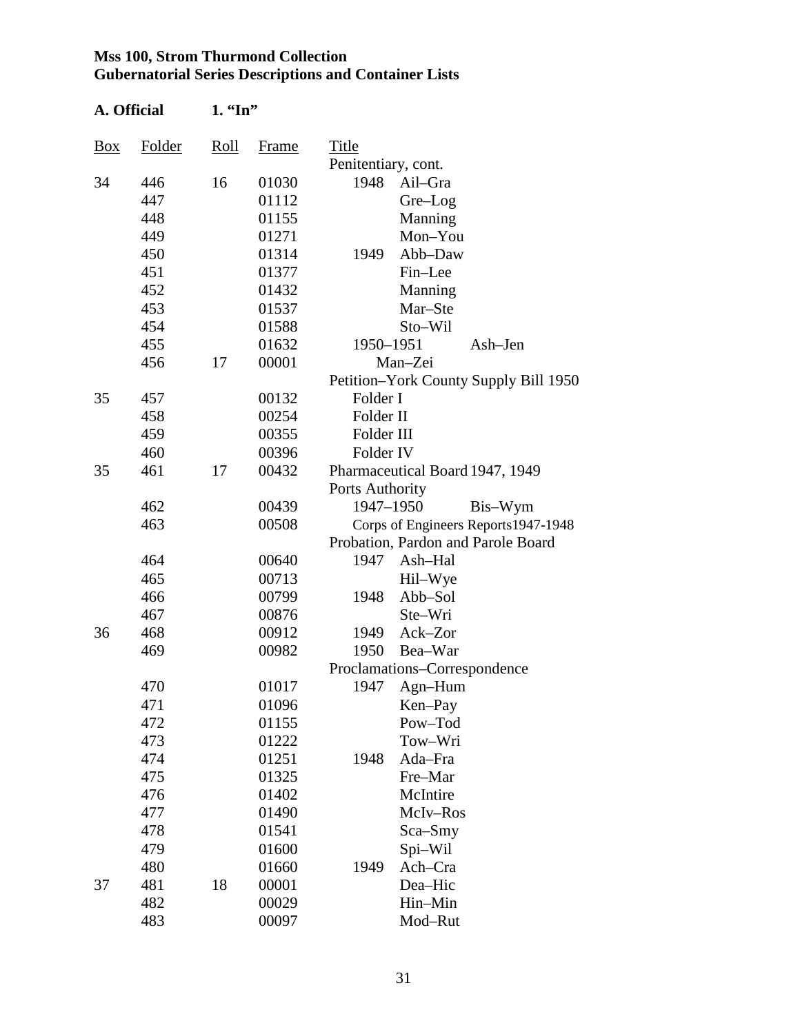**Mss 100, Strom Thurmond Collection**
**Gubernatorial Series Descriptions and Container Lists**

**A. Official 1. "In"**

| Box | Folder | Roll | Frame | Title |
|---|---|---|---|---|
| | | | | Penitentiary, cont. |
| 34 | 446 | 16 | 01030 | 1948 Ail–Gra |
| | 447 | | 01112 | Gre–Log |
| | 448 | | 01155 | Manning |
| | 449 | | 01271 | Mon–You |
| | 450 | | 01314 | 1949 Abb–Daw |
| | 451 | | 01377 | Fin–Lee |
| | 452 | | 01432 | Manning |
| | 453 | | 01537 | Mar–Ste |
| | 454 | | 01588 | Sto–Wil |
| | 455 | | 01632 | 1950–1951 Ash–Jen |
| | 456 | 17 | 00001 | Man–Zei |
| | | | | Petition–York County Supply Bill 1950 |
| 35 | 457 | | 00132 | Folder I |
| | 458 | | 00254 | Folder II |
| | 459 | | 00355 | Folder III |
| | 460 | | 00396 | Folder IV |
| 35 | 461 | 17 | 00432 | Pharmaceutical Board 1947, 1949 |
| | | | | Ports Authority |
| | 462 | | 00439 | 1947–1950 Bis–Wym |
| | 463 | | 00508 | Corps of Engineers Reports1947-1948 |
| | | | | Probation, Pardon and Parole Board |
| | 464 | | 00640 | 1947 Ash–Hal |
| | 465 | | 00713 | Hil–Wye |
| | 466 | | 00799 | 1948 Abb–Sol |
| | 467 | | 00876 | Ste–Wri |
| 36 | 468 | | 00912 | 1949 Ack–Zor |
| | 469 | | 00982 | 1950 Bea–War |
| | | | | Proclamations–Correspondence |
| | 470 | | 01017 | 1947 Agn–Hum |
| | 471 | | 01096 | Ken–Pay |
| | 472 | | 01155 | Pow–Tod |
| | 473 | | 01222 | Tow–Wri |
| | 474 | | 01251 | 1948 Ada–Fra |
| | 475 | | 01325 | Fre–Mar |
| | 476 | | 01402 | McIntire |
| | 477 | | 01490 | McIv–Ros |
| | 478 | | 01541 | Sca–Smy |
| | 479 | | 01600 | Spi–Wil |
| | 480 | | 01660 | 1949 Ach–Cra |
| 37 | 481 | 18 | 00001 | Dea–Hic |
| | 482 | | 00029 | Hin–Min |
| | 483 | | 00097 | Mod–Rut |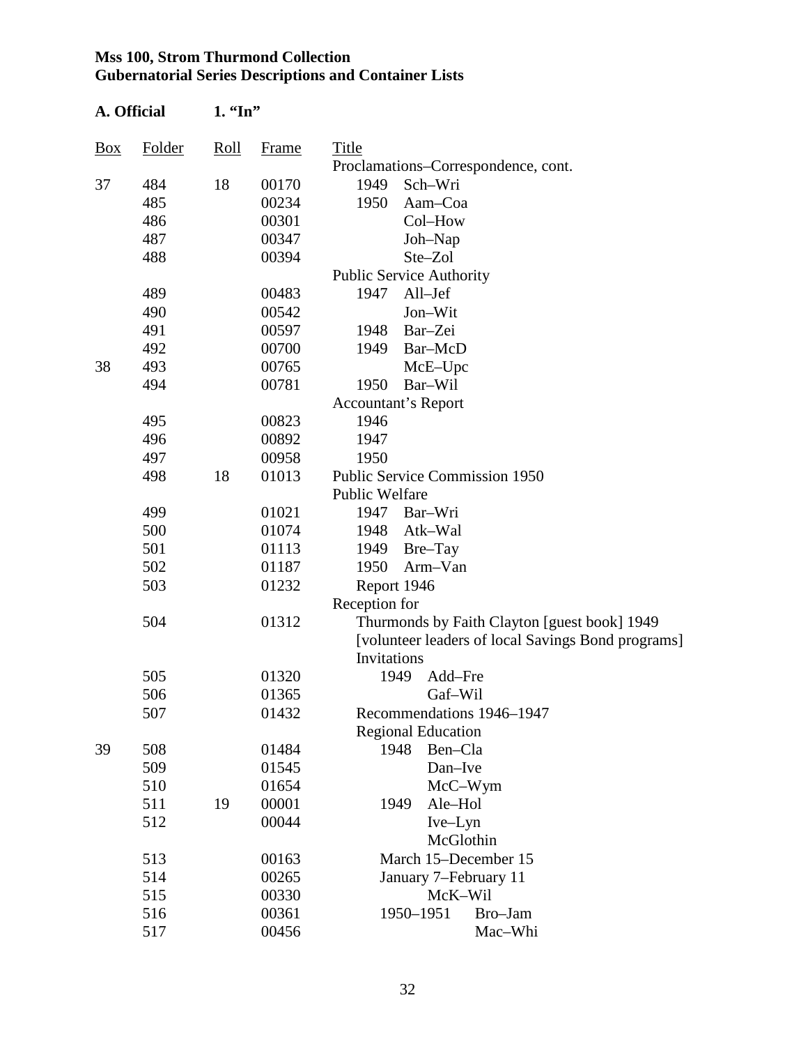**Mss 100, Strom Thurmond Collection**
**Gubernatorial Series Descriptions and Container Lists**

**A. Official** **1. "In"**

| Box | Folder | Roll | Frame | Title |
|---|---|---|---|---|
| | | | | Proclamations–Correspondence, cont. |
| 37 | 484 | 18 | 00170 | 1949 Sch–Wri |
| | 485 | | 00234 | 1950 Aam–Coa |
| | 486 | | 00301 | Col–How |
| | 487 | | 00347 | Joh–Nap |
| | 488 | | 00394 | Ste–Zol |
| | | | | Public Service Authority |
| | 489 | | 00483 | 1947 All–Jef |
| | 490 | | 00542 | Jon–Wit |
| | 491 | | 00597 | 1948 Bar–Zei |
| | 492 | | 00700 | 1949 Bar–McD |
| 38 | 493 | | 00765 | McE–Upc |
| | 494 | | 00781 | 1950 Bar–Wil |
| | | | | Accountant's Report |
| | 495 | | 00823 | 1946 |
| | 496 | | 00892 | 1947 |
| | 497 | | 00958 | 1950 |
| | 498 | 18 | 01013 | Public Service Commission 1950 |
| | | | | Public Welfare |
| | 499 | | 01021 | 1947 Bar–Wri |
| | 500 | | 01074 | 1948 Atk–Wal |
| | 501 | | 01113 | 1949 Bre–Tay |
| | 502 | | 01187 | 1950 Arm–Van |
| | 503 | | 01232 | Report 1946 |
| | | | | Reception for |
| | 504 | | 01312 | Thurmonds by Faith Clayton [guest book] 1949 |
| | | | | [volunteer leaders of local Savings Bond programs] |
| | | | | Invitations |
| | 505 | | 01320 | 1949 Add–Fre |
| | 506 | | 01365 | Gaf–Wil |
| | 507 | | 01432 | Recommendations 1946–1947 |
| | | | | Regional Education |
| 39 | 508 | | 01484 | 1948 Ben–Cla |
| | 509 | | 01545 | Dan–Ive |
| | 510 | | 01654 | McC–Wym |
| | 511 | 19 | 00001 | 1949 Ale–Hol |
| | 512 | | 00044 | Ive–Lyn |
| | | | | McGlothin |
| | 513 | | 00163 | March 15–December 15 |
| | 514 | | 00265 | January 7–February 11 |
| | 515 | | 00330 | McK–Wil |
| | 516 | | 00361 | 1950–1951 Bro–Jam |
| | 517 | | 00456 | Mac–Whi |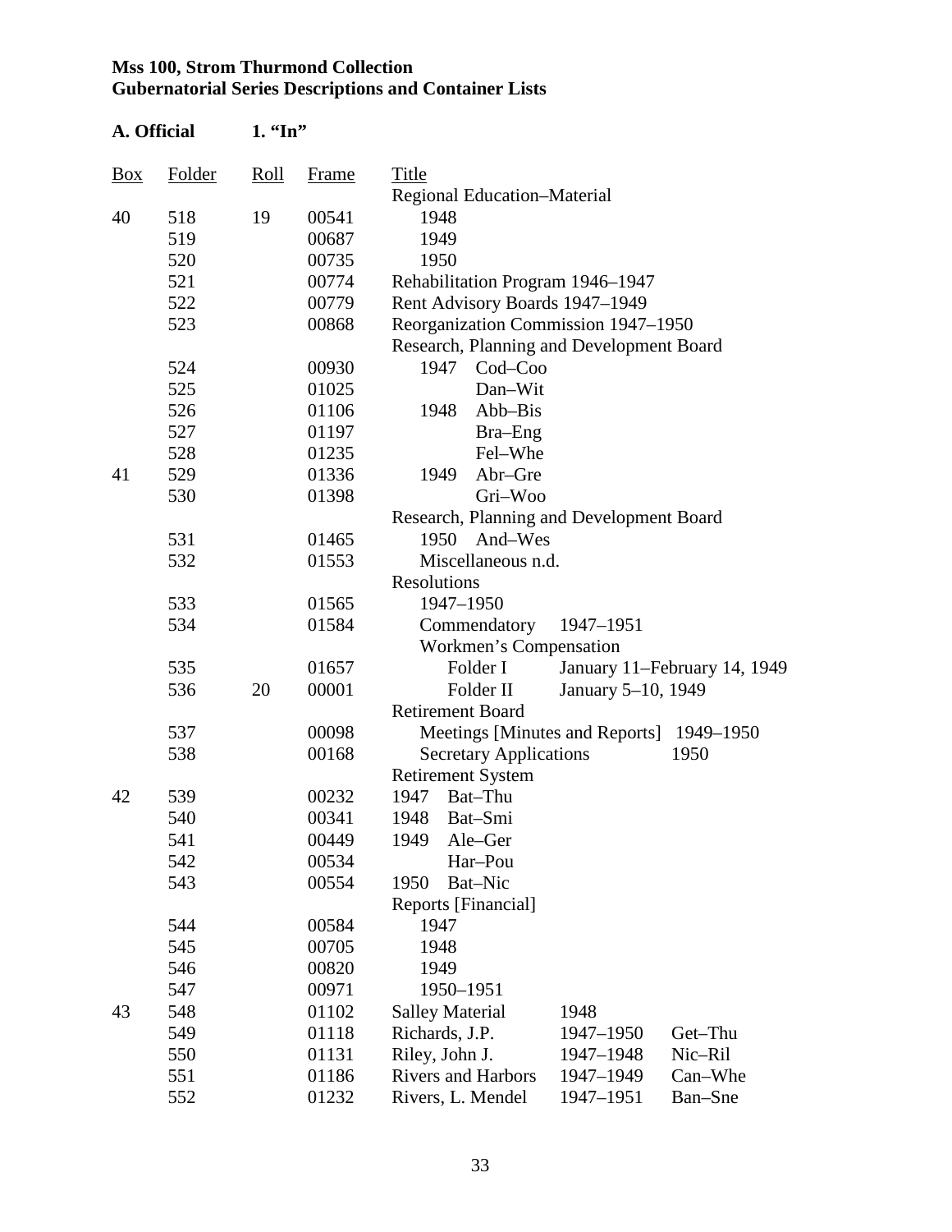**Mss 100, Strom Thurmond Collection**
**Gubernatorial Series Descriptions and Container Lists**

**A. Official** **1. "In"**

| Box | Folder | Roll | Frame | Title |
|---|---|---|---|---|
| | | | | Regional Education–Material |
| 40 | 518 | 19 | 00541 | 1948 |
| | 519 | | 00687 | 1949 |
| | 520 | | 00735 | 1950 |
| | 521 | | 00774 | Rehabilitation Program 1946–1947 |
| | 522 | | 00779 | Rent Advisory Boards 1947–1949 |
| | 523 | | 00868 | Reorganization Commission 1947–1950 |
| | | | | Research, Planning and Development Board |
| | 524 | | 00930 | 1947 Cod–Coo |
| | 525 | | 01025 | Dan–Wit |
| | 526 | | 01106 | 1948 Abb–Bis |
| | 527 | | 01197 | Bra–Eng |
| | 528 | | 01235 | Fel–Whe |
| 41 | 529 | | 01336 | 1949 Abr–Gre |
| | 530 | | 01398 | Gri–Woo |
| | | | | Research, Planning and Development Board |
| | 531 | | 01465 | 1950 And–Wes |
| | 532 | | 01553 | Miscellaneous n.d. |
| | | | | Resolutions |
| | 533 | | 01565 | 1947–1950 |
| | 534 | | 01584 | Commendatory 1947–1951 |
| | | | | Workmen's Compensation |
| | 535 | | 01657 | Folder I January 11–February 14, 1949 |
| | 536 | 20 | 00001 | Folder II January 5–10, 1949 |
| | | | | Retirement Board |
| | 537 | | 00098 | Meetings [Minutes and Reports] 1949–1950 |
| | 538 | | 00168 | Secretary Applications 1950 |
| | | | | Retirement System |
| 42 | 539 | | 00232 | 1947 Bat–Thu |
| | 540 | | 00341 | 1948 Bat–Smi |
| | 541 | | 00449 | 1949 Ale–Ger |
| | 542 | | 00534 | Har–Pou |
| | 543 | | 00554 | 1950 Bat–Nic |
| | | | | Reports [Financial] |
| | 544 | | 00584 | 1947 |
| | 545 | | 00705 | 1948 |
| | 546 | | 00820 | 1949 |
| | 547 | | 00971 | 1950–1951 |
| 43 | 548 | | 01102 | Salley Material 1948 |
| | 549 | | 01118 | Richards, J.P. 1947–1950 Get–Thu |
| | 550 | | 01131 | Riley, John J. 1947–1948 Nic–Ril |
| | 551 | | 01186 | Rivers and Harbors 1947–1949 Can–Whe |
| | 552 | | 01232 | Rivers, L. Mendel 1947–1951 Ban–Sne |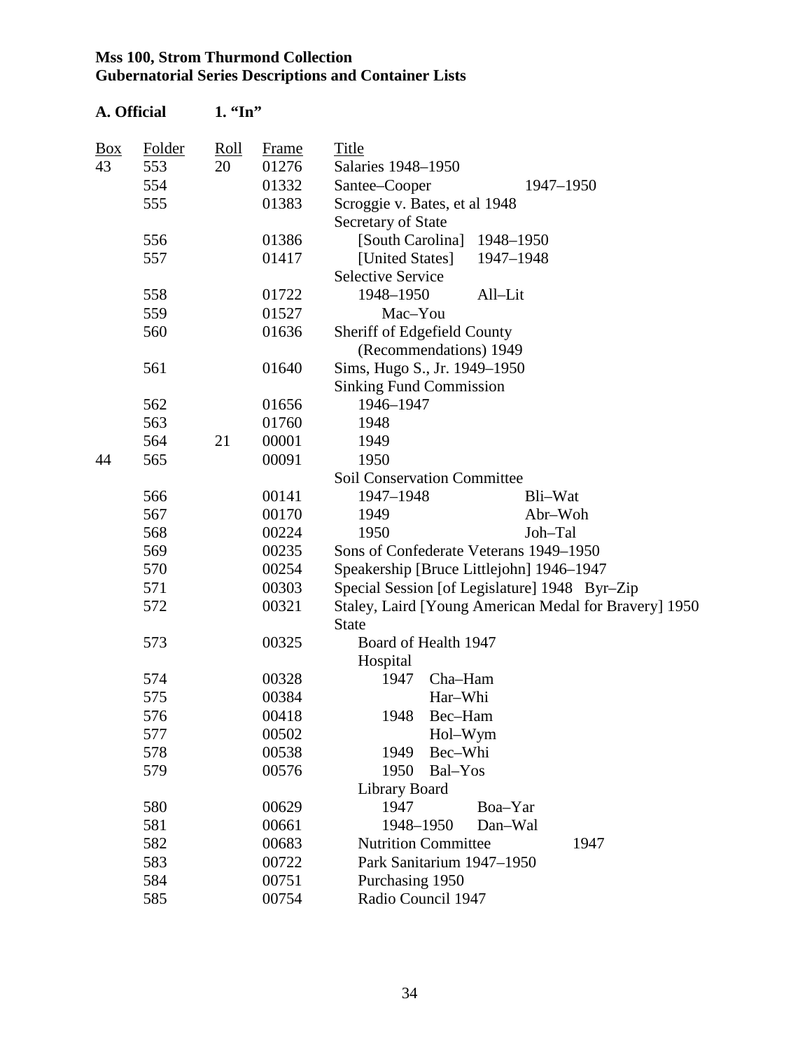**Mss 100, Strom Thurmond Collection**
**Gubernatorial Series Descriptions and Container Lists**

**A. Official 1. "In"**

| Box | Folder | Roll | Frame | Title |
|---|---|---|---|---|
| 43 | 553 | 20 | 01276 | Salaries 1948–1950 |
| | 554 | | 01332 | Santee–Cooper 1947–1950 |
| | 555 | | 01383 | Scroggie v. Bates, et al 1948 |
| | | | | Secretary of State |
| | 556 | | 01386 | [South Carolina] 1948–1950 |
| | 557 | | 01417 | [United States] 1947–1948 |
| | | | | Selective Service |
| | 558 | | 01722 | 1948–1950 All–Lit |
| | 559 | | 01527 | Mac–You |
| | 560 | | 01636 | Sheriff of Edgefield County (Recommendations) 1949 |
| | 561 | | 01640 | Sims, Hugo S., Jr. 1949–1950 |
| | | | | Sinking Fund Commission |
| | 562 | | 01656 | 1946–1947 |
| | 563 | | 01760 | 1948 |
| | 564 | 21 | 00001 | 1949 |
| 44 | 565 | | 00091 | 1950 |
| | | | | Soil Conservation Committee |
| | 566 | | 00141 | 1947–1948 Bli–Wat |
| | 567 | | 00170 | 1949 Abr–Woh |
| | 568 | | 00224 | 1950 Joh–Tal |
| | 569 | | 00235 | Sons of Confederate Veterans 1949–1950 |
| | 570 | | 00254 | Speakership [Bruce Littlejohn] 1946–1947 |
| | 571 | | 00303 | Special Session [of Legislature] 1948 Byr–Zip |
| | 572 | | 00321 | Staley, Laird [Young American Medal for Bravery] 1950 |
| | | | | State |
| | 573 | | 00325 | Board of Health 1947 |
| | | | | Hospital |
| | 574 | | 00328 | 1947 Cha–Ham |
| | 575 | | 00384 | Har–Whi |
| | 576 | | 00418 | 1948 Bec–Ham |
| | 577 | | 00502 | Hol–Wym |
| | 578 | | 00538 | 1949 Bec–Whi |
| | 579 | | 00576 | 1950 Bal–Yos |
| | | | | Library Board |
| | 580 | | 00629 | 1947 Boa–Yar |
| | 581 | | 00661 | 1948–1950 Dan–Wal |
| | 582 | | 00683 | Nutrition Committee 1947 |
| | 583 | | 00722 | Park Sanitarium 1947–1950 |
| | 584 | | 00751 | Purchasing 1950 |
| | 585 | | 00754 | Radio Council 1947 |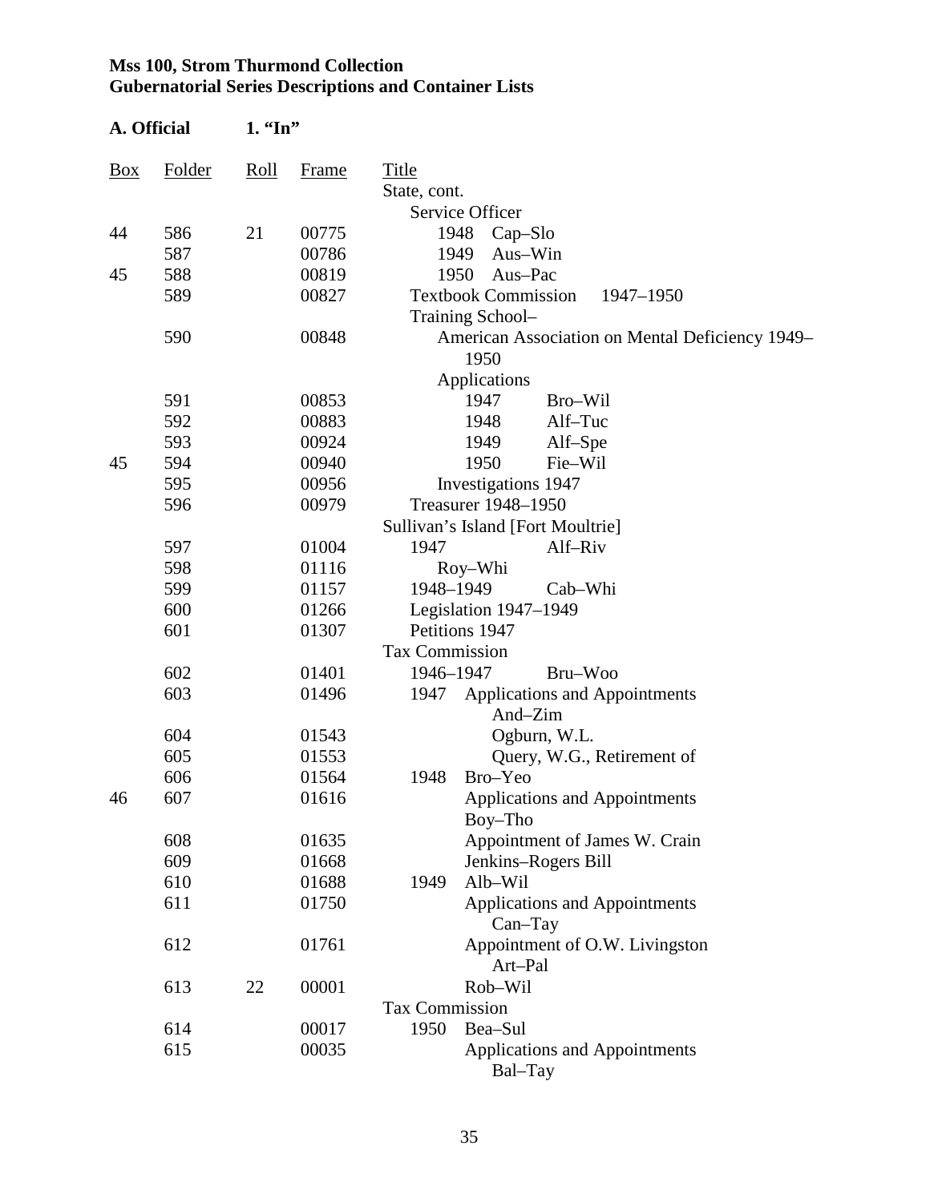**Mss 100, Strom Thurmond Collection**
**Gubernatorial Series Descriptions and Container Lists**

**A. Official** **1. "In"**

| Box | Folder | Roll | Frame | Title |
|---|---|---|---|---|
| | | | | State, cont. |
| | | | | Service Officer |
| 44 | 586 | 21 | 00775 | 1948 Cap–Slo |
| | 587 | | 00786 | 1949 Aus–Win |
| 45 | 588 | | 00819 | 1950 Aus–Pac |
| | 589 | | 00827 | Textbook Commission 1947–1950 |
| | | | | Training School– |
| | 590 | | 00848 | American Association on Mental Deficiency 1949–1950 |
| | | | | Applications |
| | 591 | | 00853 | 1947 Bro–Wil |
| | 592 | | 00883 | 1948 Alf–Tuc |
| | 593 | | 00924 | 1949 Alf–Spe |
| 45 | 594 | | 00940 | 1950 Fie–Wil |
| | 595 | | 00956 | Investigations 1947 |
| | 596 | | 00979 | Treasurer 1948–1950 |
| | | | | Sullivan's Island [Fort Moultrie] |
| | 597 | | 01004 | 1947 Alf–Riv |
| | 598 | | 01116 | Roy–Whi |
| | 599 | | 01157 | 1948–1949 Cab–Whi |
| | 600 | | 01266 | Legislation 1947–1949 |
| | 601 | | 01307 | Petitions 1947 |
| | | | | Tax Commission |
| | 602 | | 01401 | 1946–1947 Bru–Woo |
| | 603 | | 01496 | 1947 Applications and Appointments And–Zim |
| | 604 | | 01543 | Ogburn, W.L. |
| | 605 | | 01553 | Query, W.G., Retirement of |
| | 606 | | 01564 | 1948 Bro–Yeo |
| 46 | 607 | | 01616 | Applications and Appointments Boy–Tho |
| | 608 | | 01635 | Appointment of James W. Crain |
| | 609 | | 01668 | Jenkins–Rogers Bill |
| | 610 | | 01688 | 1949 Alb–Wil |
| | 611 | | 01750 | Applications and Appointments Can–Tay |
| | 612 | | 01761 | Appointment of O.W. Livingston Art–Pal |
| | 613 | 22 | 00001 | Rob–Wil |
| | | | | Tax Commission |
| | 614 | | 00017 | 1950 Bea–Sul |
| | 615 | | 00035 | Applications and Appointments Bal–Tay |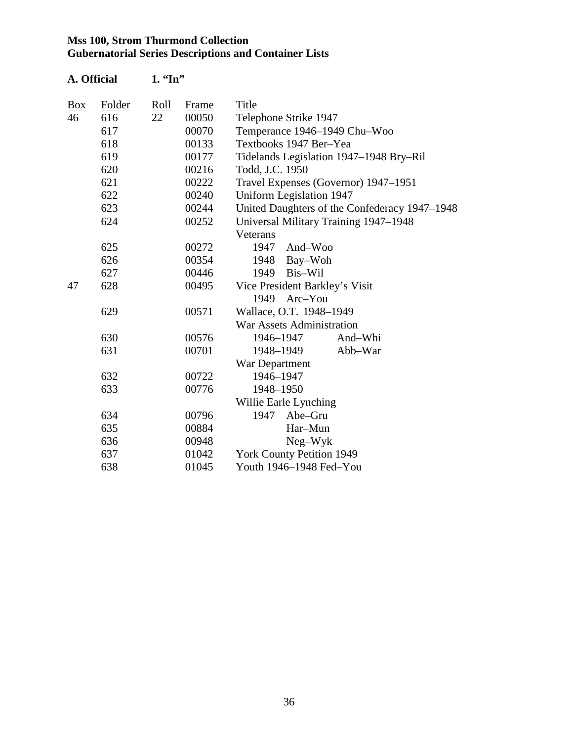**Mss 100, Strom Thurmond Collection**
**Gubernatorial Series Descriptions and Container Lists**

**A. Official 1. "In"**

| Box | Folder | Roll | Frame | Title |
|---|---|---|---|---|
| 46 | 616 | 22 | 00050 | Telephone Strike 1947 |
| | 617 | | 00070 | Temperance 1946–1949 Chu–Woo |
| | 618 | | 00133 | Textbooks 1947 Ber–Yea |
| | 619 | | 00177 | Tidelands Legislation 1947–1948 Bry–Ril |
| | 620 | | 00216 | Todd, J.C. 1950 |
| | 621 | | 00222 | Travel Expenses (Governor) 1947–1951 |
| | 622 | | 00240 | Uniform Legislation 1947 |
| | 623 | | 00244 | United Daughters of the Confederacy 1947–1948 |
| | 624 | | 00252 | Universal Military Training 1947–1948 |
| | | | | Veterans |
| | 625 | | 00272 | 1947 And–Woo |
| | 626 | | 00354 | 1948 Bay–Woh |
| | 627 | | 00446 | 1949 Bis–Wil |
| 47 | 628 | | 00495 | Vice President Barkley's Visit |
| | | | | 1949 Arc–You |
| | 629 | | 00571 | Wallace, O.T. 1948–1949 |
| | | | | War Assets Administration |
| | 630 | | 00576 | 1946–1947 And–Whi |
| | 631 | | 00701 | 1948–1949 Abb–War |
| | | | | War Department |
| | 632 | | 00722 | 1946–1947 |
| | 633 | | 00776 | 1948–1950 |
| | | | | Willie Earle Lynching |
| | 634 | | 00796 | 1947 Abe–Gru |
| | 635 | | 00884 | Har–Mun |
| | 636 | | 00948 | Neg–Wyk |
| | 637 | | 01042 | York County Petition 1949 |
| | 638 | | 01045 | Youth 1946–1948 Fed–You |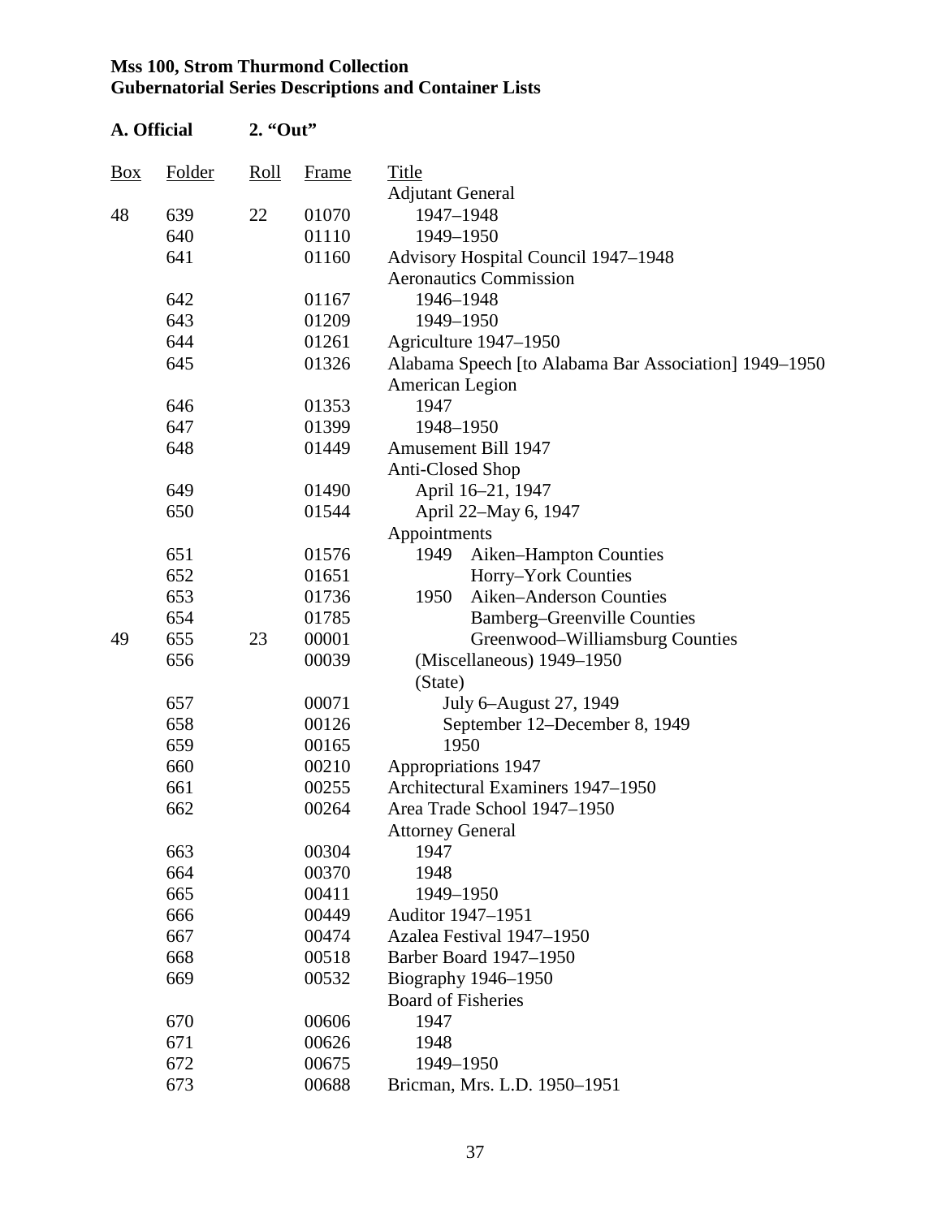**Mss 100, Strom Thurmond Collection**
**Gubernatorial Series Descriptions and Container Lists**

**A. Official 2. "Out"**

| Box | Folder | Roll | Frame | Title |
|---|---|---|---|---|
| | | | | Adjutant General |
| 48 | 639 | 22 | 01070 | 1947–1948 |
| | 640 | | 01110 | 1949–1950 |
| | 641 | | 01160 | Advisory Hospital Council 1947–1948 |
| | | | | Aeronautics Commission |
| | 642 | | 01167 | 1946–1948 |
| | 643 | | 01209 | 1949–1950 |
| | 644 | | 01261 | Agriculture 1947–1950 |
| | 645 | | 01326 | Alabama Speech [to Alabama Bar Association] 1949–1950 |
| | | | | American Legion |
| | 646 | | 01353 | 1947 |
| | 647 | | 01399 | 1948–1950 |
| | 648 | | 01449 | Amusement Bill 1947 |
| | | | | Anti-Closed Shop |
| | 649 | | 01490 | April 16–21, 1947 |
| | 650 | | 01544 | April 22–May 6, 1947 |
| | | | | Appointments |
| | 651 | | 01576 | 1949 Aiken–Hampton Counties |
| | 652 | | 01651 | Horry–York Counties |
| | 653 | | 01736 | 1950 Aiken–Anderson Counties |
| | 654 | | 01785 | Bamberg–Greenville Counties |
| 49 | 655 | 23 | 00001 | Greenwood–Williamsburg Counties |
| | 656 | | 00039 | (Miscellaneous) 1949–1950 |
| | | | | (State) |
| | 657 | | 00071 | July 6–August 27, 1949 |
| | 658 | | 00126 | September 12–December 8, 1949 |
| | 659 | | 00165 | 1950 |
| | 660 | | 00210 | Appropriations 1947 |
| | 661 | | 00255 | Architectural Examiners 1947–1950 |
| | 662 | | 00264 | Area Trade School 1947–1950 |
| | | | | Attorney General |
| | 663 | | 00304 | 1947 |
| | 664 | | 00370 | 1948 |
| | 665 | | 00411 | 1949–1950 |
| | 666 | | 00449 | Auditor 1947–1951 |
| | 667 | | 00474 | Azalea Festival 1947–1950 |
| | 668 | | 00518 | Barber Board 1947–1950 |
| | 669 | | 00532 | Biography 1946–1950 |
| | | | | Board of Fisheries |
| | 670 | | 00606 | 1947 |
| | 671 | | 00626 | 1948 |
| | 672 | | 00675 | 1949–1950 |
| | 673 | | 00688 | Bricman, Mrs. L.D. 1950–1951 |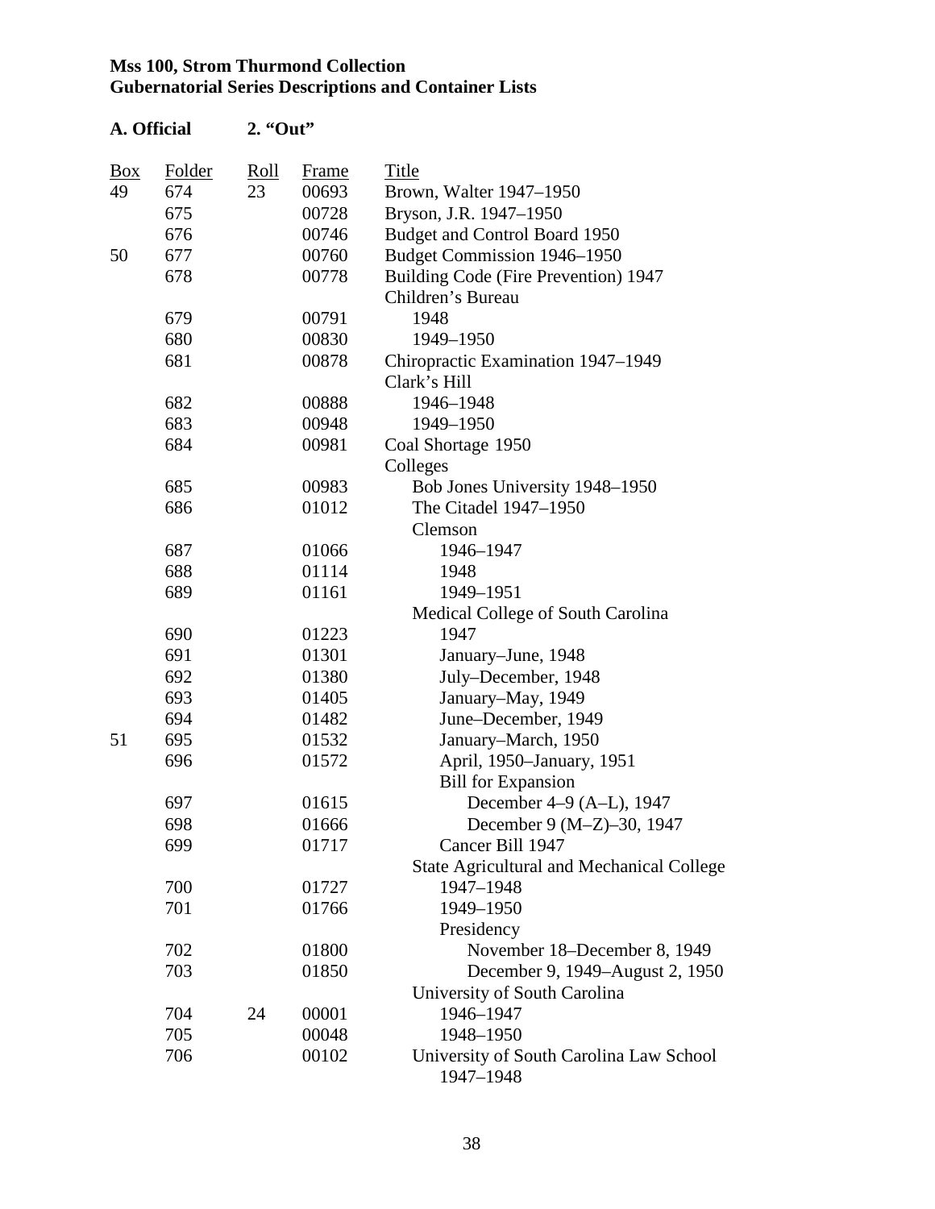**Mss 100, Strom Thurmond Collection**
**Gubernatorial Series Descriptions and Container Lists**

**A. Official** **2. "Out"**

| Box | Folder | Roll | Frame | Title |
|---|---|---|---|---|
| 49 | 674 | 23 | 00693 | Brown, Walter 1947–1950 |
| | 675 | | 00728 | Bryson, J.R. 1947–1950 |
| | 676 | | 00746 | Budget and Control Board 1950 |
| 50 | 677 | | 00760 | Budget Commission 1946–1950 |
| | 678 | | 00778 | Building Code (Fire Prevention) 1947 |
| | | | | Children's Bureau |
| | 679 | | 00791 | 1948 |
| | 680 | | 00830 | 1949–1950 |
| | 681 | | 00878 | Chiropractic Examination 1947–1949 |
| | | | | Clark's Hill |
| | 682 | | 00888 | 1946–1948 |
| | 683 | | 00948 | 1949–1950 |
| | 684 | | 00981 | Coal Shortage 1950 |
| | | | | Colleges |
| | 685 | | 00983 | Bob Jones University 1948–1950 |
| | 686 | | 01012 | The Citadel 1947–1950 |
| | | | | Clemson |
| | 687 | | 01066 | 1946–1947 |
| | 688 | | 01114 | 1948 |
| | 689 | | 01161 | 1949–1951 |
| | | | | Medical College of South Carolina |
| | 690 | | 01223 | 1947 |
| | 691 | | 01301 | January–June, 1948 |
| | 692 | | 01380 | July–December, 1948 |
| | 693 | | 01405 | January–May, 1949 |
| | 694 | | 01482 | June–December, 1949 |
| 51 | 695 | | 01532 | January–March, 1950 |
| | 696 | | 01572 | April, 1950–January, 1951 |
| | | | | Bill for Expansion |
| | 697 | | 01615 | December 4–9 (A–L), 1947 |
| | 698 | | 01666 | December 9 (M–Z)–30, 1947 |
| | 699 | | 01717 | Cancer Bill 1947 |
| | | | | State Agricultural and Mechanical College |
| | 700 | | 01727 | 1947–1948 |
| | 701 | | 01766 | 1949–1950 |
| | | | | Presidency |
| | 702 | | 01800 | November 18–December 8, 1949 |
| | 703 | | 01850 | December 9, 1949–August 2, 1950 |
| | | | | University of South Carolina |
| | 704 | 24 | 00001 | 1946–1947 |
| | 705 | | 00048 | 1948–1950 |
| | 706 | | 00102 | University of South Carolina Law School 1947–1948 |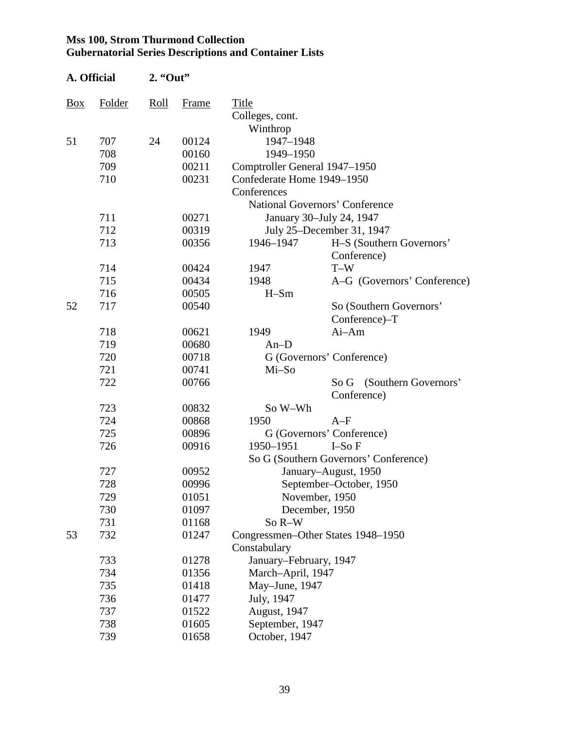**Mss 100, Strom Thurmond Collection**
**Gubernatorial Series Descriptions and Container Lists**

**A. Official 2. "Out"**

| Box | Folder | Roll | Frame | Title |
|---|---|---|---|---|
| | | | | Colleges, cont. |
| | | | | Winthrop |
| 51 | 707 | 24 | 00124 | 1947–1948 |
| | 708 | | 00160 | 1949–1950 |
| | 709 | | 00211 | Comptroller General 1947–1950 |
| | 710 | | 00231 | Confederate Home 1949–1950 |
| | | | | Conferences |
| | | | | National Governors' Conference |
| | 711 | | 00271 | January 30–July 24, 1947 |
| | 712 | | 00319 | July 25–December 31, 1947 |
| | 713 | | 00356 | 1946–1947 H–S (Southern Governors' Conference) |
| | 714 | | 00424 | 1947 T–W |
| | 715 | | 00434 | 1948 A–G (Governors' Conference) |
| | 716 | | 00505 | H–Sm |
| 52 | 717 | | 00540 | So (Southern Governors' Conference)–T |
| | 718 | | 00621 | 1949 Ai–Am |
| | 719 | | 00680 | An–D |
| | 720 | | 00718 | G (Governors' Conference) |
| | 721 | | 00741 | Mi–So |
| | 722 | | 00766 | So G (Southern Governors' Conference) |
| | 723 | | 00832 | So W–Wh |
| | 724 | | 00868 | 1950 A–F |
| | 725 | | 00896 | G (Governors' Conference) |
| | 726 | | 00916 | 1950–1951 I–So F |
| | | | | So G (Southern Governors' Conference) |
| | 727 | | 00952 | January–August, 1950 |
| | 728 | | 00996 | September–October, 1950 |
| | 729 | | 01051 | November, 1950 |
| | 730 | | 01097 | December, 1950 |
| | 731 | | 01168 | So R–W |
| 53 | 732 | | 01247 | Congressmen–Other States 1948–1950 |
| | | | | Constabulary |
| | 733 | | 01278 | January–February, 1947 |
| | 734 | | 01356 | March–April, 1947 |
| | 735 | | 01418 | May–June, 1947 |
| | 736 | | 01477 | July, 1947 |
| | 737 | | 01522 | August, 1947 |
| | 738 | | 01605 | September, 1947 |
| | 739 | | 01658 | October, 1947 |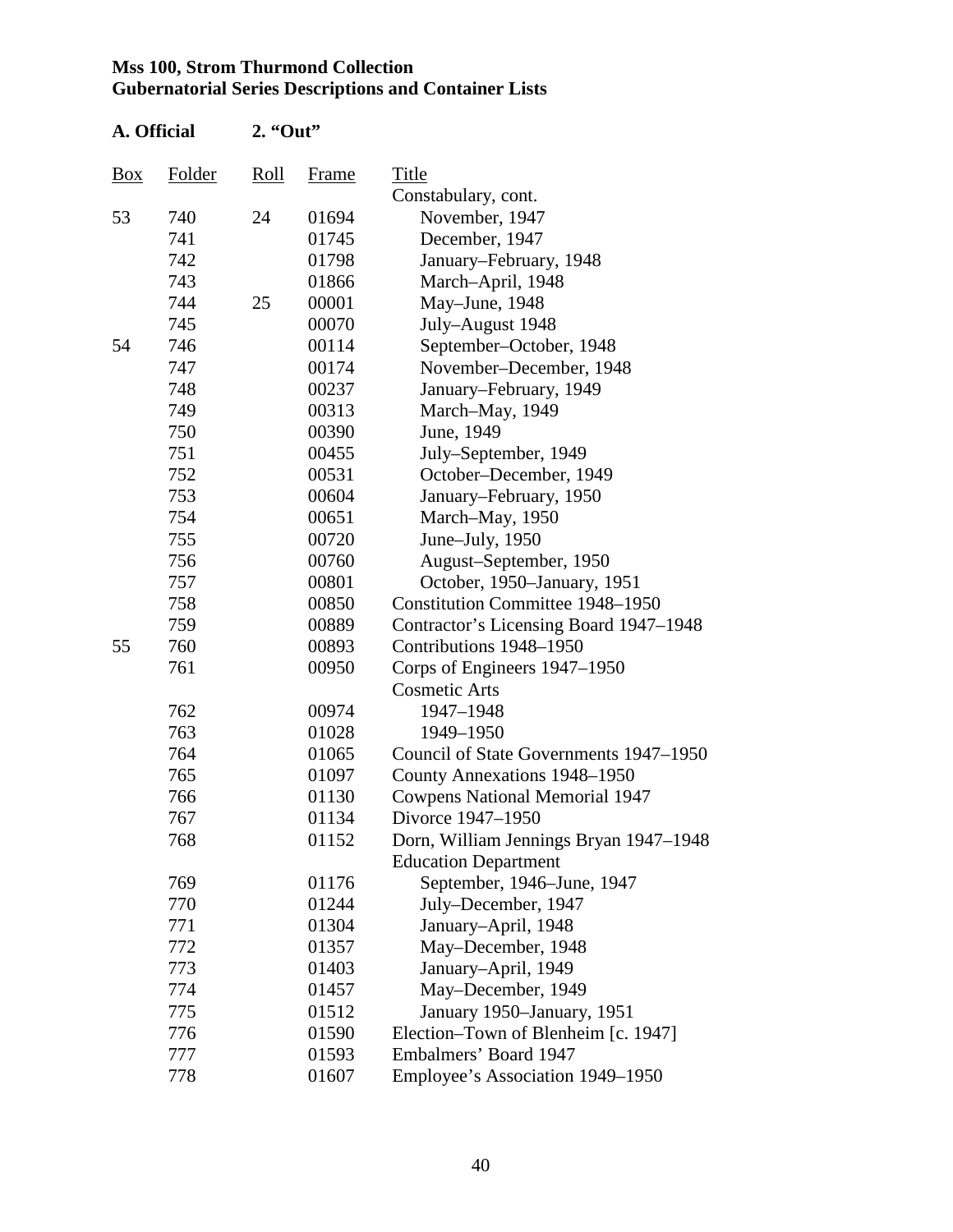**Mss 100, Strom Thurmond Collection**
**Gubernatorial Series Descriptions and Container Lists**

**A. Official 2. "Out"**

| Box | Folder | Roll | Frame | Title |
|---|---|---|---|---|
| | | | | Constabulary, cont. |
| 53 | 740 | 24 | 01694 | November, 1947 |
| | 741 | | 01745 | December, 1947 |
| | 742 | | 01798 | January–February, 1948 |
| | 743 | | 01866 | March–April, 1948 |
| | 744 | 25 | 00001 | May–June, 1948 |
| | 745 | | 00070 | July–August 1948 |
| 54 | 746 | | 00114 | September–October, 1948 |
| | 747 | | 00174 | November–December, 1948 |
| | 748 | | 00237 | January–February, 1949 |
| | 749 | | 00313 | March–May, 1949 |
| | 750 | | 00390 | June, 1949 |
| | 751 | | 00455 | July–September, 1949 |
| | 752 | | 00531 | October–December, 1949 |
| | 753 | | 00604 | January–February, 1950 |
| | 754 | | 00651 | March–May, 1950 |
| | 755 | | 00720 | June–July, 1950 |
| | 756 | | 00760 | August–September, 1950 |
| | 757 | | 00801 | October, 1950–January, 1951 |
| | 758 | | 00850 | Constitution Committee 1948–1950 |
| | 759 | | 00889 | Contractor's Licensing Board 1947–1948 |
| 55 | 760 | | 00893 | Contributions 1948–1950 |
| | 761 | | 00950 | Corps of Engineers 1947–1950 |
| | | | | Cosmetic Arts |
| | 762 | | 00974 | 1947–1948 |
| | 763 | | 01028 | 1949–1950 |
| | 764 | | 01065 | Council of State Governments 1947–1950 |
| | 765 | | 01097 | County Annexations 1948–1950 |
| | 766 | | 01130 | Cowpens National Memorial 1947 |
| | 767 | | 01134 | Divorce 1947–1950 |
| | 768 | | 01152 | Dorn, William Jennings Bryan 1947–1948 |
| | | | | Education Department |
| | 769 | | 01176 | September, 1946–June, 1947 |
| | 770 | | 01244 | July–December, 1947 |
| | 771 | | 01304 | January–April, 1948 |
| | 772 | | 01357 | May–December, 1948 |
| | 773 | | 01403 | January–April, 1949 |
| | 774 | | 01457 | May–December, 1949 |
| | 775 | | 01512 | January 1950–January, 1951 |
| | 776 | | 01590 | Election–Town of Blenheim [c. 1947] |
| | 777 | | 01593 | Embalmers' Board 1947 |
| | 778 | | 01607 | Employee's Association 1949–1950 |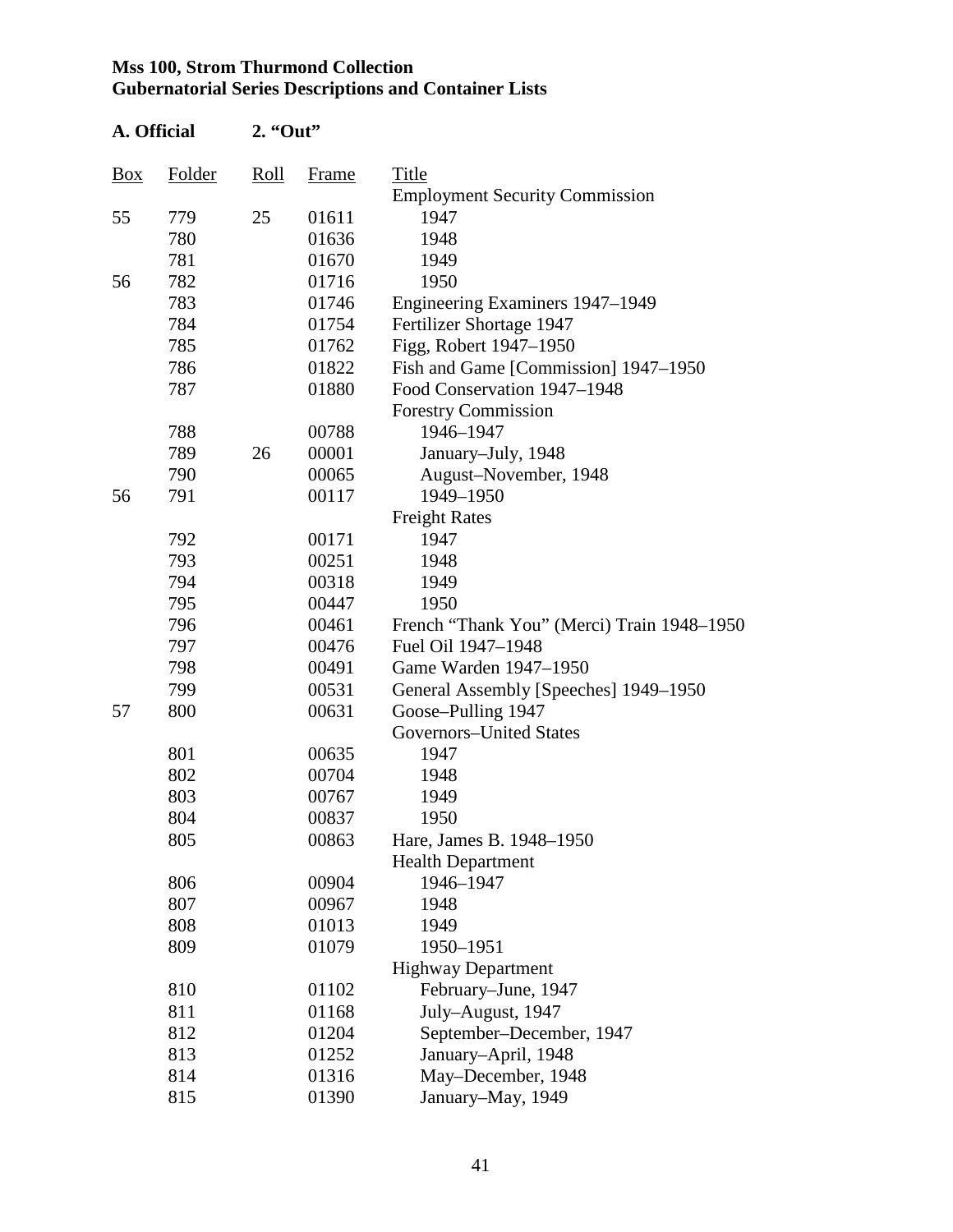**Mss 100, Strom Thurmond Collection**
**Gubernatorial Series Descriptions and Container Lists**

**A. Official 2. "Out"**

| Box | Folder | Roll | Frame | Title |
|---|---|---|---|---|
| | | | | Employment Security Commission |
| 55 | 779 | 25 | 01611 | 1947 |
| | 780 | | 01636 | 1948 |
| | 781 | | 01670 | 1949 |
| 56 | 782 | | 01716 | 1950 |
| | 783 | | 01746 | Engineering Examiners 1947–1949 |
| | 784 | | 01754 | Fertilizer Shortage 1947 |
| | 785 | | 01762 | Figg, Robert 1947–1950 |
| | 786 | | 01822 | Fish and Game [Commission] 1947–1950 |
| | 787 | | 01880 | Food Conservation 1947–1948 |
| | | | | Forestry Commission |
| | 788 | | 00788 | 1946–1947 |
| | 789 | 26 | 00001 | January–July, 1948 |
| | 790 | | 00065 | August–November, 1948 |
| 56 | 791 | | 00117 | 1949–1950 |
| | | | | Freight Rates |
| | 792 | | 00171 | 1947 |
| | 793 | | 00251 | 1948 |
| | 794 | | 00318 | 1949 |
| | 795 | | 00447 | 1950 |
| | 796 | | 00461 | French "Thank You" (Merci) Train 1948–1950 |
| | 797 | | 00476 | Fuel Oil 1947–1948 |
| | 798 | | 00491 | Game Warden 1947–1950 |
| | 799 | | 00531 | General Assembly [Speeches] 1949–1950 |
| 57 | 800 | | 00631 | Goose–Pulling 1947 |
| | | | | Governors–United States |
| | 801 | | 00635 | 1947 |
| | 802 | | 00704 | 1948 |
| | 803 | | 00767 | 1949 |
| | 804 | | 00837 | 1950 |
| | 805 | | 00863 | Hare, James B. 1948–1950 |
| | | | | Health Department |
| | 806 | | 00904 | 1946–1947 |
| | 807 | | 00967 | 1948 |
| | 808 | | 01013 | 1949 |
| | 809 | | 01079 | 1950–1951 |
| | | | | Highway Department |
| | 810 | | 01102 | February–June, 1947 |
| | 811 | | 01168 | July–August, 1947 |
| | 812 | | 01204 | September–December, 1947 |
| | 813 | | 01252 | January–April, 1948 |
| | 814 | | 01316 | May–December, 1948 |
| | 815 | | 01390 | January–May, 1949 |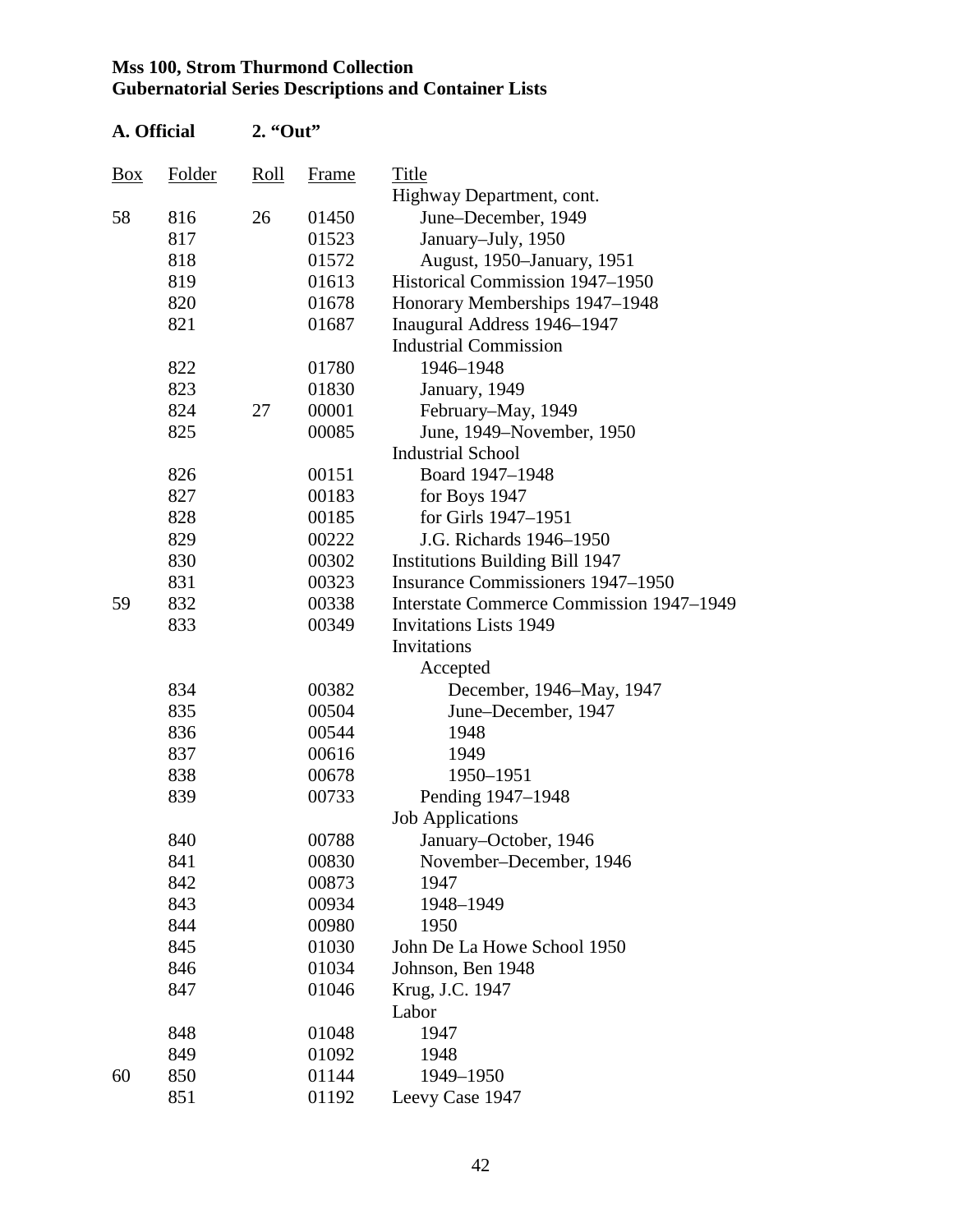**Mss 100, Strom Thurmond Collection**
**Gubernatorial Series Descriptions and Container Lists**

**A. Official 2. "Out"**

| Box | Folder | Roll | Frame | Title |
|---|---|---|---|---|
| | | | | Highway Department, cont. |
| 58 | 816 | 26 | 01450 | June–December, 1949 |
| | 817 | | 01523 | January–July, 1950 |
| | 818 | | 01572 | August, 1950–January, 1951 |
| | 819 | | 01613 | Historical Commission 1947–1950 |
| | 820 | | 01678 | Honorary Memberships 1947–1948 |
| | 821 | | 01687 | Inaugural Address 1946–1947 |
| | | | | Industrial Commission |
| | 822 | | 01780 | 1946–1948 |
| | 823 | | 01830 | January, 1949 |
| | 824 | 27 | 00001 | February–May, 1949 |
| | 825 | | 00085 | June, 1949–November, 1950 |
| | | | | Industrial School |
| | 826 | | 00151 | Board 1947–1948 |
| | 827 | | 00183 | for Boys 1947 |
| | 828 | | 00185 | for Girls 1947–1951 |
| | 829 | | 00222 | J.G. Richards 1946–1950 |
| | 830 | | 00302 | Institutions Building Bill 1947 |
| | 831 | | 00323 | Insurance Commissioners 1947–1950 |
| 59 | 832 | | 00338 | Interstate Commerce Commission 1947–1949 |
| | 833 | | 00349 | Invitations Lists 1949 |
| | | | | Invitations |
| | | | | Accepted |
| | 834 | | 00382 | December, 1946–May, 1947 |
| | 835 | | 00504 | June–December, 1947 |
| | 836 | | 00544 | 1948 |
| | 837 | | 00616 | 1949 |
| | 838 | | 00678 | 1950–1951 |
| | 839 | | 00733 | Pending 1947–1948 |
| | | | | Job Applications |
| | 840 | | 00788 | January–October, 1946 |
| | 841 | | 00830 | November–December, 1946 |
| | 842 | | 00873 | 1947 |
| | 843 | | 00934 | 1948–1949 |
| | 844 | | 00980 | 1950 |
| | 845 | | 01030 | John De La Howe School 1950 |
| | 846 | | 01034 | Johnson, Ben 1948 |
| | 847 | | 01046 | Krug, J.C. 1947 |
| | | | | Labor |
| | 848 | | 01048 | 1947 |
| | 849 | | 01092 | 1948 |
| 60 | 850 | | 01144 | 1949–1950 |
| | 851 | | 01192 | Leevy Case 1947 |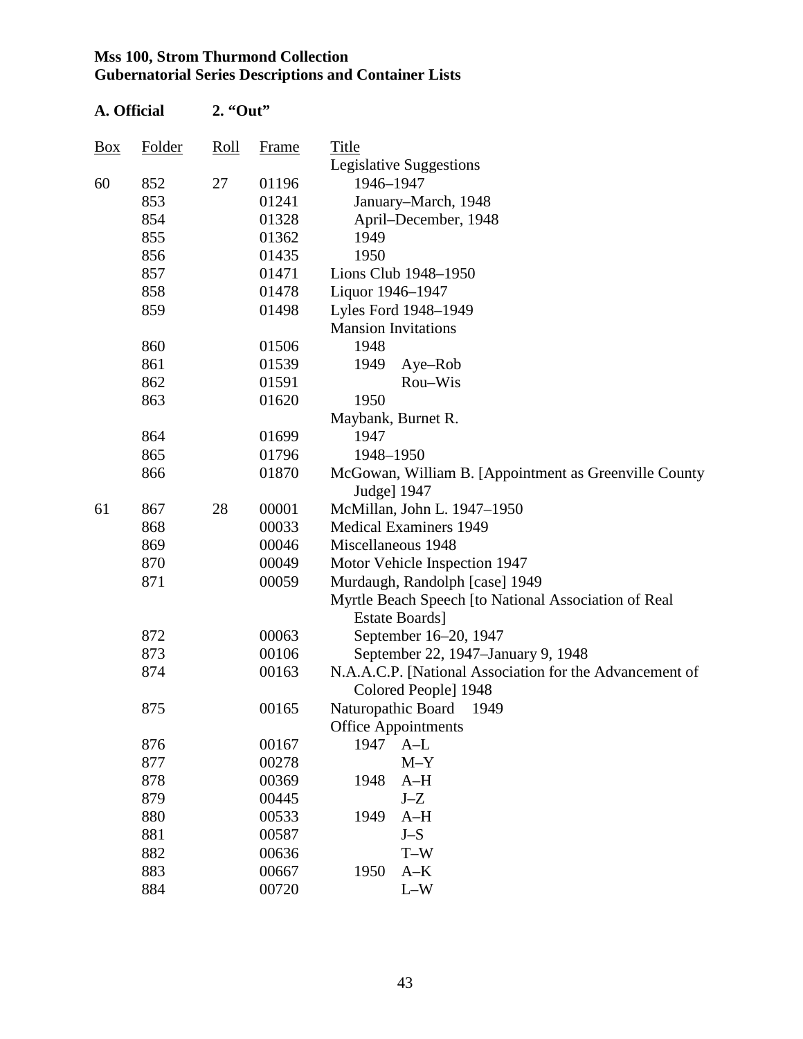**Mss 100, Strom Thurmond Collection**
**Gubernatorial Series Descriptions and Container Lists**

**A. Official 2. "Out"**

| Box | Folder | Roll | Frame | Title |
|---|---|---|---|---|
| | | | | Legislative Suggestions |
| 60 | 852 | 27 | 01196 | 1946–1947 |
| | 853 | | 01241 | January–March, 1948 |
| | 854 | | 01328 | April–December, 1948 |
| | 855 | | 01362 | 1949 |
| | 856 | | 01435 | 1950 |
| | 857 | | 01471 | Lions Club 1948–1950 |
| | 858 | | 01478 | Liquor 1946–1947 |
| | 859 | | 01498 | Lyles Ford 1948–1949 |
| | | | | Mansion Invitations |
| | 860 | | 01506 | 1948 |
| | 861 | | 01539 | 1949 Aye–Rob |
| | 862 | | 01591 | Rou–Wis |
| | 863 | | 01620 | 1950 |
| | | | | Maybank, Burnet R. |
| | 864 | | 01699 | 1947 |
| | 865 | | 01796 | 1948–1950 |
| | 866 | | 01870 | McGowan, William B. [Appointment as Greenville County Judge] 1947 |
| 61 | 867 | 28 | 00001 | McMillan, John L. 1947–1950 |
| | 868 | | 00033 | Medical Examiners 1949 |
| | 869 | | 00046 | Miscellaneous 1948 |
| | 870 | | 00049 | Motor Vehicle Inspection 1947 |
| | 871 | | 00059 | Murdaugh, Randolph [case] 1949 |
| | | | | Myrtle Beach Speech [to National Association of Real Estate Boards] |
| | 872 | | 00063 | September 16–20, 1947 |
| | 873 | | 00106 | September 22, 1947–January 9, 1948 |
| | 874 | | 00163 | N.A.A.C.P. [National Association for the Advancement of Colored People] 1948 |
| | 875 | | 00165 | Naturopathic Board 1949 |
| | | | | Office Appointments |
| | 876 | | 00167 | 1947 A–L |
| | 877 | | 00278 | M–Y |
| | 878 | | 00369 | 1948 A–H |
| | 879 | | 00445 | J–Z |
| | 880 | | 00533 | 1949 A–H |
| | 881 | | 00587 | J–S |
| | 882 | | 00636 | T–W |
| | 883 | | 00667 | 1950 A–K |
| | 884 | | 00720 | L–W |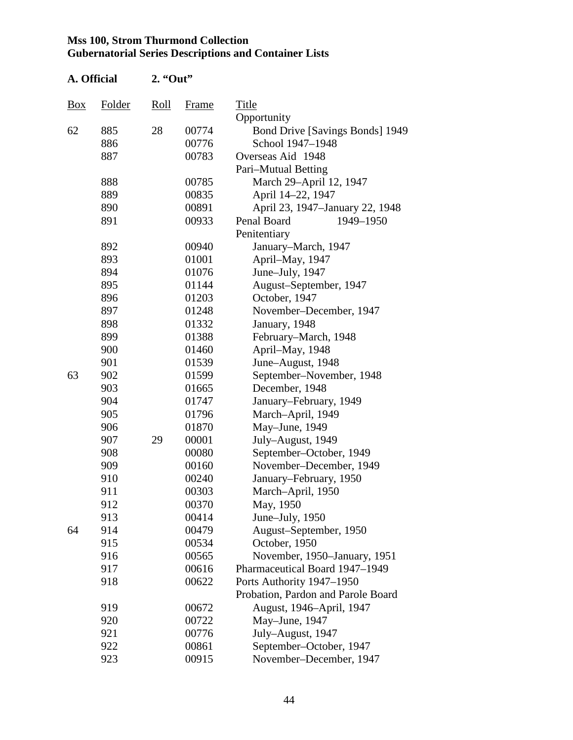**Mss 100, Strom Thurmond Collection**
**Gubernatorial Series Descriptions and Container Lists**

**A. Official 2. "Out"**

| Box | Folder | Roll | Frame | Title |
|---|---|---|---|---|
| | | | | Opportunity |
| 62 | 885 | 28 | 00774 | Bond Drive [Savings Bonds] 1949 |
| | 886 | | 00776 | School 1947–1948 |
| | 887 | | 00783 | Overseas Aid 1948 |
| | | | | Pari–Mutual Betting |
| | 888 | | 00785 | March 29–April 12, 1947 |
| | 889 | | 00835 | April 14–22, 1947 |
| | 890 | | 00891 | April 23, 1947–January 22, 1948 |
| | 891 | | 00933 | Penal Board 1949–1950 |
| | | | | Penitentiary |
| | 892 | | 00940 | January–March, 1947 |
| | 893 | | 01001 | April–May, 1947 |
| | 894 | | 01076 | June–July, 1947 |
| | 895 | | 01144 | August–September, 1947 |
| | 896 | | 01203 | October, 1947 |
| | 897 | | 01248 | November–December, 1947 |
| | 898 | | 01332 | January, 1948 |
| | 899 | | 01388 | February–March, 1948 |
| | 900 | | 01460 | April–May, 1948 |
| | 901 | | 01539 | June–August, 1948 |
| 63 | 902 | | 01599 | September–November, 1948 |
| | 903 | | 01665 | December, 1948 |
| | 904 | | 01747 | January–February, 1949 |
| | 905 | | 01796 | March–April, 1949 |
| | 906 | | 01870 | May–June, 1949 |
| | 907 | 29 | 00001 | July–August, 1949 |
| | 908 | | 00080 | September–October, 1949 |
| | 909 | | 00160 | November–December, 1949 |
| | 910 | | 00240 | January–February, 1950 |
| | 911 | | 00303 | March–April, 1950 |
| | 912 | | 00370 | May, 1950 |
| | 913 | | 00414 | June–July, 1950 |
| 64 | 914 | | 00479 | August–September, 1950 |
| | 915 | | 00534 | October, 1950 |
| | 916 | | 00565 | November, 1950–January, 1951 |
| | 917 | | 00616 | Pharmaceutical Board 1947–1949 |
| | 918 | | 00622 | Ports Authority 1947–1950 |
| | | | | Probation, Pardon and Parole Board |
| | 919 | | 00672 | August, 1946–April, 1947 |
| | 920 | | 00722 | May–June, 1947 |
| | 921 | | 00776 | July–August, 1947 |
| | 922 | | 00861 | September–October, 1947 |
| | 923 | | 00915 | November–December, 1947 |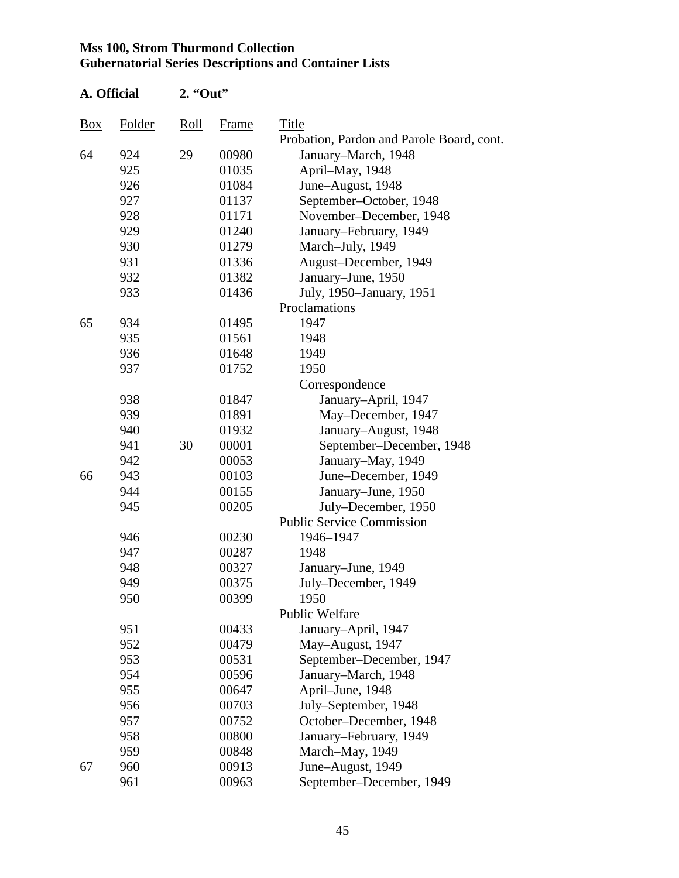**Mss 100, Strom Thurmond Collection**
**Gubernatorial Series Descriptions and Container Lists**

**A. Official 2. "Out"**

| Box | Folder | Roll | Frame | Title |
|---|---|---|---|---|
| | | | | Probation, Pardon and Parole Board, cont. |
| 64 | 924 | 29 | 00980 | January–March, 1948 |
| | 925 | | 01035 | April–May, 1948 |
| | 926 | | 01084 | June–August, 1948 |
| | 927 | | 01137 | September–October, 1948 |
| | 928 | | 01171 | November–December, 1948 |
| | 929 | | 01240 | January–February, 1949 |
| | 930 | | 01279 | March–July, 1949 |
| | 931 | | 01336 | August–December, 1949 |
| | 932 | | 01382 | January–June, 1950 |
| | 933 | | 01436 | July, 1950–January, 1951 |
| | | | | Proclamations |
| 65 | 934 | | 01495 | 1947 |
| | 935 | | 01561 | 1948 |
| | 936 | | 01648 | 1949 |
| | 937 | | 01752 | 1950 |
| | | | | Correspondence |
| | 938 | | 01847 | January–April, 1947 |
| | 939 | | 01891 | May–December, 1947 |
| | 940 | | 01932 | January–August, 1948 |
| | 941 | 30 | 00001 | September–December, 1948 |
| | 942 | | 00053 | January–May, 1949 |
| 66 | 943 | | 00103 | June–December, 1949 |
| | 944 | | 00155 | January–June, 1950 |
| | 945 | | 00205 | July–December, 1950 |
| | | | | Public Service Commission |
| | 946 | | 00230 | 1946–1947 |
| | 947 | | 00287 | 1948 |
| | 948 | | 00327 | January–June, 1949 |
| | 949 | | 00375 | July–December, 1949 |
| | 950 | | 00399 | 1950 |
| | | | | Public Welfare |
| | 951 | | 00433 | January–April, 1947 |
| | 952 | | 00479 | May–August, 1947 |
| | 953 | | 00531 | September–December, 1947 |
| | 954 | | 00596 | January–March, 1948 |
| | 955 | | 00647 | April–June, 1948 |
| | 956 | | 00703 | July–September, 1948 |
| | 957 | | 00752 | October–December, 1948 |
| | 958 | | 00800 | January–February, 1949 |
| | 959 | | 00848 | March–May, 1949 |
| 67 | 960 | | 00913 | June–August, 1949 |
| | 961 | | 00963 | September–December, 1949 |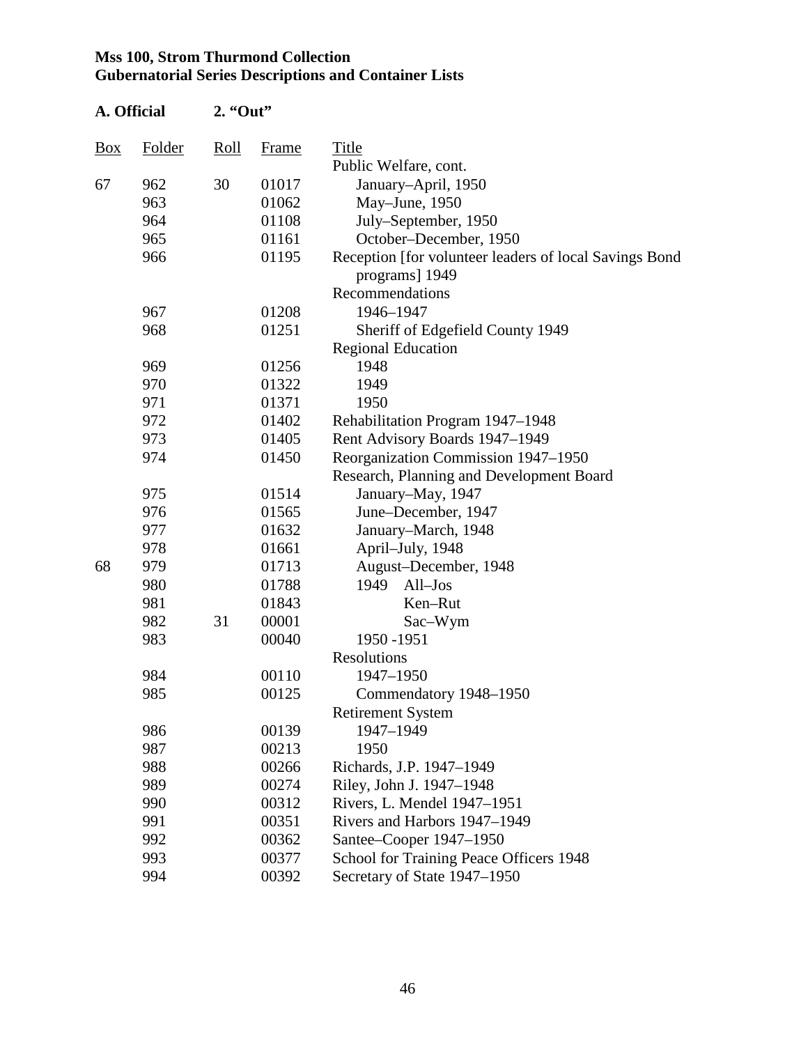**Mss 100, Strom Thurmond Collection**
**Gubernatorial Series Descriptions and Container Lists**

**A. Official 2. "Out"**

| Box | Folder | Roll | Frame | Title |
|---|---|---|---|---|
| | | | | Public Welfare, cont. |
| 67 | 962 | 30 | 01017 | January–April, 1950 |
| | 963 | | 01062 | May–June, 1950 |
| | 964 | | 01108 | July–September, 1950 |
| | 965 | | 01161 | October–December, 1950 |
| | 966 | | 01195 | Reception [for volunteer leaders of local Savings Bond programs] 1949 |
| | | | | Recommendations |
| | 967 | | 01208 | 1946–1947 |
| | 968 | | 01251 | Sheriff of Edgefield County 1949 |
| | | | | Regional Education |
| | 969 | | 01256 | 1948 |
| | 970 | | 01322 | 1949 |
| | 971 | | 01371 | 1950 |
| | 972 | | 01402 | Rehabilitation Program 1947–1948 |
| | 973 | | 01405 | Rent Advisory Boards 1947–1949 |
| | 974 | | 01450 | Reorganization Commission 1947–1950 |
| | | | | Research, Planning and Development Board |
| | 975 | | 01514 | January–May, 1947 |
| | 976 | | 01565 | June–December, 1947 |
| | 977 | | 01632 | January–March, 1948 |
| | 978 | | 01661 | April–July, 1948 |
| 68 | 979 | | 01713 | August–December, 1948 |
| | 980 | | 01788 | 1949 All–Jos |
| | 981 | | 01843 | Ken–Rut |
| | 982 | 31 | 00001 | Sac–Wym |
| | 983 | | 00040 | 1950 -1951 |
| | | | | Resolutions |
| | 984 | | 00110 | 1947–1950 |
| | 985 | | 00125 | Commendatory 1948–1950 |
| | | | | Retirement System |
| | 986 | | 00139 | 1947–1949 |
| | 987 | | 00213 | 1950 |
| | 988 | | 00266 | Richards, J.P. 1947–1949 |
| | 989 | | 00274 | Riley, John J. 1947–1948 |
| | 990 | | 00312 | Rivers, L. Mendel 1947–1951 |
| | 991 | | 00351 | Rivers and Harbors 1947–1949 |
| | 992 | | 00362 | Santee–Cooper 1947–1950 |
| | 993 | | 00377 | School for Training Peace Officers 1948 |
| | 994 | | 00392 | Secretary of State 1947–1950 |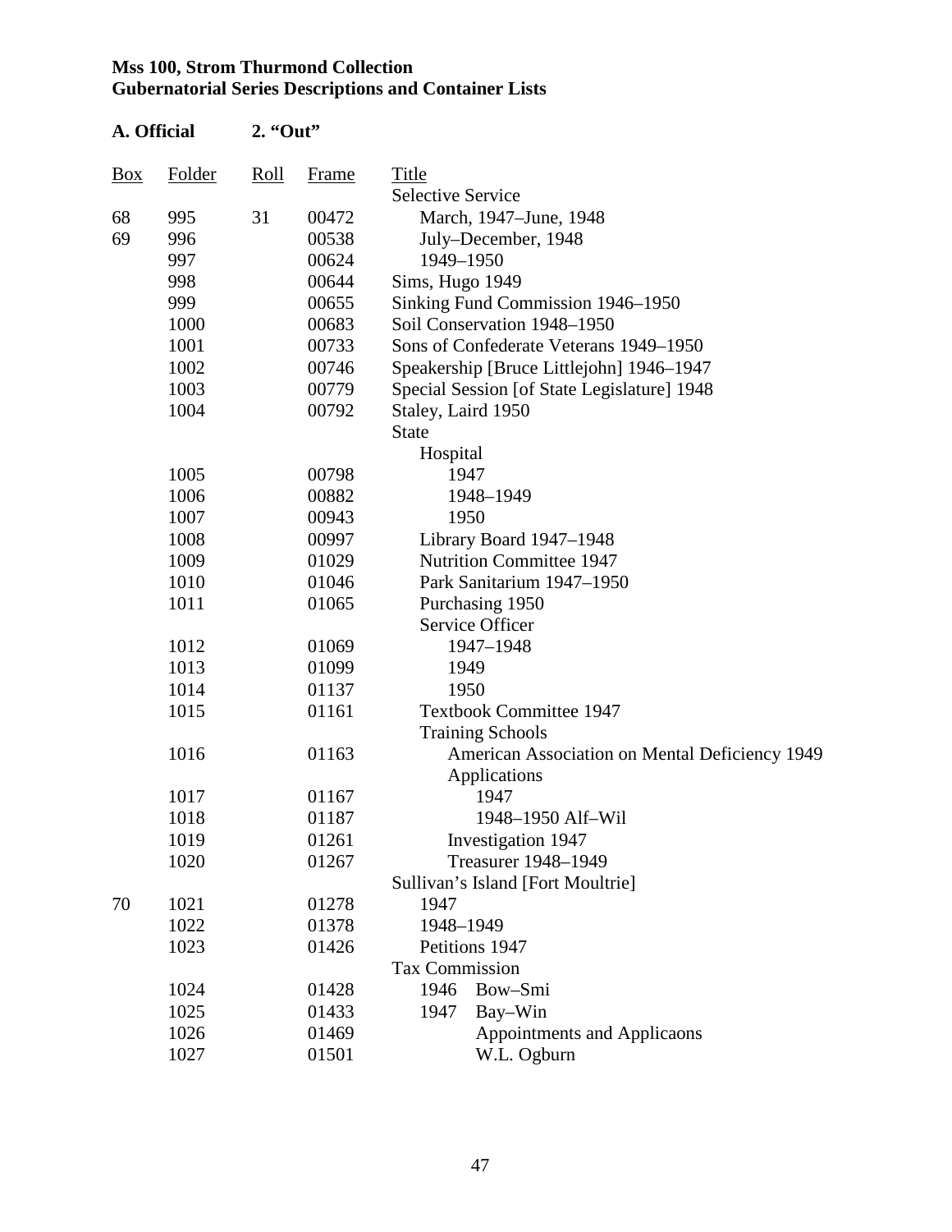**Mss 100, Strom Thurmond Collection**
**Gubernatorial Series Descriptions and Container Lists**

**A. Official 2. "Out"**

| Box | Folder | Roll | Frame | Title |
|---|---|---|---|---|
| | | | | Selective Service |
| 68 | 995 | 31 | 00472 | March, 1947–June, 1948 |
| 69 | 996 | | 00538 | July–December, 1948 |
| | 997 | | 00624 | 1949–1950 |
| | 998 | | 00644 | Sims, Hugo 1949 |
| | 999 | | 00655 | Sinking Fund Commission 1946–1950 |
| | 1000 | | 00683 | Soil Conservation 1948–1950 |
| | 1001 | | 00733 | Sons of Confederate Veterans 1949–1950 |
| | 1002 | | 00746 | Speakership [Bruce Littlejohn] 1946–1947 |
| | 1003 | | 00779 | Special Session [of State Legislature] 1948 |
| | 1004 | | 00792 | Staley, Laird 1950 |
| | | | | State |
| | | | | Hospital |
| | 1005 | | 00798 | 1947 |
| | 1006 | | 00882 | 1948–1949 |
| | 1007 | | 00943 | 1950 |
| | 1008 | | 00997 | Library Board 1947–1948 |
| | 1009 | | 01029 | Nutrition Committee 1947 |
| | 1010 | | 01046 | Park Sanitarium 1947–1950 |
| | 1011 | | 01065 | Purchasing 1950 |
| | | | | Service Officer |
| | 1012 | | 01069 | 1947–1948 |
| | 1013 | | 01099 | 1949 |
| | 1014 | | 01137 | 1950 |
| | 1015 | | 01161 | Textbook Committee 1947 |
| | | | | Training Schools |
| | 1016 | | 01163 | American Association on Mental Deficiency 1949 |
| | | | | Applications |
| | 1017 | | 01167 | 1947 |
| | 1018 | | 01187 | 1948–1950 Alf–Wil |
| | 1019 | | 01261 | Investigation 1947 |
| | 1020 | | 01267 | Treasurer 1948–1949 |
| | | | | Sullivan's Island [Fort Moultrie] |
| 70 | 1021 | | 01278 | 1947 |
| | 1022 | | 01378 | 1948–1949 |
| | 1023 | | 01426 | Petitions 1947 |
| | | | | Tax Commission |
| | 1024 | | 01428 | 1946 Bow–Smi |
| | 1025 | | 01433 | 1947 Bay–Win |
| | 1026 | | 01469 | Appointments and Applicaons |
| | 1027 | | 01501 | W.L. Ogburn |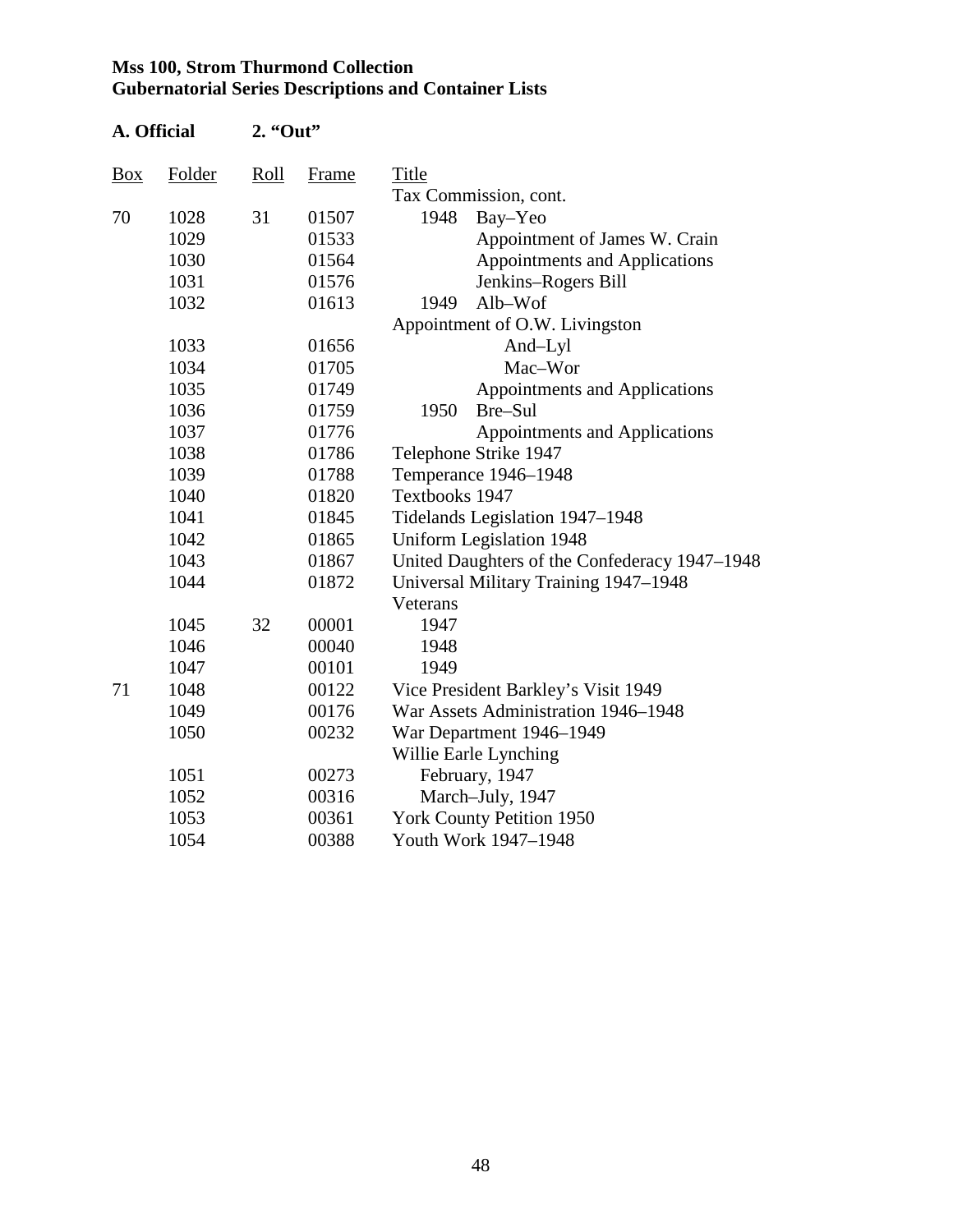**Mss 100, Strom Thurmond Collection**
**Gubernatorial Series Descriptions and Container Lists**

**A. Official 2. "Out"**

| Box | Folder | Roll | Frame | Title |
|---|---|---|---|---|
| | | | | Tax Commission, cont. |
| 70 | 1028 | 31 | 01507 | 1948 Bay–Yeo |
| | 1029 | | 01533 | Appointment of James W. Crain |
| | 1030 | | 01564 | Appointments and Applications |
| | 1031 | | 01576 | Jenkins–Rogers Bill |
| | 1032 | | 01613 | 1949 Alb–Wof |
| | | | | Appointment of O.W. Livingston |
| | 1033 | | 01656 | And–Lyl |
| | 1034 | | 01705 | Mac–Wor |
| | 1035 | | 01749 | Appointments and Applications |
| | 1036 | | 01759 | 1950 Bre–Sul |
| | 1037 | | 01776 | Appointments and Applications |
| | 1038 | | 01786 | Telephone Strike 1947 |
| | 1039 | | 01788 | Temperance 1946–1948 |
| | 1040 | | 01820 | Textbooks 1947 |
| | 1041 | | 01845 | Tidelands Legislation 1947–1948 |
| | 1042 | | 01865 | Uniform Legislation 1948 |
| | 1043 | | 01867 | United Daughters of the Confederacy 1947–1948 |
| | 1044 | | 01872 | Universal Military Training 1947–1948 |
| | | | | Veterans |
| | 1045 | 32 | 00001 | 1947 |
| | 1046 | | 00040 | 1948 |
| | 1047 | | 00101 | 1949 |
| 71 | 1048 | | 00122 | Vice President Barkley's Visit 1949 |
| | 1049 | | 00176 | War Assets Administration 1946–1948 |
| | 1050 | | 00232 | War Department 1946–1949 |
| | | | | Willie Earle Lynching |
| | 1051 | | 00273 | February, 1947 |
| | 1052 | | 00316 | March–July, 1947 |
| | 1053 | | 00361 | York County Petition 1950 |
| | 1054 | | 00388 | Youth Work 1947–1948 |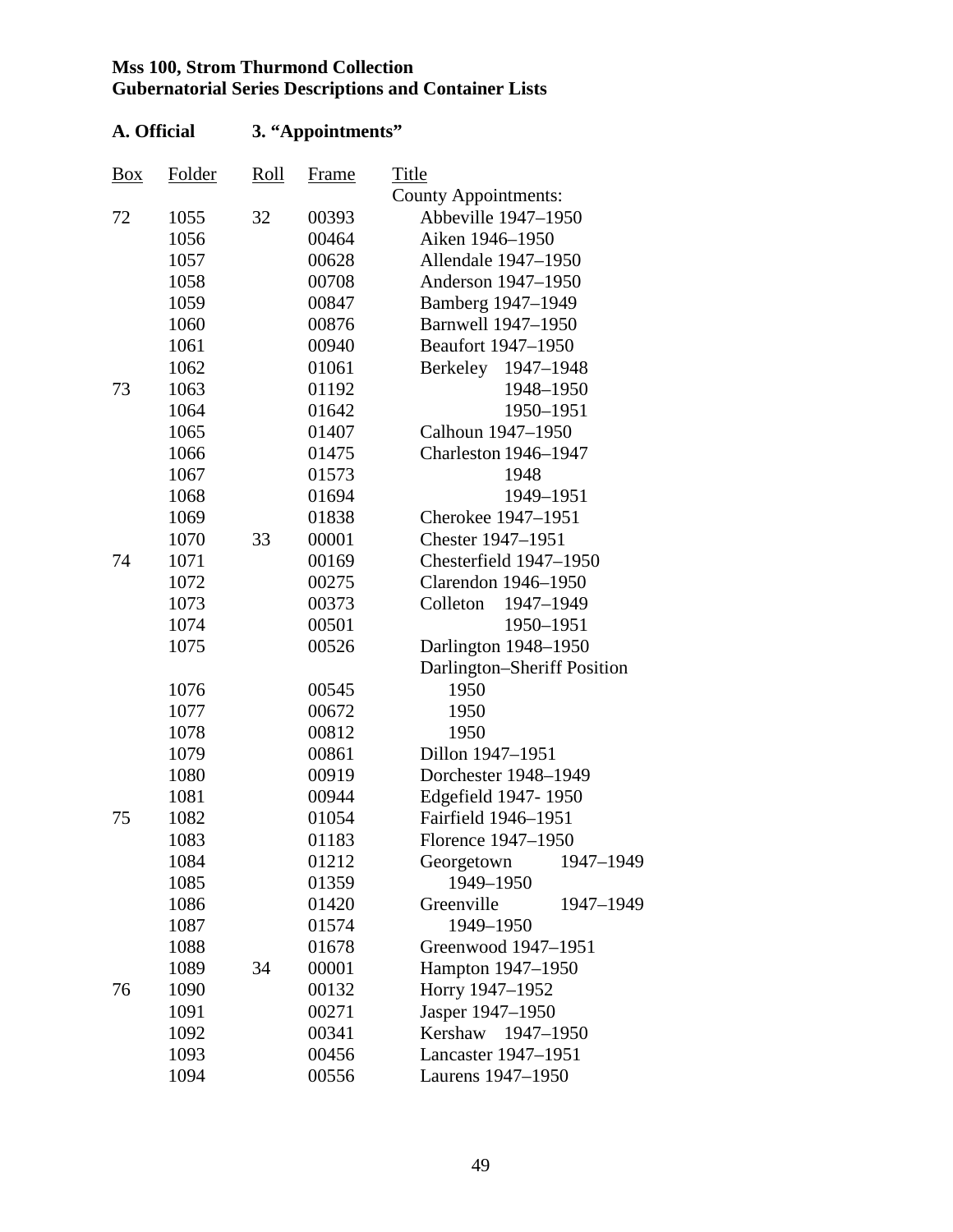**Mss 100, Strom Thurmond Collection**
**Gubernatorial Series Descriptions and Container Lists**

**A. Official 3. "Appointments"**

| Box | Folder | Roll | Frame | Title |
|---|---|---|---|---|
| | | | | County Appointments: |
| 72 | 1055 | 32 | 00393 | Abbeville 1947–1950 |
| | 1056 | | 00464 | Aiken 1946–1950 |
| | 1057 | | 00628 | Allendale 1947–1950 |
| | 1058 | | 00708 | Anderson 1947–1950 |
| | 1059 | | 00847 | Bamberg 1947–1949 |
| | 1060 | | 00876 | Barnwell 1947–1950 |
| | 1061 | | 00940 | Beaufort 1947–1950 |
| | 1062 | | 01061 | Berkeley 1947–1948 |
| 73 | 1063 | | 01192 | 1948–1950 |
| | 1064 | | 01642 | 1950–1951 |
| | 1065 | | 01407 | Calhoun 1947–1950 |
| | 1066 | | 01475 | Charleston 1946–1947 |
| | 1067 | | 01573 | 1948 |
| | 1068 | | 01694 | 1949–1951 |
| | 1069 | | 01838 | Cherokee 1947–1951 |
| | 1070 | 33 | 00001 | Chester 1947–1951 |
| 74 | 1071 | | 00169 | Chesterfield 1947–1950 |
| | 1072 | | 00275 | Clarendon 1946–1950 |
| | 1073 | | 00373 | Colleton 1947–1949 |
| | 1074 | | 00501 | 1950–1951 |
| | 1075 | | 00526 | Darlington 1948–1950 |
| | | | | Darlington–Sheriff Position |
| | 1076 | | 00545 | 1950 |
| | 1077 | | 00672 | 1950 |
| | 1078 | | 00812 | 1950 |
| | 1079 | | 00861 | Dillon 1947–1951 |
| | 1080 | | 00919 | Dorchester 1948–1949 |
| | 1081 | | 00944 | Edgefield 1947- 1950 |
| 75 | 1082 | | 01054 | Fairfield 1946–1951 |
| | 1083 | | 01183 | Florence 1947–1950 |
| | 1084 | | 01212 | Georgetown 1947–1949 |
| | 1085 | | 01359 | 1949–1950 |
| | 1086 | | 01420 | Greenville 1947–1949 |
| | 1087 | | 01574 | 1949–1950 |
| | 1088 | | 01678 | Greenwood 1947–1951 |
| | 1089 | 34 | 00001 | Hampton 1947–1950 |
| 76 | 1090 | | 00132 | Horry 1947–1952 |
| | 1091 | | 00271 | Jasper 1947–1950 |
| | 1092 | | 00341 | Kershaw 1947–1950 |
| | 1093 | | 00456 | Lancaster 1947–1951 |
| | 1094 | | 00556 | Laurens 1947–1950 |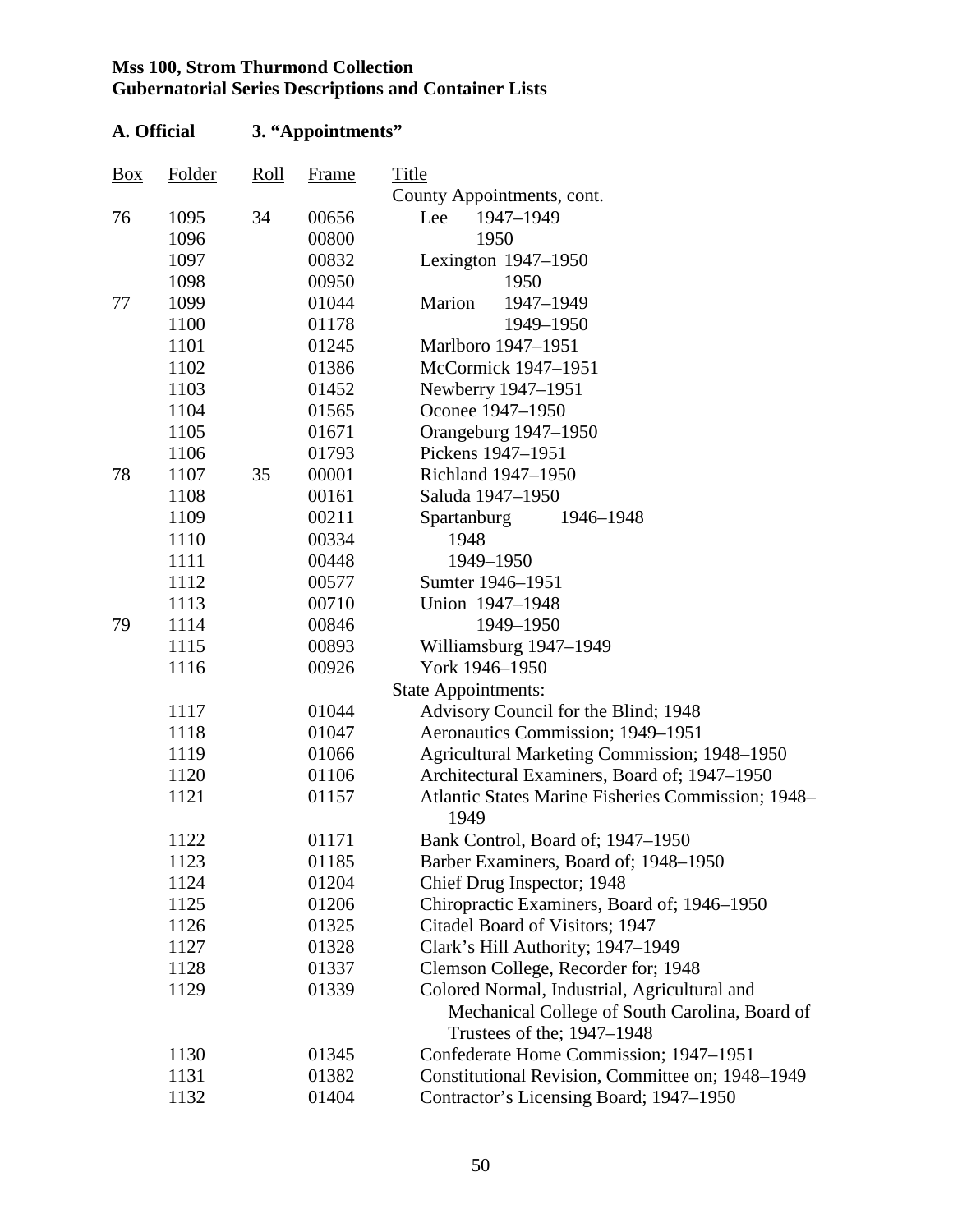**Mss 100, Strom Thurmond Collection**
**Gubernatorial Series Descriptions and Container Lists**

**A. Official        3. "Appointments"**

| Box | Folder | Roll | Frame | Title |
|---|---|---|---|---|
| | | | | County Appointments, cont. |
| 76 | 1095 | 34 | 00656 | Lee 1947–1949 |
| | 1096 | | 00800 | 1950 |
| | 1097 | | 00832 | Lexington 1947–1950 |
| | 1098 | | 00950 | 1950 |
| 77 | 1099 | | 01044 | Marion 1947–1949 |
| | 1100 | | 01178 | 1949–1950 |
| | 1101 | | 01245 | Marlboro 1947–1951 |
| | 1102 | | 01386 | McCormick 1947–1951 |
| | 1103 | | 01452 | Newberry 1947–1951 |
| | 1104 | | 01565 | Oconee 1947–1950 |
| | 1105 | | 01671 | Orangeburg 1947–1950 |
| | 1106 | | 01793 | Pickens 1947–1951 |
| 78 | 1107 | 35 | 00001 | Richland 1947–1950 |
| | 1108 | | 00161 | Saluda 1947–1950 |
| | 1109 | | 00211 | Spartanburg 1946–1948 |
| | 1110 | | 00334 | 1948 |
| | 1111 | | 00448 | 1949–1950 |
| | 1112 | | 00577 | Sumter 1946–1951 |
| | 1113 | | 00710 | Union 1947–1948 |
| 79 | 1114 | | 00846 | 1949–1950 |
| | 1115 | | 00893 | Williamsburg 1947–1949 |
| | 1116 | | 00926 | York 1946–1950 |
| | | | | State Appointments: |
| | 1117 | | 01044 | Advisory Council for the Blind; 1948 |
| | 1118 | | 01047 | Aeronautics Commission; 1949–1951 |
| | 1119 | | 01066 | Agricultural Marketing Commission; 1948–1950 |
| | 1120 | | 01106 | Architectural Examiners, Board of; 1947–1950 |
| | 1121 | | 01157 | Atlantic States Marine Fisheries Commission; 1948–1949 |
| | 1122 | | 01171 | Bank Control, Board of; 1947–1950 |
| | 1123 | | 01185 | Barber Examiners, Board of; 1948–1950 |
| | 1124 | | 01204 | Chief Drug Inspector; 1948 |
| | 1125 | | 01206 | Chiropractic Examiners, Board of; 1946–1950 |
| | 1126 | | 01325 | Citadel Board of Visitors; 1947 |
| | 1127 | | 01328 | Clark's Hill Authority; 1947–1949 |
| | 1128 | | 01337 | Clemson College, Recorder for; 1948 |
| | 1129 | | 01339 | Colored Normal, Industrial, Agricultural and Mechanical College of South Carolina, Board of Trustees of the; 1947–1948 |
| | 1130 | | 01345 | Confederate Home Commission; 1947–1951 |
| | 1131 | | 01382 | Constitutional Revision, Committee on; 1948–1949 |
| | 1132 | | 01404 | Contractor's Licensing Board; 1947–1950 |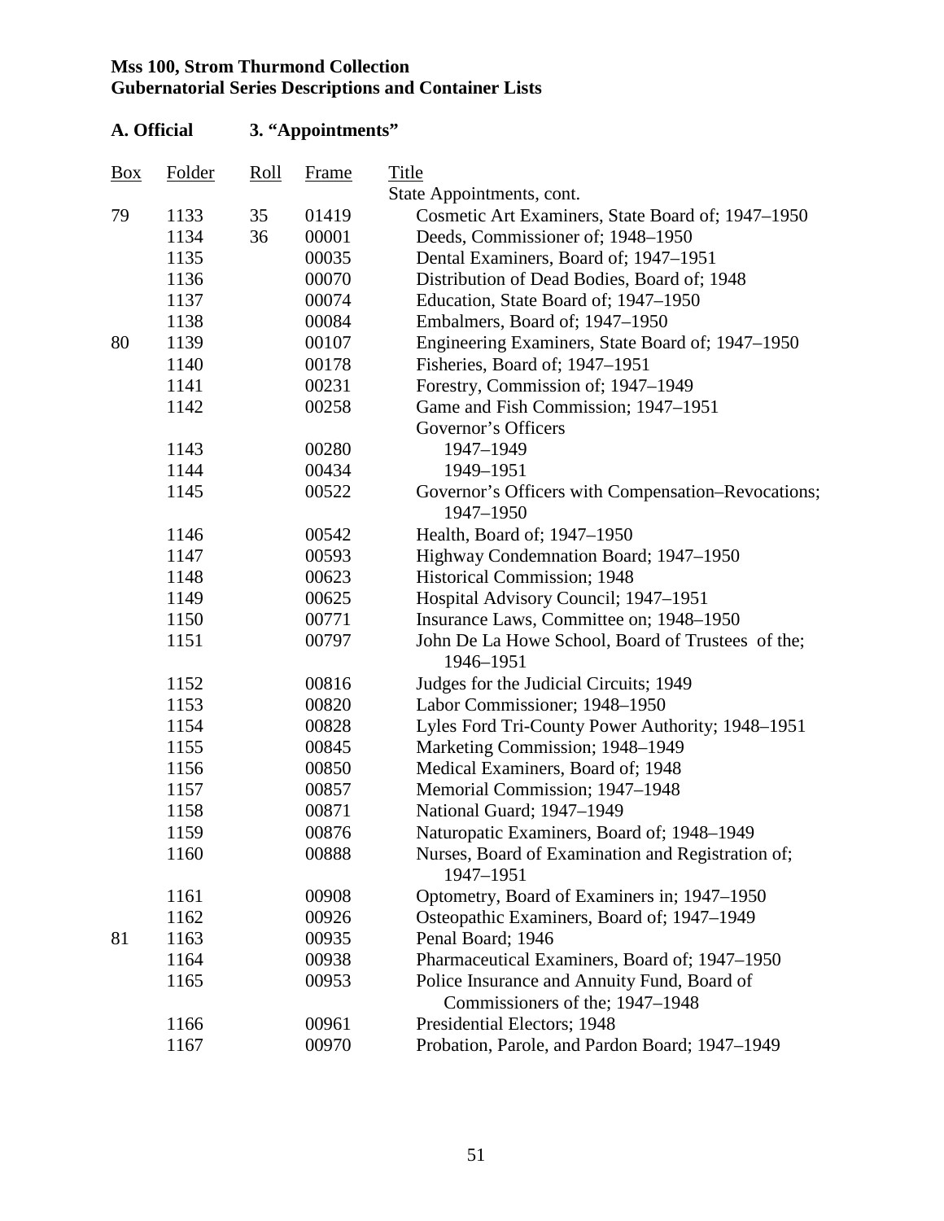**Mss 100, Strom Thurmond Collection**
**Gubernatorial Series Descriptions and Container Lists**

**A. Official 3. "Appointments"**

| Box | Folder | Roll | Frame | Title |
|---|---|---|---|---|
| | | | | State Appointments, cont. |
| 79 | 1133 | 35 | 01419 | Cosmetic Art Examiners, State Board of; 1947–1950 |
| | 1134 | 36 | 00001 | Deeds, Commissioner of; 1948–1950 |
| | 1135 | | 00035 | Dental Examiners, Board of; 1947–1951 |
| | 1136 | | 00070 | Distribution of Dead Bodies, Board of; 1948 |
| | 1137 | | 00074 | Education, State Board of; 1947–1950 |
| | 1138 | | 00084 | Embalmers, Board of; 1947–1950 |
| 80 | 1139 | | 00107 | Engineering Examiners, State Board of; 1947–1950 |
| | 1140 | | 00178 | Fisheries, Board of; 1947–1951 |
| | 1141 | | 00231 | Forestry, Commission of; 1947–1949 |
| | 1142 | | 00258 | Game and Fish Commission; 1947–1951 |
| | | | | Governor's Officers |
| | 1143 | | 00280 | 1947–1949 |
| | 1144 | | 00434 | 1949–1951 |
| | 1145 | | 00522 | Governor's Officers with Compensation–Revocations; 1947–1950 |
| | 1146 | | 00542 | Health, Board of; 1947–1950 |
| | 1147 | | 00593 | Highway Condemnation Board; 1947–1950 |
| | 1148 | | 00623 | Historical Commission; 1948 |
| | 1149 | | 00625 | Hospital Advisory Council; 1947–1951 |
| | 1150 | | 00771 | Insurance Laws, Committee on; 1948–1950 |
| | 1151 | | 00797 | John De La Howe School, Board of Trustees of the; 1946–1951 |
| | 1152 | | 00816 | Judges for the Judicial Circuits; 1949 |
| | 1153 | | 00820 | Labor Commissioner; 1948–1950 |
| | 1154 | | 00828 | Lyles Ford Tri-County Power Authority; 1948–1951 |
| | 1155 | | 00845 | Marketing Commission; 1948–1949 |
| | 1156 | | 00850 | Medical Examiners, Board of; 1948 |
| | 1157 | | 00857 | Memorial Commission; 1947–1948 |
| | 1158 | | 00871 | National Guard; 1947–1949 |
| | 1159 | | 00876 | Naturopatic Examiners, Board of; 1948–1949 |
| | 1160 | | 00888 | Nurses, Board of Examination and Registration of; 1947–1951 |
| | 1161 | | 00908 | Optometry, Board of Examiners in; 1947–1950 |
| | 1162 | | 00926 | Osteopathic Examiners, Board of; 1947–1949 |
| 81 | 1163 | | 00935 | Penal Board; 1946 |
| | 1164 | | 00938 | Pharmaceutical Examiners, Board of; 1947–1950 |
| | 1165 | | 00953 | Police Insurance and Annuity Fund, Board of Commissioners of the; 1947–1948 |
| | 1166 | | 00961 | Presidential Electors; 1948 |
| | 1167 | | 00970 | Probation, Parole, and Pardon Board; 1947–1949 |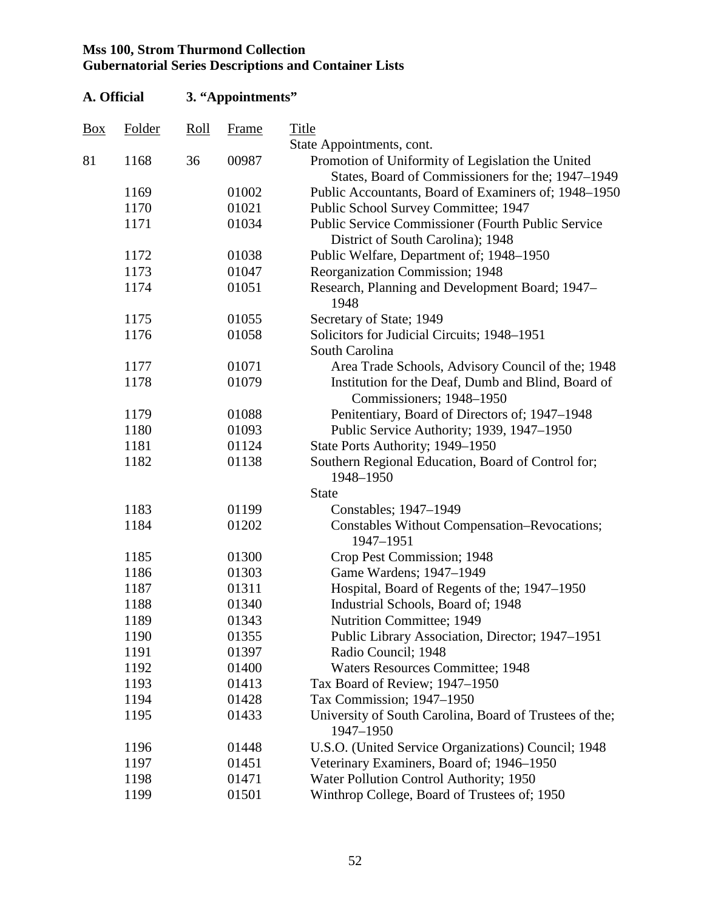**Mss 100, Strom Thurmond Collection**
**Gubernatorial Series Descriptions and Container Lists**

**A. Official 3. "Appointments"**

| Box | Folder | Roll | Frame | Title |
|---|---|---|---|---|
| | | | | State Appointments, cont. |
| 81 | 1168 | 36 | 00987 | Promotion of Uniformity of Legislation the United States, Board of Commissioners for the; 1947–1949 |
| | 1169 | | 01002 | Public Accountants, Board of Examiners of; 1948–1950 |
| | 1170 | | 01021 | Public School Survey Committee; 1947 |
| | 1171 | | 01034 | Public Service Commissioner (Fourth Public Service District of South Carolina); 1948 |
| | 1172 | | 01038 | Public Welfare, Department of; 1948–1950 |
| | 1173 | | 01047 | Reorganization Commission; 1948 |
| | 1174 | | 01051 | Research, Planning and Development Board; 1947–1948 |
| | 1175 | | 01055 | Secretary of State; 1949 |
| | 1176 | | 01058 | Solicitors for Judicial Circuits; 1948–1951 |
| | | | | South Carolina |
| | 1177 | | 01071 | Area Trade Schools, Advisory Council of the; 1948 |
| | 1178 | | 01079 | Institution for the Deaf, Dumb and Blind, Board of Commissioners; 1948–1950 |
| | 1179 | | 01088 | Penitentiary, Board of Directors of; 1947–1948 |
| | 1180 | | 01093 | Public Service Authority; 1939, 1947–1950 |
| | 1181 | | 01124 | State Ports Authority; 1949–1950 |
| | 1182 | | 01138 | Southern Regional Education, Board of Control for; 1948–1950 |
| | | | | State |
| | 1183 | | 01199 | Constables; 1947–1949 |
| | 1184 | | 01202 | Constables Without Compensation–Revocations; 1947–1951 |
| | 1185 | | 01300 | Crop Pest Commission; 1948 |
| | 1186 | | 01303 | Game Wardens; 1947–1949 |
| | 1187 | | 01311 | Hospital, Board of Regents of the; 1947–1950 |
| | 1188 | | 01340 | Industrial Schools, Board of; 1948 |
| | 1189 | | 01343 | Nutrition Committee; 1949 |
| | 1190 | | 01355 | Public Library Association, Director; 1947–1951 |
| | 1191 | | 01397 | Radio Council; 1948 |
| | 1192 | | 01400 | Waters Resources Committee; 1948 |
| | 1193 | | 01413 | Tax Board of Review; 1947–1950 |
| | 1194 | | 01428 | Tax Commission; 1947–1950 |
| | 1195 | | 01433 | University of South Carolina, Board of Trustees of the; 1947–1950 |
| | 1196 | | 01448 | U.S.O. (United Service Organizations) Council; 1948 |
| | 1197 | | 01451 | Veterinary Examiners, Board of; 1946–1950 |
| | 1198 | | 01471 | Water Pollution Control Authority; 1950 |
| | 1199 | | 01501 | Winthrop College, Board of Trustees of; 1950 |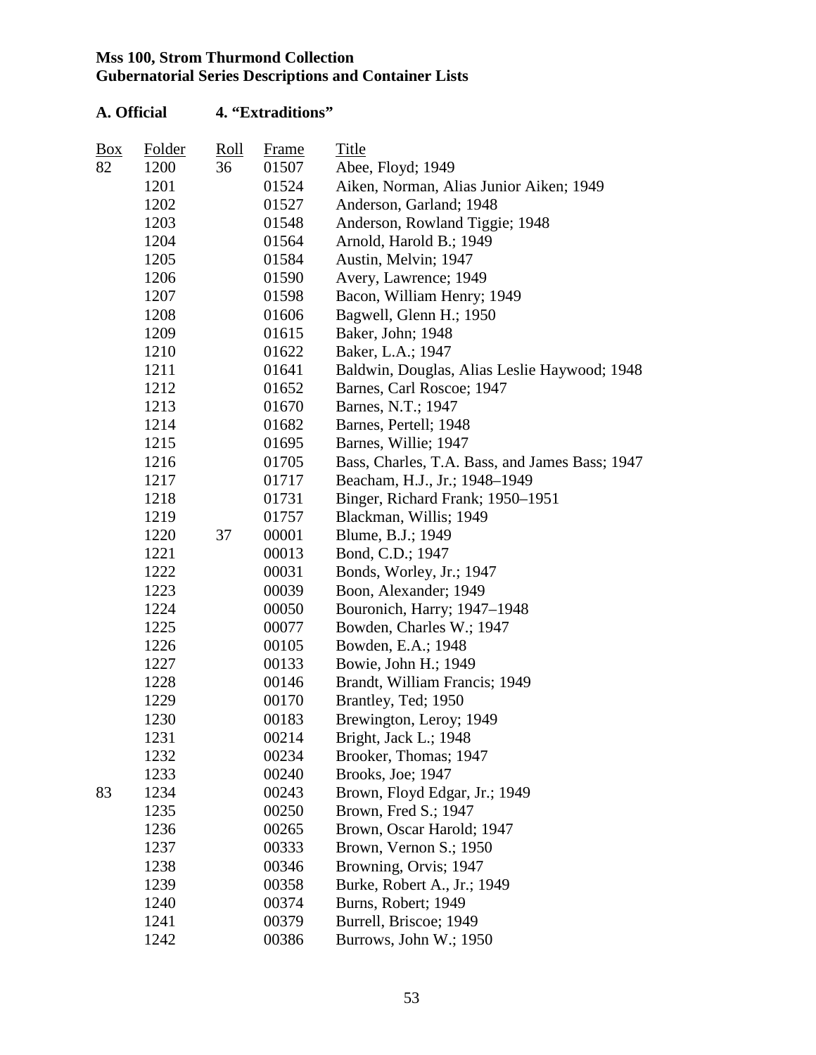**Mss 100, Strom Thurmond Collection**
**Gubernatorial Series Descriptions and Container Lists**

**A. Official 4. "Extraditions"**

| Box | Folder | Roll | Frame | Title |
|---|---|---|---|---|
| 82 | 1200 | 36 | 01507 | Abee, Floyd; 1949 |
| | 1201 | | 01524 | Aiken, Norman, Alias Junior Aiken; 1949 |
| | 1202 | | 01527 | Anderson, Garland; 1948 |
| | 1203 | | 01548 | Anderson, Rowland Tiggie; 1948 |
| | 1204 | | 01564 | Arnold, Harold B.; 1949 |
| | 1205 | | 01584 | Austin, Melvin; 1947 |
| | 1206 | | 01590 | Avery, Lawrence; 1949 |
| | 1207 | | 01598 | Bacon, William Henry; 1949 |
| | 1208 | | 01606 | Bagwell, Glenn H.; 1950 |
| | 1209 | | 01615 | Baker, John; 1948 |
| | 1210 | | 01622 | Baker, L.A.; 1947 |
| | 1211 | | 01641 | Baldwin, Douglas, Alias Leslie Haywood; 1948 |
| | 1212 | | 01652 | Barnes, Carl Roscoe; 1947 |
| | 1213 | | 01670 | Barnes, N.T.; 1947 |
| | 1214 | | 01682 | Barnes, Pertell; 1948 |
| | 1215 | | 01695 | Barnes, Willie; 1947 |
| | 1216 | | 01705 | Bass, Charles, T.A. Bass, and James Bass; 1947 |
| | 1217 | | 01717 | Beacham, H.J., Jr.; 1948–1949 |
| | 1218 | | 01731 | Binger, Richard Frank; 1950–1951 |
| | 1219 | | 01757 | Blackman, Willis; 1949 |
| | 1220 | 37 | 00001 | Blume, B.J.; 1949 |
| | 1221 | | 00013 | Bond, C.D.; 1947 |
| | 1222 | | 00031 | Bonds, Worley, Jr.; 1947 |
| | 1223 | | 00039 | Boon, Alexander; 1949 |
| | 1224 | | 00050 | Bouronich, Harry; 1947–1948 |
| | 1225 | | 00077 | Bowden, Charles W.; 1947 |
| | 1226 | | 00105 | Bowden, E.A.; 1948 |
| | 1227 | | 00133 | Bowie, John H.; 1949 |
| | 1228 | | 00146 | Brandt, William Francis; 1949 |
| | 1229 | | 00170 | Brantley, Ted; 1950 |
| | 1230 | | 00183 | Brewington, Leroy; 1949 |
| | 1231 | | 00214 | Bright, Jack L.; 1948 |
| | 1232 | | 00234 | Brooker, Thomas; 1947 |
| | 1233 | | 00240 | Brooks, Joe; 1947 |
| 83 | 1234 | | 00243 | Brown, Floyd Edgar, Jr.; 1949 |
| | 1235 | | 00250 | Brown, Fred S.; 1947 |
| | 1236 | | 00265 | Brown, Oscar Harold; 1947 |
| | 1237 | | 00333 | Brown, Vernon S.; 1950 |
| | 1238 | | 00346 | Browning, Orvis; 1947 |
| | 1239 | | 00358 | Burke, Robert A., Jr.; 1949 |
| | 1240 | | 00374 | Burns, Robert; 1949 |
| | 1241 | | 00379 | Burrell, Briscoe; 1949 |
| | 1242 | | 00386 | Burrows, John W.; 1950 |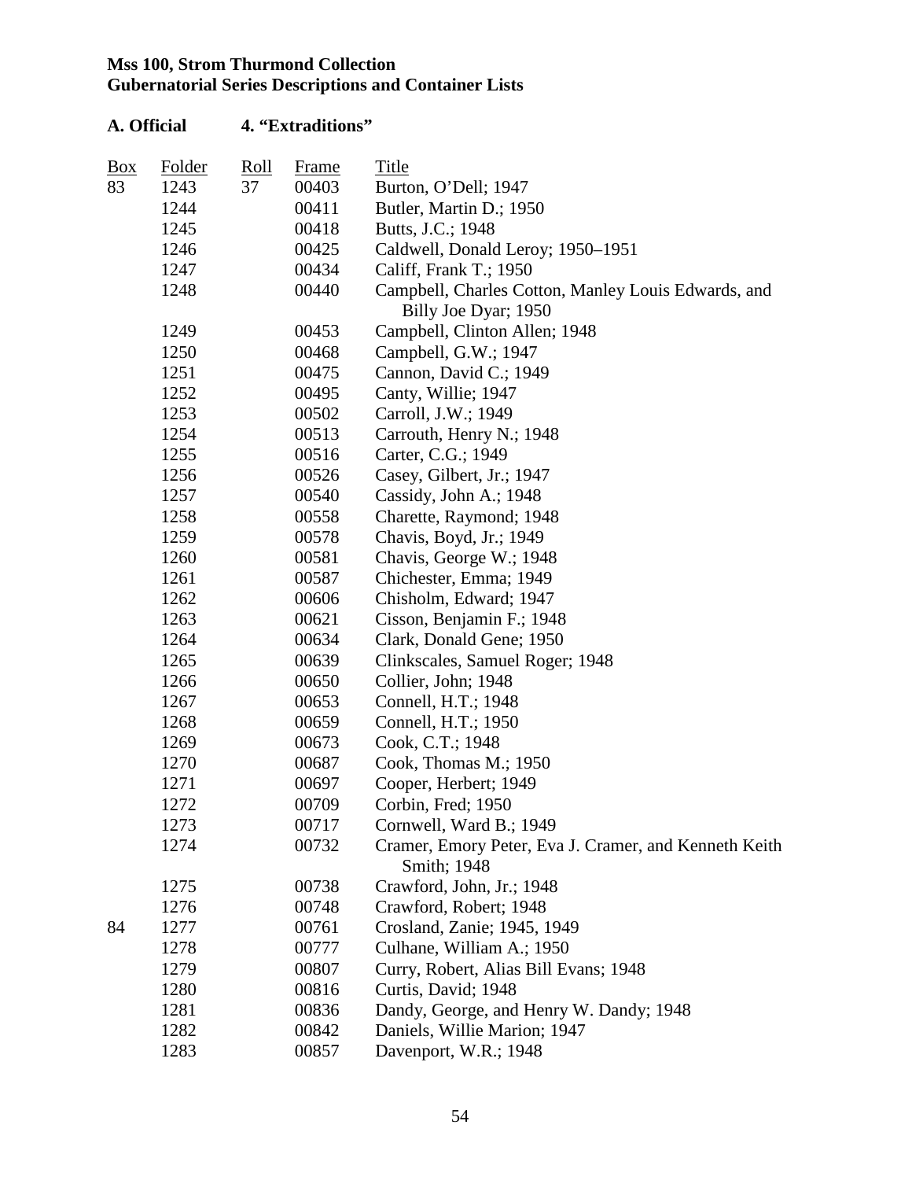**Mss 100, Strom Thurmond Collection**
**Gubernatorial Series Descriptions and Container Lists**

**A. Official 4. "Extraditions"**

| Box | Folder | Roll | Frame | Title |
|---|---|---|---|---|
| 83 | 1243 | 37 | 00403 | Burton, O'Dell; 1947 |
| | 1244 | | 00411 | Butler, Martin D.; 1950 |
| | 1245 | | 00418 | Butts, J.C.; 1948 |
| | 1246 | | 00425 | Caldwell, Donald Leroy; 1950–1951 |
| | 1247 | | 00434 | Califf, Frank T.; 1950 |
| | 1248 | | 00440 | Campbell, Charles Cotton, Manley Louis Edwards, and Billy Joe Dyar; 1950 |
| | 1249 | | 00453 | Campbell, Clinton Allen; 1948 |
| | 1250 | | 00468 | Campbell, G.W.; 1947 |
| | 1251 | | 00475 | Cannon, David C.; 1949 |
| | 1252 | | 00495 | Canty, Willie; 1947 |
| | 1253 | | 00502 | Carroll, J.W.; 1949 |
| | 1254 | | 00513 | Carrouth, Henry N.; 1948 |
| | 1255 | | 00516 | Carter, C.G.; 1949 |
| | 1256 | | 00526 | Casey, Gilbert, Jr.; 1947 |
| | 1257 | | 00540 | Cassidy, John A.; 1948 |
| | 1258 | | 00558 | Charette, Raymond; 1948 |
| | 1259 | | 00578 | Chavis, Boyd, Jr.; 1949 |
| | 1260 | | 00581 | Chavis, George W.; 1948 |
| | 1261 | | 00587 | Chichester, Emma; 1949 |
| | 1262 | | 00606 | Chisholm, Edward; 1947 |
| | 1263 | | 00621 | Cisson, Benjamin F.; 1948 |
| | 1264 | | 00634 | Clark, Donald Gene; 1950 |
| | 1265 | | 00639 | Clinkscales, Samuel Roger; 1948 |
| | 1266 | | 00650 | Collier, John; 1948 |
| | 1267 | | 00653 | Connell, H.T.; 1948 |
| | 1268 | | 00659 | Connell, H.T.; 1950 |
| | 1269 | | 00673 | Cook, C.T.; 1948 |
| | 1270 | | 00687 | Cook, Thomas M.; 1950 |
| | 1271 | | 00697 | Cooper, Herbert; 1949 |
| | 1272 | | 00709 | Corbin, Fred; 1950 |
| | 1273 | | 00717 | Cornwell, Ward B.; 1949 |
| | 1274 | | 00732 | Cramer, Emory Peter, Eva J. Cramer, and Kenneth Keith Smith; 1948 |
| | 1275 | | 00738 | Crawford, John, Jr.; 1948 |
| | 1276 | | 00748 | Crawford, Robert; 1948 |
| 84 | 1277 | | 00761 | Crosland, Zanie; 1945, 1949 |
| | 1278 | | 00777 | Culhane, William A.; 1950 |
| | 1279 | | 00807 | Curry, Robert, Alias Bill Evans; 1948 |
| | 1280 | | 00816 | Curtis, David; 1948 |
| | 1281 | | 00836 | Dandy, George, and Henry W. Dandy; 1948 |
| | 1282 | | 00842 | Daniels, Willie Marion; 1947 |
| | 1283 | | 00857 | Davenport, W.R.; 1948 |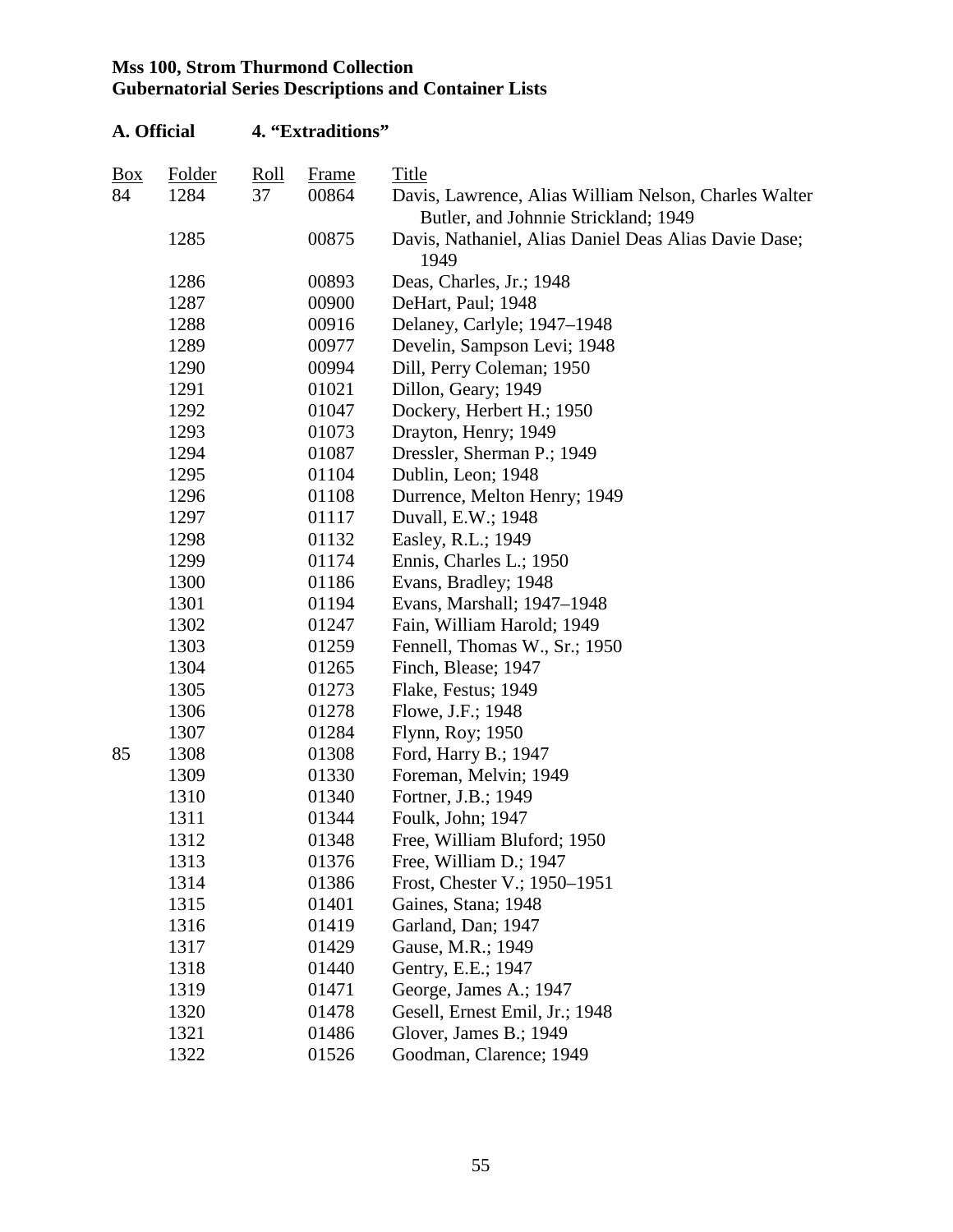**Mss 100, Strom Thurmond Collection**
**Gubernatorial Series Descriptions and Container Lists**

**A. Official 4. "Extraditions"**

| Box | Folder | Roll | Frame | Title |
|---|---|---|---|---|
| 84 | 1284 | 37 | 00864 | Davis, Lawrence, Alias William Nelson, Charles Walter Butler, and Johnnie Strickland; 1949 |
| | 1285 | | 00875 | Davis, Nathaniel, Alias Daniel Deas Alias Davie Dase; 1949 |
| | 1286 | | 00893 | Deas, Charles, Jr.; 1948 |
| | 1287 | | 00900 | DeHart, Paul; 1948 |
| | 1288 | | 00916 | Delaney, Carlyle; 1947–1948 |
| | 1289 | | 00977 | Develin, Sampson Levi; 1948 |
| | 1290 | | 00994 | Dill, Perry Coleman; 1950 |
| | 1291 | | 01021 | Dillon, Geary; 1949 |
| | 1292 | | 01047 | Dockery, Herbert H.; 1950 |
| | 1293 | | 01073 | Drayton, Henry; 1949 |
| | 1294 | | 01087 | Dressler, Sherman P.; 1949 |
| | 1295 | | 01104 | Dublin, Leon; 1948 |
| | 1296 | | 01108 | Durrence, Melton Henry; 1949 |
| | 1297 | | 01117 | Duvall, E.W.; 1948 |
| | 1298 | | 01132 | Easley, R.L.; 1949 |
| | 1299 | | 01174 | Ennis, Charles L.; 1950 |
| | 1300 | | 01186 | Evans, Bradley; 1948 |
| | 1301 | | 01194 | Evans, Marshall; 1947–1948 |
| | 1302 | | 01247 | Fain, William Harold; 1949 |
| | 1303 | | 01259 | Fennell, Thomas W., Sr.; 1950 |
| | 1304 | | 01265 | Finch, Blease; 1947 |
| | 1305 | | 01273 | Flake, Festus; 1949 |
| | 1306 | | 01278 | Flowe, J.F.; 1948 |
| | 1307 | | 01284 | Flynn, Roy; 1950 |
| 85 | 1308 | | 01308 | Ford, Harry B.; 1947 |
| | 1309 | | 01330 | Foreman, Melvin; 1949 |
| | 1310 | | 01340 | Fortner, J.B.; 1949 |
| | 1311 | | 01344 | Foulk, John; 1947 |
| | 1312 | | 01348 | Free, William Bluford; 1950 |
| | 1313 | | 01376 | Free, William D.; 1947 |
| | 1314 | | 01386 | Frost, Chester V.; 1950–1951 |
| | 1315 | | 01401 | Gaines, Stana; 1948 |
| | 1316 | | 01419 | Garland, Dan; 1947 |
| | 1317 | | 01429 | Gause, M.R.; 1949 |
| | 1318 | | 01440 | Gentry, E.E.; 1947 |
| | 1319 | | 01471 | George, James A.; 1947 |
| | 1320 | | 01478 | Gesell, Ernest Emil, Jr.; 1948 |
| | 1321 | | 01486 | Glover, James B.; 1949 |
| | 1322 | | 01526 | Goodman, Clarence; 1949 |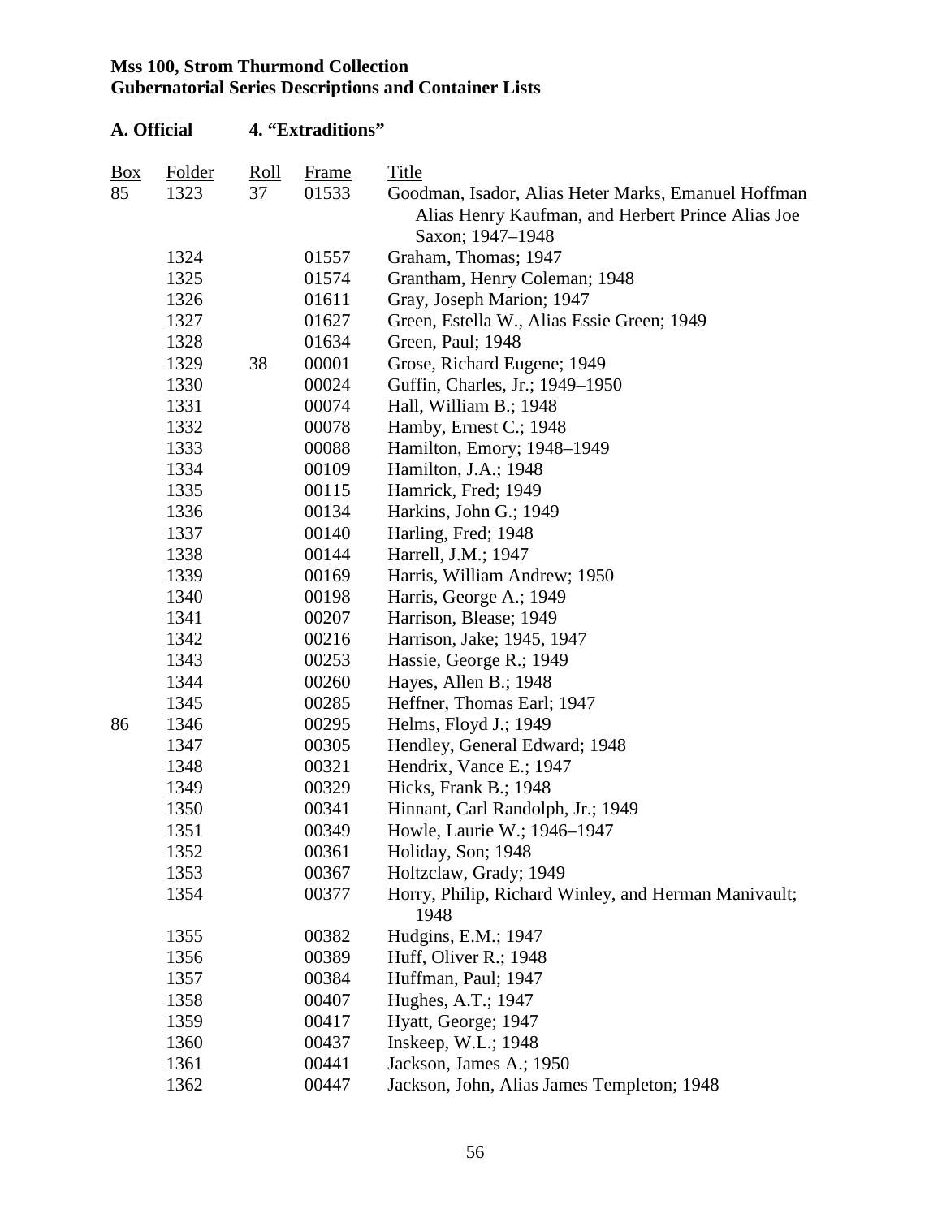**Mss 100, Strom Thurmond Collection**
**Gubernatorial Series Descriptions and Container Lists**

**A. Official 4. "Extraditions"**

| Box | Folder | Roll | Frame | Title |
|---|---|---|---|---|
| 85 | 1323 | 37 | 01533 | Goodman, Isador, Alias Heter Marks, Emanuel Hoffman Alias Henry Kaufman, and Herbert Prince Alias Joe Saxon; 1947–1948 |
| | 1324 | | 01557 | Graham, Thomas; 1947 |
| | 1325 | | 01574 | Grantham, Henry Coleman; 1948 |
| | 1326 | | 01611 | Gray, Joseph Marion; 1947 |
| | 1327 | | 01627 | Green, Estella W., Alias Essie Green; 1949 |
| | 1328 | | 01634 | Green, Paul; 1948 |
| | 1329 | 38 | 00001 | Grose, Richard Eugene; 1949 |
| | 1330 | | 00024 | Guffin, Charles, Jr.; 1949–1950 |
| | 1331 | | 00074 | Hall, William B.; 1948 |
| | 1332 | | 00078 | Hamby, Ernest C.; 1948 |
| | 1333 | | 00088 | Hamilton, Emory; 1948–1949 |
| | 1334 | | 00109 | Hamilton, J.A.; 1948 |
| | 1335 | | 00115 | Hamrick, Fred; 1949 |
| | 1336 | | 00134 | Harkins, John G.; 1949 |
| | 1337 | | 00140 | Harling, Fred; 1948 |
| | 1338 | | 00144 | Harrell, J.M.; 1947 |
| | 1339 | | 00169 | Harris, William Andrew; 1950 |
| | 1340 | | 00198 | Harris, George A.; 1949 |
| | 1341 | | 00207 | Harrison, Blease; 1949 |
| | 1342 | | 00216 | Harrison, Jake; 1945, 1947 |
| | 1343 | | 00253 | Hassie, George R.; 1949 |
| | 1344 | | 00260 | Hayes, Allen B.; 1948 |
| | 1345 | | 00285 | Heffner, Thomas Earl; 1947 |
| 86 | 1346 | | 00295 | Helms, Floyd J.; 1949 |
| | 1347 | | 00305 | Hendley, General Edward; 1948 |
| | 1348 | | 00321 | Hendrix, Vance E.; 1947 |
| | 1349 | | 00329 | Hicks, Frank B.; 1948 |
| | 1350 | | 00341 | Hinnant, Carl Randolph, Jr.; 1949 |
| | 1351 | | 00349 | Howle, Laurie W.; 1946–1947 |
| | 1352 | | 00361 | Holiday, Son; 1948 |
| | 1353 | | 00367 | Holtzclaw, Grady; 1949 |
| | 1354 | | 00377 | Horry, Philip, Richard Winley, and Herman Manivault; 1948 |
| | 1355 | | 00382 | Hudgins, E.M.; 1947 |
| | 1356 | | 00389 | Huff, Oliver R.; 1948 |
| | 1357 | | 00384 | Huffman, Paul; 1947 |
| | 1358 | | 00407 | Hughes, A.T.; 1947 |
| | 1359 | | 00417 | Hyatt, George; 1947 |
| | 1360 | | 00437 | Inskeep, W.L.; 1948 |
| | 1361 | | 00441 | Jackson, James A.; 1950 |
| | 1362 | | 00447 | Jackson, John, Alias James Templeton; 1948 |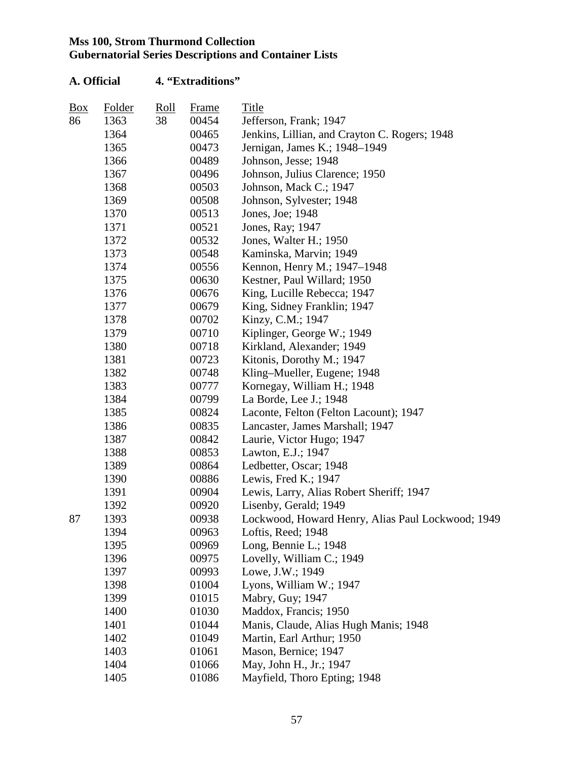**Mss 100, Strom Thurmond Collection**
**Gubernatorial Series Descriptions and Container Lists**

## A. Official 4. "Extraditions"

| Box | Folder | Roll | Frame | Title |
|---|---|---|---|---|
| 86 | 1363 | 38 | 00454 | Jefferson, Frank; 1947 |
| | 1364 | | 00465 | Jenkins, Lillian, and Crayton C. Rogers; 1948 |
| | 1365 | | 00473 | Jernigan, James K.; 1948–1949 |
| | 1366 | | 00489 | Johnson, Jesse; 1948 |
| | 1367 | | 00496 | Johnson, Julius Clarence; 1950 |
| | 1368 | | 00503 | Johnson, Mack C.; 1947 |
| | 1369 | | 00508 | Johnson, Sylvester; 1948 |
| | 1370 | | 00513 | Jones, Joe; 1948 |
| | 1371 | | 00521 | Jones, Ray; 1947 |
| | 1372 | | 00532 | Jones, Walter H.; 1950 |
| | 1373 | | 00548 | Kaminska, Marvin; 1949 |
| | 1374 | | 00556 | Kennon, Henry M.; 1947–1948 |
| | 1375 | | 00630 | Kestner, Paul Willard; 1950 |
| | 1376 | | 00676 | King, Lucille Rebecca; 1947 |
| | 1377 | | 00679 | King, Sidney Franklin; 1947 |
| | 1378 | | 00702 | Kinzy, C.M.; 1947 |
| | 1379 | | 00710 | Kiplinger, George W.; 1949 |
| | 1380 | | 00718 | Kirkland, Alexander; 1949 |
| | 1381 | | 00723 | Kitonis, Dorothy M.; 1947 |
| | 1382 | | 00748 | Kling–Mueller, Eugene; 1948 |
| | 1383 | | 00777 | Kornegay, William H.; 1948 |
| | 1384 | | 00799 | La Borde, Lee J.; 1948 |
| | 1385 | | 00824 | Laconte, Felton (Felton Lacount); 1947 |
| | 1386 | | 00835 | Lancaster, James Marshall; 1947 |
| | 1387 | | 00842 | Laurie, Victor Hugo; 1947 |
| | 1388 | | 00853 | Lawton, E.J.; 1947 |
| | 1389 | | 00864 | Ledbetter, Oscar; 1948 |
| | 1390 | | 00886 | Lewis, Fred K.; 1947 |
| | 1391 | | 00904 | Lewis, Larry, Alias Robert Sheriff; 1947 |
| | 1392 | | 00920 | Lisenby, Gerald; 1949 |
| 87 | 1393 | | 00938 | Lockwood, Howard Henry, Alias Paul Lockwood; 1949 |
| | 1394 | | 00963 | Loftis, Reed; 1948 |
| | 1395 | | 00969 | Long, Bennie L.; 1948 |
| | 1396 | | 00975 | Lovelly, William C.; 1949 |
| | 1397 | | 00993 | Lowe, J.W.; 1949 |
| | 1398 | | 01004 | Lyons, William W.; 1947 |
| | 1399 | | 01015 | Mabry, Guy; 1947 |
| | 1400 | | 01030 | Maddox, Francis; 1950 |
| | 1401 | | 01044 | Manis, Claude, Alias Hugh Manis; 1948 |
| | 1402 | | 01049 | Martin, Earl Arthur; 1950 |
| | 1403 | | 01061 | Mason, Bernice; 1947 |
| | 1404 | | 01066 | May, John H., Jr.; 1947 |
| | 1405 | | 01086 | Mayfield, Thoro Epting; 1948 |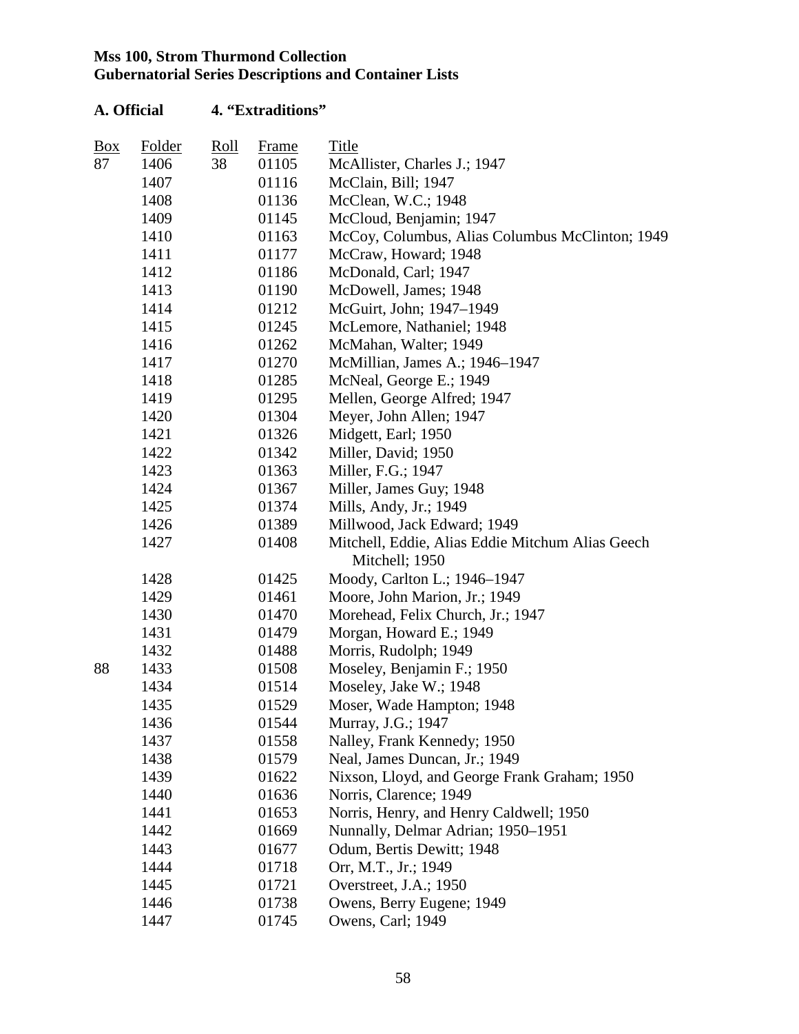**Mss 100, Strom Thurmond Collection**
**Gubernatorial Series Descriptions and Container Lists**

**A. Official 4. "Extraditions"**

| Box | Folder | Roll | Frame | Title |
|---|---|---|---|---|
| 87 | 1406 | 38 | 01105 | McAllister, Charles J.; 1947 |
| | 1407 | | 01116 | McClain, Bill; 1947 |
| | 1408 | | 01136 | McClean, W.C.; 1948 |
| | 1409 | | 01145 | McCloud, Benjamin; 1947 |
| | 1410 | | 01163 | McCoy, Columbus, Alias Columbus McClinton; 1949 |
| | 1411 | | 01177 | McCraw, Howard; 1948 |
| | 1412 | | 01186 | McDonald, Carl; 1947 |
| | 1413 | | 01190 | McDowell, James; 1948 |
| | 1414 | | 01212 | McGuirt, John; 1947–1949 |
| | 1415 | | 01245 | McLemore, Nathaniel; 1948 |
| | 1416 | | 01262 | McMahan, Walter; 1949 |
| | 1417 | | 01270 | McMillian, James A.; 1946–1947 |
| | 1418 | | 01285 | McNeal, George E.; 1949 |
| | 1419 | | 01295 | Mellen, George Alfred; 1947 |
| | 1420 | | 01304 | Meyer, John Allen; 1947 |
| | 1421 | | 01326 | Midgett, Earl; 1950 |
| | 1422 | | 01342 | Miller, David; 1950 |
| | 1423 | | 01363 | Miller, F.G.; 1947 |
| | 1424 | | 01367 | Miller, James Guy; 1948 |
| | 1425 | | 01374 | Mills, Andy, Jr.; 1949 |
| | 1426 | | 01389 | Millwood, Jack Edward; 1949 |
| | 1427 | | 01408 | Mitchell, Eddie, Alias Eddie Mitchum Alias Geech Mitchell; 1950 |
| | 1428 | | 01425 | Moody, Carlton L.; 1946–1947 |
| | 1429 | | 01461 | Moore, John Marion, Jr.; 1949 |
| | 1430 | | 01470 | Morehead, Felix Church, Jr.; 1947 |
| | 1431 | | 01479 | Morgan, Howard E.; 1949 |
| | 1432 | | 01488 | Morris, Rudolph; 1949 |
| 88 | 1433 | | 01508 | Moseley, Benjamin F.; 1950 |
| | 1434 | | 01514 | Moseley, Jake W.; 1948 |
| | 1435 | | 01529 | Moser, Wade Hampton; 1948 |
| | 1436 | | 01544 | Murray, J.G.; 1947 |
| | 1437 | | 01558 | Nalley, Frank Kennedy; 1950 |
| | 1438 | | 01579 | Neal, James Duncan, Jr.; 1949 |
| | 1439 | | 01622 | Nixson, Lloyd, and George Frank Graham; 1950 |
| | 1440 | | 01636 | Norris, Clarence; 1949 |
| | 1441 | | 01653 | Norris, Henry, and Henry Caldwell; 1950 |
| | 1442 | | 01669 | Nunnally, Delmar Adrian; 1950–1951 |
| | 1443 | | 01677 | Odum, Bertis Dewitt; 1948 |
| | 1444 | | 01718 | Orr, M.T., Jr.; 1949 |
| | 1445 | | 01721 | Overstreet, J.A.; 1950 |
| | 1446 | | 01738 | Owens, Berry Eugene; 1949 |
| | 1447 | | 01745 | Owens, Carl; 1949 |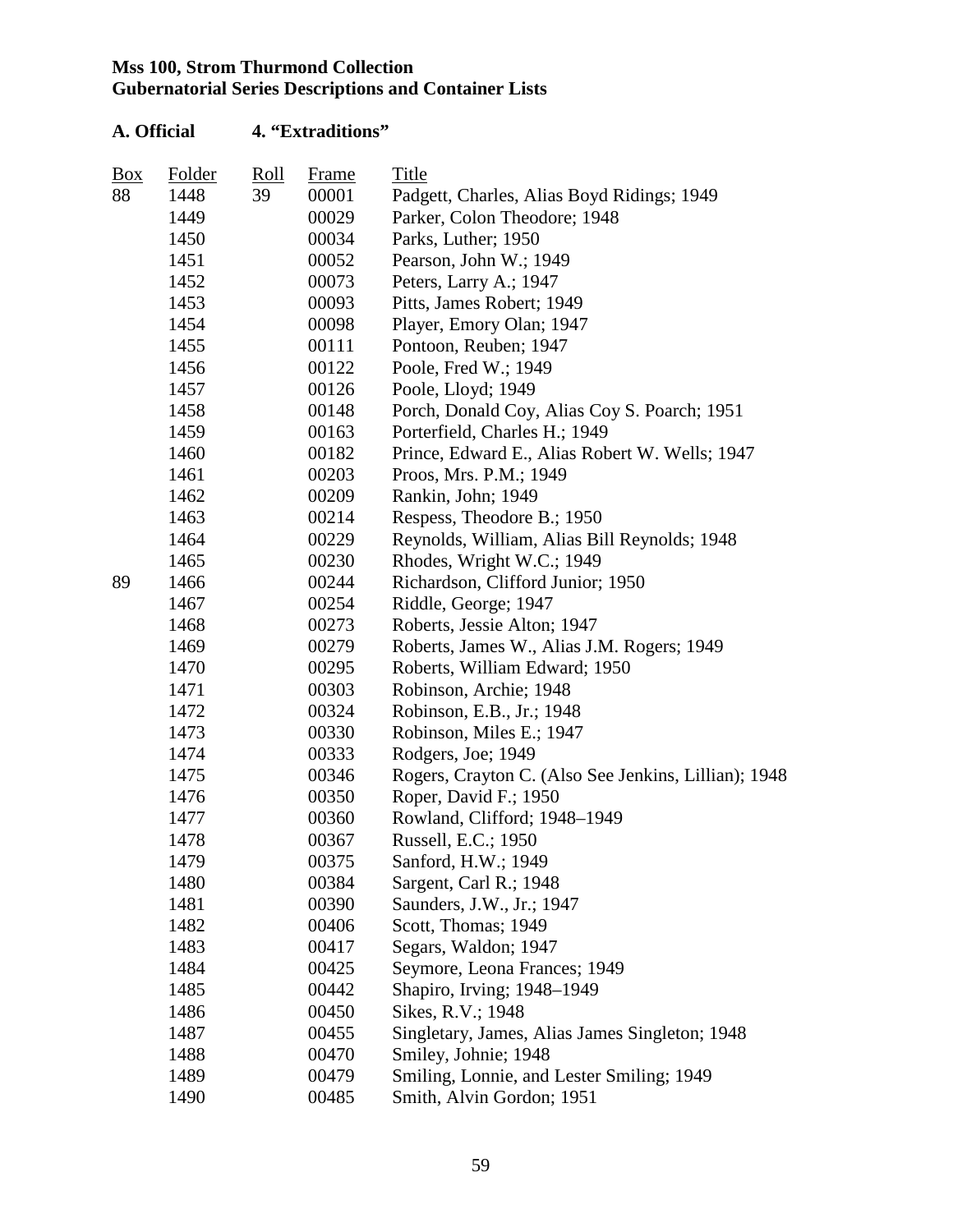**Mss 100, Strom Thurmond Collection**
**Gubernatorial Series Descriptions and Container Lists**

**A. Official 4. "Extraditions"**

| Box | Folder | Roll | Frame | Title |
|---|---|---|---|---|
| 88 | 1448 | 39 | 00001 | Padgett, Charles, Alias Boyd Ridings; 1949 |
| | 1449 | | 00029 | Parker, Colon Theodore; 1948 |
| | 1450 | | 00034 | Parks, Luther; 1950 |
| | 1451 | | 00052 | Pearson, John W.; 1949 |
| | 1452 | | 00073 | Peters, Larry A.; 1947 |
| | 1453 | | 00093 | Pitts, James Robert; 1949 |
| | 1454 | | 00098 | Player, Emory Olan; 1947 |
| | 1455 | | 00111 | Pontoon, Reuben; 1947 |
| | 1456 | | 00122 | Poole, Fred W.; 1949 |
| | 1457 | | 00126 | Poole, Lloyd; 1949 |
| | 1458 | | 00148 | Porch, Donald Coy, Alias Coy S. Poarch; 1951 |
| | 1459 | | 00163 | Porterfield, Charles H.; 1949 |
| | 1460 | | 00182 | Prince, Edward E., Alias Robert W. Wells; 1947 |
| | 1461 | | 00203 | Proos, Mrs. P.M.; 1949 |
| | 1462 | | 00209 | Rankin, John; 1949 |
| | 1463 | | 00214 | Respess, Theodore B.; 1950 |
| | 1464 | | 00229 | Reynolds, William, Alias Bill Reynolds; 1948 |
| | 1465 | | 00230 | Rhodes, Wright W.C.; 1949 |
| 89 | 1466 | | 00244 | Richardson, Clifford Junior; 1950 |
| | 1467 | | 00254 | Riddle, George; 1947 |
| | 1468 | | 00273 | Roberts, Jessie Alton; 1947 |
| | 1469 | | 00279 | Roberts, James W., Alias J.M. Rogers; 1949 |
| | 1470 | | 00295 | Roberts, William Edward; 1950 |
| | 1471 | | 00303 | Robinson, Archie; 1948 |
| | 1472 | | 00324 | Robinson, E.B., Jr.; 1948 |
| | 1473 | | 00330 | Robinson, Miles E.; 1947 |
| | 1474 | | 00333 | Rodgers, Joe; 1949 |
| | 1475 | | 00346 | Rogers, Crayton C. (Also See Jenkins, Lillian); 1948 |
| | 1476 | | 00350 | Roper, David F.; 1950 |
| | 1477 | | 00360 | Rowland, Clifford; 1948–1949 |
| | 1478 | | 00367 | Russell, E.C.; 1950 |
| | 1479 | | 00375 | Sanford, H.W.; 1949 |
| | 1480 | | 00384 | Sargent, Carl R.; 1948 |
| | 1481 | | 00390 | Saunders, J.W., Jr.; 1947 |
| | 1482 | | 00406 | Scott, Thomas; 1949 |
| | 1483 | | 00417 | Segars, Waldon; 1947 |
| | 1484 | | 00425 | Seymore, Leona Frances; 1949 |
| | 1485 | | 00442 | Shapiro, Irving; 1948–1949 |
| | 1486 | | 00450 | Sikes, R.V.; 1948 |
| | 1487 | | 00455 | Singletary, James, Alias James Singleton; 1948 |
| | 1488 | | 00470 | Smiley, Johnie; 1948 |
| | 1489 | | 00479 | Smiling, Lonnie, and Lester Smiling; 1949 |
| | 1490 | | 00485 | Smith, Alvin Gordon; 1951 |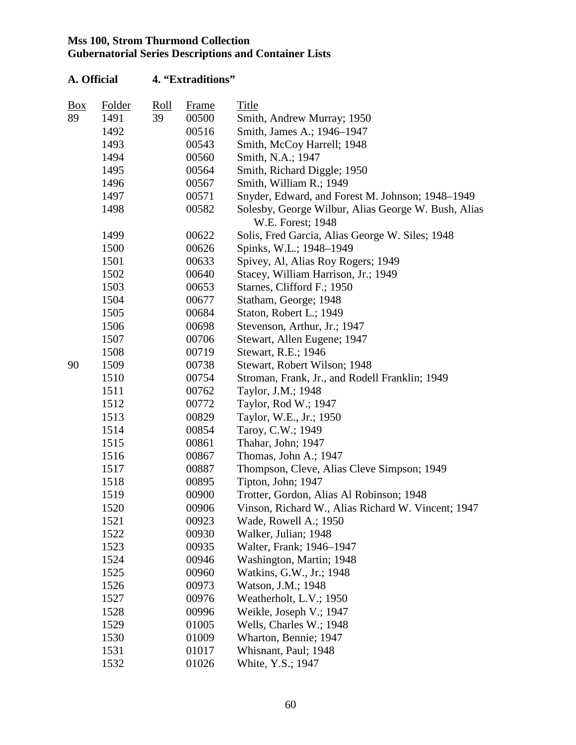**Mss 100, Strom Thurmond Collection**
**Gubernatorial Series Descriptions and Container Lists**

**A. Official 4. "Extraditions"**

| Box | Folder | Roll | Frame | Title |
|---|---|---|---|---|
| 89 | 1491 | 39 | 00500 | Smith, Andrew Murray; 1950 |
| | 1492 | | 00516 | Smith, James A.; 1946–1947 |
| | 1493 | | 00543 | Smith, McCoy Harrell; 1948 |
| | 1494 | | 00560 | Smith, N.A.; 1947 |
| | 1495 | | 00564 | Smith, Richard Diggle; 1950 |
| | 1496 | | 00567 | Smith, William R.; 1949 |
| | 1497 | | 00571 | Snyder, Edward, and Forest M. Johnson; 1948–1949 |
| | 1498 | | 00582 | Solesby, George Wilbur, Alias George W. Bush, Alias W.E. Forest; 1948 |
| | 1499 | | 00622 | Solis, Fred Garcia, Alias George W. Siles; 1948 |
| | 1500 | | 00626 | Spinks, W.L.; 1948–1949 |
| | 1501 | | 00633 | Spivey, Al, Alias Roy Rogers; 1949 |
| | 1502 | | 00640 | Stacey, William Harrison, Jr.; 1949 |
| | 1503 | | 00653 | Starnes, Clifford F.; 1950 |
| | 1504 | | 00677 | Statham, George; 1948 |
| | 1505 | | 00684 | Staton, Robert L.; 1949 |
| | 1506 | | 00698 | Stevenson, Arthur, Jr.; 1947 |
| | 1507 | | 00706 | Stewart, Allen Eugene; 1947 |
| | 1508 | | 00719 | Stewart, R.E.; 1946 |
| 90 | 1509 | | 00738 | Stewart, Robert Wilson; 1948 |
| | 1510 | | 00754 | Stroman, Frank, Jr., and Rodell Franklin; 1949 |
| | 1511 | | 00762 | Taylor, J.M.; 1948 |
| | 1512 | | 00772 | Taylor, Rod W.; 1947 |
| | 1513 | | 00829 | Taylor, W.E., Jr.; 1950 |
| | 1514 | | 00854 | Taroy, C.W.; 1949 |
| | 1515 | | 00861 | Thahar, John; 1947 |
| | 1516 | | 00867 | Thomas, John A.; 1947 |
| | 1517 | | 00887 | Thompson, Cleve, Alias Cleve Simpson; 1949 |
| | 1518 | | 00895 | Tipton, John; 1947 |
| | 1519 | | 00900 | Trotter, Gordon, Alias Al Robinson; 1948 |
| | 1520 | | 00906 | Vinson, Richard W., Alias Richard W. Vincent; 1947 |
| | 1521 | | 00923 | Wade, Rowell A.; 1950 |
| | 1522 | | 00930 | Walker, Julian; 1948 |
| | 1523 | | 00935 | Walter, Frank; 1946–1947 |
| | 1524 | | 00946 | Washington, Martin; 1948 |
| | 1525 | | 00960 | Watkins, G.W., Jr.; 1948 |
| | 1526 | | 00973 | Watson, J.M.; 1948 |
| | 1527 | | 00976 | Weatherholt, L.V.; 1950 |
| | 1528 | | 00996 | Weikle, Joseph V.; 1947 |
| | 1529 | | 01005 | Wells, Charles W.; 1948 |
| | 1530 | | 01009 | Wharton, Bennie; 1947 |
| | 1531 | | 01017 | Whisnant, Paul; 1948 |
| | 1532 | | 01026 | White, Y.S.; 1947 |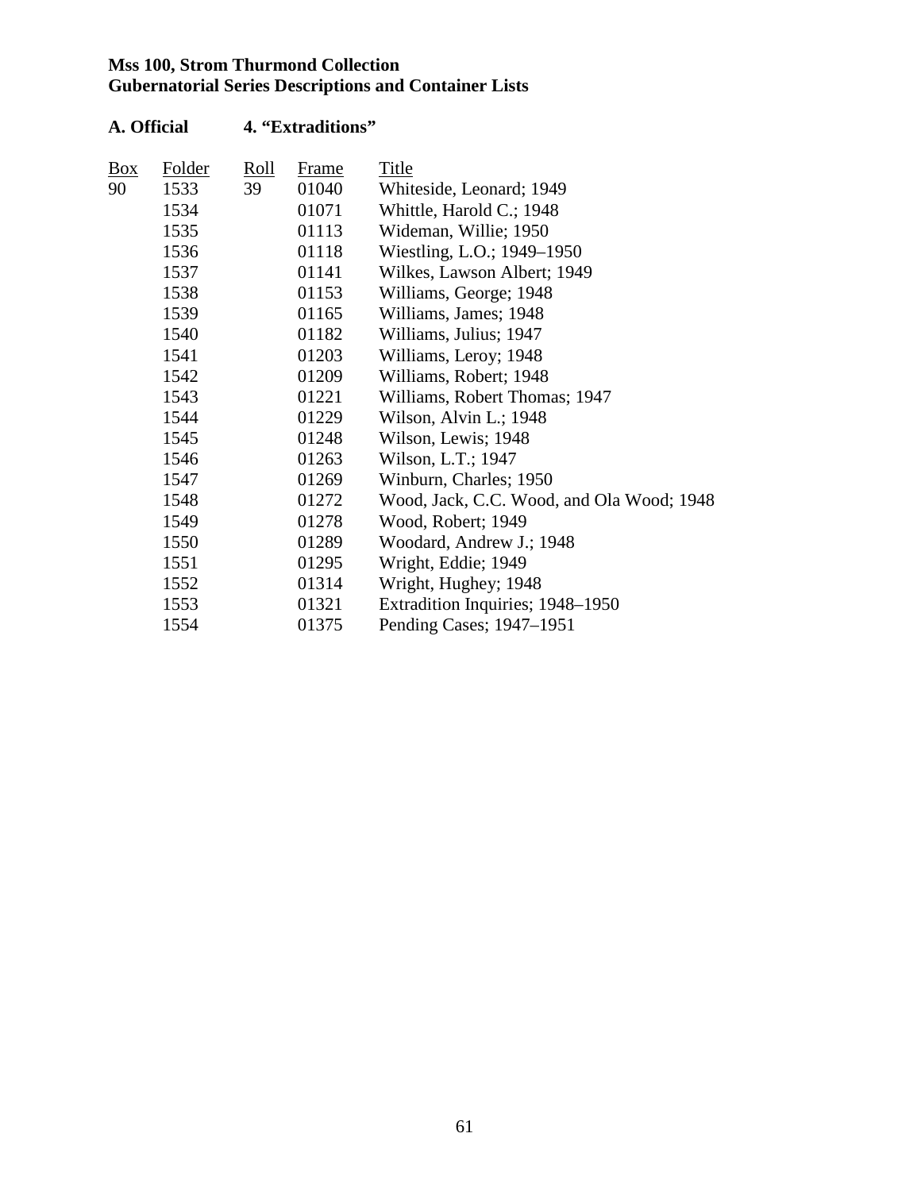**Mss 100, Strom Thurmond Collection**
**Gubernatorial Series Descriptions and Container Lists**

**A. Official 4. "Extraditions"**

| Box | Folder | Roll | Frame | Title |
|---|---|---|---|---|
| 90 | 1533 | 39 | 01040 | Whiteside, Leonard; 1949 |
| | 1534 | | 01071 | Whittle, Harold C.; 1948 |
| | 1535 | | 01113 | Wideman, Willie; 1950 |
| | 1536 | | 01118 | Wiestling, L.O.; 1949–1950 |
| | 1537 | | 01141 | Wilkes, Lawson Albert; 1949 |
| | 1538 | | 01153 | Williams, George; 1948 |
| | 1539 | | 01165 | Williams, James; 1948 |
| | 1540 | | 01182 | Williams, Julius; 1947 |
| | 1541 | | 01203 | Williams, Leroy; 1948 |
| | 1542 | | 01209 | Williams, Robert; 1948 |
| | 1543 | | 01221 | Williams, Robert Thomas; 1947 |
| | 1544 | | 01229 | Wilson, Alvin L.; 1948 |
| | 1545 | | 01248 | Wilson, Lewis; 1948 |
| | 1546 | | 01263 | Wilson, L.T.; 1947 |
| | 1547 | | 01269 | Winburn, Charles; 1950 |
| | 1548 | | 01272 | Wood, Jack, C.C. Wood, and Ola Wood; 1948 |
| | 1549 | | 01278 | Wood, Robert; 1949 |
| | 1550 | | 01289 | Woodard, Andrew J.; 1948 |
| | 1551 | | 01295 | Wright, Eddie; 1949 |
| | 1552 | | 01314 | Wright, Hughey; 1948 |
| | 1553 | | 01321 | Extradition Inquiries; 1948–1950 |
| | 1554 | | 01375 | Pending Cases; 1947–1951 |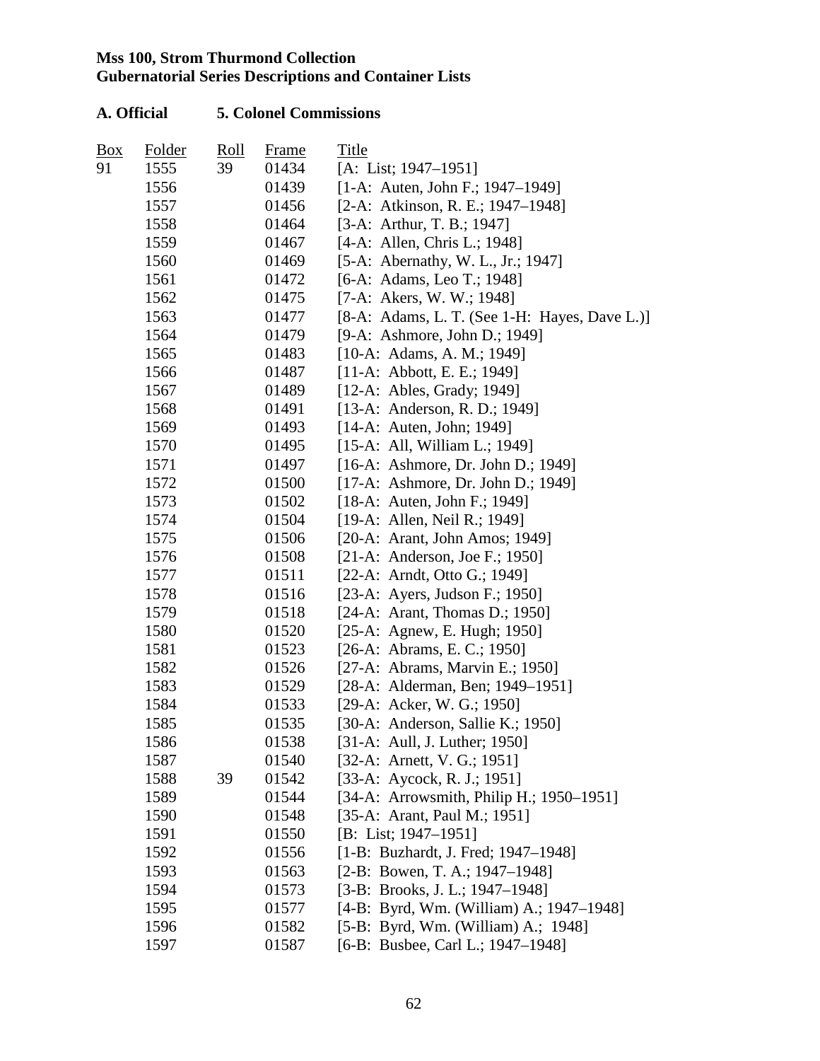**Mss 100, Strom Thurmond Collection**
**Gubernatorial Series Descriptions and Container Lists**

**A. Official 5. Colonel Commissions**

| Box | Folder | Roll | Frame | Title |
|---|---|---|---|---|
| 91 | 1555 | 39 | 01434 | [A: List; 1947–1951] |
| | 1556 | | 01439 | [1-A: Auten, John F.; 1947–1949] |
| | 1557 | | 01456 | [2-A: Atkinson, R. E.; 1947–1948] |
| | 1558 | | 01464 | [3-A: Arthur, T. B.; 1947] |
| | 1559 | | 01467 | [4-A: Allen, Chris L.; 1948] |
| | 1560 | | 01469 | [5-A: Abernathy, W. L., Jr.; 1947] |
| | 1561 | | 01472 | [6-A: Adams, Leo T.; 1948] |
| | 1562 | | 01475 | [7-A: Akers, W. W.; 1948] |
| | 1563 | | 01477 | [8-A: Adams, L. T. (See 1-H: Hayes, Dave L.)] |
| | 1564 | | 01479 | [9-A: Ashmore, John D.; 1949] |
| | 1565 | | 01483 | [10-A: Adams, A. M.; 1949] |
| | 1566 | | 01487 | [11-A: Abbott, E. E.; 1949] |
| | 1567 | | 01489 | [12-A: Ables, Grady; 1949] |
| | 1568 | | 01491 | [13-A: Anderson, R. D.; 1949] |
| | 1569 | | 01493 | [14-A: Auten, John; 1949] |
| | 1570 | | 01495 | [15-A: All, William L.; 1949] |
| | 1571 | | 01497 | [16-A: Ashmore, Dr. John D.; 1949] |
| | 1572 | | 01500 | [17-A: Ashmore, Dr. John D.; 1949] |
| | 1573 | | 01502 | [18-A: Auten, John F.; 1949] |
| | 1574 | | 01504 | [19-A: Allen, Neil R.; 1949] |
| | 1575 | | 01506 | [20-A: Arant, John Amos; 1949] |
| | 1576 | | 01508 | [21-A: Anderson, Joe F.; 1950] |
| | 1577 | | 01511 | [22-A: Arndt, Otto G.; 1949] |
| | 1578 | | 01516 | [23-A: Ayers, Judson F.; 1950] |
| | 1579 | | 01518 | [24-A: Arant, Thomas D.; 1950] |
| | 1580 | | 01520 | [25-A: Agnew, E. Hugh; 1950] |
| | 1581 | | 01523 | [26-A: Abrams, E. C.; 1950] |
| | 1582 | | 01526 | [27-A: Abrams, Marvin E.; 1950] |
| | 1583 | | 01529 | [28-A: Alderman, Ben; 1949–1951] |
| | 1584 | | 01533 | [29-A: Acker, W. G.; 1950] |
| | 1585 | | 01535 | [30-A: Anderson, Sallie K.; 1950] |
| | 1586 | | 01538 | [31-A: Aull, J. Luther; 1950] |
| | 1587 | | 01540 | [32-A: Arnett, V. G.; 1951] |
| | 1588 | 39 | 01542 | [33-A: Aycock, R. J.; 1951] |
| | 1589 | | 01544 | [34-A: Arrowsmith, Philip H.; 1950–1951] |
| | 1590 | | 01548 | [35-A: Arant, Paul M.; 1951] |
| | 1591 | | 01550 | [B: List; 1947–1951] |
| | 1592 | | 01556 | [1-B: Buzhardt, J. Fred; 1947–1948] |
| | 1593 | | 01563 | [2-B: Bowen, T. A.; 1947–1948] |
| | 1594 | | 01573 | [3-B: Brooks, J. L.; 1947–1948] |
| | 1595 | | 01577 | [4-B: Byrd, Wm. (William) A.; 1947–1948] |
| | 1596 | | 01582 | [5-B: Byrd, Wm. (William) A.; 1948] |
| | 1597 | | 01587 | [6-B: Busbee, Carl L.; 1947–1948] |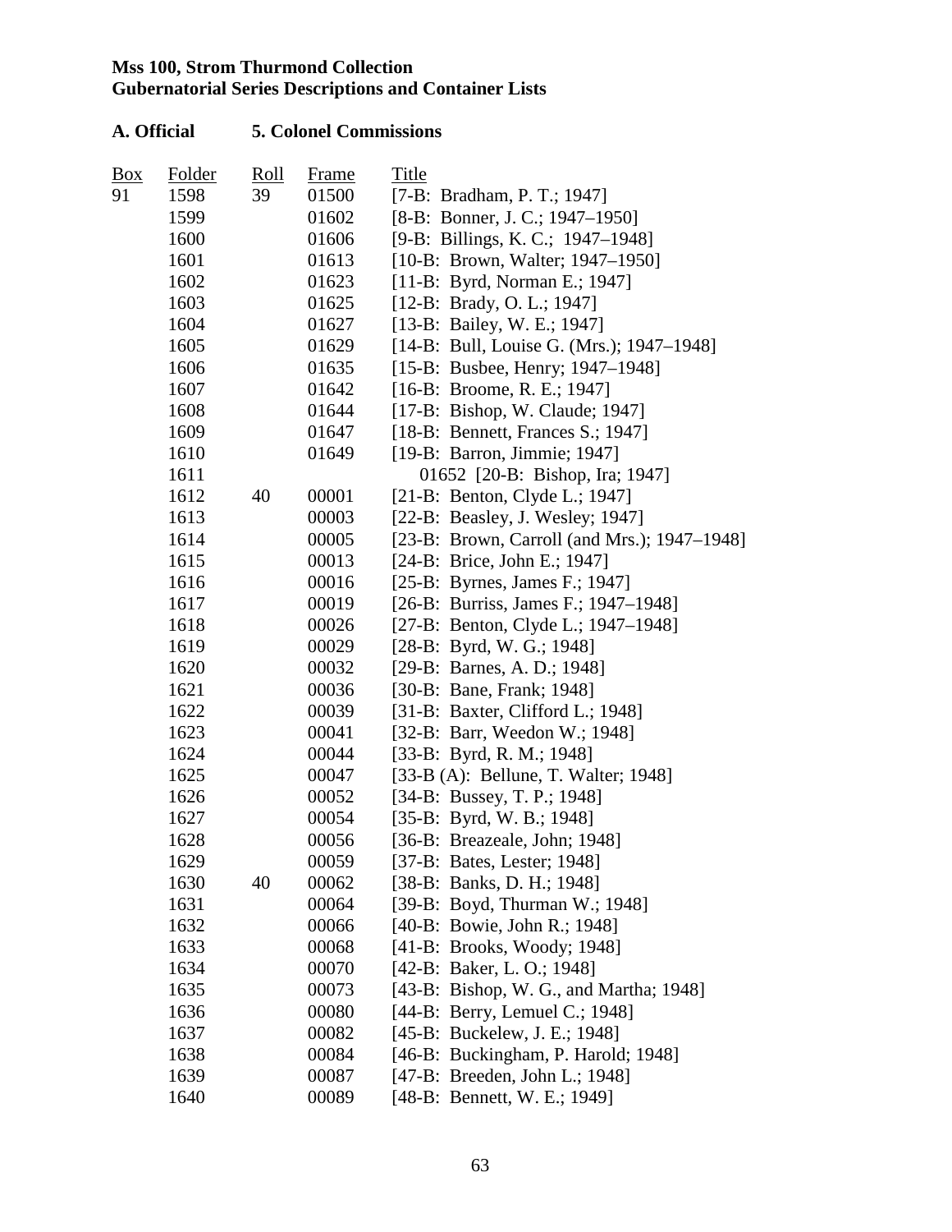**Mss 100, Strom Thurmond Collection**
**Gubernatorial Series Descriptions and Container Lists**

**A. Official 5. Colonel Commissions**

| Box | Folder | Roll | Frame | Title |
|---|---|---|---|---|
| 91 | 1598 | 39 | 01500 | [7-B: Bradham, P. T.; 1947] |
| | 1599 | | 01602 | [8-B: Bonner, J. C.; 1947–1950] |
| | 1600 | | 01606 | [9-B: Billings, K. C.; 1947–1948] |
| | 1601 | | 01613 | [10-B: Brown, Walter; 1947–1950] |
| | 1602 | | 01623 | [11-B: Byrd, Norman E.; 1947] |
| | 1603 | | 01625 | [12-B: Brady, O. L.; 1947] |
| | 1604 | | 01627 | [13-B: Bailey, W. E.; 1947] |
| | 1605 | | 01629 | [14-B: Bull, Louise G. (Mrs.); 1947–1948] |
| | 1606 | | 01635 | [15-B: Busbee, Henry; 1947–1948] |
| | 1607 | | 01642 | [16-B: Broome, R. E.; 1947] |
| | 1608 | | 01644 | [17-B: Bishop, W. Claude; 1947] |
| | 1609 | | 01647 | [18-B: Bennett, Frances S.; 1947] |
| | 1610 | | 01649 | [19-B: Barron, Jimmie; 1947] |
| | 1611 | | 01652 | [20-B: Bishop, Ira; 1947] |
| | 1612 | 40 | 00001 | [21-B: Benton, Clyde L.; 1947] |
| | 1613 | | 00003 | [22-B: Beasley, J. Wesley; 1947] |
| | 1614 | | 00005 | [23-B: Brown, Carroll (and Mrs.); 1947–1948] |
| | 1615 | | 00013 | [24-B: Brice, John E.; 1947] |
| | 1616 | | 00016 | [25-B: Byrnes, James F.; 1947] |
| | 1617 | | 00019 | [26-B: Burriss, James F.; 1947–1948] |
| | 1618 | | 00026 | [27-B: Benton, Clyde L.; 1947–1948] |
| | 1619 | | 00029 | [28-B: Byrd, W. G.; 1948] |
| | 1620 | | 00032 | [29-B: Barnes, A. D.; 1948] |
| | 1621 | | 00036 | [30-B: Bane, Frank; 1948] |
| | 1622 | | 00039 | [31-B: Baxter, Clifford L.; 1948] |
| | 1623 | | 00041 | [32-B: Barr, Weedon W.; 1948] |
| | 1624 | | 00044 | [33-B: Byrd, R. M.; 1948] |
| | 1625 | | 00047 | [33-B (A): Bellune, T. Walter; 1948] |
| | 1626 | | 00052 | [34-B: Bussey, T. P.; 1948] |
| | 1627 | | 00054 | [35-B: Byrd, W. B.; 1948] |
| | 1628 | | 00056 | [36-B: Breazeale, John; 1948] |
| | 1629 | | 00059 | [37-B: Bates, Lester; 1948] |
| | 1630 | 40 | 00062 | [38-B: Banks, D. H.; 1948] |
| | 1631 | | 00064 | [39-B: Boyd, Thurman W.; 1948] |
| | 1632 | | 00066 | [40-B: Bowie, John R.; 1948] |
| | 1633 | | 00068 | [41-B: Brooks, Woody; 1948] |
| | 1634 | | 00070 | [42-B: Baker, L. O.; 1948] |
| | 1635 | | 00073 | [43-B: Bishop, W. G., and Martha; 1948] |
| | 1636 | | 00080 | [44-B: Berry, Lemuel C.; 1948] |
| | 1637 | | 00082 | [45-B: Buckelew, J. E.; 1948] |
| | 1638 | | 00084 | [46-B: Buckingham, P. Harold; 1948] |
| | 1639 | | 00087 | [47-B: Breeden, John L.; 1948] |
| | 1640 | | 00089 | [48-B: Bennett, W. E.; 1949] |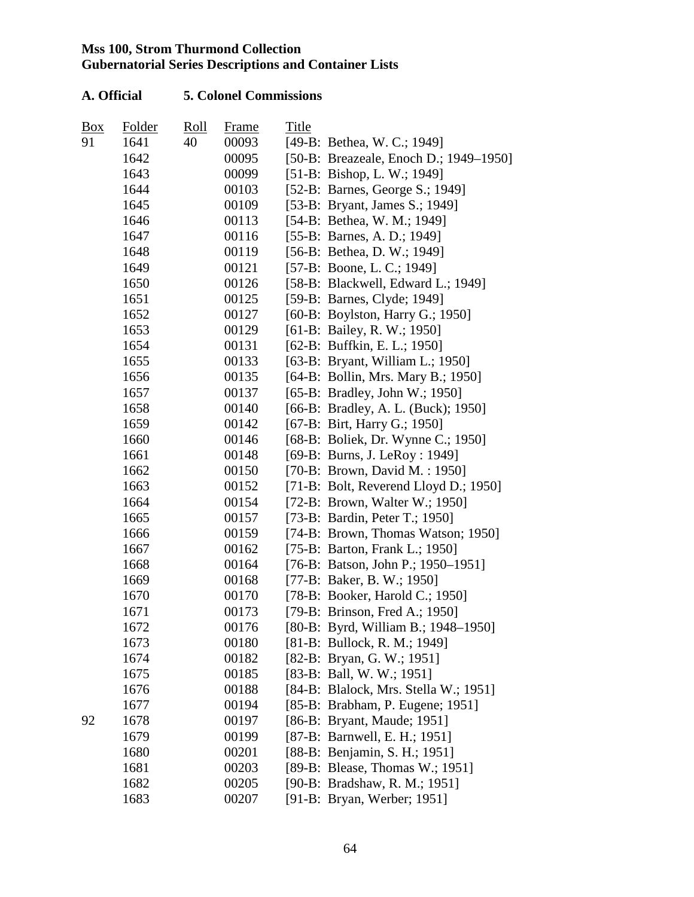**Mss 100, Strom Thurmond Collection**
**Gubernatorial Series Descriptions and Container Lists**

**A. Official    5. Colonel Commissions**

| Box | Folder | Roll | Frame | Title |
|---|---|---|---|---|
| 91 | 1641 | 40 | 00093 | [49-B: Bethea, W. C.; 1949] |
| | 1642 | | 00095 | [50-B: Breazeale, Enoch D.; 1949–1950] |
| | 1643 | | 00099 | [51-B: Bishop, L. W.; 1949] |
| | 1644 | | 00103 | [52-B: Barnes, George S.; 1949] |
| | 1645 | | 00109 | [53-B: Bryant, James S.; 1949] |
| | 1646 | | 00113 | [54-B: Bethea, W. M.; 1949] |
| | 1647 | | 00116 | [55-B: Barnes, A. D.; 1949] |
| | 1648 | | 00119 | [56-B: Bethea, D. W.; 1949] |
| | 1649 | | 00121 | [57-B: Boone, L. C.; 1949] |
| | 1650 | | 00126 | [58-B: Blackwell, Edward L.; 1949] |
| | 1651 | | 00125 | [59-B: Barnes, Clyde; 1949] |
| | 1652 | | 00127 | [60-B: Boylston, Harry G.; 1950] |
| | 1653 | | 00129 | [61-B: Bailey, R. W.; 1950] |
| | 1654 | | 00131 | [62-B: Buffkin, E. L.; 1950] |
| | 1655 | | 00133 | [63-B: Bryant, William L.; 1950] |
| | 1656 | | 00135 | [64-B: Bollin, Mrs. Mary B.; 1950] |
| | 1657 | | 00137 | [65-B: Bradley, John W.; 1950] |
| | 1658 | | 00140 | [66-B: Bradley, A. L. (Buck); 1950] |
| | 1659 | | 00142 | [67-B: Birt, Harry G.; 1950] |
| | 1660 | | 00146 | [68-B: Boliek, Dr. Wynne C.; 1950] |
| | 1661 | | 00148 | [69-B: Burns, J. LeRoy : 1949] |
| | 1662 | | 00150 | [70-B: Brown, David M. : 1950] |
| | 1663 | | 00152 | [71-B: Bolt, Reverend Lloyd D.; 1950] |
| | 1664 | | 00154 | [72-B: Brown, Walter W.; 1950] |
| | 1665 | | 00157 | [73-B: Bardin, Peter T.; 1950] |
| | 1666 | | 00159 | [74-B: Brown, Thomas Watson; 1950] |
| | 1667 | | 00162 | [75-B: Barton, Frank L.; 1950] |
| | 1668 | | 00164 | [76-B: Batson, John P.; 1950–1951] |
| | 1669 | | 00168 | [77-B: Baker, B. W.; 1950] |
| | 1670 | | 00170 | [78-B: Booker, Harold C.; 1950] |
| | 1671 | | 00173 | [79-B: Brinson, Fred A.; 1950] |
| | 1672 | | 00176 | [80-B: Byrd, William B.; 1948–1950] |
| | 1673 | | 00180 | [81-B: Bullock, R. M.; 1949] |
| | 1674 | | 00182 | [82-B: Bryan, G. W.; 1951] |
| | 1675 | | 00185 | [83-B: Ball, W. W.; 1951] |
| | 1676 | | 00188 | [84-B: Blalock, Mrs. Stella W.; 1951] |
| | 1677 | | 00194 | [85-B: Brabham, P. Eugene; 1951] |
| 92 | 1678 | | 00197 | [86-B: Bryant, Maude; 1951] |
| | 1679 | | 00199 | [87-B: Barnwell, E. H.; 1951] |
| | 1680 | | 00201 | [88-B: Benjamin, S. H.; 1951] |
| | 1681 | | 00203 | [89-B: Blease, Thomas W.; 1951] |
| | 1682 | | 00205 | [90-B: Bradshaw, R. M.; 1951] |
| | 1683 | | 00207 | [91-B: Bryan, Werber; 1951] |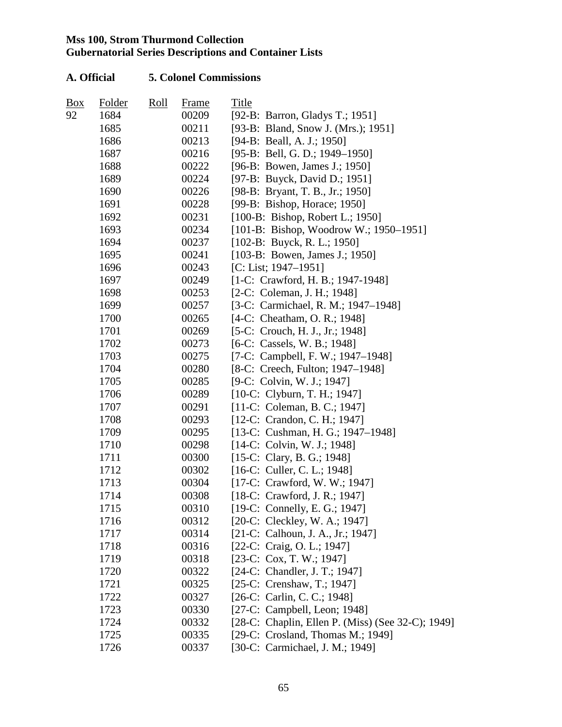**Mss 100, Strom Thurmond Collection**
**Gubernatorial Series Descriptions and Container Lists**

**A. Official 5. Colonel Commissions**

| Box | Folder | Roll | Frame | Title |
|---|---|---|---|---|
| 92 | 1684 | | 00209 | [92-B: Barron, Gladys T.; 1951] |
| | 1685 | | 00211 | [93-B: Bland, Snow J. (Mrs.); 1951] |
| | 1686 | | 00213 | [94-B: Beall, A. J.; 1950] |
| | 1687 | | 00216 | [95-B: Bell, G. D.; 1949–1950] |
| | 1688 | | 00222 | [96-B: Bowen, James J.; 1950] |
| | 1689 | | 00224 | [97-B: Buyck, David D.; 1951] |
| | 1690 | | 00226 | [98-B: Bryant, T. B., Jr.; 1950] |
| | 1691 | | 00228 | [99-B: Bishop, Horace; 1950] |
| | 1692 | | 00231 | [100-B: Bishop, Robert L.; 1950] |
| | 1693 | | 00234 | [101-B: Bishop, Woodrow W.; 1950–1951] |
| | 1694 | | 00237 | [102-B: Buyck, R. L.; 1950] |
| | 1695 | | 00241 | [103-B: Bowen, James J.; 1950] |
| | 1696 | | 00243 | [C: List; 1947–1951] |
| | 1697 | | 00249 | [1-C: Crawford, H. B.; 1947-1948] |
| | 1698 | | 00253 | [2-C: Coleman, J. H.; 1948] |
| | 1699 | | 00257 | [3-C: Carmichael, R. M.; 1947–1948] |
| | 1700 | | 00265 | [4-C: Cheatham, O. R.; 1948] |
| | 1701 | | 00269 | [5-C: Crouch, H. J., Jr.; 1948] |
| | 1702 | | 00273 | [6-C: Cassels, W. B.; 1948] |
| | 1703 | | 00275 | [7-C: Campbell, F. W.; 1947–1948] |
| | 1704 | | 00280 | [8-C: Creech, Fulton; 1947–1948] |
| | 1705 | | 00285 | [9-C: Colvin, W. J.; 1947] |
| | 1706 | | 00289 | [10-C: Clyburn, T. H.; 1947] |
| | 1707 | | 00291 | [11-C: Coleman, B. C.; 1947] |
| | 1708 | | 00293 | [12-C: Crandon, C. H.; 1947] |
| | 1709 | | 00295 | [13-C: Cushman, H. G.; 1947–1948] |
| | 1710 | | 00298 | [14-C: Colvin, W. J.; 1948] |
| | 1711 | | 00300 | [15-C: Clary, B. G.; 1948] |
| | 1712 | | 00302 | [16-C: Culler, C. L.; 1948] |
| | 1713 | | 00304 | [17-C: Crawford, W. W.; 1947] |
| | 1714 | | 00308 | [18-C: Crawford, J. R.; 1947] |
| | 1715 | | 00310 | [19-C: Connelly, E. G.; 1947] |
| | 1716 | | 00312 | [20-C: Cleckley, W. A.; 1947] |
| | 1717 | | 00314 | [21-C: Calhoun, J. A., Jr.; 1947] |
| | 1718 | | 00316 | [22-C: Craig, O. L.; 1947] |
| | 1719 | | 00318 | [23-C: Cox, T. W.; 1947] |
| | 1720 | | 00322 | [24-C: Chandler, J. T.; 1947] |
| | 1721 | | 00325 | [25-C: Crenshaw, T.; 1947] |
| | 1722 | | 00327 | [26-C: Carlin, C. C.; 1948] |
| | 1723 | | 00330 | [27-C: Campbell, Leon; 1948] |
| | 1724 | | 00332 | [28-C: Chaplin, Ellen P. (Miss) (See 32-C); 1949] |
| | 1725 | | 00335 | [29-C: Crosland, Thomas M.; 1949] |
| | 1726 | | 00337 | [30-C: Carmichael, J. M.; 1949] |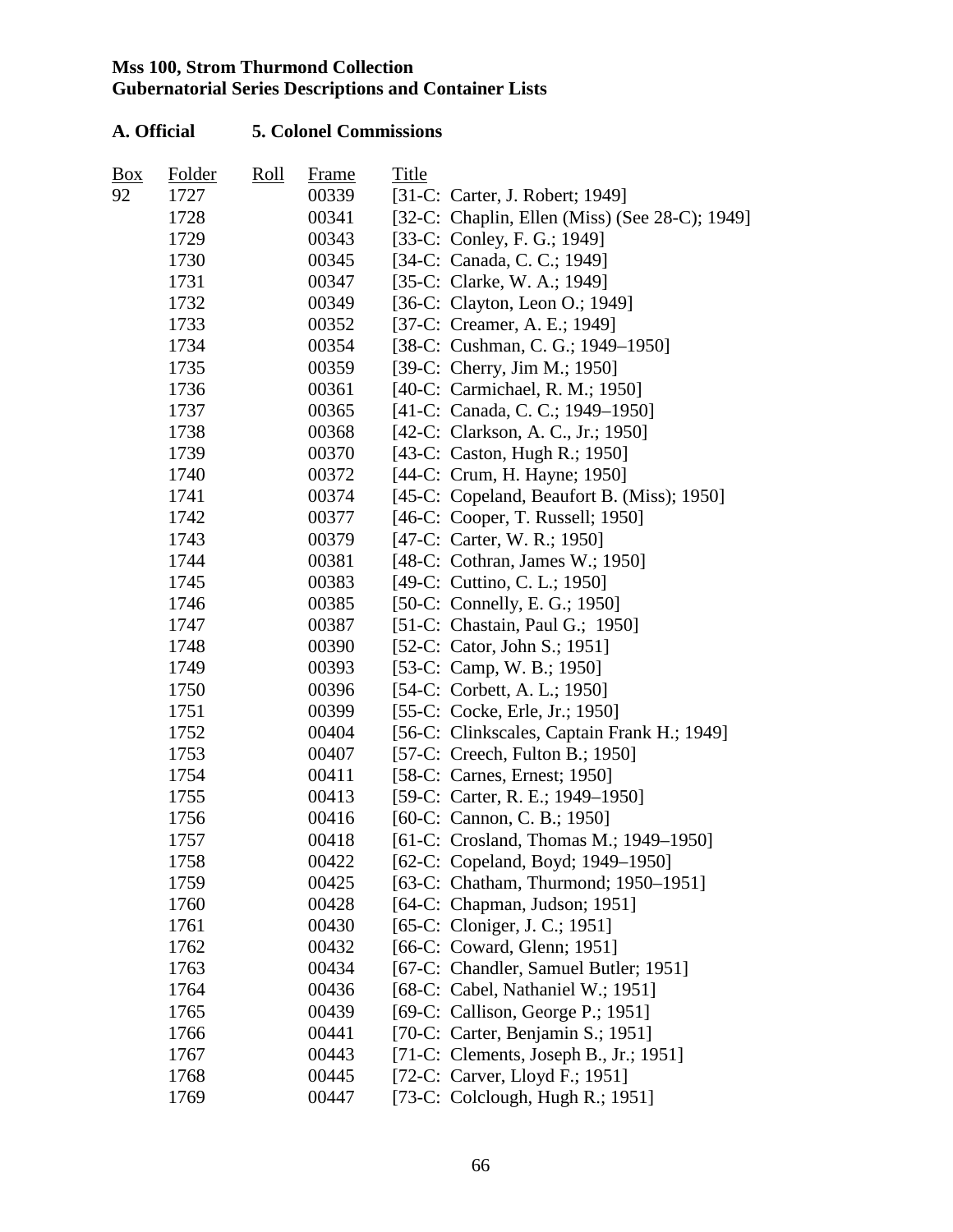**Mss 100, Strom Thurmond Collection**
**Gubernatorial Series Descriptions and Container Lists**

**A. Official 5. Colonel Commissions**

| Box | Folder | Roll | Frame | Title |
|---|---|---|---|---|
| 92 | 1727 | | 00339 | [31-C: Carter, J. Robert; 1949] |
| | 1728 | | 00341 | [32-C: Chaplin, Ellen (Miss) (See 28-C); 1949] |
| | 1729 | | 00343 | [33-C: Conley, F. G.; 1949] |
| | 1730 | | 00345 | [34-C: Canada, C. C.; 1949] |
| | 1731 | | 00347 | [35-C: Clarke, W. A.; 1949] |
| | 1732 | | 00349 | [36-C: Clayton, Leon O.; 1949] |
| | 1733 | | 00352 | [37-C: Creamer, A. E.; 1949] |
| | 1734 | | 00354 | [38-C: Cushman, C. G.; 1949–1950] |
| | 1735 | | 00359 | [39-C: Cherry, Jim M.; 1950] |
| | 1736 | | 00361 | [40-C: Carmichael, R. M.; 1950] |
| | 1737 | | 00365 | [41-C: Canada, C. C.; 1949–1950] |
| | 1738 | | 00368 | [42-C: Clarkson, A. C., Jr.; 1950] |
| | 1739 | | 00370 | [43-C: Caston, Hugh R.; 1950] |
| | 1740 | | 00372 | [44-C: Crum, H. Hayne; 1950] |
| | 1741 | | 00374 | [45-C: Copeland, Beaufort B. (Miss); 1950] |
| | 1742 | | 00377 | [46-C: Cooper, T. Russell; 1950] |
| | 1743 | | 00379 | [47-C: Carter, W. R.; 1950] |
| | 1744 | | 00381 | [48-C: Cothran, James W.; 1950] |
| | 1745 | | 00383 | [49-C: Cuttino, C. L.; 1950] |
| | 1746 | | 00385 | [50-C: Connelly, E. G.; 1950] |
| | 1747 | | 00387 | [51-C: Chastain, Paul G.; 1950] |
| | 1748 | | 00390 | [52-C: Cator, John S.; 1951] |
| | 1749 | | 00393 | [53-C: Camp, W. B.; 1950] |
| | 1750 | | 00396 | [54-C: Corbett, A. L.; 1950] |
| | 1751 | | 00399 | [55-C: Cocke, Erle, Jr.; 1950] |
| | 1752 | | 00404 | [56-C: Clinkscales, Captain Frank H.; 1949] |
| | 1753 | | 00407 | [57-C: Creech, Fulton B.; 1950] |
| | 1754 | | 00411 | [58-C: Carnes, Ernest; 1950] |
| | 1755 | | 00413 | [59-C: Carter, R. E.; 1949–1950] |
| | 1756 | | 00416 | [60-C: Cannon, C. B.; 1950] |
| | 1757 | | 00418 | [61-C: Crosland, Thomas M.; 1949–1950] |
| | 1758 | | 00422 | [62-C: Copeland, Boyd; 1949–1950] |
| | 1759 | | 00425 | [63-C: Chatham, Thurmond; 1950–1951] |
| | 1760 | | 00428 | [64-C: Chapman, Judson; 1951] |
| | 1761 | | 00430 | [65-C: Cloniger, J. C.; 1951] |
| | 1762 | | 00432 | [66-C: Coward, Glenn; 1951] |
| | 1763 | | 00434 | [67-C: Chandler, Samuel Butler; 1951] |
| | 1764 | | 00436 | [68-C: Cabel, Nathaniel W.; 1951] |
| | 1765 | | 00439 | [69-C: Callison, George P.; 1951] |
| | 1766 | | 00441 | [70-C: Carter, Benjamin S.; 1951] |
| | 1767 | | 00443 | [71-C: Clements, Joseph B., Jr.; 1951] |
| | 1768 | | 00445 | [72-C: Carver, Lloyd F.; 1951] |
| | 1769 | | 00447 | [73-C: Colclough, Hugh R.; 1951] |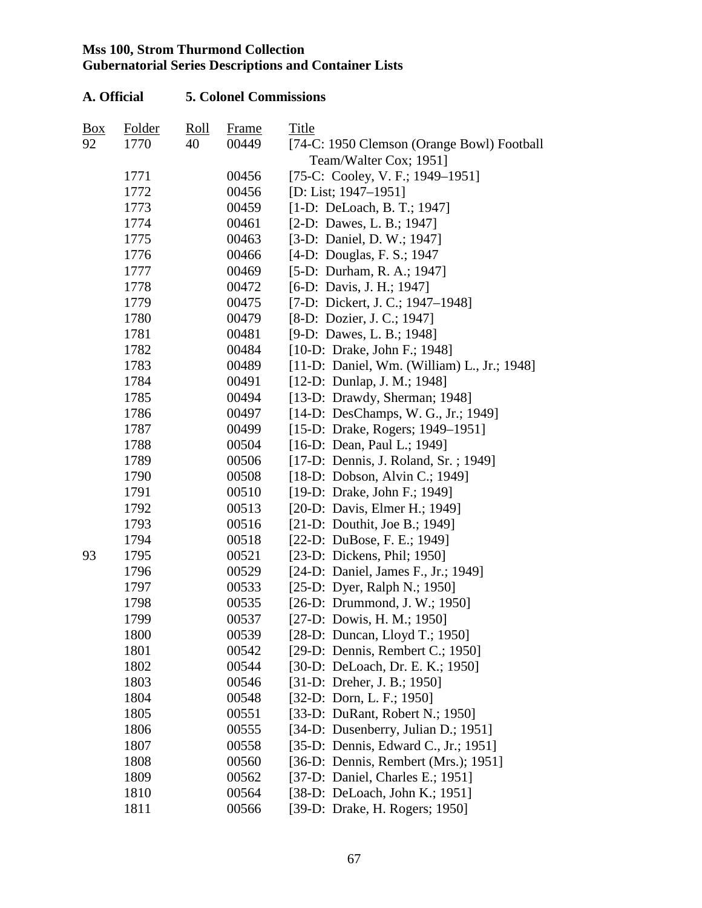**Mss 100, Strom Thurmond Collection**
**Gubernatorial Series Descriptions and Container Lists**

**A. Official 5. Colonel Commissions**

| Box | Folder | Roll | Frame | Title |
|---|---|---|---|---|
| 92 | 1770 | 40 | 00449 | [74-C: 1950 Clemson (Orange Bowl) Football Team/Walter Cox; 1951] |
| | 1771 | | 00456 | [75-C: Cooley, V. F.; 1949–1951] |
| | 1772 | | 00456 | [D: List; 1947–1951] |
| | 1773 | | 00459 | [1-D: DeLoach, B. T.; 1947] |
| | 1774 | | 00461 | [2-D: Dawes, L. B.; 1947] |
| | 1775 | | 00463 | [3-D: Daniel, D. W.; 1947] |
| | 1776 | | 00466 | [4-D: Douglas, F. S.; 1947 |
| | 1777 | | 00469 | [5-D: Durham, R. A.; 1947] |
| | 1778 | | 00472 | [6-D: Davis, J. H.; 1947] |
| | 1779 | | 00475 | [7-D: Dickert, J. C.; 1947–1948] |
| | 1780 | | 00479 | [8-D: Dozier, J. C.; 1947] |
| | 1781 | | 00481 | [9-D: Dawes, L. B.; 1948] |
| | 1782 | | 00484 | [10-D: Drake, John F.; 1948] |
| | 1783 | | 00489 | [11-D: Daniel, Wm. (William) L., Jr.; 1948] |
| | 1784 | | 00491 | [12-D: Dunlap, J. M.; 1948] |
| | 1785 | | 00494 | [13-D: Drawdy, Sherman; 1948] |
| | 1786 | | 00497 | [14-D: DesChamps, W. G., Jr.; 1949] |
| | 1787 | | 00499 | [15-D: Drake, Rogers; 1949–1951] |
| | 1788 | | 00504 | [16-D: Dean, Paul L.; 1949] |
| | 1789 | | 00506 | [17-D: Dennis, J. Roland, Sr. ; 1949] |
| | 1790 | | 00508 | [18-D: Dobson, Alvin C.; 1949] |
| | 1791 | | 00510 | [19-D: Drake, John F.; 1949] |
| | 1792 | | 00513 | [20-D: Davis, Elmer H.; 1949] |
| | 1793 | | 00516 | [21-D: Douthit, Joe B.; 1949] |
| | 1794 | | 00518 | [22-D: DuBose, F. E.; 1949] |
| 93 | 1795 | | 00521 | [23-D: Dickens, Phil; 1950] |
| | 1796 | | 00529 | [24-D: Daniel, James F., Jr.; 1949] |
| | 1797 | | 00533 | [25-D: Dyer, Ralph N.; 1950] |
| | 1798 | | 00535 | [26-D: Drummond, J. W.; 1950] |
| | 1799 | | 00537 | [27-D: Dowis, H. M.; 1950] |
| | 1800 | | 00539 | [28-D: Duncan, Lloyd T.; 1950] |
| | 1801 | | 00542 | [29-D: Dennis, Rembert C.; 1950] |
| | 1802 | | 00544 | [30-D: DeLoach, Dr. E. K.; 1950] |
| | 1803 | | 00546 | [31-D: Dreher, J. B.; 1950] |
| | 1804 | | 00548 | [32-D: Dorn, L. F.; 1950] |
| | 1805 | | 00551 | [33-D: DuRant, Robert N.; 1950] |
| | 1806 | | 00555 | [34-D: Dusenberry, Julian D.; 1951] |
| | 1807 | | 00558 | [35-D: Dennis, Edward C., Jr.; 1951] |
| | 1808 | | 00560 | [36-D: Dennis, Rembert (Mrs.); 1951] |
| | 1809 | | 00562 | [37-D: Daniel, Charles E.; 1951] |
| | 1810 | | 00564 | [38-D: DeLoach, John K.; 1951] |
| | 1811 | | 00566 | [39-D: Drake, H. Rogers; 1950] |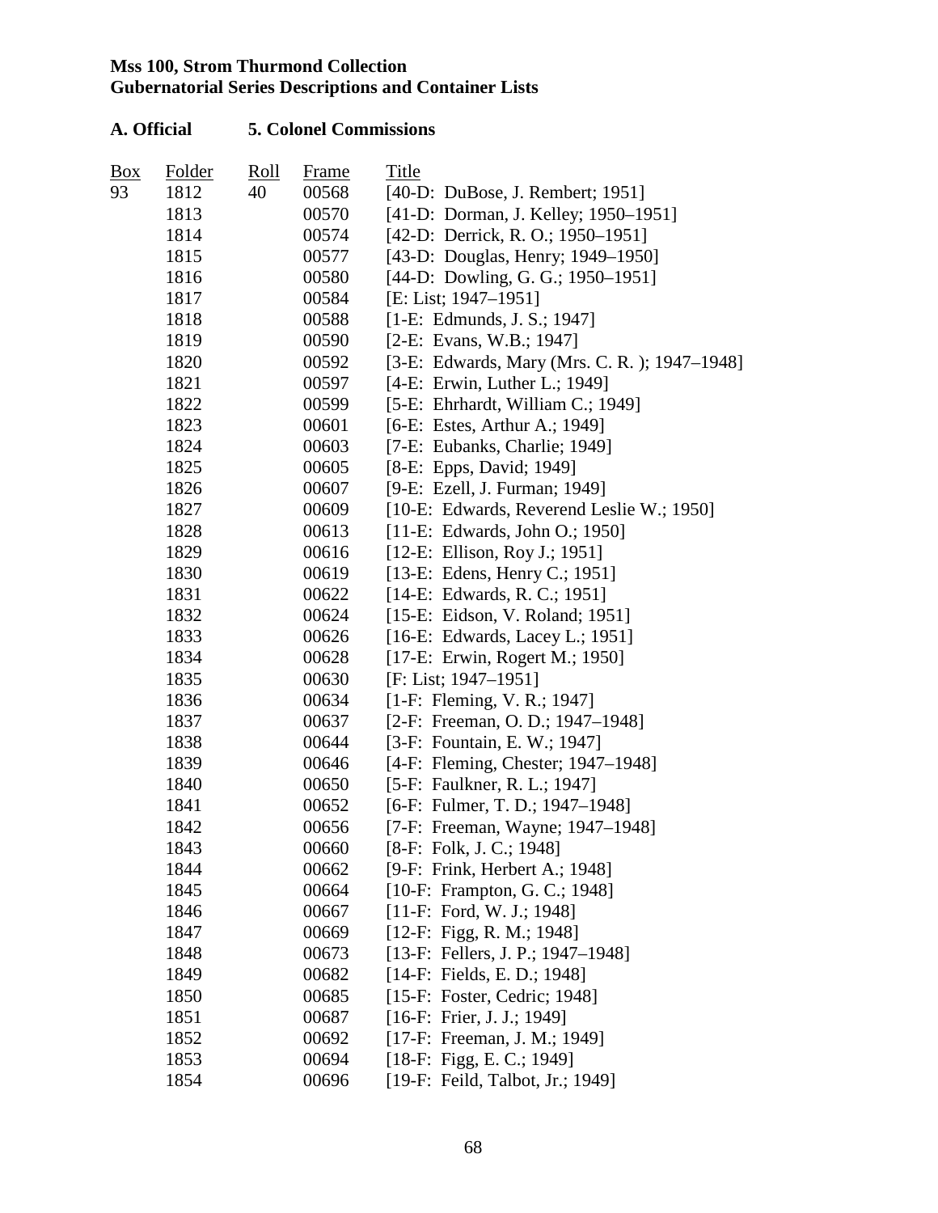**Mss 100, Strom Thurmond Collection**
**Gubernatorial Series Descriptions and Container Lists**

**A. Official 5. Colonel Commissions**

| Box | Folder | Roll | Frame | Title |
|---|---|---|---|---|
| 93 | 1812 | 40 | 00568 | [40-D: DuBose, J. Rembert; 1951] |
| | 1813 | | 00570 | [41-D: Dorman, J. Kelley; 1950–1951] |
| | 1814 | | 00574 | [42-D: Derrick, R. O.; 1950–1951] |
| | 1815 | | 00577 | [43-D: Douglas, Henry; 1949–1950] |
| | 1816 | | 00580 | [44-D: Dowling, G. G.; 1950–1951] |
| | 1817 | | 00584 | [E: List; 1947–1951] |
| | 1818 | | 00588 | [1-E: Edmunds, J. S.; 1947] |
| | 1819 | | 00590 | [2-E: Evans, W.B.; 1947] |
| | 1820 | | 00592 | [3-E: Edwards, Mary (Mrs. C. R. ); 1947–1948] |
| | 1821 | | 00597 | [4-E: Erwin, Luther L.; 1949] |
| | 1822 | | 00599 | [5-E: Ehrhardt, William C.; 1949] |
| | 1823 | | 00601 | [6-E: Estes, Arthur A.; 1949] |
| | 1824 | | 00603 | [7-E: Eubanks, Charlie; 1949] |
| | 1825 | | 00605 | [8-E: Epps, David; 1949] |
| | 1826 | | 00607 | [9-E: Ezell, J. Furman; 1949] |
| | 1827 | | 00609 | [10-E: Edwards, Reverend Leslie W.; 1950] |
| | 1828 | | 00613 | [11-E: Edwards, John O.; 1950] |
| | 1829 | | 00616 | [12-E: Ellison, Roy J.; 1951] |
| | 1830 | | 00619 | [13-E: Edens, Henry C.; 1951] |
| | 1831 | | 00622 | [14-E: Edwards, R. C.; 1951] |
| | 1832 | | 00624 | [15-E: Eidson, V. Roland; 1951] |
| | 1833 | | 00626 | [16-E: Edwards, Lacey L.; 1951] |
| | 1834 | | 00628 | [17-E: Erwin, Rogert M.; 1950] |
| | 1835 | | 00630 | [F: List; 1947–1951] |
| | 1836 | | 00634 | [1-F: Fleming, V. R.; 1947] |
| | 1837 | | 00637 | [2-F: Freeman, O. D.; 1947–1948] |
| | 1838 | | 00644 | [3-F: Fountain, E. W.; 1947] |
| | 1839 | | 00646 | [4-F: Fleming, Chester; 1947–1948] |
| | 1840 | | 00650 | [5-F: Faulkner, R. L.; 1947] |
| | 1841 | | 00652 | [6-F: Fulmer, T. D.; 1947–1948] |
| | 1842 | | 00656 | [7-F: Freeman, Wayne; 1947–1948] |
| | 1843 | | 00660 | [8-F: Folk, J. C.; 1948] |
| | 1844 | | 00662 | [9-F: Frink, Herbert A.; 1948] |
| | 1845 | | 00664 | [10-F: Frampton, G. C.; 1948] |
| | 1846 | | 00667 | [11-F: Ford, W. J.; 1948] |
| | 1847 | | 00669 | [12-F: Figg, R. M.; 1948] |
| | 1848 | | 00673 | [13-F: Fellers, J. P.; 1947–1948] |
| | 1849 | | 00682 | [14-F: Fields, E. D.; 1948] |
| | 1850 | | 00685 | [15-F: Foster, Cedric; 1948] |
| | 1851 | | 00687 | [16-F: Frier, J. J.; 1949] |
| | 1852 | | 00692 | [17-F: Freeman, J. M.; 1949] |
| | 1853 | | 00694 | [18-F: Figg, E. C.; 1949] |
| | 1854 | | 00696 | [19-F: Feild, Talbot, Jr.; 1949] |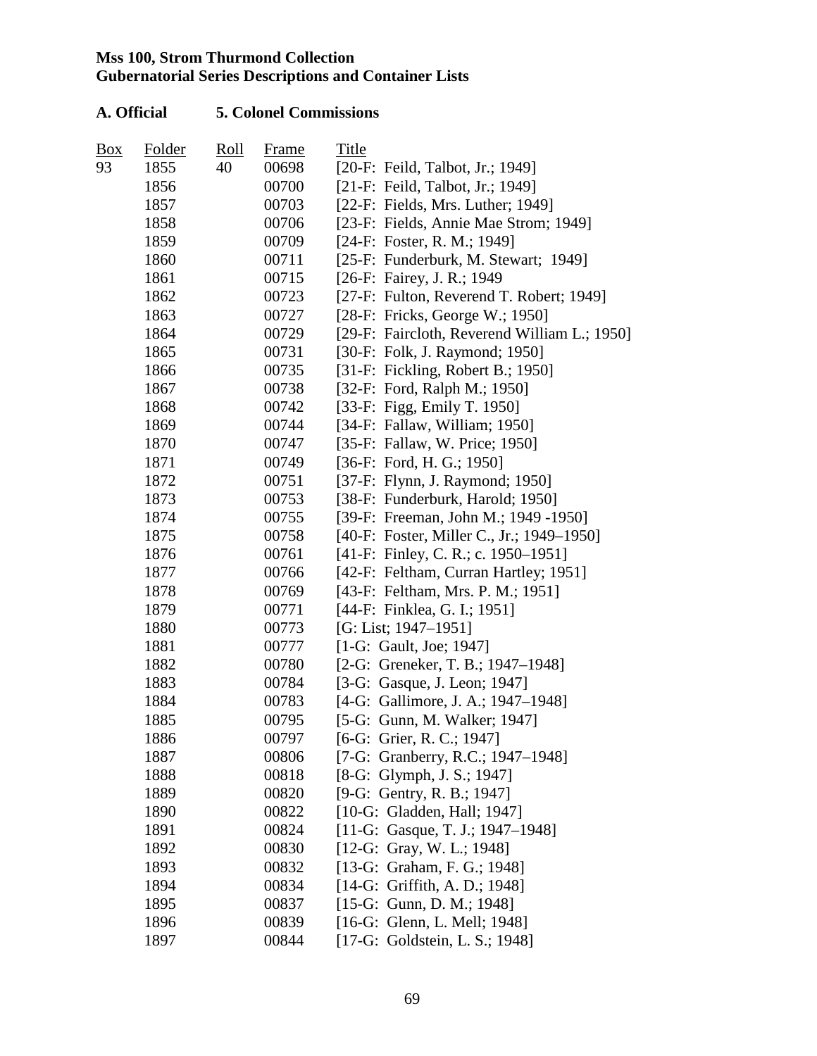**Mss 100, Strom Thurmond Collection**
**Gubernatorial Series Descriptions and Container Lists**

**A. Official 5. Colonel Commissions**

| Box | Folder | Roll | Frame | Title |
|---|---|---|---|---|
| 93 | 1855 | 40 | 00698 | [20-F: Feild, Talbot, Jr.; 1949] |
| | 1856 | | 00700 | [21-F: Feild, Talbot, Jr.; 1949] |
| | 1857 | | 00703 | [22-F: Fields, Mrs. Luther; 1949] |
| | 1858 | | 00706 | [23-F: Fields, Annie Mae Strom; 1949] |
| | 1859 | | 00709 | [24-F: Foster, R. M.; 1949] |
| | 1860 | | 00711 | [25-F: Funderburk, M. Stewart; 1949] |
| | 1861 | | 00715 | [26-F: Fairey, J. R.; 1949 |
| | 1862 | | 00723 | [27-F: Fulton, Reverend T. Robert; 1949] |
| | 1863 | | 00727 | [28-F: Fricks, George W.; 1950] |
| | 1864 | | 00729 | [29-F: Faircloth, Reverend William L.; 1950] |
| | 1865 | | 00731 | [30-F: Folk, J. Raymond; 1950] |
| | 1866 | | 00735 | [31-F: Fickling, Robert B.; 1950] |
| | 1867 | | 00738 | [32-F: Ford, Ralph M.; 1950] |
| | 1868 | | 00742 | [33-F: Figg, Emily T. 1950] |
| | 1869 | | 00744 | [34-F: Fallaw, William; 1950] |
| | 1870 | | 00747 | [35-F: Fallaw, W. Price; 1950] |
| | 1871 | | 00749 | [36-F: Ford, H. G.; 1950] |
| | 1872 | | 00751 | [37-F: Flynn, J. Raymond; 1950] |
| | 1873 | | 00753 | [38-F: Funderburk, Harold; 1950] |
| | 1874 | | 00755 | [39-F: Freeman, John M.; 1949 -1950] |
| | 1875 | | 00758 | [40-F: Foster, Miller C., Jr.; 1949–1950] |
| | 1876 | | 00761 | [41-F: Finley, C. R.; c. 1950–1951] |
| | 1877 | | 00766 | [42-F: Feltham, Curran Hartley; 1951] |
| | 1878 | | 00769 | [43-F: Feltham, Mrs. P. M.; 1951] |
| | 1879 | | 00771 | [44-F: Finklea, G. I.; 1951] |
| | 1880 | | 00773 | [G: List; 1947–1951] |
| | 1881 | | 00777 | [1-G: Gault, Joe; 1947] |
| | 1882 | | 00780 | [2-G: Greneker, T. B.; 1947–1948] |
| | 1883 | | 00784 | [3-G: Gasque, J. Leon; 1947] |
| | 1884 | | 00783 | [4-G: Gallimore, J. A.; 1947–1948] |
| | 1885 | | 00795 | [5-G: Gunn, M. Walker; 1947] |
| | 1886 | | 00797 | [6-G: Grier, R. C.; 1947] |
| | 1887 | | 00806 | [7-G: Granberry, R.C.; 1947–1948] |
| | 1888 | | 00818 | [8-G: Glymph, J. S.; 1947] |
| | 1889 | | 00820 | [9-G: Gentry, R. B.; 1947] |
| | 1890 | | 00822 | [10-G: Gladden, Hall; 1947] |
| | 1891 | | 00824 | [11-G: Gasque, T. J.; 1947–1948] |
| | 1892 | | 00830 | [12-G: Gray, W. L.; 1948] |
| | 1893 | | 00832 | [13-G: Graham, F. G.; 1948] |
| | 1894 | | 00834 | [14-G: Griffith, A. D.; 1948] |
| | 1895 | | 00837 | [15-G: Gunn, D. M.; 1948] |
| | 1896 | | 00839 | [16-G: Glenn, L. Mell; 1948] |
| | 1897 | | 00844 | [17-G: Goldstein, L. S.; 1948] |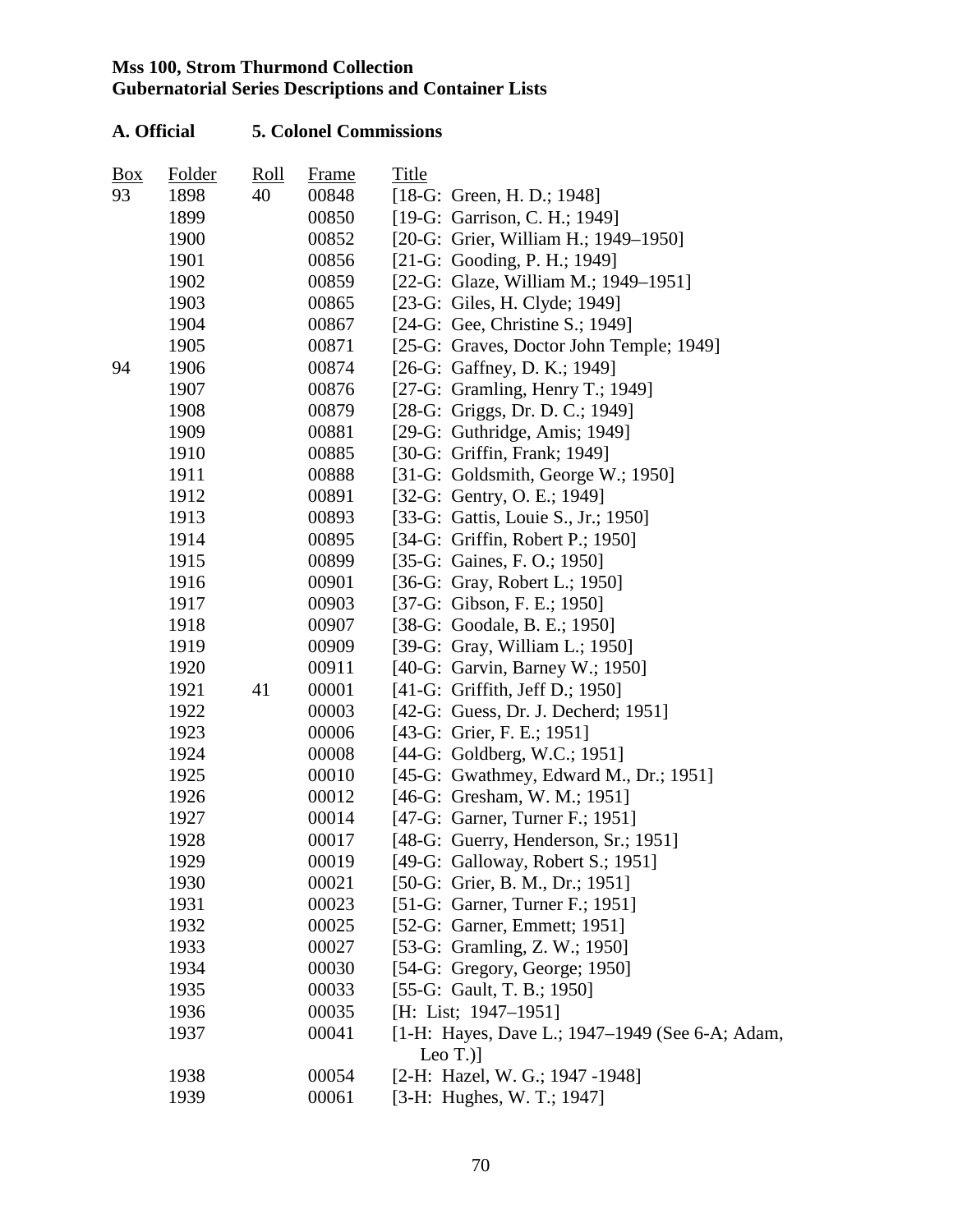**Mss 100, Strom Thurmond Collection**
**Gubernatorial Series Descriptions and Container Lists**

**A. Official 5. Colonel Commissions**

| Box | Folder | Roll | Frame | Title |
|---|---|---|---|---|
| 93 | 1898 | 40 | 00848 | [18-G: Green, H. D.; 1948] |
| | 1899 | | 00850 | [19-G: Garrison, C. H.; 1949] |
| | 1900 | | 00852 | [20-G: Grier, William H.; 1949–1950] |
| | 1901 | | 00856 | [21-G: Gooding, P. H.; 1949] |
| | 1902 | | 00859 | [22-G: Glaze, William M.; 1949–1951] |
| | 1903 | | 00865 | [23-G: Giles, H. Clyde; 1949] |
| | 1904 | | 00867 | [24-G: Gee, Christine S.; 1949] |
| | 1905 | | 00871 | [25-G: Graves, Doctor John Temple; 1949] |
| 94 | 1906 | | 00874 | [26-G: Gaffney, D. K.; 1949] |
| | 1907 | | 00876 | [27-G: Gramling, Henry T.; 1949] |
| | 1908 | | 00879 | [28-G: Griggs, Dr. D. C.; 1949] |
| | 1909 | | 00881 | [29-G: Guthridge, Amis; 1949] |
| | 1910 | | 00885 | [30-G: Griffin, Frank; 1949] |
| | 1911 | | 00888 | [31-G: Goldsmith, George W.; 1950] |
| | 1912 | | 00891 | [32-G: Gentry, O. E.; 1949] |
| | 1913 | | 00893 | [33-G: Gattis, Louie S., Jr.; 1950] |
| | 1914 | | 00895 | [34-G: Griffin, Robert P.; 1950] |
| | 1915 | | 00899 | [35-G: Gaines, F. O.; 1950] |
| | 1916 | | 00901 | [36-G: Gray, Robert L.; 1950] |
| | 1917 | | 00903 | [37-G: Gibson, F. E.; 1950] |
| | 1918 | | 00907 | [38-G: Goodale, B. E.; 1950] |
| | 1919 | | 00909 | [39-G: Gray, William L.; 1950] |
| | 1920 | | 00911 | [40-G: Garvin, Barney W.; 1950] |
| | 1921 | 41 | 00001 | [41-G: Griffith, Jeff D.; 1950] |
| | 1922 | | 00003 | [42-G: Guess, Dr. J. Decherd; 1951] |
| | 1923 | | 00006 | [43-G: Grier, F. E.; 1951] |
| | 1924 | | 00008 | [44-G: Goldberg, W.C.; 1951] |
| | 1925 | | 00010 | [45-G: Gwathmey, Edward M., Dr.; 1951] |
| | 1926 | | 00012 | [46-G: Gresham, W. M.; 1951] |
| | 1927 | | 00014 | [47-G: Garner, Turner F.; 1951] |
| | 1928 | | 00017 | [48-G: Guerry, Henderson, Sr.; 1951] |
| | 1929 | | 00019 | [49-G: Galloway, Robert S.; 1951] |
| | 1930 | | 00021 | [50-G: Grier, B. M., Dr.; 1951] |
| | 1931 | | 00023 | [51-G: Garner, Turner F.; 1951] |
| | 1932 | | 00025 | [52-G: Garner, Emmett; 1951] |
| | 1933 | | 00027 | [53-G: Gramling, Z. W.; 1950] |
| | 1934 | | 00030 | [54-G: Gregory, George; 1950] |
| | 1935 | | 00033 | [55-G: Gault, T. B.; 1950] |
| | 1936 | | 00035 | [H: List; 1947–1951] |
| | 1937 | | 00041 | [1-H: Hayes, Dave L.; 1947–1949 (See 6-A; Adam, Leo T.)] |
| | 1938 | | 00054 | [2-H: Hazel, W. G.; 1947 -1948] |
| | 1939 | | 00061 | [3-H: Hughes, W. T.; 1947] |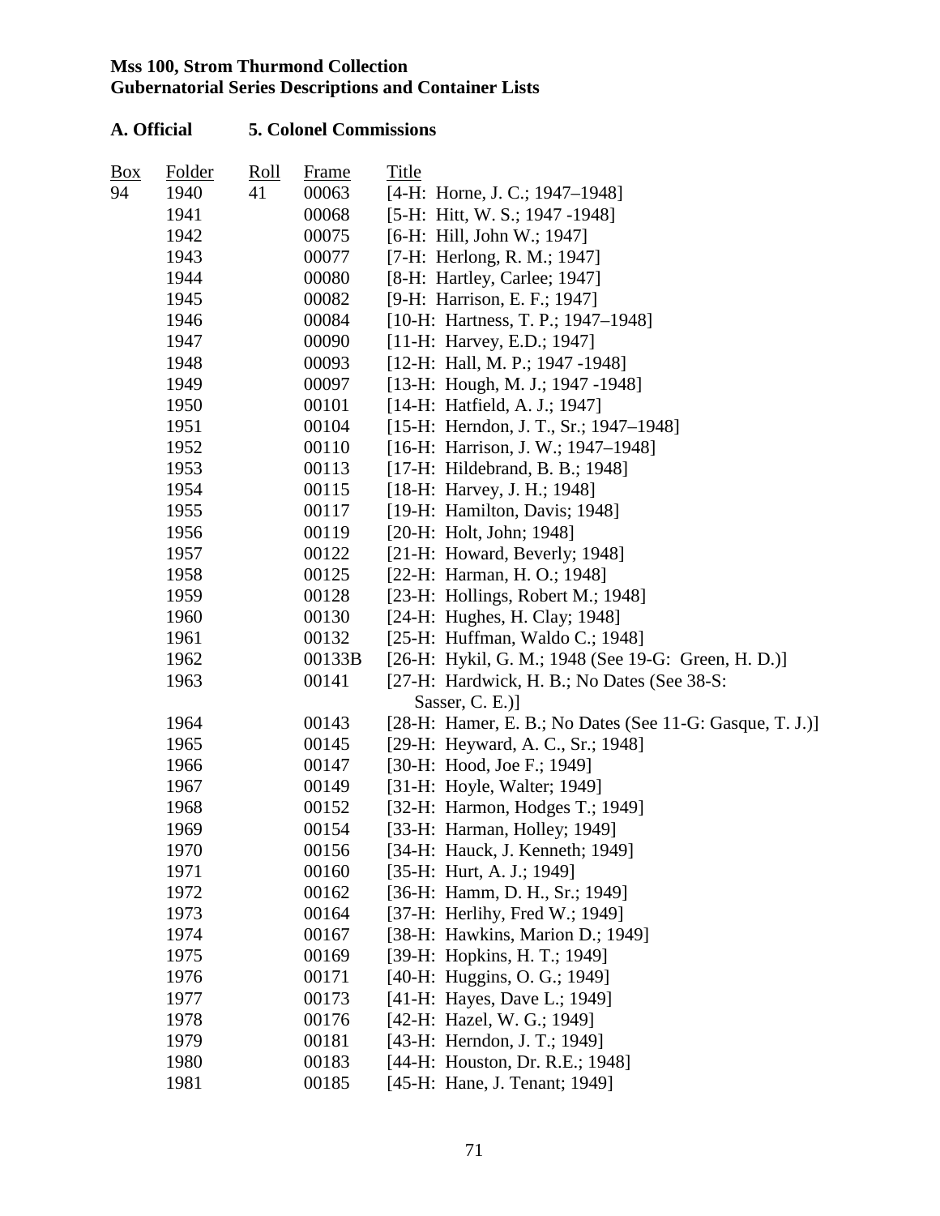**Mss 100, Strom Thurmond Collection**
**Gubernatorial Series Descriptions and Container Lists**

**A. Official 5. Colonel Commissions**

| Box | Folder | Roll | Frame | Title |
|---|---|---|---|---|
| 94 | 1940 | 41 | 00063 | [4-H: Horne, J. C.; 1947–1948] |
| | 1941 | | 00068 | [5-H: Hitt, W. S.; 1947 -1948] |
| | 1942 | | 00075 | [6-H: Hill, John W.; 1947] |
| | 1943 | | 00077 | [7-H: Herlong, R. M.; 1947] |
| | 1944 | | 00080 | [8-H: Hartley, Carlee; 1947] |
| | 1945 | | 00082 | [9-H: Harrison, E. F.; 1947] |
| | 1946 | | 00084 | [10-H: Hartness, T. P.; 1947–1948] |
| | 1947 | | 00090 | [11-H: Harvey, E.D.; 1947] |
| | 1948 | | 00093 | [12-H: Hall, M. P.; 1947 -1948] |
| | 1949 | | 00097 | [13-H: Hough, M. J.; 1947 -1948] |
| | 1950 | | 00101 | [14-H: Hatfield, A. J.; 1947] |
| | 1951 | | 00104 | [15-H: Herndon, J. T., Sr.; 1947–1948] |
| | 1952 | | 00110 | [16-H: Harrison, J. W.; 1947–1948] |
| | 1953 | | 00113 | [17-H: Hildebrand, B. B.; 1948] |
| | 1954 | | 00115 | [18-H: Harvey, J. H.; 1948] |
| | 1955 | | 00117 | [19-H: Hamilton, Davis; 1948] |
| | 1956 | | 00119 | [20-H: Holt, John; 1948] |
| | 1957 | | 00122 | [21-H: Howard, Beverly; 1948] |
| | 1958 | | 00125 | [22-H: Harman, H. O.; 1948] |
| | 1959 | | 00128 | [23-H: Hollings, Robert M.; 1948] |
| | 1960 | | 00130 | [24-H: Hughes, H. Clay; 1948] |
| | 1961 | | 00132 | [25-H: Huffman, Waldo C.; 1948] |
| | 1962 | | 00133B | [26-H: Hykil, G. M.; 1948 (See 19-G: Green, H. D.)] |
| | 1963 | | 00141 | [27-H: Hardwick, H. B.; No Dates (See 38-S: Sasser, C. E.)] |
| | 1964 | | 00143 | [28-H: Hamer, E. B.; No Dates (See 11-G: Gasque, T. J.)] |
| | 1965 | | 00145 | [29-H: Heyward, A. C., Sr.; 1948] |
| | 1966 | | 00147 | [30-H: Hood, Joe F.; 1949] |
| | 1967 | | 00149 | [31-H: Hoyle, Walter; 1949] |
| | 1968 | | 00152 | [32-H: Harmon, Hodges T.; 1949] |
| | 1969 | | 00154 | [33-H: Harman, Holley; 1949] |
| | 1970 | | 00156 | [34-H: Hauck, J. Kenneth; 1949] |
| | 1971 | | 00160 | [35-H: Hurt, A. J.; 1949] |
| | 1972 | | 00162 | [36-H: Hamm, D. H., Sr.; 1949] |
| | 1973 | | 00164 | [37-H: Herlihy, Fred W.; 1949] |
| | 1974 | | 00167 | [38-H: Hawkins, Marion D.; 1949] |
| | 1975 | | 00169 | [39-H: Hopkins, H. T.; 1949] |
| | 1976 | | 00171 | [40-H: Huggins, O. G.; 1949] |
| | 1977 | | 00173 | [41-H: Hayes, Dave L.; 1949] |
| | 1978 | | 00176 | [42-H: Hazel, W. G.; 1949] |
| | 1979 | | 00181 | [43-H: Herndon, J. T.; 1949] |
| | 1980 | | 00183 | [44-H: Houston, Dr. R.E.; 1948] |
| | 1981 | | 00185 | [45-H: Hane, J. Tenant; 1949] |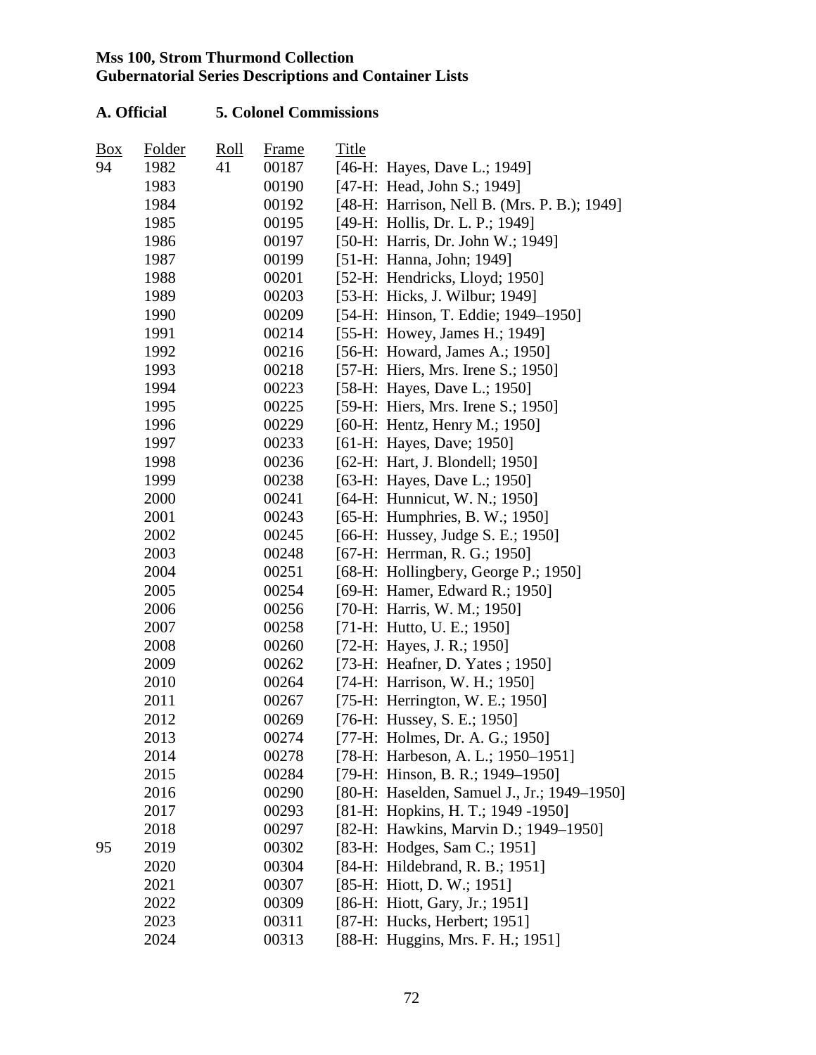**Mss 100, Strom Thurmond Collection**
**Gubernatorial Series Descriptions and Container Lists**

**A. Official 5. Colonel Commissions**

| Box | Folder | Roll | Frame | Title |
|---|---|---|---|---|
| 94 | 1982 | 41 | 00187 | [46-H: Hayes, Dave L.; 1949] |
| | 1983 | | 00190 | [47-H: Head, John S.; 1949] |
| | 1984 | | 00192 | [48-H: Harrison, Nell B. (Mrs. P. B.); 1949] |
| | 1985 | | 00195 | [49-H: Hollis, Dr. L. P.; 1949] |
| | 1986 | | 00197 | [50-H: Harris, Dr. John W.; 1949] |
| | 1987 | | 00199 | [51-H: Hanna, John; 1949] |
| | 1988 | | 00201 | [52-H: Hendricks, Lloyd; 1950] |
| | 1989 | | 00203 | [53-H: Hicks, J. Wilbur; 1949] |
| | 1990 | | 00209 | [54-H: Hinson, T. Eddie; 1949–1950] |
| | 1991 | | 00214 | [55-H: Howey, James H.; 1949] |
| | 1992 | | 00216 | [56-H: Howard, James A.; 1950] |
| | 1993 | | 00218 | [57-H: Hiers, Mrs. Irene S.; 1950] |
| | 1994 | | 00223 | [58-H: Hayes, Dave L.; 1950] |
| | 1995 | | 00225 | [59-H: Hiers, Mrs. Irene S.; 1950] |
| | 1996 | | 00229 | [60-H: Hentz, Henry M.; 1950] |
| | 1997 | | 00233 | [61-H: Hayes, Dave; 1950] |
| | 1998 | | 00236 | [62-H: Hart, J. Blondell; 1950] |
| | 1999 | | 00238 | [63-H: Hayes, Dave L.; 1950] |
| | 2000 | | 00241 | [64-H: Hunnicut, W. N.; 1950] |
| | 2001 | | 00243 | [65-H: Humphries, B. W.; 1950] |
| | 2002 | | 00245 | [66-H: Hussey, Judge S. E.; 1950] |
| | 2003 | | 00248 | [67-H: Herrman, R. G.; 1950] |
| | 2004 | | 00251 | [68-H: Hollingbery, George P.; 1950] |
| | 2005 | | 00254 | [69-H: Hamer, Edward R.; 1950] |
| | 2006 | | 00256 | [70-H: Harris, W. M.; 1950] |
| | 2007 | | 00258 | [71-H: Hutto, U. E.; 1950] |
| | 2008 | | 00260 | [72-H: Hayes, J. R.; 1950] |
| | 2009 | | 00262 | [73-H: Heafner, D. Yates ; 1950] |
| | 2010 | | 00264 | [74-H: Harrison, W. H.; 1950] |
| | 2011 | | 00267 | [75-H: Herrington, W. E.; 1950] |
| | 2012 | | 00269 | [76-H: Hussey, S. E.; 1950] |
| | 2013 | | 00274 | [77-H: Holmes, Dr. A. G.; 1950] |
| | 2014 | | 00278 | [78-H: Harbeson, A. L.; 1950–1951] |
| | 2015 | | 00284 | [79-H: Hinson, B. R.; 1949–1950] |
| | 2016 | | 00290 | [80-H: Haselden, Samuel J., Jr.; 1949–1950] |
| | 2017 | | 00293 | [81-H: Hopkins, H. T.; 1949 -1950] |
| | 2018 | | 00297 | [82-H: Hawkins, Marvin D.; 1949–1950] |
| 95 | 2019 | | 00302 | [83-H: Hodges, Sam C.; 1951] |
| | 2020 | | 00304 | [84-H: Hildebrand, R. B.; 1951] |
| | 2021 | | 00307 | [85-H: Hiott, D. W.; 1951] |
| | 2022 | | 00309 | [86-H: Hiott, Gary, Jr.; 1951] |
| | 2023 | | 00311 | [87-H: Hucks, Herbert; 1951] |
| | 2024 | | 00313 | [88-H: Huggins, Mrs. F. H.; 1951] |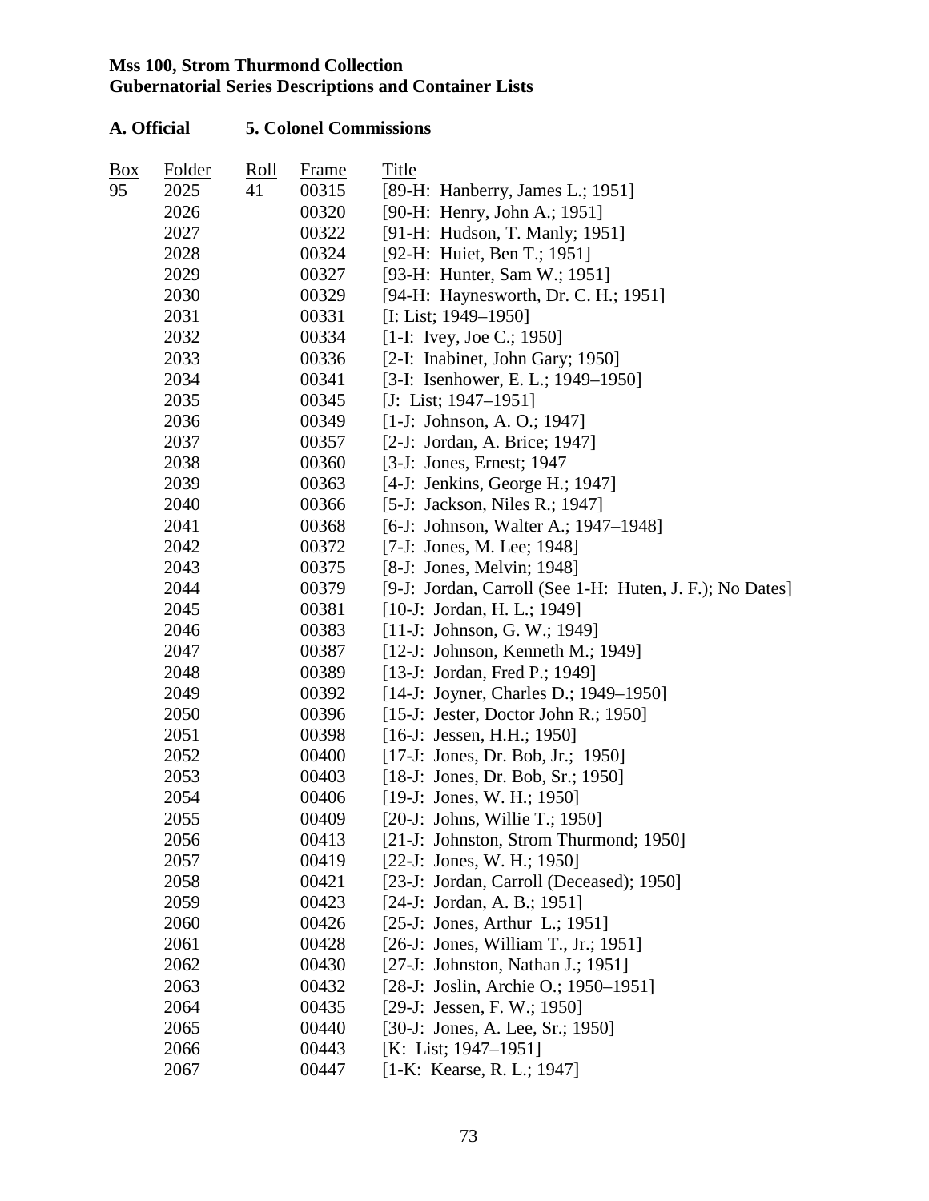**Mss 100, Strom Thurmond Collection**
**Gubernatorial Series Descriptions and Container Lists**

**A. Official 5. Colonel Commissions**

| Box | Folder | Roll | Frame | Title |
|---|---|---|---|---|
| 95 | 2025 | 41 | 00315 | [89-H: Hanberry, James L.; 1951] |
| | 2026 | | 00320 | [90-H: Henry, John A.; 1951] |
| | 2027 | | 00322 | [91-H: Hudson, T. Manly; 1951] |
| | 2028 | | 00324 | [92-H: Huiet, Ben T.; 1951] |
| | 2029 | | 00327 | [93-H: Hunter, Sam W.; 1951] |
| | 2030 | | 00329 | [94-H: Haynesworth, Dr. C. H.; 1951] |
| | 2031 | | 00331 | [I: List; 1949–1950] |
| | 2032 | | 00334 | [1-I: Ivey, Joe C.; 1950] |
| | 2033 | | 00336 | [2-I: Inabinet, John Gary; 1950] |
| | 2034 | | 00341 | [3-I: Isenhower, E. L.; 1949–1950] |
| | 2035 | | 00345 | [J: List; 1947–1951] |
| | 2036 | | 00349 | [1-J: Johnson, A. O.; 1947] |
| | 2037 | | 00357 | [2-J: Jordan, A. Brice; 1947] |
| | 2038 | | 00360 | [3-J: Jones, Ernest; 1947 |
| | 2039 | | 00363 | [4-J: Jenkins, George H.; 1947] |
| | 2040 | | 00366 | [5-J: Jackson, Niles R.; 1947] |
| | 2041 | | 00368 | [6-J: Johnson, Walter A.; 1947–1948] |
| | 2042 | | 00372 | [7-J: Jones, M. Lee; 1948] |
| | 2043 | | 00375 | [8-J: Jones, Melvin; 1948] |
| | 2044 | | 00379 | [9-J: Jordan, Carroll (See 1-H: Huten, J. F.); No Dates] |
| | 2045 | | 00381 | [10-J: Jordan, H. L.; 1949] |
| | 2046 | | 00383 | [11-J: Johnson, G. W.; 1949] |
| | 2047 | | 00387 | [12-J: Johnson, Kenneth M.; 1949] |
| | 2048 | | 00389 | [13-J: Jordan, Fred P.; 1949] |
| | 2049 | | 00392 | [14-J: Joyner, Charles D.; 1949–1950] |
| | 2050 | | 00396 | [15-J: Jester, Doctor John R.; 1950] |
| | 2051 | | 00398 | [16-J: Jessen, H.H.; 1950] |
| | 2052 | | 00400 | [17-J: Jones, Dr. Bob, Jr.; 1950] |
| | 2053 | | 00403 | [18-J: Jones, Dr. Bob, Sr.; 1950] |
| | 2054 | | 00406 | [19-J: Jones, W. H.; 1950] |
| | 2055 | | 00409 | [20-J: Johns, Willie T.; 1950] |
| | 2056 | | 00413 | [21-J: Johnston, Strom Thurmond; 1950] |
| | 2057 | | 00419 | [22-J: Jones, W. H.; 1950] |
| | 2058 | | 00421 | [23-J: Jordan, Carroll (Deceased); 1950] |
| | 2059 | | 00423 | [24-J: Jordan, A. B.; 1951] |
| | 2060 | | 00426 | [25-J: Jones, Arthur L.; 1951] |
| | 2061 | | 00428 | [26-J: Jones, William T., Jr.; 1951] |
| | 2062 | | 00430 | [27-J: Johnston, Nathan J.; 1951] |
| | 2063 | | 00432 | [28-J: Joslin, Archie O.; 1950–1951] |
| | 2064 | | 00435 | [29-J: Jessen, F. W.; 1950] |
| | 2065 | | 00440 | [30-J: Jones, A. Lee, Sr.; 1950] |
| | 2066 | | 00443 | [K: List; 1947–1951] |
| | 2067 | | 00447 | [1-K: Kearse, R. L.; 1947] |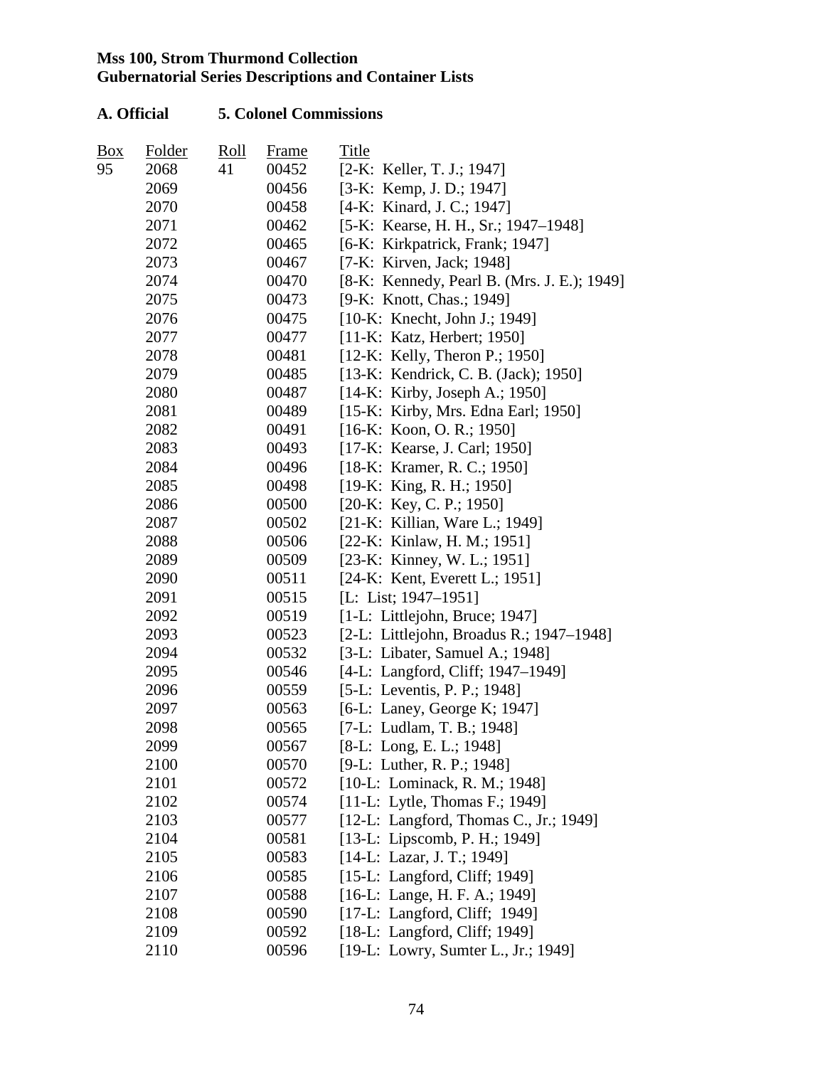**Mss 100, Strom Thurmond Collection**
**Gubernatorial Series Descriptions and Container Lists**

**A. Official 5. Colonel Commissions**

| Box | Folder | Roll | Frame | Title |
|---|---|---|---|---|
| 95 | 2068 | 41 | 00452 | [2-K: Keller, T. J.; 1947] |
| | 2069 | | 00456 | [3-K: Kemp, J. D.; 1947] |
| | 2070 | | 00458 | [4-K: Kinard, J. C.; 1947] |
| | 2071 | | 00462 | [5-K: Kearse, H. H., Sr.; 1947–1948] |
| | 2072 | | 00465 | [6-K: Kirkpatrick, Frank; 1947] |
| | 2073 | | 00467 | [7-K: Kirven, Jack; 1948] |
| | 2074 | | 00470 | [8-K: Kennedy, Pearl B. (Mrs. J. E.); 1949] |
| | 2075 | | 00473 | [9-K: Knott, Chas.; 1949] |
| | 2076 | | 00475 | [10-K: Knecht, John J.; 1949] |
| | 2077 | | 00477 | [11-K: Katz, Herbert; 1950] |
| | 2078 | | 00481 | [12-K: Kelly, Theron P.; 1950] |
| | 2079 | | 00485 | [13-K: Kendrick, C. B. (Jack); 1950] |
| | 2080 | | 00487 | [14-K: Kirby, Joseph A.; 1950] |
| | 2081 | | 00489 | [15-K: Kirby, Mrs. Edna Earl; 1950] |
| | 2082 | | 00491 | [16-K: Koon, O. R.; 1950] |
| | 2083 | | 00493 | [17-K: Kearse, J. Carl; 1950] |
| | 2084 | | 00496 | [18-K: Kramer, R. C.; 1950] |
| | 2085 | | 00498 | [19-K: King, R. H.; 1950] |
| | 2086 | | 00500 | [20-K: Key, C. P.; 1950] |
| | 2087 | | 00502 | [21-K: Killian, Ware L.; 1949] |
| | 2088 | | 00506 | [22-K: Kinlaw, H. M.; 1951] |
| | 2089 | | 00509 | [23-K: Kinney, W. L.; 1951] |
| | 2090 | | 00511 | [24-K: Kent, Everett L.; 1951] |
| | 2091 | | 00515 | [L: List; 1947–1951] |
| | 2092 | | 00519 | [1-L: Littlejohn, Bruce; 1947] |
| | 2093 | | 00523 | [2-L: Littlejohn, Broadus R.; 1947–1948] |
| | 2094 | | 00532 | [3-L: Libater, Samuel A.; 1948] |
| | 2095 | | 00546 | [4-L: Langford, Cliff; 1947–1949] |
| | 2096 | | 00559 | [5-L: Leventis, P. P.; 1948] |
| | 2097 | | 00563 | [6-L: Laney, George K; 1947] |
| | 2098 | | 00565 | [7-L: Ludlam, T. B.; 1948] |
| | 2099 | | 00567 | [8-L: Long, E. L.; 1948] |
| | 2100 | | 00570 | [9-L: Luther, R. P.; 1948] |
| | 2101 | | 00572 | [10-L: Lominack, R. M.; 1948] |
| | 2102 | | 00574 | [11-L: Lytle, Thomas F.; 1949] |
| | 2103 | | 00577 | [12-L: Langford, Thomas C., Jr.; 1949] |
| | 2104 | | 00581 | [13-L: Lipscomb, P. H.; 1949] |
| | 2105 | | 00583 | [14-L: Lazar, J. T.; 1949] |
| | 2106 | | 00585 | [15-L: Langford, Cliff; 1949] |
| | 2107 | | 00588 | [16-L: Lange, H. F. A.; 1949] |
| | 2108 | | 00590 | [17-L: Langford, Cliff; 1949] |
| | 2109 | | 00592 | [18-L: Langford, Cliff; 1949] |
| | 2110 | | 00596 | [19-L: Lowry, Sumter L., Jr.; 1949] |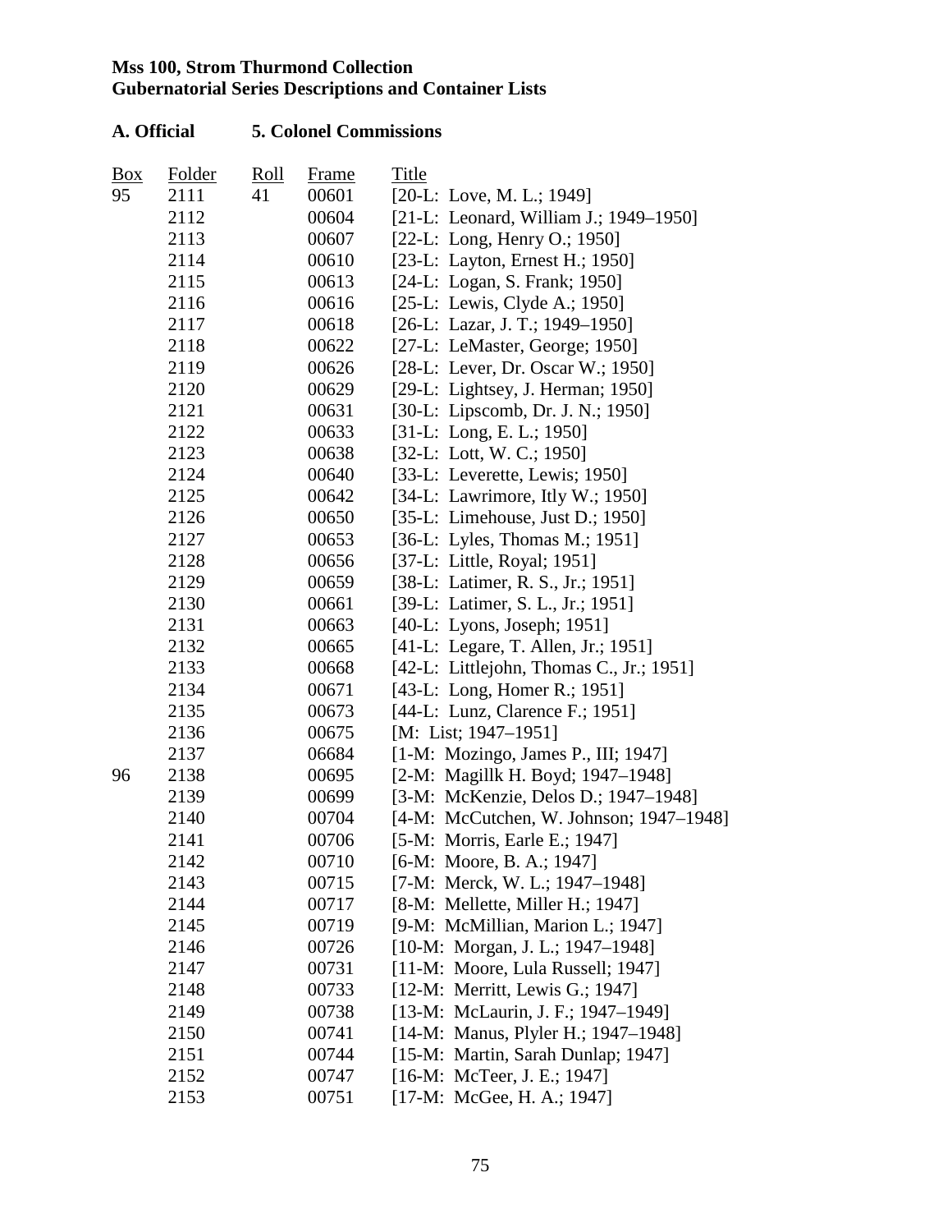**Mss 100, Strom Thurmond Collection**
**Gubernatorial Series Descriptions and Container Lists**

**A. Official 5. Colonel Commissions**

| Box | Folder | Roll | Frame | Title |
| --- | --- | --- | --- | --- |
| 95 | 2111 | 41 | 00601 | [20-L: Love, M. L.; 1949] |
| | 2112 | | 00604 | [21-L: Leonard, William J.; 1949–1950] |
| | 2113 | | 00607 | [22-L: Long, Henry O.; 1950] |
| | 2114 | | 00610 | [23-L: Layton, Ernest H.; 1950] |
| | 2115 | | 00613 | [24-L: Logan, S. Frank; 1950] |
| | 2116 | | 00616 | [25-L: Lewis, Clyde A.; 1950] |
| | 2117 | | 00618 | [26-L: Lazar, J. T.; 1949–1950] |
| | 2118 | | 00622 | [27-L: LeMaster, George; 1950] |
| | 2119 | | 00626 | [28-L: Lever, Dr. Oscar W.; 1950] |
| | 2120 | | 00629 | [29-L: Lightsey, J. Herman; 1950] |
| | 2121 | | 00631 | [30-L: Lipscomb, Dr. J. N.; 1950] |
| | 2122 | | 00633 | [31-L: Long, E. L.; 1950] |
| | 2123 | | 00638 | [32-L: Lott, W. C.; 1950] |
| | 2124 | | 00640 | [33-L: Leverette, Lewis; 1950] |
| | 2125 | | 00642 | [34-L: Lawrimore, Itly W.; 1950] |
| | 2126 | | 00650 | [35-L: Limehouse, Just D.; 1950] |
| | 2127 | | 00653 | [36-L: Lyles, Thomas M.; 1951] |
| | 2128 | | 00656 | [37-L: Little, Royal; 1951] |
| | 2129 | | 00659 | [38-L: Latimer, R. S., Jr.; 1951] |
| | 2130 | | 00661 | [39-L: Latimer, S. L., Jr.; 1951] |
| | 2131 | | 00663 | [40-L: Lyons, Joseph; 1951] |
| | 2132 | | 00665 | [41-L: Legare, T. Allen, Jr.; 1951] |
| | 2133 | | 00668 | [42-L: Littlejohn, Thomas C., Jr.; 1951] |
| | 2134 | | 00671 | [43-L: Long, Homer R.; 1951] |
| | 2135 | | 00673 | [44-L: Lunz, Clarence F.; 1951] |
| | 2136 | | 00675 | [M: List; 1947–1951] |
| | 2137 | | 06684 | [1-M: Mozingo, James P., III; 1947] |
| 96 | 2138 | | 00695 | [2-M: Magillk H. Boyd; 1947–1948] |
| | 2139 | | 00699 | [3-M: McKenzie, Delos D.; 1947–1948] |
| | 2140 | | 00704 | [4-M: McCutchen, W. Johnson; 1947–1948] |
| | 2141 | | 00706 | [5-M: Morris, Earle E.; 1947] |
| | 2142 | | 00710 | [6-M: Moore, B. A.; 1947] |
| | 2143 | | 00715 | [7-M: Merck, W. L.; 1947–1948] |
| | 2144 | | 00717 | [8-M: Mellette, Miller H.; 1947] |
| | 2145 | | 00719 | [9-M: McMillian, Marion L.; 1947] |
| | 2146 | | 00726 | [10-M: Morgan, J. L.; 1947–1948] |
| | 2147 | | 00731 | [11-M: Moore, Lula Russell; 1947] |
| | 2148 | | 00733 | [12-M: Merritt, Lewis G.; 1947] |
| | 2149 | | 00738 | [13-M: McLaurin, J. F.; 1947–1949] |
| | 2150 | | 00741 | [14-M: Manus, Plyler H.; 1947–1948] |
| | 2151 | | 00744 | [15-M: Martin, Sarah Dunlap; 1947] |
| | 2152 | | 00747 | [16-M: McTeer, J. E.; 1947] |
| | 2153 | | 00751 | [17-M: McGee, H. A.; 1947] |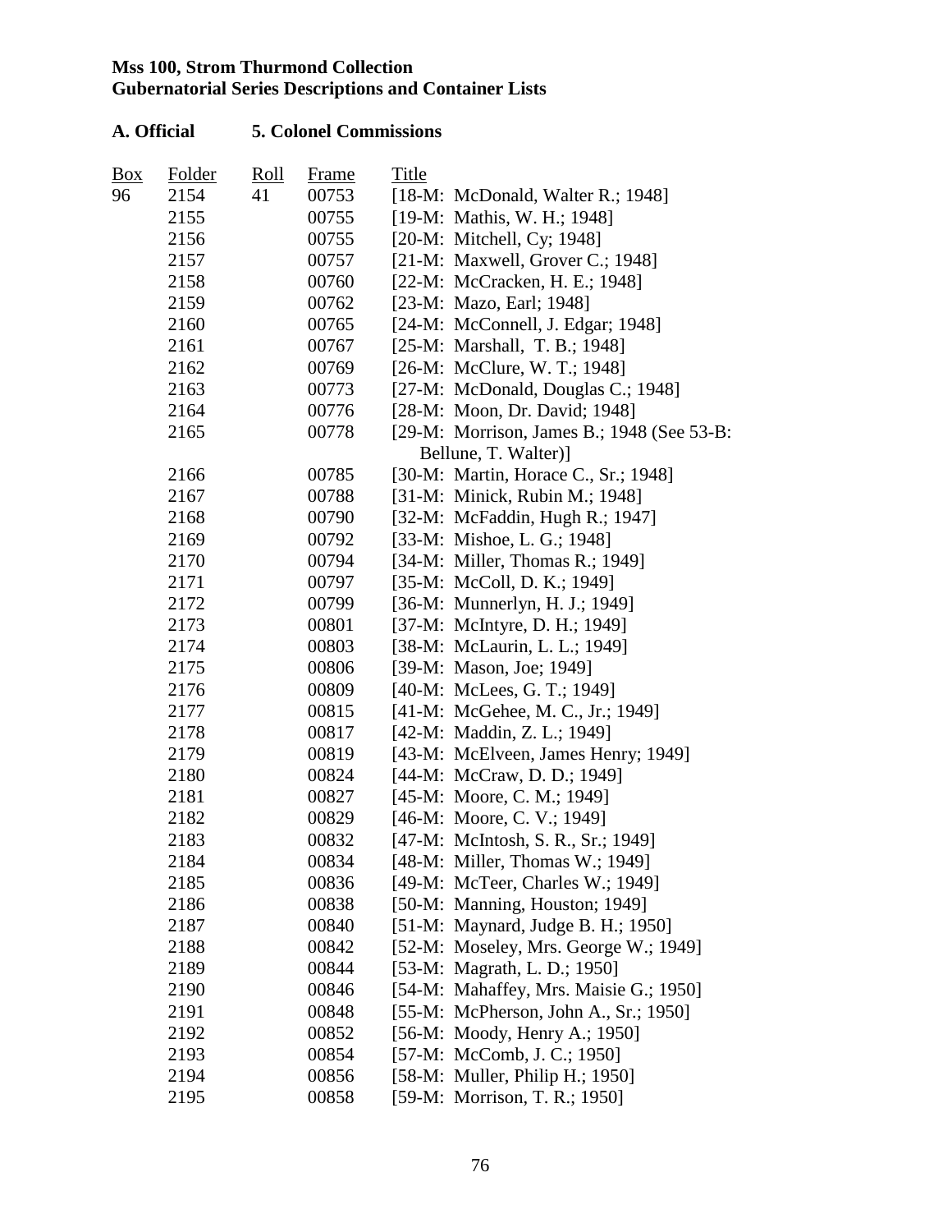**Mss 100, Strom Thurmond Collection**
**Gubernatorial Series Descriptions and Container Lists**

**A. Official 5. Colonel Commissions**

| Box | Folder | Roll | Frame | Title |
|---|---|---|---|---|
| 96 | 2154 | 41 | 00753 | [18-M: McDonald, Walter R.; 1948] |
| | 2155 | | 00755 | [19-M: Mathis, W. H.; 1948] |
| | 2156 | | 00755 | [20-M: Mitchell, Cy; 1948] |
| | 2157 | | 00757 | [21-M: Maxwell, Grover C.; 1948] |
| | 2158 | | 00760 | [22-M: McCracken, H. E.; 1948] |
| | 2159 | | 00762 | [23-M: Mazo, Earl; 1948] |
| | 2160 | | 00765 | [24-M: McConnell, J. Edgar; 1948] |
| | 2161 | | 00767 | [25-M: Marshall, T. B.; 1948] |
| | 2162 | | 00769 | [26-M: McClure, W. T.; 1948] |
| | 2163 | | 00773 | [27-M: McDonald, Douglas C.; 1948] |
| | 2164 | | 00776 | [28-M: Moon, Dr. David; 1948] |
| | 2165 | | 00778 | [29-M: Morrison, James B.; 1948 (See 53-B: Bellune, T. Walter)] |
| | 2166 | | 00785 | [30-M: Martin, Horace C., Sr.; 1948] |
| | 2167 | | 00788 | [31-M: Minick, Rubin M.; 1948] |
| | 2168 | | 00790 | [32-M: McFaddin, Hugh R.; 1947] |
| | 2169 | | 00792 | [33-M: Mishoe, L. G.; 1948] |
| | 2170 | | 00794 | [34-M: Miller, Thomas R.; 1949] |
| | 2171 | | 00797 | [35-M: McColl, D. K.; 1949] |
| | 2172 | | 00799 | [36-M: Munnerlyn, H. J.; 1949] |
| | 2173 | | 00801 | [37-M: McIntyre, D. H.; 1949] |
| | 2174 | | 00803 | [38-M: McLaurin, L. L.; 1949] |
| | 2175 | | 00806 | [39-M: Mason, Joe; 1949] |
| | 2176 | | 00809 | [40-M: McLees, G. T.; 1949] |
| | 2177 | | 00815 | [41-M: McGehee, M. C., Jr.; 1949] |
| | 2178 | | 00817 | [42-M: Maddin, Z. L.; 1949] |
| | 2179 | | 00819 | [43-M: McElveen, James Henry; 1949] |
| | 2180 | | 00824 | [44-M: McCraw, D. D.; 1949] |
| | 2181 | | 00827 | [45-M: Moore, C. M.; 1949] |
| | 2182 | | 00829 | [46-M: Moore, C. V.; 1949] |
| | 2183 | | 00832 | [47-M: McIntosh, S. R., Sr.; 1949] |
| | 2184 | | 00834 | [48-M: Miller, Thomas W.; 1949] |
| | 2185 | | 00836 | [49-M: McTeer, Charles W.; 1949] |
| | 2186 | | 00838 | [50-M: Manning, Houston; 1949] |
| | 2187 | | 00840 | [51-M: Maynard, Judge B. H.; 1950] |
| | 2188 | | 00842 | [52-M: Moseley, Mrs. George W.; 1949] |
| | 2189 | | 00844 | [53-M: Magrath, L. D.; 1950] |
| | 2190 | | 00846 | [54-M: Mahaffey, Mrs. Maisie G.; 1950] |
| | 2191 | | 00848 | [55-M: McPherson, John A., Sr.; 1950] |
| | 2192 | | 00852 | [56-M: Moody, Henry A.; 1950] |
| | 2193 | | 00854 | [57-M: McComb, J. C.; 1950] |
| | 2194 | | 00856 | [58-M: Muller, Philip H.; 1950] |
| | 2195 | | 00858 | [59-M: Morrison, T. R.; 1950] |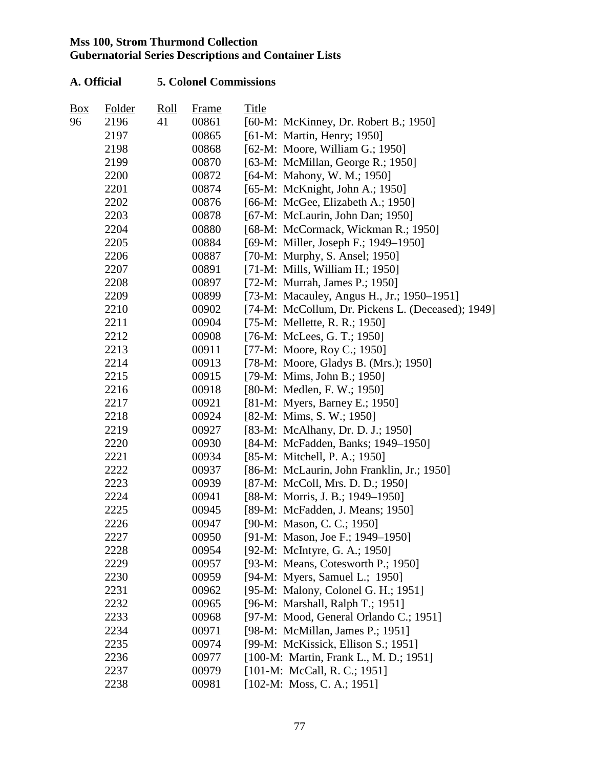**Mss 100, Strom Thurmond Collection**
**Gubernatorial Series Descriptions and Container Lists**

**A. Official 5. Colonel Commissions**

| Box | Folder | Roll | Frame | Title |
|---|---|---|---|---|
| 96 | 2196 | 41 | 00861 | [60-M: McKinney, Dr. Robert B.; 1950] |
| | 2197 | | 00865 | [61-M: Martin, Henry; 1950] |
| | 2198 | | 00868 | [62-M: Moore, William G.; 1950] |
| | 2199 | | 00870 | [63-M: McMillan, George R.; 1950] |
| | 2200 | | 00872 | [64-M: Mahony, W. M.; 1950] |
| | 2201 | | 00874 | [65-M: McKnight, John A.; 1950] |
| | 2202 | | 00876 | [66-M: McGee, Elizabeth A.; 1950] |
| | 2203 | | 00878 | [67-M: McLaurin, John Dan; 1950] |
| | 2204 | | 00880 | [68-M: McCormack, Wickman R.; 1950] |
| | 2205 | | 00884 | [69-M: Miller, Joseph F.; 1949–1950] |
| | 2206 | | 00887 | [70-M: Murphy, S. Ansel; 1950] |
| | 2207 | | 00891 | [71-M: Mills, William H.; 1950] |
| | 2208 | | 00897 | [72-M: Murrah, James P.; 1950] |
| | 2209 | | 00899 | [73-M: Macauley, Angus H., Jr.; 1950–1951] |
| | 2210 | | 00902 | [74-M: McCollum, Dr. Pickens L. (Deceased); 1949] |
| | 2211 | | 00904 | [75-M: Mellette, R. R.; 1950] |
| | 2212 | | 00908 | [76-M: McLees, G. T.; 1950] |
| | 2213 | | 00911 | [77-M: Moore, Roy C.; 1950] |
| | 2214 | | 00913 | [78-M: Moore, Gladys B. (Mrs.); 1950] |
| | 2215 | | 00915 | [79-M: Mims, John B.; 1950] |
| | 2216 | | 00918 | [80-M: Medlen, F. W.; 1950] |
| | 2217 | | 00921 | [81-M: Myers, Barney E.; 1950] |
| | 2218 | | 00924 | [82-M: Mims, S. W.; 1950] |
| | 2219 | | 00927 | [83-M: McAlhany, Dr. D. J.; 1950] |
| | 2220 | | 00930 | [84-M: McFadden, Banks; 1949–1950] |
| | 2221 | | 00934 | [85-M: Mitchell, P. A.; 1950] |
| | 2222 | | 00937 | [86-M: McLaurin, John Franklin, Jr.; 1950] |
| | 2223 | | 00939 | [87-M: McColl, Mrs. D. D.; 1950] |
| | 2224 | | 00941 | [88-M: Morris, J. B.; 1949–1950] |
| | 2225 | | 00945 | [89-M: McFadden, J. Means; 1950] |
| | 2226 | | 00947 | [90-M: Mason, C. C.; 1950] |
| | 2227 | | 00950 | [91-M: Mason, Joe F.; 1949–1950] |
| | 2228 | | 00954 | [92-M: McIntyre, G. A.; 1950] |
| | 2229 | | 00957 | [93-M: Means, Cotesworth P.; 1950] |
| | 2230 | | 00959 | [94-M: Myers, Samuel L.; 1950] |
| | 2231 | | 00962 | [95-M: Malony, Colonel G. H.; 1951] |
| | 2232 | | 00965 | [96-M: Marshall, Ralph T.; 1951] |
| | 2233 | | 00968 | [97-M: Mood, General Orlando C.; 1951] |
| | 2234 | | 00971 | [98-M: McMillan, James P.; 1951] |
| | 2235 | | 00974 | [99-M: McKissick, Ellison S.; 1951] |
| | 2236 | | 00977 | [100-M: Martin, Frank L., M. D.; 1951] |
| | 2237 | | 00979 | [101-M: McCall, R. C.; 1951] |
| | 2238 | | 00981 | [102-M: Moss, C. A.; 1951] |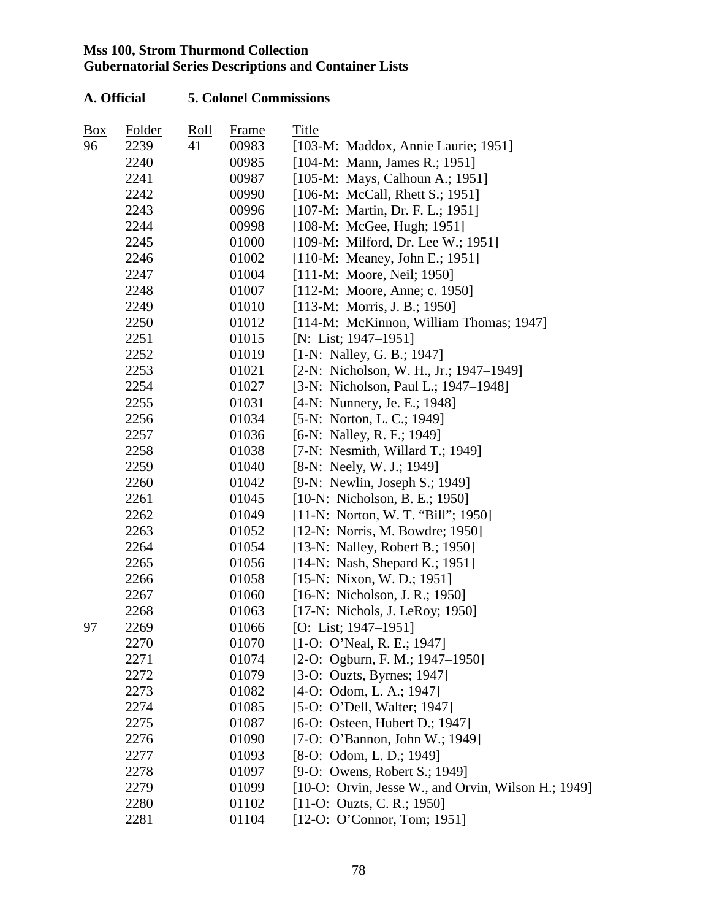**Mss 100, Strom Thurmond Collection**
**Gubernatorial Series Descriptions and Container Lists**

**A. Official 5. Colonel Commissions**

| Box | Folder | Roll | Frame | Title |
|---|---|---|---|---|
| 96 | 2239 | 41 | 00983 | [103-M: Maddox, Annie Laurie; 1951] |
| | 2240 | | 00985 | [104-M: Mann, James R.; 1951] |
| | 2241 | | 00987 | [105-M: Mays, Calhoun A.; 1951] |
| | 2242 | | 00990 | [106-M: McCall, Rhett S.; 1951] |
| | 2243 | | 00996 | [107-M: Martin, Dr. F. L.; 1951] |
| | 2244 | | 00998 | [108-M: McGee, Hugh; 1951] |
| | 2245 | | 01000 | [109-M: Milford, Dr. Lee W.; 1951] |
| | 2246 | | 01002 | [110-M: Meaney, John E.; 1951] |
| | 2247 | | 01004 | [111-M: Moore, Neil; 1950] |
| | 2248 | | 01007 | [112-M: Moore, Anne; c. 1950] |
| | 2249 | | 01010 | [113-M: Morris, J. B.; 1950] |
| | 2250 | | 01012 | [114-M: McKinnon, William Thomas; 1947] |
| | 2251 | | 01015 | [N: List; 1947–1951] |
| | 2252 | | 01019 | [1-N: Nalley, G. B.; 1947] |
| | 2253 | | 01021 | [2-N: Nicholson, W. H., Jr.; 1947–1949] |
| | 2254 | | 01027 | [3-N: Nicholson, Paul L.; 1947–1948] |
| | 2255 | | 01031 | [4-N: Nunnery, Je. E.; 1948] |
| | 2256 | | 01034 | [5-N: Norton, L. C.; 1949] |
| | 2257 | | 01036 | [6-N: Nalley, R. F.; 1949] |
| | 2258 | | 01038 | [7-N: Nesmith, Willard T.; 1949] |
| | 2259 | | 01040 | [8-N: Neely, W. J.; 1949] |
| | 2260 | | 01042 | [9-N: Newlin, Joseph S.; 1949] |
| | 2261 | | 01045 | [10-N: Nicholson, B. E.; 1950] |
| | 2262 | | 01049 | [11-N: Norton, W. T. "Bill"; 1950] |
| | 2263 | | 01052 | [12-N: Norris, M. Bowdre; 1950] |
| | 2264 | | 01054 | [13-N: Nalley, Robert B.; 1950] |
| | 2265 | | 01056 | [14-N: Nash, Shepard K.; 1951] |
| | 2266 | | 01058 | [15-N: Nixon, W. D.; 1951] |
| | 2267 | | 01060 | [16-N: Nicholson, J. R.; 1950] |
| | 2268 | | 01063 | [17-N: Nichols, J. LeRoy; 1950] |
| 97 | 2269 | | 01066 | [O: List; 1947–1951] |
| | 2270 | | 01070 | [1-O: O'Neal, R. E.; 1947] |
| | 2271 | | 01074 | [2-O: Ogburn, F. M.; 1947–1950] |
| | 2272 | | 01079 | [3-O: Ouzts, Byrnes; 1947] |
| | 2273 | | 01082 | [4-O: Odom, L. A.; 1947] |
| | 2274 | | 01085 | [5-O: O'Dell, Walter; 1947] |
| | 2275 | | 01087 | [6-O: Osteen, Hubert D.; 1947] |
| | 2276 | | 01090 | [7-O: O'Bannon, John W.; 1949] |
| | 2277 | | 01093 | [8-O: Odom, L. D.; 1949] |
| | 2278 | | 01097 | [9-O: Owens, Robert S.; 1949] |
| | 2279 | | 01099 | [10-O: Orvin, Jesse W., and Orvin, Wilson H.; 1949] |
| | 2280 | | 01102 | [11-O: Ouzts, C. R.; 1950] |
| | 2281 | | 01104 | [12-O: O'Connor, Tom; 1951] |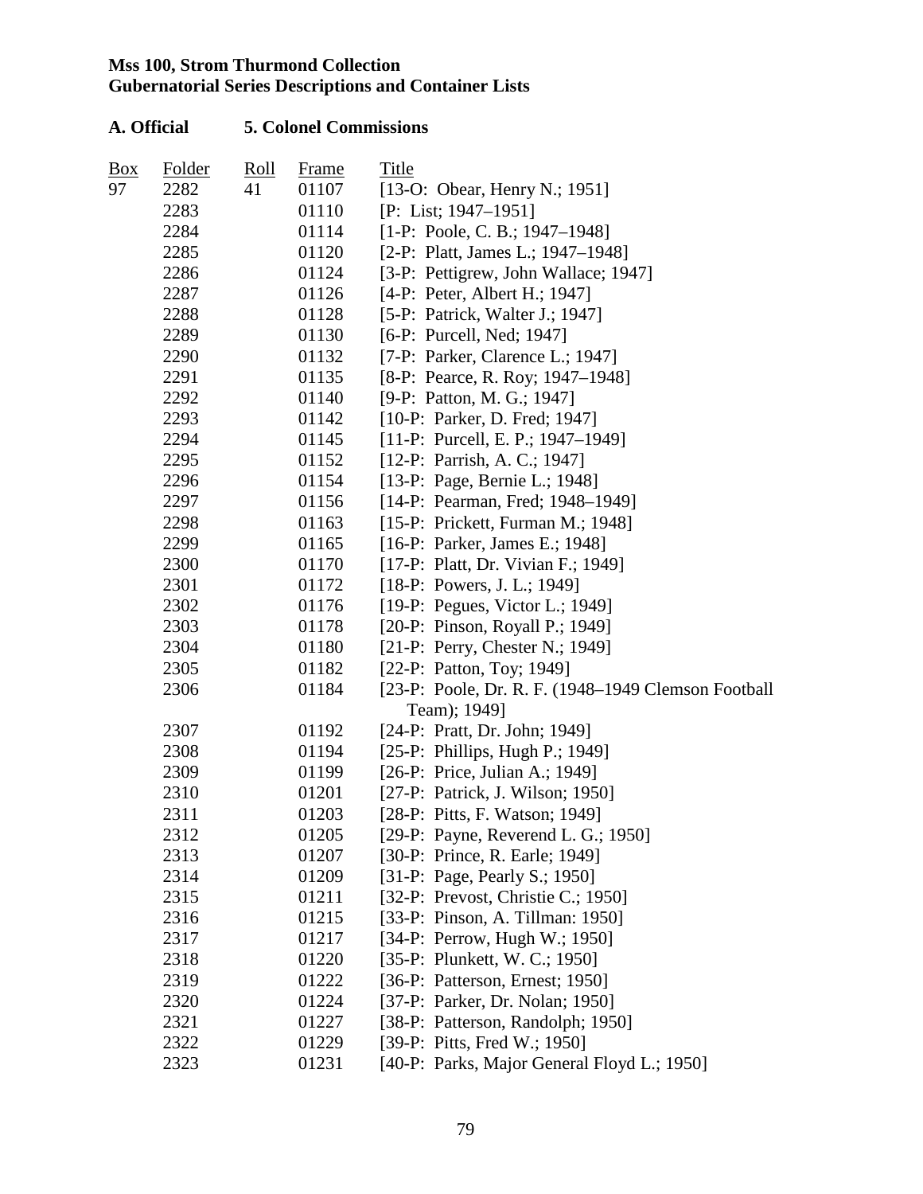**Mss 100, Strom Thurmond Collection**
**Gubernatorial Series Descriptions and Container Lists**

**A. Official 5. Colonel Commissions**

| Box | Folder | Roll | Frame | Title |
|---|---|---|---|---|
| 97 | 2282 | 41 | 01107 | [13-O: Obear, Henry N.; 1951] |
| | 2283 | | 01110 | [P: List; 1947–1951] |
| | 2284 | | 01114 | [1-P: Poole, C. B.; 1947–1948] |
| | 2285 | | 01120 | [2-P: Platt, James L.; 1947–1948] |
| | 2286 | | 01124 | [3-P: Pettigrew, John Wallace; 1947] |
| | 2287 | | 01126 | [4-P: Peter, Albert H.; 1947] |
| | 2288 | | 01128 | [5-P: Patrick, Walter J.; 1947] |
| | 2289 | | 01130 | [6-P: Purcell, Ned; 1947] |
| | 2290 | | 01132 | [7-P: Parker, Clarence L.; 1947] |
| | 2291 | | 01135 | [8-P: Pearce, R. Roy; 1947–1948] |
| | 2292 | | 01140 | [9-P: Patton, M. G.; 1947] |
| | 2293 | | 01142 | [10-P: Parker, D. Fred; 1947] |
| | 2294 | | 01145 | [11-P: Purcell, E. P.; 1947–1949] |
| | 2295 | | 01152 | [12-P: Parrish, A. C.; 1947] |
| | 2296 | | 01154 | [13-P: Page, Bernie L.; 1948] |
| | 2297 | | 01156 | [14-P: Pearman, Fred; 1948–1949] |
| | 2298 | | 01163 | [15-P: Prickett, Furman M.; 1948] |
| | 2299 | | 01165 | [16-P: Parker, James E.; 1948] |
| | 2300 | | 01170 | [17-P: Platt, Dr. Vivian F.; 1949] |
| | 2301 | | 01172 | [18-P: Powers, J. L.; 1949] |
| | 2302 | | 01176 | [19-P: Pegues, Victor L.; 1949] |
| | 2303 | | 01178 | [20-P: Pinson, Royall P.; 1949] |
| | 2304 | | 01180 | [21-P: Perry, Chester N.; 1949] |
| | 2305 | | 01182 | [22-P: Patton, Toy; 1949] |
| | 2306 | | 01184 | [23-P: Poole, Dr. R. F. (1948–1949 Clemson Football Team); 1949] |
| | 2307 | | 01192 | [24-P: Pratt, Dr. John; 1949] |
| | 2308 | | 01194 | [25-P: Phillips, Hugh P.; 1949] |
| | 2309 | | 01199 | [26-P: Price, Julian A.; 1949] |
| | 2310 | | 01201 | [27-P: Patrick, J. Wilson; 1950] |
| | 2311 | | 01203 | [28-P: Pitts, F. Watson; 1949] |
| | 2312 | | 01205 | [29-P: Payne, Reverend L. G.; 1950] |
| | 2313 | | 01207 | [30-P: Prince, R. Earle; 1949] |
| | 2314 | | 01209 | [31-P: Page, Pearly S.; 1950] |
| | 2315 | | 01211 | [32-P: Prevost, Christie C.; 1950] |
| | 2316 | | 01215 | [33-P: Pinson, A. Tillman: 1950] |
| | 2317 | | 01217 | [34-P: Perrow, Hugh W.; 1950] |
| | 2318 | | 01220 | [35-P: Plunkett, W. C.; 1950] |
| | 2319 | | 01222 | [36-P: Patterson, Ernest; 1950] |
| | 2320 | | 01224 | [37-P: Parker, Dr. Nolan; 1950] |
| | 2321 | | 01227 | [38-P: Patterson, Randolph; 1950] |
| | 2322 | | 01229 | [39-P: Pitts, Fred W.; 1950] |
| | 2323 | | 01231 | [40-P: Parks, Major General Floyd L.; 1950] |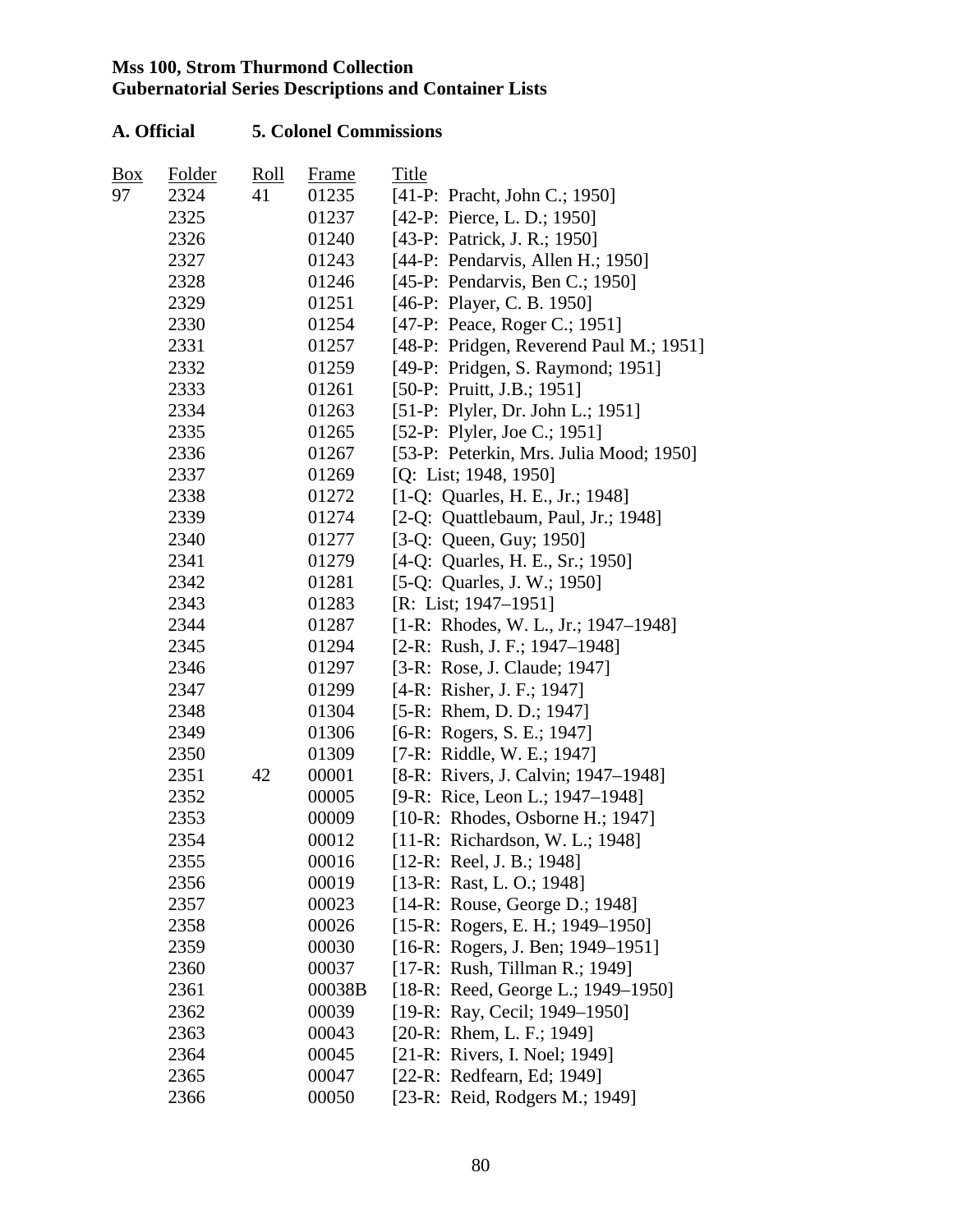**Mss 100, Strom Thurmond Collection**
**Gubernatorial Series Descriptions and Container Lists**

**A. Official 5. Colonel Commissions**

| Box | Folder | Roll | Frame | Title |
|---|---|---|---|---|
| 97 | 2324 | 41 | 01235 | [41-P: Pracht, John C.; 1950] |
| | 2325 | | 01237 | [42-P: Pierce, L. D.; 1950] |
| | 2326 | | 01240 | [43-P: Patrick, J. R.; 1950] |
| | 2327 | | 01243 | [44-P: Pendarvis, Allen H.; 1950] |
| | 2328 | | 01246 | [45-P: Pendarvis, Ben C.; 1950] |
| | 2329 | | 01251 | [46-P: Player, C. B. 1950] |
| | 2330 | | 01254 | [47-P: Peace, Roger C.; 1951] |
| | 2331 | | 01257 | [48-P: Pridgen, Reverend Paul M.; 1951] |
| | 2332 | | 01259 | [49-P: Pridgen, S. Raymond; 1951] |
| | 2333 | | 01261 | [50-P: Pruitt, J.B.; 1951] |
| | 2334 | | 01263 | [51-P: Plyler, Dr. John L.; 1951] |
| | 2335 | | 01265 | [52-P: Plyler, Joe C.; 1951] |
| | 2336 | | 01267 | [53-P: Peterkin, Mrs. Julia Mood; 1950] |
| | 2337 | | 01269 | [Q: List; 1948, 1950] |
| | 2338 | | 01272 | [1-Q: Quarles, H. E., Jr.; 1948] |
| | 2339 | | 01274 | [2-Q: Quattlebaum, Paul, Jr.; 1948] |
| | 2340 | | 01277 | [3-Q: Queen, Guy; 1950] |
| | 2341 | | 01279 | [4-Q: Quarles, H. E., Sr.; 1950] |
| | 2342 | | 01281 | [5-Q: Quarles, J. W.; 1950] |
| | 2343 | | 01283 | [R: List; 1947–1951] |
| | 2344 | | 01287 | [1-R: Rhodes, W. L., Jr.; 1947–1948] |
| | 2345 | | 01294 | [2-R: Rush, J. F.; 1947–1948] |
| | 2346 | | 01297 | [3-R: Rose, J. Claude; 1947] |
| | 2347 | | 01299 | [4-R: Risher, J. F.; 1947] |
| | 2348 | | 01304 | [5-R: Rhem, D. D.; 1947] |
| | 2349 | | 01306 | [6-R: Rogers, S. E.; 1947] |
| | 2350 | | 01309 | [7-R: Riddle, W. E.; 1947] |
| | 2351 | 42 | 00001 | [8-R: Rivers, J. Calvin; 1947–1948] |
| | 2352 | | 00005 | [9-R: Rice, Leon L.; 1947–1948] |
| | 2353 | | 00009 | [10-R: Rhodes, Osborne H.; 1947] |
| | 2354 | | 00012 | [11-R: Richardson, W. L.; 1948] |
| | 2355 | | 00016 | [12-R: Reel, J. B.; 1948] |
| | 2356 | | 00019 | [13-R: Rast, L. O.; 1948] |
| | 2357 | | 00023 | [14-R: Rouse, George D.; 1948] |
| | 2358 | | 00026 | [15-R: Rogers, E. H.; 1949–1950] |
| | 2359 | | 00030 | [16-R: Rogers, J. Ben; 1949–1951] |
| | 2360 | | 00037 | [17-R: Rush, Tillman R.; 1949] |
| | 2361 | | 00038B | [18-R: Reed, George L.; 1949–1950] |
| | 2362 | | 00039 | [19-R: Ray, Cecil; 1949–1950] |
| | 2363 | | 00043 | [20-R: Rhem, L. F.; 1949] |
| | 2364 | | 00045 | [21-R: Rivers, I. Noel; 1949] |
| | 2365 | | 00047 | [22-R: Redfearn, Ed; 1949] |
| | 2366 | | 00050 | [23-R: Reid, Rodgers M.; 1949] |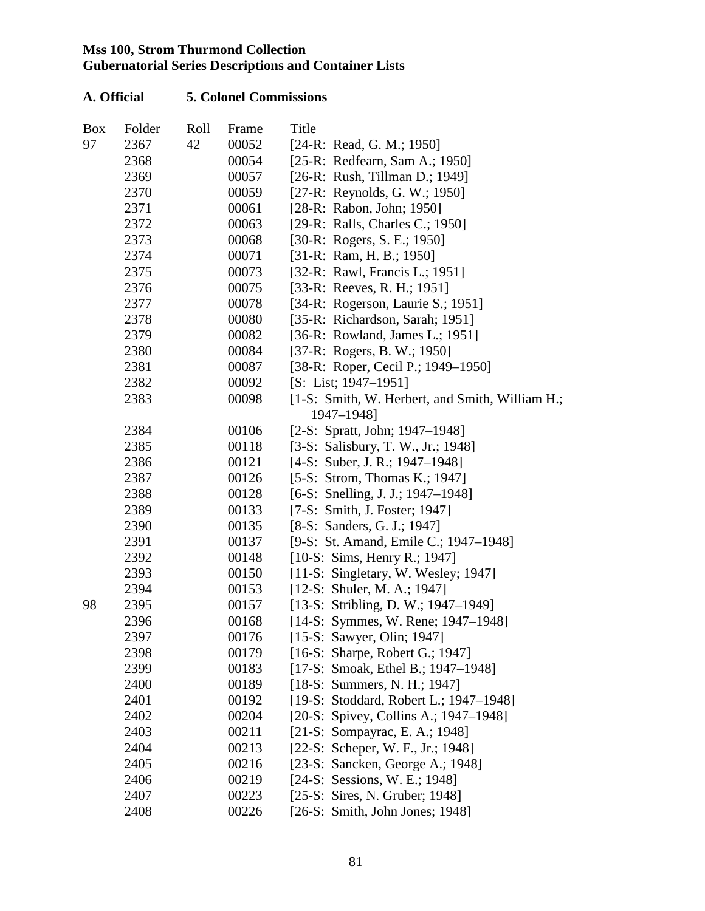**Mss 100, Strom Thurmond Collection**
**Gubernatorial Series Descriptions and Container Lists**

**A. Official 5. Colonel Commissions**

| Box | Folder | Roll | Frame | Title |
|---|---|---|---|---|
| 97 | 2367 | 42 | 00052 | [24-R: Read, G. M.; 1950] |
| | 2368 | | 00054 | [25-R: Redfearn, Sam A.; 1950] |
| | 2369 | | 00057 | [26-R: Rush, Tillman D.; 1949] |
| | 2370 | | 00059 | [27-R: Reynolds, G. W.; 1950] |
| | 2371 | | 00061 | [28-R: Rabon, John; 1950] |
| | 2372 | | 00063 | [29-R: Ralls, Charles C.; 1950] |
| | 2373 | | 00068 | [30-R: Rogers, S. E.; 1950] |
| | 2374 | | 00071 | [31-R: Ram, H. B.; 1950] |
| | 2375 | | 00073 | [32-R: Rawl, Francis L.; 1951] |
| | 2376 | | 00075 | [33-R: Reeves, R. H.; 1951] |
| | 2377 | | 00078 | [34-R: Rogerson, Laurie S.; 1951] |
| | 2378 | | 00080 | [35-R: Richardson, Sarah; 1951] |
| | 2379 | | 00082 | [36-R: Rowland, James L.; 1951] |
| | 2380 | | 00084 | [37-R: Rogers, B. W.; 1950] |
| | 2381 | | 00087 | [38-R: Roper, Cecil P.; 1949–1950] |
| | 2382 | | 00092 | [S: List; 1947–1951] |
| | 2383 | | 00098 | [1-S: Smith, W. Herbert, and Smith, William H.; 1947–1948] |
| | 2384 | | 00106 | [2-S: Spratt, John; 1947–1948] |
| | 2385 | | 00118 | [3-S: Salisbury, T. W., Jr.; 1948] |
| | 2386 | | 00121 | [4-S: Suber, J. R.; 1947–1948] |
| | 2387 | | 00126 | [5-S: Strom, Thomas K.; 1947] |
| | 2388 | | 00128 | [6-S: Snelling, J. J.; 1947–1948] |
| | 2389 | | 00133 | [7-S: Smith, J. Foster; 1947] |
| | 2390 | | 00135 | [8-S: Sanders, G. J.; 1947] |
| | 2391 | | 00137 | [9-S: St. Amand, Emile C.; 1947–1948] |
| | 2392 | | 00148 | [10-S: Sims, Henry R.; 1947] |
| | 2393 | | 00150 | [11-S: Singletary, W. Wesley; 1947] |
| | 2394 | | 00153 | [12-S: Shuler, M. A.; 1947] |
| 98 | 2395 | | 00157 | [13-S: Stribling, D. W.; 1947–1949] |
| | 2396 | | 00168 | [14-S: Symmes, W. Rene; 1947–1948] |
| | 2397 | | 00176 | [15-S: Sawyer, Olin; 1947] |
| | 2398 | | 00179 | [16-S: Sharpe, Robert G.; 1947] |
| | 2399 | | 00183 | [17-S: Smoak, Ethel B.; 1947–1948] |
| | 2400 | | 00189 | [18-S: Summers, N. H.; 1947] |
| | 2401 | | 00192 | [19-S: Stoddard, Robert L.; 1947–1948] |
| | 2402 | | 00204 | [20-S: Spivey, Collins A.; 1947–1948] |
| | 2403 | | 00211 | [21-S: Sompayrac, E. A.; 1948] |
| | 2404 | | 00213 | [22-S: Scheper, W. F., Jr.; 1948] |
| | 2405 | | 00216 | [23-S: Sancken, George A.; 1948] |
| | 2406 | | 00219 | [24-S: Sessions, W. E.; 1948] |
| | 2407 | | 00223 | [25-S: Sires, N. Gruber; 1948] |
| | 2408 | | 00226 | [26-S: Smith, John Jones; 1948] |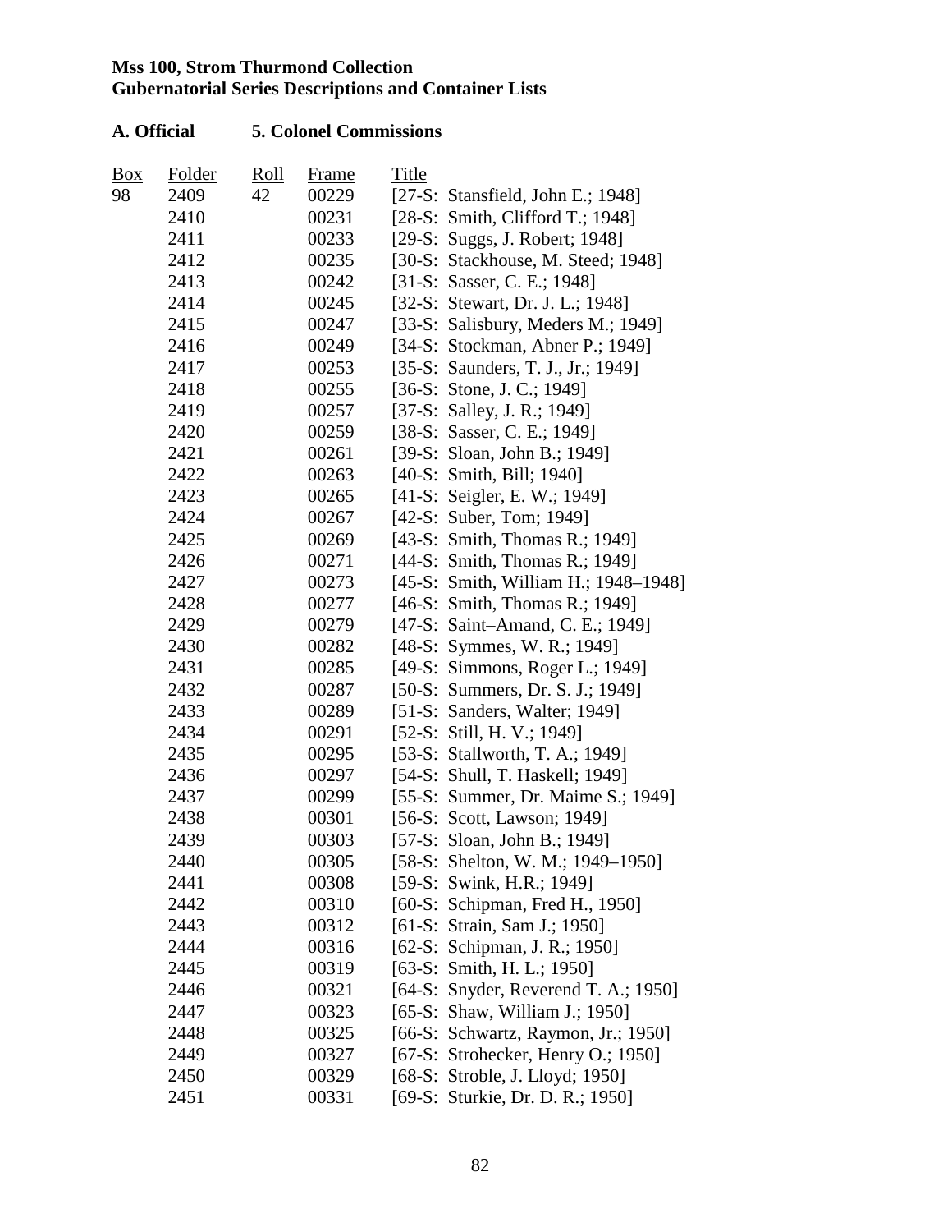**Mss 100, Strom Thurmond Collection**
**Gubernatorial Series Descriptions and Container Lists**

**A. Official 5. Colonel Commissions**

| Box | Folder | Roll | Frame | Title |
|---|---|---|---|---|
| 98 | 2409 | 42 | 00229 | [27-S: Stansfield, John E.; 1948] |
| | 2410 | | 00231 | [28-S: Smith, Clifford T.; 1948] |
| | 2411 | | 00233 | [29-S: Suggs, J. Robert; 1948] |
| | 2412 | | 00235 | [30-S: Stackhouse, M. Steed; 1948] |
| | 2413 | | 00242 | [31-S: Sasser, C. E.; 1948] |
| | 2414 | | 00245 | [32-S: Stewart, Dr. J. L.; 1948] |
| | 2415 | | 00247 | [33-S: Salisbury, Meders M.; 1949] |
| | 2416 | | 00249 | [34-S: Stockman, Abner P.; 1949] |
| | 2417 | | 00253 | [35-S: Saunders, T. J., Jr.; 1949] |
| | 2418 | | 00255 | [36-S: Stone, J. C.; 1949] |
| | 2419 | | 00257 | [37-S: Salley, J. R.; 1949] |
| | 2420 | | 00259 | [38-S: Sasser, C. E.; 1949] |
| | 2421 | | 00261 | [39-S: Sloan, John B.; 1949] |
| | 2422 | | 00263 | [40-S: Smith, Bill; 1940] |
| | 2423 | | 00265 | [41-S: Seigler, E. W.; 1949] |
| | 2424 | | 00267 | [42-S: Suber, Tom; 1949] |
| | 2425 | | 00269 | [43-S: Smith, Thomas R.; 1949] |
| | 2426 | | 00271 | [44-S: Smith, Thomas R.; 1949] |
| | 2427 | | 00273 | [45-S: Smith, William H.; 1948–1948] |
| | 2428 | | 00277 | [46-S: Smith, Thomas R.; 1949] |
| | 2429 | | 00279 | [47-S: Saint–Amand, C. E.; 1949] |
| | 2430 | | 00282 | [48-S: Symmes, W. R.; 1949] |
| | 2431 | | 00285 | [49-S: Simmons, Roger L.; 1949] |
| | 2432 | | 00287 | [50-S: Summers, Dr. S. J.; 1949] |
| | 2433 | | 00289 | [51-S: Sanders, Walter; 1949] |
| | 2434 | | 00291 | [52-S: Still, H. V.; 1949] |
| | 2435 | | 00295 | [53-S: Stallworth, T. A.; 1949] |
| | 2436 | | 00297 | [54-S: Shull, T. Haskell; 1949] |
| | 2437 | | 00299 | [55-S: Summer, Dr. Maime S.; 1949] |
| | 2438 | | 00301 | [56-S: Scott, Lawson; 1949] |
| | 2439 | | 00303 | [57-S: Sloan, John B.; 1949] |
| | 2440 | | 00305 | [58-S: Shelton, W. M.; 1949–1950] |
| | 2441 | | 00308 | [59-S: Swink, H.R.; 1949] |
| | 2442 | | 00310 | [60-S: Schipman, Fred H., 1950] |
| | 2443 | | 00312 | [61-S: Strain, Sam J.; 1950] |
| | 2444 | | 00316 | [62-S: Schipman, J. R.; 1950] |
| | 2445 | | 00319 | [63-S: Smith, H. L.; 1950] |
| | 2446 | | 00321 | [64-S: Snyder, Reverend T. A.; 1950] |
| | 2447 | | 00323 | [65-S: Shaw, William J.; 1950] |
| | 2448 | | 00325 | [66-S: Schwartz, Raymon, Jr.; 1950] |
| | 2449 | | 00327 | [67-S: Strohecker, Henry O.; 1950] |
| | 2450 | | 00329 | [68-S: Stroble, J. Lloyd; 1950] |
| | 2451 | | 00331 | [69-S: Sturkie, Dr. D. R.; 1950] |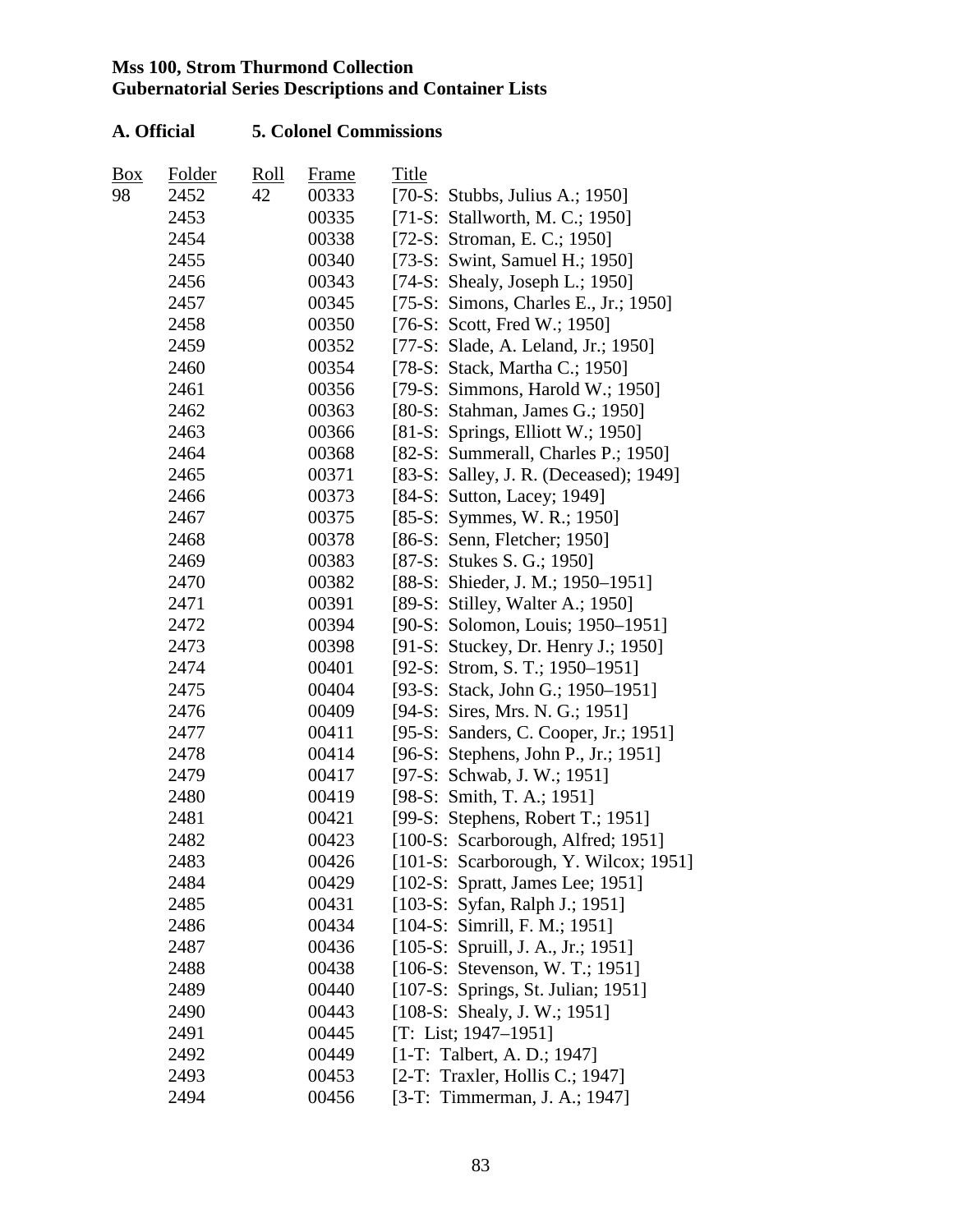**Mss 100, Strom Thurmond Collection**
**Gubernatorial Series Descriptions and Container Lists**

**A. Official 5. Colonel Commissions**

| Box | Folder | Roll | Frame | Title |
|---|---|---|---|---|
| 98 | 2452 | 42 | 00333 | [70-S: Stubbs, Julius A.; 1950] |
| | 2453 | | 00335 | [71-S: Stallworth, M. C.; 1950] |
| | 2454 | | 00338 | [72-S: Stroman, E. C.; 1950] |
| | 2455 | | 00340 | [73-S: Swint, Samuel H.; 1950] |
| | 2456 | | 00343 | [74-S: Shealy, Joseph L.; 1950] |
| | 2457 | | 00345 | [75-S: Simons, Charles E., Jr.; 1950] |
| | 2458 | | 00350 | [76-S: Scott, Fred W.; 1950] |
| | 2459 | | 00352 | [77-S: Slade, A. Leland, Jr.; 1950] |
| | 2460 | | 00354 | [78-S: Stack, Martha C.; 1950] |
| | 2461 | | 00356 | [79-S: Simmons, Harold W.; 1950] |
| | 2462 | | 00363 | [80-S: Stahman, James G.; 1950] |
| | 2463 | | 00366 | [81-S: Springs, Elliott W.; 1950] |
| | 2464 | | 00368 | [82-S: Summerall, Charles P.; 1950] |
| | 2465 | | 00371 | [83-S: Salley, J. R. (Deceased); 1949] |
| | 2466 | | 00373 | [84-S: Sutton, Lacey; 1949] |
| | 2467 | | 00375 | [85-S: Symmes, W. R.; 1950] |
| | 2468 | | 00378 | [86-S: Senn, Fletcher; 1950] |
| | 2469 | | 00383 | [87-S: Stukes S. G.; 1950] |
| | 2470 | | 00382 | [88-S: Shieder, J. M.; 1950–1951] |
| | 2471 | | 00391 | [89-S: Stilley, Walter A.; 1950] |
| | 2472 | | 00394 | [90-S: Solomon, Louis; 1950–1951] |
| | 2473 | | 00398 | [91-S: Stuckey, Dr. Henry J.; 1950] |
| | 2474 | | 00401 | [92-S: Strom, S. T.; 1950–1951] |
| | 2475 | | 00404 | [93-S: Stack, John G.; 1950–1951] |
| | 2476 | | 00409 | [94-S: Sires, Mrs. N. G.; 1951] |
| | 2477 | | 00411 | [95-S: Sanders, C. Cooper, Jr.; 1951] |
| | 2478 | | 00414 | [96-S: Stephens, John P., Jr.; 1951] |
| | 2479 | | 00417 | [97-S: Schwab, J. W.; 1951] |
| | 2480 | | 00419 | [98-S: Smith, T. A.; 1951] |
| | 2481 | | 00421 | [99-S: Stephens, Robert T.; 1951] |
| | 2482 | | 00423 | [100-S: Scarborough, Alfred; 1951] |
| | 2483 | | 00426 | [101-S: Scarborough, Y. Wilcox; 1951] |
| | 2484 | | 00429 | [102-S: Spratt, James Lee; 1951] |
| | 2485 | | 00431 | [103-S: Syfan, Ralph J.; 1951] |
| | 2486 | | 00434 | [104-S: Simrill, F. M.; 1951] |
| | 2487 | | 00436 | [105-S: Spruill, J. A., Jr.; 1951] |
| | 2488 | | 00438 | [106-S: Stevenson, W. T.; 1951] |
| | 2489 | | 00440 | [107-S: Springs, St. Julian; 1951] |
| | 2490 | | 00443 | [108-S: Shealy, J. W.; 1951] |
| | 2491 | | 00445 | [T: List; 1947–1951] |
| | 2492 | | 00449 | [1-T: Talbert, A. D.; 1947] |
| | 2493 | | 00453 | [2-T: Traxler, Hollis C.; 1947] |
| | 2494 | | 00456 | [3-T: Timmerman, J. A.; 1947] |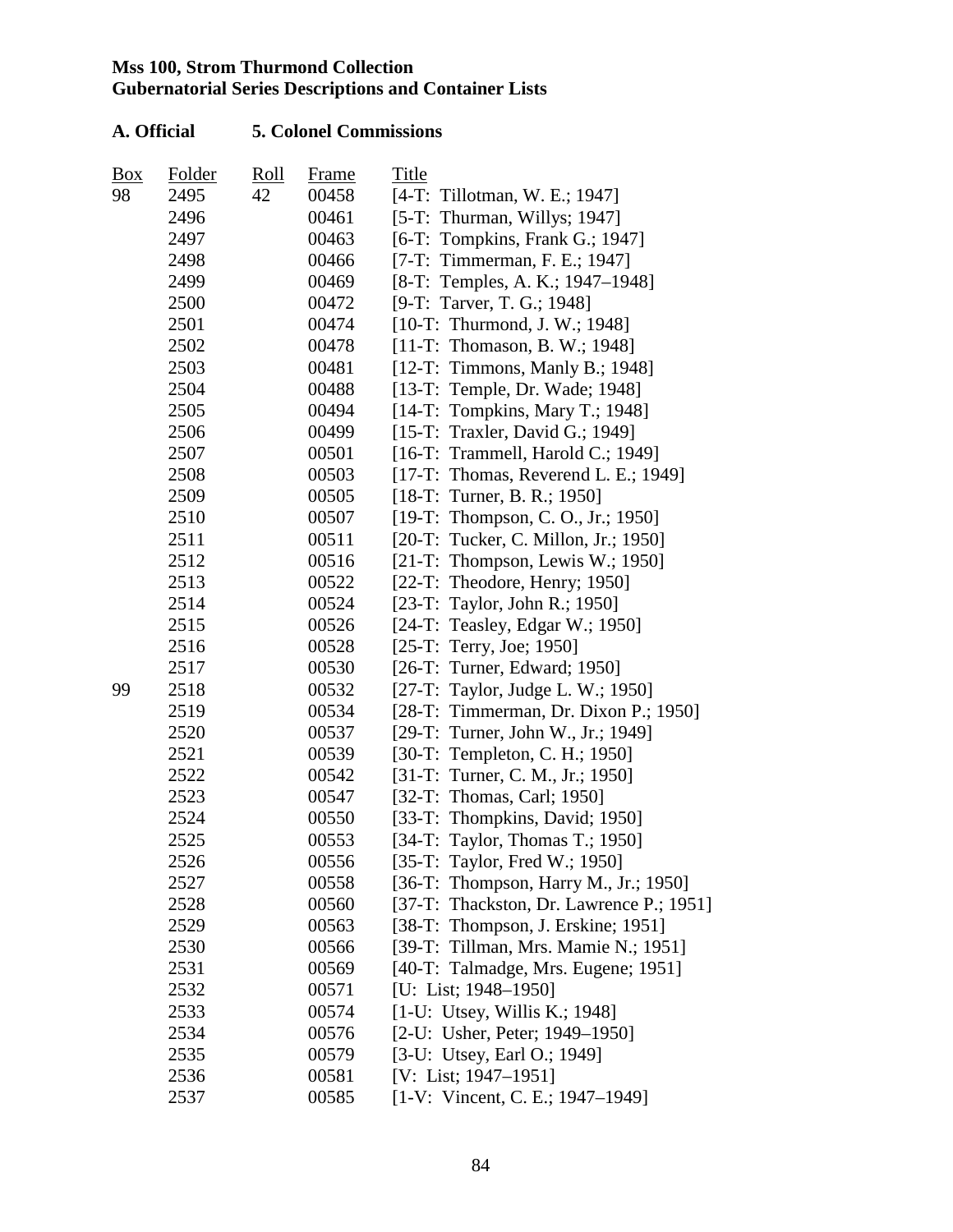**Mss 100, Strom Thurmond Collection**
**Gubernatorial Series Descriptions and Container Lists**

**A. Official 5. Colonel Commissions**

| Box | Folder | Roll | Frame | Title |
|---|---|---|---|---|
| 98 | 2495 | 42 | 00458 | [4-T: Tillotman, W. E.; 1947] |
| | 2496 | | 00461 | [5-T: Thurman, Willys; 1947] |
| | 2497 | | 00463 | [6-T: Tompkins, Frank G.; 1947] |
| | 2498 | | 00466 | [7-T: Timmerman, F. E.; 1947] |
| | 2499 | | 00469 | [8-T: Temples, A. K.; 1947–1948] |
| | 2500 | | 00472 | [9-T: Tarver, T. G.; 1948] |
| | 2501 | | 00474 | [10-T: Thurmond, J. W.; 1948] |
| | 2502 | | 00478 | [11-T: Thomason, B. W.; 1948] |
| | 2503 | | 00481 | [12-T: Timmons, Manly B.; 1948] |
| | 2504 | | 00488 | [13-T: Temple, Dr. Wade; 1948] |
| | 2505 | | 00494 | [14-T: Tompkins, Mary T.; 1948] |
| | 2506 | | 00499 | [15-T: Traxler, David G.; 1949] |
| | 2507 | | 00501 | [16-T: Trammell, Harold C.; 1949] |
| | 2508 | | 00503 | [17-T: Thomas, Reverend L. E.; 1949] |
| | 2509 | | 00505 | [18-T: Turner, B. R.; 1950] |
| | 2510 | | 00507 | [19-T: Thompson, C. O., Jr.; 1950] |
| | 2511 | | 00511 | [20-T: Tucker, C. Millon, Jr.; 1950] |
| | 2512 | | 00516 | [21-T: Thompson, Lewis W.; 1950] |
| | 2513 | | 00522 | [22-T: Theodore, Henry; 1950] |
| | 2514 | | 00524 | [23-T: Taylor, John R.; 1950] |
| | 2515 | | 00526 | [24-T: Teasley, Edgar W.; 1950] |
| | 2516 | | 00528 | [25-T: Terry, Joe; 1950] |
| | 2517 | | 00530 | [26-T: Turner, Edward; 1950] |
| 99 | 2518 | | 00532 | [27-T: Taylor, Judge L. W.; 1950] |
| | 2519 | | 00534 | [28-T: Timmerman, Dr. Dixon P.; 1950] |
| | 2520 | | 00537 | [29-T: Turner, John W., Jr.; 1949] |
| | 2521 | | 00539 | [30-T: Templeton, C. H.; 1950] |
| | 2522 | | 00542 | [31-T: Turner, C. M., Jr.; 1950] |
| | 2523 | | 00547 | [32-T: Thomas, Carl; 1950] |
| | 2524 | | 00550 | [33-T: Thompkins, David; 1950] |
| | 2525 | | 00553 | [34-T: Taylor, Thomas T.; 1950] |
| | 2526 | | 00556 | [35-T: Taylor, Fred W.; 1950] |
| | 2527 | | 00558 | [36-T: Thompson, Harry M., Jr.; 1950] |
| | 2528 | | 00560 | [37-T: Thackston, Dr. Lawrence P.; 1951] |
| | 2529 | | 00563 | [38-T: Thompson, J. Erskine; 1951] |
| | 2530 | | 00566 | [39-T: Tillman, Mrs. Mamie N.; 1951] |
| | 2531 | | 00569 | [40-T: Talmadge, Mrs. Eugene; 1951] |
| | 2532 | | 00571 | [U: List; 1948–1950] |
| | 2533 | | 00574 | [1-U: Utsey, Willis K.; 1948] |
| | 2534 | | 00576 | [2-U: Usher, Peter; 1949–1950] |
| | 2535 | | 00579 | [3-U: Utsey, Earl O.; 1949] |
| | 2536 | | 00581 | [V: List; 1947–1951] |
| | 2537 | | 00585 | [1-V: Vincent, C. E.; 1947–1949] |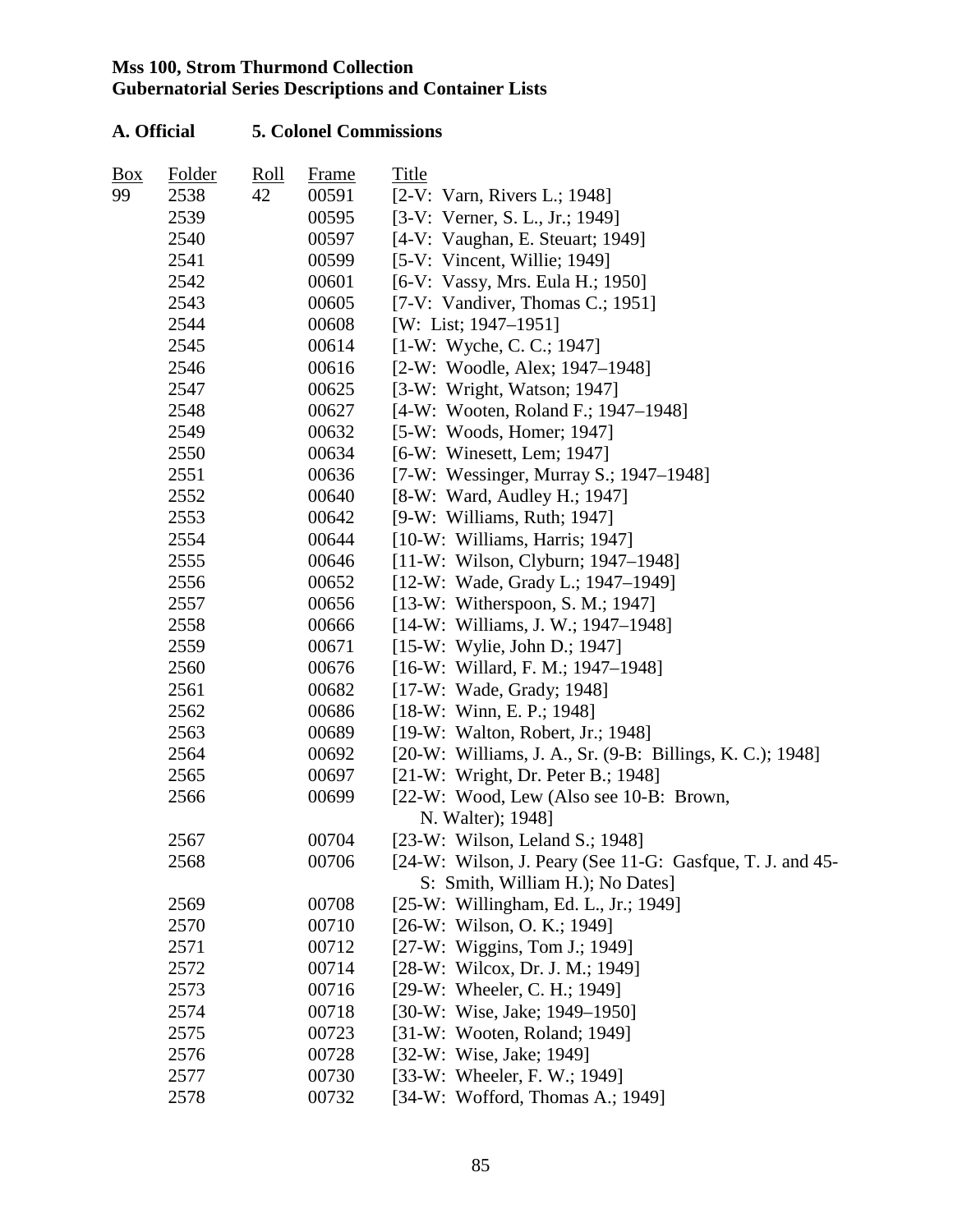**Mss 100, Strom Thurmond Collection**
**Gubernatorial Series Descriptions and Container Lists**

**A. Official 5. Colonel Commissions**

| Box | Folder | Roll | Frame | Title |
|---|---|---|---|---|
| 99 | 2538 | 42 | 00591 | [2-V: Varn, Rivers L.; 1948] |
| | 2539 | | 00595 | [3-V: Verner, S. L., Jr.; 1949] |
| | 2540 | | 00597 | [4-V: Vaughan, E. Steuart; 1949] |
| | 2541 | | 00599 | [5-V: Vincent, Willie; 1949] |
| | 2542 | | 00601 | [6-V: Vassy, Mrs. Eula H.; 1950] |
| | 2543 | | 00605 | [7-V: Vandiver, Thomas C.; 1951] |
| | 2544 | | 00608 | [W: List; 1947–1951] |
| | 2545 | | 00614 | [1-W: Wyche, C. C.; 1947] |
| | 2546 | | 00616 | [2-W: Woodle, Alex; 1947–1948] |
| | 2547 | | 00625 | [3-W: Wright, Watson; 1947] |
| | 2548 | | 00627 | [4-W: Wooten, Roland F.; 1947–1948] |
| | 2549 | | 00632 | [5-W: Woods, Homer; 1947] |
| | 2550 | | 00634 | [6-W: Winesett, Lem; 1947] |
| | 2551 | | 00636 | [7-W: Wessinger, Murray S.; 1947–1948] |
| | 2552 | | 00640 | [8-W: Ward, Audley H.; 1947] |
| | 2553 | | 00642 | [9-W: Williams, Ruth; 1947] |
| | 2554 | | 00644 | [10-W: Williams, Harris; 1947] |
| | 2555 | | 00646 | [11-W: Wilson, Clyburn; 1947–1948] |
| | 2556 | | 00652 | [12-W: Wade, Grady L.; 1947–1949] |
| | 2557 | | 00656 | [13-W: Witherspoon, S. M.; 1947] |
| | 2558 | | 00666 | [14-W: Williams, J. W.; 1947–1948] |
| | 2559 | | 00671 | [15-W: Wylie, John D.; 1947] |
| | 2560 | | 00676 | [16-W: Willard, F. M.; 1947–1948] |
| | 2561 | | 00682 | [17-W: Wade, Grady; 1948] |
| | 2562 | | 00686 | [18-W: Winn, E. P.; 1948] |
| | 2563 | | 00689 | [19-W: Walton, Robert, Jr.; 1948] |
| | 2564 | | 00692 | [20-W: Williams, J. A., Sr. (9-B: Billings, K. C.); 1948] |
| | 2565 | | 00697 | [21-W: Wright, Dr. Peter B.; 1948] |
| | 2566 | | 00699 | [22-W: Wood, Lew (Also see 10-B: Brown, N. Walter); 1948] |
| | 2567 | | 00704 | [23-W: Wilson, Leland S.; 1948] |
| | 2568 | | 00706 | [24-W: Wilson, J. Peary (See 11-G: Gasfque, T. J. and 45-S: Smith, William H.); No Dates] |
| | 2569 | | 00708 | [25-W: Willingham, Ed. L., Jr.; 1949] |
| | 2570 | | 00710 | [26-W: Wilson, O. K.; 1949] |
| | 2571 | | 00712 | [27-W: Wiggins, Tom J.; 1949] |
| | 2572 | | 00714 | [28-W: Wilcox, Dr. J. M.; 1949] |
| | 2573 | | 00716 | [29-W: Wheeler, C. H.; 1949] |
| | 2574 | | 00718 | [30-W: Wise, Jake; 1949–1950] |
| | 2575 | | 00723 | [31-W: Wooten, Roland; 1949] |
| | 2576 | | 00728 | [32-W: Wise, Jake; 1949] |
| | 2577 | | 00730 | [33-W: Wheeler, F. W.; 1949] |
| | 2578 | | 00732 | [34-W: Wofford, Thomas A.; 1949] |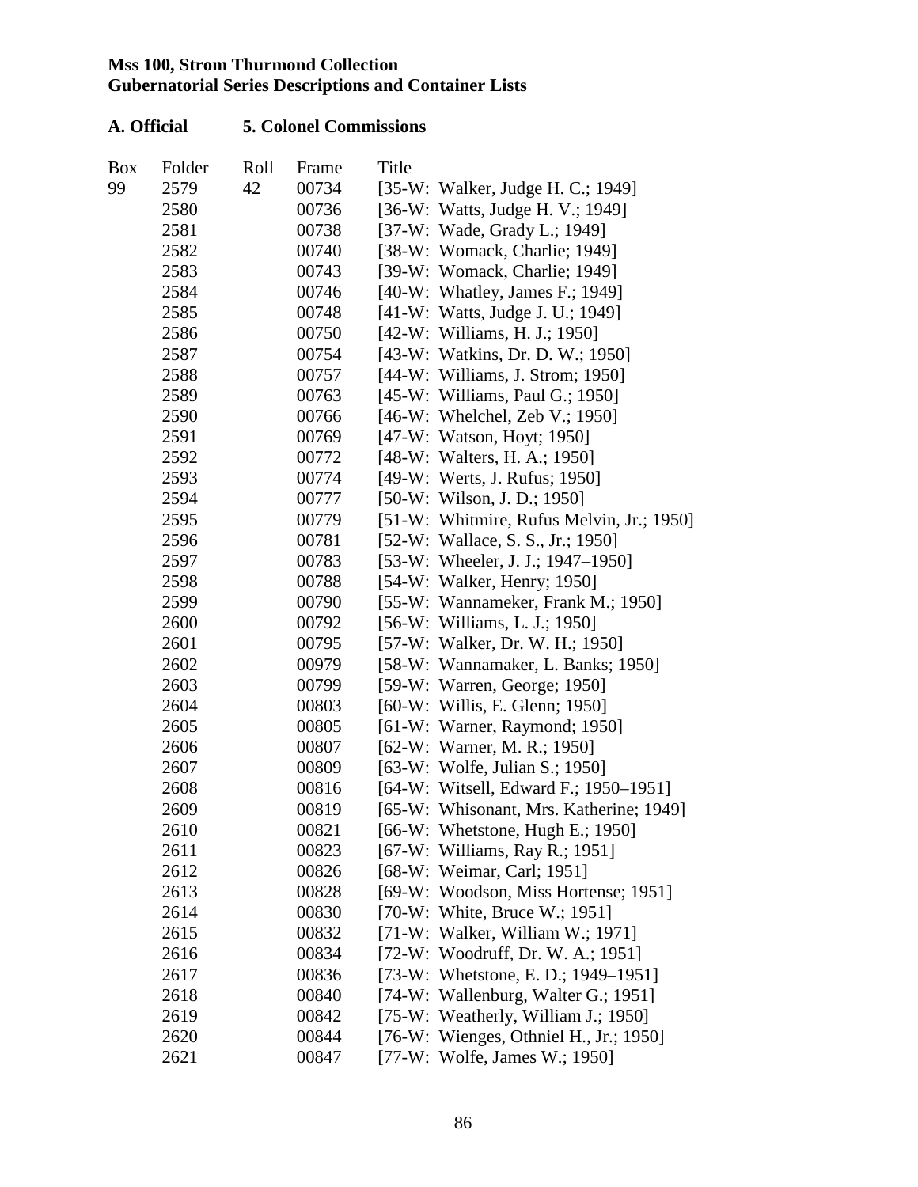**Mss 100, Strom Thurmond Collection**
**Gubernatorial Series Descriptions and Container Lists**

**A. Official 5. Colonel Commissions**

| Box | Folder | Roll | Frame | Title |
|---|---|---|---|---|
| 99 | 2579 | 42 | 00734 | [35-W: Walker, Judge H. C.; 1949] |
| | 2580 | | 00736 | [36-W: Watts, Judge H. V.; 1949] |
| | 2581 | | 00738 | [37-W: Wade, Grady L.; 1949] |
| | 2582 | | 00740 | [38-W: Womack, Charlie; 1949] |
| | 2583 | | 00743 | [39-W: Womack, Charlie; 1949] |
| | 2584 | | 00746 | [40-W: Whatley, James F.; 1949] |
| | 2585 | | 00748 | [41-W: Watts, Judge J. U.; 1949] |
| | 2586 | | 00750 | [42-W: Williams, H. J.; 1950] |
| | 2587 | | 00754 | [43-W: Watkins, Dr. D. W.; 1950] |
| | 2588 | | 00757 | [44-W: Williams, J. Strom; 1950] |
| | 2589 | | 00763 | [45-W: Williams, Paul G.; 1950] |
| | 2590 | | 00766 | [46-W: Whelchel, Zeb V.; 1950] |
| | 2591 | | 00769 | [47-W: Watson, Hoyt; 1950] |
| | 2592 | | 00772 | [48-W: Walters, H. A.; 1950] |
| | 2593 | | 00774 | [49-W: Werts, J. Rufus; 1950] |
| | 2594 | | 00777 | [50-W: Wilson, J. D.; 1950] |
| | 2595 | | 00779 | [51-W: Whitmire, Rufus Melvin, Jr.; 1950] |
| | 2596 | | 00781 | [52-W: Wallace, S. S., Jr.; 1950] |
| | 2597 | | 00783 | [53-W: Wheeler, J. J.; 1947–1950] |
| | 2598 | | 00788 | [54-W: Walker, Henry; 1950] |
| | 2599 | | 00790 | [55-W: Wannameker, Frank M.; 1950] |
| | 2600 | | 00792 | [56-W: Williams, L. J.; 1950] |
| | 2601 | | 00795 | [57-W: Walker, Dr. W. H.; 1950] |
| | 2602 | | 00979 | [58-W: Wannamaker, L. Banks; 1950] |
| | 2603 | | 00799 | [59-W: Warren, George; 1950] |
| | 2604 | | 00803 | [60-W: Willis, E. Glenn; 1950] |
| | 2605 | | 00805 | [61-W: Warner, Raymond; 1950] |
| | 2606 | | 00807 | [62-W: Warner, M. R.; 1950] |
| | 2607 | | 00809 | [63-W: Wolfe, Julian S.; 1950] |
| | 2608 | | 00816 | [64-W: Witsell, Edward F.; 1950–1951] |
| | 2609 | | 00819 | [65-W: Whisonant, Mrs. Katherine; 1949] |
| | 2610 | | 00821 | [66-W: Whetstone, Hugh E.; 1950] |
| | 2611 | | 00823 | [67-W: Williams, Ray R.; 1951] |
| | 2612 | | 00826 | [68-W: Weimar, Carl; 1951] |
| | 2613 | | 00828 | [69-W: Woodson, Miss Hortense; 1951] |
| | 2614 | | 00830 | [70-W: White, Bruce W.; 1951] |
| | 2615 | | 00832 | [71-W: Walker, William W.; 1971] |
| | 2616 | | 00834 | [72-W: Woodruff, Dr. W. A.; 1951] |
| | 2617 | | 00836 | [73-W: Whetstone, E. D.; 1949–1951] |
| | 2618 | | 00840 | [74-W: Wallenburg, Walter G.; 1951] |
| | 2619 | | 00842 | [75-W: Weatherly, William J.; 1950] |
| | 2620 | | 00844 | [76-W: Wienges, Othniel H., Jr.; 1950] |
| | 2621 | | 00847 | [77-W: Wolfe, James W.; 1950] |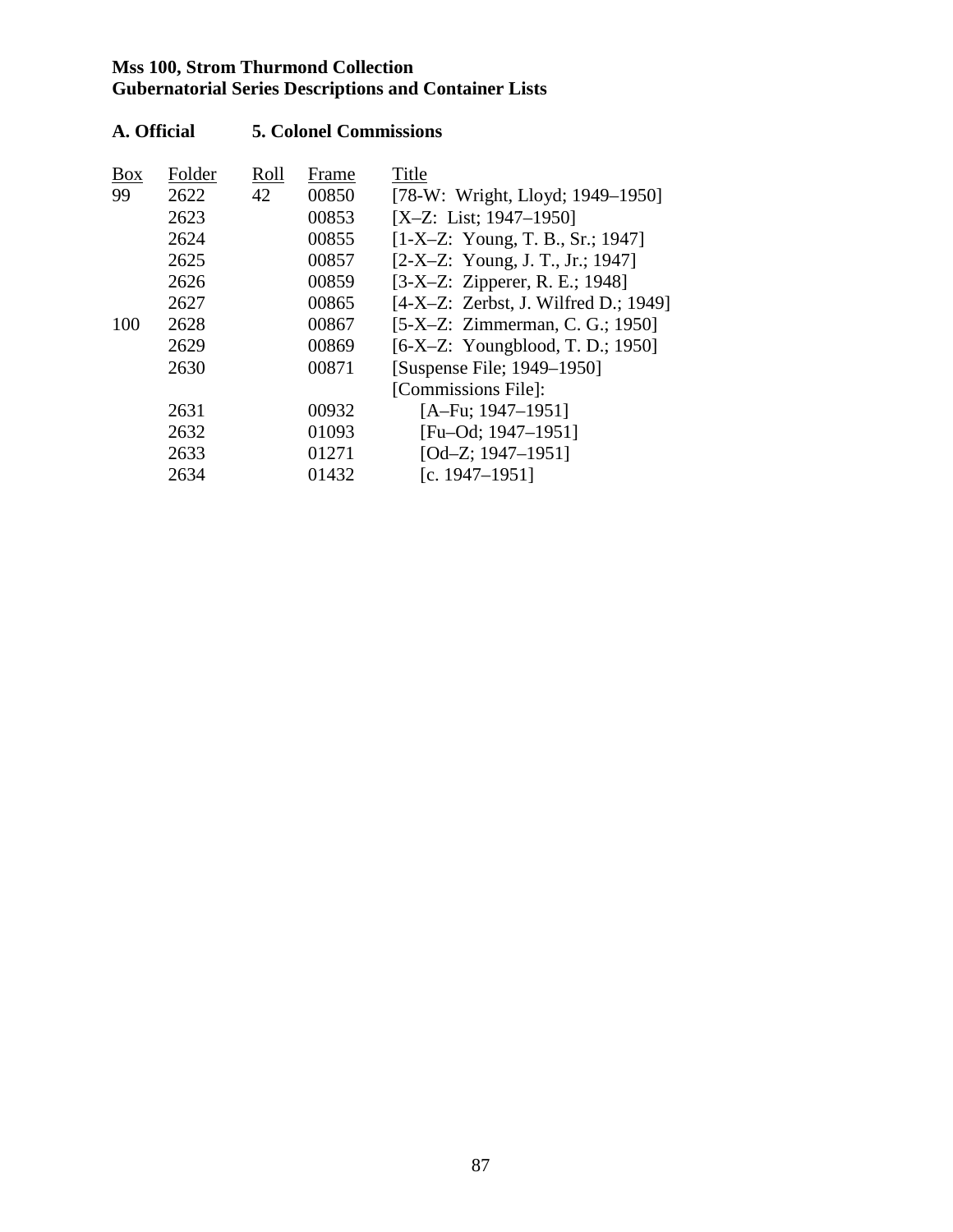**Mss 100, Strom Thurmond Collection**
**Gubernatorial Series Descriptions and Container Lists**

**A. Official 5. Colonel Commissions**

| Box | Folder | Roll | Frame | Title |
|---|---|---|---|---|
| 99 | 2622 | 42 | 00850 | [78-W: Wright, Lloyd; 1949–1950] |
| | 2623 | | 00853 | [X–Z: List; 1947–1950] |
| | 2624 | | 00855 | [1-X–Z: Young, T. B., Sr.; 1947] |
| | 2625 | | 00857 | [2-X–Z: Young, J. T., Jr.; 1947] |
| | 2626 | | 00859 | [3-X–Z: Zipperer, R. E.; 1948] |
| | 2627 | | 00865 | [4-X–Z: Zerbst, J. Wilfred D.; 1949] |
| 100 | 2628 | | 00867 | [5-X–Z: Zimmerman, C. G.; 1950] |
| | 2629 | | 00869 | [6-X–Z: Youngblood, T. D.; 1950] |
| | 2630 | | 00871 | [Suspense File; 1949–1950] |
| | | | | [Commissions File]: |
| | 2631 | | 00932 | [A–Fu; 1947–1951] |
| | 2632 | | 01093 | [Fu–Od; 1947–1951] |
| | 2633 | | 01271 | [Od–Z; 1947–1951] |
| | 2634 | | 01432 | [c. 1947–1951] |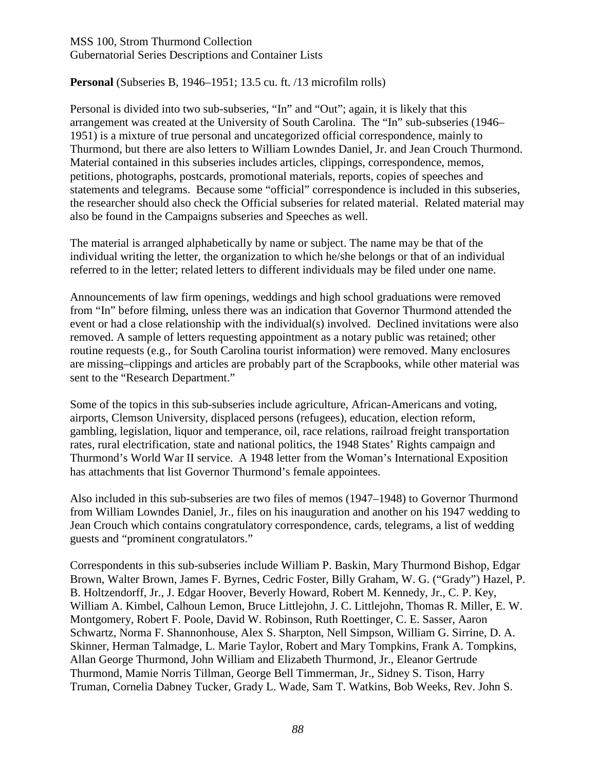**Personal** (Subseries B, 1946–1951; 13.5 cu. ft. /13 microfilm rolls)

Personal is divided into two sub-subseries, "In" and "Out"; again, it is likely that this arrangement was created at the University of South Carolina. The "In" sub-subseries (1946–1951) is a mixture of true personal and uncategorized official correspondence, mainly to Thurmond, but there are also letters to William Lowndes Daniel, Jr. and Jean Crouch Thurmond. Material contained in this subseries includes articles, clippings, correspondence, memos, petitions, photographs, postcards, promotional materials, reports, copies of speeches and statements and telegrams. Because some "official" correspondence is included in this subseries, the researcher should also check the Official subseries for related material. Related material may also be found in the Campaigns subseries and Speeches as well.

The material is arranged alphabetically by name or subject. The name may be that of the individual writing the letter, the organization to which he/she belongs or that of an individual referred to in the letter; related letters to different individuals may be filed under one name.

Announcements of law firm openings, weddings and high school graduations were removed from "In" before filming, unless there was an indication that Governor Thurmond attended the event or had a close relationship with the individual(s) involved. Declined invitations were also removed. A sample of letters requesting appointment as a notary public was retained; other routine requests (e.g., for South Carolina tourist information) were removed. Many enclosures are missing–clippings and articles are probably part of the Scrapbooks, while other material was sent to the "Research Department."

Some of the topics in this sub-subseries include agriculture, African-Americans and voting, airports, Clemson University, displaced persons (refugees), education, election reform, gambling, legislation, liquor and temperance, oil, race relations, railroad freight transportation rates, rural electrification, state and national politics, the 1948 States' Rights campaign and Thurmond's World War II service. A 1948 letter from the Woman's International Exposition has attachments that list Governor Thurmond's female appointees.

Also included in this sub-subseries are two files of memos (1947–1948) to Governor Thurmond from William Lowndes Daniel, Jr., files on his inauguration and another on his 1947 wedding to Jean Crouch which contains congratulatory correspondence, cards, telegrams, a list of wedding guests and "prominent congratulators."

Correspondents in this sub-subseries include William P. Baskin, Mary Thurmond Bishop, Edgar Brown, Walter Brown, James F. Byrnes, Cedric Foster, Billy Graham, W. G. ("Grady") Hazel, P. B. Holtzendorff, Jr., J. Edgar Hoover, Beverly Howard, Robert M. Kennedy, Jr., C. P. Key, William A. Kimbel, Calhoun Lemon, Bruce Littlejohn, J. C. Littlejohn, Thomas R. Miller, E. W. Montgomery, Robert F. Poole, David W. Robinson, Ruth Roettinger, C. E. Sasser, Aaron Schwartz, Norma F. Shannonhouse, Alex S. Sharpton, Nell Simpson, William G. Sirrine, D. A. Skinner, Herman Talmadge, L. Marie Taylor, Robert and Mary Tompkins, Frank A. Tompkins, Allan George Thurmond, John William and Elizabeth Thurmond, Jr., Eleanor Gertrude Thurmond, Mamie Norris Tillman, George Bell Timmerman, Jr., Sidney S. Tison, Harry Truman, Cornelia Dabney Tucker, Grady L. Wade, Sam T. Watkins, Bob Weeks, Rev. John S.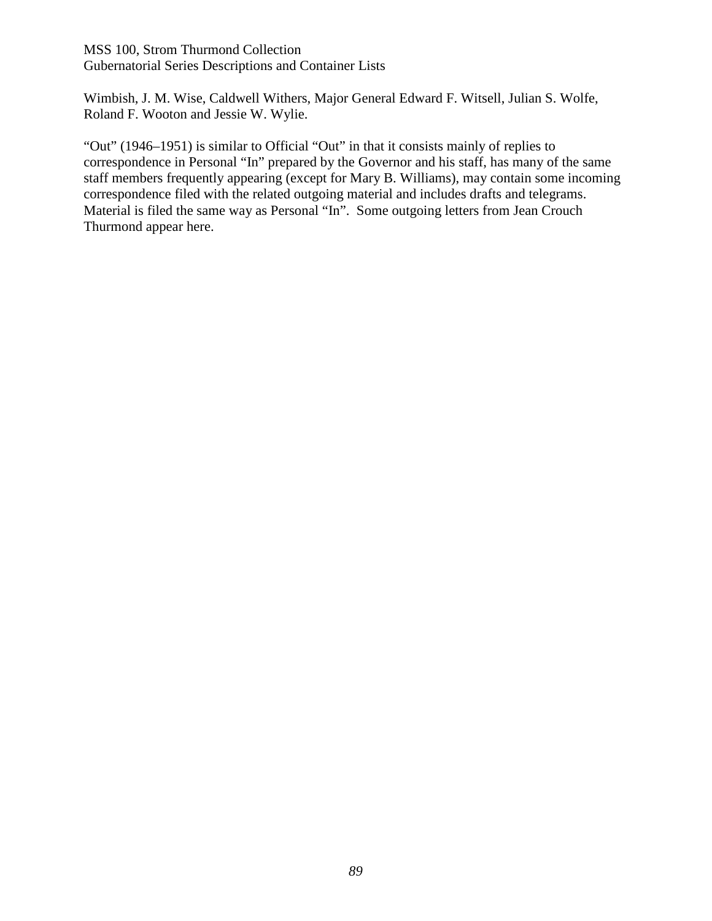Wimbish, J. M. Wise, Caldwell Withers, Major General Edward F. Witsell, Julian S. Wolfe, Roland F. Wooton and Jessie W. Wylie.

"Out" (1946–1951) is similar to Official "Out" in that it consists mainly of replies to correspondence in Personal "In" prepared by the Governor and his staff, has many of the same staff members frequently appearing (except for Mary B. Williams), may contain some incoming correspondence filed with the related outgoing material and includes drafts and telegrams. Material is filed the same way as Personal "In". Some outgoing letters from Jean Crouch Thurmond appear here.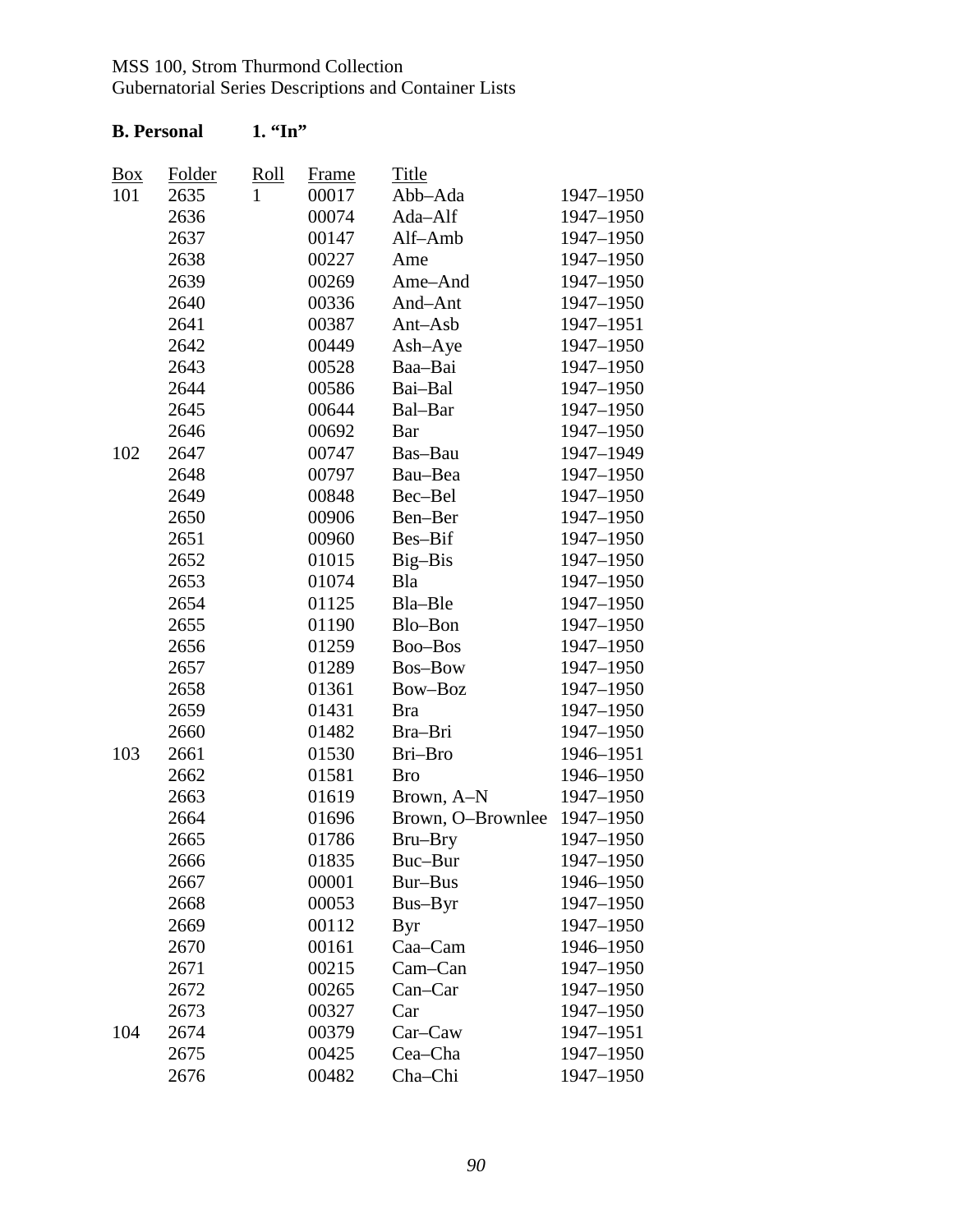MSS 100, Strom Thurmond Collection
Gubernatorial Series Descriptions and Container Lists

**B. Personal 1. "In"**

| Box | Folder | Roll | Frame | Title | |
|---|---|---|---|---|---|
| 101 | 2635 | 1 | 00017 | Abb–Ada | 1947–1950 |
| | 2636 | | 00074 | Ada–Alf | 1947–1950 |
| | 2637 | | 00147 | Alf–Amb | 1947–1950 |
| | 2638 | | 00227 | Ame | 1947–1950 |
| | 2639 | | 00269 | Ame–And | 1947–1950 |
| | 2640 | | 00336 | And–Ant | 1947–1950 |
| | 2641 | | 00387 | Ant–Asb | 1947–1951 |
| | 2642 | | 00449 | Ash–Aye | 1947–1950 |
| | 2643 | | 00528 | Baa–Bai | 1947–1950 |
| | 2644 | | 00586 | Bai–Bal | 1947–1950 |
| | 2645 | | 00644 | Bal–Bar | 1947–1950 |
| | 2646 | | 00692 | Bar | 1947–1950 |
| 102 | 2647 | | 00747 | Bas–Bau | 1947–1949 |
| | 2648 | | 00797 | Bau–Bea | 1947–1950 |
| | 2649 | | 00848 | Bec–Bel | 1947–1950 |
| | 2650 | | 00906 | Ben–Ber | 1947–1950 |
| | 2651 | | 00960 | Bes–Bif | 1947–1950 |
| | 2652 | | 01015 | Big–Bis | 1947–1950 |
| | 2653 | | 01074 | Bla | 1947–1950 |
| | 2654 | | 01125 | Bla–Ble | 1947–1950 |
| | 2655 | | 01190 | Blo–Bon | 1947–1950 |
| | 2656 | | 01259 | Boo–Bos | 1947–1950 |
| | 2657 | | 01289 | Bos–Bow | 1947–1950 |
| | 2658 | | 01361 | Bow–Boz | 1947–1950 |
| | 2659 | | 01431 | Bra | 1947–1950 |
| | 2660 | | 01482 | Bra–Bri | 1947–1950 |
| 103 | 2661 | | 01530 | Bri–Bro | 1946–1951 |
| | 2662 | | 01581 | Bro | 1946–1950 |
| | 2663 | | 01619 | Brown, A–N | 1947–1950 |
| | 2664 | | 01696 | Brown, O–Brownlee | 1947–1950 |
| | 2665 | | 01786 | Bru–Bry | 1947–1950 |
| | 2666 | | 01835 | Buc–Bur | 1947–1950 |
| | 2667 | | 00001 | Bur–Bus | 1946–1950 |
| | 2668 | | 00053 | Bus–Byr | 1947–1950 |
| | 2669 | | 00112 | Byr | 1947–1950 |
| | 2670 | | 00161 | Caa–Cam | 1946–1950 |
| | 2671 | | 00215 | Cam–Can | 1947–1950 |
| | 2672 | | 00265 | Can–Car | 1947–1950 |
| | 2673 | | 00327 | Car | 1947–1950 |
| 104 | 2674 | | 00379 | Car–Caw | 1947–1951 |
| | 2675 | | 00425 | Cea–Cha | 1947–1950 |
| | 2676 | | 00482 | Cha–Chi | 1947–1950 |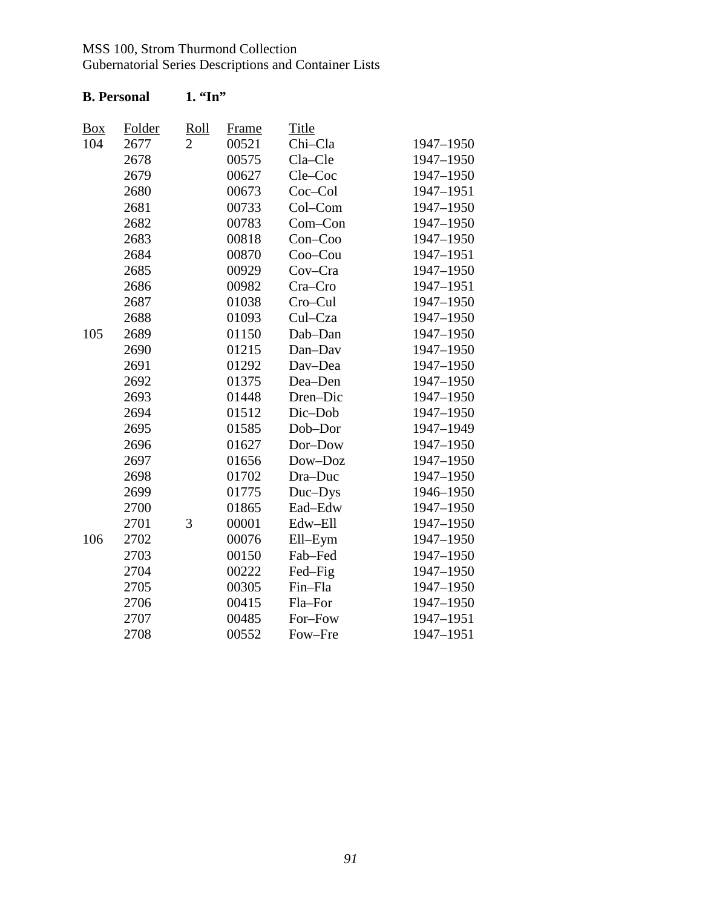**B. Personal 1. "In"**

| Box | Folder | Roll | Frame | Title | |
|---|---|---|---|---|---|
| 104 | 2677 | 2 | 00521 | Chi–Cla | 1947–1950 |
| | 2678 | | 00575 | Cla–Cle | 1947–1950 |
| | 2679 | | 00627 | Cle–Coc | 1947–1950 |
| | 2680 | | 00673 | Coc–Col | 1947–1951 |
| | 2681 | | 00733 | Col–Com | 1947–1950 |
| | 2682 | | 00783 | Com–Con | 1947–1950 |
| | 2683 | | 00818 | Con–Coo | 1947–1950 |
| | 2684 | | 00870 | Coo–Cou | 1947–1951 |
| | 2685 | | 00929 | Cov–Cra | 1947–1950 |
| | 2686 | | 00982 | Cra–Cro | 1947–1951 |
| | 2687 | | 01038 | Cro–Cul | 1947–1950 |
| | 2688 | | 01093 | Cul–Cza | 1947–1950 |
| 105 | 2689 | | 01150 | Dab–Dan | 1947–1950 |
| | 2690 | | 01215 | Dan–Dav | 1947–1950 |
| | 2691 | | 01292 | Dav–Dea | 1947–1950 |
| | 2692 | | 01375 | Dea–Den | 1947–1950 |
| | 2693 | | 01448 | Dren–Dic | 1947–1950 |
| | 2694 | | 01512 | Dic–Dob | 1947–1950 |
| | 2695 | | 01585 | Dob–Dor | 1947–1949 |
| | 2696 | | 01627 | Dor–Dow | 1947–1950 |
| | 2697 | | 01656 | Dow–Doz | 1947–1950 |
| | 2698 | | 01702 | Dra–Duc | 1947–1950 |
| | 2699 | | 01775 | Duc–Dys | 1946–1950 |
| | 2700 | | 01865 | Ead–Edw | 1947–1950 |
| | 2701 | 3 | 00001 | Edw–Ell | 1947–1950 |
| 106 | 2702 | | 00076 | Ell–Eym | 1947–1950 |
| | 2703 | | 00150 | Fab–Fed | 1947–1950 |
| | 2704 | | 00222 | Fed–Fig | 1947–1950 |
| | 2705 | | 00305 | Fin–Fla | 1947–1950 |
| | 2706 | | 00415 | Fla–For | 1947–1950 |
| | 2707 | | 00485 | For–Fow | 1947–1951 |
| | 2708 | | 00552 | Fow–Fre | 1947–1951 |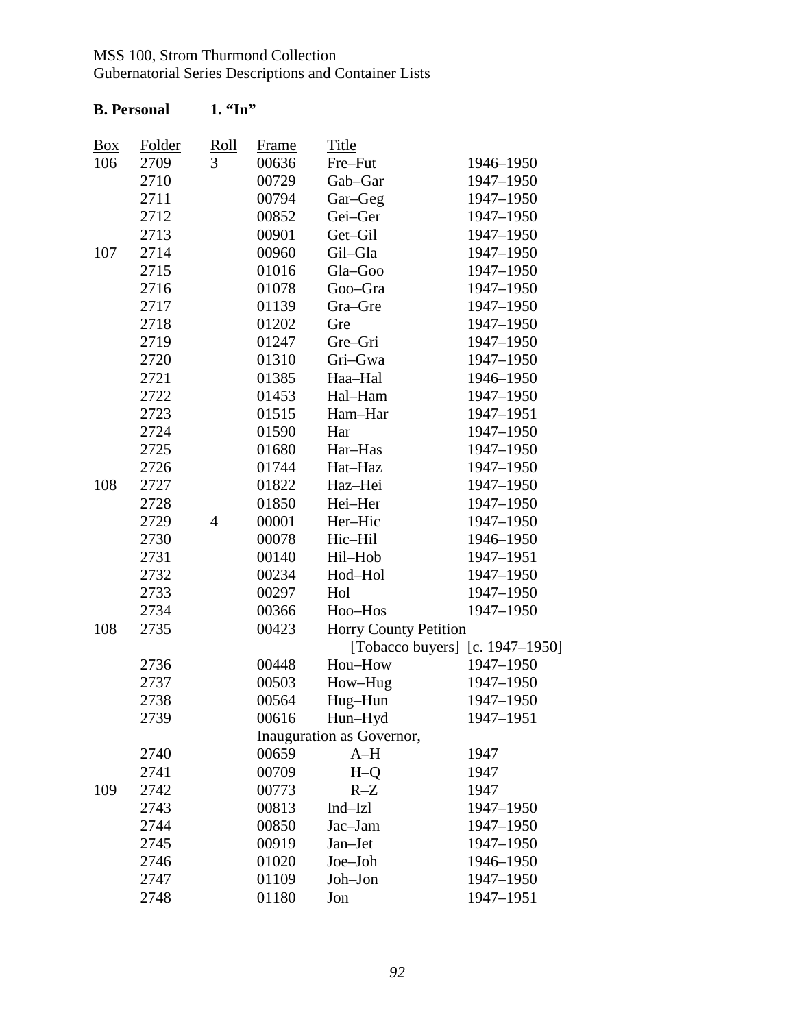MSS 100, Strom Thurmond Collection
Gubernatorial Series Descriptions and Container Lists

**B. Personal 1. "In"**

| Box | Folder | Roll | Frame | Title | |
|---|---|---|---|---|---|
| 106 | 2709 | 3 | 00636 | Fre–Fut | 1946–1950 |
| | 2710 | | 00729 | Gab–Gar | 1947–1950 |
| | 2711 | | 00794 | Gar–Geg | 1947–1950 |
| | 2712 | | 00852 | Gei–Ger | 1947–1950 |
| | 2713 | | 00901 | Get–Gil | 1947–1950 |
| 107 | 2714 | | 00960 | Gil–Gla | 1947–1950 |
| | 2715 | | 01016 | Gla–Goo | 1947–1950 |
| | 2716 | | 01078 | Goo–Gra | 1947–1950 |
| | 2717 | | 01139 | Gra–Gre | 1947–1950 |
| | 2718 | | 01202 | Gre | 1947–1950 |
| | 2719 | | 01247 | Gre–Gri | 1947–1950 |
| | 2720 | | 01310 | Gri–Gwa | 1947–1950 |
| | 2721 | | 01385 | Haa–Hal | 1946–1950 |
| | 2722 | | 01453 | Hal–Ham | 1947–1950 |
| | 2723 | | 01515 | Ham–Har | 1947–1951 |
| | 2724 | | 01590 | Har | 1947–1950 |
| | 2725 | | 01680 | Har–Has | 1947–1950 |
| | 2726 | | 01744 | Hat–Haz | 1947–1950 |
| 108 | 2727 | | 01822 | Haz–Hei | 1947–1950 |
| | 2728 | | 01850 | Hei–Her | 1947–1950 |
| | 2729 | 4 | 00001 | Her–Hic | 1947–1950 |
| | 2730 | | 00078 | Hic–Hil | 1946–1950 |
| | 2731 | | 00140 | Hil–Hob | 1947–1951 |
| | 2732 | | 00234 | Hod–Hol | 1947–1950 |
| | 2733 | | 00297 | Hol | 1947–1950 |
| | 2734 | | 00366 | Hoo–Hos | 1947–1950 |
| 108 | 2735 | | 00423 | Horry County Petition [Tobacco buyers] | [c. 1947–1950] |
| | 2736 | | 00448 | Hou–How | 1947–1950 |
| | 2737 | | 00503 | How–Hug | 1947–1950 |
| | 2738 | | 00564 | Hug–Hun | 1947–1950 |
| | 2739 | | 00616 | Hun–Hyd | 1947–1951 |
| | | | | Inauguration as Governor, | |
| | 2740 | | 00659 | A–H | 1947 |
| | 2741 | | 00709 | H–Q | 1947 |
| 109 | 2742 | | 00773 | R–Z | 1947 |
| | 2743 | | 00813 | Ind–Izl | 1947–1950 |
| | 2744 | | 00850 | Jac–Jam | 1947–1950 |
| | 2745 | | 00919 | Jan–Jet | 1947–1950 |
| | 2746 | | 01020 | Joe–Joh | 1946–1950 |
| | 2747 | | 01109 | Joh–Jon | 1947–1950 |
| | 2748 | | 01180 | Jon | 1947–1951 |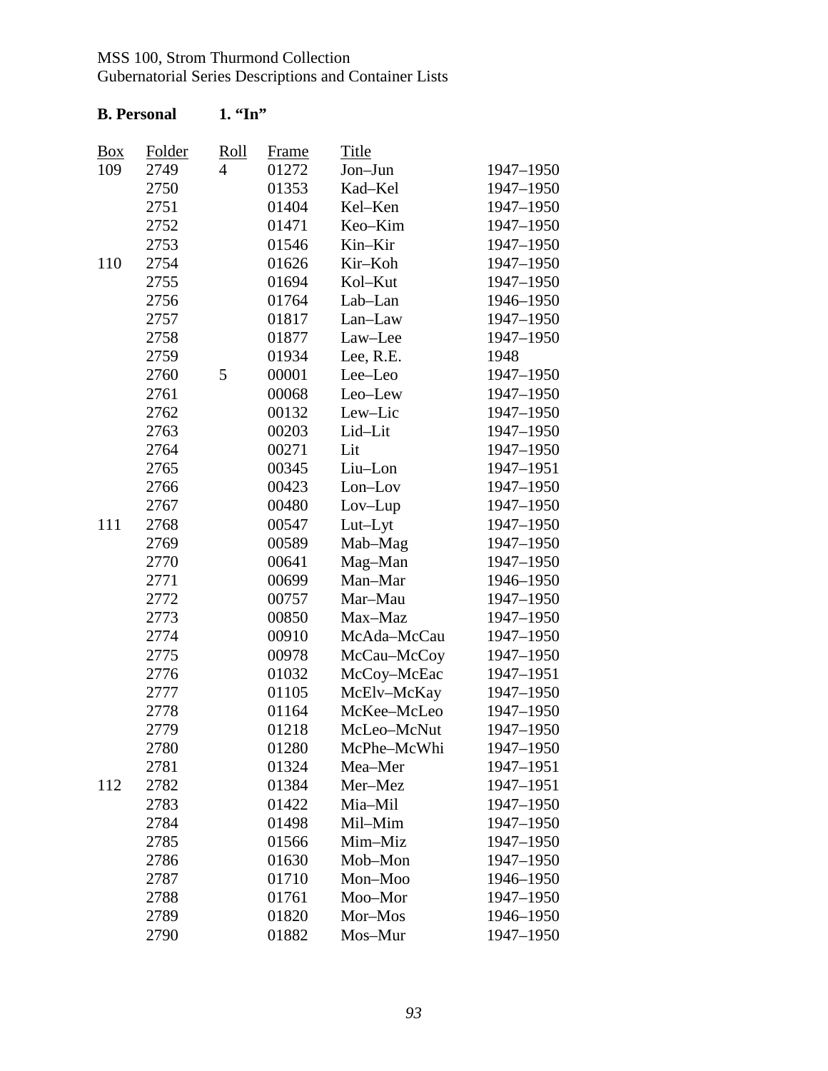MSS 100, Strom Thurmond Collection
Gubernatorial Series Descriptions and Container Lists

**B. Personal 1. "In"**

| Box | Folder | Roll | Frame | Title | |
|---|---|---|---|---|---|
| 109 | 2749 | 4 | 01272 | Jon–Jun | 1947–1950 |
| | 2750 | | 01353 | Kad–Kel | 1947–1950 |
| | 2751 | | 01404 | Kel–Ken | 1947–1950 |
| | 2752 | | 01471 | Keo–Kim | 1947–1950 |
| | 2753 | | 01546 | Kin–Kir | 1947–1950 |
| 110 | 2754 | | 01626 | Kir–Koh | 1947–1950 |
| | 2755 | | 01694 | Kol–Kut | 1947–1950 |
| | 2756 | | 01764 | Lab–Lan | 1946–1950 |
| | 2757 | | 01817 | Lan–Law | 1947–1950 |
| | 2758 | | 01877 | Law–Lee | 1947–1950 |
| | 2759 | | 01934 | Lee, R.E. | 1948 |
| | 2760 | 5 | 00001 | Lee–Leo | 1947–1950 |
| | 2761 | | 00068 | Leo–Lew | 1947–1950 |
| | 2762 | | 00132 | Lew–Lic | 1947–1950 |
| | 2763 | | 00203 | Lid–Lit | 1947–1950 |
| | 2764 | | 00271 | Lit | 1947–1950 |
| | 2765 | | 00345 | Liu–Lon | 1947–1951 |
| | 2766 | | 00423 | Lon–Lov | 1947–1950 |
| | 2767 | | 00480 | Lov–Lup | 1947–1950 |
| 111 | 2768 | | 00547 | Lut–Lyt | 1947–1950 |
| | 2769 | | 00589 | Mab–Mag | 1947–1950 |
| | 2770 | | 00641 | Mag–Man | 1947–1950 |
| | 2771 | | 00699 | Man–Mar | 1946–1950 |
| | 2772 | | 00757 | Mar–Mau | 1947–1950 |
| | 2773 | | 00850 | Max–Maz | 1947–1950 |
| | 2774 | | 00910 | McAda–McCau | 1947–1950 |
| | 2775 | | 00978 | McCau–McCoy | 1947–1950 |
| | 2776 | | 01032 | McCoy–McEac | 1947–1951 |
| | 2777 | | 01105 | McElv–McKay | 1947–1950 |
| | 2778 | | 01164 | McKee–McLeo | 1947–1950 |
| | 2779 | | 01218 | McLeo–McNut | 1947–1950 |
| | 2780 | | 01280 | McPhe–McWhi | 1947–1950 |
| | 2781 | | 01324 | Mea–Mer | 1947–1951 |
| 112 | 2782 | | 01384 | Mer–Mez | 1947–1951 |
| | 2783 | | 01422 | Mia–Mil | 1947–1950 |
| | 2784 | | 01498 | Mil–Mim | 1947–1950 |
| | 2785 | | 01566 | Mim–Miz | 1947–1950 |
| | 2786 | | 01630 | Mob–Mon | 1947–1950 |
| | 2787 | | 01710 | Mon–Moo | 1946–1950 |
| | 2788 | | 01761 | Moo–Mor | 1947–1950 |
| | 2789 | | 01820 | Mor–Mos | 1946–1950 |
| | 2790 | | 01882 | Mos–Mur | 1947–1950 |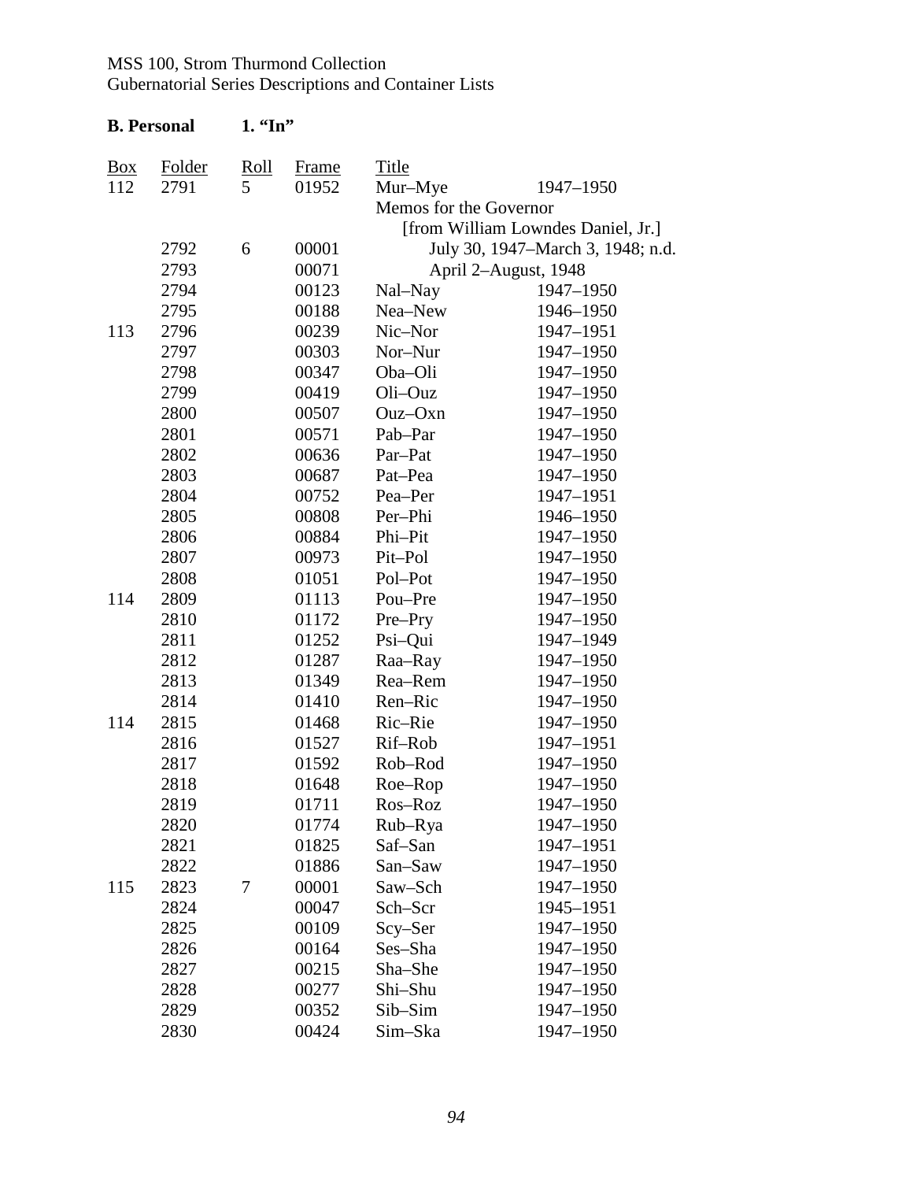MSS 100, Strom Thurmond Collection
Gubernatorial Series Descriptions and Container Lists

**B. Personal 1. "In"**

| Box | Folder | Roll | Frame | Title | |
|---|---|---|---|---|---|
| 112 | 2791 | 5 | 01952 | Mur–Mye | 1947–1950 |
| | | | | Memos for the Governor | |
| | | | | [from William Lowndes Daniel, Jr.] | |
| | 2792 | 6 | 00001 | July 30, 1947–March 3, 1948; n.d. | |
| | 2793 | | 00071 | April 2–August, 1948 | |
| | 2794 | | 00123 | Nal–Nay | 1947–1950 |
| | 2795 | | 00188 | Nea–New | 1946–1950 |
| 113 | 2796 | | 00239 | Nic–Nor | 1947–1951 |
| | 2797 | | 00303 | Nor–Nur | 1947–1950 |
| | 2798 | | 00347 | Oba–Oli | 1947–1950 |
| | 2799 | | 00419 | Oli–Ouz | 1947–1950 |
| | 2800 | | 00507 | Ouz–Oxn | 1947–1950 |
| | 2801 | | 00571 | Pab–Par | 1947–1950 |
| | 2802 | | 00636 | Par–Pat | 1947–1950 |
| | 2803 | | 00687 | Pat–Pea | 1947–1950 |
| | 2804 | | 00752 | Pea–Per | 1947–1951 |
| | 2805 | | 00808 | Per–Phi | 1946–1950 |
| | 2806 | | 00884 | Phi–Pit | 1947–1950 |
| | 2807 | | 00973 | Pit–Pol | 1947–1950 |
| | 2808 | | 01051 | Pol–Pot | 1947–1950 |
| 114 | 2809 | | 01113 | Pou–Pre | 1947–1950 |
| | 2810 | | 01172 | Pre–Pry | 1947–1950 |
| | 2811 | | 01252 | Psi–Qui | 1947–1949 |
| | 2812 | | 01287 | Raa–Ray | 1947–1950 |
| | 2813 | | 01349 | Rea–Rem | 1947–1950 |
| | 2814 | | 01410 | Ren–Ric | 1947–1950 |
| 114 | 2815 | | 01468 | Ric–Rie | 1947–1950 |
| | 2816 | | 01527 | Rif–Rob | 1947–1951 |
| | 2817 | | 01592 | Rob–Rod | 1947–1950 |
| | 2818 | | 01648 | Roe–Rop | 1947–1950 |
| | 2819 | | 01711 | Ros–Roz | 1947–1950 |
| | 2820 | | 01774 | Rub–Rya | 1947–1950 |
| | 2821 | | 01825 | Saf–San | 1947–1951 |
| | 2822 | | 01886 | San–Saw | 1947–1950 |
| 115 | 2823 | 7 | 00001 | Saw–Sch | 1947–1950 |
| | 2824 | | 00047 | Sch–Scr | 1945–1951 |
| | 2825 | | 00109 | Scy–Ser | 1947–1950 |
| | 2826 | | 00164 | Ses–Sha | 1947–1950 |
| | 2827 | | 00215 | Sha–She | 1947–1950 |
| | 2828 | | 00277 | Shi–Shu | 1947–1950 |
| | 2829 | | 00352 | Sib–Sim | 1947–1950 |
| | 2830 | | 00424 | Sim–Ska | 1947–1950 |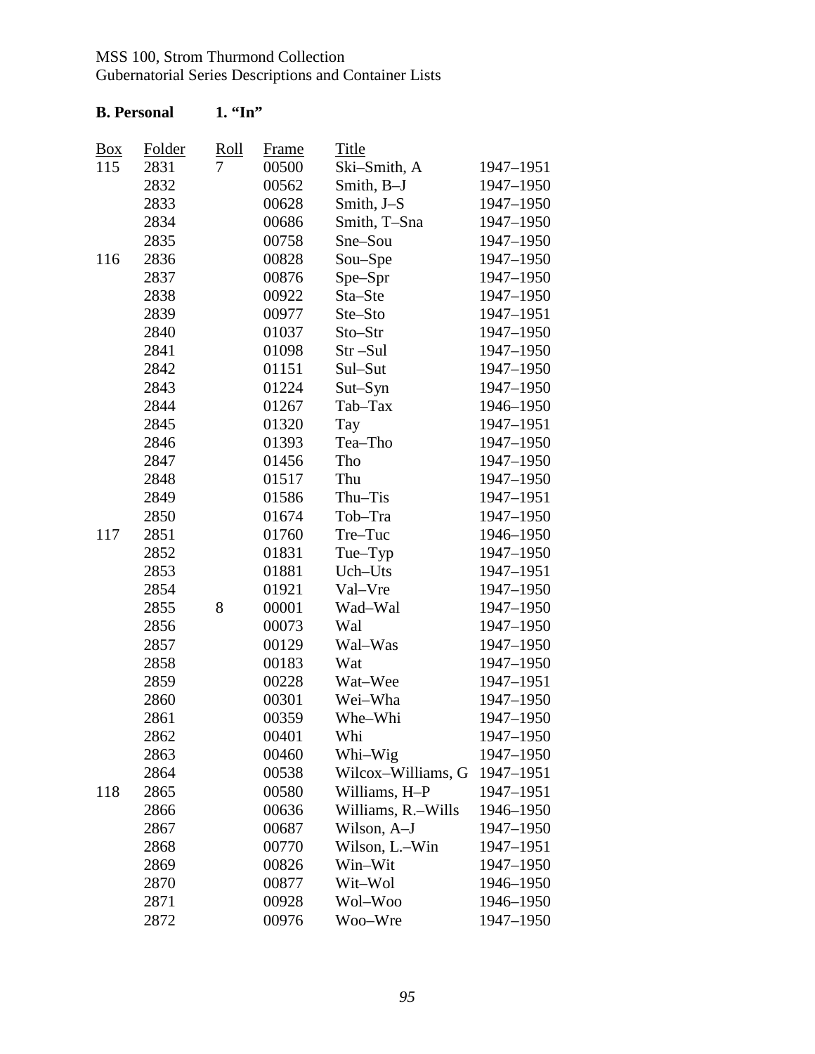MSS 100, Strom Thurmond Collection
Gubernatorial Series Descriptions and Container Lists

**B. Personal 1. "In"**

| Box | Folder | Roll | Frame | Title | |
|---|---|---|---|---|---|
| 115 | 2831 | 7 | 00500 | Ski–Smith, A | 1947–1951 |
| | 2832 | | 00562 | Smith, B–J | 1947–1950 |
| | 2833 | | 00628 | Smith, J–S | 1947–1950 |
| | 2834 | | 00686 | Smith, T–Sna | 1947–1950 |
| | 2835 | | 00758 | Sne–Sou | 1947–1950 |
| 116 | 2836 | | 00828 | Sou–Spe | 1947–1950 |
| | 2837 | | 00876 | Spe–Spr | 1947–1950 |
| | 2838 | | 00922 | Sta–Ste | 1947–1950 |
| | 2839 | | 00977 | Ste–Sto | 1947–1951 |
| | 2840 | | 01037 | Sto–Str | 1947–1950 |
| | 2841 | | 01098 | Str –Sul | 1947–1950 |
| | 2842 | | 01151 | Sul–Sut | 1947–1950 |
| | 2843 | | 01224 | Sut–Syn | 1947–1950 |
| | 2844 | | 01267 | Tab–Tax | 1946–1950 |
| | 2845 | | 01320 | Tay | 1947–1951 |
| | 2846 | | 01393 | Tea–Tho | 1947–1950 |
| | 2847 | | 01456 | Tho | 1947–1950 |
| | 2848 | | 01517 | Thu | 1947–1950 |
| | 2849 | | 01586 | Thu–Tis | 1947–1951 |
| | 2850 | | 01674 | Tob–Tra | 1947–1950 |
| 117 | 2851 | | 01760 | Tre–Tuc | 1946–1950 |
| | 2852 | | 01831 | Tue–Typ | 1947–1950 |
| | 2853 | | 01881 | Uch–Uts | 1947–1951 |
| | 2854 | | 01921 | Val–Vre | 1947–1950 |
| | 2855 | 8 | 00001 | Wad–Wal | 1947–1950 |
| | 2856 | | 00073 | Wal | 1947–1950 |
| | 2857 | | 00129 | Wal–Was | 1947–1950 |
| | 2858 | | 00183 | Wat | 1947–1950 |
| | 2859 | | 00228 | Wat–Wee | 1947–1951 |
| | 2860 | | 00301 | Wei–Wha | 1947–1950 |
| | 2861 | | 00359 | Whe–Whi | 1947–1950 |
| | 2862 | | 00401 | Whi | 1947–1950 |
| | 2863 | | 00460 | Whi–Wig | 1947–1950 |
| | 2864 | | 00538 | Wilcox–Williams, G | 1947–1951 |
| 118 | 2865 | | 00580 | Williams, H–P | 1947–1951 |
| | 2866 | | 00636 | Williams, R.–Wills | 1946–1950 |
| | 2867 | | 00687 | Wilson, A–J | 1947–1950 |
| | 2868 | | 00770 | Wilson, L.–Win | 1947–1951 |
| | 2869 | | 00826 | Win–Wit | 1947–1950 |
| | 2870 | | 00877 | Wit–Wol | 1946–1950 |
| | 2871 | | 00928 | Wol–Woo | 1946–1950 |
| | 2872 | | 00976 | Woo–Wre | 1947–1950 |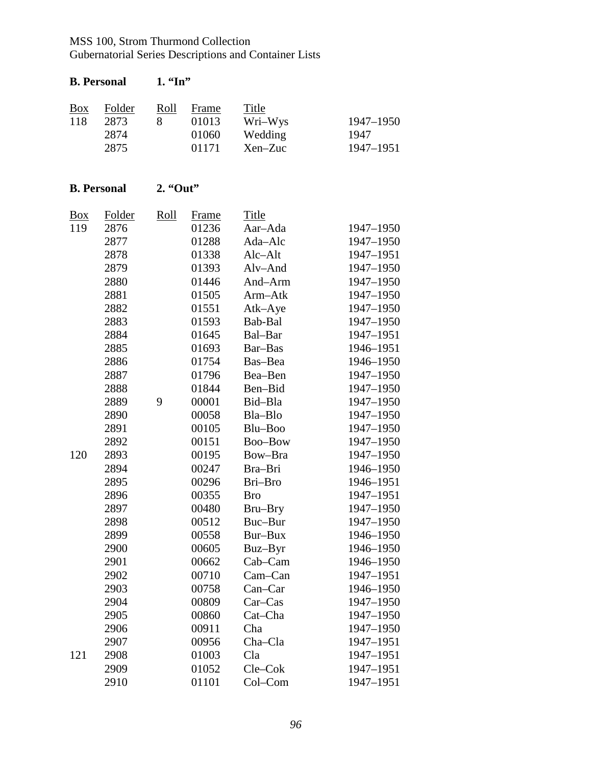### B. Personal 1. "In"

| Box | Folder | Roll | Frame | Title | |
|---|---|---|---|---|---|
| 118 | 2873 | 8 | 01013 | Wri–Wys | 1947–1950 |
| | 2874 | | 01060 | Wedding | 1947 |
| | 2875 | | 01171 | Xen–Zuc | 1947–1951 |

### B. Personal 2. "Out"

| Box | Folder | Roll | Frame | Title | |
|---|---|---|---|---|---|
| 119 | 2876 | | 01236 | Aar–Ada | 1947–1950 |
| | 2877 | | 01288 | Ada–Alc | 1947–1950 |
| | 2878 | | 01338 | Alc–Alt | 1947–1951 |
| | 2879 | | 01393 | Alv–And | 1947–1950 |
| | 2880 | | 01446 | And–Arm | 1947–1950 |
| | 2881 | | 01505 | Arm–Atk | 1947–1950 |
| | 2882 | | 01551 | Atk–Aye | 1947–1950 |
| | 2883 | | 01593 | Bab-Bal | 1947–1950 |
| | 2884 | | 01645 | Bal–Bar | 1947–1951 |
| | 2885 | | 01693 | Bar–Bas | 1946–1951 |
| | 2886 | | 01754 | Bas–Bea | 1946–1950 |
| | 2887 | | 01796 | Bea–Ben | 1947–1950 |
| | 2888 | | 01844 | Ben–Bid | 1947–1950 |
| | 2889 | 9 | 00001 | Bid–Bla | 1947–1950 |
| | 2890 | | 00058 | Bla–Blo | 1947–1950 |
| | 2891 | | 00105 | Blu–Boo | 1947–1950 |
| | 2892 | | 00151 | Boo–Bow | 1947–1950 |
| 120 | 2893 | | 00195 | Bow–Bra | 1947–1950 |
| | 2894 | | 00247 | Bra–Bri | 1946–1950 |
| | 2895 | | 00296 | Bri–Bro | 1946–1951 |
| | 2896 | | 00355 | Bro | 1947–1951 |
| | 2897 | | 00480 | Bru–Bry | 1947–1950 |
| | 2898 | | 00512 | Buc–Bur | 1947–1950 |
| | 2899 | | 00558 | Bur–Bux | 1946–1950 |
| | 2900 | | 00605 | Buz–Byr | 1946–1950 |
| | 2901 | | 00662 | Cab–Cam | 1946–1950 |
| | 2902 | | 00710 | Cam–Can | 1947–1951 |
| | 2903 | | 00758 | Can–Car | 1946–1950 |
| | 2904 | | 00809 | Car–Cas | 1947–1950 |
| | 2905 | | 00860 | Cat–Cha | 1947–1950 |
| | 2906 | | 00911 | Cha | 1947–1950 |
| | 2907 | | 00956 | Cha–Cla | 1947–1951 |
| 121 | 2908 | | 01003 | Cla | 1947–1951 |
| | 2909 | | 01052 | Cle–Cok | 1947–1951 |
| | 2910 | | 01101 | Col–Com | 1947–1951 |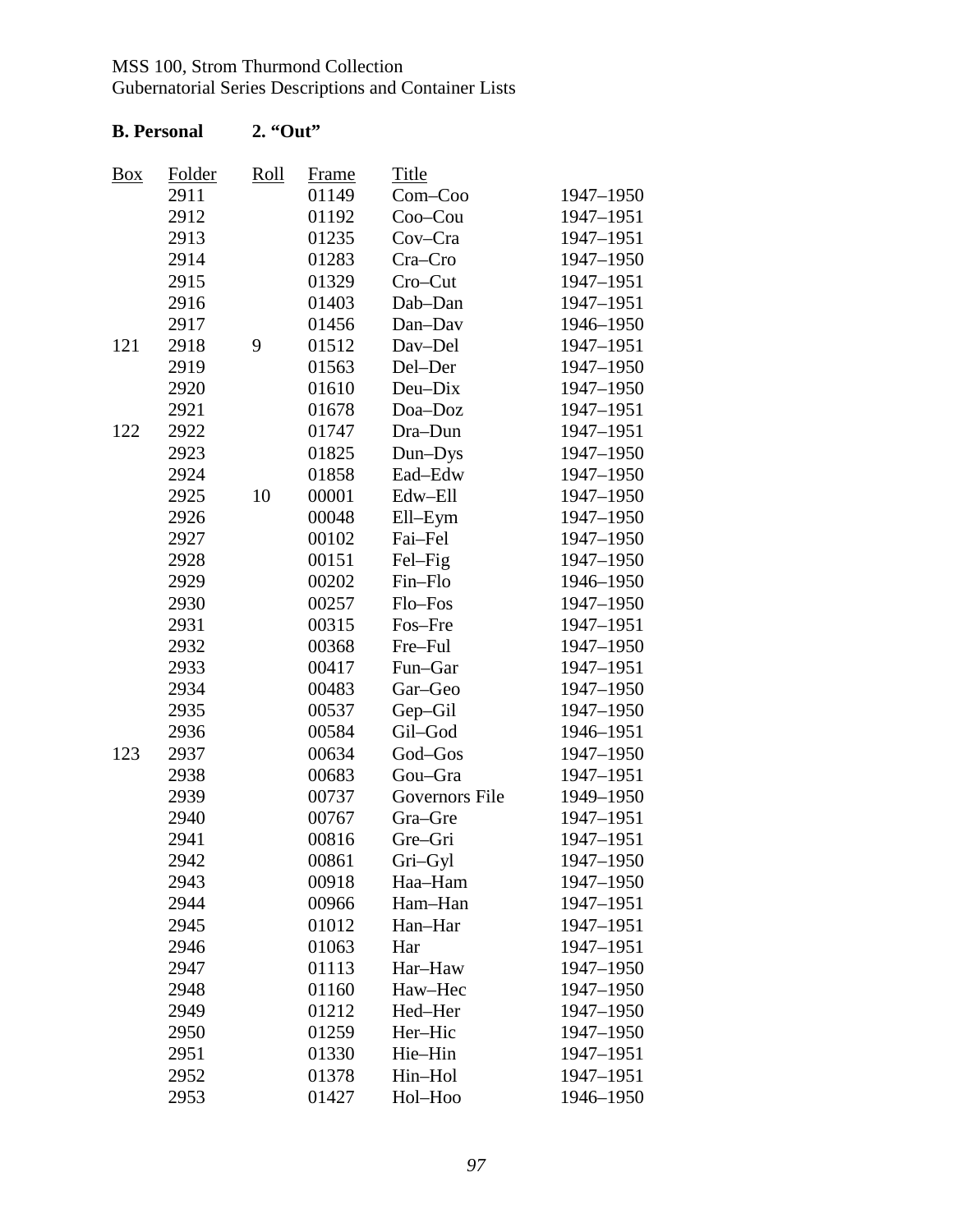MSS 100, Strom Thurmond Collection
Gubernatorial Series Descriptions and Container Lists

**B. Personal 2. "Out"**

| Box | Folder | Roll | Frame | Title | |
|---|---|---|---|---|---|
| | 2911 | | 01149 | Com–Coo | 1947–1950 |
| | 2912 | | 01192 | Coo–Cou | 1947–1951 |
| | 2913 | | 01235 | Cov–Cra | 1947–1951 |
| | 2914 | | 01283 | Cra–Cro | 1947–1950 |
| | 2915 | | 01329 | Cro–Cut | 1947–1951 |
| | 2916 | | 01403 | Dab–Dan | 1947–1951 |
| | 2917 | | 01456 | Dan–Dav | 1946–1950 |
| 121 | 2918 | 9 | 01512 | Dav–Del | 1947–1951 |
| | 2919 | | 01563 | Del–Der | 1947–1950 |
| | 2920 | | 01610 | Deu–Dix | 1947–1950 |
| | 2921 | | 01678 | Doa–Doz | 1947–1951 |
| 122 | 2922 | | 01747 | Dra–Dun | 1947–1951 |
| | 2923 | | 01825 | Dun–Dys | 1947–1950 |
| | 2924 | | 01858 | Ead–Edw | 1947–1950 |
| | 2925 | 10 | 00001 | Edw–Ell | 1947–1950 |
| | 2926 | | 00048 | Ell–Eym | 1947–1950 |
| | 2927 | | 00102 | Fai–Fel | 1947–1950 |
| | 2928 | | 00151 | Fel–Fig | 1947–1950 |
| | 2929 | | 00202 | Fin–Flo | 1946–1950 |
| | 2930 | | 00257 | Flo–Fos | 1947–1950 |
| | 2931 | | 00315 | Fos–Fre | 1947–1951 |
| | 2932 | | 00368 | Fre–Ful | 1947–1950 |
| | 2933 | | 00417 | Fun–Gar | 1947–1951 |
| | 2934 | | 00483 | Gar–Geo | 1947–1950 |
| | 2935 | | 00537 | Gep–Gil | 1947–1950 |
| | 2936 | | 00584 | Gil–God | 1946–1951 |
| 123 | 2937 | | 00634 | God–Gos | 1947–1950 |
| | 2938 | | 00683 | Gou–Gra | 1947–1951 |
| | 2939 | | 00737 | Governors File | 1949–1950 |
| | 2940 | | 00767 | Gra–Gre | 1947–1951 |
| | 2941 | | 00816 | Gre–Gri | 1947–1951 |
| | 2942 | | 00861 | Gri–Gyl | 1947–1950 |
| | 2943 | | 00918 | Haa–Ham | 1947–1950 |
| | 2944 | | 00966 | Ham–Han | 1947–1951 |
| | 2945 | | 01012 | Han–Har | 1947–1951 |
| | 2946 | | 01063 | Har | 1947–1951 |
| | 2947 | | 01113 | Har–Haw | 1947–1950 |
| | 2948 | | 01160 | Haw–Hec | 1947–1950 |
| | 2949 | | 01212 | Hed–Her | 1947–1950 |
| | 2950 | | 01259 | Her–Hic | 1947–1950 |
| | 2951 | | 01330 | Hie–Hin | 1947–1951 |
| | 2952 | | 01378 | Hin–Hol | 1947–1951 |
| | 2953 | | 01427 | Hol–Hoo | 1946–1950 |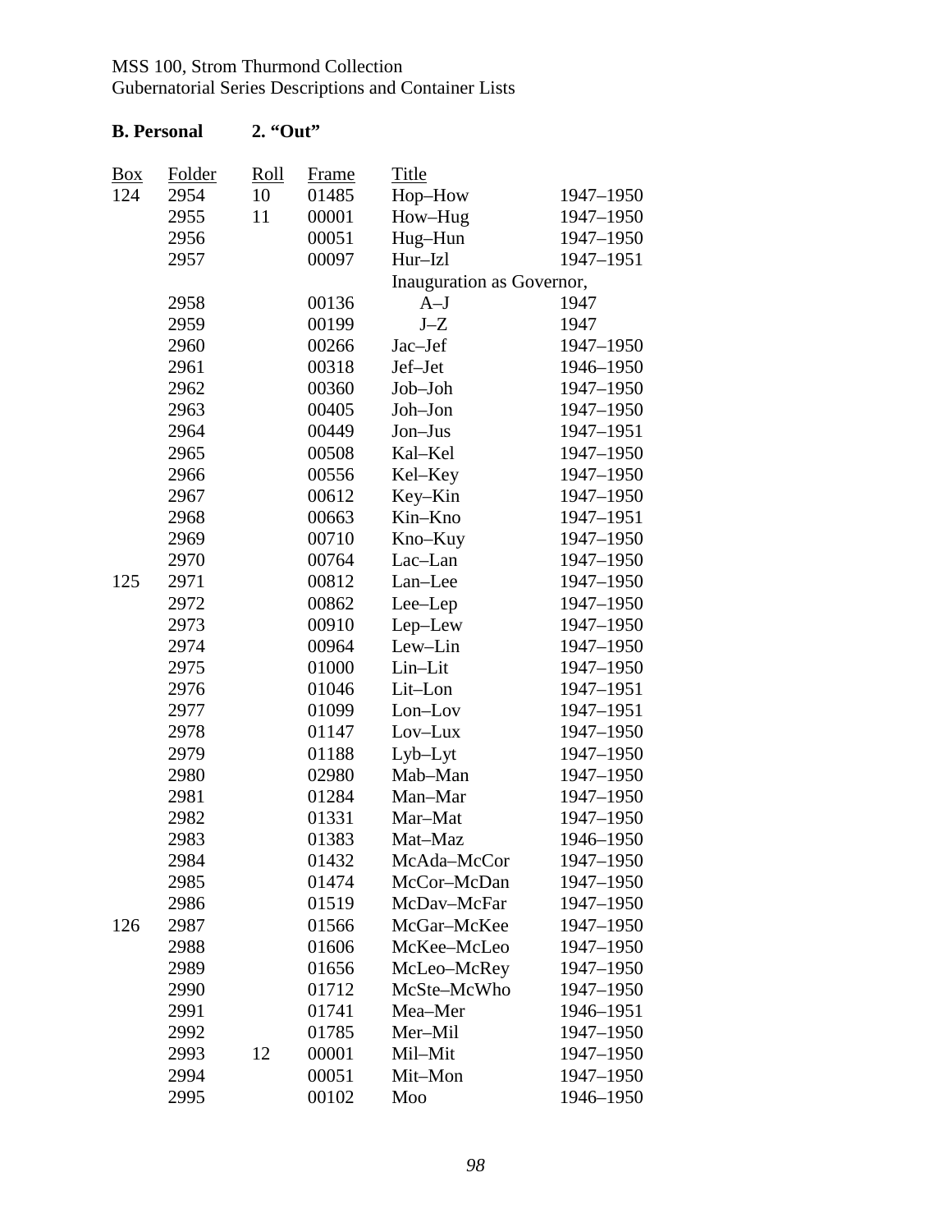MSS 100, Strom Thurmond Collection
Gubernatorial Series Descriptions and Container Lists

**B. Personal 2. "Out"**

| Box | Folder | Roll | Frame | Title | |
|---|---|---|---|---|---|
| 124 | 2954 | 10 | 01485 | Hop–How | 1947–1950 |
| | 2955 | 11 | 00001 | How–Hug | 1947–1950 |
| | 2956 | | 00051 | Hug–Hun | 1947–1950 |
| | 2957 | | 00097 | Hur–Izl | 1947–1951 |
| | | | | Inauguration as Governor, | |
| | 2958 | | 00136 | A–J | 1947 |
| | 2959 | | 00199 | J–Z | 1947 |
| | 2960 | | 00266 | Jac–Jef | 1947–1950 |
| | 2961 | | 00318 | Jef–Jet | 1946–1950 |
| | 2962 | | 00360 | Job–Joh | 1947–1950 |
| | 2963 | | 00405 | Joh–Jon | 1947–1950 |
| | 2964 | | 00449 | Jon–Jus | 1947–1951 |
| | 2965 | | 00508 | Kal–Kel | 1947–1950 |
| | 2966 | | 00556 | Kel–Key | 1947–1950 |
| | 2967 | | 00612 | Key–Kin | 1947–1950 |
| | 2968 | | 00663 | Kin–Kno | 1947–1951 |
| | 2969 | | 00710 | Kno–Kuy | 1947–1950 |
| | 2970 | | 00764 | Lac–Lan | 1947–1950 |
| 125 | 2971 | | 00812 | Lan–Lee | 1947–1950 |
| | 2972 | | 00862 | Lee–Lep | 1947–1950 |
| | 2973 | | 00910 | Lep–Lew | 1947–1950 |
| | 2974 | | 00964 | Lew–Lin | 1947–1950 |
| | 2975 | | 01000 | Lin–Lit | 1947–1950 |
| | 2976 | | 01046 | Lit–Lon | 1947–1951 |
| | 2977 | | 01099 | Lon–Lov | 1947–1951 |
| | 2978 | | 01147 | Lov–Lux | 1947–1950 |
| | 2979 | | 01188 | Lyb–Lyt | 1947–1950 |
| | 2980 | | 02980 | Mab–Man | 1947–1950 |
| | 2981 | | 01284 | Man–Mar | 1947–1950 |
| | 2982 | | 01331 | Mar–Mat | 1947–1950 |
| | 2983 | | 01383 | Mat–Maz | 1946–1950 |
| | 2984 | | 01432 | McAda–McCor | 1947–1950 |
| | 2985 | | 01474 | McCor–McDan | 1947–1950 |
| | 2986 | | 01519 | McDav–McFar | 1947–1950 |
| 126 | 2987 | | 01566 | McGar–McKee | 1947–1950 |
| | 2988 | | 01606 | McKee–McLeo | 1947–1950 |
| | 2989 | | 01656 | McLeo–McRey | 1947–1950 |
| | 2990 | | 01712 | McSte–McWho | 1947–1950 |
| | 2991 | | 01741 | Mea–Mer | 1946–1951 |
| | 2992 | | 01785 | Mer–Mil | 1947–1950 |
| | 2993 | 12 | 00001 | Mil–Mit | 1947–1950 |
| | 2994 | | 00051 | Mit–Mon | 1947–1950 |
| | 2995 | | 00102 | Moo | 1946–1950 |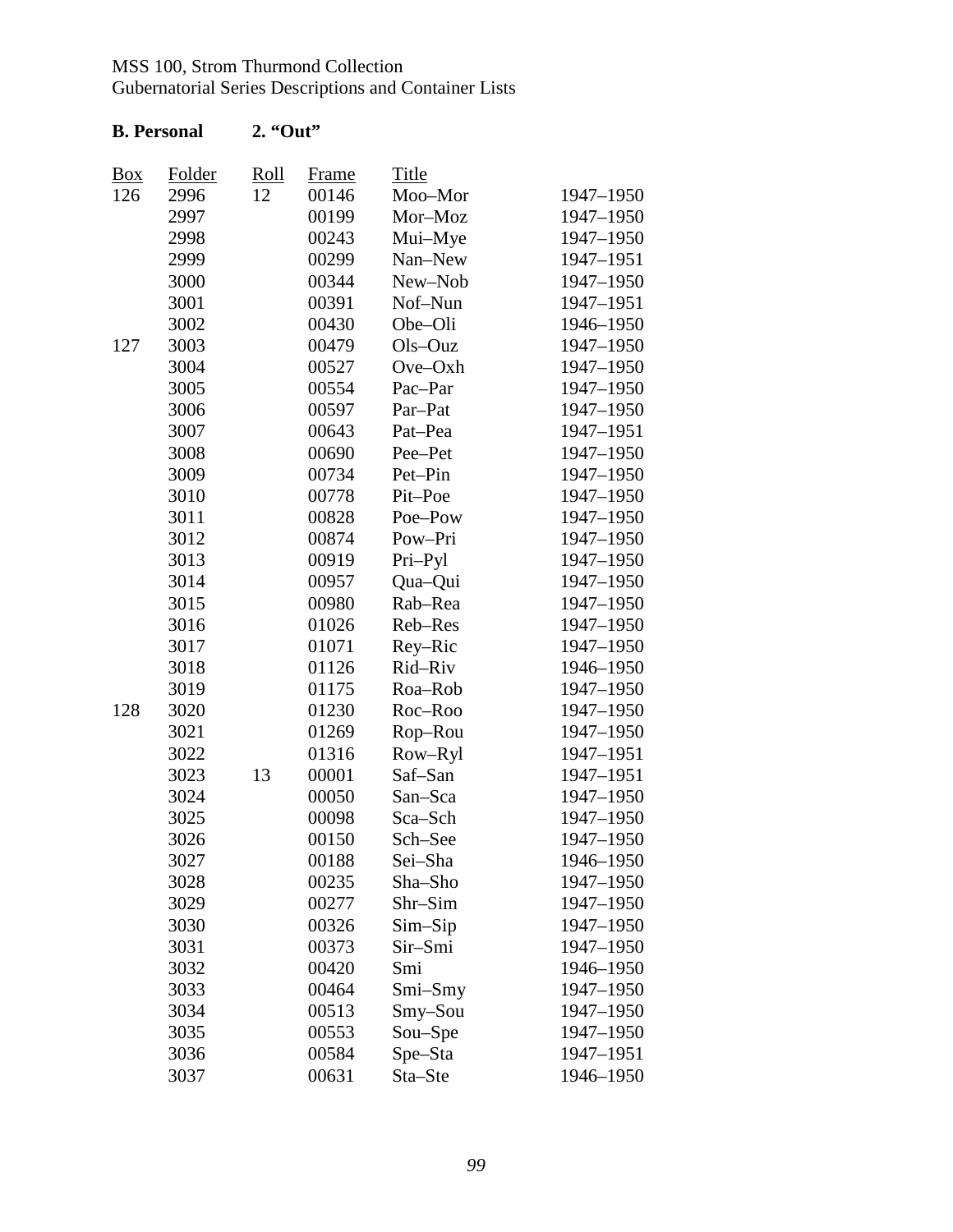MSS 100, Strom Thurmond Collection
Gubernatorial Series Descriptions and Container Lists

**B. Personal 2. "Out"**

| Box | Folder | Roll | Frame | Title | |
|---|---|---|---|---|---|
| 126 | 2996 | 12 | 00146 | Moo–Mor | 1947–1950 |
| | 2997 | | 00199 | Mor–Moz | 1947–1950 |
| | 2998 | | 00243 | Mui–Mye | 1947–1950 |
| | 2999 | | 00299 | Nan–New | 1947–1951 |
| | 3000 | | 00344 | New–Nob | 1947–1950 |
| | 3001 | | 00391 | Nof–Nun | 1947–1951 |
| | 3002 | | 00430 | Obe–Oli | 1946–1950 |
| 127 | 3003 | | 00479 | Ols–Ouz | 1947–1950 |
| | 3004 | | 00527 | Ove–Oxh | 1947–1950 |
| | 3005 | | 00554 | Pac–Par | 1947–1950 |
| | 3006 | | 00597 | Par–Pat | 1947–1950 |
| | 3007 | | 00643 | Pat–Pea | 1947–1951 |
| | 3008 | | 00690 | Pee–Pet | 1947–1950 |
| | 3009 | | 00734 | Pet–Pin | 1947–1950 |
| | 3010 | | 00778 | Pit–Poe | 1947–1950 |
| | 3011 | | 00828 | Poe–Pow | 1947–1950 |
| | 3012 | | 00874 | Pow–Pri | 1947–1950 |
| | 3013 | | 00919 | Pri–Pyl | 1947–1950 |
| | 3014 | | 00957 | Qua–Qui | 1947–1950 |
| | 3015 | | 00980 | Rab–Rea | 1947–1950 |
| | 3016 | | 01026 | Reb–Res | 1947–1950 |
| | 3017 | | 01071 | Rey–Ric | 1947–1950 |
| | 3018 | | 01126 | Rid–Riv | 1946–1950 |
| | 3019 | | 01175 | Roa–Rob | 1947–1950 |
| 128 | 3020 | | 01230 | Roc–Roo | 1947–1950 |
| | 3021 | | 01269 | Rop–Rou | 1947–1950 |
| | 3022 | | 01316 | Row–Ryl | 1947–1951 |
| | 3023 | 13 | 00001 | Saf–San | 1947–1951 |
| | 3024 | | 00050 | San–Sca | 1947–1950 |
| | 3025 | | 00098 | Sca–Sch | 1947–1950 |
| | 3026 | | 00150 | Sch–See | 1947–1950 |
| | 3027 | | 00188 | Sei–Sha | 1946–1950 |
| | 3028 | | 00235 | Sha–Sho | 1947–1950 |
| | 3029 | | 00277 | Shr–Sim | 1947–1950 |
| | 3030 | | 00326 | Sim–Sip | 1947–1950 |
| | 3031 | | 00373 | Sir–Smi | 1947–1950 |
| | 3032 | | 00420 | Smi | 1946–1950 |
| | 3033 | | 00464 | Smi–Smy | 1947–1950 |
| | 3034 | | 00513 | Smy–Sou | 1947–1950 |
| | 3035 | | 00553 | Sou–Spe | 1947–1950 |
| | 3036 | | 00584 | Spe–Sta | 1947–1951 |
| | 3037 | | 00631 | Sta–Ste | 1946–1950 |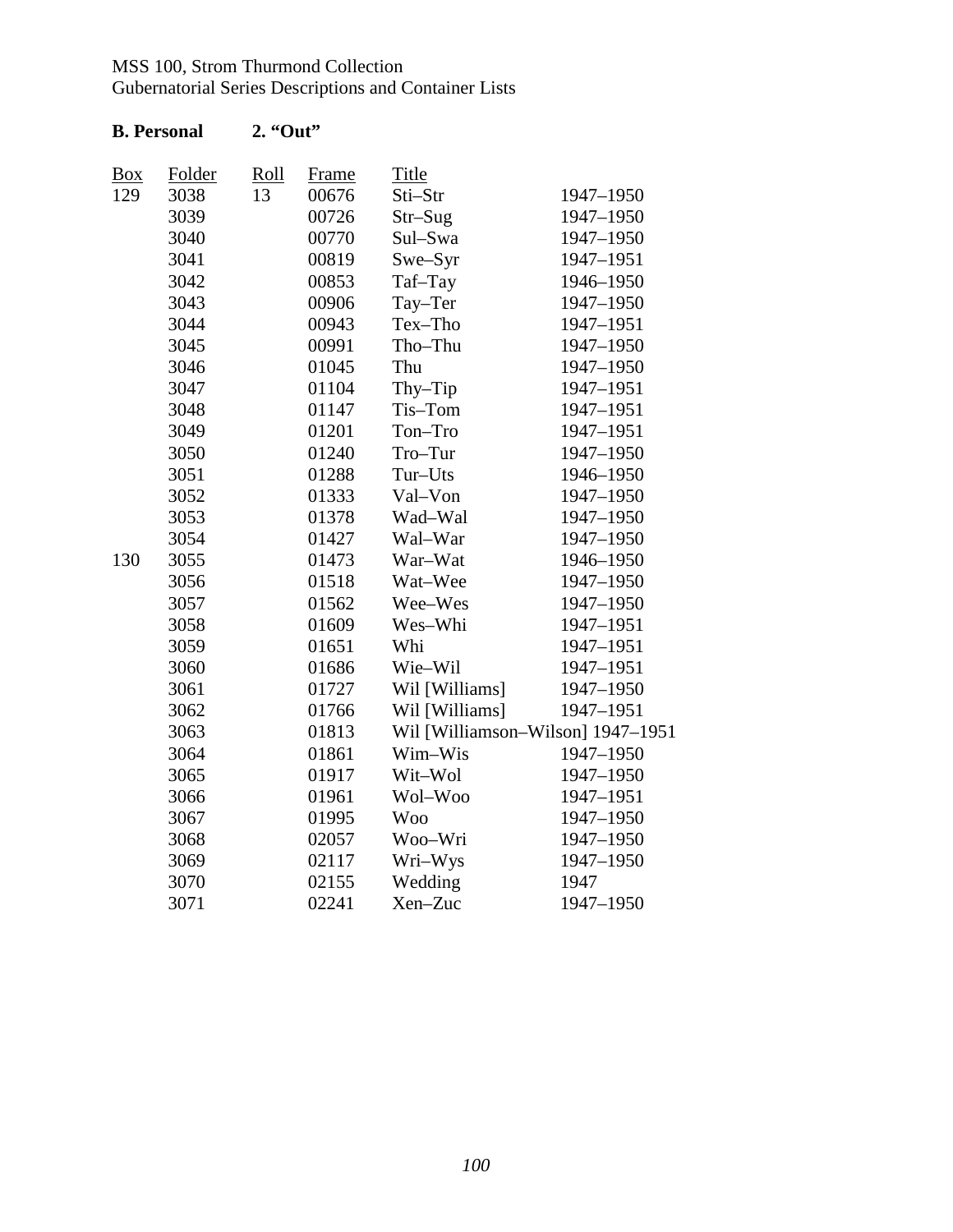**B. Personal 2. "Out"**

| Box | Folder | Roll | Frame | Title | |
|---|---|---|---|---|---|
| 129 | 3038 | 13 | 00676 | Sti–Str | 1947–1950 |
| | 3039 | | 00726 | Str–Sug | 1947–1950 |
| | 3040 | | 00770 | Sul–Swa | 1947–1950 |
| | 3041 | | 00819 | Swe–Syr | 1947–1951 |
| | 3042 | | 00853 | Taf–Tay | 1946–1950 |
| | 3043 | | 00906 | Tay–Ter | 1947–1950 |
| | 3044 | | 00943 | Tex–Tho | 1947–1951 |
| | 3045 | | 00991 | Tho–Thu | 1947–1950 |
| | 3046 | | 01045 | Thu | 1947–1950 |
| | 3047 | | 01104 | Thy–Tip | 1947–1951 |
| | 3048 | | 01147 | Tis–Tom | 1947–1951 |
| | 3049 | | 01201 | Ton–Tro | 1947–1951 |
| | 3050 | | 01240 | Tro–Tur | 1947–1950 |
| | 3051 | | 01288 | Tur–Uts | 1946–1950 |
| | 3052 | | 01333 | Val–Von | 1947–1950 |
| | 3053 | | 01378 | Wad–Wal | 1947–1950 |
| | 3054 | | 01427 | Wal–War | 1947–1950 |
| 130 | 3055 | | 01473 | War–Wat | 1946–1950 |
| | 3056 | | 01518 | Wat–Wee | 1947–1950 |
| | 3057 | | 01562 | Wee–Wes | 1947–1950 |
| | 3058 | | 01609 | Wes–Whi | 1947–1951 |
| | 3059 | | 01651 | Whi | 1947–1951 |
| | 3060 | | 01686 | Wie–Wil | 1947–1951 |
| | 3061 | | 01727 | Wil [Williams] | 1947–1950 |
| | 3062 | | 01766 | Wil [Williams] | 1947–1951 |
| | 3063 | | 01813 | Wil [Williamson–Wilson] | 1947–1951 |
| | 3064 | | 01861 | Wim–Wis | 1947–1950 |
| | 3065 | | 01917 | Wit–Wol | 1947–1950 |
| | 3066 | | 01961 | Wol–Woo | 1947–1951 |
| | 3067 | | 01995 | Woo | 1947–1950 |
| | 3068 | | 02057 | Woo–Wri | 1947–1950 |
| | 3069 | | 02117 | Wri–Wys | 1947–1950 |
| | 3070 | | 02155 | Wedding | 1947 |
| | 3071 | | 02241 | Xen–Zuc | 1947–1950 |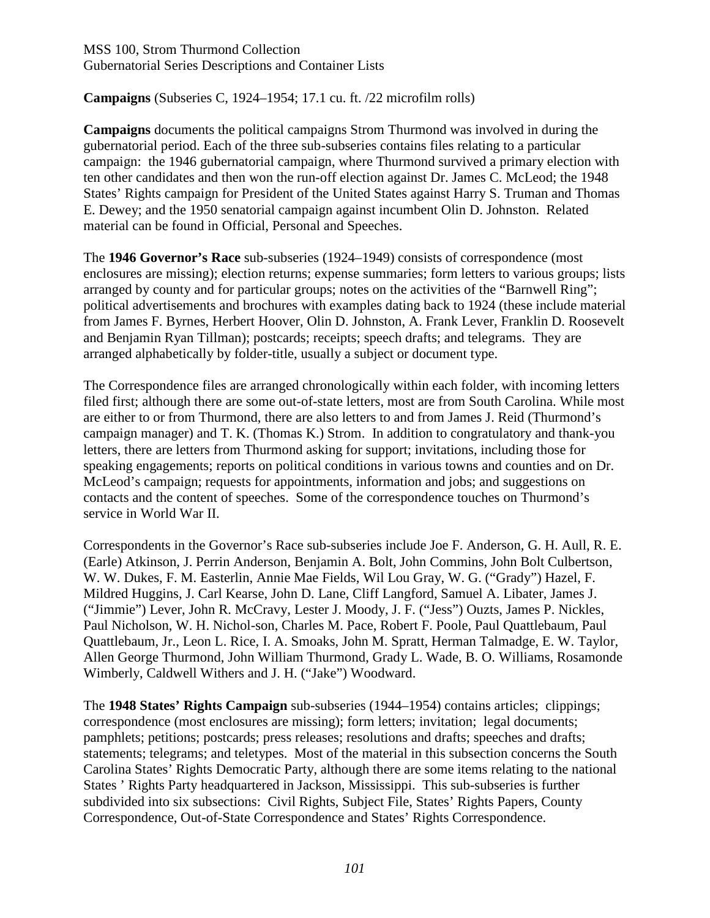**Campaigns** (Subseries C, 1924–1954; 17.1 cu. ft. /22 microfilm rolls)

**Campaigns** documents the political campaigns Strom Thurmond was involved in during the gubernatorial period. Each of the three sub-subseries contains files relating to a particular campaign: the 1946 gubernatorial campaign, where Thurmond survived a primary election with ten other candidates and then won the run-off election against Dr. James C. McLeod; the 1948 States' Rights campaign for President of the United States against Harry S. Truman and Thomas E. Dewey; and the 1950 senatorial campaign against incumbent Olin D. Johnston. Related material can be found in Official, Personal and Speeches.

The **1946 Governor's Race** sub-subseries (1924–1949) consists of correspondence (most enclosures are missing); election returns; expense summaries; form letters to various groups; lists arranged by county and for particular groups; notes on the activities of the "Barnwell Ring"; political advertisements and brochures with examples dating back to 1924 (these include material from James F. Byrnes, Herbert Hoover, Olin D. Johnston, A. Frank Lever, Franklin D. Roosevelt and Benjamin Ryan Tillman); postcards; receipts; speech drafts; and telegrams. They are arranged alphabetically by folder-title, usually a subject or document type.

The Correspondence files are arranged chronologically within each folder, with incoming letters filed first; although there are some out-of-state letters, most are from South Carolina. While most are either to or from Thurmond, there are also letters to and from James J. Reid (Thurmond's campaign manager) and T. K. (Thomas K.) Strom. In addition to congratulatory and thank-you letters, there are letters from Thurmond asking for support; invitations, including those for speaking engagements; reports on political conditions in various towns and counties and on Dr. McLeod's campaign; requests for appointments, information and jobs; and suggestions on contacts and the content of speeches. Some of the correspondence touches on Thurmond's service in World War II.

Correspondents in the Governor's Race sub-subseries include Joe F. Anderson, G. H. Aull, R. E. (Earle) Atkinson, J. Perrin Anderson, Benjamin A. Bolt, John Commins, John Bolt Culbertson, W. W. Dukes, F. M. Easterlin, Annie Mae Fields, Wil Lou Gray, W. G. ("Grady") Hazel, F. Mildred Huggins, J. Carl Kearse, John D. Lane, Cliff Langford, Samuel A. Libater, James J. ("Jimmie") Lever, John R. McCravy, Lester J. Moody, J. F. ("Jess") Ouzts, James P. Nickles, Paul Nicholson, W. H. Nichol-son, Charles M. Pace, Robert F. Poole, Paul Quattlebaum, Paul Quattlebaum, Jr., Leon L. Rice, I. A. Smoaks, John M. Spratt, Herman Talmadge, E. W. Taylor, Allen George Thurmond, John William Thurmond, Grady L. Wade, B. O. Williams, Rosamonde Wimberly, Caldwell Withers and J. H. ("Jake") Woodward.

The **1948 States' Rights Campaign** sub-subseries (1944–1954) contains articles; clippings; correspondence (most enclosures are missing); form letters; invitation; legal documents; pamphlets; petitions; postcards; press releases; resolutions and drafts; speeches and drafts; statements; telegrams; and teletypes. Most of the material in this subsection concerns the South Carolina States' Rights Democratic Party, although there are some items relating to the national States ' Rights Party headquartered in Jackson, Mississippi. This sub-subseries is further subdivided into six subsections: Civil Rights, Subject File, States' Rights Papers, County Correspondence, Out-of-State Correspondence and States' Rights Correspondence.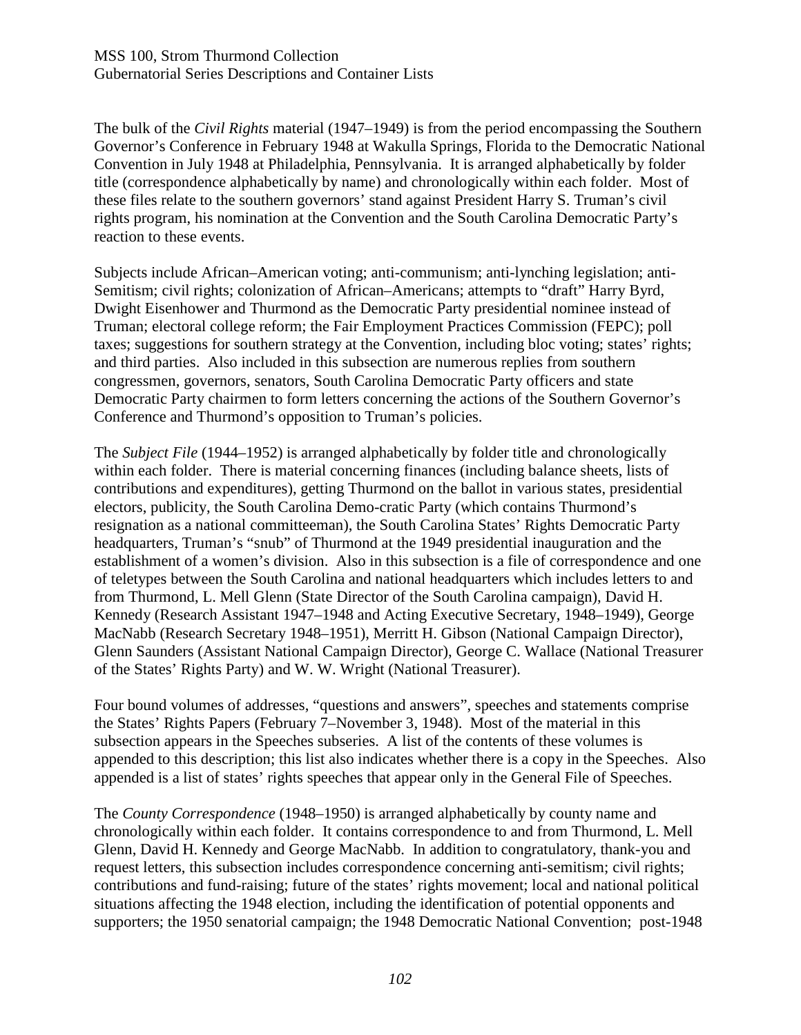The bulk of the *Civil Rights* material (1947–1949) is from the period encompassing the Southern Governor's Conference in February 1948 at Wakulla Springs, Florida to the Democratic National Convention in July 1948 at Philadelphia, Pennsylvania. It is arranged alphabetically by folder title (correspondence alphabetically by name) and chronologically within each folder. Most of these files relate to the southern governors' stand against President Harry S. Truman's civil rights program, his nomination at the Convention and the South Carolina Democratic Party's reaction to these events.

Subjects include African–American voting; anti-communism; anti-lynching legislation; anti-Semitism; civil rights; colonization of African–Americans; attempts to "draft" Harry Byrd, Dwight Eisenhower and Thurmond as the Democratic Party presidential nominee instead of Truman; electoral college reform; the Fair Employment Practices Commission (FEPC); poll taxes; suggestions for southern strategy at the Convention, including bloc voting; states' rights; and third parties. Also included in this subsection are numerous replies from southern congressmen, governors, senators, South Carolina Democratic Party officers and state Democratic Party chairmen to form letters concerning the actions of the Southern Governor's Conference and Thurmond's opposition to Truman's policies.

The *Subject File* (1944–1952) is arranged alphabetically by folder title and chronologically within each folder. There is material concerning finances (including balance sheets, lists of contributions and expenditures), getting Thurmond on the ballot in various states, presidential electors, publicity, the South Carolina Demo-cratic Party (which contains Thurmond's resignation as a national committeeman), the South Carolina States' Rights Democratic Party headquarters, Truman's "snub" of Thurmond at the 1949 presidential inauguration and the establishment of a women's division. Also in this subsection is a file of correspondence and one of teletypes between the South Carolina and national headquarters which includes letters to and from Thurmond, L. Mell Glenn (State Director of the South Carolina campaign), David H. Kennedy (Research Assistant 1947–1948 and Acting Executive Secretary, 1948–1949), George MacNabb (Research Secretary 1948–1951), Merritt H. Gibson (National Campaign Director), Glenn Saunders (Assistant National Campaign Director), George C. Wallace (National Treasurer of the States' Rights Party) and W. W. Wright (National Treasurer).

Four bound volumes of addresses, "questions and answers", speeches and statements comprise the States' Rights Papers (February 7–November 3, 1948). Most of the material in this subsection appears in the Speeches subseries. A list of the contents of these volumes is appended to this description; this list also indicates whether there is a copy in the Speeches. Also appended is a list of states' rights speeches that appear only in the General File of Speeches.

The *County Correspondence* (1948–1950) is arranged alphabetically by county name and chronologically within each folder. It contains correspondence to and from Thurmond, L. Mell Glenn, David H. Kennedy and George MacNabb. In addition to congratulatory, thank-you and request letters, this subsection includes correspondence concerning anti-semitism; civil rights; contributions and fund-raising; future of the states' rights movement; local and national political situations affecting the 1948 election, including the identification of potential opponents and supporters; the 1950 senatorial campaign; the 1948 Democratic National Convention; post-1948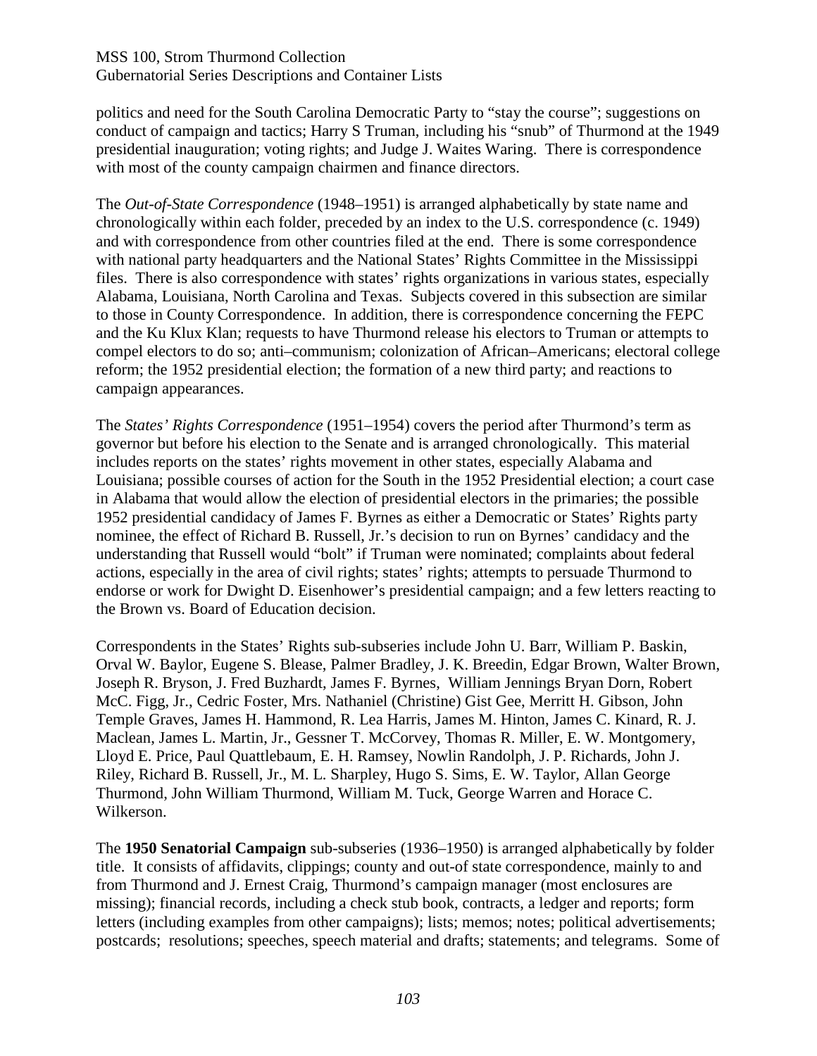politics and need for the South Carolina Democratic Party to "stay the course"; suggestions on conduct of campaign and tactics; Harry S Truman, including his "snub" of Thurmond at the 1949 presidential inauguration; voting rights; and Judge J. Waites Waring. There is correspondence with most of the county campaign chairmen and finance directors.

The *Out-of-State Correspondence* (1948–1951) is arranged alphabetically by state name and chronologically within each folder, preceded by an index to the U.S. correspondence (c. 1949) and with correspondence from other countries filed at the end. There is some correspondence with national party headquarters and the National States' Rights Committee in the Mississippi files. There is also correspondence with states' rights organizations in various states, especially Alabama, Louisiana, North Carolina and Texas. Subjects covered in this subsection are similar to those in County Correspondence. In addition, there is correspondence concerning the FEPC and the Ku Klux Klan; requests to have Thurmond release his electors to Truman or attempts to compel electors to do so; anti–communism; colonization of African–Americans; electoral college reform; the 1952 presidential election; the formation of a new third party; and reactions to campaign appearances.

The *States' Rights Correspondence* (1951–1954) covers the period after Thurmond's term as governor but before his election to the Senate and is arranged chronologically. This material includes reports on the states' rights movement in other states, especially Alabama and Louisiana; possible courses of action for the South in the 1952 Presidential election; a court case in Alabama that would allow the election of presidential electors in the primaries; the possible 1952 presidential candidacy of James F. Byrnes as either a Democratic or States' Rights party nominee, the effect of Richard B. Russell, Jr.'s decision to run on Byrnes' candidacy and the understanding that Russell would "bolt" if Truman were nominated; complaints about federal actions, especially in the area of civil rights; states' rights; attempts to persuade Thurmond to endorse or work for Dwight D. Eisenhower's presidential campaign; and a few letters reacting to the Brown vs. Board of Education decision.

Correspondents in the States' Rights sub-subseries include John U. Barr, William P. Baskin, Orval W. Baylor, Eugene S. Blease, Palmer Bradley, J. K. Breedin, Edgar Brown, Walter Brown, Joseph R. Bryson, J. Fred Buzhardt, James F. Byrnes, William Jennings Bryan Dorn, Robert McC. Figg, Jr., Cedric Foster, Mrs. Nathaniel (Christine) Gist Gee, Merritt H. Gibson, John Temple Graves, James H. Hammond, R. Lea Harris, James M. Hinton, James C. Kinard, R. J. Maclean, James L. Martin, Jr., Gessner T. McCorvey, Thomas R. Miller, E. W. Montgomery, Lloyd E. Price, Paul Quattlebaum, E. H. Ramsey, Nowlin Randolph, J. P. Richards, John J. Riley, Richard B. Russell, Jr., M. L. Sharpley, Hugo S. Sims, E. W. Taylor, Allan George Thurmond, John William Thurmond, William M. Tuck, George Warren and Horace C. Wilkerson.

The **1950 Senatorial Campaign** sub-subseries (1936–1950) is arranged alphabetically by folder title. It consists of affidavits, clippings; county and out-of state correspondence, mainly to and from Thurmond and J. Ernest Craig, Thurmond's campaign manager (most enclosures are missing); financial records, including a check stub book, contracts, a ledger and reports; form letters (including examples from other campaigns); lists; memos; notes; political advertisements; postcards; resolutions; speeches, speech material and drafts; statements; and telegrams. Some of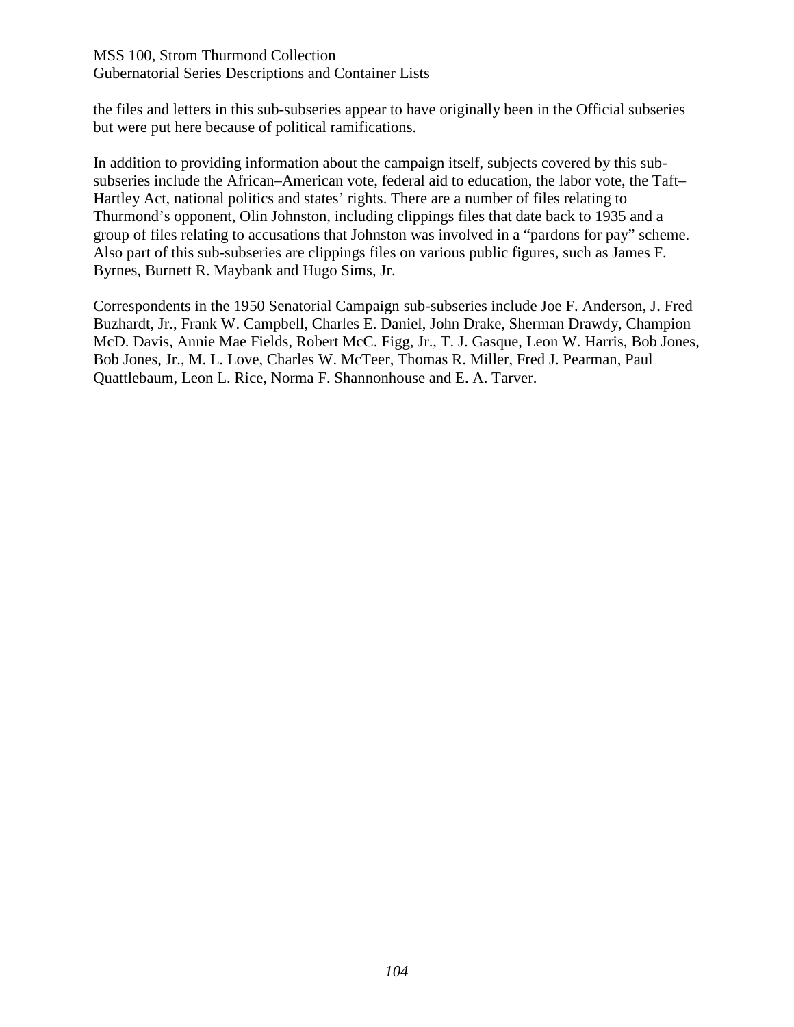the files and letters in this sub-subseries appear to have originally been in the Official subseries but were put here because of political ramifications.

In addition to providing information about the campaign itself, subjects covered by this sub-subseries include the African–American vote, federal aid to education, the labor vote, the Taft–Hartley Act, national politics and states' rights. There are a number of files relating to Thurmond's opponent, Olin Johnston, including clippings files that date back to 1935 and a group of files relating to accusations that Johnston was involved in a "pardons for pay" scheme. Also part of this sub-subseries are clippings files on various public figures, such as James F. Byrnes, Burnett R. Maybank and Hugo Sims, Jr.

Correspondents in the 1950 Senatorial Campaign sub-subseries include Joe F. Anderson, J. Fred Buzhardt, Jr., Frank W. Campbell, Charles E. Daniel, John Drake, Sherman Drawdy, Champion McD. Davis, Annie Mae Fields, Robert McC. Figg, Jr., T. J. Gasque, Leon W. Harris, Bob Jones, Bob Jones, Jr., M. L. Love, Charles W. McTeer, Thomas R. Miller, Fred J. Pearman, Paul Quattlebaum, Leon L. Rice, Norma F. Shannonhouse and E. A. Tarver.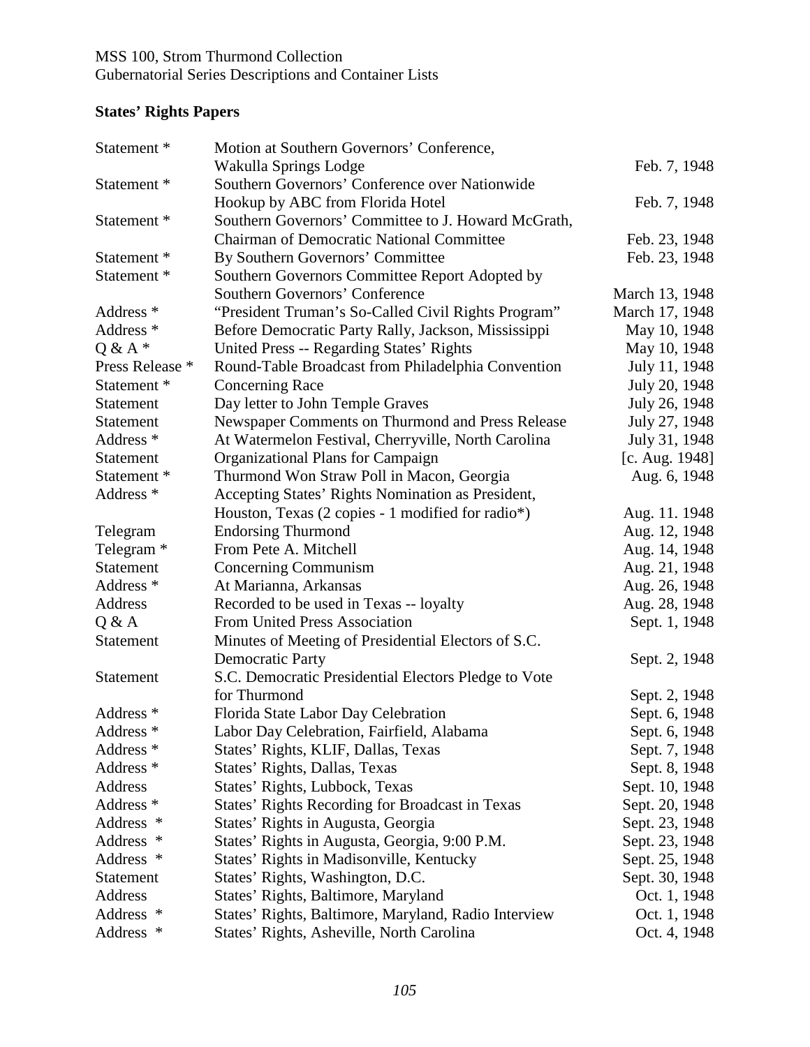MSS 100, Strom Thurmond Collection
Gubernatorial Series Descriptions and Container Lists

**States' Rights Papers**

| | | |
|---|---|---|
| Statement * | Motion at Southern Governors' Conference, Wakulla Springs Lodge | Feb. 7, 1948 |
| Statement * | Southern Governors' Conference over Nationwide Hookup by ABC from Florida Hotel | Feb. 7, 1948 |
| Statement * | Southern Governors' Committee to J. Howard McGrath, Chairman of Democratic National Committee | Feb. 23, 1948 |
| Statement * | By Southern Governors' Committee | Feb. 23, 1948 |
| Statement * | Southern Governors Committee Report Adopted by Southern Governors' Conference | March 13, 1948 |
| Address * | "President Truman's So-Called Civil Rights Program" | March 17, 1948 |
| Address * | Before Democratic Party Rally, Jackson, Mississippi | May 10, 1948 |
| Q & A * | United Press -- Regarding States' Rights | May 10, 1948 |
| Press Release * | Round-Table Broadcast from Philadelphia Convention | July 11, 1948 |
| Statement * | Concerning Race | July 20, 1948 |
| Statement | Day letter to John Temple Graves | July 26, 1948 |
| Statement | Newspaper Comments on Thurmond and Press Release | July 27, 1948 |
| Address * | At Watermelon Festival, Cherryville, North Carolina | July 31, 1948 |
| Statement | Organizational Plans for Campaign | [c. Aug. 1948] |
| Statement * | Thurmond Won Straw Poll in Macon, Georgia | Aug. 6, 1948 |
| Address * | Accepting States' Rights Nomination as President, Houston, Texas (2 copies - 1 modified for radio*) | Aug. 11. 1948 |
| Telegram | Endorsing Thurmond | Aug. 12, 1948 |
| Telegram * | From Pete A. Mitchell | Aug. 14, 1948 |
| Statement | Concerning Communism | Aug. 21, 1948 |
| Address * | At Marianna, Arkansas | Aug. 26, 1948 |
| Address | Recorded to be used in Texas -- loyalty | Aug. 28, 1948 |
| Q & A | From United Press Association | Sept. 1, 1948 |
| Statement | Minutes of Meeting of Presidential Electors of S.C. Democratic Party | Sept. 2, 1948 |
| Statement | S.C. Democratic Presidential Electors Pledge to Vote for Thurmond | Sept. 2, 1948 |
| Address * | Florida State Labor Day Celebration | Sept. 6, 1948 |
| Address * | Labor Day Celebration, Fairfield, Alabama | Sept. 6, 1948 |
| Address * | States' Rights, KLIF, Dallas, Texas | Sept. 7, 1948 |
| Address * | States' Rights, Dallas, Texas | Sept. 8, 1948 |
| Address | States' Rights, Lubbock, Texas | Sept. 10, 1948 |
| Address * | States' Rights Recording for Broadcast in Texas | Sept. 20, 1948 |
| Address * | States' Rights in Augusta, Georgia | Sept. 23, 1948 |
| Address * | States' Rights in Augusta, Georgia, 9:00 P.M. | Sept. 23, 1948 |
| Address * | States' Rights in Madisonville, Kentucky | Sept. 25, 1948 |
| Statement | States' Rights, Washington, D.C. | Sept. 30, 1948 |
| Address | States' Rights, Baltimore, Maryland | Oct. 1, 1948 |
| Address * | States' Rights, Baltimore, Maryland, Radio Interview | Oct. 1, 1948 |
| Address * | States' Rights, Asheville, North Carolina | Oct. 4, 1948 |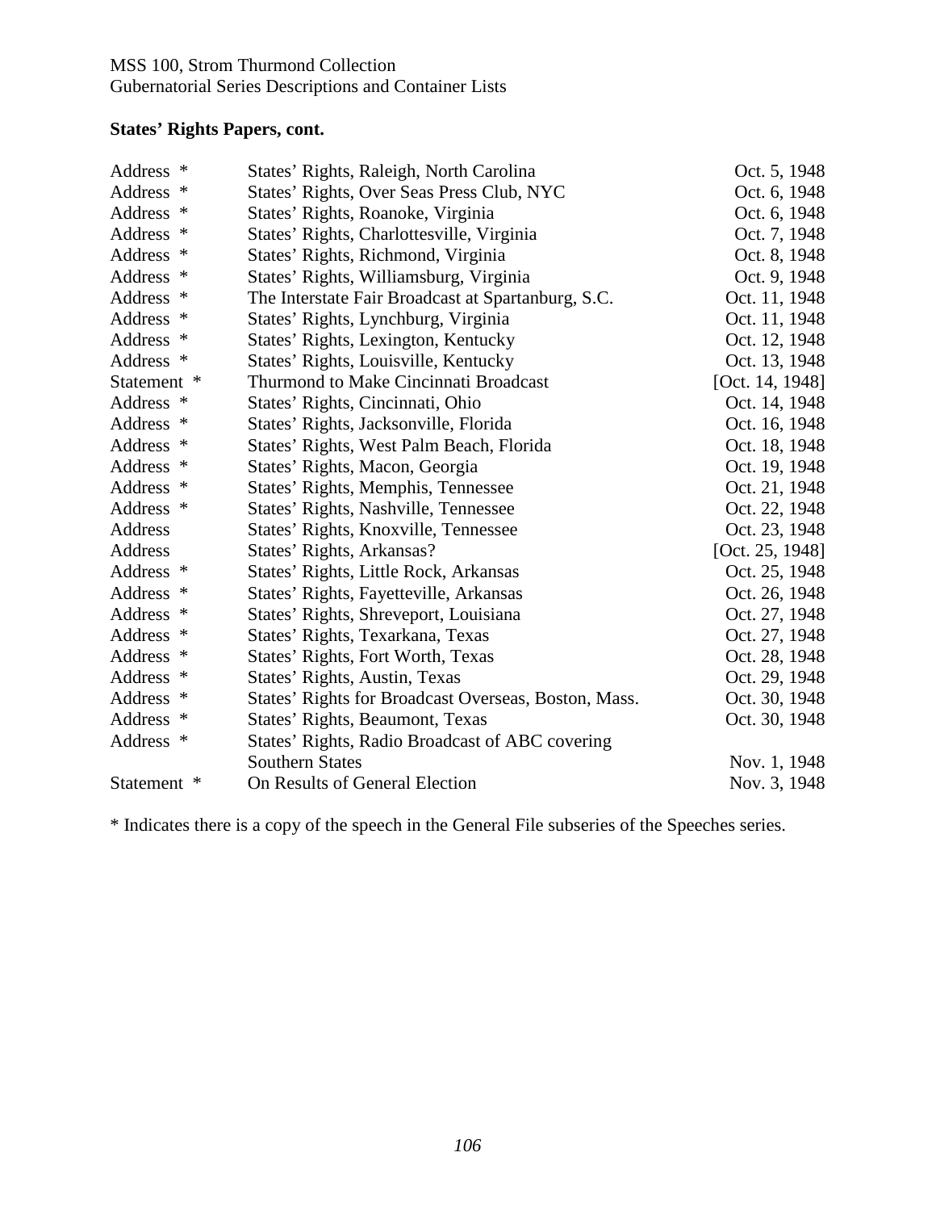**States' Rights Papers, cont.**

| | | |
|---|---|---|
| Address * | States' Rights, Raleigh, North Carolina | Oct. 5, 1948 |
| Address * | States' Rights, Over Seas Press Club, NYC | Oct. 6, 1948 |
| Address * | States' Rights, Roanoke, Virginia | Oct. 6, 1948 |
| Address * | States' Rights, Charlottesville, Virginia | Oct. 7, 1948 |
| Address * | States' Rights, Richmond, Virginia | Oct. 8, 1948 |
| Address * | States' Rights, Williamsburg, Virginia | Oct. 9, 1948 |
| Address * | The Interstate Fair Broadcast at Spartanburg, S.C. | Oct. 11, 1948 |
| Address * | States' Rights, Lynchburg, Virginia | Oct. 11, 1948 |
| Address * | States' Rights, Lexington, Kentucky | Oct. 12, 1948 |
| Address * | States' Rights, Louisville, Kentucky | Oct. 13, 1948 |
| Statement * | Thurmond to Make Cincinnati Broadcast | [Oct. 14, 1948] |
| Address * | States' Rights, Cincinnati, Ohio | Oct. 14, 1948 |
| Address * | States' Rights, Jacksonville, Florida | Oct. 16, 1948 |
| Address * | States' Rights, West Palm Beach, Florida | Oct. 18, 1948 |
| Address * | States' Rights, Macon, Georgia | Oct. 19, 1948 |
| Address * | States' Rights, Memphis, Tennessee | Oct. 21, 1948 |
| Address * | States' Rights, Nashville, Tennessee | Oct. 22, 1948 |
| Address | States' Rights, Knoxville, Tennessee | Oct. 23, 1948 |
| Address | States' Rights, Arkansas? | [Oct. 25, 1948] |
| Address * | States' Rights, Little Rock, Arkansas | Oct. 25, 1948 |
| Address * | States' Rights, Fayetteville, Arkansas | Oct. 26, 1948 |
| Address * | States' Rights, Shreveport, Louisiana | Oct. 27, 1948 |
| Address * | States' Rights, Texarkana, Texas | Oct. 27, 1948 |
| Address * | States' Rights, Fort Worth, Texas | Oct. 28, 1948 |
| Address * | States' Rights, Austin, Texas | Oct. 29, 1948 |
| Address * | States' Rights for Broadcast Overseas, Boston, Mass. | Oct. 30, 1948 |
| Address * | States' Rights, Beaumont, Texas | Oct. 30, 1948 |
| Address * | States' Rights, Radio Broadcast of ABC covering Southern States | Nov. 1, 1948 |
| Statement * | On Results of General Election | Nov. 3, 1948 |

* Indicates there is a copy of the speech in the General File subseries of the Speeches series.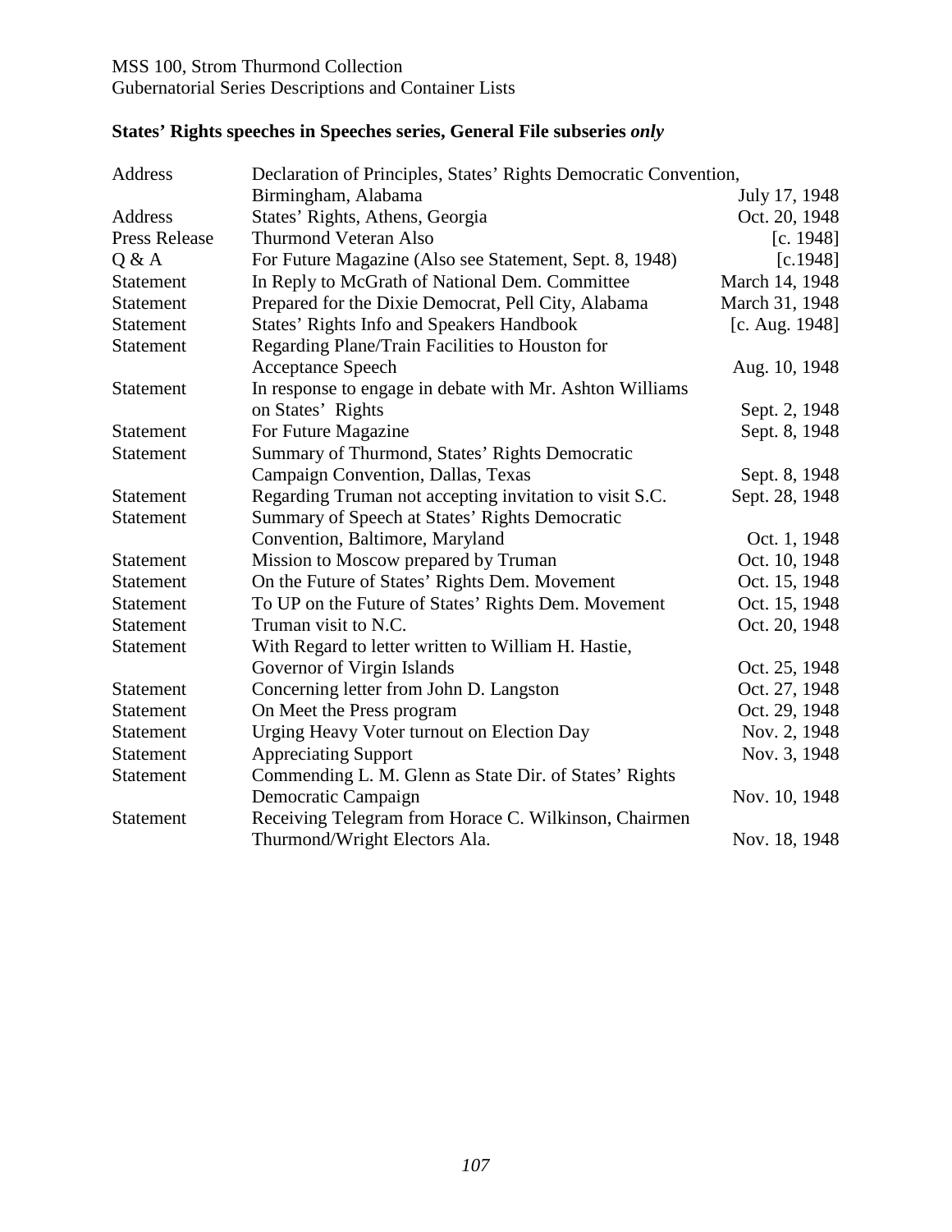MSS 100, Strom Thurmond Collection
Gubernatorial Series Descriptions and Container Lists

## States' Rights speeches in Speeches series, General File subseries *only*

| | | |
|---|---|---|
| Address | Declaration of Principles, States' Rights Democratic Convention, Birmingham, Alabama | July 17, 1948 |
| Address | States' Rights, Athens, Georgia | Oct. 20, 1948 |
| Press Release | Thurmond Veteran Also | [c. 1948] |
| Q & A | For Future Magazine (Also see Statement, Sept. 8, 1948) | [c.1948] |
| Statement | In Reply to McGrath of National Dem. Committee | March 14, 1948 |
| Statement | Prepared for the Dixie Democrat, Pell City, Alabama | March 31, 1948 |
| Statement | States' Rights Info and Speakers Handbook | [c. Aug. 1948] |
| Statement | Regarding Plane/Train Facilities to Houston for Acceptance Speech | Aug. 10, 1948 |
| Statement | In response to engage in debate with Mr. Ashton Williams on States' Rights | Sept. 2, 1948 |
| Statement | For Future Magazine | Sept. 8, 1948 |
| Statement | Summary of Thurmond, States' Rights Democratic Campaign Convention, Dallas, Texas | Sept. 8, 1948 |
| Statement | Regarding Truman not accepting invitation to visit S.C. | Sept. 28, 1948 |
| Statement | Summary of Speech at States' Rights Democratic Convention, Baltimore, Maryland | Oct. 1, 1948 |
| Statement | Mission to Moscow prepared by Truman | Oct. 10, 1948 |
| Statement | On the Future of States' Rights Dem. Movement | Oct. 15, 1948 |
| Statement | To UP on the Future of States' Rights Dem. Movement | Oct. 15, 1948 |
| Statement | Truman visit to N.C. | Oct. 20, 1948 |
| Statement | With Regard to letter written to William H. Hastie, Governor of Virgin Islands | Oct. 25, 1948 |
| Statement | Concerning letter from John D. Langston | Oct. 27, 1948 |
| Statement | On Meet the Press program | Oct. 29, 1948 |
| Statement | Urging Heavy Voter turnout on Election Day | Nov. 2, 1948 |
| Statement | Appreciating Support | Nov. 3, 1948 |
| Statement | Commending L. M. Glenn as State Dir. of States' Rights Democratic Campaign | Nov. 10, 1948 |
| Statement | Receiving Telegram from Horace C. Wilkinson, Chairmen Thurmond/Wright Electors Ala. | Nov. 18, 1948 |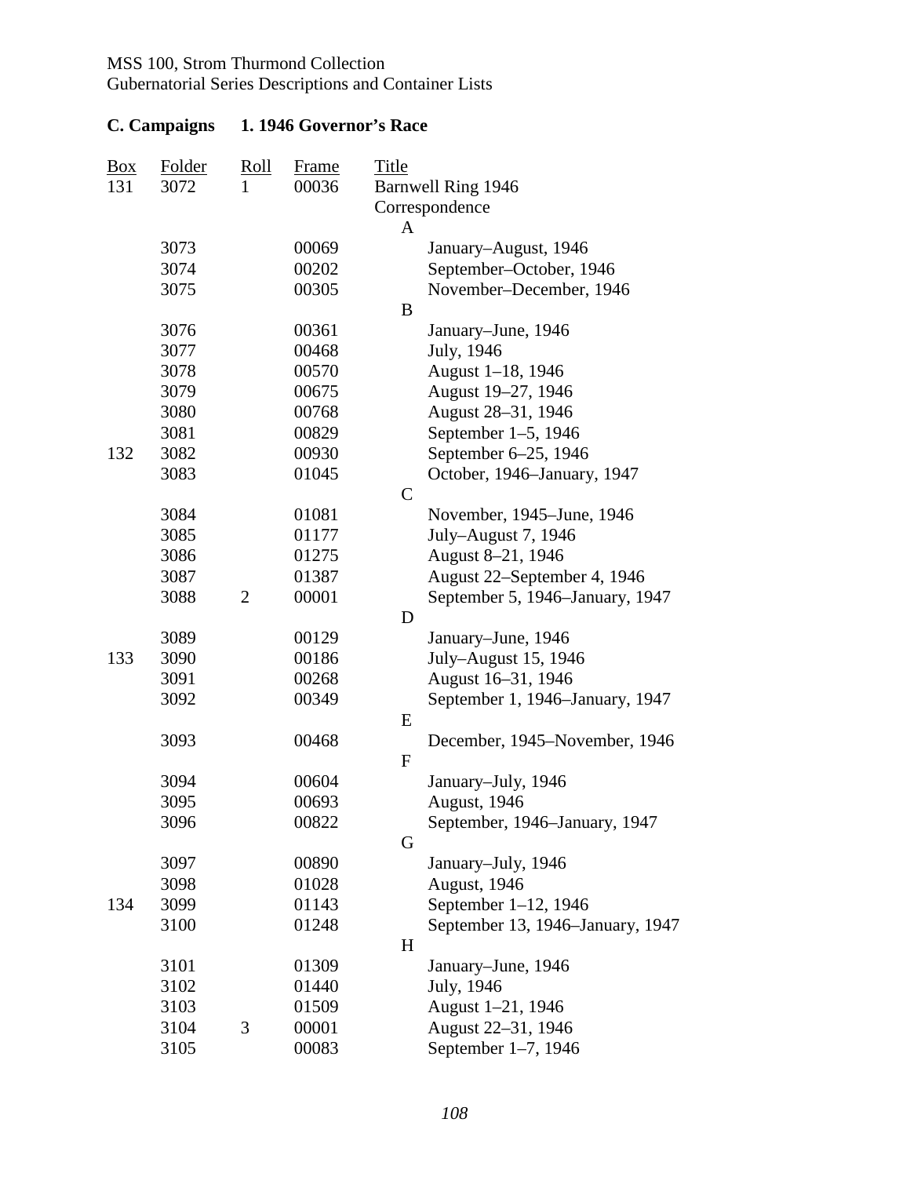MSS 100, Strom Thurmond Collection
Gubernatorial Series Descriptions and Container Lists

## C. Campaigns 1. 1946 Governor's Race

| Box | Folder | Roll | Frame | Title |
|---|---|---|---|---|
| 131 | 3072 | 1 | 00036 | Barnwell Ring 1946 |
| | | | | Correspondence |
| | | | | A |
| | 3073 | | 00069 | January–August, 1946 |
| | 3074 | | 00202 | September–October, 1946 |
| | 3075 | | 00305 | November–December, 1946 |
| | | | | B |
| | 3076 | | 00361 | January–June, 1946 |
| | 3077 | | 00468 | July, 1946 |
| | 3078 | | 00570 | August 1–18, 1946 |
| | 3079 | | 00675 | August 19–27, 1946 |
| | 3080 | | 00768 | August 28–31, 1946 |
| | 3081 | | 00829 | September 1–5, 1946 |
| 132 | 3082 | | 00930 | September 6–25, 1946 |
| | 3083 | | 01045 | October, 1946–January, 1947 |
| | | | | C |
| | 3084 | | 01081 | November, 1945–June, 1946 |
| | 3085 | | 01177 | July–August 7, 1946 |
| | 3086 | | 01275 | August 8–21, 1946 |
| | 3087 | | 01387 | August 22–September 4, 1946 |
| | 3088 | 2 | 00001 | September 5, 1946–January, 1947 |
| | | | | D |
| | 3089 | | 00129 | January–June, 1946 |
| 133 | 3090 | | 00186 | July–August 15, 1946 |
| | 3091 | | 00268 | August 16–31, 1946 |
| | 3092 | | 00349 | September 1, 1946–January, 1947 |
| | | | | E |
| | 3093 | | 00468 | December, 1945–November, 1946 |
| | | | | F |
| | 3094 | | 00604 | January–July, 1946 |
| | 3095 | | 00693 | August, 1946 |
| | 3096 | | 00822 | September, 1946–January, 1947 |
| | | | | G |
| | 3097 | | 00890 | January–July, 1946 |
| | 3098 | | 01028 | August, 1946 |
| 134 | 3099 | | 01143 | September 1–12, 1946 |
| | 3100 | | 01248 | September 13, 1946–January, 1947 |
| | | | | H |
| | 3101 | | 01309 | January–June, 1946 |
| | 3102 | | 01440 | July, 1946 |
| | 3103 | | 01509 | August 1–21, 1946 |
| | 3104 | 3 | 00001 | August 22–31, 1946 |
| | 3105 | | 00083 | September 1–7, 1946 |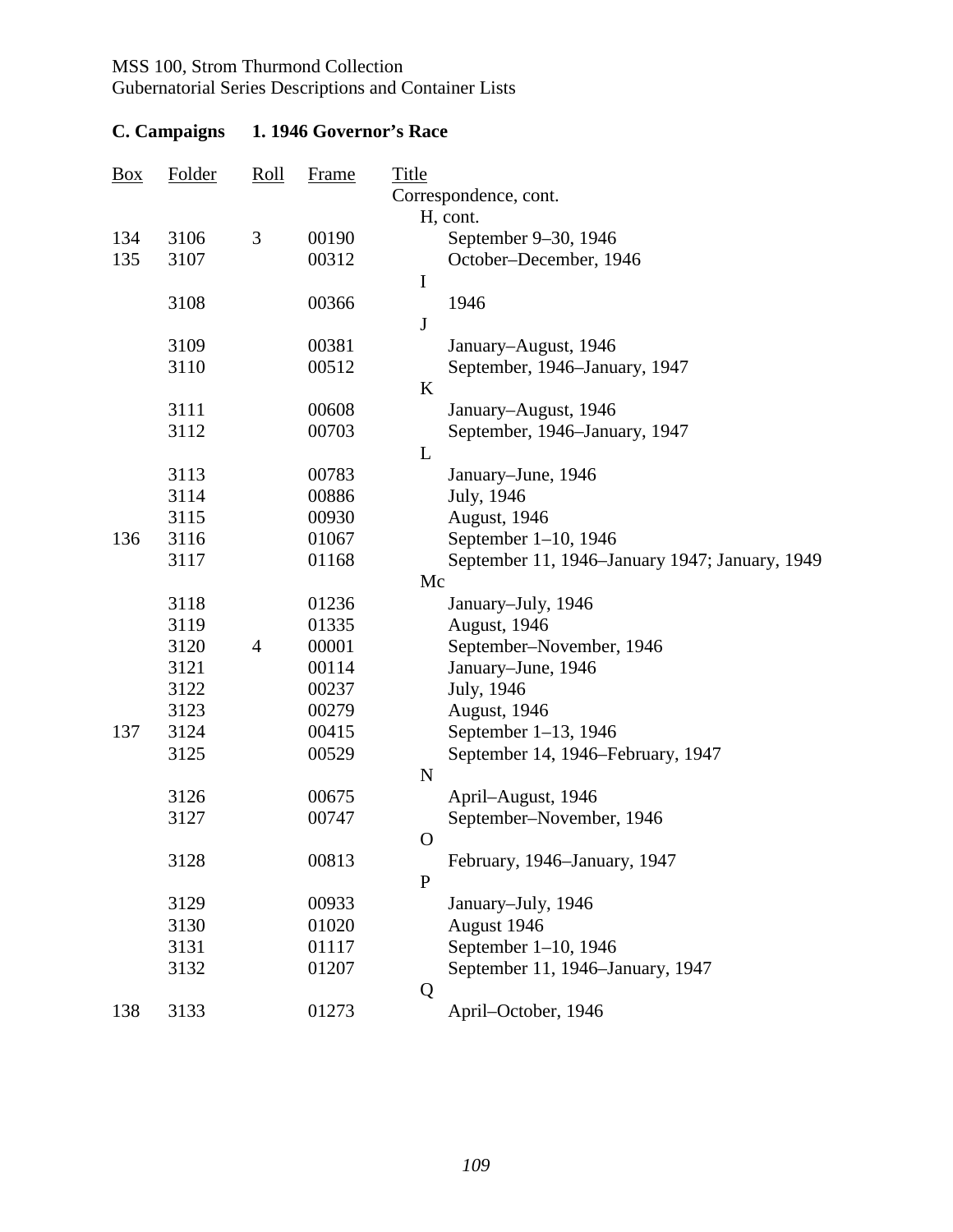MSS 100, Strom Thurmond Collection
Gubernatorial Series Descriptions and Container Lists

## C. Campaigns 1. 1946 Governor's Race

| Box | Folder | Roll | Frame | Title |
|---|---|---|---|---|
| | | | | Correspondence, cont. |
| | | | | H, cont. |
| 134 | 3106 | 3 | 00190 | September 9–30, 1946 |
| 135 | 3107 | | 00312 | October–December, 1946 |
| | | | | I |
| | 3108 | | 00366 | 1946 |
| | | | | J |
| | 3109 | | 00381 | January–August, 1946 |
| | 3110 | | 00512 | September, 1946–January, 1947 |
| | | | | K |
| | 3111 | | 00608 | January–August, 1946 |
| | 3112 | | 00703 | September, 1946–January, 1947 |
| | | | | L |
| | 3113 | | 00783 | January–June, 1946 |
| | 3114 | | 00886 | July, 1946 |
| | 3115 | | 00930 | August, 1946 |
| 136 | 3116 | | 01067 | September 1–10, 1946 |
| | 3117 | | 01168 | September 11, 1946–January 1947; January, 1949 |
| | | | | Mc |
| | 3118 | | 01236 | January–July, 1946 |
| | 3119 | | 01335 | August, 1946 |
| | 3120 | 4 | 00001 | September–November, 1946 |
| | 3121 | | 00114 | January–June, 1946 |
| | 3122 | | 00237 | July, 1946 |
| | 3123 | | 00279 | August, 1946 |
| 137 | 3124 | | 00415 | September 1–13, 1946 |
| | 3125 | | 00529 | September 14, 1946–February, 1947 |
| | | | | N |
| | 3126 | | 00675 | April–August, 1946 |
| | 3127 | | 00747 | September–November, 1946 |
| | | | | O |
| | 3128 | | 00813 | February, 1946–January, 1947 |
| | | | | P |
| | 3129 | | 00933 | January–July, 1946 |
| | 3130 | | 01020 | August 1946 |
| | 3131 | | 01117 | September 1–10, 1946 |
| | 3132 | | 01207 | September 11, 1946–January, 1947 |
| | | | | Q |
| 138 | 3133 | | 01273 | April–October, 1946 |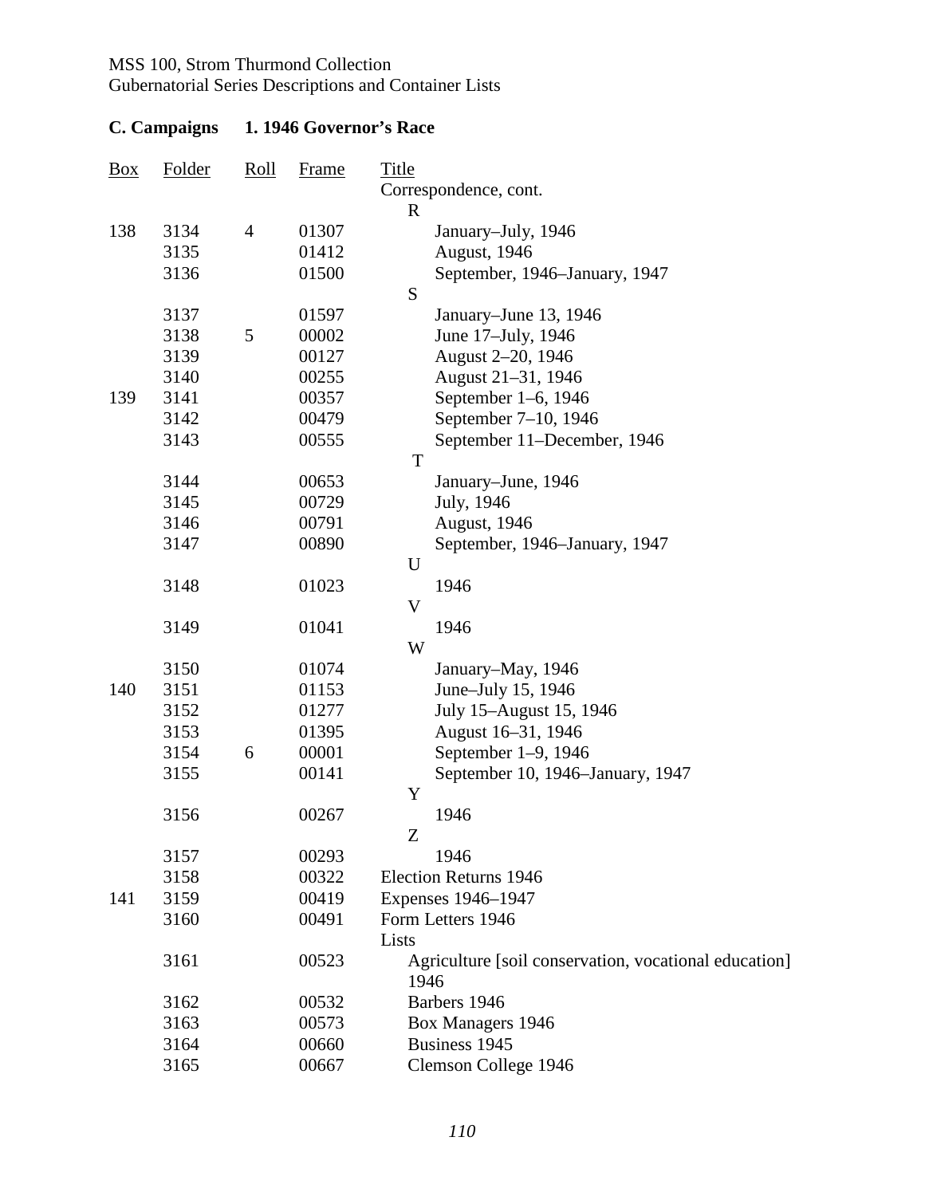MSS 100, Strom Thurmond Collection
Gubernatorial Series Descriptions and Container Lists

## C. Campaigns 1. 1946 Governor's Race

| Box | Folder | Roll | Frame | Title |
|---|---|---|---|---|
| | | | | Correspondence, cont. |
| | | | | R |
| 138 | 3134 | 4 | 01307 | January–July, 1946 |
| | 3135 | | 01412 | August, 1946 |
| | 3136 | | 01500 | September, 1946–January, 1947 |
| | | | | S |
| | 3137 | | 01597 | January–June 13, 1946 |
| | 3138 | 5 | 00002 | June 17–July, 1946 |
| | 3139 | | 00127 | August 2–20, 1946 |
| | 3140 | | 00255 | August 21–31, 1946 |
| 139 | 3141 | | 00357 | September 1–6, 1946 |
| | 3142 | | 00479 | September 7–10, 1946 |
| | 3143 | | 00555 | September 11–December, 1946 |
| | | | | T |
| | 3144 | | 00653 | January–June, 1946 |
| | 3145 | | 00729 | July, 1946 |
| | 3146 | | 00791 | August, 1946 |
| | 3147 | | 00890 | September, 1946–January, 1947 |
| | | | | U |
| | 3148 | | 01023 | 1946 |
| | | | | V |
| | 3149 | | 01041 | 1946 |
| | | | | W |
| | 3150 | | 01074 | January–May, 1946 |
| 140 | 3151 | | 01153 | June–July 15, 1946 |
| | 3152 | | 01277 | July 15–August 15, 1946 |
| | 3153 | | 01395 | August 16–31, 1946 |
| | 3154 | 6 | 00001 | September 1–9, 1946 |
| | 3155 | | 00141 | September 10, 1946–January, 1947 |
| | | | | Y |
| | 3156 | | 00267 | 1946 |
| | | | | Z |
| | 3157 | | 00293 | 1946 |
| | 3158 | | 00322 | Election Returns 1946 |
| 141 | 3159 | | 00419 | Expenses 1946–1947 |
| | 3160 | | 00491 | Form Letters 1946 |
| | | | | Lists |
| | 3161 | | 00523 | Agriculture [soil conservation, vocational education] 1946 |
| | 3162 | | 00532 | Barbers 1946 |
| | 3163 | | 00573 | Box Managers 1946 |
| | 3164 | | 00660 | Business 1945 |
| | 3165 | | 00667 | Clemson College 1946 |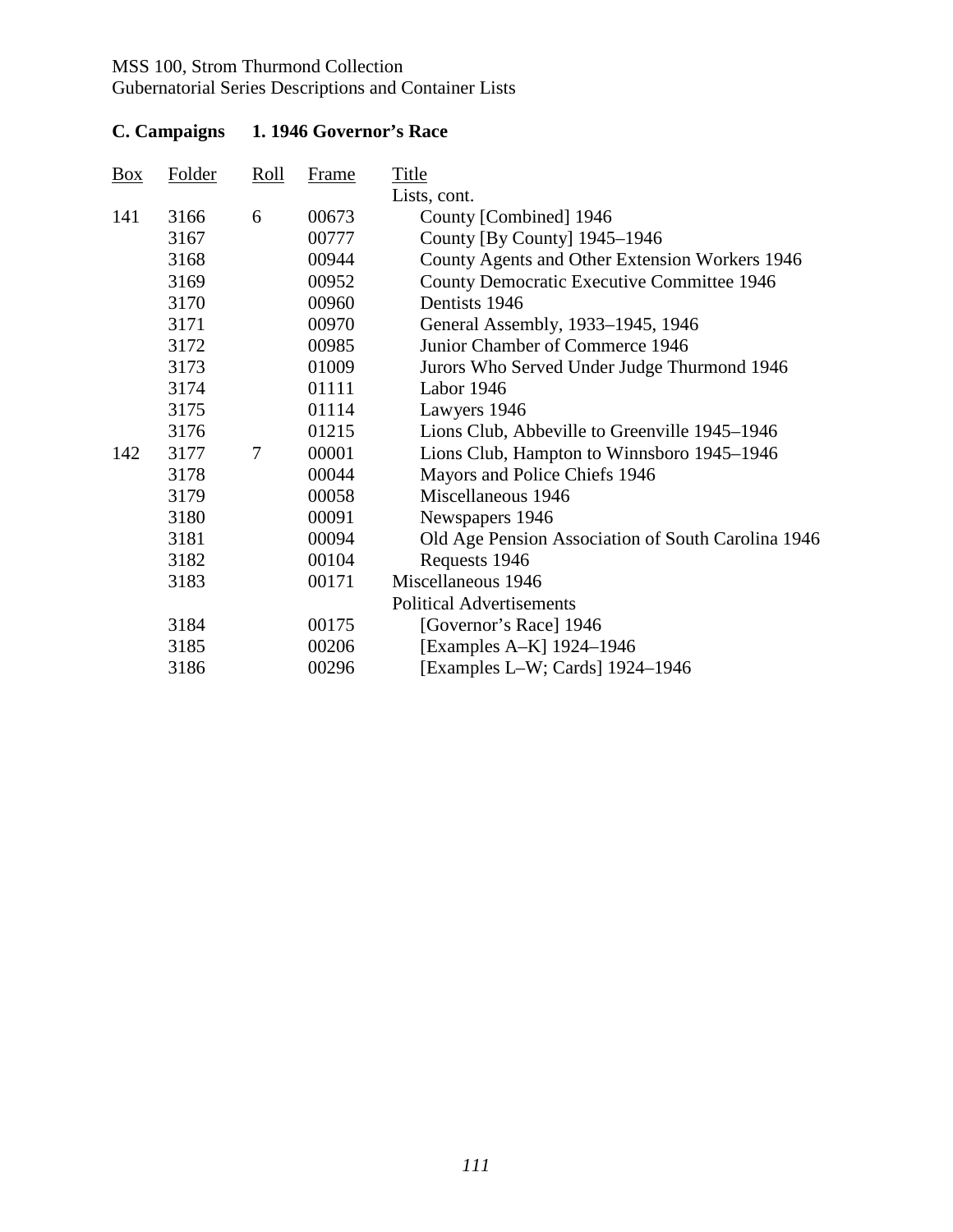## C. Campaigns 1. 1946 Governor's Race

| Box | Folder | Roll | Frame | Title |
| --- | --- | --- | --- | --- |
| | | | | Lists, cont. |
| 141 | 3166 | 6 | 00673 | County [Combined] 1946 |
| | 3167 | | 00777 | County [By County] 1945–1946 |
| | 3168 | | 00944 | County Agents and Other Extension Workers 1946 |
| | 3169 | | 00952 | County Democratic Executive Committee 1946 |
| | 3170 | | 00960 | Dentists 1946 |
| | 3171 | | 00970 | General Assembly, 1933–1945, 1946 |
| | 3172 | | 00985 | Junior Chamber of Commerce 1946 |
| | 3173 | | 01009 | Jurors Who Served Under Judge Thurmond 1946 |
| | 3174 | | 01111 | Labor 1946 |
| | 3175 | | 01114 | Lawyers 1946 |
| | 3176 | | 01215 | Lions Club, Abbeville to Greenville 1945–1946 |
| 142 | 3177 | 7 | 00001 | Lions Club, Hampton to Winnsboro 1945–1946 |
| | 3178 | | 00044 | Mayors and Police Chiefs 1946 |
| | 3179 | | 00058 | Miscellaneous 1946 |
| | 3180 | | 00091 | Newspapers 1946 |
| | 3181 | | 00094 | Old Age Pension Association of South Carolina 1946 |
| | 3182 | | 00104 | Requests 1946 |
| | 3183 | | 00171 | Miscellaneous 1946 |
| | | | | Political Advertisements |
| | 3184 | | 00175 | [Governor's Race] 1946 |
| | 3185 | | 00206 | [Examples A–K] 1924–1946 |
| | 3186 | | 00296 | [Examples L–W; Cards] 1924–1946 |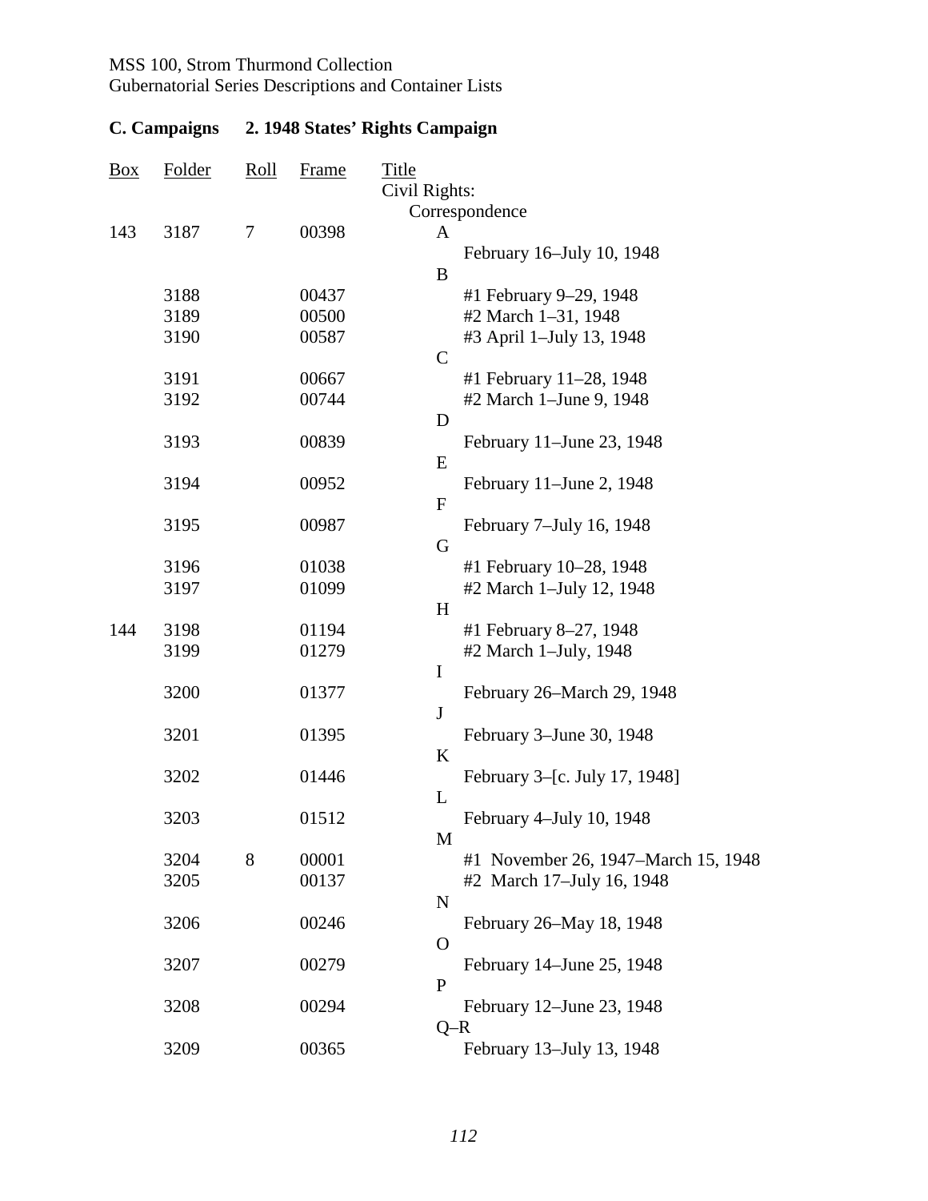MSS 100, Strom Thurmond Collection
Gubernatorial Series Descriptions and Container Lists

## C. Campaigns 2. 1948 States' Rights Campaign

| Box | Folder | Roll | Frame | Title |
|---|---|---|---|---|
| | | | | Civil Rights: |
| | | | | Correspondence |
| 143 | 3187 | 7 | 00398 | A |
| | | | | February 16–July 10, 1948 |
| | | | | B |
| | 3188 | | 00437 | #1 February 9–29, 1948 |
| | 3189 | | 00500 | #2 March 1–31, 1948 |
| | 3190 | | 00587 | #3 April 1–July 13, 1948 |
| | | | | C |
| | 3191 | | 00667 | #1 February 11–28, 1948 |
| | 3192 | | 00744 | #2 March 1–June 9, 1948 |
| | | | | D |
| | 3193 | | 00839 | February 11–June 23, 1948 |
| | | | | E |
| | 3194 | | 00952 | February 11–June 2, 1948 |
| | | | | F |
| | 3195 | | 00987 | February 7–July 16, 1948 |
| | | | | G |
| | 3196 | | 01038 | #1 February 10–28, 1948 |
| | 3197 | | 01099 | #2 March 1–July 12, 1948 |
| | | | | H |
| 144 | 3198 | | 01194 | #1 February 8–27, 1948 |
| | 3199 | | 01279 | #2 March 1–July, 1948 |
| | | | | I |
| | 3200 | | 01377 | February 26–March 29, 1948 |
| | | | | J |
| | 3201 | | 01395 | February 3–June 30, 1948 |
| | | | | K |
| | 3202 | | 01446 | February 3–[c. July 17, 1948] |
| | | | | L |
| | 3203 | | 01512 | February 4–July 10, 1948 |
| | | | | M |
| | 3204 | 8 | 00001 | #1 November 26, 1947–March 15, 1948 |
| | 3205 | | 00137 | #2 March 17–July 16, 1948 |
| | | | | N |
| | 3206 | | 00246 | February 26–May 18, 1948 |
| | | | | O |
| | 3207 | | 00279 | February 14–June 25, 1948 |
| | | | | P |
| | 3208 | | 00294 | February 12–June 23, 1948 |
| | | | | Q–R |
| | 3209 | | 00365 | February 13–July 13, 1948 |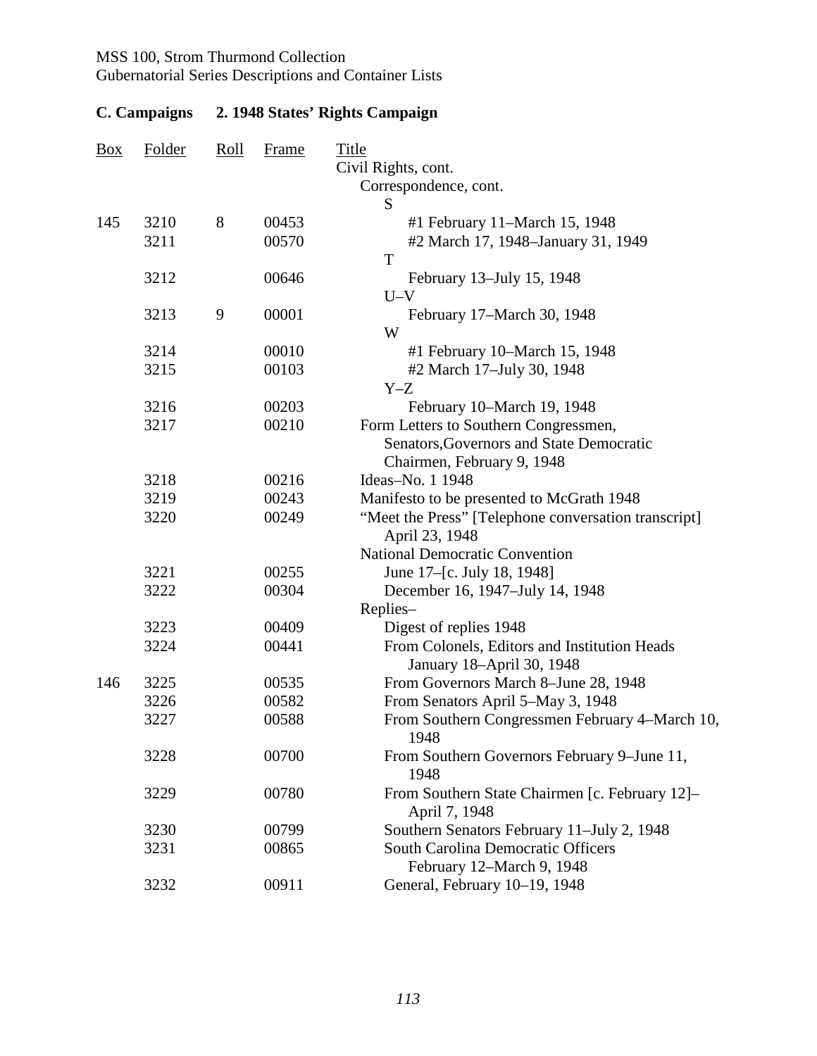## C. Campaigns 2. 1948 States' Rights Campaign

| Box | Folder | Roll | Frame | Title |
|---|---|---|---|---|
| | | | | Civil Rights, cont. |
| | | | | Correspondence, cont. |
| | | | | S |
| 145 | 3210 | 8 | 00453 | #1 February 11–March 15, 1948 |
| | 3211 | | 00570 | #2 March 17, 1948–January 31, 1949 |
| | | | | T |
| | 3212 | | 00646 | February 13–July 15, 1948 |
| | | | | U–V |
| | 3213 | 9 | 00001 | February 17–March 30, 1948 |
| | | | | W |
| | 3214 | | 00010 | #1 February 10–March 15, 1948 |
| | 3215 | | 00103 | #2 March 17–July 30, 1948 |
| | | | | Y–Z |
| | 3216 | | 00203 | February 10–March 19, 1948 |
| | 3217 | | 00210 | Form Letters to Southern Congressmen, Senators,Governors and State Democratic Chairmen, February 9, 1948 |
| | 3218 | | 00216 | Ideas–No. 1 1948 |
| | 3219 | | 00243 | Manifesto to be presented to McGrath 1948 |
| | 3220 | | 00249 | "Meet the Press" [Telephone conversation transcript] April 23, 1948 |
| | | | | National Democratic Convention |
| | 3221 | | 00255 | June 17–[c. July 18, 1948] |
| | 3222 | | 00304 | December 16, 1947–July 14, 1948 |
| | | | | Replies– |
| | 3223 | | 00409 | Digest of replies 1948 |
| | 3224 | | 00441 | From Colonels, Editors and Institution Heads January 18–April 30, 1948 |
| 146 | 3225 | | 00535 | From Governors March 8–June 28, 1948 |
| | 3226 | | 00582 | From Senators April 5–May 3, 1948 |
| | 3227 | | 00588 | From Southern Congressmen February 4–March 10, 1948 |
| | 3228 | | 00700 | From Southern Governors February 9–June 11, 1948 |
| | 3229 | | 00780 | From Southern State Chairmen [c. February 12]–April 7, 1948 |
| | 3230 | | 00799 | Southern Senators February 11–July 2, 1948 |
| | 3231 | | 00865 | South Carolina Democratic Officers February 12–March 9, 1948 |
| | 3232 | | 00911 | General, February 10–19, 1948 |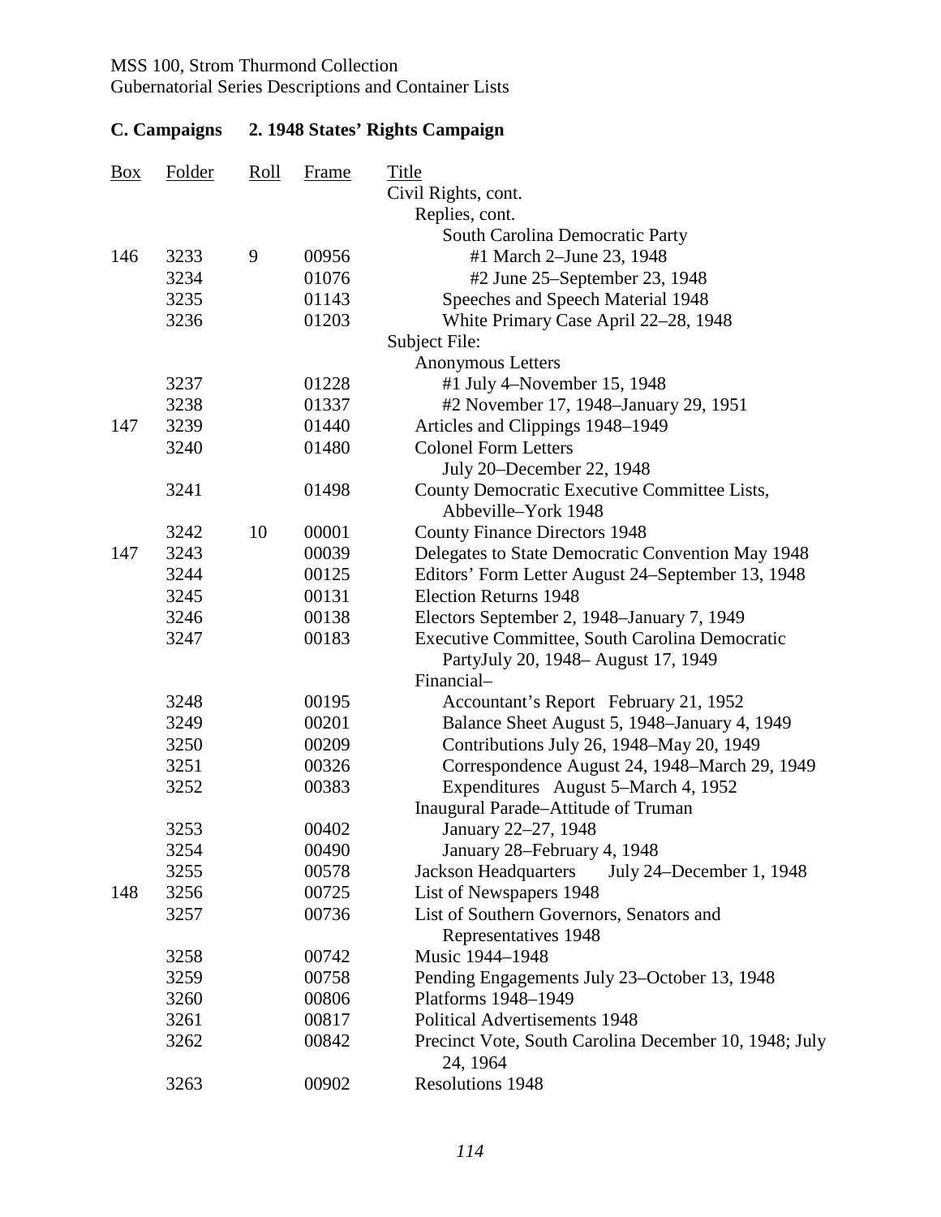MSS 100, Strom Thurmond Collection
Gubernatorial Series Descriptions and Container Lists

## C. Campaigns  2. 1948 States' Rights Campaign

| Box | Folder | Roll | Frame | Title |
|---|---|---|---|---|
| | | | | Civil Rights, cont. |
| | | | | Replies, cont. |
| | | | | South Carolina Democratic Party |
| 146 | 3233 | 9 | 00956 | #1 March 2–June 23, 1948 |
| | 3234 | | 01076 | #2 June 25–September 23, 1948 |
| | 3235 | | 01143 | Speeches and Speech Material 1948 |
| | 3236 | | 01203 | White Primary Case April 22–28, 1948 |
| | | | | Subject File: |
| | | | | Anonymous Letters |
| | 3237 | | 01228 | #1 July 4–November 15, 1948 |
| | 3238 | | 01337 | #2 November 17, 1948–January 29, 1951 |
| 147 | 3239 | | 01440 | Articles and Clippings 1948–1949 |
| | 3240 | | 01480 | Colonel Form Letters July 20–December 22, 1948 |
| | 3241 | | 01498 | County Democratic Executive Committee Lists, Abbeville–York 1948 |
| | 3242 | 10 | 00001 | County Finance Directors 1948 |
| 147 | 3243 | | 00039 | Delegates to State Democratic Convention May 1948 |
| | 3244 | | 00125 | Editors' Form Letter August 24–September 13, 1948 |
| | 3245 | | 00131 | Election Returns 1948 |
| | 3246 | | 00138 | Electors September 2, 1948–January 7, 1949 |
| | 3247 | | 00183 | Executive Committee, South Carolina Democratic PartyJuly 20, 1948– August 17, 1949 |
| | | | | Financial– |
| | 3248 | | 00195 | Accountant's Report February 21, 1952 |
| | 3249 | | 00201 | Balance Sheet August 5, 1948–January 4, 1949 |
| | 3250 | | 00209 | Contributions July 26, 1948–May 20, 1949 |
| | 3251 | | 00326 | Correspondence August 24, 1948–March 29, 1949 |
| | 3252 | | 00383 | Expenditures August 5–March 4, 1952 |
| | | | | Inaugural Parade–Attitude of Truman |
| | 3253 | | 00402 | January 22–27, 1948 |
| | 3254 | | 00490 | January 28–February 4, 1948 |
| | 3255 | | 00578 | Jackson Headquarters July 24–December 1, 1948 |
| 148 | 3256 | | 00725 | List of Newspapers 1948 |
| | 3257 | | 00736 | List of Southern Governors, Senators and Representatives 1948 |
| | 3258 | | 00742 | Music 1944–1948 |
| | 3259 | | 00758 | Pending Engagements July 23–October 13, 1948 |
| | 3260 | | 00806 | Platforms 1948–1949 |
| | 3261 | | 00817 | Political Advertisements 1948 |
| | 3262 | | 00842 | Precinct Vote, South Carolina December 10, 1948; July 24, 1964 |
| | 3263 | | 00902 | Resolutions 1948 |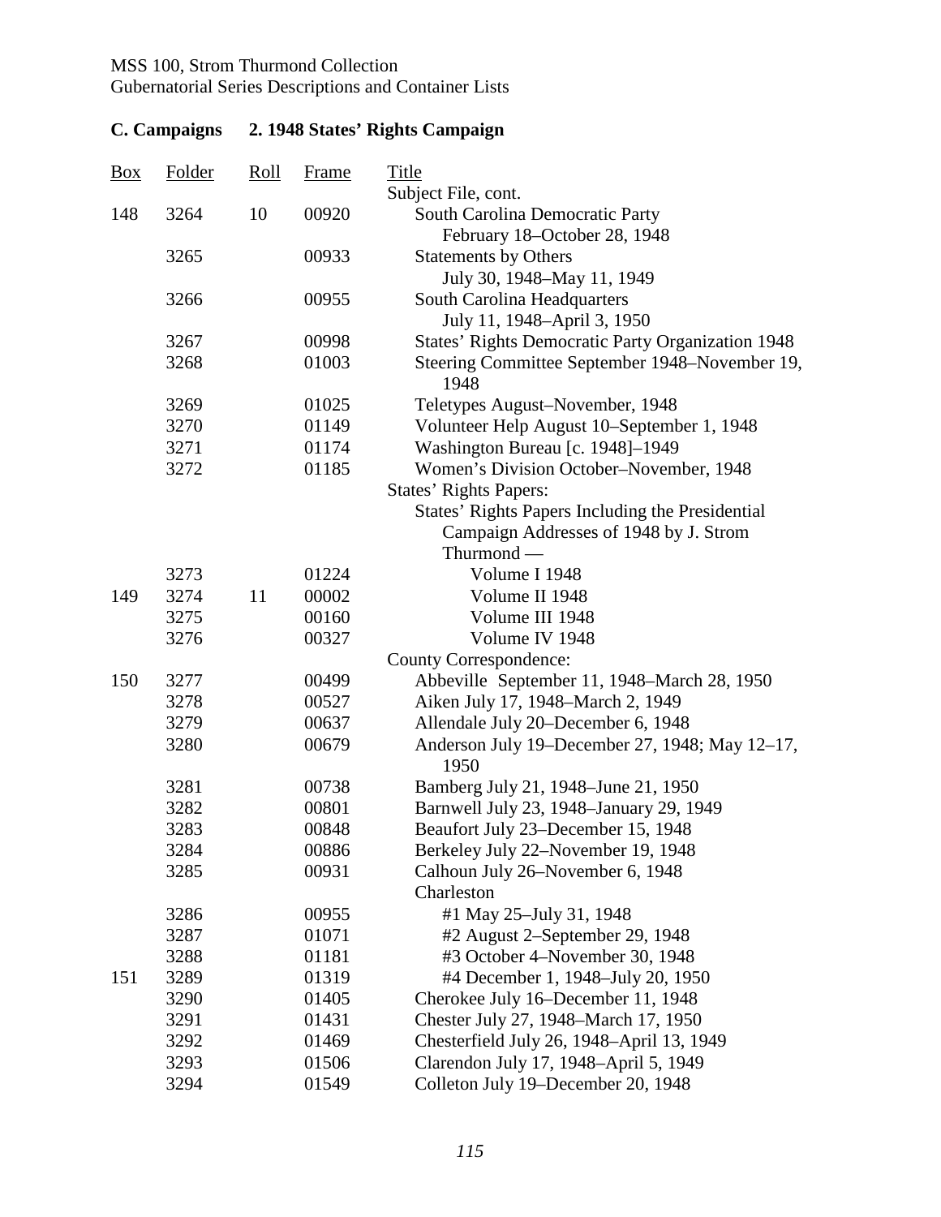MSS 100, Strom Thurmond Collection
Gubernatorial Series Descriptions and Container Lists

## C. Campaigns 2. 1948 States' Rights Campaign

| Box | Folder | Roll | Frame | Title |
|---|---|---|---|---|
| | | | | Subject File, cont. |
| 148 | 3264 | 10 | 00920 | South Carolina Democratic Party February 18–October 28, 1948 |
| | 3265 | | 00933 | Statements by Others July 30, 1948–May 11, 1949 |
| | 3266 | | 00955 | South Carolina Headquarters July 11, 1948–April 3, 1950 |
| | 3267 | | 00998 | States' Rights Democratic Party Organization 1948 |
| | 3268 | | 01003 | Steering Committee September 1948–November 19, 1948 |
| | 3269 | | 01025 | Teletypes August–November, 1948 |
| | 3270 | | 01149 | Volunteer Help August 10–September 1, 1948 |
| | 3271 | | 01174 | Washington Bureau [c. 1948]–1949 |
| | 3272 | | 01185 | Women's Division October–November, 1948 |
| | | | | States' Rights Papers: |
| | | | | States' Rights Papers Including the Presidential Campaign Addresses of 1948 by J. Strom Thurmond — |
| | 3273 | | 01224 | Volume I 1948 |
| 149 | 3274 | 11 | 00002 | Volume II 1948 |
| | 3275 | | 00160 | Volume III 1948 |
| | 3276 | | 00327 | Volume IV 1948 |
| | | | | County Correspondence: |
| 150 | 3277 | | 00499 | Abbeville September 11, 1948–March 28, 1950 |
| | 3278 | | 00527 | Aiken July 17, 1948–March 2, 1949 |
| | 3279 | | 00637 | Allendale July 20–December 6, 1948 |
| | 3280 | | 00679 | Anderson July 19–December 27, 1948; May 12–17, 1950 |
| | 3281 | | 00738 | Bamberg July 21, 1948–June 21, 1950 |
| | 3282 | | 00801 | Barnwell July 23, 1948–January 29, 1949 |
| | 3283 | | 00848 | Beaufort July 23–December 15, 1948 |
| | 3284 | | 00886 | Berkeley July 22–November 19, 1948 |
| | 3285 | | 00931 | Calhoun July 26–November 6, 1948 |
| | | | | Charleston |
| | 3286 | | 00955 | #1 May 25–July 31, 1948 |
| | 3287 | | 01071 | #2 August 2–September 29, 1948 |
| | 3288 | | 01181 | #3 October 4–November 30, 1948 |
| 151 | 3289 | | 01319 | #4 December 1, 1948–July 20, 1950 |
| | 3290 | | 01405 | Cherokee July 16–December 11, 1948 |
| | 3291 | | 01431 | Chester July 27, 1948–March 17, 1950 |
| | 3292 | | 01469 | Chesterfield July 26, 1948–April 13, 1949 |
| | 3293 | | 01506 | Clarendon July 17, 1948–April 5, 1949 |
| | 3294 | | 01549 | Colleton July 19–December 20, 1948 |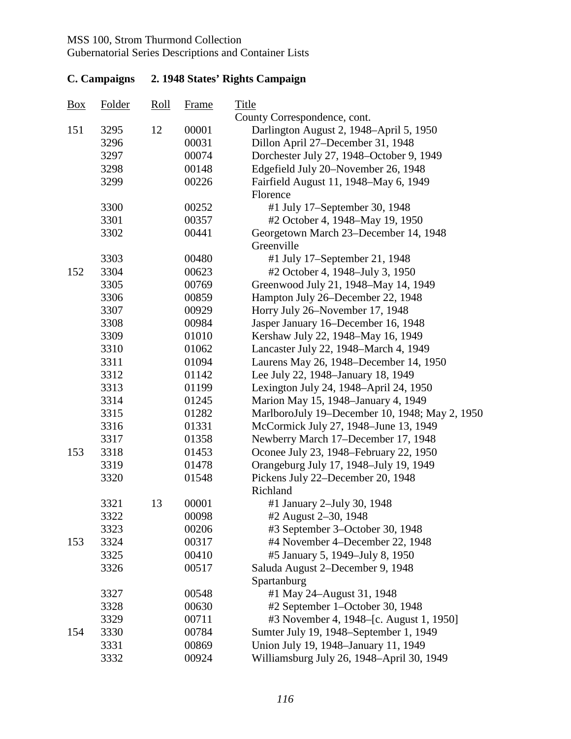MSS 100, Strom Thurmond Collection
Gubernatorial Series Descriptions and Container Lists

## C. Campaigns 2. 1948 States' Rights Campaign

| Box | Folder | Roll | Frame | Title |
|---|---|---|---|---|
| | | | | County Correspondence, cont. |
| 151 | 3295 | 12 | 00001 | Darlington August 2, 1948–April 5, 1950 |
| | 3296 | | 00031 | Dillon April 27–December 31, 1948 |
| | 3297 | | 00074 | Dorchester July 27, 1948–October 9, 1949 |
| | 3298 | | 00148 | Edgefield July 20–November 26, 1948 |
| | 3299 | | 00226 | Fairfield August 11, 1948–May 6, 1949 |
| | | | | Florence |
| | 3300 | | 00252 | #1 July 17–September 30, 1948 |
| | 3301 | | 00357 | #2 October 4, 1948–May 19, 1950 |
| | 3302 | | 00441 | Georgetown March 23–December 14, 1948 |
| | | | | Greenville |
| | 3303 | | 00480 | #1 July 17–September 21, 1948 |
| 152 | 3304 | | 00623 | #2 October 4, 1948–July 3, 1950 |
| | 3305 | | 00769 | Greenwood July 21, 1948–May 14, 1949 |
| | 3306 | | 00859 | Hampton July 26–December 22, 1948 |
| | 3307 | | 00929 | Horry July 26–November 17, 1948 |
| | 3308 | | 00984 | Jasper January 16–December 16, 1948 |
| | 3309 | | 01010 | Kershaw July 22, 1948–May 16, 1949 |
| | 3310 | | 01062 | Lancaster July 22, 1948–March 4, 1949 |
| | 3311 | | 01094 | Laurens May 26, 1948–December 14, 1950 |
| | 3312 | | 01142 | Lee July 22, 1948–January 18, 1949 |
| | 3313 | | 01199 | Lexington July 24, 1948–April 24, 1950 |
| | 3314 | | 01245 | Marion May 15, 1948–January 4, 1949 |
| | 3315 | | 01282 | MarlboroJuly 19–December 10, 1948; May 2, 1950 |
| | 3316 | | 01331 | McCormick July 27, 1948–June 13, 1949 |
| | 3317 | | 01358 | Newberry March 17–December 17, 1948 |
| 153 | 3318 | | 01453 | Oconee July 23, 1948–February 22, 1950 |
| | 3319 | | 01478 | Orangeburg July 17, 1948–July 19, 1949 |
| | 3320 | | 01548 | Pickens July 22–December 20, 1948 |
| | | | | Richland |
| | 3321 | 13 | 00001 | #1 January 2–July 30, 1948 |
| | 3322 | | 00098 | #2 August 2–30, 1948 |
| | 3323 | | 00206 | #3 September 3–October 30, 1948 |
| 153 | 3324 | | 00317 | #4 November 4–December 22, 1948 |
| | 3325 | | 00410 | #5 January 5, 1949–July 8, 1950 |
| | 3326 | | 00517 | Saluda August 2–December 9, 1948 |
| | | | | Spartanburg |
| | 3327 | | 00548 | #1 May 24–August 31, 1948 |
| | 3328 | | 00630 | #2 September 1–October 30, 1948 |
| | 3329 | | 00711 | #3 November 4, 1948–[c. August 1, 1950] |
| 154 | 3330 | | 00784 | Sumter July 19, 1948–September 1, 1949 |
| | 3331 | | 00869 | Union July 19, 1948–January 11, 1949 |
| | 3332 | | 00924 | Williamsburg July 26, 1948–April 30, 1949 |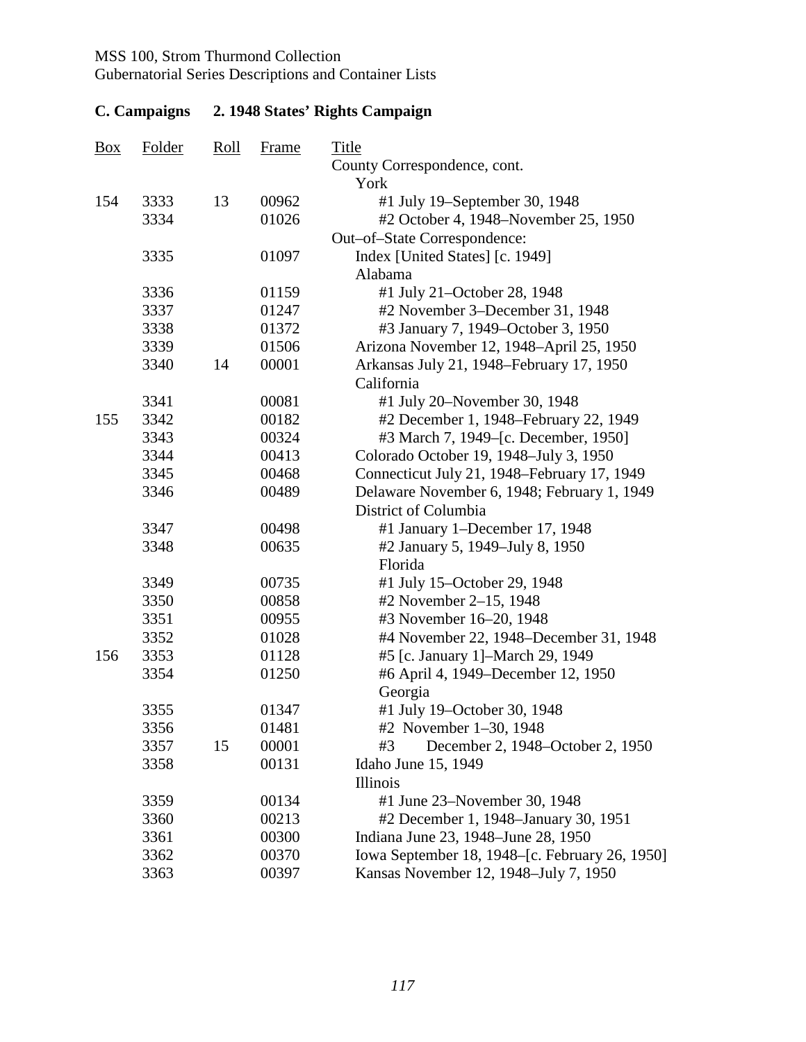## C. Campaigns 2. 1948 States' Rights Campaign

| Box | Folder | Roll | Frame | Title |
|---|---|---|---|---|
| | | | | County Correspondence, cont. |
| | | | | York |
| 154 | 3333 | 13 | 00962 | #1 July 19–September 30, 1948 |
| | 3334 | | 01026 | #2 October 4, 1948–November 25, 1950 |
| | | | | Out–of–State Correspondence: |
| | 3335 | | 01097 | Index [United States] [c. 1949] |
| | | | | Alabama |
| | 3336 | | 01159 | #1 July 21–October 28, 1948 |
| | 3337 | | 01247 | #2 November 3–December 31, 1948 |
| | 3338 | | 01372 | #3 January 7, 1949–October 3, 1950 |
| | 3339 | | 01506 | Arizona November 12, 1948–April 25, 1950 |
| | 3340 | 14 | 00001 | Arkansas July 21, 1948–February 17, 1950 |
| | | | | California |
| | 3341 | | 00081 | #1 July 20–November 30, 1948 |
| 155 | 3342 | | 00182 | #2 December 1, 1948–February 22, 1949 |
| | 3343 | | 00324 | #3 March 7, 1949–[c. December, 1950] |
| | 3344 | | 00413 | Colorado October 19, 1948–July 3, 1950 |
| | 3345 | | 00468 | Connecticut July 21, 1948–February 17, 1949 |
| | 3346 | | 00489 | Delaware November 6, 1948; February 1, 1949 |
| | | | | District of Columbia |
| | 3347 | | 00498 | #1 January 1–December 17, 1948 |
| | 3348 | | 00635 | #2 January 5, 1949–July 8, 1950 |
| | | | | Florida |
| | 3349 | | 00735 | #1 July 15–October 29, 1948 |
| | 3350 | | 00858 | #2 November 2–15, 1948 |
| | 3351 | | 00955 | #3 November 16–20, 1948 |
| | 3352 | | 01028 | #4 November 22, 1948–December 31, 1948 |
| 156 | 3353 | | 01128 | #5 [c. January 1]–March 29, 1949 |
| | 3354 | | 01250 | #6 April 4, 1949–December 12, 1950 |
| | | | | Georgia |
| | 3355 | | 01347 | #1 July 19–October 30, 1948 |
| | 3356 | | 01481 | #2 November 1–30, 1948 |
| | 3357 | 15 | 00001 | #3 December 2, 1948–October 2, 1950 |
| | 3358 | | 00131 | Idaho June 15, 1949 |
| | | | | Illinois |
| | 3359 | | 00134 | #1 June 23–November 30, 1948 |
| | 3360 | | 00213 | #2 December 1, 1948–January 30, 1951 |
| | 3361 | | 00300 | Indiana June 23, 1948–June 28, 1950 |
| | 3362 | | 00370 | Iowa September 18, 1948–[c. February 26, 1950] |
| | 3363 | | 00397 | Kansas November 12, 1948–July 7, 1950 |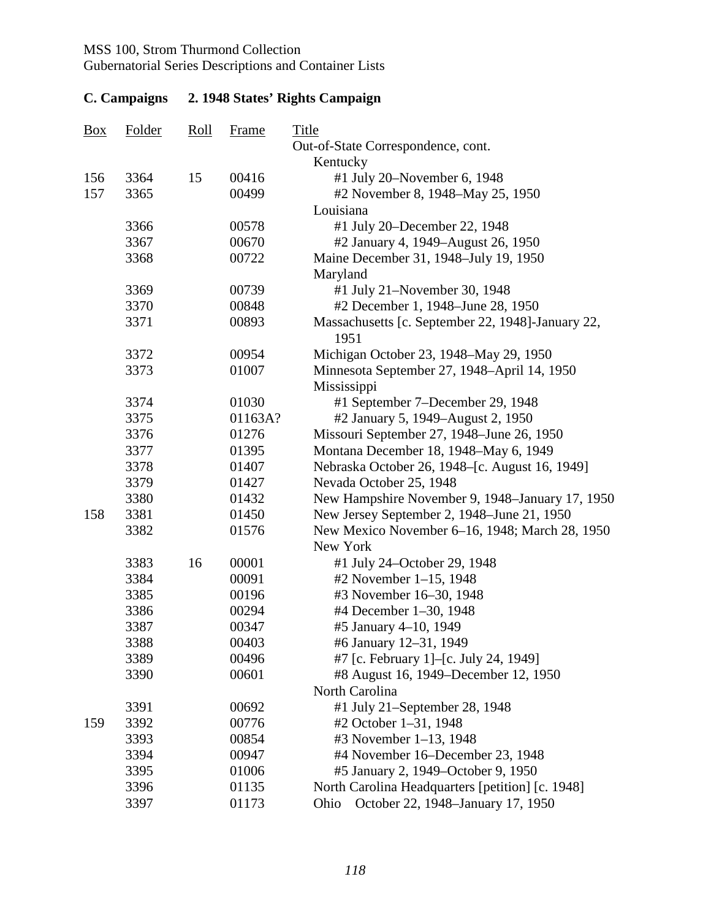MSS 100, Strom Thurmond Collection
Gubernatorial Series Descriptions and Container Lists

## C. Campaigns 2. 1948 States' Rights Campaign

| Box | Folder | Roll | Frame | Title |
|---|---|---|---|---|
| | | | | Out-of-State Correspondence, cont. |
| | | | | Kentucky |
| 156 | 3364 | 15 | 00416 | #1 July 20–November 6, 1948 |
| 157 | 3365 | | 00499 | #2 November 8, 1948–May 25, 1950 |
| | | | | Louisiana |
| | 3366 | | 00578 | #1 July 20–December 22, 1948 |
| | 3367 | | 00670 | #2 January 4, 1949–August 26, 1950 |
| | 3368 | | 00722 | Maine December 31, 1948–July 19, 1950 |
| | | | | Maryland |
| | 3369 | | 00739 | #1 July 21–November 30, 1948 |
| | 3370 | | 00848 | #2 December 1, 1948–June 28, 1950 |
| | 3371 | | 00893 | Massachusetts [c. September 22, 1948]-January 22, 1951 |
| | 3372 | | 00954 | Michigan October 23, 1948–May 29, 1950 |
| | 3373 | | 01007 | Minnesota September 27, 1948–April 14, 1950 |
| | | | | Mississippi |
| | 3374 | | 01030 | #1 September 7–December 29, 1948 |
| | 3375 | | 01163A? | #2 January 5, 1949–August 2, 1950 |
| | 3376 | | 01276 | Missouri September 27, 1948–June 26, 1950 |
| | 3377 | | 01395 | Montana December 18, 1948–May 6, 1949 |
| | 3378 | | 01407 | Nebraska October 26, 1948–[c. August 16, 1949] |
| | 3379 | | 01427 | Nevada October 25, 1948 |
| | 3380 | | 01432 | New Hampshire November 9, 1948–January 17, 1950 |
| 158 | 3381 | | 01450 | New Jersey September 2, 1948–June 21, 1950 |
| | 3382 | | 01576 | New Mexico November 6–16, 1948; March 28, 1950 |
| | | | | New York |
| | 3383 | 16 | 00001 | #1 July 24–October 29, 1948 |
| | 3384 | | 00091 | #2 November 1–15, 1948 |
| | 3385 | | 00196 | #3 November 16–30, 1948 |
| | 3386 | | 00294 | #4 December 1–30, 1948 |
| | 3387 | | 00347 | #5 January 4–10, 1949 |
| | 3388 | | 00403 | #6 January 12–31, 1949 |
| | 3389 | | 00496 | #7 [c. February 1]–[c. July 24, 1949] |
| | 3390 | | 00601 | #8 August 16, 1949–December 12, 1950 |
| | | | | North Carolina |
| | 3391 | | 00692 | #1 July 21–September 28, 1948 |
| 159 | 3392 | | 00776 | #2 October 1–31, 1948 |
| | 3393 | | 00854 | #3 November 1–13, 1948 |
| | 3394 | | 00947 | #4 November 16–December 23, 1948 |
| | 3395 | | 01006 | #5 January 2, 1949–October 9, 1950 |
| | 3396 | | 01135 | North Carolina Headquarters [petition] [c. 1948] |
| | 3397 | | 01173 | Ohio October 22, 1948–January 17, 1950 |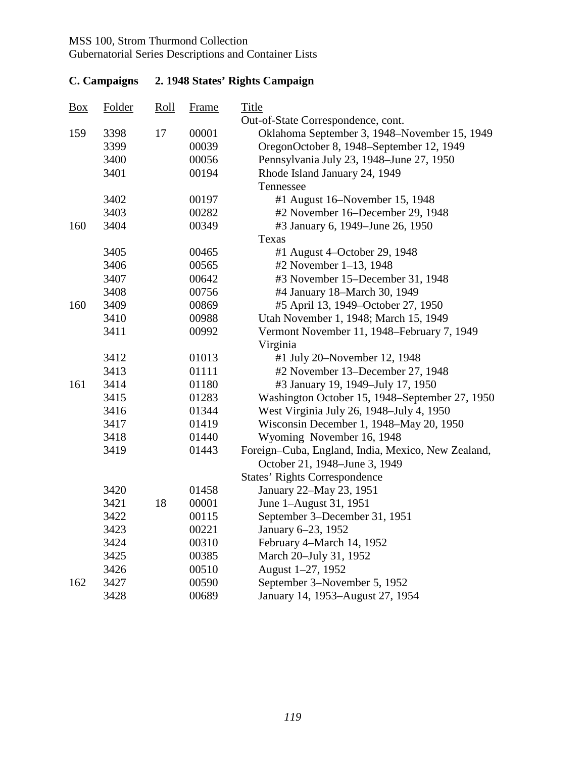MSS 100, Strom Thurmond Collection
Gubernatorial Series Descriptions and Container Lists

## C. Campaigns 2. 1948 States' Rights Campaign

| Box | Folder | Roll | Frame | Title |
|---|---|---|---|---|
| | | | | Out-of-State Correspondence, cont. |
| 159 | 3398 | 17 | 00001 | Oklahoma September 3, 1948–November 15, 1949 |
| | 3399 | | 00039 | OregonOctober 8, 1948–September 12, 1949 |
| | 3400 | | 00056 | Pennsylvania July 23, 1948–June 27, 1950 |
| | 3401 | | 00194 | Rhode Island January 24, 1949 |
| | | | | Tennessee |
| | 3402 | | 00197 | #1 August 16–November 15, 1948 |
| | 3403 | | 00282 | #2 November 16–December 29, 1948 |
| 160 | 3404 | | 00349 | #3 January 6, 1949–June 26, 1950 |
| | | | | Texas |
| | 3405 | | 00465 | #1 August 4–October 29, 1948 |
| | 3406 | | 00565 | #2 November 1–13, 1948 |
| | 3407 | | 00642 | #3 November 15–December 31, 1948 |
| | 3408 | | 00756 | #4 January 18–March 30, 1949 |
| 160 | 3409 | | 00869 | #5 April 13, 1949–October 27, 1950 |
| | 3410 | | 00988 | Utah November 1, 1948; March 15, 1949 |
| | 3411 | | 00992 | Vermont November 11, 1948–February 7, 1949 |
| | | | | Virginia |
| | 3412 | | 01013 | #1 July 20–November 12, 1948 |
| | 3413 | | 01111 | #2 November 13–December 27, 1948 |
| 161 | 3414 | | 01180 | #3 January 19, 1949–July 17, 1950 |
| | 3415 | | 01283 | Washington October 15, 1948–September 27, 1950 |
| | 3416 | | 01344 | West Virginia July 26, 1948–July 4, 1950 |
| | 3417 | | 01419 | Wisconsin December 1, 1948–May 20, 1950 |
| | 3418 | | 01440 | Wyoming November 16, 1948 |
| | 3419 | | 01443 | Foreign–Cuba, England, India, Mexico, New Zealand, October 21, 1948–June 3, 1949 |
| | | | | States' Rights Correspondence |
| | 3420 | | 01458 | January 22–May 23, 1951 |
| | 3421 | 18 | 00001 | June 1–August 31, 1951 |
| | 3422 | | 00115 | September 3–December 31, 1951 |
| | 3423 | | 00221 | January 6–23, 1952 |
| | 3424 | | 00310 | February 4–March 14, 1952 |
| | 3425 | | 00385 | March 20–July 31, 1952 |
| | 3426 | | 00510 | August 1–27, 1952 |
| 162 | 3427 | | 00590 | September 3–November 5, 1952 |
| | 3428 | | 00689 | January 14, 1953–August 27, 1954 |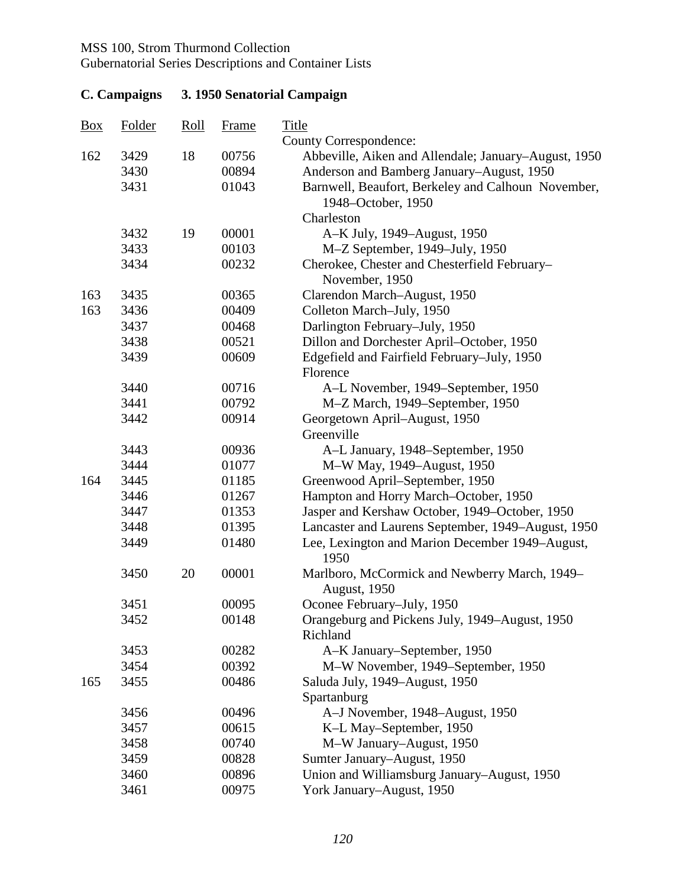MSS 100, Strom Thurmond Collection
Gubernatorial Series Descriptions and Container Lists

## C. Campaigns 3. 1950 Senatorial Campaign

| Box | Folder | Roll | Frame | Title |
|---|---|---|---|---|
| | | | | County Correspondence: |
| 162 | 3429 | 18 | 00756 | Abbeville, Aiken and Allendale; January–August, 1950 |
| | 3430 | | 00894 | Anderson and Bamberg January–August, 1950 |
| | 3431 | | 01043 | Barnwell, Beaufort, Berkeley and Calhoun November, 1948–October, 1950 |
| | | | | Charleston |
| | 3432 | 19 | 00001 | A–K July, 1949–August, 1950 |
| | 3433 | | 00103 | M–Z September, 1949–July, 1950 |
| | 3434 | | 00232 | Cherokee, Chester and Chesterfield February–November, 1950 |
| 163 | 3435 | | 00365 | Clarendon March–August, 1950 |
| 163 | 3436 | | 00409 | Colleton March–July, 1950 |
| | 3437 | | 00468 | Darlington February–July, 1950 |
| | 3438 | | 00521 | Dillon and Dorchester April–October, 1950 |
| | 3439 | | 00609 | Edgefield and Fairfield February–July, 1950 |
| | | | | Florence |
| | 3440 | | 00716 | A–L November, 1949–September, 1950 |
| | 3441 | | 00792 | M–Z March, 1949–September, 1950 |
| | 3442 | | 00914 | Georgetown April–August, 1950 |
| | | | | Greenville |
| | 3443 | | 00936 | A–L January, 1948–September, 1950 |
| | 3444 | | 01077 | M–W May, 1949–August, 1950 |
| 164 | 3445 | | 01185 | Greenwood April–September, 1950 |
| | 3446 | | 01267 | Hampton and Horry March–October, 1950 |
| | 3447 | | 01353 | Jasper and Kershaw October, 1949–October, 1950 |
| | 3448 | | 01395 | Lancaster and Laurens September, 1949–August, 1950 |
| | 3449 | | 01480 | Lee, Lexington and Marion December 1949–August, 1950 |
| | 3450 | 20 | 00001 | Marlboro, McCormick and Newberry March, 1949–August, 1950 |
| | 3451 | | 00095 | Oconee February–July, 1950 |
| | 3452 | | 00148 | Orangeburg and Pickens July, 1949–August, 1950 |
| | | | | Richland |
| | 3453 | | 00282 | A–K January–September, 1950 |
| | 3454 | | 00392 | M–W November, 1949–September, 1950 |
| 165 | 3455 | | 00486 | Saluda July, 1949–August, 1950 |
| | | | | Spartanburg |
| | 3456 | | 00496 | A–J November, 1948–August, 1950 |
| | 3457 | | 00615 | K–L May–September, 1950 |
| | 3458 | | 00740 | M–W January–August, 1950 |
| | 3459 | | 00828 | Sumter January–August, 1950 |
| | 3460 | | 00896 | Union and Williamsburg January–August, 1950 |
| | 3461 | | 00975 | York January–August, 1950 |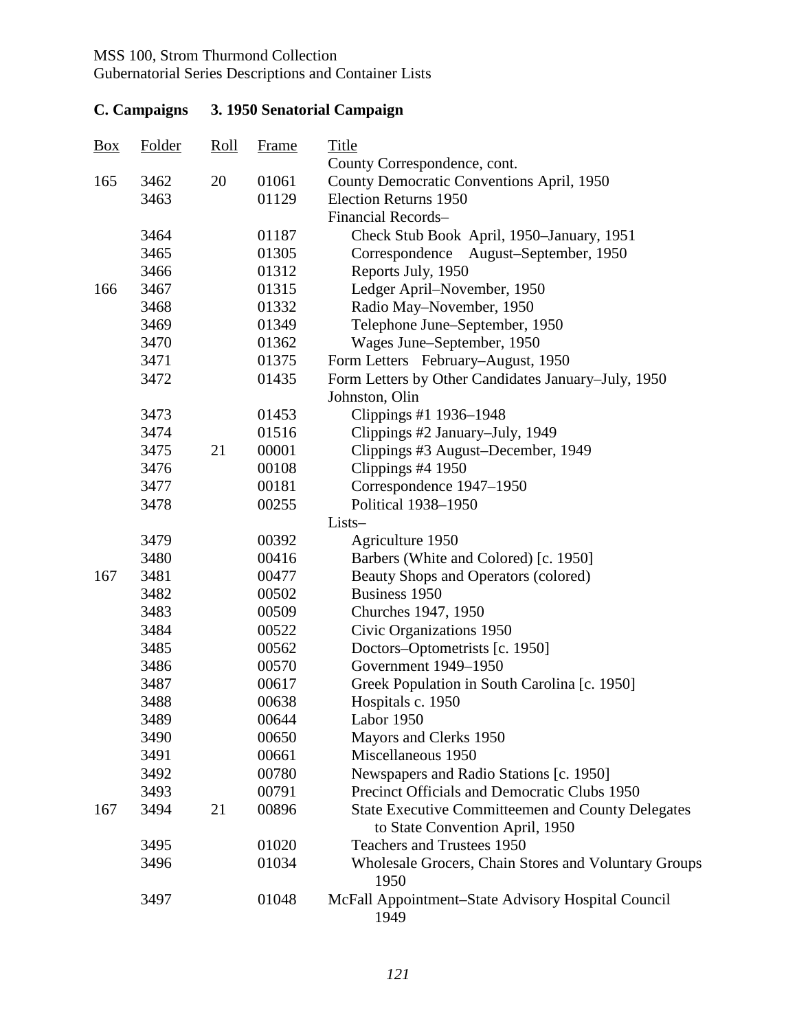MSS 100, Strom Thurmond Collection
Gubernatorial Series Descriptions and Container Lists

## C. Campaigns 3. 1950 Senatorial Campaign

| Box | Folder | Roll | Frame | Title |
|---|---|---|---|---|
| | | | | County Correspondence, cont. |
| 165 | 3462 | 20 | 01061 | County Democratic Conventions April, 1950 |
| | 3463 | | 01129 | Election Returns 1950 |
| | | | | Financial Records– |
| | 3464 | | 01187 | Check Stub Book April, 1950–January, 1951 |
| | 3465 | | 01305 | Correspondence August–September, 1950 |
| | 3466 | | 01312 | Reports July, 1950 |
| 166 | 3467 | | 01315 | Ledger April–November, 1950 |
| | 3468 | | 01332 | Radio May–November, 1950 |
| | 3469 | | 01349 | Telephone June–September, 1950 |
| | 3470 | | 01362 | Wages June–September, 1950 |
| | 3471 | | 01375 | Form Letters February–August, 1950 |
| | 3472 | | 01435 | Form Letters by Other Candidates January–July, 1950 |
| | | | | Johnston, Olin |
| | 3473 | | 01453 | Clippings #1 1936–1948 |
| | 3474 | | 01516 | Clippings #2 January–July, 1949 |
| | 3475 | 21 | 00001 | Clippings #3 August–December, 1949 |
| | 3476 | | 00108 | Clippings #4 1950 |
| | 3477 | | 00181 | Correspondence 1947–1950 |
| | 3478 | | 00255 | Political 1938–1950 |
| | | | | Lists– |
| | 3479 | | 00392 | Agriculture 1950 |
| | 3480 | | 00416 | Barbers (White and Colored) [c. 1950] |
| 167 | 3481 | | 00477 | Beauty Shops and Operators (colored) |
| | 3482 | | 00502 | Business 1950 |
| | 3483 | | 00509 | Churches 1947, 1950 |
| | 3484 | | 00522 | Civic Organizations 1950 |
| | 3485 | | 00562 | Doctors–Optometrists [c. 1950] |
| | 3486 | | 00570 | Government 1949–1950 |
| | 3487 | | 00617 | Greek Population in South Carolina [c. 1950] |
| | 3488 | | 00638 | Hospitals c. 1950 |
| | 3489 | | 00644 | Labor 1950 |
| | 3490 | | 00650 | Mayors and Clerks 1950 |
| | 3491 | | 00661 | Miscellaneous 1950 |
| | 3492 | | 00780 | Newspapers and Radio Stations [c. 1950] |
| | 3493 | | 00791 | Precinct Officials and Democratic Clubs 1950 |
| 167 | 3494 | 21 | 00896 | State Executive Committeemen and County Delegates to State Convention April, 1950 |
| | 3495 | | 01020 | Teachers and Trustees 1950 |
| | 3496 | | 01034 | Wholesale Grocers, Chain Stores and Voluntary Groups 1950 |
| | 3497 | | 01048 | McFall Appointment–State Advisory Hospital Council 1949 |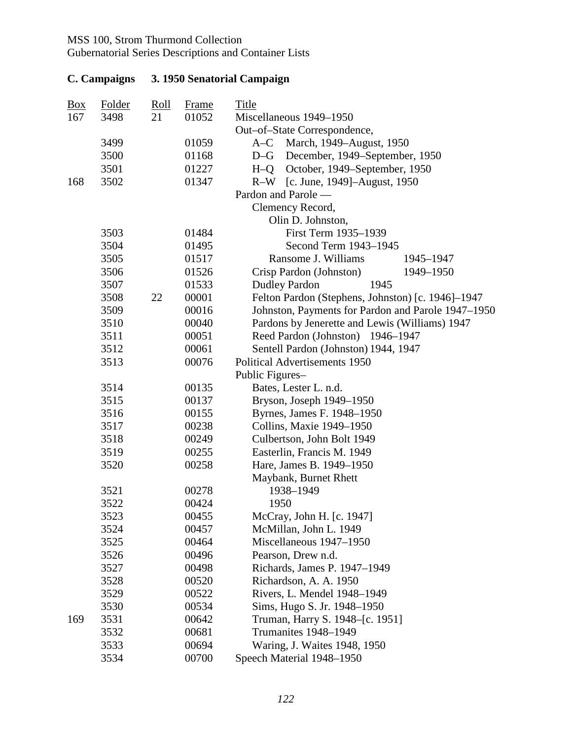MSS 100, Strom Thurmond Collection
Gubernatorial Series Descriptions and Container Lists

## C. Campaigns 3. 1950 Senatorial Campaign

| Box | Folder | Roll | Frame | Title |
|---|---|---|---|---|
| 167 | 3498 | 21 | 01052 | Miscellaneous 1949–1950 |
| | | | | Out–of–State Correspondence, |
| | 3499 | | 01059 | A–C March, 1949–August, 1950 |
| | 3500 | | 01168 | D–G December, 1949–September, 1950 |
| | 3501 | | 01227 | H–Q October, 1949–September, 1950 |
| 168 | 3502 | | 01347 | R–W [c. June, 1949]–August, 1950 |
| | | | | Pardon and Parole — |
| | | | | Clemency Record, |
| | | | | Olin D. Johnston, |
| | 3503 | | 01484 | First Term 1935–1939 |
| | 3504 | | 01495 | Second Term 1943–1945 |
| | 3505 | | 01517 | Ransome J. Williams 1945–1947 |
| | 3506 | | 01526 | Crisp Pardon (Johnston) 1949–1950 |
| | 3507 | | 01533 | Dudley Pardon 1945 |
| | 3508 | 22 | 00001 | Felton Pardon (Stephens, Johnston) [c. 1946]–1947 |
| | 3509 | | 00016 | Johnston, Payments for Pardon and Parole 1947–1950 |
| | 3510 | | 00040 | Pardons by Jenerette and Lewis (Williams) 1947 |
| | 3511 | | 00051 | Reed Pardon (Johnston) 1946–1947 |
| | 3512 | | 00061 | Sentell Pardon (Johnston) 1944, 1947 |
| | 3513 | | 00076 | Political Advertisements 1950 |
| | | | | Public Figures– |
| | 3514 | | 00135 | Bates, Lester L. n.d. |
| | 3515 | | 00137 | Bryson, Joseph 1949–1950 |
| | 3516 | | 00155 | Byrnes, James F. 1948–1950 |
| | 3517 | | 00238 | Collins, Maxie 1949–1950 |
| | 3518 | | 00249 | Culbertson, John Bolt 1949 |
| | 3519 | | 00255 | Easterlin, Francis M. 1949 |
| | 3520 | | 00258 | Hare, James B. 1949–1950 |
| | | | | Maybank, Burnet Rhett |
| | 3521 | | 00278 | 1938–1949 |
| | 3522 | | 00424 | 1950 |
| | 3523 | | 00455 | McCray, John H. [c. 1947] |
| | 3524 | | 00457 | McMillan, John L. 1949 |
| | 3525 | | 00464 | Miscellaneous 1947–1950 |
| | 3526 | | 00496 | Pearson, Drew n.d. |
| | 3527 | | 00498 | Richards, James P. 1947–1949 |
| | 3528 | | 00520 | Richardson, A. A. 1950 |
| | 3529 | | 00522 | Rivers, L. Mendel 1948–1949 |
| | 3530 | | 00534 | Sims, Hugo S. Jr. 1948–1950 |
| 169 | 3531 | | 00642 | Truman, Harry S. 1948–[c. 1951] |
| | 3532 | | 00681 | Trumanites 1948–1949 |
| | 3533 | | 00694 | Waring, J. Waites 1948, 1950 |
| | 3534 | | 00700 | Speech Material 1948–1950 |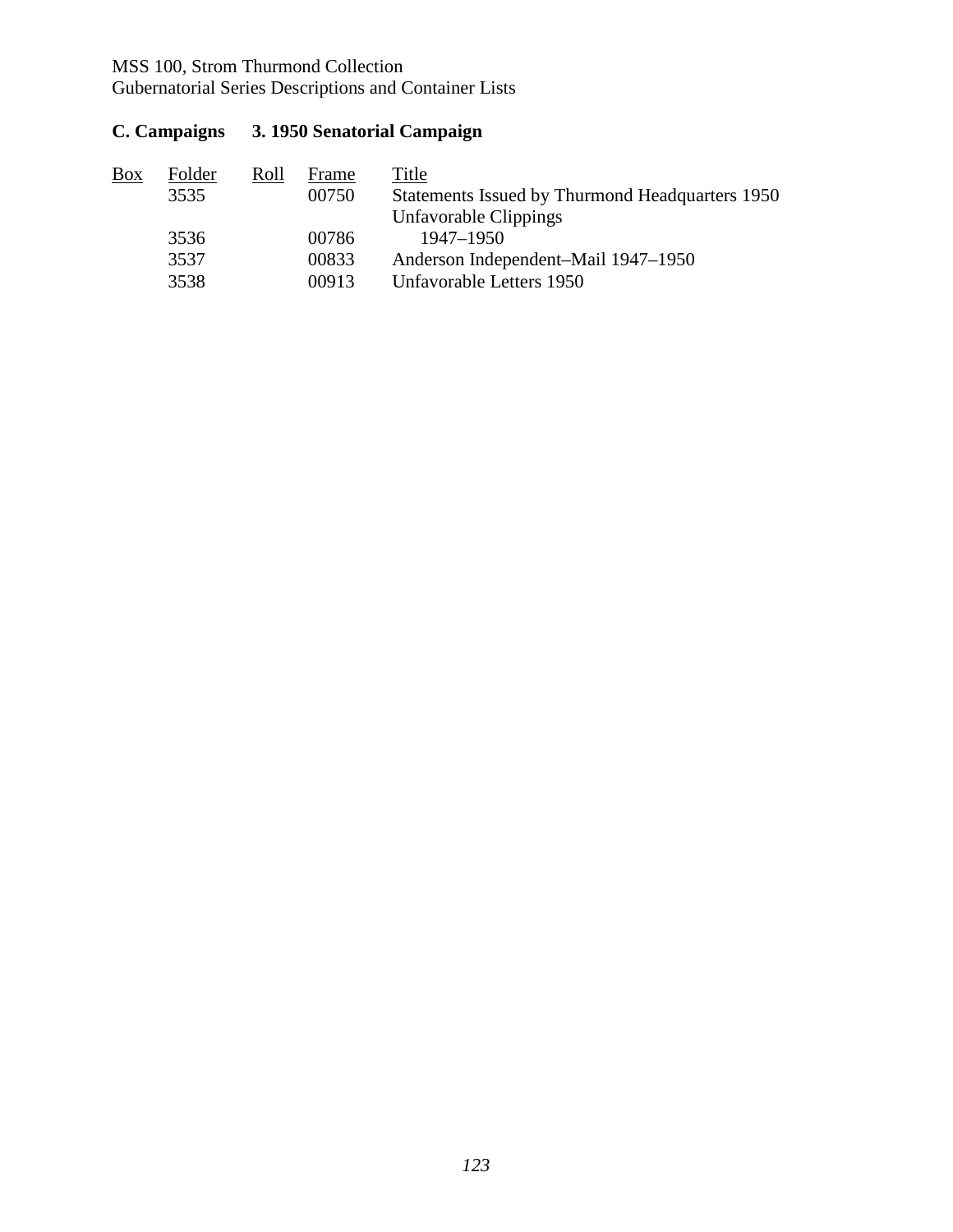## C. Campaigns 3. 1950 Senatorial Campaign

| Box | Folder | Roll | Frame | Title |
|---|---|---|---|---|
| | 3535 | | 00750 | Statements Issued by Thurmond Headquarters 1950 |
| | | | | Unfavorable Clippings |
| | 3536 | | 00786 | 1947–1950 |
| | 3537 | | 00833 | Anderson Independent–Mail 1947–1950 |
| | 3538 | | 00913 | Unfavorable Letters 1950 |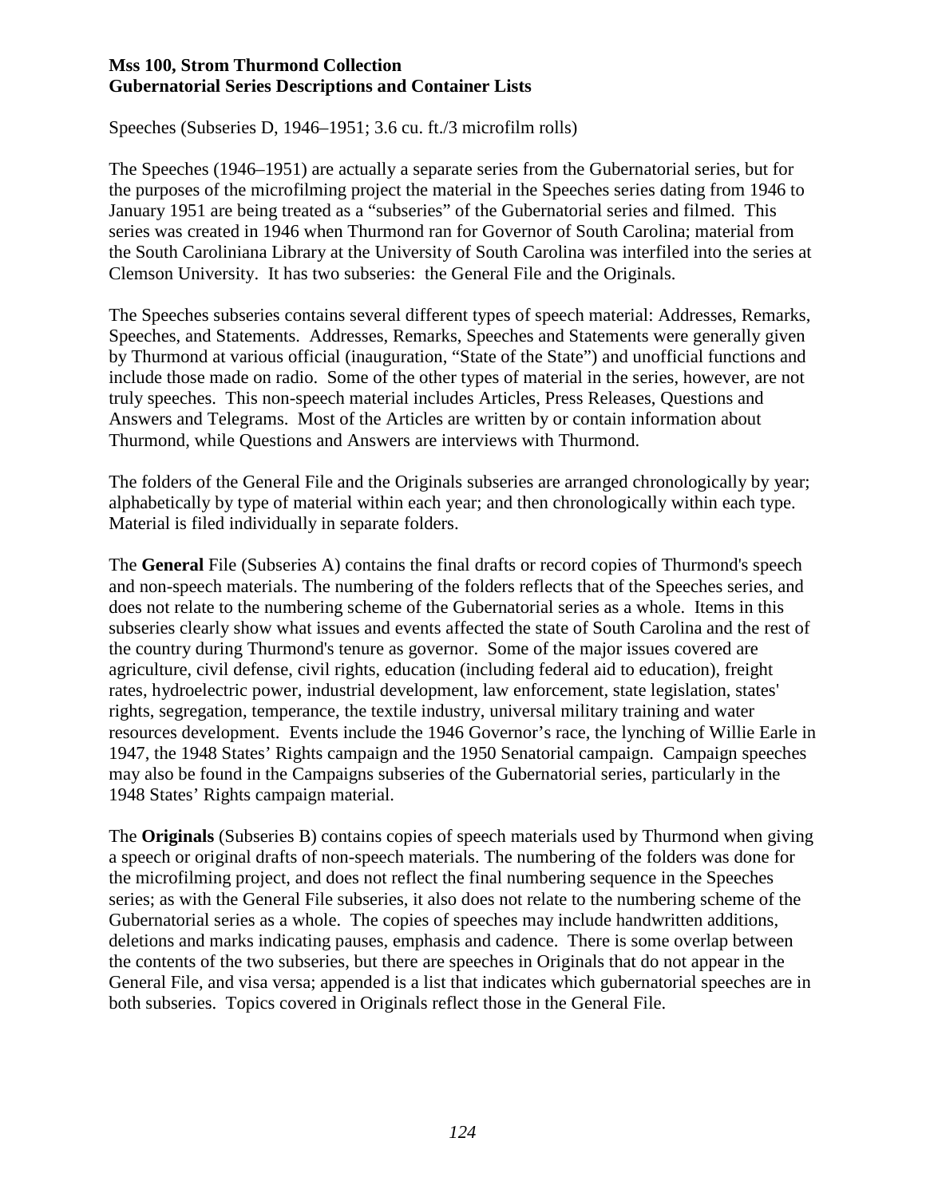**Mss 100, Strom Thurmond Collection**
**Gubernatorial Series Descriptions and Container Lists**

Speeches (Subseries D, 1946–1951; 3.6 cu. ft./3 microfilm rolls)

The Speeches (1946–1951) are actually a separate series from the Gubernatorial series, but for the purposes of the microfilming project the material in the Speeches series dating from 1946 to January 1951 are being treated as a "subseries" of the Gubernatorial series and filmed. This series was created in 1946 when Thurmond ran for Governor of South Carolina; material from the South Caroliniana Library at the University of South Carolina was interfiled into the series at Clemson University. It has two subseries: the General File and the Originals.

The Speeches subseries contains several different types of speech material: Addresses, Remarks, Speeches, and Statements. Addresses, Remarks, Speeches and Statements were generally given by Thurmond at various official (inauguration, "State of the State") and unofficial functions and include those made on radio. Some of the other types of material in the series, however, are not truly speeches. This non-speech material includes Articles, Press Releases, Questions and Answers and Telegrams. Most of the Articles are written by or contain information about Thurmond, while Questions and Answers are interviews with Thurmond.

The folders of the General File and the Originals subseries are arranged chronologically by year; alphabetically by type of material within each year; and then chronologically within each type. Material is filed individually in separate folders.

The **General** File (Subseries A) contains the final drafts or record copies of Thurmond's speech and non-speech materials. The numbering of the folders reflects that of the Speeches series, and does not relate to the numbering scheme of the Gubernatorial series as a whole. Items in this subseries clearly show what issues and events affected the state of South Carolina and the rest of the country during Thurmond's tenure as governor. Some of the major issues covered are agriculture, civil defense, civil rights, education (including federal aid to education), freight rates, hydroelectric power, industrial development, law enforcement, state legislation, states' rights, segregation, temperance, the textile industry, universal military training and water resources development. Events include the 1946 Governor's race, the lynching of Willie Earle in 1947, the 1948 States' Rights campaign and the 1950 Senatorial campaign. Campaign speeches may also be found in the Campaigns subseries of the Gubernatorial series, particularly in the 1948 States' Rights campaign material.

The **Originals** (Subseries B) contains copies of speech materials used by Thurmond when giving a speech or original drafts of non-speech materials. The numbering of the folders was done for the microfilming project, and does not reflect the final numbering sequence in the Speeches series; as with the General File subseries, it also does not relate to the numbering scheme of the Gubernatorial series as a whole. The copies of speeches may include handwritten additions, deletions and marks indicating pauses, emphasis and cadence. There is some overlap between the contents of the two subseries, but there are speeches in Originals that do not appear in the General File, and visa versa; appended is a list that indicates which gubernatorial speeches are in both subseries. Topics covered in Originals reflect those in the General File.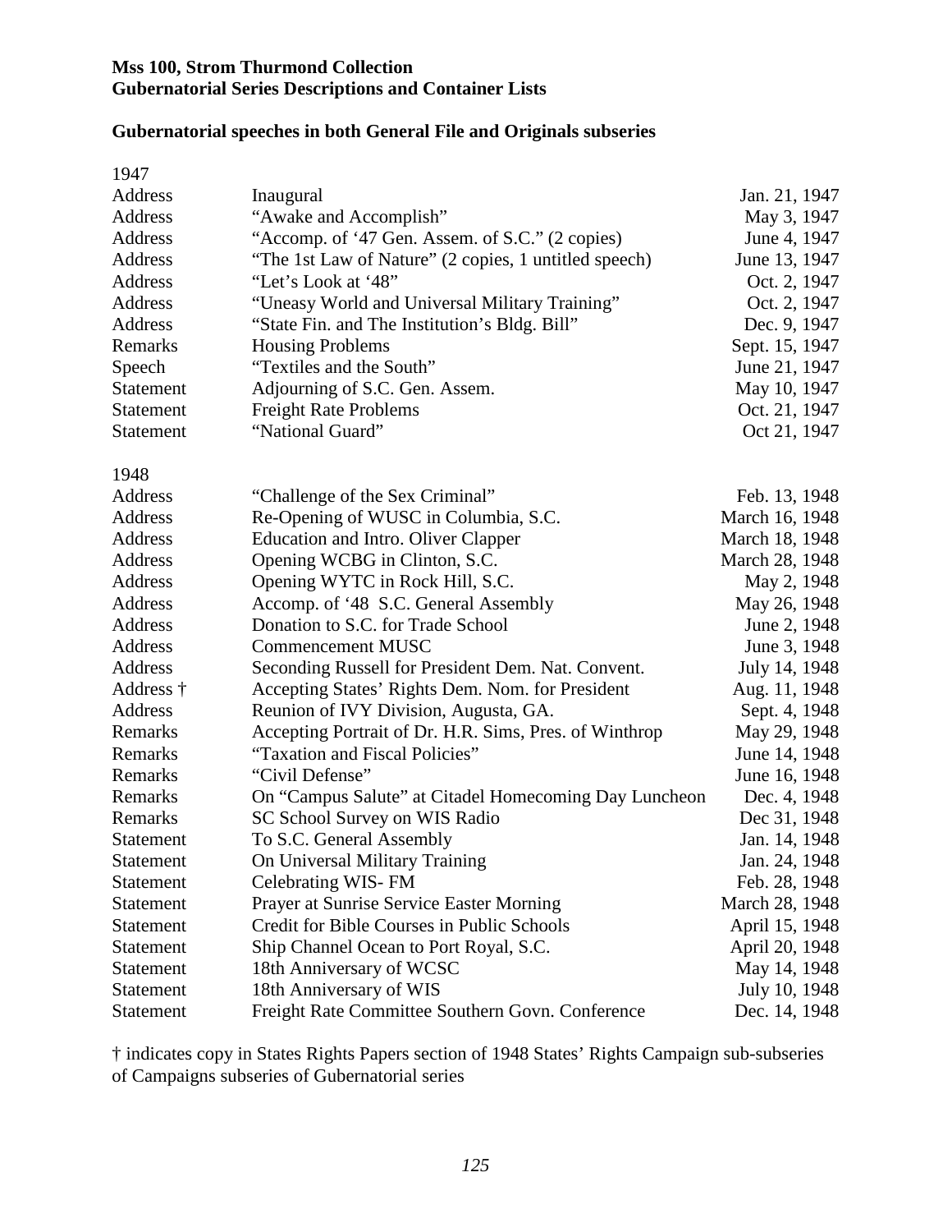**Mss 100, Strom Thurmond Collection**
**Gubernatorial Series Descriptions and Container Lists**

## Gubernatorial speeches in both General File and Originals subseries

| | | |
|---|---|---|
| 1947 | | |
| Address | Inaugural | Jan. 21, 1947 |
| Address | "Awake and Accomplish" | May 3, 1947 |
| Address | "Accomp. of '47 Gen. Assem. of S.C." (2 copies) | June 4, 1947 |
| Address | "The 1st Law of Nature" (2 copies, 1 untitled speech) | June 13, 1947 |
| Address | "Let's Look at '48" | Oct. 2, 1947 |
| Address | "Uneasy World and Universal Military Training" | Oct. 2, 1947 |
| Address | "State Fin. and The Institution's Bldg. Bill" | Dec. 9, 1947 |
| Remarks | Housing Problems | Sept. 15, 1947 |
| Speech | "Textiles and the South" | June 21, 1947 |
| Statement | Adjourning of S.C. Gen. Assem. | May 10, 1947 |
| Statement | Freight Rate Problems | Oct. 21, 1947 |
| Statement | "National Guard" | Oct 21, 1947 |
| 1948 | | |
| Address | "Challenge of the Sex Criminal" | Feb. 13, 1948 |
| Address | Re-Opening of WUSC in Columbia, S.C. | March 16, 1948 |
| Address | Education and Intro. Oliver Clapper | March 18, 1948 |
| Address | Opening WCBG in Clinton, S.C. | March 28, 1948 |
| Address | Opening WYTC in Rock Hill, S.C. | May 2, 1948 |
| Address | Accomp. of '48 S.C. General Assembly | May 26, 1948 |
| Address | Donation to S.C. for Trade School | June 2, 1948 |
| Address | Commencement MUSC | June 3, 1948 |
| Address | Seconding Russell for President Dem. Nat. Convent. | July 14, 1948 |
| Address † | Accepting States' Rights Dem. Nom. for President | Aug. 11, 1948 |
| Address | Reunion of IVY Division, Augusta, GA. | Sept. 4, 1948 |
| Remarks | Accepting Portrait of Dr. H.R. Sims, Pres. of Winthrop | May 29, 1948 |
| Remarks | "Taxation and Fiscal Policies" | June 14, 1948 |
| Remarks | "Civil Defense" | June 16, 1948 |
| Remarks | On "Campus Salute" at Citadel Homecoming Day Luncheon | Dec. 4, 1948 |
| Remarks | SC School Survey on WIS Radio | Dec 31, 1948 |
| Statement | To S.C. General Assembly | Jan. 14, 1948 |
| Statement | On Universal Military Training | Jan. 24, 1948 |
| Statement | Celebrating WIS- FM | Feb. 28, 1948 |
| Statement | Prayer at Sunrise Service Easter Morning | March 28, 1948 |
| Statement | Credit for Bible Courses in Public Schools | April 15, 1948 |
| Statement | Ship Channel Ocean to Port Royal, S.C. | April 20, 1948 |
| Statement | 18th Anniversary of WCSC | May 14, 1948 |
| Statement | 18th Anniversary of WIS | July 10, 1948 |
| Statement | Freight Rate Committee Southern Govn. Conference | Dec. 14, 1948 |

† indicates copy in States Rights Papers section of 1948 States' Rights Campaign sub-subseries of Campaigns subseries of Gubernatorial series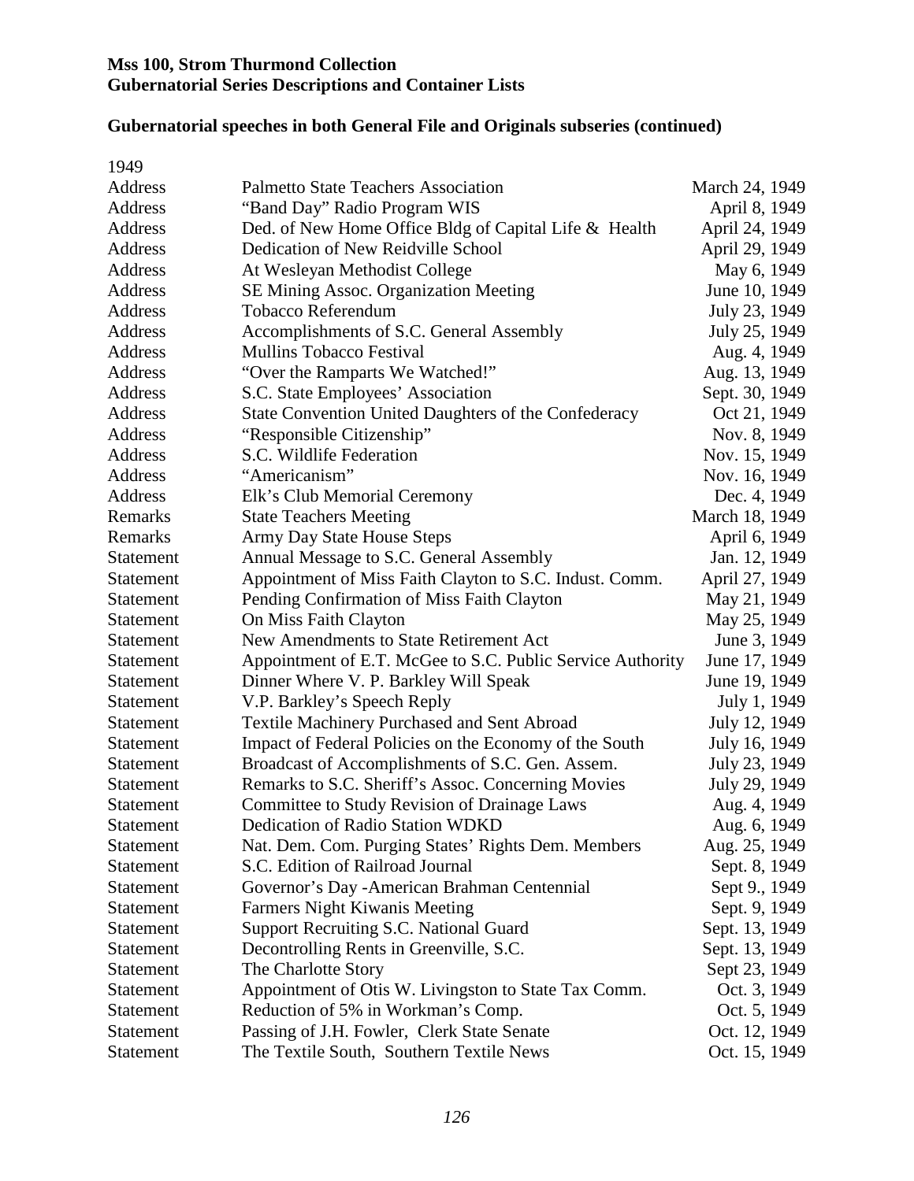**Mss 100, Strom Thurmond Collection**
**Gubernatorial Series Descriptions and Container Lists**

## Gubernatorial speeches in both General File and Originals subseries (continued)

1949

| | | |
|---|---|---|
| Address | Palmetto State Teachers Association | March 24, 1949 |
| Address | "Band Day" Radio Program WIS | April 8, 1949 |
| Address | Ded. of New Home Office Bldg of Capital Life & Health | April 24, 1949 |
| Address | Dedication of New Reidville School | April 29, 1949 |
| Address | At Wesleyan Methodist College | May 6, 1949 |
| Address | SE Mining Assoc. Organization Meeting | June 10, 1949 |
| Address | Tobacco Referendum | July 23, 1949 |
| Address | Accomplishments of S.C. General Assembly | July 25, 1949 |
| Address | Mullins Tobacco Festival | Aug. 4, 1949 |
| Address | "Over the Ramparts We Watched!" | Aug. 13, 1949 |
| Address | S.C. State Employees' Association | Sept. 30, 1949 |
| Address | State Convention United Daughters of the Confederacy | Oct 21, 1949 |
| Address | "Responsible Citizenship" | Nov. 8, 1949 |
| Address | S.C. Wildlife Federation | Nov. 15, 1949 |
| Address | "Americanism" | Nov. 16, 1949 |
| Address | Elk's Club Memorial Ceremony | Dec. 4, 1949 |
| Remarks | State Teachers Meeting | March 18, 1949 |
| Remarks | Army Day State House Steps | April 6, 1949 |
| Statement | Annual Message to S.C. General Assembly | Jan. 12, 1949 |
| Statement | Appointment of Miss Faith Clayton to S.C. Indust. Comm. | April 27, 1949 |
| Statement | Pending Confirmation of Miss Faith Clayton | May 21, 1949 |
| Statement | On Miss Faith Clayton | May 25, 1949 |
| Statement | New Amendments to State Retirement Act | June 3, 1949 |
| Statement | Appointment of E.T. McGee to S.C. Public Service Authority | June 17, 1949 |
| Statement | Dinner Where V. P. Barkley Will Speak | June 19, 1949 |
| Statement | V.P. Barkley's Speech Reply | July 1, 1949 |
| Statement | Textile Machinery Purchased and Sent Abroad | July 12, 1949 |
| Statement | Impact of Federal Policies on the Economy of the South | July 16, 1949 |
| Statement | Broadcast of Accomplishments of S.C. Gen. Assem. | July 23, 1949 |
| Statement | Remarks to S.C. Sheriff's Assoc. Concerning Movies | July 29, 1949 |
| Statement | Committee to Study Revision of Drainage Laws | Aug. 4, 1949 |
| Statement | Dedication of Radio Station WDKD | Aug. 6, 1949 |
| Statement | Nat. Dem. Com. Purging States' Rights Dem. Members | Aug. 25, 1949 |
| Statement | S.C. Edition of Railroad Journal | Sept. 8, 1949 |
| Statement | Governor's Day -American Brahman Centennial | Sept 9., 1949 |
| Statement | Farmers Night Kiwanis Meeting | Sept. 9, 1949 |
| Statement | Support Recruiting S.C. National Guard | Sept. 13, 1949 |
| Statement | Decontrolling Rents in Greenville, S.C. | Sept. 13, 1949 |
| Statement | The Charlotte Story | Sept 23, 1949 |
| Statement | Appointment of Otis W. Livingston to State Tax Comm. | Oct. 3, 1949 |
| Statement | Reduction of 5% in Workman's Comp. | Oct. 5, 1949 |
| Statement | Passing of J.H. Fowler, Clerk State Senate | Oct. 12, 1949 |
| Statement | The Textile South, Southern Textile News | Oct. 15, 1949 |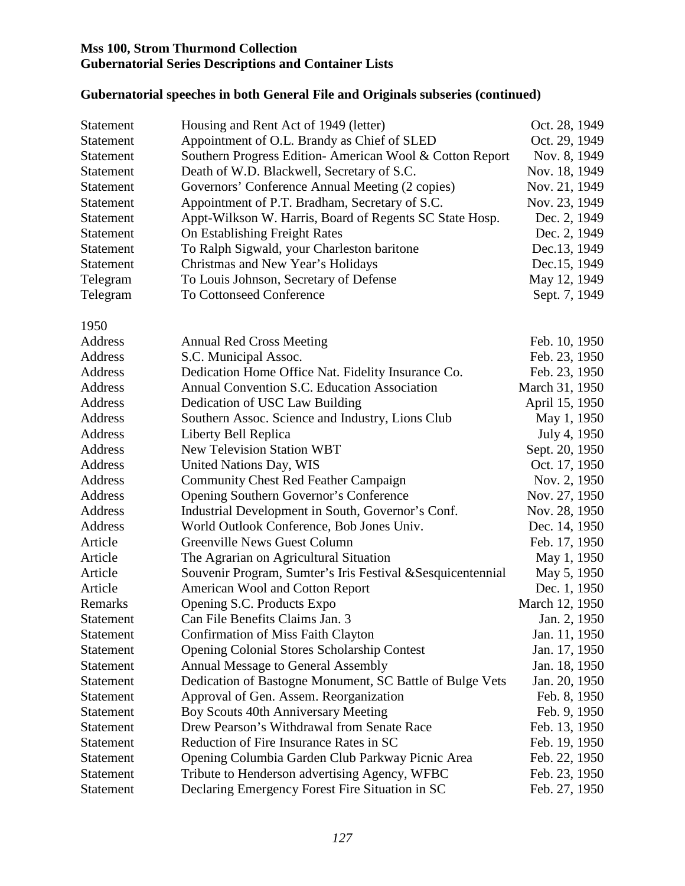**Mss 100, Strom Thurmond Collection**
**Gubernatorial Series Descriptions and Container Lists**

## Gubernatorial speeches in both General File and Originals subseries (continued)

| | | |
|---|---|---|
| Statement | Housing and Rent Act of 1949 (letter) | Oct. 28, 1949 |
| Statement | Appointment of O.L. Brandy as Chief of SLED | Oct. 29, 1949 |
| Statement | Southern Progress Edition- American Wool & Cotton Report | Nov. 8, 1949 |
| Statement | Death of W.D. Blackwell, Secretary of S.C. | Nov. 18, 1949 |
| Statement | Governors' Conference Annual Meeting (2 copies) | Nov. 21, 1949 |
| Statement | Appointment of P.T. Bradham, Secretary of S.C. | Nov. 23, 1949 |
| Statement | Appt-Wilkson W. Harris, Board of Regents SC State Hosp. | Dec. 2, 1949 |
| Statement | On Establishing Freight Rates | Dec. 2, 1949 |
| Statement | To Ralph Sigwald, your Charleston baritone | Dec.13, 1949 |
| Statement | Christmas and New Year's Holidays | Dec.15, 1949 |
| Telegram | To Louis Johnson, Secretary of Defense | May 12, 1949 |
| Telegram | To Cottonseed Conference | Sept. 7, 1949 |
| 1950 | | |
| Address | Annual Red Cross Meeting | Feb. 10, 1950 |
| Address | S.C. Municipal Assoc. | Feb. 23, 1950 |
| Address | Dedication Home Office Nat. Fidelity Insurance Co. | Feb. 23, 1950 |
| Address | Annual Convention S.C. Education Association | March 31, 1950 |
| Address | Dedication of USC Law Building | April 15, 1950 |
| Address | Southern Assoc. Science and Industry, Lions Club | May 1, 1950 |
| Address | Liberty Bell Replica | July 4, 1950 |
| Address | New Television Station WBT | Sept. 20, 1950 |
| Address | United Nations Day, WIS | Oct. 17, 1950 |
| Address | Community Chest Red Feather Campaign | Nov. 2, 1950 |
| Address | Opening Southern Governor's Conference | Nov. 27, 1950 |
| Address | Industrial Development in South, Governor's Conf. | Nov. 28, 1950 |
| Address | World Outlook Conference, Bob Jones Univ. | Dec. 14, 1950 |
| Article | Greenville News Guest Column | Feb. 17, 1950 |
| Article | The Agrarian on Agricultural Situation | May 1, 1950 |
| Article | Souvenir Program, Sumter's Iris Festival &Sesquicentennial | May 5, 1950 |
| Article | American Wool and Cotton Report | Dec. 1, 1950 |
| Remarks | Opening S.C. Products Expo | March 12, 1950 |
| Statement | Can File Benefits Claims Jan. 3 | Jan. 2, 1950 |
| Statement | Confirmation of Miss Faith Clayton | Jan. 11, 1950 |
| Statement | Opening Colonial Stores Scholarship Contest | Jan. 17, 1950 |
| Statement | Annual Message to General Assembly | Jan. 18, 1950 |
| Statement | Dedication of Bastogne Monument, SC Battle of Bulge Vets | Jan. 20, 1950 |
| Statement | Approval of Gen. Assem. Reorganization | Feb. 8, 1950 |
| Statement | Boy Scouts 40th Anniversary Meeting | Feb. 9, 1950 |
| Statement | Drew Pearson's Withdrawal from Senate Race | Feb. 13, 1950 |
| Statement | Reduction of Fire Insurance Rates in SC | Feb. 19, 1950 |
| Statement | Opening Columbia Garden Club Parkway Picnic Area | Feb. 22, 1950 |
| Statement | Tribute to Henderson advertising Agency, WFBC | Feb. 23, 1950 |
| Statement | Declaring Emergency Forest Fire Situation in SC | Feb. 27, 1950 |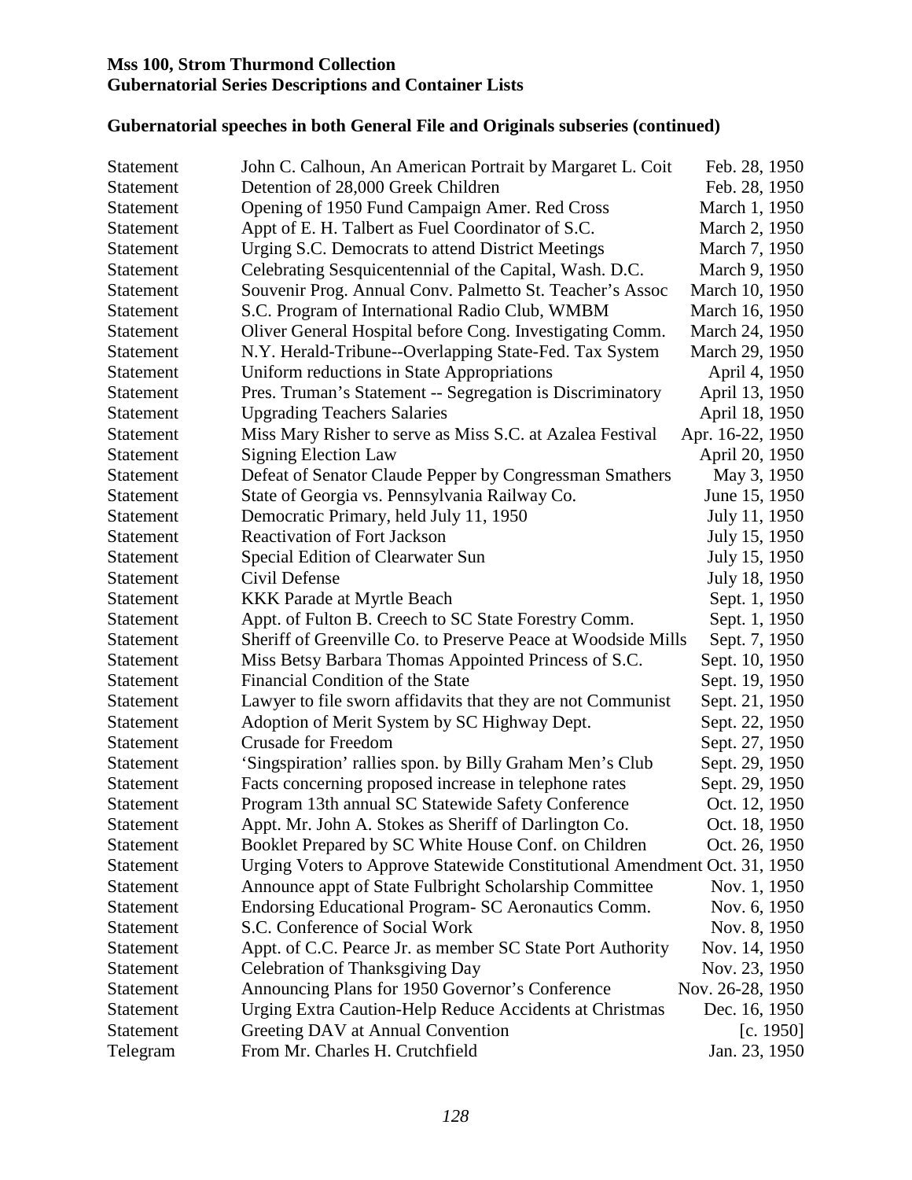**Mss 100, Strom Thurmond Collection**
**Gubernatorial Series Descriptions and Container Lists**

## Gubernatorial speeches in both General File and Originals subseries (continued)

| | | |
|---|---|---|
| Statement | John C. Calhoun, An American Portrait by Margaret L. Coit | Feb. 28, 1950 |
| Statement | Detention of 28,000 Greek Children | Feb. 28, 1950 |
| Statement | Opening of 1950 Fund Campaign Amer. Red Cross | March 1, 1950 |
| Statement | Appt of E. H. Talbert as Fuel Coordinator of S.C. | March 2, 1950 |
| Statement | Urging S.C. Democrats to attend District Meetings | March 7, 1950 |
| Statement | Celebrating Sesquicentennial of the Capital, Wash. D.C. | March 9, 1950 |
| Statement | Souvenir Prog. Annual Conv. Palmetto St. Teacher's Assoc | March 10, 1950 |
| Statement | S.C. Program of International Radio Club, WMBM | March 16, 1950 |
| Statement | Oliver General Hospital before Cong. Investigating Comm. | March 24, 1950 |
| Statement | N.Y. Herald-Tribune--Overlapping State-Fed. Tax System | March 29, 1950 |
| Statement | Uniform reductions in State Appropriations | April 4, 1950 |
| Statement | Pres. Truman's Statement -- Segregation is Discriminatory | April 13, 1950 |
| Statement | Upgrading Teachers Salaries | April 18, 1950 |
| Statement | Miss Mary Risher to serve as Miss S.C. at Azalea Festival | Apr. 16-22, 1950 |
| Statement | Signing Election Law | April 20, 1950 |
| Statement | Defeat of Senator Claude Pepper by Congressman Smathers | May 3, 1950 |
| Statement | State of Georgia vs. Pennsylvania Railway Co. | June 15, 1950 |
| Statement | Democratic Primary, held July 11, 1950 | July 11, 1950 |
| Statement | Reactivation of Fort Jackson | July 15, 1950 |
| Statement | Special Edition of Clearwater Sun | July 15, 1950 |
| Statement | Civil Defense | July 18, 1950 |
| Statement | KKK Parade at Myrtle Beach | Sept. 1, 1950 |
| Statement | Appt. of Fulton B. Creech to SC State Forestry Comm. | Sept. 1, 1950 |
| Statement | Sheriff of Greenville Co. to Preserve Peace at Woodside Mills | Sept. 7, 1950 |
| Statement | Miss Betsy Barbara Thomas Appointed Princess of S.C. | Sept. 10, 1950 |
| Statement | Financial Condition of the State | Sept. 19, 1950 |
| Statement | Lawyer to file sworn affidavits that they are not Communist | Sept. 21, 1950 |
| Statement | Adoption of Merit System by SC Highway Dept. | Sept. 22, 1950 |
| Statement | Crusade for Freedom | Sept. 27, 1950 |
| Statement | 'Singspiration' rallies spon. by Billy Graham Men's Club | Sept. 29, 1950 |
| Statement | Facts concerning proposed increase in telephone rates | Sept. 29, 1950 |
| Statement | Program 13th annual SC Statewide Safety Conference | Oct. 12, 1950 |
| Statement | Appt. Mr. John A. Stokes as Sheriff of Darlington Co. | Oct. 18, 1950 |
| Statement | Booklet Prepared by SC White House Conf. on Children | Oct. 26, 1950 |
| Statement | Urging Voters to Approve Statewide Constitutional Amendment | Oct. 31, 1950 |
| Statement | Announce appt of State Fulbright Scholarship Committee | Nov. 1, 1950 |
| Statement | Endorsing Educational Program- SC Aeronautics Comm. | Nov. 6, 1950 |
| Statement | S.C. Conference of Social Work | Nov. 8, 1950 |
| Statement | Appt. of C.C. Pearce Jr. as member SC State Port Authority | Nov. 14, 1950 |
| Statement | Celebration of Thanksgiving Day | Nov. 23, 1950 |
| Statement | Announcing Plans for 1950 Governor's Conference | Nov. 26-28, 1950 |
| Statement | Urging Extra Caution-Help Reduce Accidents at Christmas | Dec. 16, 1950 |
| Statement | Greeting DAV at Annual Convention | [c. 1950] |
| Telegram | From Mr. Charles H. Crutchfield | Jan. 23, 1950 |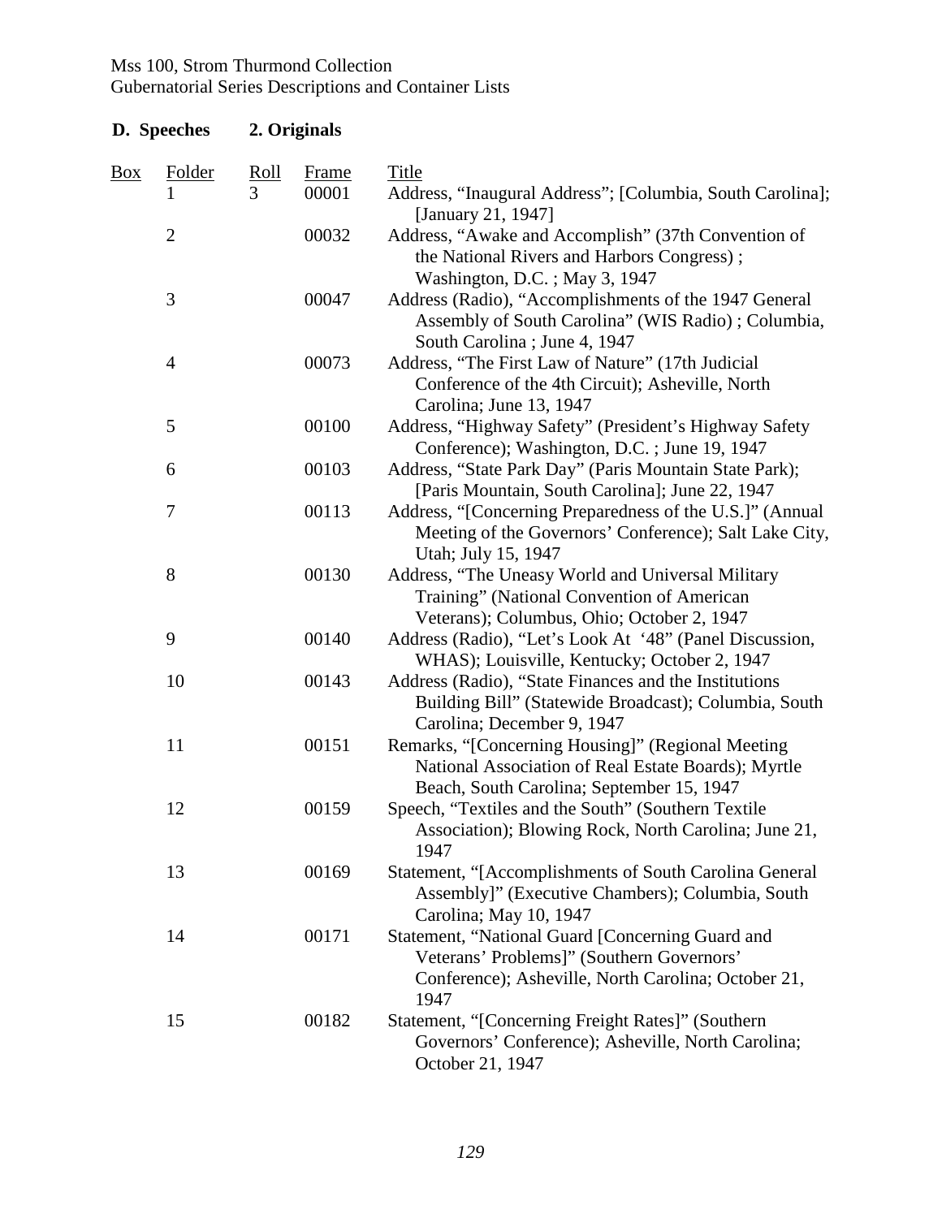Mss 100, Strom Thurmond Collection
Gubernatorial Series Descriptions and Container Lists

**D. Speeches 2. Originals**

| Box | Folder | Roll | Frame | Title |
|---|---|---|---|---|
| | 1 | 3 | 00001 | Address, "Inaugural Address"; [Columbia, South Carolina]; [January 21, 1947] |
| | 2 | | 00032 | Address, "Awake and Accomplish" (37th Convention of the National Rivers and Harbors Congress) ; Washington, D.C. ; May 3, 1947 |
| | 3 | | 00047 | Address (Radio), "Accomplishments of the 1947 General Assembly of South Carolina" (WIS Radio) ; Columbia, South Carolina ; June 4, 1947 |
| | 4 | | 00073 | Address, "The First Law of Nature" (17th Judicial Conference of the 4th Circuit); Asheville, North Carolina; June 13, 1947 |
| | 5 | | 00100 | Address, "Highway Safety" (President's Highway Safety Conference); Washington, D.C. ; June 19, 1947 |
| | 6 | | 00103 | Address, "State Park Day" (Paris Mountain State Park); [Paris Mountain, South Carolina]; June 22, 1947 |
| | 7 | | 00113 | Address, "[Concerning Preparedness of the U.S.]" (Annual Meeting of the Governors' Conference); Salt Lake City, Utah; July 15, 1947 |
| | 8 | | 00130 | Address, "The Uneasy World and Universal Military Training" (National Convention of American Veterans); Columbus, Ohio; October 2, 1947 |
| | 9 | | 00140 | Address (Radio), "Let's Look At '48" (Panel Discussion, WHAS); Louisville, Kentucky; October 2, 1947 |
| | 10 | | 00143 | Address (Radio), "State Finances and the Institutions Building Bill" (Statewide Broadcast); Columbia, South Carolina; December 9, 1947 |
| | 11 | | 00151 | Remarks, "[Concerning Housing]" (Regional Meeting National Association of Real Estate Boards); Myrtle Beach, South Carolina; September 15, 1947 |
| | 12 | | 00159 | Speech, "Textiles and the South" (Southern Textile Association); Blowing Rock, North Carolina; June 21, 1947 |
| | 13 | | 00169 | Statement, "[Accomplishments of South Carolina General Assembly]" (Executive Chambers); Columbia, South Carolina; May 10, 1947 |
| | 14 | | 00171 | Statement, "National Guard [Concerning Guard and Veterans' Problems]" (Southern Governors' Conference); Asheville, North Carolina; October 21, 1947 |
| | 15 | | 00182 | Statement, "[Concerning Freight Rates]" (Southern Governors' Conference); Asheville, North Carolina; October 21, 1947 |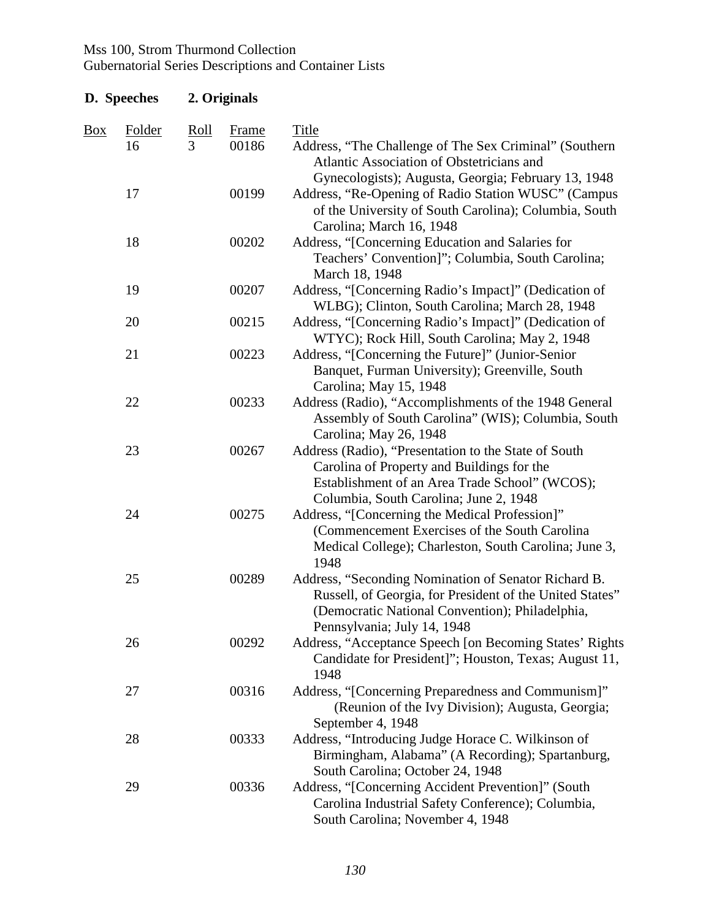Mss 100, Strom Thurmond Collection
Gubernatorial Series Descriptions and Container Lists

**D. Speeches 2. Originals**

| Box | Folder | Roll | Frame | Title |
|---|---|---|---|---|
| | 16 | 3 | 00186 | Address, "The Challenge of The Sex Criminal" (Southern Atlantic Association of Obstetricians and Gynecologists); Augusta, Georgia; February 13, 1948 |
| | 17 | | 00199 | Address, "Re-Opening of Radio Station WUSC" (Campus of the University of South Carolina); Columbia, South Carolina; March 16, 1948 |
| | 18 | | 00202 | Address, "[Concerning Education and Salaries for Teachers' Convention]"; Columbia, South Carolina; March 18, 1948 |
| | 19 | | 00207 | Address, "[Concerning Radio's Impact]" (Dedication of WLBG); Clinton, South Carolina; March 28, 1948 |
| | 20 | | 00215 | Address, "[Concerning Radio's Impact]" (Dedication of WTYC); Rock Hill, South Carolina; May 2, 1948 |
| | 21 | | 00223 | Address, "[Concerning the Future]" (Junior-Senior Banquet, Furman University); Greenville, South Carolina; May 15, 1948 |
| | 22 | | 00233 | Address (Radio), "Accomplishments of the 1948 General Assembly of South Carolina" (WIS); Columbia, South Carolina; May 26, 1948 |
| | 23 | | 00267 | Address (Radio), "Presentation to the State of South Carolina of Property and Buildings for the Establishment of an Area Trade School" (WCOS); Columbia, South Carolina; June 2, 1948 |
| | 24 | | 00275 | Address, "[Concerning the Medical Profession]" (Commencement Exercises of the South Carolina Medical College); Charleston, South Carolina; June 3, 1948 |
| | 25 | | 00289 | Address, "Seconding Nomination of Senator Richard B. Russell, of Georgia, for President of the United States" (Democratic National Convention); Philadelphia, Pennsylvania; July 14, 1948 |
| | 26 | | 00292 | Address, "Acceptance Speech [on Becoming States' Rights Candidate for President]"; Houston, Texas; August 11, 1948 |
| | 27 | | 00316 | Address, "[Concerning Preparedness and Communism]" (Reunion of the Ivy Division); Augusta, Georgia; September 4, 1948 |
| | 28 | | 00333 | Address, "Introducing Judge Horace C. Wilkinson of Birmingham, Alabama" (A Recording); Spartanburg, South Carolina; October 24, 1948 |
| | 29 | | 00336 | Address, "[Concerning Accident Prevention]" (South Carolina Industrial Safety Conference); Columbia, South Carolina; November 4, 1948 |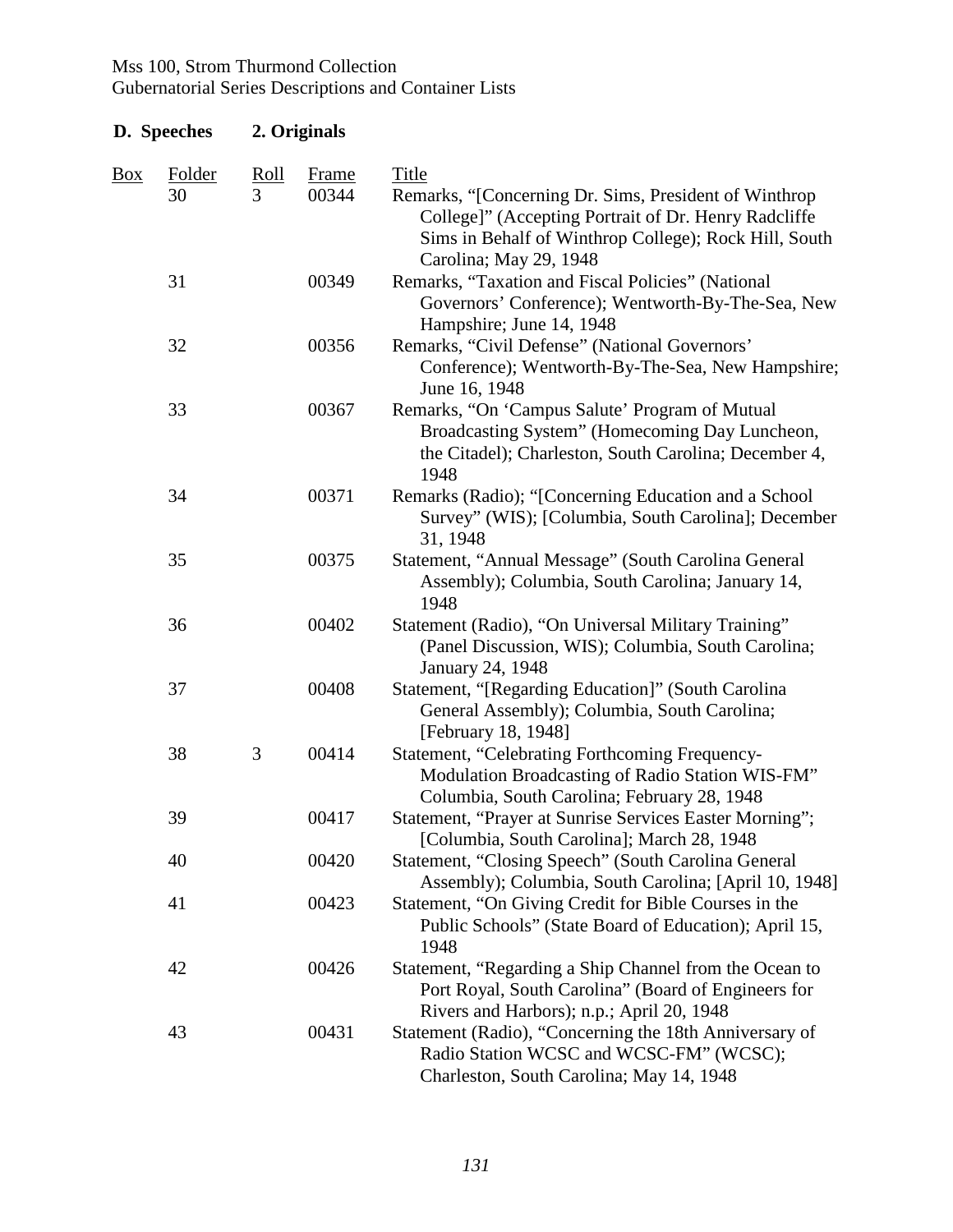Mss 100, Strom Thurmond Collection
Gubernatorial Series Descriptions and Container Lists

**D. Speeches 2. Originals**

| Box | Folder | Roll | Frame | Title |
|---|---|---|---|---|
| | 30 | 3 | 00344 | Remarks, "[Concerning Dr. Sims, President of Winthrop College]" (Accepting Portrait of Dr. Henry Radcliffe Sims in Behalf of Winthrop College); Rock Hill, South Carolina; May 29, 1948 |
| | 31 | | 00349 | Remarks, "Taxation and Fiscal Policies" (National Governors' Conference); Wentworth-By-The-Sea, New Hampshire; June 14, 1948 |
| | 32 | | 00356 | Remarks, "Civil Defense" (National Governors' Conference); Wentworth-By-The-Sea, New Hampshire; June 16, 1948 |
| | 33 | | 00367 | Remarks, "On 'Campus Salute' Program of Mutual Broadcasting System" (Homecoming Day Luncheon, the Citadel); Charleston, South Carolina; December 4, 1948 |
| | 34 | | 00371 | Remarks (Radio); "[Concerning Education and a School Survey" (WIS); [Columbia, South Carolina]; December 31, 1948 |
| | 35 | | 00375 | Statement, "Annual Message" (South Carolina General Assembly); Columbia, South Carolina; January 14, 1948 |
| | 36 | | 00402 | Statement (Radio), "On Universal Military Training" (Panel Discussion, WIS); Columbia, South Carolina; January 24, 1948 |
| | 37 | | 00408 | Statement, "[Regarding Education]" (South Carolina General Assembly); Columbia, South Carolina; [February 18, 1948] |
| | 38 | 3 | 00414 | Statement, "Celebrating Forthcoming Frequency-Modulation Broadcasting of Radio Station WIS-FM" Columbia, South Carolina; February 28, 1948 |
| | 39 | | 00417 | Statement, "Prayer at Sunrise Services Easter Morning"; [Columbia, South Carolina]; March 28, 1948 |
| | 40 | | 00420 | Statement, "Closing Speech" (South Carolina General Assembly); Columbia, South Carolina; [April 10, 1948] |
| | 41 | | 00423 | Statement, "On Giving Credit for Bible Courses in the Public Schools" (State Board of Education); April 15, 1948 |
| | 42 | | 00426 | Statement, "Regarding a Ship Channel from the Ocean to Port Royal, South Carolina" (Board of Engineers for Rivers and Harbors); n.p.; April 20, 1948 |
| | 43 | | 00431 | Statement (Radio), "Concerning the 18th Anniversary of Radio Station WCSC and WCSC-FM" (WCSC); Charleston, South Carolina; May 14, 1948 |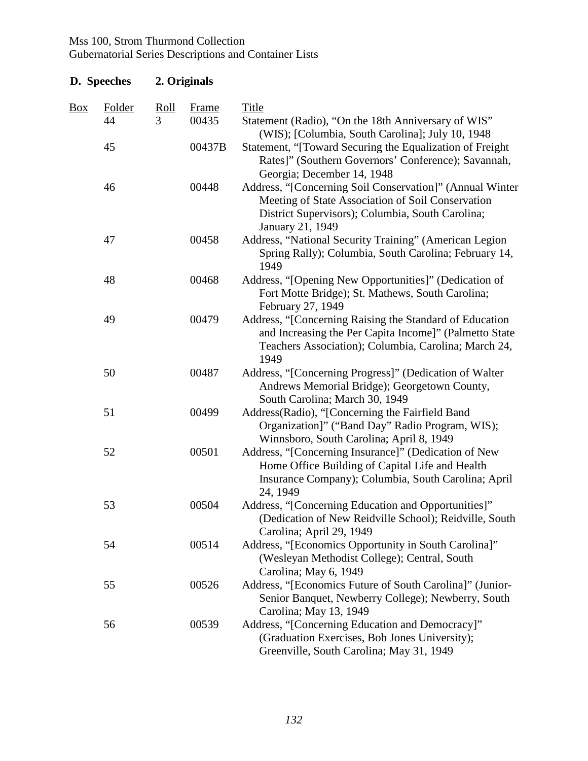Mss 100, Strom Thurmond Collection
Gubernatorial Series Descriptions and Container Lists

**D. Speeches 2. Originals**

| Box | Folder | Roll | Frame | Title |
|---|---|---|---|---|
| | 44 | 3 | 00435 | Statement (Radio), "On the 18th Anniversary of WIS" (WIS); [Columbia, South Carolina]; July 10, 1948 |
| | 45 | | 00437B | Statement, "[Toward Securing the Equalization of Freight Rates]" (Southern Governors' Conference); Savannah, Georgia; December 14, 1948 |
| | 46 | | 00448 | Address, "[Concerning Soil Conservation]" (Annual Winter Meeting of State Association of Soil Conservation District Supervisors); Columbia, South Carolina; January 21, 1949 |
| | 47 | | 00458 | Address, "National Security Training" (American Legion Spring Rally); Columbia, South Carolina; February 14, 1949 |
| | 48 | | 00468 | Address, "[Opening New Opportunities]" (Dedication of Fort Motte Bridge); St. Mathews, South Carolina; February 27, 1949 |
| | 49 | | 00479 | Address, "[Concerning Raising the Standard of Education and Increasing the Per Capita Income]" (Palmetto State Teachers Association); Columbia, Carolina; March 24, 1949 |
| | 50 | | 00487 | Address, "[Concerning Progress]" (Dedication of Walter Andrews Memorial Bridge); Georgetown County, South Carolina; March 30, 1949 |
| | 51 | | 00499 | Address(Radio), "[Concerning the Fairfield Band Organization]" ("Band Day" Radio Program, WIS); Winnsboro, South Carolina; April 8, 1949 |
| | 52 | | 00501 | Address, "[Concerning Insurance]" (Dedication of New Home Office Building of Capital Life and Health Insurance Company); Columbia, South Carolina; April 24, 1949 |
| | 53 | | 00504 | Address, "[Concerning Education and Opportunities]" (Dedication of New Reidville School); Reidville, South Carolina; April 29, 1949 |
| | 54 | | 00514 | Address, "[Economics Opportunity in South Carolina]" (Wesleyan Methodist College); Central, South Carolina; May 6, 1949 |
| | 55 | | 00526 | Address, "[Economics Future of South Carolina]" (Junior-Senior Banquet, Newberry College); Newberry, South Carolina; May 13, 1949 |
| | 56 | | 00539 | Address, "[Concerning Education and Democracy]" (Graduation Exercises, Bob Jones University); Greenville, South Carolina; May 31, 1949 |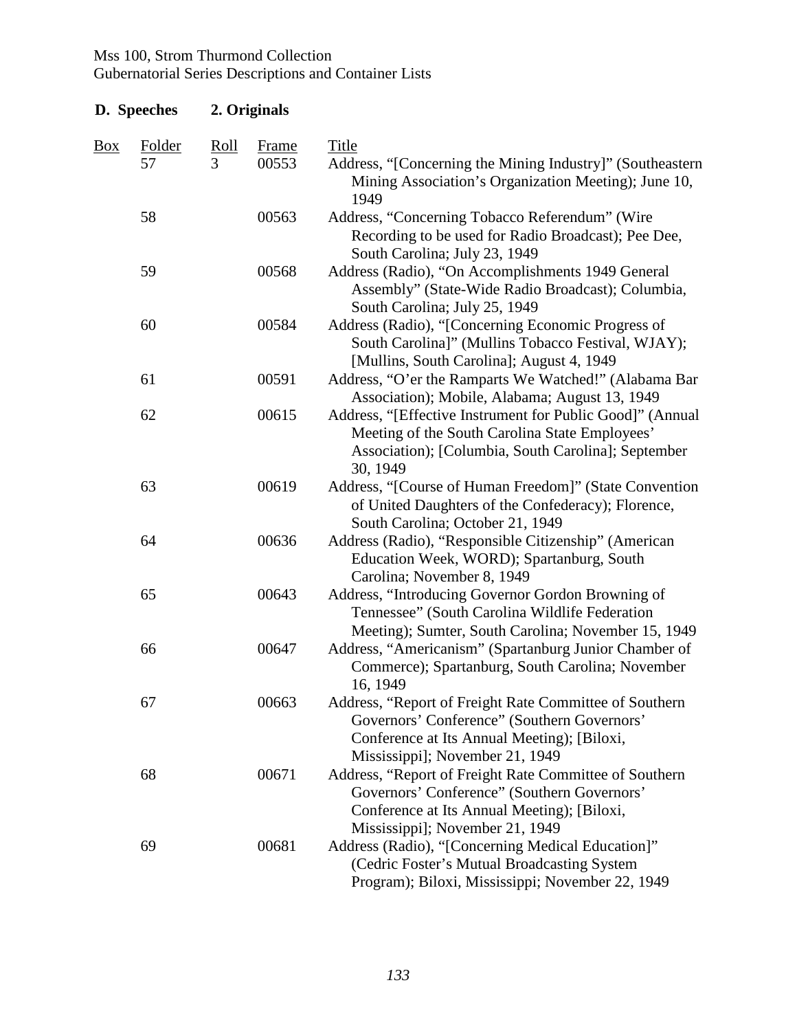Mss 100, Strom Thurmond Collection
Gubernatorial Series Descriptions and Container Lists

**D. Speeches 2. Originals**

| Box | Folder | Roll | Frame | Title |
|---|---|---|---|---|
| | 57 | 3 | 00553 | Address, "[Concerning the Mining Industry]" (Southeastern Mining Association's Organization Meeting); June 10, 1949 |
| | 58 | | 00563 | Address, "Concerning Tobacco Referendum" (Wire Recording to be used for Radio Broadcast); Pee Dee, South Carolina; July 23, 1949 |
| | 59 | | 00568 | Address (Radio), "On Accomplishments 1949 General Assembly" (State-Wide Radio Broadcast); Columbia, South Carolina; July 25, 1949 |
| | 60 | | 00584 | Address (Radio), "[Concerning Economic Progress of South Carolina]" (Mullins Tobacco Festival, WJAY); [Mullins, South Carolina]; August 4, 1949 |
| | 61 | | 00591 | Address, "O'er the Ramparts We Watched!" (Alabama Bar Association); Mobile, Alabama; August 13, 1949 |
| | 62 | | 00615 | Address, "[Effective Instrument for Public Good]" (Annual Meeting of the South Carolina State Employees' Association); [Columbia, South Carolina]; September 30, 1949 |
| | 63 | | 00619 | Address, "[Course of Human Freedom]" (State Convention of United Daughters of the Confederacy); Florence, South Carolina; October 21, 1949 |
| | 64 | | 00636 | Address (Radio), "Responsible Citizenship" (American Education Week, WORD); Spartanburg, South Carolina; November 8, 1949 |
| | 65 | | 00643 | Address, "Introducing Governor Gordon Browning of Tennessee" (South Carolina Wildlife Federation Meeting); Sumter, South Carolina; November 15, 1949 |
| | 66 | | 00647 | Address, "Americanism" (Spartanburg Junior Chamber of Commerce); Spartanburg, South Carolina; November 16, 1949 |
| | 67 | | 00663 | Address, "Report of Freight Rate Committee of Southern Governors' Conference" (Southern Governors' Conference at Its Annual Meeting); [Biloxi, Mississippi]; November 21, 1949 |
| | 68 | | 00671 | Address, "Report of Freight Rate Committee of Southern Governors' Conference" (Southern Governors' Conference at Its Annual Meeting); [Biloxi, Mississippi]; November 21, 1949 |
| | 69 | | 00681 | Address (Radio), "[Concerning Medical Education]" (Cedric Foster's Mutual Broadcasting System Program); Biloxi, Mississippi; November 22, 1949 |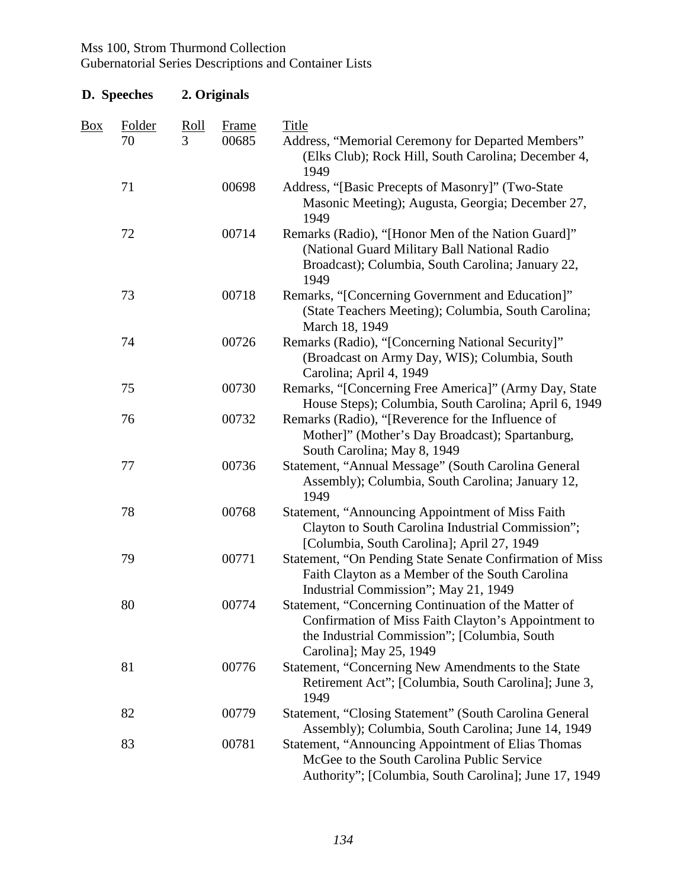**D. Speeches 2. Originals**

| Box | Folder | Roll | Frame | Title |
|---|---|---|---|---|
| | 70 | 3 | 00685 | Address, "Memorial Ceremony for Departed Members" (Elks Club); Rock Hill, South Carolina; December 4, 1949 |
| | 71 | | 00698 | Address, "[Basic Precepts of Masonry]" (Two-State Masonic Meeting); Augusta, Georgia; December 27, 1949 |
| | 72 | | 00714 | Remarks (Radio), "[Honor Men of the Nation Guard]" (National Guard Military Ball National Radio Broadcast); Columbia, South Carolina; January 22, 1949 |
| | 73 | | 00718 | Remarks, "[Concerning Government and Education]" (State Teachers Meeting); Columbia, South Carolina; March 18, 1949 |
| | 74 | | 00726 | Remarks (Radio), "[Concerning National Security]" (Broadcast on Army Day, WIS); Columbia, South Carolina; April 4, 1949 |
| | 75 | | 00730 | Remarks, "[Concerning Free America]" (Army Day, State House Steps); Columbia, South Carolina; April 6, 1949 |
| | 76 | | 00732 | Remarks (Radio), "[Reverence for the Influence of Mother]" (Mother's Day Broadcast); Spartanburg, South Carolina; May 8, 1949 |
| | 77 | | 00736 | Statement, "Annual Message" (South Carolina General Assembly); Columbia, South Carolina; January 12, 1949 |
| | 78 | | 00768 | Statement, "Announcing Appointment of Miss Faith Clayton to South Carolina Industrial Commission"; [Columbia, South Carolina]; April 27, 1949 |
| | 79 | | 00771 | Statement, "On Pending State Senate Confirmation of Miss Faith Clayton as a Member of the South Carolina Industrial Commission"; May 21, 1949 |
| | 80 | | 00774 | Statement, "Concerning Continuation of the Matter of Confirmation of Miss Faith Clayton's Appointment to the Industrial Commission"; [Columbia, South Carolina]; May 25, 1949 |
| | 81 | | 00776 | Statement, "Concerning New Amendments to the State Retirement Act"; [Columbia, South Carolina]; June 3, 1949 |
| | 82 | | 00779 | Statement, "Closing Statement" (South Carolina General Assembly); Columbia, South Carolina; June 14, 1949 |
| | 83 | | 00781 | Statement, "Announcing Appointment of Elias Thomas McGee to the South Carolina Public Service Authority"; [Columbia, South Carolina]; June 17, 1949 |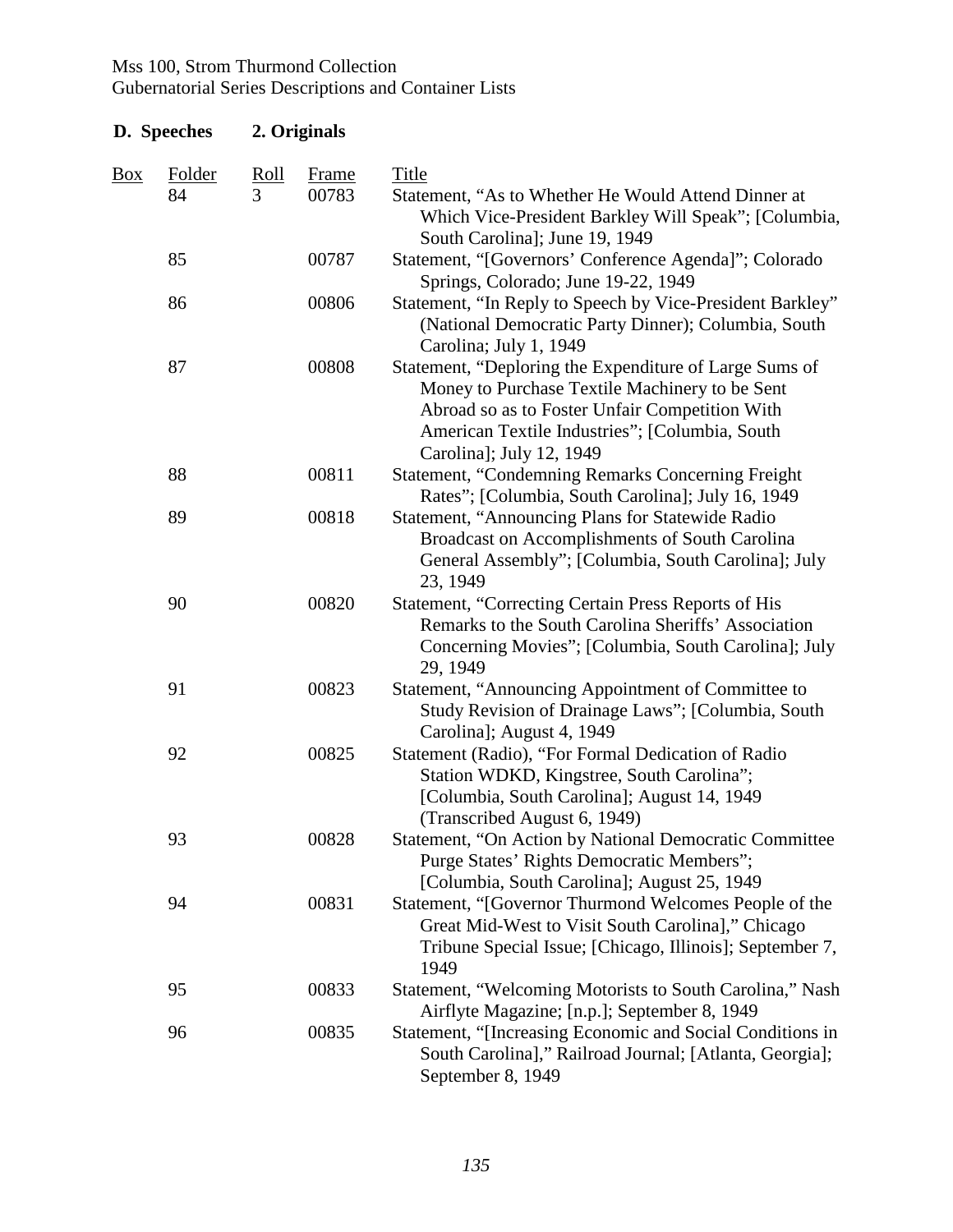Mss 100, Strom Thurmond Collection
Gubernatorial Series Descriptions and Container Lists

**D. Speeches 2. Originals**

| Box | Folder | Roll | Frame | Title |
|---|---|---|---|---|
| | 84 | 3 | 00783 | Statement, "As to Whether He Would Attend Dinner at Which Vice-President Barkley Will Speak"; [Columbia, South Carolina]; June 19, 1949 |
| | 85 | | 00787 | Statement, "[Governors' Conference Agenda]"; Colorado Springs, Colorado; June 19-22, 1949 |
| | 86 | | 00806 | Statement, "In Reply to Speech by Vice-President Barkley" (National Democratic Party Dinner); Columbia, South Carolina; July 1, 1949 |
| | 87 | | 00808 | Statement, "Deploring the Expenditure of Large Sums of Money to Purchase Textile Machinery to be Sent Abroad so as to Foster Unfair Competition With American Textile Industries"; [Columbia, South Carolina]; July 12, 1949 |
| | 88 | | 00811 | Statement, "Condemning Remarks Concerning Freight Rates"; [Columbia, South Carolina]; July 16, 1949 |
| | 89 | | 00818 | Statement, "Announcing Plans for Statewide Radio Broadcast on Accomplishments of South Carolina General Assembly"; [Columbia, South Carolina]; July 23, 1949 |
| | 90 | | 00820 | Statement, "Correcting Certain Press Reports of His Remarks to the South Carolina Sheriffs' Association Concerning Movies"; [Columbia, South Carolina]; July 29, 1949 |
| | 91 | | 00823 | Statement, "Announcing Appointment of Committee to Study Revision of Drainage Laws"; [Columbia, South Carolina]; August 4, 1949 |
| | 92 | | 00825 | Statement (Radio), "For Formal Dedication of Radio Station WDKD, Kingstree, South Carolina"; [Columbia, South Carolina]; August 14, 1949 (Transcribed August 6, 1949) |
| | 93 | | 00828 | Statement, "On Action by National Democratic Committee Purge States' Rights Democratic Members"; [Columbia, South Carolina]; August 25, 1949 |
| | 94 | | 00831 | Statement, "[Governor Thurmond Welcomes People of the Great Mid-West to Visit South Carolina]," Chicago Tribune Special Issue; [Chicago, Illinois]; September 7, 1949 |
| | 95 | | 00833 | Statement, "Welcoming Motorists to South Carolina," Nash Airflyte Magazine; [n.p.]; September 8, 1949 |
| | 96 | | 00835 | Statement, "[Increasing Economic and Social Conditions in South Carolina]," Railroad Journal; [Atlanta, Georgia]; September 8, 1949 |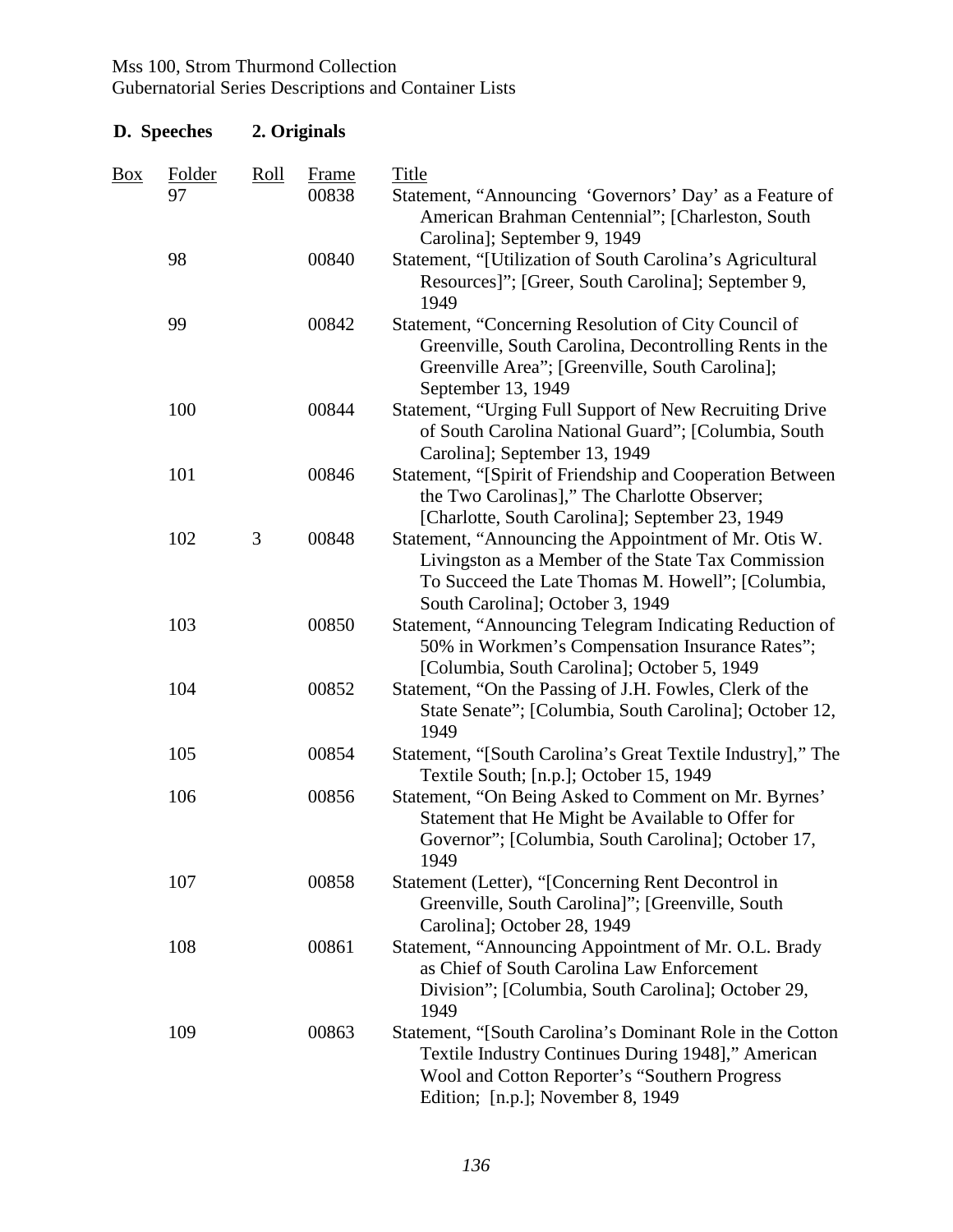Mss 100, Strom Thurmond Collection
Gubernatorial Series Descriptions and Container Lists

**D. Speeches 2. Originals**

| Box | Folder | Roll | Frame | Title |
|---|---|---|---|---|
| | 97 | | 00838 | Statement, "Announcing 'Governors' Day' as a Feature of American Brahman Centennial"; [Charleston, South Carolina]; September 9, 1949 |
| | 98 | | 00840 | Statement, "[Utilization of South Carolina's Agricultural Resources]"; [Greer, South Carolina]; September 9, 1949 |
| | 99 | | 00842 | Statement, "Concerning Resolution of City Council of Greenville, South Carolina, Decontrolling Rents in the Greenville Area"; [Greenville, South Carolina]; September 13, 1949 |
| | 100 | | 00844 | Statement, "Urging Full Support of New Recruiting Drive of South Carolina National Guard"; [Columbia, South Carolina]; September 13, 1949 |
| | 101 | | 00846 | Statement, "[Spirit of Friendship and Cooperation Between the Two Carolinas]," The Charlotte Observer; [Charlotte, South Carolina]; September 23, 1949 |
| | 102 | 3 | 00848 | Statement, "Announcing the Appointment of Mr. Otis W. Livingston as a Member of the State Tax Commission To Succeed the Late Thomas M. Howell"; [Columbia, South Carolina]; October 3, 1949 |
| | 103 | | 00850 | Statement, "Announcing Telegram Indicating Reduction of 50% in Workmen's Compensation Insurance Rates"; [Columbia, South Carolina]; October 5, 1949 |
| | 104 | | 00852 | Statement, "On the Passing of J.H. Fowles, Clerk of the State Senate"; [Columbia, South Carolina]; October 12, 1949 |
| | 105 | | 00854 | Statement, "[South Carolina's Great Textile Industry]," The Textile South; [n.p.]; October 15, 1949 |
| | 106 | | 00856 | Statement, "On Being Asked to Comment on Mr. Byrnes' Statement that He Might be Available to Offer for Governor"; [Columbia, South Carolina]; October 17, 1949 |
| | 107 | | 00858 | Statement (Letter), "[Concerning Rent Decontrol in Greenville, South Carolina]"; [Greenville, South Carolina]; October 28, 1949 |
| | 108 | | 00861 | Statement, "Announcing Appointment of Mr. O.L. Brady as Chief of South Carolina Law Enforcement Division"; [Columbia, South Carolina]; October 29, 1949 |
| | 109 | | 00863 | Statement, "[South Carolina's Dominant Role in the Cotton Textile Industry Continues During 1948]," American Wool and Cotton Reporter's "Southern Progress Edition; [n.p.]; November 8, 1949 |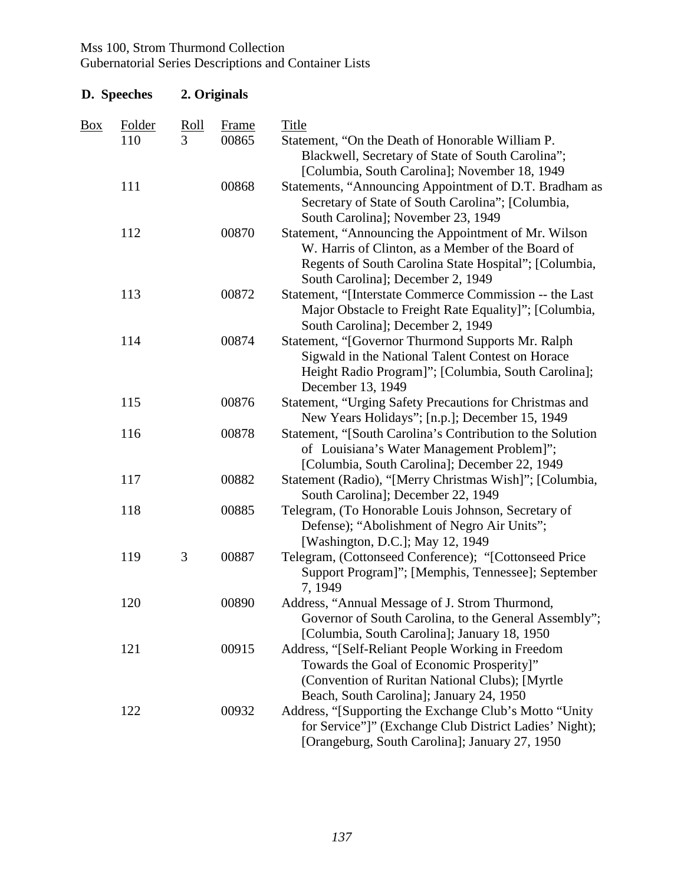**D. Speeches 2. Originals**

| Box | Folder | Roll | Frame | Title |
|---|---|---|---|---|
| | 110 | 3 | 00865 | Statement, "On the Death of Honorable William P. Blackwell, Secretary of State of South Carolina"; [Columbia, South Carolina]; November 18, 1949 |
| | 111 | | 00868 | Statements, "Announcing Appointment of D.T. Bradham as Secretary of State of South Carolina"; [Columbia, South Carolina]; November 23, 1949 |
| | 112 | | 00870 | Statement, "Announcing the Appointment of Mr. Wilson W. Harris of Clinton, as a Member of the Board of Regents of South Carolina State Hospital"; [Columbia, South Carolina]; December 2, 1949 |
| | 113 | | 00872 | Statement, "[Interstate Commerce Commission -- the Last Major Obstacle to Freight Rate Equality]"; [Columbia, South Carolina]; December 2, 1949 |
| | 114 | | 00874 | Statement, "[Governor Thurmond Supports Mr. Ralph Sigwald in the National Talent Contest on Horace Height Radio Program]"; [Columbia, South Carolina]; December 13, 1949 |
| | 115 | | 00876 | Statement, "Urging Safety Precautions for Christmas and New Years Holidays"; [n.p.]; December 15, 1949 |
| | 116 | | 00878 | Statement, "[South Carolina's Contribution to the Solution of Louisiana's Water Management Problem]"; [Columbia, South Carolina]; December 22, 1949 |
| | 117 | | 00882 | Statement (Radio), "[Merry Christmas Wish]"; [Columbia, South Carolina]; December 22, 1949 |
| | 118 | | 00885 | Telegram, (To Honorable Louis Johnson, Secretary of Defense); "Abolishment of Negro Air Units"; [Washington, D.C.]; May 12, 1949 |
| | 119 | 3 | 00887 | Telegram, (Cottonseed Conference); "[Cottonseed Price Support Program]"; [Memphis, Tennessee]; September 7, 1949 |
| | 120 | | 00890 | Address, "Annual Message of J. Strom Thurmond, Governor of South Carolina, to the General Assembly"; [Columbia, South Carolina]; January 18, 1950 |
| | 121 | | 00915 | Address, "[Self-Reliant People Working in Freedom Towards the Goal of Economic Prosperity]" (Convention of Ruritan National Clubs); [Myrtle Beach, South Carolina]; January 24, 1950 |
| | 122 | | 00932 | Address, "[Supporting the Exchange Club's Motto "Unity for Service"]" (Exchange Club District Ladies' Night); [Orangeburg, South Carolina]; January 27, 1950 |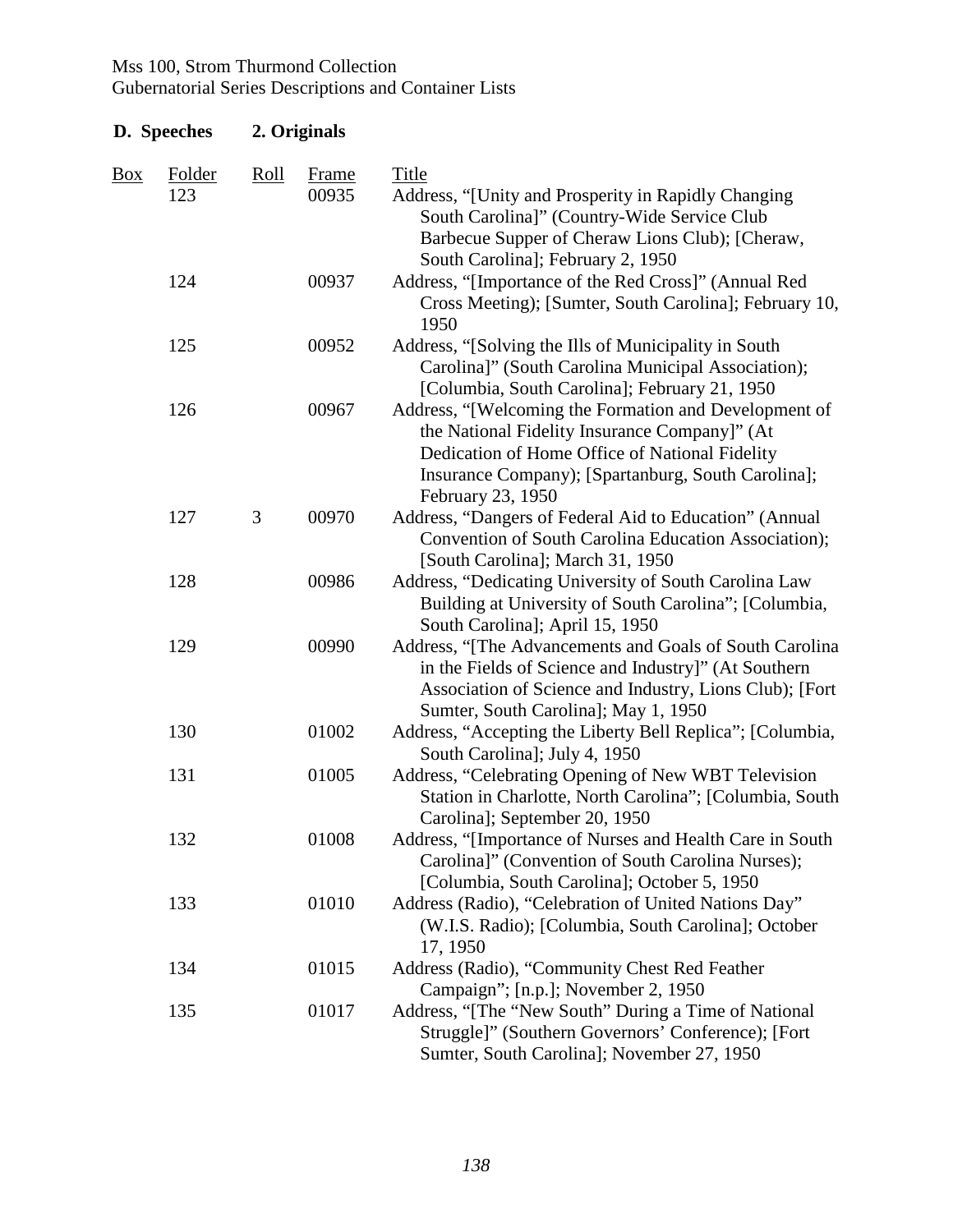Mss 100, Strom Thurmond Collection
Gubernatorial Series Descriptions and Container Lists

**D. Speeches 2. Originals**

| Box | Folder | Roll | Frame | Title |
|---|---|---|---|---|
| | 123 | | 00935 | Address, "[Unity and Prosperity in Rapidly Changing South Carolina]" (Country-Wide Service Club Barbecue Supper of Cheraw Lions Club); [Cheraw, South Carolina]; February 2, 1950 |
| | 124 | | 00937 | Address, "[Importance of the Red Cross]" (Annual Red Cross Meeting); [Sumter, South Carolina]; February 10, 1950 |
| | 125 | | 00952 | Address, "[Solving the Ills of Municipality in South Carolina]" (South Carolina Municipal Association); [Columbia, South Carolina]; February 21, 1950 |
| | 126 | | 00967 | Address, "[Welcoming the Formation and Development of the National Fidelity Insurance Company]" (At Dedication of Home Office of National Fidelity Insurance Company); [Spartanburg, South Carolina]; February 23, 1950 |
| | 127 | 3 | 00970 | Address, "Dangers of Federal Aid to Education" (Annual Convention of South Carolina Education Association); [South Carolina]; March 31, 1950 |
| | 128 | | 00986 | Address, "Dedicating University of South Carolina Law Building at University of South Carolina"; [Columbia, South Carolina]; April 15, 1950 |
| | 129 | | 00990 | Address, "[The Advancements and Goals of South Carolina in the Fields of Science and Industry]" (At Southern Association of Science and Industry, Lions Club); [Fort Sumter, South Carolina]; May 1, 1950 |
| | 130 | | 01002 | Address, "Accepting the Liberty Bell Replica"; [Columbia, South Carolina]; July 4, 1950 |
| | 131 | | 01005 | Address, "Celebrating Opening of New WBT Television Station in Charlotte, North Carolina"; [Columbia, South Carolina]; September 20, 1950 |
| | 132 | | 01008 | Address, "[Importance of Nurses and Health Care in South Carolina]" (Convention of South Carolina Nurses); [Columbia, South Carolina]; October 5, 1950 |
| | 133 | | 01010 | Address (Radio), "Celebration of United Nations Day" (W.I.S. Radio); [Columbia, South Carolina]; October 17, 1950 |
| | 134 | | 01015 | Address (Radio), "Community Chest Red Feather Campaign"; [n.p.]; November 2, 1950 |
| | 135 | | 01017 | Address, "[The "New South" During a Time of National Struggle]" (Southern Governors' Conference); [Fort Sumter, South Carolina]; November 27, 1950 |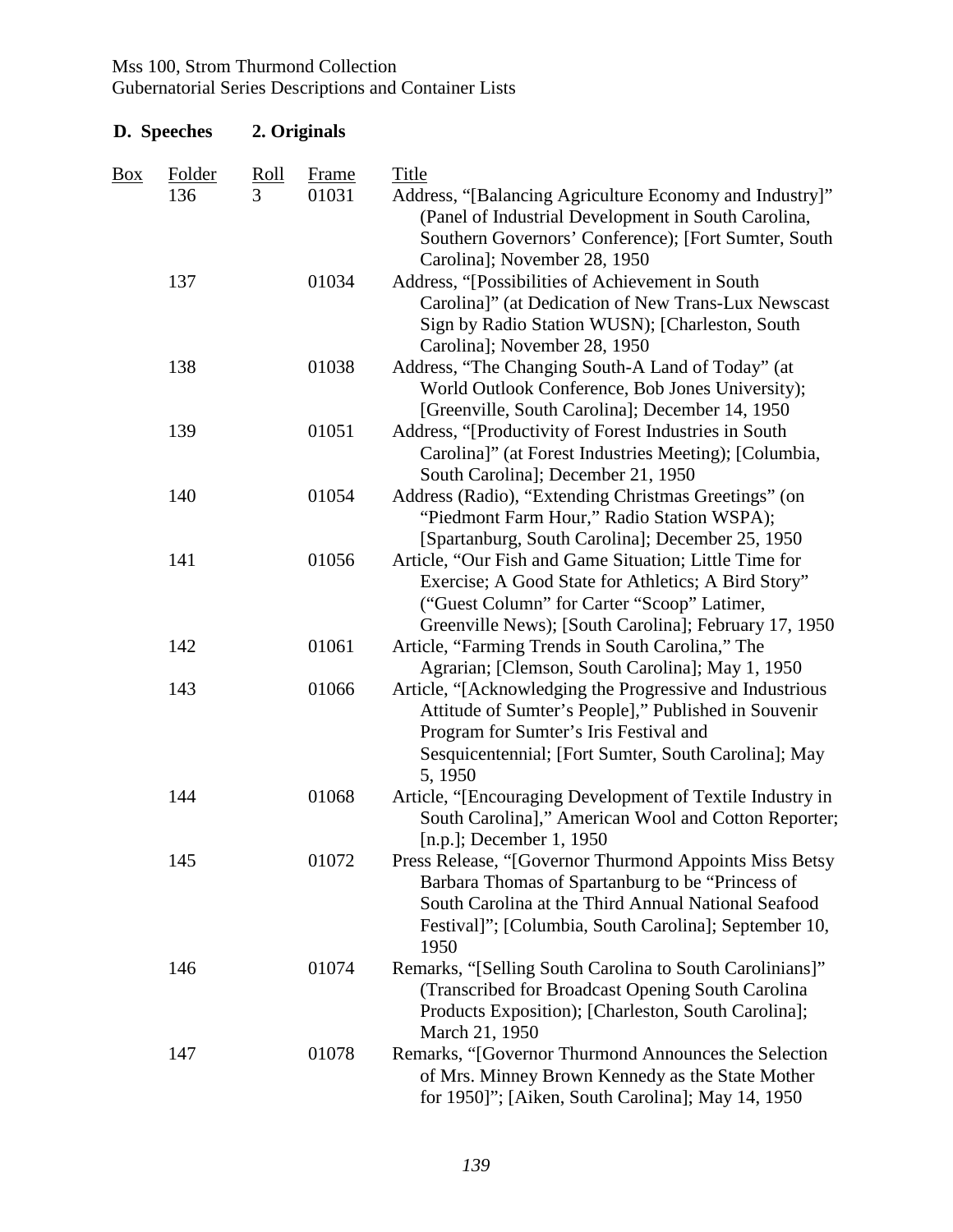Mss 100, Strom Thurmond Collection
Gubernatorial Series Descriptions and Container Lists

**D. Speeches 2. Originals**

| Box | Folder | Roll | Frame | Title |
|---|---|---|---|---|
| | 136 | 3 | 01031 | Address, "[Balancing Agriculture Economy and Industry]" (Panel of Industrial Development in South Carolina, Southern Governors' Conference); [Fort Sumter, South Carolina]; November 28, 1950 |
| | 137 | | 01034 | Address, "[Possibilities of Achievement in South Carolina]" (at Dedication of New Trans-Lux Newscast Sign by Radio Station WUSN); [Charleston, South Carolina]; November 28, 1950 |
| | 138 | | 01038 | Address, "The Changing South-A Land of Today" (at World Outlook Conference, Bob Jones University); [Greenville, South Carolina]; December 14, 1950 |
| | 139 | | 01051 | Address, "[Productivity of Forest Industries in South Carolina]" (at Forest Industries Meeting); [Columbia, South Carolina]; December 21, 1950 |
| | 140 | | 01054 | Address (Radio), "Extending Christmas Greetings" (on "Piedmont Farm Hour," Radio Station WSPA); [Spartanburg, South Carolina]; December 25, 1950 |
| | 141 | | 01056 | Article, "Our Fish and Game Situation; Little Time for Exercise; A Good State for Athletics; A Bird Story" ("Guest Column" for Carter "Scoop" Latimer, Greenville News); [South Carolina]; February 17, 1950 |
| | 142 | | 01061 | Article, "Farming Trends in South Carolina," The Agrarian; [Clemson, South Carolina]; May 1, 1950 |
| | 143 | | 01066 | Article, "[Acknowledging the Progressive and Industrious Attitude of Sumter's People]," Published in Souvenir Program for Sumter's Iris Festival and Sesquicentennial; [Fort Sumter, South Carolina]; May 5, 1950 |
| | 144 | | 01068 | Article, "[Encouraging Development of Textile Industry in South Carolina]," American Wool and Cotton Reporter; [n.p.]; December 1, 1950 |
| | 145 | | 01072 | Press Release, "[Governor Thurmond Appoints Miss Betsy Barbara Thomas of Spartanburg to be "Princess of South Carolina at the Third Annual National Seafood Festival]"; [Columbia, South Carolina]; September 10, 1950 |
| | 146 | | 01074 | Remarks, "[Selling South Carolina to South Carolinians]" (Transcribed for Broadcast Opening South Carolina Products Exposition); [Charleston, South Carolina]; March 21, 1950 |
| | 147 | | 01078 | Remarks, "[Governor Thurmond Announces the Selection of Mrs. Minney Brown Kennedy as the State Mother for 1950]"; [Aiken, South Carolina]; May 14, 1950 |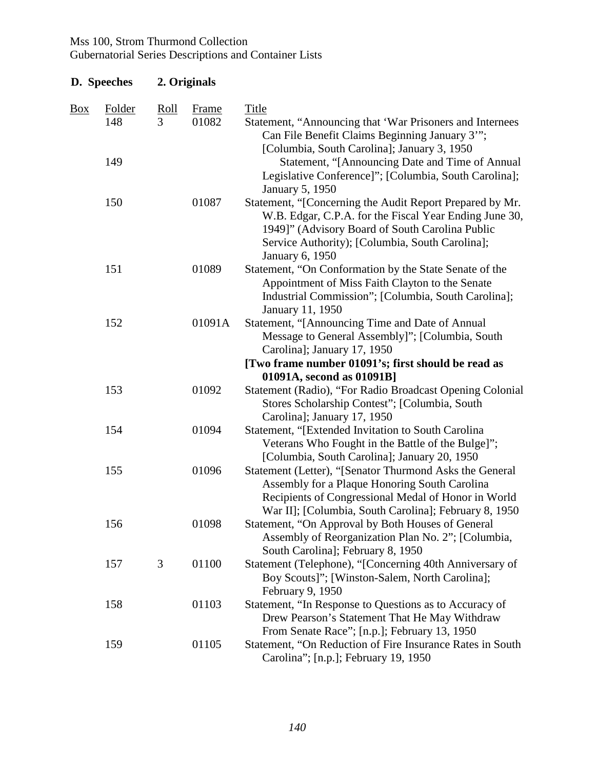Mss 100, Strom Thurmond Collection
Gubernatorial Series Descriptions and Container Lists

**D. Speeches 2. Originals**

| Box | Folder | Roll | Frame | Title |
|---|---|---|---|---|
| | 148 | 3 | 01082 | Statement, "Announcing that 'War Prisoners and Internees Can File Benefit Claims Beginning January 3'"; [Columbia, South Carolina]; January 3, 1950 |
| | 149 | | | Statement, "[Announcing Date and Time of Annual Legislative Conference]"; [Columbia, South Carolina]; January 5, 1950 |
| | 150 | | 01087 | Statement, "[Concerning the Audit Report Prepared by Mr. W.B. Edgar, C.P.A. for the Fiscal Year Ending June 30, 1949]" (Advisory Board of South Carolina Public Service Authority); [Columbia, South Carolina]; January 6, 1950 |
| | 151 | | 01089 | Statement, "On Conformation by the State Senate of the Appointment of Miss Faith Clayton to the Senate Industrial Commission"; [Columbia, South Carolina]; January 11, 1950 |
| | 152 | | 01091A | Statement, "[Announcing Time and Date of Annual Message to General Assembly]"; [Columbia, South Carolina]; January 17, 1950 **[Two frame number 01091's; first should be read as 01091A, second as 01091B]** |
| | 153 | | 01092 | Statement (Radio), "For Radio Broadcast Opening Colonial Stores Scholarship Contest"; [Columbia, South Carolina]; January 17, 1950 |
| | 154 | | 01094 | Statement, "[Extended Invitation to South Carolina Veterans Who Fought in the Battle of the Bulge]"; [Columbia, South Carolina]; January 20, 1950 |
| | 155 | | 01096 | Statement (Letter), "[Senator Thurmond Asks the General Assembly for a Plaque Honoring South Carolina Recipients of Congressional Medal of Honor in World War II]; [Columbia, South Carolina]; February 8, 1950 |
| | 156 | | 01098 | Statement, "On Approval by Both Houses of General Assembly of Reorganization Plan No. 2"; [Columbia, South Carolina]; February 8, 1950 |
| | 157 | 3 | 01100 | Statement (Telephone), "[Concerning 40th Anniversary of Boy Scouts]"; [Winston-Salem, North Carolina]; February 9, 1950 |
| | 158 | | 01103 | Statement, "In Response to Questions as to Accuracy of Drew Pearson's Statement That He May Withdraw From Senate Race"; [n.p.]; February 13, 1950 |
| | 159 | | 01105 | Statement, "On Reduction of Fire Insurance Rates in South Carolina"; [n.p.]; February 19, 1950 |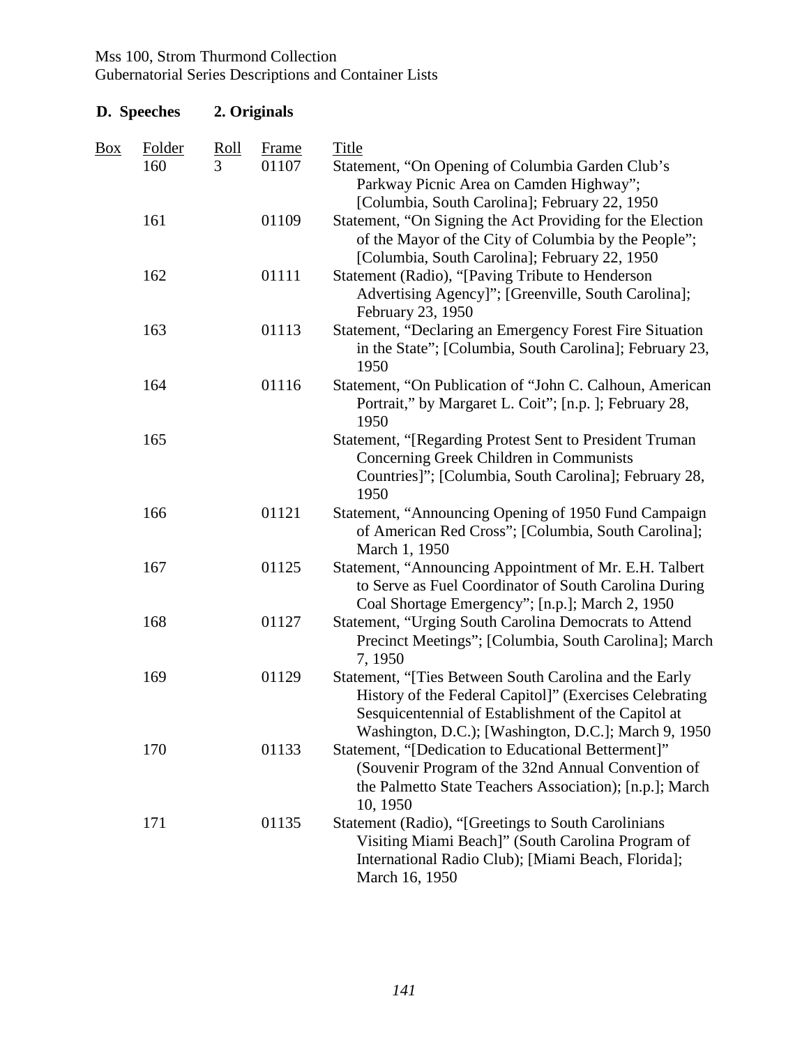## D. Speeches 2. Originals

| Box | Folder | Roll | Frame | Title |
|---|---|---|---|---|
| | 160 | 3 | 01107 | Statement, "On Opening of Columbia Garden Club's Parkway Picnic Area on Camden Highway"; [Columbia, South Carolina]; February 22, 1950 |
| | 161 | | 01109 | Statement, "On Signing the Act Providing for the Election of the Mayor of the City of Columbia by the People"; [Columbia, South Carolina]; February 22, 1950 |
| | 162 | | 01111 | Statement (Radio), "[Paving Tribute to Henderson Advertising Agency]"; [Greenville, South Carolina]; February 23, 1950 |
| | 163 | | 01113 | Statement, "Declaring an Emergency Forest Fire Situation in the State"; [Columbia, South Carolina]; February 23, 1950 |
| | 164 | | 01116 | Statement, "On Publication of "John C. Calhoun, American Portrait," by Margaret L. Coit"; [n.p. ]; February 28, 1950 |
| | 165 | | | Statement, "[Regarding Protest Sent to President Truman Concerning Greek Children in Communists Countries]"; [Columbia, South Carolina]; February 28, 1950 |
| | 166 | | 01121 | Statement, "Announcing Opening of 1950 Fund Campaign of American Red Cross"; [Columbia, South Carolina]; March 1, 1950 |
| | 167 | | 01125 | Statement, "Announcing Appointment of Mr. E.H. Talbert to Serve as Fuel Coordinator of South Carolina During Coal Shortage Emergency"; [n.p.]; March 2, 1950 |
| | 168 | | 01127 | Statement, "Urging South Carolina Democrats to Attend Precinct Meetings"; [Columbia, South Carolina]; March 7, 1950 |
| | 169 | | 01129 | Statement, "[Ties Between South Carolina and the Early History of the Federal Capitol]" (Exercises Celebrating Sesquicentennial of Establishment of the Capitol at Washington, D.C.); [Washington, D.C.]; March 9, 1950 |
| | 170 | | 01133 | Statement, "[Dedication to Educational Betterment]" (Souvenir Program of the 32nd Annual Convention of the Palmetto State Teachers Association); [n.p.]; March 10, 1950 |
| | 171 | | 01135 | Statement (Radio), "[Greetings to South Carolinians Visiting Miami Beach]" (South Carolina Program of International Radio Club); [Miami Beach, Florida]; March 16, 1950 |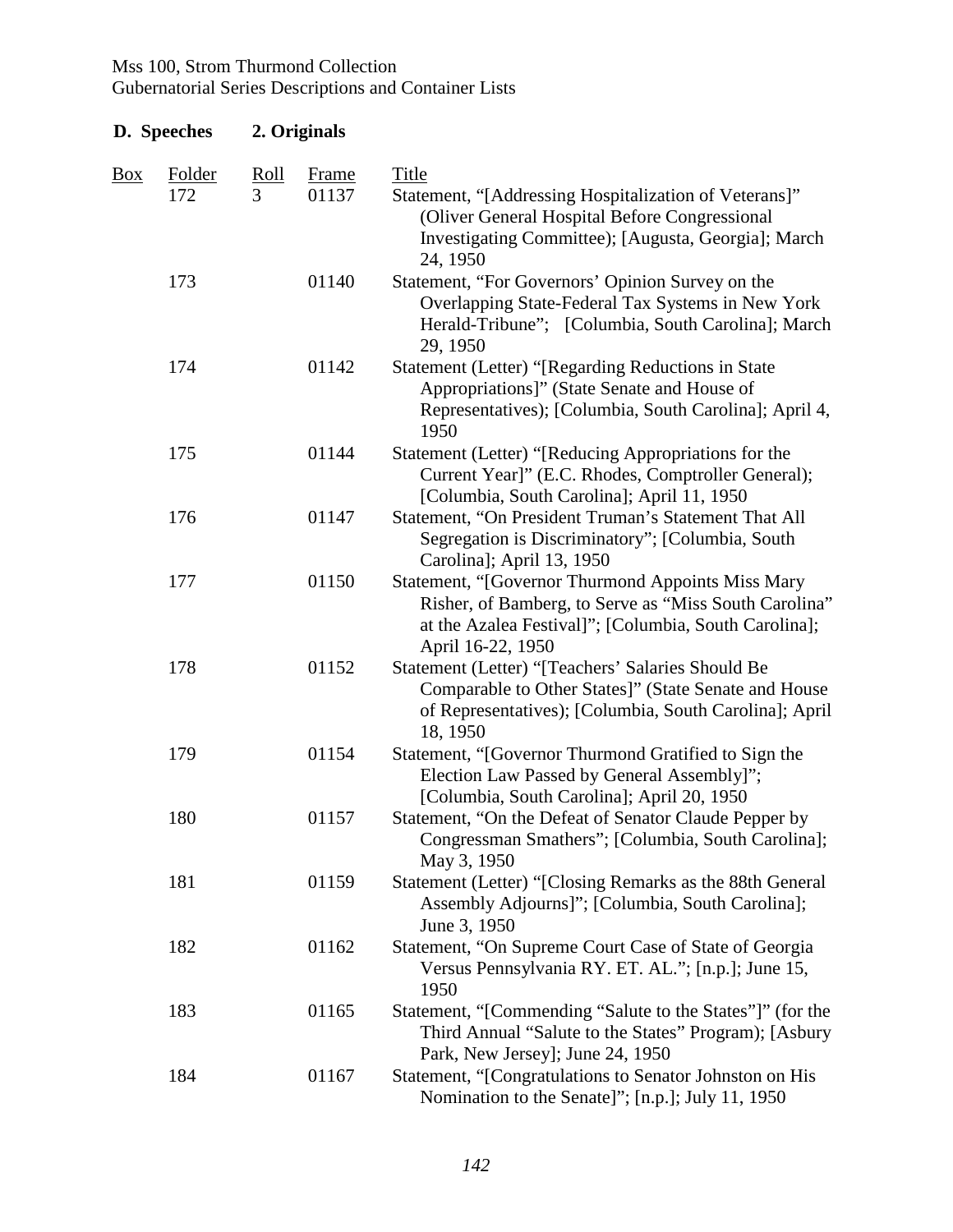Mss 100, Strom Thurmond Collection
Gubernatorial Series Descriptions and Container Lists

**D. Speeches 2. Originals**

| Box | Folder | Roll | Frame | Title |
|---|---|---|---|---|
| | 172 | 3 | 01137 | Statement, "[Addressing Hospitalization of Veterans]" (Oliver General Hospital Before Congressional Investigating Committee); [Augusta, Georgia]; March 24, 1950 |
| | 173 | | 01140 | Statement, "For Governors' Opinion Survey on the Overlapping State-Federal Tax Systems in New York Herald-Tribune"; [Columbia, South Carolina]; March 29, 1950 |
| | 174 | | 01142 | Statement (Letter) "[Regarding Reductions in State Appropriations]" (State Senate and House of Representatives); [Columbia, South Carolina]; April 4, 1950 |
| | 175 | | 01144 | Statement (Letter) "[Reducing Appropriations for the Current Year]" (E.C. Rhodes, Comptroller General); [Columbia, South Carolina]; April 11, 1950 |
| | 176 | | 01147 | Statement, "On President Truman's Statement That All Segregation is Discriminatory"; [Columbia, South Carolina]; April 13, 1950 |
| | 177 | | 01150 | Statement, "[Governor Thurmond Appoints Miss Mary Risher, of Bamberg, to Serve as "Miss South Carolina" at the Azalea Festival]"; [Columbia, South Carolina]; April 16-22, 1950 |
| | 178 | | 01152 | Statement (Letter) "[Teachers' Salaries Should Be Comparable to Other States]" (State Senate and House of Representatives); [Columbia, South Carolina]; April 18, 1950 |
| | 179 | | 01154 | Statement, "[Governor Thurmond Gratified to Sign the Election Law Passed by General Assembly]"; [Columbia, South Carolina]; April 20, 1950 |
| | 180 | | 01157 | Statement, "On the Defeat of Senator Claude Pepper by Congressman Smathers"; [Columbia, South Carolina]; May 3, 1950 |
| | 181 | | 01159 | Statement (Letter) "[Closing Remarks as the 88th General Assembly Adjourns]"; [Columbia, South Carolina]; June 3, 1950 |
| | 182 | | 01162 | Statement, "On Supreme Court Case of State of Georgia Versus Pennsylvania RY. ET. AL."; [n.p.]; June 15, 1950 |
| | 183 | | 01165 | Statement, "[Commending "Salute to the States"]" (for the Third Annual "Salute to the States" Program); [Asbury Park, New Jersey]; June 24, 1950 |
| | 184 | | 01167 | Statement, "[Congratulations to Senator Johnston on His Nomination to the Senate]"; [n.p.]; July 11, 1950 |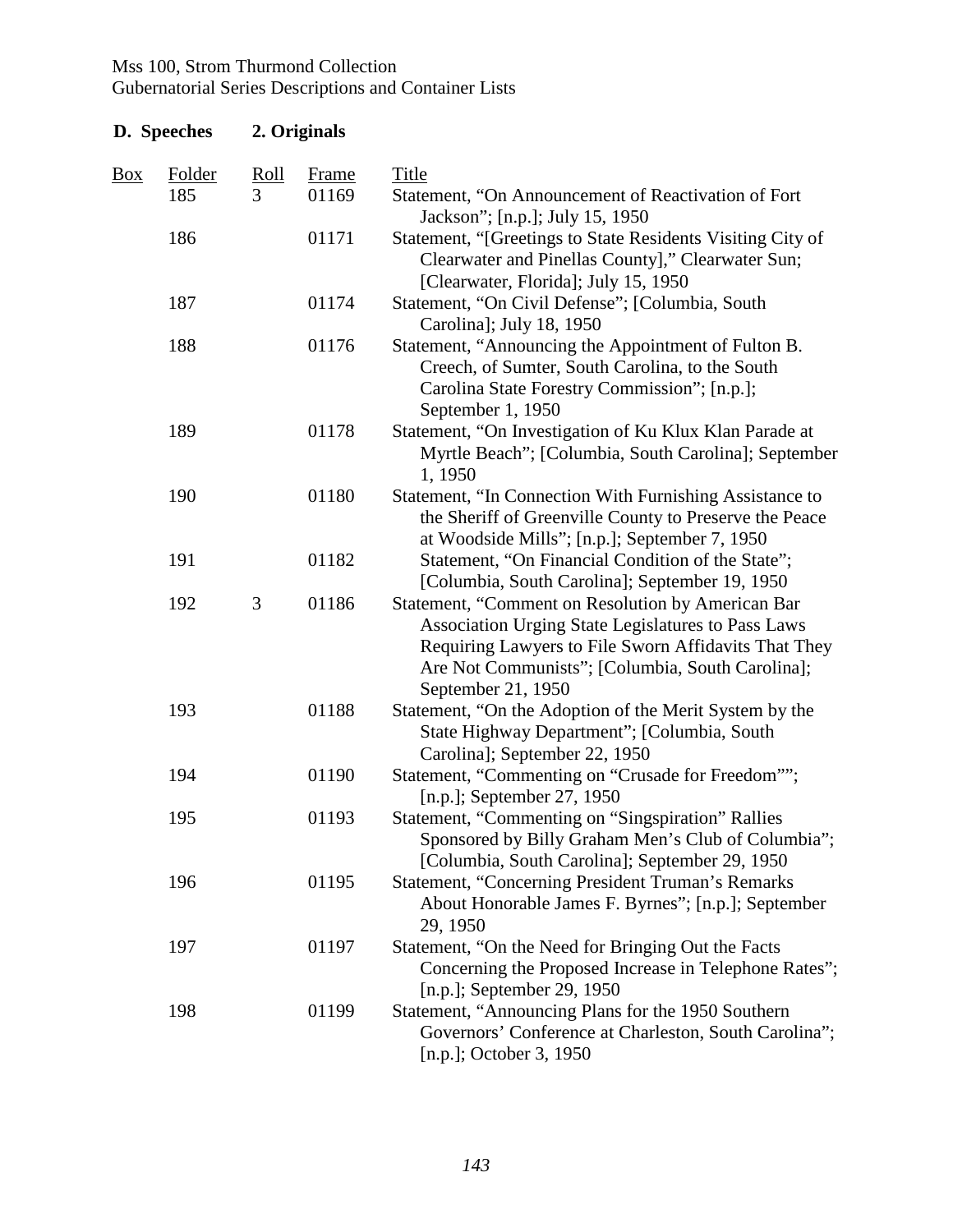Mss 100, Strom Thurmond Collection
Gubernatorial Series Descriptions and Container Lists

**D. Speeches 2. Originals**

| Box | Folder | Roll | Frame | Title |
|---|---|---|---|---|
| | 185 | 3 | 01169 | Statement, "On Announcement of Reactivation of Fort Jackson"; [n.p.]; July 15, 1950 |
| | 186 | | 01171 | Statement, "[Greetings to State Residents Visiting City of Clearwater and Pinellas County]," Clearwater Sun; [Clearwater, Florida]; July 15, 1950 |
| | 187 | | 01174 | Statement, "On Civil Defense"; [Columbia, South Carolina]; July 18, 1950 |
| | 188 | | 01176 | Statement, "Announcing the Appointment of Fulton B. Creech, of Sumter, South Carolina, to the South Carolina State Forestry Commission"; [n.p.]; September 1, 1950 |
| | 189 | | 01178 | Statement, "On Investigation of Ku Klux Klan Parade at Myrtle Beach"; [Columbia, South Carolina]; September 1, 1950 |
| | 190 | | 01180 | Statement, "In Connection With Furnishing Assistance to the Sheriff of Greenville County to Preserve the Peace at Woodside Mills"; [n.p.]; September 7, 1950 |
| | 191 | | 01182 | Statement, "On Financial Condition of the State"; [Columbia, South Carolina]; September 19, 1950 |
| | 192 | 3 | 01186 | Statement, "Comment on Resolution by American Bar Association Urging State Legislatures to Pass Laws Requiring Lawyers to File Sworn Affidavits That They Are Not Communists"; [Columbia, South Carolina]; September 21, 1950 |
| | 193 | | 01188 | Statement, "On the Adoption of the Merit System by the State Highway Department"; [Columbia, South Carolina]; September 22, 1950 |
| | 194 | | 01190 | Statement, "Commenting on "Crusade for Freedom""; [n.p.]; September 27, 1950 |
| | 195 | | 01193 | Statement, "Commenting on "Singspiration" Rallies Sponsored by Billy Graham Men's Club of Columbia"; [Columbia, South Carolina]; September 29, 1950 |
| | 196 | | 01195 | Statement, "Concerning President Truman's Remarks About Honorable James F. Byrnes"; [n.p.]; September 29, 1950 |
| | 197 | | 01197 | Statement, "On the Need for Bringing Out the Facts Concerning the Proposed Increase in Telephone Rates"; [n.p.]; September 29, 1950 |
| | 198 | | 01199 | Statement, "Announcing Plans for the 1950 Southern Governors' Conference at Charleston, South Carolina"; [n.p.]; October 3, 1950 |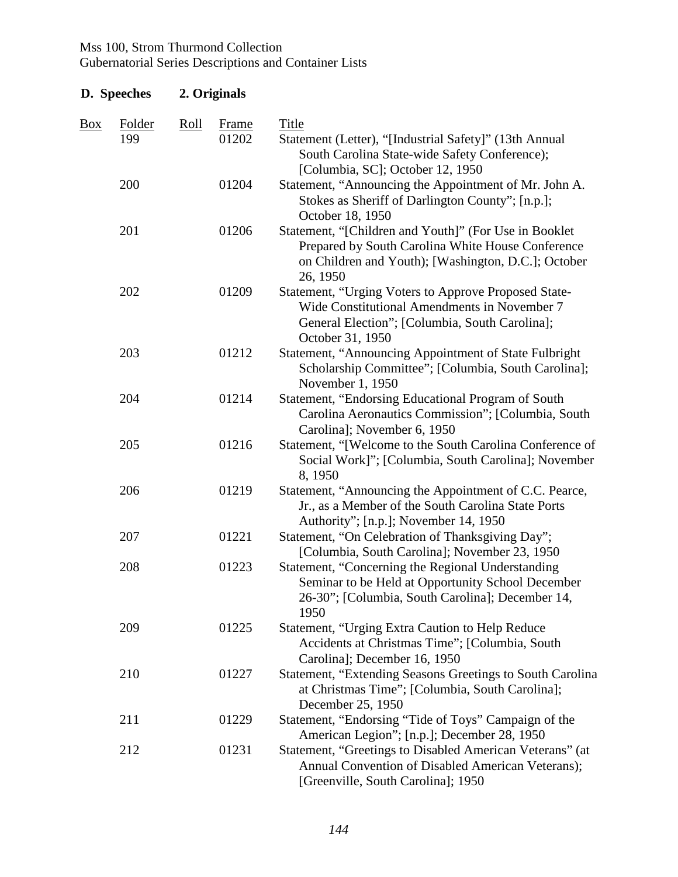Mss 100, Strom Thurmond Collection
Gubernatorial Series Descriptions and Container Lists

**D. Speeches 2. Originals**

| Box | Folder | Roll | Frame | Title |
|---|---|---|---|---|
| | 199 | | 01202 | Statement (Letter), "[Industrial Safety]" (13th Annual South Carolina State-wide Safety Conference); [Columbia, SC]; October 12, 1950 |
| | 200 | | 01204 | Statement, "Announcing the Appointment of Mr. John A. Stokes as Sheriff of Darlington County"; [n.p.]; October 18, 1950 |
| | 201 | | 01206 | Statement, "[Children and Youth]" (For Use in Booklet Prepared by South Carolina White House Conference on Children and Youth); [Washington, D.C.]; October 26, 1950 |
| | 202 | | 01209 | Statement, "Urging Voters to Approve Proposed State-Wide Constitutional Amendments in November 7 General Election"; [Columbia, South Carolina]; October 31, 1950 |
| | 203 | | 01212 | Statement, "Announcing Appointment of State Fulbright Scholarship Committee"; [Columbia, South Carolina]; November 1, 1950 |
| | 204 | | 01214 | Statement, "Endorsing Educational Program of South Carolina Aeronautics Commission"; [Columbia, South Carolina]; November 6, 1950 |
| | 205 | | 01216 | Statement, "[Welcome to the South Carolina Conference of Social Work]"; [Columbia, South Carolina]; November 8, 1950 |
| | 206 | | 01219 | Statement, "Announcing the Appointment of C.C. Pearce, Jr., as a Member of the South Carolina State Ports Authority"; [n.p.]; November 14, 1950 |
| | 207 | | 01221 | Statement, "On Celebration of Thanksgiving Day"; [Columbia, South Carolina]; November 23, 1950 |
| | 208 | | 01223 | Statement, "Concerning the Regional Understanding Seminar to be Held at Opportunity School December 26-30"; [Columbia, South Carolina]; December 14, 1950 |
| | 209 | | 01225 | Statement, "Urging Extra Caution to Help Reduce Accidents at Christmas Time"; [Columbia, South Carolina]; December 16, 1950 |
| | 210 | | 01227 | Statement, "Extending Seasons Greetings to South Carolina at Christmas Time"; [Columbia, South Carolina]; December 25, 1950 |
| | 211 | | 01229 | Statement, "Endorsing "Tide of Toys" Campaign of the American Legion"; [n.p.]; December 28, 1950 |
| | 212 | | 01231 | Statement, "Greetings to Disabled American Veterans" (at Annual Convention of Disabled American Veterans); [Greenville, South Carolina]; 1950 |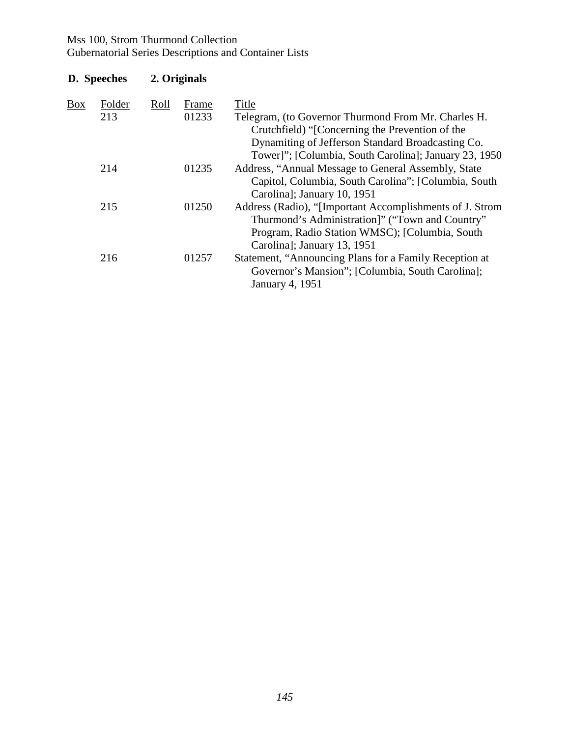Mss 100, Strom Thurmond Collection
Gubernatorial Series Descriptions and Container Lists

**D. Speeches 2. Originals**

| Box | Folder | Roll | Frame | Title |
|---|---|---|---|---|
| | 213 | | 01233 | Telegram, (to Governor Thurmond From Mr. Charles H. Crutchfield) "[Concerning the Prevention of the Dynamiting of Jefferson Standard Broadcasting Co. Tower]"; [Columbia, South Carolina]; January 23, 1950 |
| | 214 | | 01235 | Address, "Annual Message to General Assembly, State Capitol, Columbia, South Carolina"; [Columbia, South Carolina]; January 10, 1951 |
| | 215 | | 01250 | Address (Radio), "[Important Accomplishments of J. Strom Thurmond's Administration]" ("Town and Country" Program, Radio Station WMSC); [Columbia, South Carolina]; January 13, 1951 |
| | 216 | | 01257 | Statement, "Announcing Plans for a Family Reception at Governor's Mansion"; [Columbia, South Carolina]; January 4, 1951 |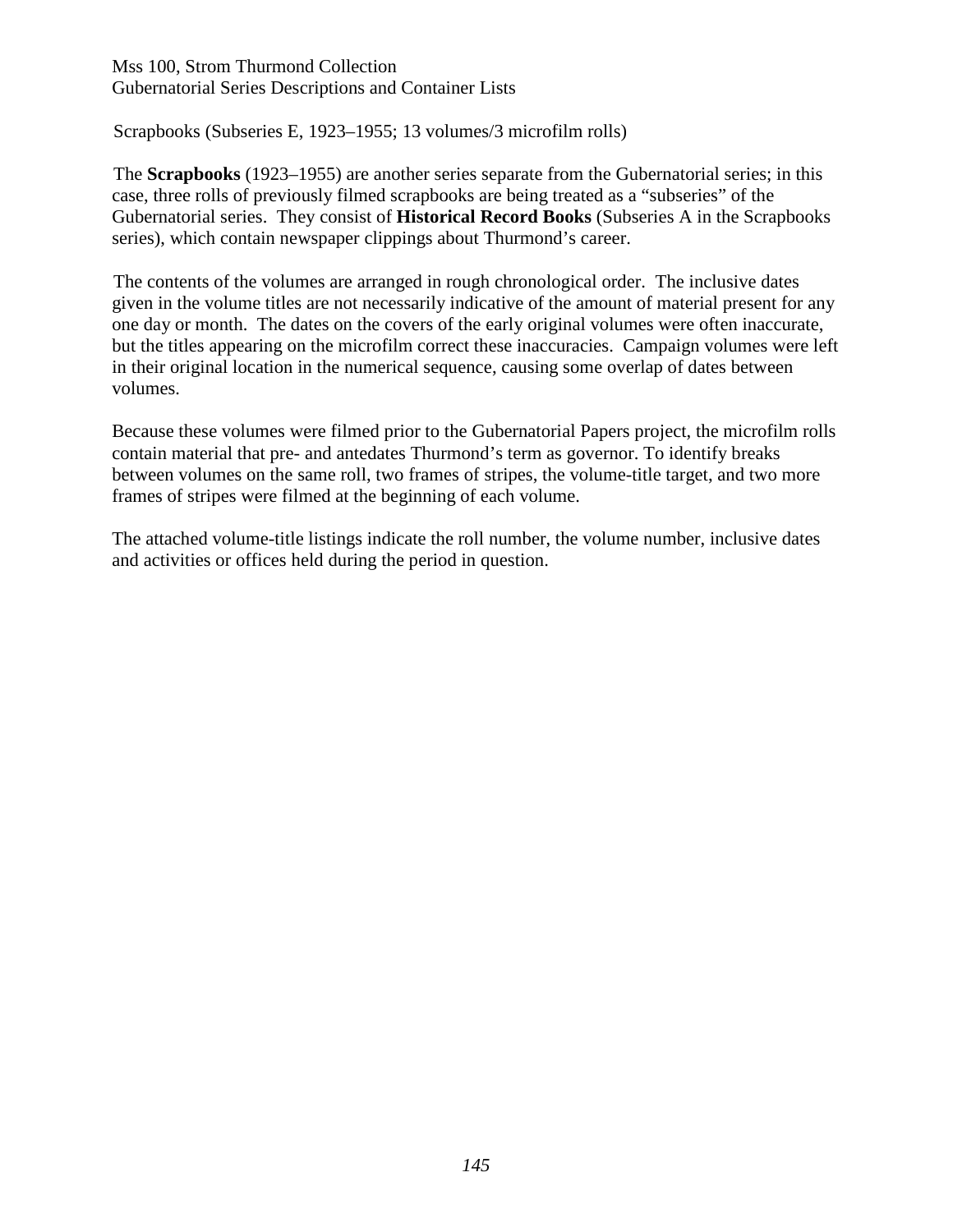Scrapbooks (Subseries E, 1923–1955; 13 volumes/3 microfilm rolls)

The **Scrapbooks** (1923–1955) are another series separate from the Gubernatorial series; in this case, three rolls of previously filmed scrapbooks are being treated as a "subseries" of the Gubernatorial series. They consist of **Historical Record Books** (Subseries A in the Scrapbooks series), which contain newspaper clippings about Thurmond's career.

The contents of the volumes are arranged in rough chronological order. The inclusive dates given in the volume titles are not necessarily indicative of the amount of material present for any one day or month. The dates on the covers of the early original volumes were often inaccurate, but the titles appearing on the microfilm correct these inaccuracies. Campaign volumes were left in their original location in the numerical sequence, causing some overlap of dates between volumes.

Because these volumes were filmed prior to the Gubernatorial Papers project, the microfilm rolls contain material that pre- and antedates Thurmond's term as governor. To identify breaks between volumes on the same roll, two frames of stripes, the volume-title target, and two more frames of stripes were filmed at the beginning of each volume.

The attached volume-title listings indicate the roll number, the volume number, inclusive dates and activities or offices held during the period in question.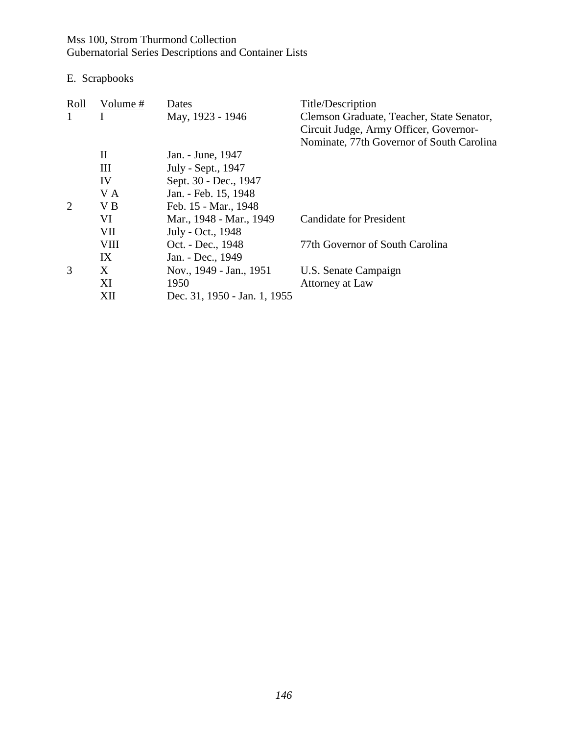Mss 100, Strom Thurmond Collection
Gubernatorial Series Descriptions and Container Lists

E. Scrapbooks

| Roll | Volume # | Dates | Title/Description |
|---|---|---|---|
| 1 | I | May, 1923 - 1946 | Clemson Graduate, Teacher, State Senator, Circuit Judge, Army Officer, Governor-Nominate, 77th Governor of South Carolina |
| | II | Jan. - June, 1947 | |
| | III | July - Sept., 1947 | |
| | IV | Sept. 30 - Dec., 1947 | |
| | V A | Jan. - Feb. 15, 1948 | |
| 2 | V B | Feb. 15 - Mar., 1948 | |
| | VI | Mar., 1948 - Mar., 1949 | Candidate for President |
| | VII | July - Oct., 1948 | |
| | VIII | Oct. - Dec., 1948 | 77th Governor of South Carolina |
| | IX | Jan. - Dec., 1949 | |
| 3 | X | Nov., 1949 - Jan., 1951 | U.S. Senate Campaign |
| | XI | 1950 | Attorney at Law |
| | XII | Dec. 31, 1950 - Jan. 1, 1955 | |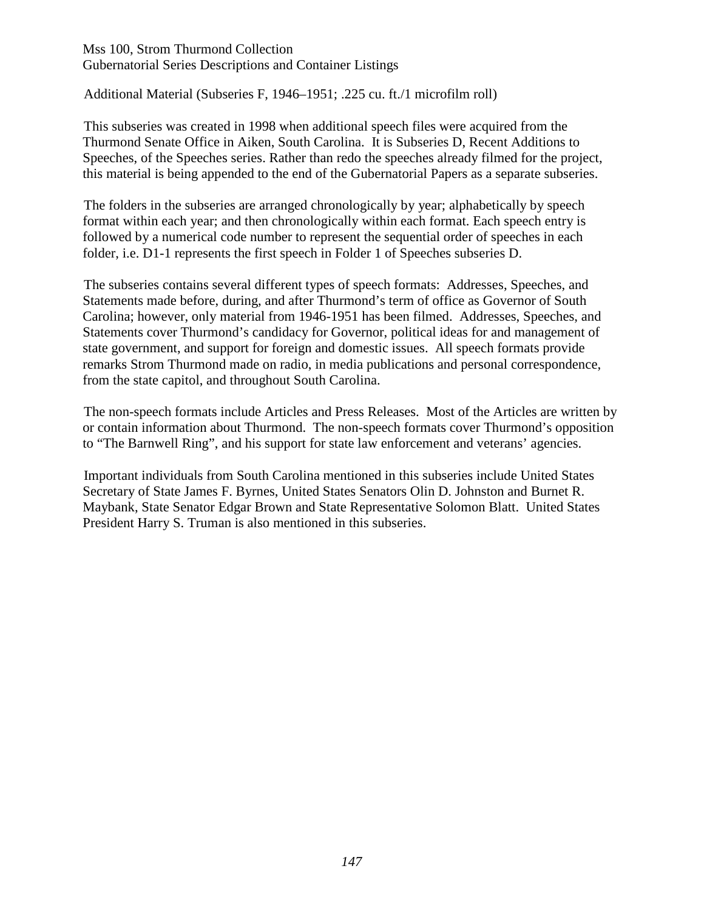Additional Material (Subseries F, 1946–1951; .225 cu. ft./1 microfilm roll)

This subseries was created in 1998 when additional speech files were acquired from the Thurmond Senate Office in Aiken, South Carolina. It is Subseries D, Recent Additions to Speeches, of the Speeches series. Rather than redo the speeches already filmed for the project, this material is being appended to the end of the Gubernatorial Papers as a separate subseries.

The folders in the subseries are arranged chronologically by year; alphabetically by speech format within each year; and then chronologically within each format. Each speech entry is followed by a numerical code number to represent the sequential order of speeches in each folder, i.e. D1-1 represents the first speech in Folder 1 of Speeches subseries D.

The subseries contains several different types of speech formats: Addresses, Speeches, and Statements made before, during, and after Thurmond's term of office as Governor of South Carolina; however, only material from 1946-1951 has been filmed. Addresses, Speeches, and Statements cover Thurmond's candidacy for Governor, political ideas for and management of state government, and support for foreign and domestic issues. All speech formats provide remarks Strom Thurmond made on radio, in media publications and personal correspondence, from the state capitol, and throughout South Carolina.

The non-speech formats include Articles and Press Releases. Most of the Articles are written by or contain information about Thurmond. The non-speech formats cover Thurmond's opposition to "The Barnwell Ring", and his support for state law enforcement and veterans' agencies.

Important individuals from South Carolina mentioned in this subseries include United States Secretary of State James F. Byrnes, United States Senators Olin D. Johnston and Burnet R. Maybank, State Senator Edgar Brown and State Representative Solomon Blatt. United States President Harry S. Truman is also mentioned in this subseries.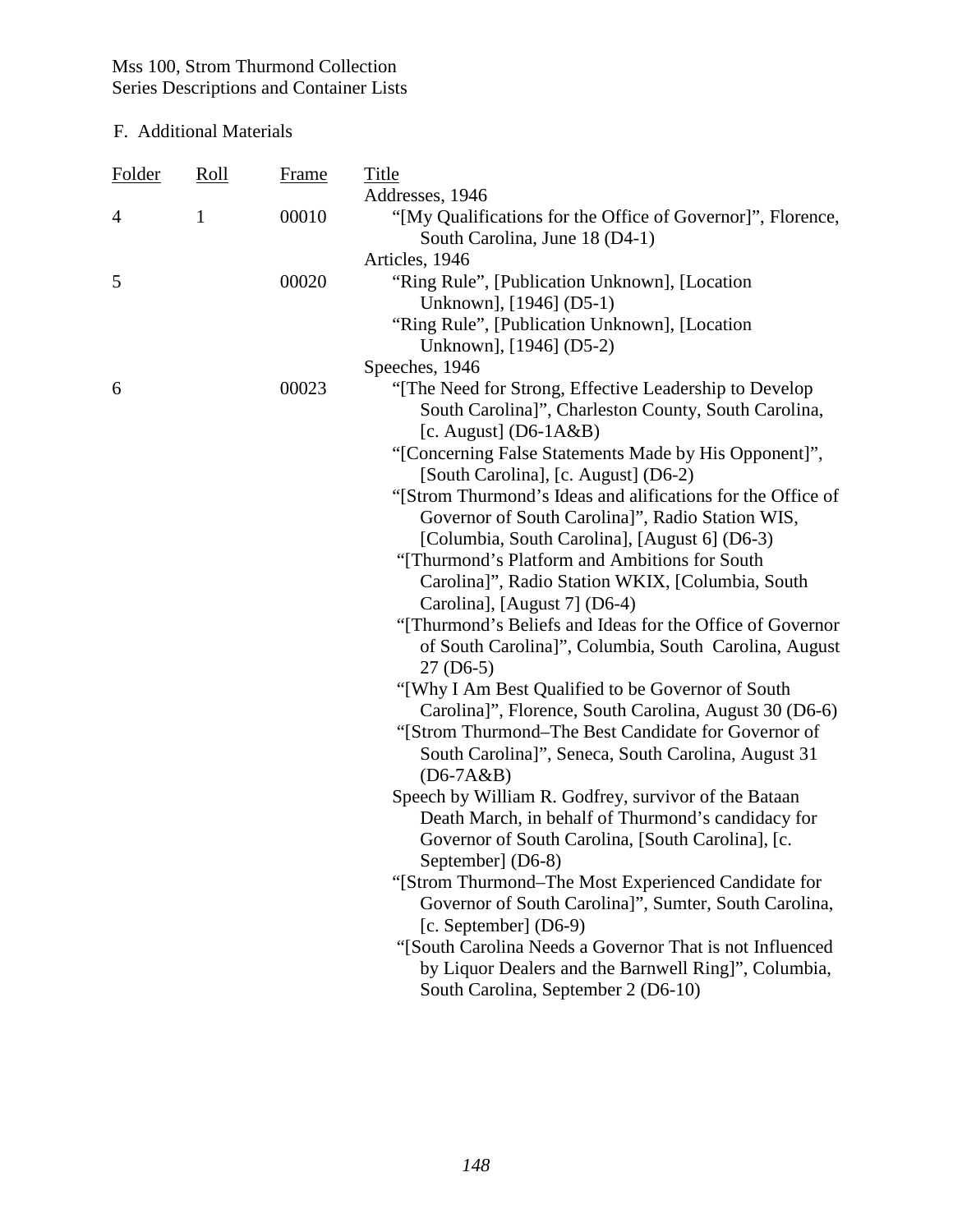## F. Additional Materials

| Folder | Roll | Frame | Title |
| --- | --- | --- | --- |
| | | | Addresses, 1946 |
| 4 | 1 | 00010 | "[My Qualifications for the Office of Governor]", Florence, South Carolina, June 18 (D4-1) |
| | | | Articles, 1946 |
| 5 | | 00020 | "Ring Rule", [Publication Unknown], [Location Unknown], [1946] (D5-1) |
| | | | "Ring Rule", [Publication Unknown], [Location Unknown], [1946] (D5-2) |
| | | | Speeches, 1946 |
| 6 | | 00023 | "[The Need for Strong, Effective Leadership to Develop South Carolina]", Charleston County, South Carolina, [c. August] (D6-1A&B) |
| | | | "[Concerning False Statements Made by His Opponent]", [South Carolina], [c. August] (D6-2) |
| | | | "[Strom Thurmond's Ideas and alifications for the Office of Governor of South Carolina]", Radio Station WIS, [Columbia, South Carolina], [August 6] (D6-3) |
| | | | "[Thurmond's Platform and Ambitions for South Carolina]", Radio Station WKIX, [Columbia, South Carolina], [August 7] (D6-4) |
| | | | "[Thurmond's Beliefs and Ideas for the Office of Governor of South Carolina]", Columbia, South Carolina, August 27 (D6-5) |
| | | | "[Why I Am Best Qualified to be Governor of South Carolina]", Florence, South Carolina, August 30 (D6-6) |
| | | | "[Strom Thurmond–The Best Candidate for Governor of South Carolina]", Seneca, South Carolina, August 31 (D6-7A&B) |
| | | | Speech by William R. Godfrey, survivor of the Bataan Death March, in behalf of Thurmond's candidacy for Governor of South Carolina, [South Carolina], [c. September] (D6-8) |
| | | | "[Strom Thurmond–The Most Experienced Candidate for Governor of South Carolina]", Sumter, South Carolina, [c. September] (D6-9) |
| | | | "[South Carolina Needs a Governor That is not Influenced by Liquor Dealers and the Barnwell Ring]", Columbia, South Carolina, September 2 (D6-10) |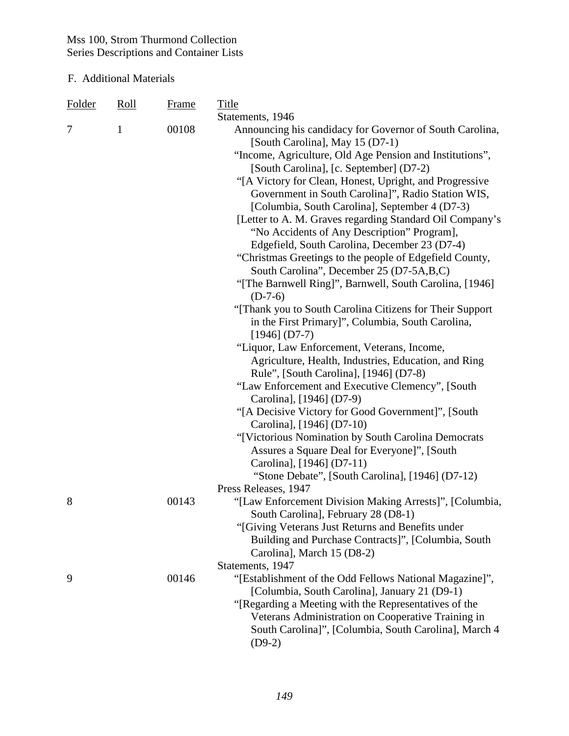F. Additional Materials

| Folder | Roll | Frame | Title |
|---|---|---|---|
| | | | Statements, 1946 |
| 7 | 1 | 00108 | Announcing his candidacy for Governor of South Carolina, [South Carolina], May 15 (D7-1) |
| | | | "Income, Agriculture, Old Age Pension and Institutions", [South Carolina], [c. September] (D7-2) |
| | | | "[A Victory for Clean, Honest, Upright, and Progressive Government in South Carolina]", Radio Station WIS, [Columbia, South Carolina], September 4 (D7-3) |
| | | | [Letter to A. M. Graves regarding Standard Oil Company's "No Accidents of Any Description" Program], Edgefield, South Carolina, December 23 (D7-4) |
| | | | "Christmas Greetings to the people of Edgefield County, South Carolina", December 25 (D7-5A,B,C) |
| | | | "[The Barnwell Ring]", Barnwell, South Carolina, [1946] (D-7-6) |
| | | | "[Thank you to South Carolina Citizens for Their Support in the First Primary]", Columbia, South Carolina, [1946] (D7-7) |
| | | | "Liquor, Law Enforcement, Veterans, Income, Agriculture, Health, Industries, Education, and Ring Rule", [South Carolina], [1946] (D7-8) |
| | | | "Law Enforcement and Executive Clemency", [South Carolina], [1946] (D7-9) |
| | | | "[A Decisive Victory for Good Government]", [South Carolina], [1946] (D7-10) |
| | | | "[Victorious Nomination by South Carolina Democrats Assures a Square Deal for Everyone]", [South Carolina], [1946] (D7-11) |
| | | | "Stone Debate", [South Carolina], [1946] (D7-12) |
| | | | Press Releases, 1947 |
| 8 | | 00143 | "[Law Enforcement Division Making Arrests]", [Columbia, South Carolina], February 28 (D8-1) |
| | | | "[Giving Veterans Just Returns and Benefits under Building and Purchase Contracts]", [Columbia, South Carolina], March 15 (D8-2) |
| | | | Statements, 1947 |
| 9 | | 00146 | "[Establishment of the Odd Fellows National Magazine]", [Columbia, South Carolina], January 21 (D9-1) |
| | | | "[Regarding a Meeting with the Representatives of the Veterans Administration on Cooperative Training in South Carolina]", [Columbia, South Carolina], March 4 (D9-2) |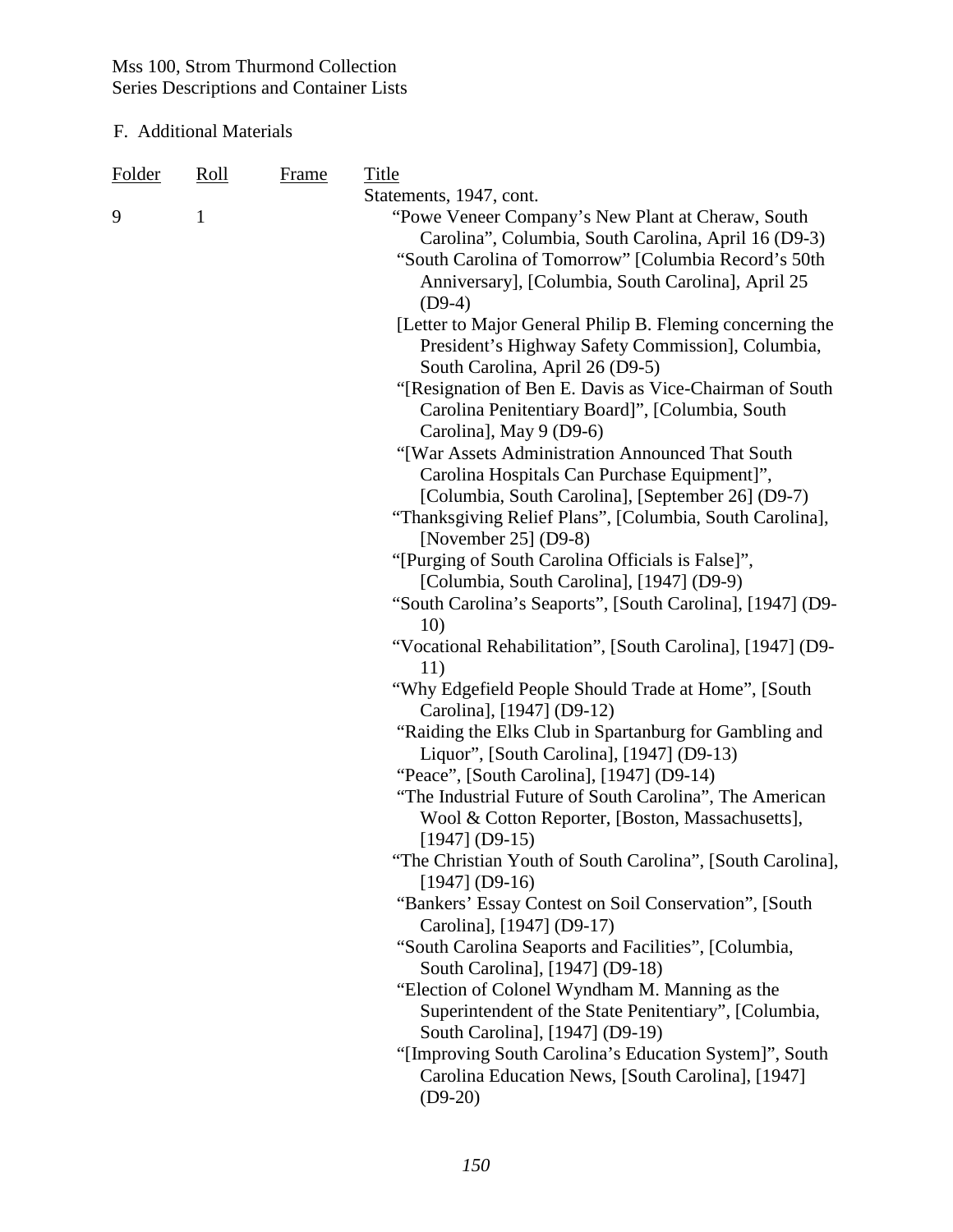Mss 100, Strom Thurmond Collection
Series Descriptions and Container Lists

F. Additional Materials

| Folder | Roll | Frame | Title |
|---|---|---|---|
| | | | Statements, 1947, cont. |
| 9 | 1 | | "Powe Veneer Company's New Plant at Cheraw, South Carolina", Columbia, South Carolina, April 16 (D9-3) |
| | | | "South Carolina of Tomorrow" [Columbia Record's 50th Anniversary], [Columbia, South Carolina], April 25 (D9-4) |
| | | | [Letter to Major General Philip B. Fleming concerning the President's Highway Safety Commission], Columbia, South Carolina, April 26 (D9-5) |
| | | | "[Resignation of Ben E. Davis as Vice-Chairman of South Carolina Penitentiary Board]", [Columbia, South Carolina], May 9 (D9-6) |
| | | | "[War Assets Administration Announced That South Carolina Hospitals Can Purchase Equipment]", [Columbia, South Carolina], [September 26] (D9-7) |
| | | | "Thanksgiving Relief Plans", [Columbia, South Carolina], [November 25] (D9-8) |
| | | | "[Purging of South Carolina Officials is False]", [Columbia, South Carolina], [1947] (D9-9) |
| | | | "South Carolina's Seaports", [South Carolina], [1947] (D9-10) |
| | | | "Vocational Rehabilitation", [South Carolina], [1947] (D9-11) |
| | | | "Why Edgefield People Should Trade at Home", [South Carolina], [1947] (D9-12) |
| | | | "Raiding the Elks Club in Spartanburg for Gambling and Liquor", [South Carolina], [1947] (D9-13) |
| | | | "Peace", [South Carolina], [1947] (D9-14) |
| | | | "The Industrial Future of South Carolina", The American Wool & Cotton Reporter, [Boston, Massachusetts], [1947] (D9-15) |
| | | | "The Christian Youth of South Carolina", [South Carolina], [1947] (D9-16) |
| | | | "Bankers' Essay Contest on Soil Conservation", [South Carolina], [1947] (D9-17) |
| | | | "South Carolina Seaports and Facilities", [Columbia, South Carolina], [1947] (D9-18) |
| | | | "Election of Colonel Wyndham M. Manning as the Superintendent of the State Penitentiary", [Columbia, South Carolina], [1947] (D9-19) |
| | | | "[Improving South Carolina's Education System]", South Carolina Education News, [South Carolina], [1947] (D9-20) |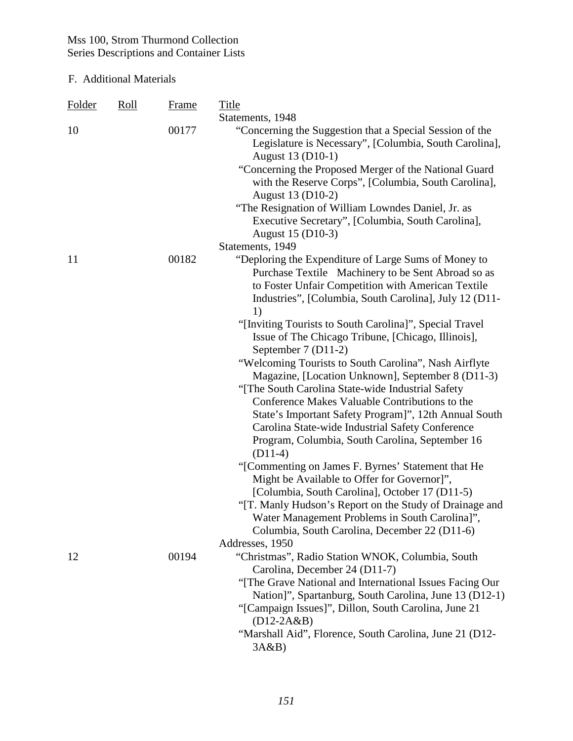Mss 100, Strom Thurmond Collection
Series Descriptions and Container Lists

F. Additional Materials

| Folder | Roll | Frame | Title |
|---|---|---|---|
| | | | Statements, 1948 |
| 10 | | 00177 | "Concerning the Suggestion that a Special Session of the Legislature is Necessary", [Columbia, South Carolina], August 13 (D10-1) |
| | | | "Concerning the Proposed Merger of the National Guard with the Reserve Corps", [Columbia, South Carolina], August 13 (D10-2) |
| | | | "The Resignation of William Lowndes Daniel, Jr. as Executive Secretary", [Columbia, South Carolina], August 15 (D10-3) |
| | | | Statements, 1949 |
| 11 | | 00182 | "Deploring the Expenditure of Large Sums of Money to Purchase Textile Machinery to be Sent Abroad so as to Foster Unfair Competition with American Textile Industries", [Columbia, South Carolina], July 12 (D11-1) |
| | | | "[Inviting Tourists to South Carolina]", Special Travel Issue of The Chicago Tribune, [Chicago, Illinois], September 7 (D11-2) |
| | | | "Welcoming Tourists to South Carolina", Nash Airflyte Magazine, [Location Unknown], September 8 (D11-3) |
| | | | "[The South Carolina State-wide Industrial Safety Conference Makes Valuable Contributions to the State's Important Safety Program]", 12th Annual South Carolina State-wide Industrial Safety Conference Program, Columbia, South Carolina, September 16 (D11-4) |
| | | | "[Commenting on James F. Byrnes' Statement that He Might be Available to Offer for Governor]", [Columbia, South Carolina], October 17 (D11-5) |
| | | | "[T. Manly Hudson's Report on the Study of Drainage and Water Management Problems in South Carolina]", Columbia, South Carolina, December 22 (D11-6) |
| | | | Addresses, 1950 |
| 12 | | 00194 | "Christmas", Radio Station WNOK, Columbia, South Carolina, December 24 (D11-7) |
| | | | "[The Grave National and International Issues Facing Our Nation]", Spartanburg, South Carolina, June 13 (D12-1) |
| | | | "[Campaign Issues]", Dillon, South Carolina, June 21 (D12-2A&B) |
| | | | "Marshall Aid", Florence, South Carolina, June 21 (D12-3A&B) |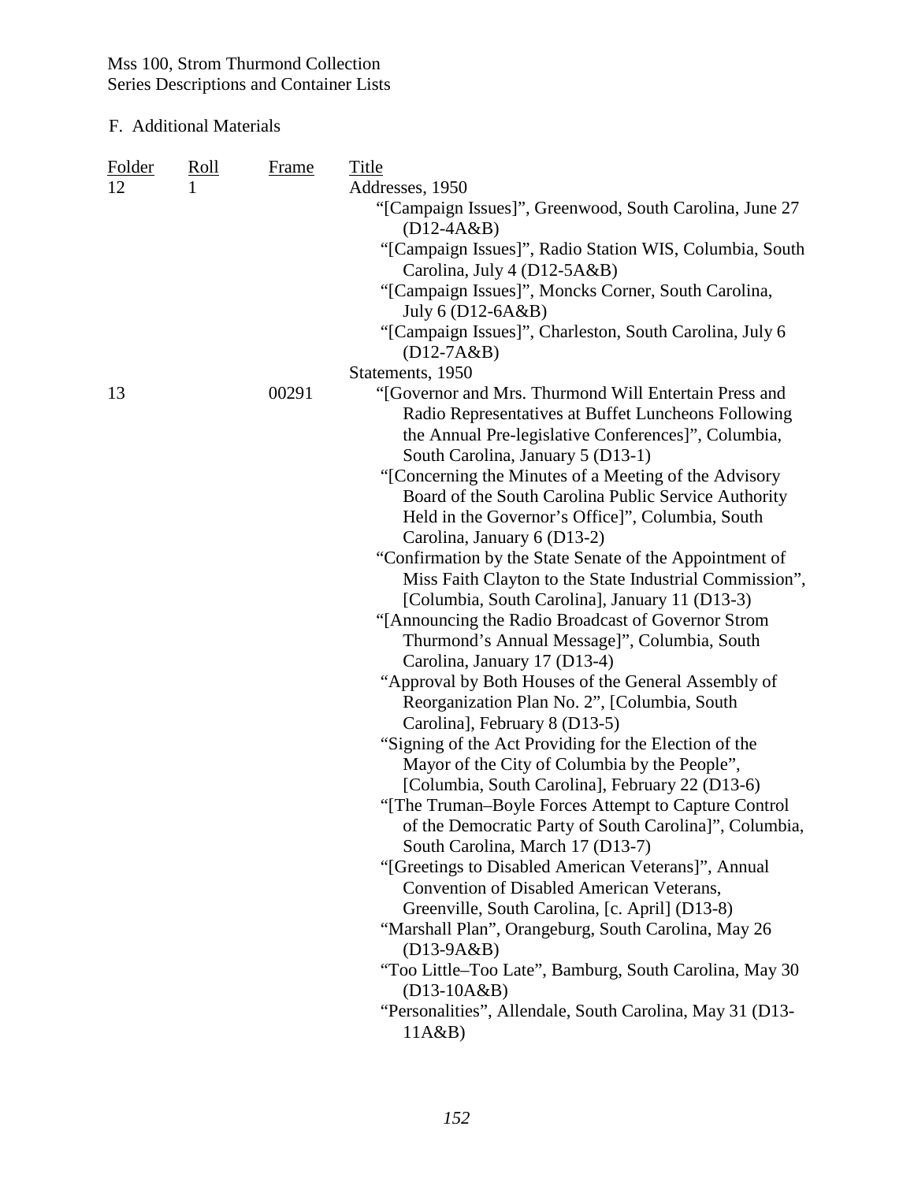F. Additional Materials

| Folder | Roll | Frame | Title |
|---|---|---|---|
| 12 | 1 | | Addresses, 1950 |
| | | | "[Campaign Issues]", Greenwood, South Carolina, June 27 (D12-4A&B) |
| | | | "[Campaign Issues]", Radio Station WIS, Columbia, South Carolina, July 4 (D12-5A&B) |
| | | | "[Campaign Issues]", Moncks Corner, South Carolina, July 6 (D12-6A&B) |
| | | | "[Campaign Issues]", Charleston, South Carolina, July 6 (D12-7A&B) |
| | | | Statements, 1950 |
| 13 | | 00291 | "[Governor and Mrs. Thurmond Will Entertain Press and Radio Representatives at Buffet Luncheons Following the Annual Pre-legislative Conferences]", Columbia, South Carolina, January 5 (D13-1) |
| | | | "[Concerning the Minutes of a Meeting of the Advisory Board of the South Carolina Public Service Authority Held in the Governor's Office]", Columbia, South Carolina, January 6 (D13-2) |
| | | | "Confirmation by the State Senate of the Appointment of Miss Faith Clayton to the State Industrial Commission", [Columbia, South Carolina], January 11 (D13-3) |
| | | | "[Announcing the Radio Broadcast of Governor Strom Thurmond's Annual Message]", Columbia, South Carolina, January 17 (D13-4) |
| | | | "Approval by Both Houses of the General Assembly of Reorganization Plan No. 2", [Columbia, South Carolina], February 8 (D13-5) |
| | | | "Signing of the Act Providing for the Election of the Mayor of the City of Columbia by the People", [Columbia, South Carolina], February 22 (D13-6) |
| | | | "[The Truman–Boyle Forces Attempt to Capture Control of the Democratic Party of South Carolina]", Columbia, South Carolina, March 17 (D13-7) |
| | | | "[Greetings to Disabled American Veterans]", Annual Convention of Disabled American Veterans, Greenville, South Carolina, [c. April] (D13-8) |
| | | | "Marshall Plan", Orangeburg, South Carolina, May 26 (D13-9A&B) |
| | | | "Too Little–Too Late", Bamburg, South Carolina, May 30 (D13-10A&B) |
| | | | "Personalities", Allendale, South Carolina, May 31 (D13-11A&B) |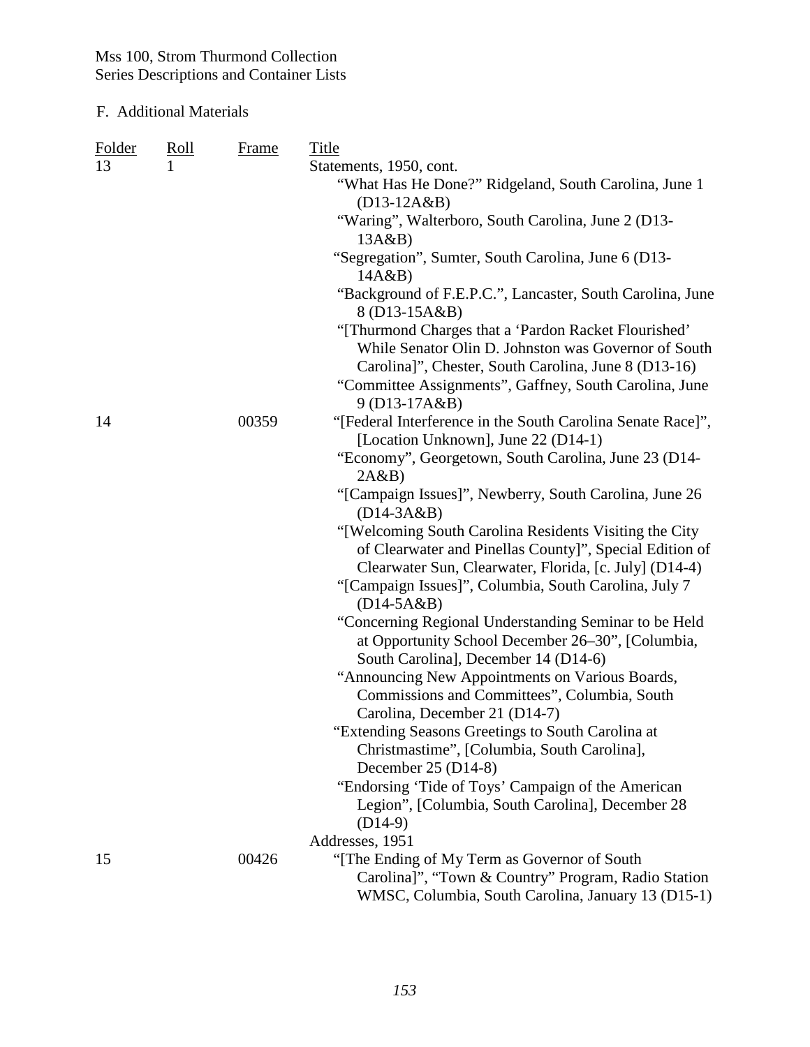## F. Additional Materials

| Folder | Roll | Frame | Title |
|---|---|---|---|
| 13 | 1 | | Statements, 1950, cont. |
| | | | "What Has He Done?" Ridgeland, South Carolina, June 1 (D13-12A&B) |
| | | | "Waring", Walterboro, South Carolina, June 2 (D13-13A&B) |
| | | | "Segregation", Sumter, South Carolina, June 6 (D13-14A&B) |
| | | | "Background of F.E.P.C.", Lancaster, South Carolina, June 8 (D13-15A&B) |
| | | | "[Thurmond Charges that a 'Pardon Racket Flourished' While Senator Olin D. Johnston was Governor of South Carolina]", Chester, South Carolina, June 8 (D13-16) |
| | | | "Committee Assignments", Gaffney, South Carolina, June 9 (D13-17A&B) |
| 14 | | 00359 | "[Federal Interference in the South Carolina Senate Race]", [Location Unknown], June 22 (D14-1) |
| | | | "Economy", Georgetown, South Carolina, June 23 (D14-2A&B) |
| | | | "[Campaign Issues]", Newberry, South Carolina, June 26 (D14-3A&B) |
| | | | "[Welcoming South Carolina Residents Visiting the City of Clearwater and Pinellas County]", Special Edition of Clearwater Sun, Clearwater, Florida, [c. July] (D14-4) |
| | | | "[Campaign Issues]", Columbia, South Carolina, July 7 (D14-5A&B) |
| | | | "Concerning Regional Understanding Seminar to be Held at Opportunity School December 26–30", [Columbia, South Carolina], December 14 (D14-6) |
| | | | "Announcing New Appointments on Various Boards, Commissions and Committees", Columbia, South Carolina, December 21 (D14-7) |
| | | | "Extending Seasons Greetings to South Carolina at Christmastime", [Columbia, South Carolina], December 25 (D14-8) |
| | | | "Endorsing 'Tide of Toys' Campaign of the American Legion", [Columbia, South Carolina], December 28 (D14-9) |
| | | | Addresses, 1951 |
| 15 | | 00426 | "[The Ending of My Term as Governor of South Carolina]", "Town & Country" Program, Radio Station WMSC, Columbia, South Carolina, January 13 (D15-1) |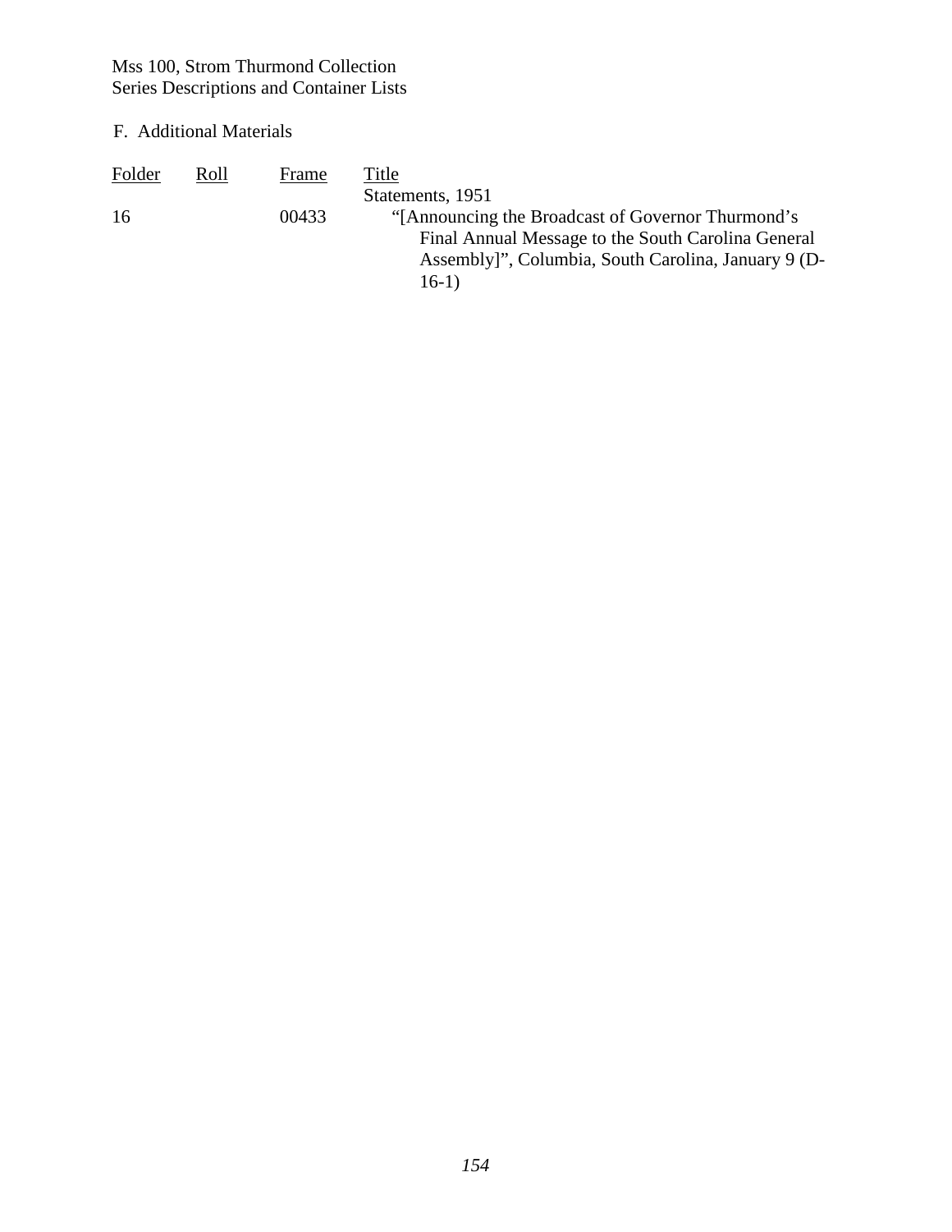Mss 100, Strom Thurmond Collection
Series Descriptions and Container Lists

F. Additional Materials

| Folder | Roll | Frame | Title |
|---|---|---|---|
| | | | Statements, 1951 |
| 16 | | 00433 | "[Announcing the Broadcast of Governor Thurmond's Final Annual Message to the South Carolina General Assembly]", Columbia, South Carolina, January 9 (D-16-1) |